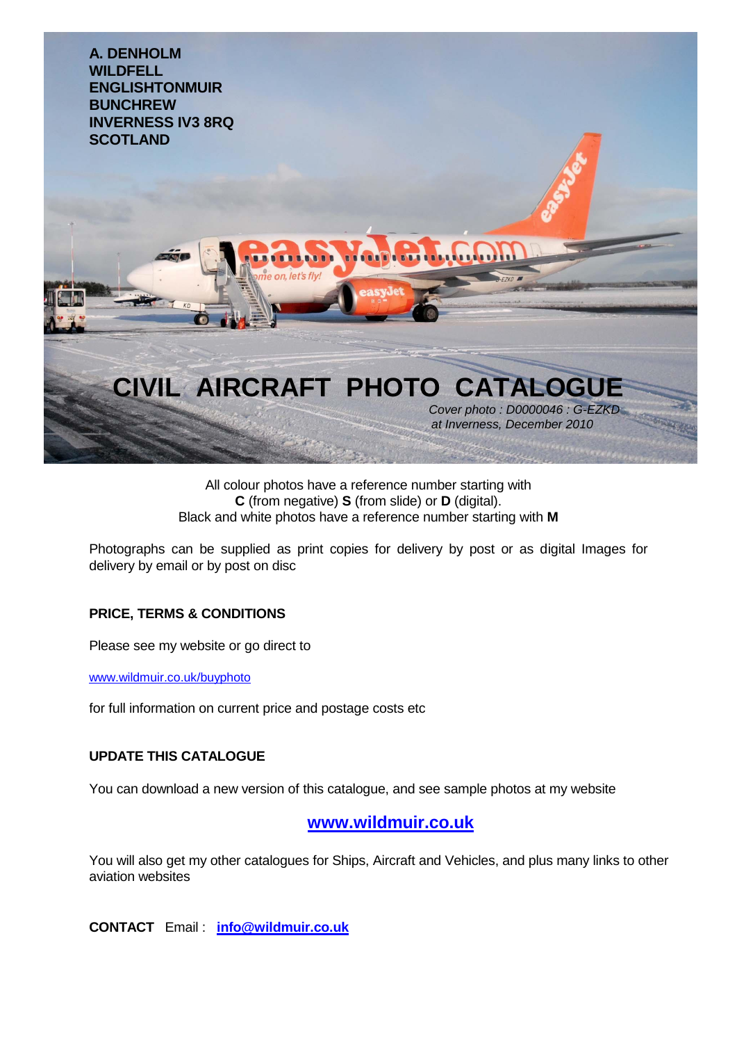**A. DENHOLM**
**WILDFELL**
**ENGLISHTONMUIR**
**BUNCHREW**
**INVERNESS IV3 8RQ**
**SCOTLAND**

# CIVIL AIRCRAFT PHOTO CATALOGUE

*Cover photo : D0000046 : G-EZKD at Inverness, December 2010*

All colour photos have a reference number starting with **C** (from negative) **S** (from slide) or **D** (digital).
Black and white photos have a reference number starting with **M**

Photographs can be supplied as print copies for delivery by post or as digital Images for delivery by email or by post on disc

## PRICE, TERMS & CONDITIONS

Please see my website or go direct to

www.wildmuir.co.uk/buyphoto

for full information on current price and postage costs etc

## UPDATE THIS CATALOGUE

You can download a new version of this catalogue, and see sample photos at my website

**www.wildmuir.co.uk**

You will also get my other catalogues for Ships, Aircraft and Vehicles, and plus many links to other aviation websites

**CONTACT** Email : **info@wildmuir.co.uk**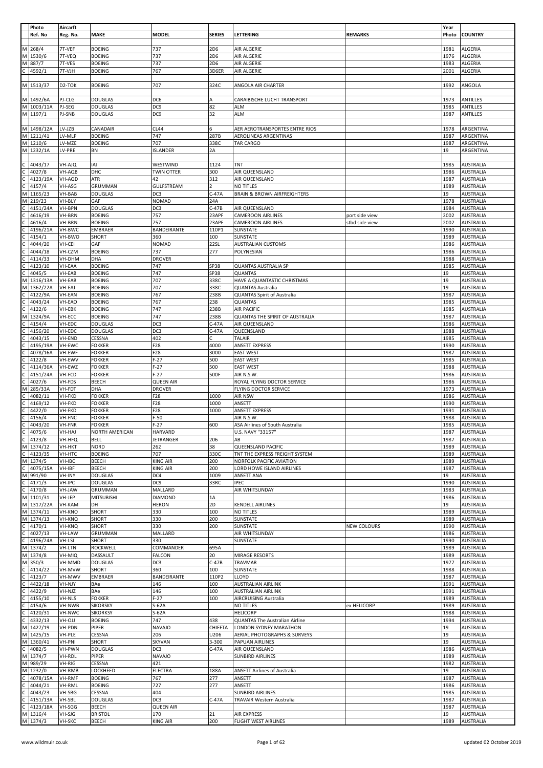| | Photo | Aircarft | | | | | | Year | |
|---|---|---|---|---|---|---|---|---|---|
| | Ref. No | Reg. No. | MAKE | MODEL | SERIES | LETTERING | REMARKS | Photo | COUNTRY |
| M | 268/4 | 7T-VEF | BOEING | 737 | 2D6 | AIR ALGERIE | | 1981 | ALGERIA |
| M | 1530/6 | 7T-VEQ | BOEING | 737 | 2D6 | AIR ALGERIE | | 1976 | ALGERIA |
| M | 887/7 | 7T-VES | BOEING | 737 | 2D6 | AIR ALGERIE | | 1983 | ALGERIA |
| C | 4592/1 | 7T-VJH | BOEING | 767 | 3D6ER | AIR ALGERIE | | 2001 | ALGERIA |
| M | 1513/37 | D2-TOK | BOEING | 707 | 324C | ANGOLA AIR CHARTER | | 1992 | ANGOLA |
| M | 1492/6A | PJ-CLG | DOUGLAS | DC6 | A | CARAIBISCHE LUCHT TRANSPORT | | 1973 | ANTILLES |
| M | 1003/11A | PJ-SEG | DOUGLAS | DC9 | 82 | ALM | | 1985 | ANTILLES |
| M | 1197/1 | PJ-SNB | DOUGLAS | DC9 | 32 | ALM | | 1987 | ANTILLES |
| M | 1498/12A | LV-JZB | CANADAIR | CL44 | 6 | AER AEROTRANSPORTES ENTRE RIOS | | 1978 | ARGENTINA |
| M | 1211/41 | LV-MLP | BOEING | 747 | 287B | AEROLINEAS ARGENTINAS | | 1987 | ARGENTINA |
| M | 1210/6 | LV-MZE | BOEING | 707 | 338C | TAR CARGO | | 1987 | ARGENTINA |
| M | 1232/1A | LV-PRE | BN | ISLANDER | 2A | | | 19 | ARGENTINA |
| C | 4043/17 | VH-AJQ | IAI | WESTWIND | 1124 | TNT | | 1985 | AUSTRALIA |
| C | 4027/8 | VH-AQB | DHC | TWIN OTTER | 300 | AIR QUEENSLAND | | 1986 | AUSTRALIA |
| C | 4123/19A | VH-AQD | ATR | 42 | 312 | AIR QUEENSLAND | | 1987 | AUSTRALIA |
| C | 4157/4 | VH-ASG | GRUMMAN | GULFSTREAM | 2 | NO TITLES | | 1989 | AUSTRALIA |
| M | 1165/23 | VH-BAB | DOUGLAS | DC3 | C-47A | BRAIN & BROWN AIRFREIGHTERS | | 19 | AUSTRALIA |
| M | 219/23 | VH-BLY | GAF | NOMAD | 24A | | | 1978 | AUSTRALIA |
| C | 4151/24A | VH-BPN | DOUGLAS | DC3 | C-47B | AIR QUEENSLAND | | 1984 | AUSTRALIA |
| C | 4616/19 | VH-BRN | BOEING | 757 | 23APF | CAMEROON AIRLINES | port side view | 2002 | AUSTRALIA |
| C | 4616/4 | VH-BRN | BOEING | 757 | 23APF | CAMEROON AIRLINES | stbd side view | 2002 | AUSTRALIA |
| C | 4196/21A | VH-BWC | EMBRAER | BANDEIRANTE | 110P1 | SUNSTATE | | 1990 | AUSTRALIA |
| C | 4154/1 | VH-BWO | SHORT | 360 | 100 | SUNSTATE | | 1989 | AUSTRALIA |
| C | 4044/20 | VH-CEI | GAF | NOMAD | 22SL | AUSTRALIAN CUSTOMS | | 1986 | AUSTRALIA |
| C | 4044/18 | VH-CZM | BOEING | 737 | 277 | POLYNESIAN | | 1986 | AUSTRALIA |
| C | 4114/33 | VH-DHM | DHA | DROVER | | | | 1988 | AUSTRALIA |
| C | 4123/10 | VH-EAA | BOEING | 747 | SP38 | QUANTAS AUSTRALIA SP | | 1985 | AUSTRALIA |
| C | 4045/5 | VH-EAB | BOEING | 747 | SP38 | QUANTAS | | 19 | AUSTRALIA |
| M | 1316/13A | VH-EAB | BOEING | 707 | 338C | HAVE A QUANTASTIC CHRISTMAS | | 19 | AUSTRALIA |
| M | 1362/22A | VH-EAJ | BOEING | 707 | 338C | QUANTAS Australia | | 19 | AUSTRALIA |
| C | 4122/9A | VH-EAN | BOEING | 767 | 238B | QUANTAS Spirit of Australia | | 1987 | AUSTRALIA |
| C | 4043/24 | VH-EAO | BOEING | 767 | 238 | QUANTAS | | 1985 | AUSTRALIA |
| C | 4122/6 | VH-EBK | BOEING | 747 | 238B | AIR PACIFIC | | 1985 | AUSTRALIA |
| M | 1324/9A | VH-ECC | BOEING | 747 | 238B | QUANTAS THE SPIRIT OF AUSTRALIA | | 1987 | AUSTRALIA |
| C | 4154/4 | VH-EDC | DOUGLAS | DC3 | C-47A | AIR QUEENSLAND | | 1986 | AUSTRALIA |
| C | 4156/20 | VH-EDC | DOUGLAS | DC3 | C-47A | QUEENSLAND | | 1988 | AUSTRALIA |
| C | 4043/15 | VH-END | CESSNA | 402 | C | TALAIR | | 1985 | AUSTRALIA |
| C | 4195/19A | VH-EWC | FOKKER | F28 | 4000 | ANSETT EXPRESS | | 1990 | AUSTRALIA |
| C | 4078/16A | VH-EWF | FOKKER | F28 | 3000 | EAST WEST | | 1987 | AUSTRALIA |
| C | 4122/8 | VH-EWV | FOKKER | F-27 | 500 | EAST WEST | | 1985 | AUSTRALIA |
| C | 4114/36A | VH-EWZ | FOKKER | F-27 | 500 | EAST WEST | | 1988 | AUSTRALIA |
| C | 4151/24A | VH-FCD | FOKKER | F-27 | 500F | AIR N.S.W. | | 1986 | AUSTRALIA |
| C | 4027/6 | VH-FDS | BEECH | QUEEN AIR | | ROYAL FLYING DOCTOR SERVICE | | 1986 | AUSTRALIA |
| M | 285/33A | VH-FDT | DHA | DROVER | | FLYING DOCTOR SERVICE | | 1973 | AUSTRALIA |
| C | 4082/11 | VH-FKD | FOKKER | F28 | 1000 | AIR NSW | | 1986 | AUSTRALIA |
| C | 4169/12 | VH-FKD | FOKKER | F28 | 1000 | ANSETT | | 1990 | AUSTRALIA |
| C | 4422/0 | VH-FKD | FOKKER | F28 | 1000 | ANSETT EXPRESS | | 1991 | AUSTRALIA |
| C | 4156/4 | VH-FNC | FOKKER | F-50 | | AIR N.S.W. | | 1988 | AUSTRALIA |
| C | 4043/20 | VH-FNR | FOKKER | F-27 | 600 | ASA Airlines of South Australia | | 1985 | AUSTRALIA |
| C | 4075/6 | VH-HAJ | NORTH AMERICAN | HARVARD | | U.S. NAVY "33157" | | 1987 | AUSTRALIA |
| C | 4123/8 | VH-HFQ | BELL | JETRANGER | 206 | AB | | 1987 | AUSTRALIA |
| M | 1374/12 | VH-HKT | NORD | 262 | 38 | QUEENSLAND PACIFIC | | 1989 | AUSTRALIA |
| C | 4123/35 | VH-HTC | BOEING | 707 | 330C | TNT THE EXPRESS FREIGHT SYSTEM | | 1989 | AUSTRALIA |
| M | 1374/5 | VH-IBC | BEECH | KING AIR | 200 | NORFOLK PACIFIC AVIATION | | 1989 | AUSTRALIA |
| C | 4075/15A | VH-IBF | BEECH | KING AIR | 200 | LORD HOWE ISLAND AIRLINES | | 1987 | AUSTRALIA |
| M | 991/90 | VH-INY | DOUGLAS | DC4 | 1009 | ANSETT ANA | | 19 | AUSTRALIA |
| C | 4171/3 | VH-IPC | DOUGLAS | DC9 | 33RC | IPEC | | 1990 | AUSTRALIA |
| C | 4170/8 | VH-JAW | GRUMMAN | MALLARD | | AIR WHITSUNDAY | | 1983 | AUSTRALIA |
| M | 1101/31 | VH-JEP | MITSUBISHI | DIAMOND | 1A | | | 1986 | AUSTRALIA |
| M | 1317/22A | VH-KAM | DH | HERON | 2D | KENDELL AIRLINES | | 19 | AUSTRALIA |
| M | 1374/11 | VH-KNO | SHORT | 330 | 100 | NO TITLES | | 1989 | AUSTRALIA |
| M | 1374/13 | VH-KNQ | SHORT | 330 | 200 | SUNSTATE | | 1989 | AUSTRALIA |
| C | 4170/1 | VH-KNQ | SHORT | 330 | 200 | SUNSTATE | NEW COLOURS | 1990 | AUSTRALIA |
| C | 4027/13 | VH-LAW | GRUMMAN | MALLARD | | AIR WHITSUNDAY | | 1986 | AUSTRALIA |
| C | 4196/24A | VH-LSI | SHORT | 330 | | SUNSTATE | | 1990 | AUSTRALIA |
| M | 1374/2 | VH-LTN | ROCKWELL | COMMANDER | 695A | | | 1989 | AUSTRALIA |
| M | 1374/8 | VH-MIQ | DASSAULT | FALCON | 20 | MIRAGE RESORTS | | 1989 | AUSTRALIA |
| M | 350/3 | VH-MMD | DOUGLAS | DC3 | C-47B | TRAVMAR | | 1977 | AUSTRALIA |
| C | 4114/22 | VH-MVW | SHORT | 360 | 100 | SUNSTATE | | 1988 | AUSTRALIA |
| C | 4123/7 | VH-MWV | EMBRAER | BANDEIRANTE | 110P2 | LLOYD | | 1987 | AUSTRALIA |
| C | 4422/18 | VH-NJY | BAe | 146 | 100 | AUSTRALIAN AIRLINK | | 1991 | AUSTRALIA |
| C | 4422/9 | VH-NJZ | BAe | 146 | 100 | AUSTRALIAN AIRLINK | | 1991 | AUSTRALIA |
| C | 4155/10 | VH-NLS | FOKKER | F-27 | 100 | AIRCRUISING Australia | | 1989 | AUSTRALIA |
| C | 4154/6 | VH-NWB | SIKORSKY | S-62A | | NO TITLES | ex HELICORP | 1989 | AUSTRALIA |
| C | 4120/31 | VH-NWC | SIKORKSY | S-62A | | HELICORP | | 1988 | AUSTRALIA |
| C | 4332/13 | VH-OJJ | BOEING | 747 | 438 | QUANTAS The Australian Airline | | 1994 | AUSTRALIA |
| M | 1427/19 | VH-PDN | PIPER | NAVAJO | CHIEFTA | LONDON SYDNEY MARATHON | | 19 | AUSTRALIA |
| M | 1425/15 | VH-PLE | CESSNA | 206 | U206 | AERIAL PHOTOGRAPHS & SURVEYS | | 19 | AUSTRALIA |
| M | 1360/41 | VH-PNI | SHORT | SKYVAN | 3-300 | PAPUAN AIRLINES | | 19 | AUSTRALIA |
| C | 4082/5 | VH-PWN | DOUGLAS | DC3 | C-47A | AIR QUEENSLAND | | 1986 | AUSTRALIA |
| M | 1374/7 | VH-RDL | PIPER | NAVAJO | | SUNBIRD AIRLINES | | 1989 | AUSTRALIA |
| M | 989/29 | VH-RIG | CESSNA | 421 | | | | 1982 | AUSTRALIA |
| M | 1232/0 | VH-RMB | LOCKHEED | ELECTRA | 188A | ANSETT Airlines of Australia | | 19 | AUSTRALIA |
| C | 4078/15A | VH-RMF | BOEING | 767 | 277 | ANSETT | | 1987 | AUSTRALIA |
| C | 4044/21 | VH-RML | BOEING | 727 | 277 | ANSETT | | 1986 | AUSTRALIA |
| C | 4043/23 | VH-SBG | CESSNA | 404 | | SUNBIRD AIRLINES | | 1985 | AUSTRALIA |
| C | 4151/13A | VH-SBL | DOUGLAS | DC3 | C-47A | TRAVAIR Western Australia | | 1987 | AUSTRALIA |
| C | 4123/18A | VH-SGG | BEECH | QUEEN AIR | | | | 1987 | AUSTRALIA |
| M | 1316/4 | VH-SJG | BRISTOL | 170 | 21 | AIR EXPRESS | | 19 | AUSTRALIA |
| M | 1374/3 | VH-SKC | BEECH | KING AIR | 200 | FLIGHT WEST AIRLINES | | 1989 | AUSTRALIA |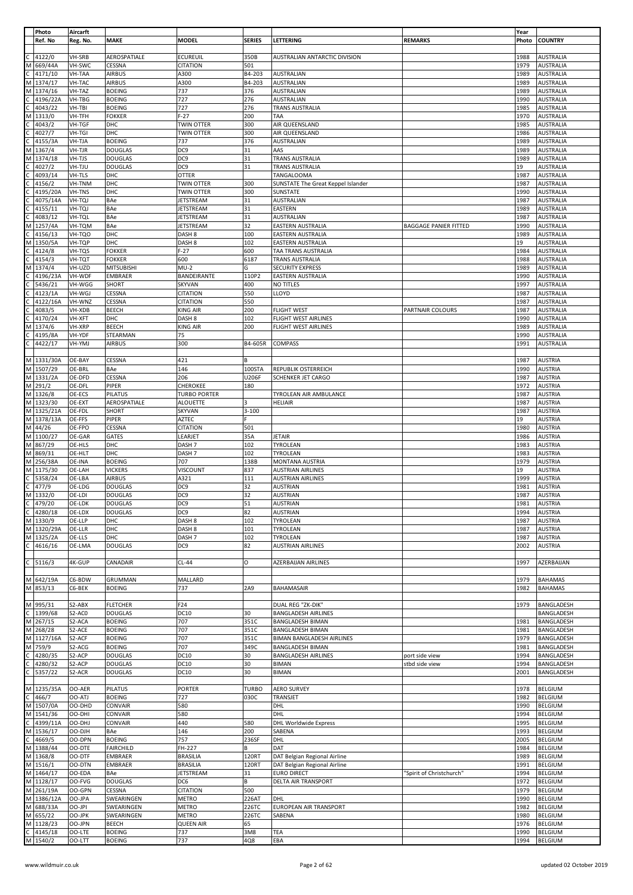| | Photo | Aircarft | | | | | | Year | |
|---|---|---|---|---|---|---|---|---|---|
| | Ref. No | Reg. No. | MAKE | MODEL | SERIES | LETTERING | REMARKS | Photo | COUNTRY |
| | | | | | | | | | |
| C | 4122/0 | VH-SRB | AEROSPATIALE | ECUREUIL | 350B | AUSTRALIAN ANTARCTIC DIVISION | | 1988 | AUSTRALIA |
| M | 669/44A | VH-SWC | CESSNA | CITATION | 501 | | | 1979 | AUSTRALIA |
| C | 4171/10 | VH-TAA | AIRBUS | A300 | B4-203 | AUSTRALIAN | | 1989 | AUSTRALIA |
| M | 1374/17 | VH-TAC | AIRBUS | A300 | B4-203 | AUSTRALIAN | | 1989 | AUSTRALIA |
| M | 1374/16 | VH-TAZ | BOEING | 737 | 376 | AUSTRALIAN | | 1989 | AUSTRALIA |
| C | 4196/22A | VH-TBG | BOEING | 727 | 276 | AUSTRALIAN | | 1990 | AUSTRALIA |
| C | 4043/22 | VH-TBI | BOEING | 727 | 276 | TRANS AUSTRALIA | | 1985 | AUSTRALIA |
| M | 1313/0 | VH-TFH | FOKKER | F-27 | 200 | TAA | | 1970 | AUSTRALIA |
| C | 4043/2 | VH-TGF | DHC | TWIN OTTER | 300 | AIR QUEENSLAND | | 1985 | AUSTRALIA |
| C | 4027/7 | VH-TGI | DHC | TWIN OTTER | 300 | AIR QUEENSLAND | | 1986 | AUSTRALIA |
| C | 4155/3A | VH-TJA | BOEING | 737 | 376 | AUSTRALIAN | | 1989 | AUSTRALIA |
| M | 1367/4 | VH-TJR | DOUGLAS | DC9 | 31 | AAS | | 1989 | AUSTRALIA |
| M | 1374/18 | VH-TJS | DOUGLAS | DC9 | 31 | TRANS AUSTRALIA | | 1989 | AUSTRALIA |
| C | 4027/2 | VH-TJU | DOUGLAS | DC9 | 31 | TRANS AUSTRALIA | | 19 | AUSTRALIA |
| C | 4093/14 | VH-TLS | DHC | OTTER | | TANGALOOMA | | 1987 | AUSTRALIA |
| C | 4156/2 | VH-TNM | DHC | TWIN OTTER | 300 | SUNSTATE The Great Keppel Islander | | 1987 | AUSTRALIA |
| C | 4195/20A | VH-TNS | DHC | TWIN OTTER | 300 | SUNSTATE | | 1990 | AUSTRALIA |
| C | 4075/14A | VH-TQJ | BAe | JETSTREAM | 31 | AUSTRALIAN | | 1987 | AUSTRALIA |
| C | 4155/11 | VH-TQJ | BAe | JETSTREAM | 31 | EASTERN | | 1989 | AUSTRALIA |
| C | 4083/12 | VH-TQL | BAe | JETSTREAM | 31 | AUSTRALIAN | | 1987 | AUSTRALIA |
| M | 1257/4A | VH-TQM | BAe | JETSTREAM | 32 | EASTERN AUSTRALIA | BAGGAGE PANIER FITTED | 1990 | AUSTRALIA |
| C | 4156/13 | VH-TQO | DHC | DASH 8 | 100 | EASTERN AUSTRALIA | | 1989 | AUSTRALIA |
| M | 1350/5A | VH-TQP | DHC | DASH 8 | 102 | EASTERN AUSTRALIA | | 19 | AUSTRALIA |
| C | 4124/8 | VH-TQS | FOKKER | F-27 | 600 | TAA TRANS AUSTRALIA | | 1984 | AUSTRALIA |
| C | 4154/3 | VH-TQT | FOKKER | 600 | 6187 | TRANS AUSTRALIA | | 1988 | AUSTRALIA |
| M | 1374/4 | VH-UZD | MITSUBISHI | MU-2 | G | SECURITY EXPRESS | | 1989 | AUSTRALIA |
| C | 4196/23A | VH-WDF | EMBRAER | BANDEIRANTE | 110P2 | EASTERN AUSTRALIA | | 1990 | AUSTRALIA |
| C | 5436/21 | VH-WGG | SHORT | SKYVAN | 400 | NO TITLES | | 1997 | AUSTRALIA |
| C | 4123/1A | VH-WGJ | CESSNA | CITATION | 550 | LLOYD | | 1987 | AUSTRALIA |
| C | 4122/16A | VH-WNZ | CESSNA | CITATION | 550 | | | 1987 | AUSTRALIA |
| C | 4083/5 | VH-XDB | BEECH | KING AIR | 200 | FLIGHT WEST | PARTNAIR COLOURS | 1987 | AUSTRALIA |
| C | 4170/24 | VH-XFT | DHC | DASH 8 | 102 | FLIGHT WEST AIRLINES | | 1990 | AUSTRALIA |
| M | 1374/6 | VH-XRP | BEECH | KING AIR | 200 | FLIGHT WEST AIRLINES | | 1989 | AUSTRALIA |
| C | 4195/8A | VH-YDF | STEARMAN | 75 | | | | 1990 | AUSTRALIA |
| C | 4422/17 | VH-YMJ | AIRBUS | 300 | B4-605R | COMPASS | | 1991 | AUSTRALIA |
| | | | | | | | | | |
| M | 1331/30A | OE-BAY | CESSNA | 421 | B | | | 1987 | AUSTRIA |
| M | 1507/29 | OE-BRL | BAe | 146 | 100STA | REPUBLIK OSTERREICH | | 1990 | AUSTRIA |
| M | 1331/2A | OE-DFD | CESSNA | 206 | U206F | SCHENKER JET CARGO | | 1987 | AUSTRIA |
| M | 291/2 | OE-DFL | PIPER | CHEROKEE | 180 | | | 1972 | AUSTRIA |
| M | 1326/8 | OE-ECS | PILATUS | TURBO PORTER | | TYROLEAN AIR AMBULANCE | | 1987 | AUSTRIA |
| M | 1323/30 | OE-EXT | AEROSPATIALE | ALOUETTE | 3 | HELIAIR | | 1987 | AUSTRIA |
| M | 1325/21A | OE-FDL | SHORT | SKYVAN | 3-100 | | | 1987 | AUSTRIA |
| M | 1378/13A | OE-FFS | PIPER | AZTEC | F | | | 19 | AUSTRIA |
| M | 44/26 | OE-FPO | CESSNA | CITATION | 501 | | | 1980 | AUSTRIA |
| M | 1100/27 | OE-GAR | GATES | LEARJET | 35A | JETAIR | | 1986 | AUSTRIA |
| M | 867/29 | OE-HLS | DHC | DASH 7 | 102 | TYROLEAN | | 1983 | AUSTRIA |
| M | 869/31 | OE-HLT | DHC | DASH 7 | 102 | TYROLEAN | | 1983 | AUSTRIA |
| M | 256/38A | OE-INA | BOEING | 707 | 138B | MONTANA AUSTRIA | | 1979 | AUSTRIA |
| M | 1175/30 | OE-LAH | VICKERS | VISCOUNT | 837 | AUSTRIAN AIRLINES | | 19 | AUSTRIA |
| C | 5358/24 | OE-LBA | AIRBUS | A321 | 111 | AUSTRIAN AIRLINES | | 1999 | AUSTRIA |
| C | 477/9 | OE-LDG | DOUGLAS | DC9 | 32 | AUSTRIAN | | 1981 | AUSTRIA |
| M | 1332/0 | OE-LDI | DOUGLAS | DC9 | 32 | AUSTRIAN | | 1987 | AUSTRIA |
| C | 479/20 | OE-LDK | DOUGLAS | DC9 | 51 | AUSTRIAN | | 1981 | AUSTRIA |
| C | 4280/18 | OE-LDX | DOUGLAS | DC9 | 82 | AUSTRIAN | | 1994 | AUSTRIA |
| M | 1330/9 | OE-LLP | DHC | DASH 8 | 102 | TYROLEAN | | 1987 | AUSTRIA |
| M | 1320/29A | OE-LLR | DHC | DASH 8 | 101 | TYROLEAN | | 1987 | AUSTRIA |
| M | 1325/2A | OE-LLS | DHC | DASH 7 | 102 | TYROLEAN | | 1987 | AUSTRIA |
| C | 4616/16 | OE-LMA | DOUGLAS | DC9 | 82 | AUSTRIAN AIRLINES | | 2002 | AUSTRIA |
| | | | | | | | | | |
| C | 5116/3 | 4K-GUP | CANADAIR | CL-44 | O | AZERBAIJAN AIRLINES | | 1997 | AZERBAIJAN |
| | | | | | | | | | |
| M | 642/19A | C6-BDW | GRUMMAN | MALLARD | | | | 1979 | BAHAMAS |
| M | 853/13 | C6-BEK | BOEING | 737 | 2A9 | BAHAMASAIR | | 1982 | BAHAMAS |
| | | | | | | | | | |
| M | 995/31 | S2-ABX | FLETCHER | F24 | | DUAL REG "ZK-DIK" | | 1979 | BANGLADESH |
| C | 1399/68 | S2-AC0 | DOUGLAS | DC10 | 30 | BANGLADESH AIRLINES | | | BANGLADESH |
| M | 267/15 | S2-ACA | BOEING | 707 | 351C | BANGLADESH BIMAN | | 1981 | BANGLADESH |
| M | 268/28 | S2-ACE | BOEING | 707 | 351C | BANGLADESH BIMAN | | 1981 | BANGLADESH |
| M | 1127/16A | S2-ACF | BOEING | 707 | 351C | BIMAN BANGLADESH AIRLINES | | 1979 | BANGLADESH |
| M | 759/9 | S2-ACG | BOEING | 707 | 349C | BANGLADESH BIMAN | | 1981 | BANGLADESH |
| C | 4280/35 | S2-ACP | DOUGLAS | DC10 | 30 | BANGLADESH AIRLINES | port side view | 1994 | BANGLADESH |
| C | 4280/32 | S2-ACP | DOUGLAS | DC10 | 30 | BIMAN | stbd side view | 1994 | BANGLADESH |
| C | 5357/22 | S2-ACR | DOUGLAS | DC10 | 30 | BIMAN | | 2001 | BANGLADESH |
| | | | | | | | | | |
| M | 1235/35A | OO-AER | PILATUS | PORTER | TURBO | AERO SURVEY | | 1978 | BELGIUM |
| C | 466/7 | OO-ATJ | BOEING | 727 | 030C | TRANSJET | | 1982 | BELGIUM |
| M | 1507/0A | OO-DHD | CONVAIR | 580 | | DHL | | 1990 | BELGIUM |
| M | 1541/36 | OO-DHI | CONVAIR | 580 | | DHL | | 1994 | BELGIUM |
| C | 4399/11A | OO-DHJ | CONVAIR | 440 | 580 | DHL Worldwide Express | | 1995 | BELGIUM |
| M | 1536/17 | OO-DJH | BAe | 146 | 200 | SABENA | | 1993 | BELGIUM |
| C | 4669/5 | OO-DPN | BOEING | 757 | 236SF | DHL | | 2005 | BELGIUM |
| M | 1388/44 | OO-DTE | FAIRCHILD | FH-227 | B | DAT | | 1984 | BELGIUM |
| M | 1368/8 | OO-DTF | EMBRAER | BRASILIA | 120RT | DAT Belgian Regional Airline | | 1989 | BELGIUM |
| M | 1516/1 | OO-DTN | EMBRAER | BRASILIA | 120RT | DAT Belgian Regional Airline | | 1991 | BELGIUM |
| M | 1464/17 | OO-EDA | BAe | JETSTREAM | 31 | EURO DIRECT | "Spirit of Christchurch" | 1994 | BELGIUM |
| M | 1128/17 | OO-FVG | DOUGLAS | DC6 | B | DELTA AIR TRANSPORT | | 1972 | BELGIUM |
| M | 261/19A | OO-GPN | CESSNA | CITATION | 500 | | | 1979 | BELGIUM |
| M | 1386/12A | OO-JPA | SWEARINGEN | METRO | 226AT | DHL | | 1990 | BELGIUM |
| M | 688/33A | OO-JPI | SWEARINGEN | METRO | 226TC | EUROPEAN AIR TRANSPORT | | 1982 | BELGIUM |
| M | 655/22 | OO-JPK | SWEARINGEN | METRO | 226TC | SABENA | | 1980 | BELGIUM |
| M | 1128/23 | OO-JPN | BEECH | QUEEN AIR | 65 | | | 1976 | BELGIUM |
| C | 4145/18 | OO-LTE | BOEING | 737 | 3M8 | TEA | | 1990 | BELGIUM |
| M | 1540/2 | OO-LTT | BOEING | 737 | 4Q8 | EBA | | 1994 | BELGIUM |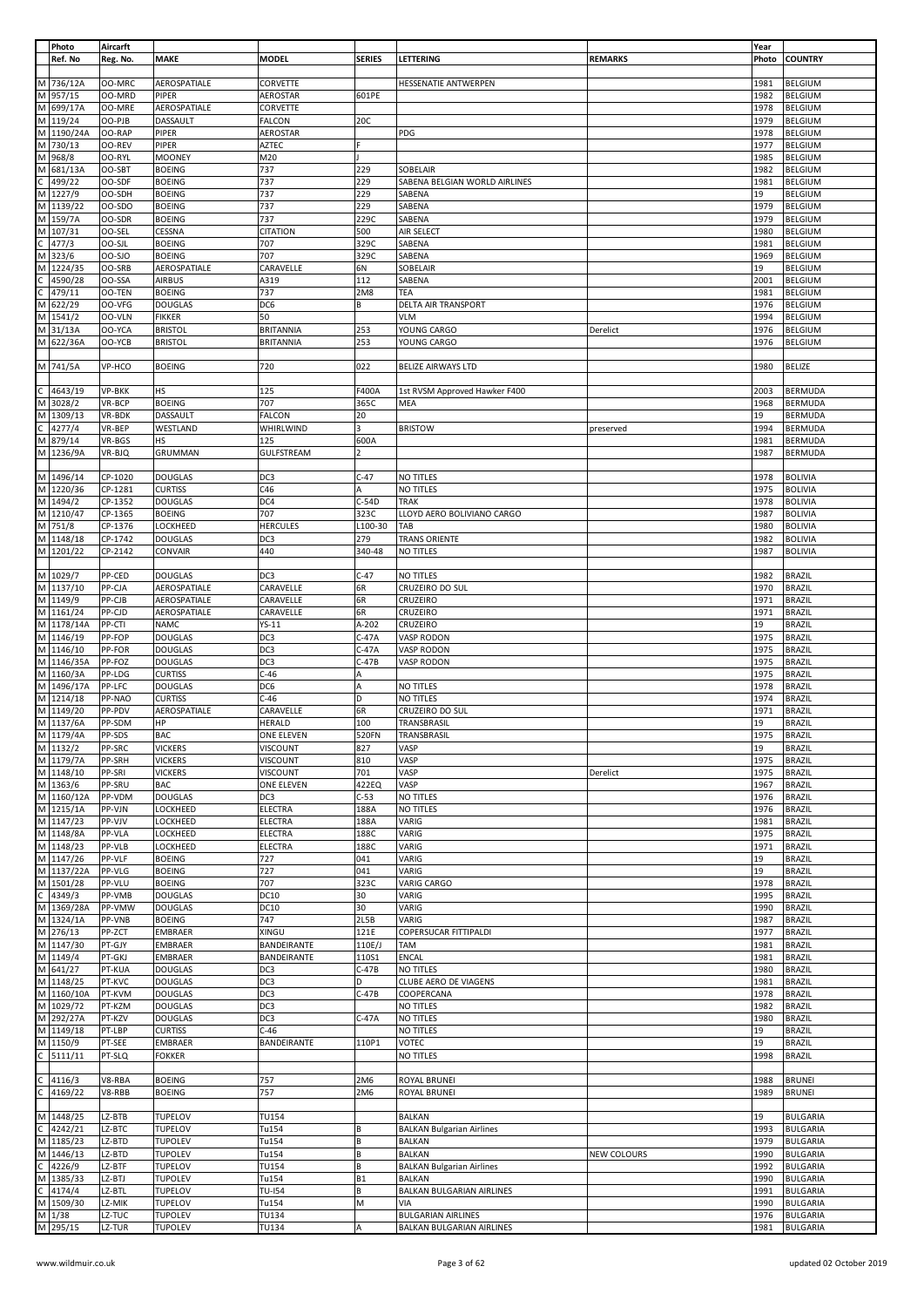| Photo | | Aircarft | | | | | | Year | |
|---|---|---|---|---|---|---|---|---|---|
| | Ref. No | Reg. No. | MAKE | MODEL | SERIES | LETTERING | REMARKS | Photo | COUNTRY |
| M | 736/12A | OO-MRC | AEROSPATIALE | CORVETTE | | HESSENATIE ANTWERPEN | | 1981 | BELGIUM |
| M | 957/15 | OO-MRD | PIPER | AEROSTAR | 601PE | | | 1982 | BELGIUM |
| M | 699/17A | OO-MRE | AEROSPATIALE | CORVETTE | | | | 1978 | BELGIUM |
| M | 119/24 | OO-PJB | DASSAULT | FALCON | 20C | | | 1979 | BELGIUM |
| M | 1190/24A | OO-RAP | PIPER | AEROSTAR | | PDG | | 1978 | BELGIUM |
| M | 730/13 | OO-REV | PIPER | AZTEC | F | | | 1977 | BELGIUM |
| M | 968/8 | OO-RYL | MOONEY | M20 | J | | | 1985 | BELGIUM |
| M | 681/13A | OO-SBT | BOEING | 737 | 229 | SOBELAIR | | 1982 | BELGIUM |
| C | 499/22 | OO-SDF | BOEING | 737 | 229 | SABENA BELGIAN WORLD AIRLINES | | 1981 | BELGIUM |
| M | 1227/9 | OO-SDH | BOEING | 737 | 229 | SABENA | | 19 | BELGIUM |
| M | 1139/22 | OO-SDO | BOEING | 737 | 229 | SABENA | | 1979 | BELGIUM |
| M | 159/7A | OO-SDR | BOEING | 737 | 229C | SABENA | | 1979 | BELGIUM |
| M | 107/31 | OO-SEL | CESSNA | CITATION | 500 | AIR SELECT | | 1980 | BELGIUM |
| C | 477/3 | OO-SJL | BOEING | 707 | 329C | SABENA | | 1981 | BELGIUM |
| M | 323/6 | OO-SJO | BOEING | 707 | 329C | SABENA | | 1969 | BELGIUM |
| M | 1224/35 | OO-SRB | AEROSPATIALE | CARAVELLE | 6N | SOBELAIR | | 19 | BELGIUM |
| C | 4590/28 | OO-SSA | AIRBUS | A319 | 112 | SABENA | | 2001 | BELGIUM |
| C | 479/11 | OO-TEN | BOEING | 737 | 2M8 | TEA | | 1981 | BELGIUM |
| M | 622/29 | OO-VFG | DOUGLAS | DC6 | B | DELTA AIR TRANSPORT | | 1976 | BELGIUM |
| M | 1541/2 | OO-VLN | FIKKER | 50 | | VLM | | 1994 | BELGIUM |
| M | 31/13A | OO-YCA | BRISTOL | BRITANNIA | 253 | YOUNG CARGO | Derelict | 1976 | BELGIUM |
| M | 622/36A | OO-YCB | BRISTOL | BRITANNIA | 253 | YOUNG CARGO | | 1976 | BELGIUM |
| | | | | | | | | | |
| M | 741/5A | VP-HCO | BOEING | 720 | 022 | BELIZE AIRWAYS LTD | | 1980 | BELIZE |
| | | | | | | | | | |
| C | 4643/19 | VP-BKK | HS | 125 | F400A | 1st RVSM Approved Hawker F400 | | 2003 | BERMUDA |
| M | 3028/2 | VR-BCP | BOEING | 707 | 365C | MEA | | 1968 | BERMUDA |
| M | 1309/13 | VR-BDK | DASSAULT | FALCON | 20 | | | 19 | BERMUDA |
| C | 4277/4 | VR-BEP | WESTLAND | WHIRLWIND | 3 | BRISTOW | preserved | 1994 | BERMUDA |
| M | 879/14 | VR-BGS | HS | 125 | 600A | | | 1981 | BERMUDA |
| M | 1236/9A | VR-BJQ | GRUMMAN | GULFSTREAM | 2 | | | 1987 | BERMUDA |
| | | | | | | | | | |
| M | 1496/14 | CP-1020 | DOUGLAS | DC3 | C-47 | NO TITLES | | 1978 | BOLIVIA |
| M | 1220/36 | CP-1281 | CURTISS | C46 | A | NO TITLES | | 1975 | BOLIVIA |
| M | 1494/2 | CP-1352 | DOUGLAS | DC4 | C-54D | TRAK | | 1978 | BOLIVIA |
| M | 1210/47 | CP-1365 | BOEING | 707 | 323C | LLOYD AERO BOLIVIANO CARGO | | 1987 | BOLIVIA |
| M | 751/8 | CP-1376 | LOCKHEED | HERCULES | L100-30 | TAB | | 1980 | BOLIVIA |
| M | 1148/18 | CP-1742 | DOUGLAS | DC3 | 279 | TRANS ORIENTE | | 1982 | BOLIVIA |
| M | 1201/22 | CP-2142 | CONVAIR | 440 | 340-48 | NO TITLES | | 1987 | BOLIVIA |
| | | | | | | | | | |
| M | 1029/7 | PP-CED | DOUGLAS | DC3 | C-47 | NO TITLES | | 1982 | BRAZIL |
| M | 1137/10 | PP-CJA | AEROSPATIALE | CARAVELLE | 6R | CRUZEIRO DO SUL | | 1970 | BRAZIL |
| M | 1149/9 | PP-CJB | AEROSPATIALE | CARAVELLE | 6R | CRUZEIRO | | 1971 | BRAZIL |
| M | 1161/24 | PP-CJD | AEROSPATIALE | CARAVELLE | 6R | CRUZEIRO | | 1971 | BRAZIL |
| M | 1178/14A | PP-CTI | NAMC | YS-11 | A-202 | CRUZEIRO | | 19 | BRAZIL |
| M | 1146/19 | PP-FOP | DOUGLAS | DC3 | C-47A | VASP RODON | | 1975 | BRAZIL |
| M | 1146/10 | PP-FOR | DOUGLAS | DC3 | C-47A | VASP RODON | | 1975 | BRAZIL |
| M | 1146/35A | PP-FOZ | DOUGLAS | DC3 | C-47B | VASP RODON | | 1975 | BRAZIL |
| M | 1160/3A | PP-LDG | CURTISS | C-46 | A | | | 1975 | BRAZIL |
| M | 1496/17A | PP-LFC | DOUGLAS | DC6 | A | NO TITLES | | 1978 | BRAZIL |
| M | 1214/18 | PP-NAO | CURTISS | C-46 | D | NO TITLES | | 1974 | BRAZIL |
| M | 1149/20 | PP-PDV | AEROSPATIALE | CARAVELLE | 6R | CRUZEIRO DO SUL | | 1971 | BRAZIL |
| M | 1137/6A | PP-SDM | HP | HERALD | 100 | TRANSBRASIL | | 19 | BRAZIL |
| M | 1179/4A | PP-SDS | BAC | ONE ELEVEN | 520FN | TRANSBRASIL | | 1975 | BRAZIL |
| M | 1132/2 | PP-SRC | VICKERS | VISCOUNT | 827 | VASP | | 19 | BRAZIL |
| M | 1179/7A | PP-SRH | VICKERS | VISCOUNT | 810 | VASP | | 1975 | BRAZIL |
| M | 1148/10 | PP-SRI | VICKERS | VISCOUNT | 701 | VASP | Derelict | 1975 | BRAZIL |
| M | 1363/6 | PP-SRU | BAC | ONE ELEVEN | 422EQ | VASP | | 1967 | BRAZIL |
| M | 1160/12A | PP-VDM | DOUGLAS | DC3 | C-53 | NO TITLES | | 1976 | BRAZIL |
| M | 1215/1A | PP-VJN | LOCKHEED | ELECTRA | 188A | NO TITLES | | 1976 | BRAZIL |
| M | 1147/23 | PP-VJV | LOCKHEED | ELECTRA | 188A | VARIG | | 1981 | BRAZIL |
| M | 1148/8A | PP-VLA | LOCKHEED | ELECTRA | 188C | VARIG | | 1975 | BRAZIL |
| M | 1148/23 | PP-VLB | LOCKHEED | ELECTRA | 188C | VARIG | | 1971 | BRAZIL |
| M | 1147/26 | PP-VLF | BOEING | 727 | 041 | VARIG | | 19 | BRAZIL |
| M | 1137/22A | PP-VLG | BOEING | 727 | 041 | VARIG | | 19 | BRAZIL |
| M | 1501/28 | PP-VLU | BOEING | 707 | 323C | VARIG CARGO | | 1978 | BRAZIL |
| C | 4349/3 | PP-VMB | DOUGLAS | DC10 | 30 | VARIG | | 1995 | BRAZIL |
| M | 1369/28A | PP-VMW | DOUGLAS | DC10 | 30 | VARIG | | 1990 | BRAZIL |
| M | 1324/1A | PP-VNB | BOEING | 747 | 2L5B | VARIG | | 1987 | BRAZIL |
| M | 276/13 | PP-ZCT | EMBRAER | XINGU | 121E | COPERSUCAR FITTIPALDI | | 1977 | BRAZIL |
| M | 1147/30 | PT-GJY | EMBRAER | BANDEIRANTE | 110E/J | TAM | | 1981 | BRAZIL |
| M | 1149/4 | PT-GKJ | EMBRAER | BANDEIRANTE | 110S1 | ENCAL | | 1981 | BRAZIL |
| M | 641/27 | PT-KUA | DOUGLAS | DC3 | C-47B | NO TITLES | | 1980 | BRAZIL |
| M | 1148/25 | PT-KVC | DOUGLAS | DC3 | D | CLUBE AERO DE VIAGENS | | 1981 | BRAZIL |
| M | 1160/10A | PT-KVM | DOUGLAS | DC3 | C-47B | COOPERCANA | | 1978 | BRAZIL |
| M | 1029/72 | PT-KZM | DOUGLAS | DC3 | | NO TITLES | | 1982 | BRAZIL |
| M | 292/27A | PT-KZV | DOUGLAS | DC3 | C-47A | NO TITLES | | 1980 | BRAZIL |
| M | 1149/18 | PT-LBP | CURTISS | C-46 | | NO TITLES | | 19 | BRAZIL |
| M | 1150/9 | PT-SEE | EMBRAER | BANDEIRANTE | 110P1 | VOTEC | | 19 | BRAZIL |
| C | 5111/11 | PT-SLQ | FOKKER | | | NO TITLES | | 1998 | BRAZIL |
| | | | | | | | | | |
| C | 4116/3 | V8-RBA | BOEING | 757 | 2M6 | ROYAL BRUNEI | | 1988 | BRUNEI |
| C | 4169/22 | V8-RBB | BOEING | 757 | 2M6 | ROYAL BRUNEI | | 1989 | BRUNEI |
| | | | | | | | | | |
| M | 1448/25 | LZ-BTB | TUPELOV | TU154 | | BALKAN | | 19 | BULGARIA |
| C | 4242/21 | LZ-BTC | TUPELOV | Tu154 | B | BALKAN Bulgarian Airlines | | 1993 | BULGARIA |
| M | 1185/23 | LZ-BTD | TUPOLEV | Tu154 | B | BALKAN | | 1979 | BULGARIA |
| M | 1446/13 | LZ-BTD | TUPOLEV | Tu154 | B | BALKAN | NEW COLOURS | 1990 | BULGARIA |
| C | 4226/9 | LZ-BTF | TUPELOV | TU154 | B | BALKAN Bulgarian Airlines | | 1992 | BULGARIA |
| M | 1385/33 | LZ-BTJ | TUPOLEV | Tu154 | B1 | BALKAN | | 1990 | BULGARIA |
| C | 4174/4 | LZ-BTL | TUPELOV | TU-I54 | B | BALKAN BULGARIAN AIRLINES | | 1991 | BULGARIA |
| M | 1509/30 | LZ-MIK | TUPELOV | Tu154 | M | VIA | | 1990 | BULGARIA |
| M | 1/38 | LZ-TUC | TUPOLEV | TU134 | | BULGARIAN AIRLINES | | 1976 | BULGARIA |
| M | 295/15 | LZ-TUR | TUPOLEV | TU134 | A | BALKAN BULGARIAN AIRLINES | | 1981 | BULGARIA |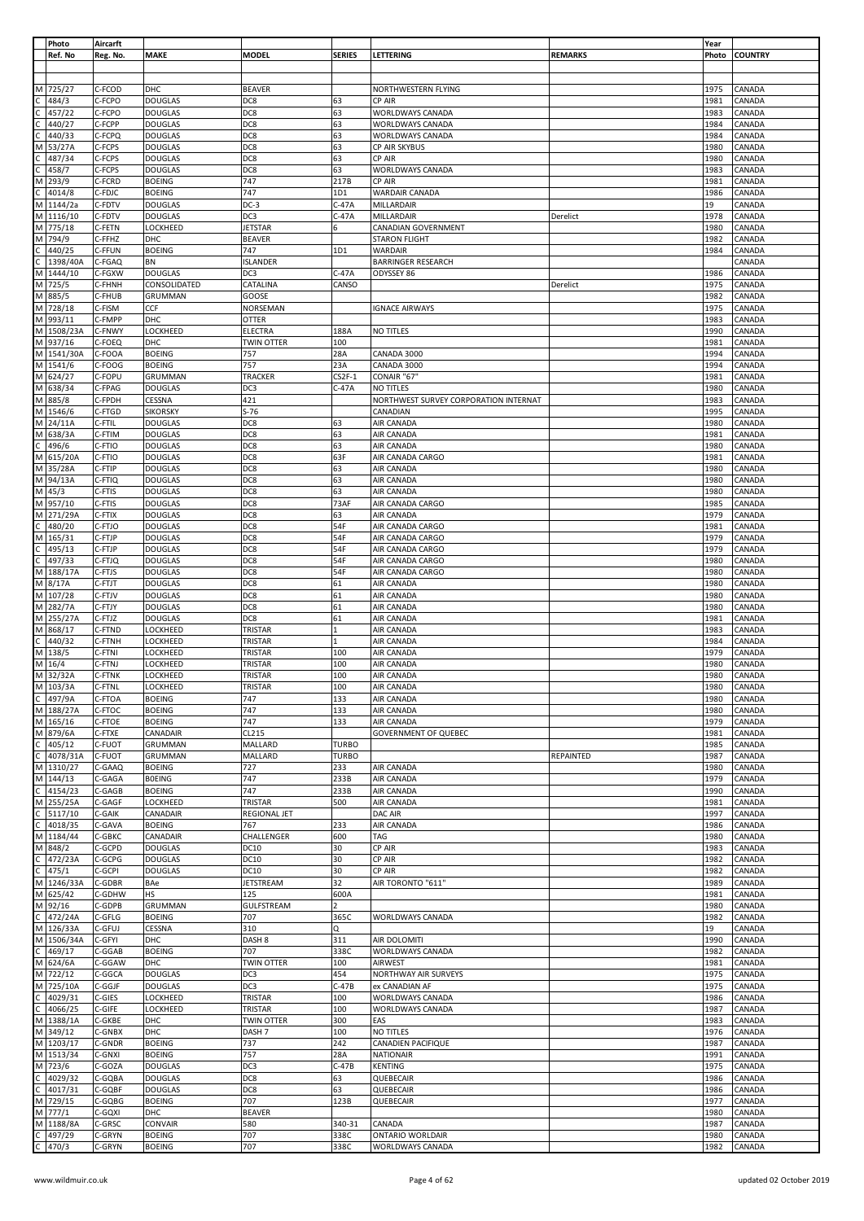| | Photo Ref. No | Aircarft Reg. No. | MAKE | MODEL | SERIES | LETTERING | REMARKS | Year Photo | COUNTRY |
|---|---|---|---|---|---|---|---|---|---|
| M | 725/27 | C-FCOD | DHC | BEAVER | | NORTHWESTERN FLYING | | 1975 | CANADA |
| C | 484/3 | C-FCPO | DOUGLAS | DC8 | 63 | CP AIR | | 1981 | CANADA |
| C | 457/22 | C-FCPO | DOUGLAS | DC8 | 63 | WORLDWAYS CANADA | | 1983 | CANADA |
| C | 440/27 | C-FCPP | DOUGLAS | DC8 | 63 | WORLDWAYS CANADA | | 1984 | CANADA |
| C | 440/33 | C-FCPQ | DOUGLAS | DC8 | 63 | WORLDWAYS CANADA | | 1984 | CANADA |
| M | 53/27A | C-FCPS | DOUGLAS | DC8 | 63 | CP AIR SKYBUS | | 1980 | CANADA |
| C | 487/34 | C-FCPS | DOUGLAS | DC8 | 63 | CP AIR | | 1980 | CANADA |
| C | 458/7 | C-FCPS | DOUGLAS | DC8 | 63 | WORLDWAYS CANADA | | 1983 | CANADA |
| M | 293/9 | C-FCRD | BOEING | 747 | 217B | CP AIR | | 1981 | CANADA |
| C | 4014/8 | C-FDJC | BOEING | 747 | 1D1 | WARDAIR CANADA | | 1986 | CANADA |
| M | 1144/2a | C-FDTV | DOUGLAS | DC-3 | C-47A | MILLARDAIR | | 19 | CANADA |
| M | 1116/10 | C-FDTV | DOUGLAS | DC3 | C-47A | MILLARDAIR | Derelict | 1978 | CANADA |
| M | 775/18 | C-FETN | LOCKHEED | JETSTAR | 6 | CANADIAN GOVERNMENT | | 1980 | CANADA |
| M | 794/9 | C-FFHZ | DHC | BEAVER | | STARON FLIGHT | | 1982 | CANADA |
| C | 440/25 | C-FFUN | BOEING | 747 | 1D1 | WARDAIR | | 1984 | CANADA |
| C | 1398/40A | C-FGAQ | BN | ISLANDER | | BARRINGER RESEARCH | | | CANADA |
| M | 1444/10 | C-FGXW | DOUGLAS | DC3 | C-47A | ODYSSEY 86 | | 1986 | CANADA |
| M | 725/5 | C-FHNH | CONSOLIDATED | CATALINA | CANSO | | Derelict | 1975 | CANADA |
| M | 885/5 | C-FHUB | GRUMMAN | GOOSE | | | | 1982 | CANADA |
| M | 728/18 | C-FISM | CCF | NORSEMAN | | IGNACE AIRWAYS | | 1975 | CANADA |
| M | 993/11 | C-FMPP | DHC | OTTER | | | | 1983 | CANADA |
| M | 1508/23A | C-FNWY | LOCKHEED | ELECTRA | 188A | NO TITLES | | 1990 | CANADA |
| M | 937/16 | C-FOEQ | DHC | TWIN OTTER | 100 | | | 1981 | CANADA |
| M | 1541/30A | C-FOOA | BOEING | 757 | 28A | CANADA 3000 | | 1994 | CANADA |
| M | 1541/6 | C-FOOG | BOEING | 757 | 23A | CANADA 3000 | | 1994 | CANADA |
| M | 624/27 | C-FOPU | GRUMMAN | TRACKER | CS2F-1 | CONAIR "67" | | 1981 | CANADA |
| M | 638/34 | C-FPAG | DOUGLAS | DC3 | C-47A | NO TITLES | | 1980 | CANADA |
| M | 885/8 | C-FPDH | CESSNA | 421 | | NORTHWEST SURVEY CORPORATION INTERNAT | | 1983 | CANADA |
| M | 1546/6 | C-FTGD | SIKORSKY | S-76 | | CANADIAN | | 1995 | CANADA |
| M | 24/11A | C-FTIL | DOUGLAS | DC8 | 63 | AIR CANADA | | 1980 | CANADA |
| M | 638/3A | C-FTIM | DOUGLAS | DC8 | 63 | AIR CANADA | | 1981 | CANADA |
| C | 496/6 | C-FTIO | DOUGLAS | DC8 | 63 | AIR CANADA | | 1980 | CANADA |
| M | 615/20A | C-FTIO | DOUGLAS | DC8 | 63F | AIR CANADA CARGO | | 1981 | CANADA |
| M | 35/28A | C-FTIP | DOUGLAS | DC8 | 63 | AIR CANADA | | 1980 | CANADA |
| M | 94/13A | C-FTIQ | DOUGLAS | DC8 | 63 | AIR CANADA | | 1980 | CANADA |
| M | 45/3 | C-FTIS | DOUGLAS | DC8 | 63 | AIR CANADA | | 1980 | CANADA |
| M | 957/10 | C-FTIS | DOUGLAS | DC8 | 73AF | AIR CANADA CARGO | | 1985 | CANADA |
| M | 271/29A | C-FTIX | DOUGLAS | DC8 | 63 | AIR CANADA | | 1979 | CANADA |
| C | 480/20 | C-FTJO | DOUGLAS | DC8 | 54F | AIR CANADA CARGO | | 1981 | CANADA |
| M | 165/31 | C-FTJP | DOUGLAS | DC8 | 54F | AIR CANADA CARGO | | 1979 | CANADA |
| C | 495/13 | C-FTJP | DOUGLAS | DC8 | 54F | AIR CANADA CARGO | | 1979 | CANADA |
| C | 497/33 | C-FTJQ | DOUGLAS | DC8 | 54F | AIR CANADA CARGO | | 1980 | CANADA |
| M | 188/17A | C-FTJS | DOUGLAS | DC8 | 54F | AIR CANADA CARGO | | 1980 | CANADA |
| M | 8/17A | C-FTJT | DOUGLAS | DC8 | 61 | AIR CANADA | | 1980 | CANADA |
| M | 107/28 | C-FTJV | DOUGLAS | DC8 | 61 | AIR CANADA | | 1980 | CANADA |
| M | 282/7A | C-FTJY | DOUGLAS | DC8 | 61 | AIR CANADA | | 1980 | CANADA |
| M | 255/27A | C-FTJZ | DOUGLAS | DC8 | 61 | AIR CANADA | | 1981 | CANADA |
| M | 868/17 | C-FTND | LOCKHEED | TRISTAR | 1 | AIR CANADA | | 1983 | CANADA |
| C | 440/32 | C-FTNH | LOCKHEED | TRISTAR | 1 | AIR CANADA | | 1984 | CANADA |
| M | 138/5 | C-FTNI | LOCKHEED | TRISTAR | 100 | AIR CANADA | | 1979 | CANADA |
| M | 16/4 | C-FTNJ | LOCKHEED | TRISTAR | 100 | AIR CANADA | | 1980 | CANADA |
| M | 32/32A | C-FTNK | LOCKHEED | TRISTAR | 100 | AIR CANADA | | 1980 | CANADA |
| M | 103/3A | C-FTNL | LOCKHEED | TRISTAR | 100 | AIR CANADA | | 1980 | CANADA |
| C | 497/9A | C-FTOA | BOEING | 747 | 133 | AIR CANADA | | 1980 | CANADA |
| M | 188/27A | C-FTOC | BOEING | 747 | 133 | AIR CANADA | | 1980 | CANADA |
| M | 165/16 | C-FTOE | BOEING | 747 | 133 | AIR CANADA | | 1979 | CANADA |
| M | 879/6A | C-FTXE | CANADAIR | CL215 | | GOVERNMENT OF QUEBEC | | 1981 | CANADA |
| C | 405/12 | C-FUOT | GRUMMAN | MALLARD | TURBO | | | 1985 | CANADA |
| C | 4078/31A | C-FUOT | GRUMMAN | MALLARD | TURBO | | REPAINTED | 1987 | CANADA |
| M | 1310/27 | C-GAAQ | BOEING | 727 | 233 | AIR CANADA | | 1980 | CANADA |
| M | 144/13 | C-GAGA | B0EING | 747 | 233B | AIR CANADA | | 1979 | CANADA |
| C | 4154/23 | C-GAGB | BOEING | 747 | 233B | AIR CANADA | | 1990 | CANADA |
| M | 255/25A | C-GAGF | LOCKHEED | TRISTAR | 500 | AIR CANADA | | 1981 | CANADA |
| C | 5117/10 | C-GAIK | CANADAIR | REGIONAL JET | | DAC AIR | | 1997 | CANADA |
| C | 4018/35 | C-GAVA | BOEING | 767 | 233 | AIR CANADA | | 1986 | CANADA |
| M | 1184/44 | C-GBKC | CANADAIR | CHALLENGER | 600 | TAG | | 1980 | CANADA |
| M | 848/2 | C-GCPD | DOUGLAS | DC10 | 30 | CP AIR | | 1983 | CANADA |
| C | 472/23A | C-GCPG | DOUGLAS | DC10 | 30 | CP AIR | | 1982 | CANADA |
| C | 475/1 | C-GCPI | DOUGLAS | DC10 | 30 | CP AIR | | 1982 | CANADA |
| M | 1246/33A | C-GDBR | BAe | JETSTREAM | 32 | AIR TORONTO "611" | | 1989 | CANADA |
| M | 625/42 | C-GDHW | HS | 125 | 600A | | | 1981 | CANADA |
| M | 92/16 | C-GDPB | GRUMMAN | GULFSTREAM | 2 | | | 1980 | CANADA |
| C | 472/24A | C-GFLG | BOEING | 707 | 365C | WORLDWAYS CANADA | | 1982 | CANADA |
| M | 126/33A | C-GFUJ | CESSNA | 310 | Q | | | 19 | CANADA |
| M | 1506/34A | C-GFYI | DHC | DASH 8 | 311 | AIR DOLOMITI | | 1990 | CANADA |
| C | 469/17 | C-GGAB | BOEING | 707 | 338C | WORLDWAYS CANADA | | 1982 | CANADA |
| M | 624/6A | C-GGAW | DHC | TWIN OTTER | 100 | AIRWEST | | 1981 | CANADA |
| M | 722/12 | C-GGCA | DOUGLAS | DC3 | 454 | NORTHWAY AIR SURVEYS | | 1975 | CANADA |
| M | 725/10A | C-GGJF | DOUGLAS | DC3 | C-47B | ex CANADIAN AF | | 1975 | CANADA |
| C | 4029/31 | C-GIES | LOCKHEED | TRISTAR | 100 | WORLDWAYS CANADA | | 1986 | CANADA |
| C | 4066/25 | C-GIFE | LOCKHEED | TRISTAR | 100 | WORLDWAYS CANADA | | 1987 | CANADA |
| M | 1388/1A | C-GKBE | DHC | TWIN OTTER | 300 | EAS | | 1983 | CANADA |
| M | 349/12 | C-GNBX | DHC | DASH 7 | 100 | NO TITLES | | 1976 | CANADA |
| M | 1203/17 | C-GNDR | BOEING | 737 | 242 | CANADIEN PACIFIQUE | | 1987 | CANADA |
| M | 1513/34 | C-GNXI | BOEING | 757 | 28A | NATIONAIR | | 1991 | CANADA |
| M | 723/6 | C-GOZA | DOUGLAS | DC3 | C-47B | KENTING | | 1975 | CANADA |
| C | 4029/32 | C-GQBA | DOUGLAS | DC8 | 63 | QUEBECAIR | | 1986 | CANADA |
| C | 4017/31 | C-GQBF | DOUGLAS | DC8 | 63 | QUEBECAIR | | 1986 | CANADA |
| M | 729/15 | C-GQBG | BOEING | 707 | 123B | QUEBECAIR | | 1977 | CANADA |
| M | 777/1 | C-GQXI | DHC | BEAVER | | | | 1980 | CANADA |
| M | 1188/8A | C-GRSC | CONVAIR | 580 | 340-31 | CANADA | | 1987 | CANADA |
| C | 497/29 | C-GRYN | BOEING | 707 | 338C | ONTARIO WORLDAIR | | 1980 | CANADA |
| C | 470/3 | C-GRYN | BOEING | 707 | 338C | WORLDWAYS CANADA | | 1982 | CANADA |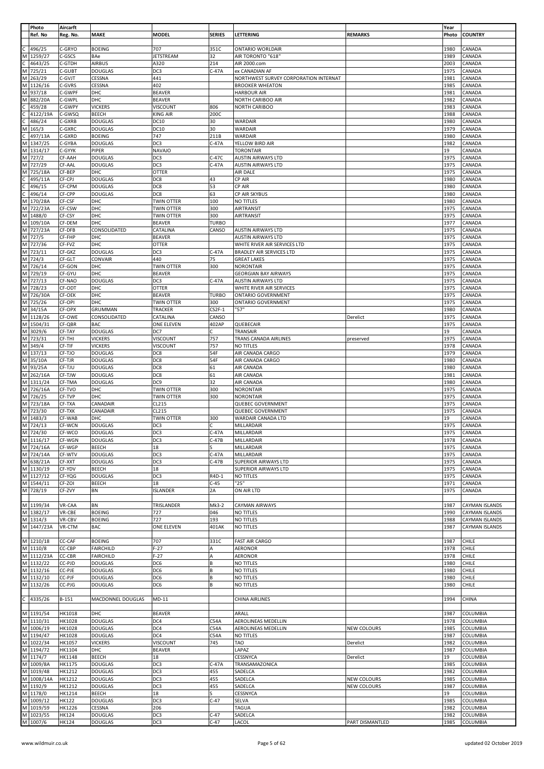| | Photo Ref. No | Aircarft Reg. No. | MAKE | MODEL | SERIES | LETTERING | REMARKS | Year Photo | COUNTRY |
|---|---|---|---|---|---|---|---|---|---|
| C | 496/25 | C-GRYO | BOEING | 707 | 351C | ONTARIO WORLDAIR | | 1980 | CANADA |
| M | 1259/27 | C-GSCS | BAe | JETSTREAM | 32 | AIR TORONTO "618" | | 1989 | CANADA |
| C | 4643/25 | C-GTDH | AIRBUS | A320 | 214 | AIR 2000.com | | 2003 | CANADA |
| M | 725/21 | C-GUBT | DOUGLAS | DC3 | C-47A | ex CANADIAN AF | | 1975 | CANADA |
| M | 263/29 | C-GVJT | CESSNA | 441 | | NORTHWEST SURVEY CORPORATION INTERNAT | | 1981 | CANADA |
| M | 1126/16 | C-GVRS | CESSNA | 402 | | BROOKER WHEATON | | 1985 | CANADA |
| M | 937/18 | C-GWPF | DHC | BEAVER | | HARBOUR AIR | | 1981 | CANADA |
| M | 882/20A | C-GWPL | DHC | BEAVER | | NORTH CARIBOO AIR | | 1982 | CANADA |
| C | 459/28 | C-GWPY | VICKERS | VISCOUNT | 806 | NORTH CARIBOO | | 1983 | CANADA |
| C | 4122/19A | C-GWSQ | BEECH | KING AIR | 200C | | | 1988 | CANADA |
| C | 486/24 | C-GXRB | DOUGLAS | DC10 | 30 | WARDAIR | | 1980 | CANADA |
| M | 165/3 | C-GXRC | DOUGLAS | DC10 | 30 | WARDAIR | | 1979 | CANADA |
| C | 497/13A | C-GXRD | BOEING | 747 | 211B | WARDAIR | | 1980 | CANADA |
| M | 1347/25 | C-GYBA | DOUGLAS | DC3 | C-47A | YELLOW BIRD AIR | | 1982 | CANADA |
| M | 1314/17 | C-GYYK | PIPER | NAVAJO | | TORONTAIR | | 19 | CANADA |
| M | 727/2 | CF-AAH | DOUGLAS | DC3 | C-47C | AUSTIN AIRWAYS LTD | | 1975 | CANADA |
| M | 727/29 | CF-AAL | DOUGLAS | DC3 | C-47A | AUSTIN AIRWAYS LTD | | 1975 | CANADA |
| M | 725/18A | CF-BEP | DHC | OTTER | | AIR DALE | | 1975 | CANADA |
| C | 495/11A | CF-CPJ | DOUGLAS | DC8 | 43 | CP AIR | | 1980 | CANADA |
| C | 496/15 | CF-CPM | DOUGLAS | DC8 | 53 | CP AIR | | 1980 | CANADA |
| C | 496/14 | CF-CPP | DOUGLAS | DC8 | 63 | CP AIR SKYBUS | | 1980 | CANADA |
| M | 170/28A | CF-CSF | DHC | TWIN OTTER | 100 | NO TITLES | | 1980 | CANADA |
| M | 722/23A | CF-CSW | DHC | TWIN OTTER | 300 | AIRTRANSIT | | 1975 | CANADA |
| M | 1488/0 | CF-CSY | DHC | TWIN OTTER | 300 | AIRTRANSIT | | 1975 | CANADA |
| M | 109/10A | CF-DEM | DHC | BEAVER | TURBO | | | 1977 | CANADA |
| M | 727/23A | CF-DFB | CONSOLIDATED | CATALINA | CANSO | AUSTIN AIRWAYS LTD | | 1975 | CANADA |
| M | 727/5 | CF-FHP | DHC | BEAVER | | AUSTIN AIRWAYS LTD | | 1975 | CANADA |
| M | 727/36 | CF-FVZ | DHC | OTTER | | WHITE RIVER AIR SERVICES LTD | | 1975 | CANADA |
| M | 723/11 | CF-GKZ | DOUGLAS | DC3 | C-47A | BRADLEY AIR SERVICES LTD | | 1975 | CANADA |
| M | 724/3 | CF-GLT | CONVAIR | 440 | 75 | GREAT LAKES | | 1975 | CANADA |
| M | 726/14 | CF-GON | DHC | TWIN OTTER | 300 | NORONTAIR | | 1975 | CANADA |
| M | 729/19 | CF-GYU | DHC | BEAVER | | GEORGIAN BAY AIRWAYS | | 1975 | CANADA |
| M | 727/13 | CF-NAO | DOUGLAS | DC3 | C-47A | AUSTIN AIRWAYS LTD | | 1975 | CANADA |
| M | 728/23 | CF-ODT | DHC | OTTER | | WHITE RIVER AIR SERVICES | | 1975 | CANADA |
| M | 726/30A | CF-OEK | DHC | BEAVER | TURBO | ONTARIO GOVERNMENT | | 1975 | CANADA |
| M | 725/26 | CF-OPI | DHC | TWIN OTTER | 300 | ONTARIO GOVERNMENT | | 1975 | CANADA |
| M | 34/15A | CF-OPX | GRUMMAN | TRACKER | CS2F-1 | "57" | | 1980 | CANADA |
| M | 1128/26 | CF-OWE | CONSOLIDATED | CATALINA | CANSO | | Derelict | 1975 | CANADA |
| M | 1504/31 | CF-QBR | BAC | ONE ELEVEN | 402AP | QUEBECAIR | | 1975 | CANADA |
| M | 3029/6 | CF-TAY | DOUGLAS | DC7 | C | TRANSAIR | | 19 | CANADA |
| M | 723/31 | CF-THI | VICKERS | VISCOUNT | 757 | TRANS CANADA AIRLINES | preserved | 1975 | CANADA |
| M | 349/4 | CF-TIF | VICKERS | VISCOUNT | 757 | NO TITLES | | 1978 | CANADA |
| M | 137/13 | CF-TJO | DOUGLAS | DC8 | 54F | AIR CANADA CARGO | | 1979 | CANADA |
| M | 35/10A | CF-TJR | DOUGLAS | DC8 | 54F | AIR CANADA CARGO | | 1980 | CANADA |
| M | 93/25A | CF-TJU | DOUGLAS | DC8 | 61 | AIR CANADA | | 1980 | CANADA |
| M | 262/16A | CF-TJW | DOUGLAS | DC8 | 61 | AIR CANADA | | 1981 | CANADA |
| M | 1311/24 | CF-TMA | DOUGLAS | DC9 | 32 | AIR CANADA | | 1980 | CANADA |
| M | 726/16A | CF-TVO | DHC | TWIN OTTER | 300 | NORONTAIR | | 1975 | CANADA |
| M | 726/25 | CF-TVP | DHC | TWIN OTTER | 300 | NORONTAIR | | 1975 | CANADA |
| M | 723/18A | CF-TXA | CANADAIR | CL215 | | QUEBEC GOVERNMENT | | 1975 | CANADA |
| M | 723/30 | CF-TXK | CANADAIR | CL215 | | QUEBEC GOVERNMENT | | 1975 | CANADA |
| M | 1483/3 | CF-WAB | DHC | TWIN OTTER | 300 | WARDAIR CANADA LTD | | 19 | CANADA |
| M | 724/13 | CF-WCN | DOUGLAS | DC3 | C | MILLARDAIR | | 1975 | CANADA |
| M | 724/30 | CF-WCO | DOUGLAS | DC3 | C-47A | MILLARDAIR | | 1975 | CANADA |
| M | 1116/17 | CF-WGN | DOUGLAS | DC3 | C-47B | MILLARDAIR | | 1978 | CANADA |
| M | 724/16A | CF-WGP | BEECH | 18 | S | MILLARDAIR | | 1975 | CANADA |
| M | 724/14A | CF-WTV | DOUGLAS | DC3 | C-47A | MILLARDAIR | | 1975 | CANADA |
| M | 638/21A | CF-XXT | DOUGLAS | DC3 | C-47B | SUPERIOR AIRWAYS LTD | | 1975 | CANADA |
| M | 1130/19 | CF-YDV | BEECH | 18 | | SUPERIOR AIRWAYS LTD | | 1975 | CANADA |
| M | 1127/12 | CF-YQG | DOUGLAS | DC3 | R4D-1 | NO TITLES | | 1975 | CANADA |
| M | 1544/11 | CF-ZOI | BEECH | 18 | C-45 | "25" | | 1971 | CANADA |
| M | 728/19 | CF-ZVY | BN | ISLANDER | 2A | ON AIR LTD | | 1975 | CANADA |
| | | | | | | | | | |
| M | 1199/34 | VR-CAA | BN | TRISLANDER | Mk3-2 | CAYMAN AIRWAYS | | 1987 | CAYMAN ISLANDS |
| M | 1382/17 | VR-CBE | BOEING | 727 | 046 | NO TITLES | | 1990 | CAYMAN ISLANDS |
| M | 1314/3 | VR-CBV | BOEING | 727 | 193 | NO TITLES | | 1988 | CAYMAN ISLANDS |
| M | 1447/23A | VR-CTM | BAC | ONE ELEVEN | 401AK | NO TITLES | | 1987 | CAYMAN ISLANDS |
| | | | | | | | | | |
| M | 1210/18 | CC-CAF | BOEING | 707 | 331C | FAST AIR CARGO | | 1987 | CHILE |
| M | 1110/8 | CC-CBP | FAIRCHILD | F-27 | A | AERONOR | | 1978 | CHILE |
| M | 1112/23A | CC-CBR | FAIRCHILD | F-27 | A | AERONOR | | 1978 | CHILE |
| M | 1132/22 | CC-PJD | DOUGLAS | DC6 | B | NO TITLES | | 1980 | CHILE |
| M | 1132/16 | CC-PJE | DOUGLAS | DC6 | B | NO TITLES | | 1980 | CHILE |
| M | 1132/10 | CC-PJF | DOUGLAS | DC6 | B | NO TITLES | | 1980 | CHILE |
| M | 1132/26 | CC-PJG | DOUGLAS | DC6 | B | NO TITLES | | 1980 | CHILE |
| | | | | | | | | | |
| C | 4335/26 | B-151 | MACDONNEL DOUGLAS | MD-11 | | CHINA AIRLINES | | 1994 | CHINA |
| | | | | | | | | | |
| M | 1191/54 | HK1018 | DHC | BEAVER | | ARALL | | 1987 | COLUMBIA |
| M | 1110/31 | HK1028 | DOUGLAS | DC4 | C54A | AEROLINEAS MEDELLIN | | 1978 | COLUMBIA |
| M | 1006/19 | HK1028 | DOUGLAS | DC4 | C54A | AEROLINEAS MEDELLIN | NEW COLOURS | 1985 | COLUMBIA |
| M | 1194/47 | HK1028 | DOUGLAS | DC4 | C54A | NO TITLES | | 1987 | COLUMBIA |
| M | 1022/34 | HK1057 | VICKERS | VISCOUNT | 745 | TAO | Derelict | 1982 | COLUMBIA |
| M | 1194/72 | HK1104 | DHC | BEAVER | | LAPAZ | | 1987 | COLUMBIA |
| M | 1174/7 | HK1148 | BEECH | 18 | | CESSNYCA | Derelict | 19 | COLUMBIA |
| M | 1009/8A | HK1175 | DOUGLAS | DC3 | C-47A | TRANSAMAZONICA | | 1985 | COLUMBIA |
| M | 1019/48 | HK1212 | DOUGLAS | DC3 | 455 | SADELCA | | 1982 | COLUMBIA |
| M | 1008/14A | HK1212 | DOUGLAS | DC3 | 455 | SADELCA | NEW COLOURS | 1985 | COLUMBIA |
| M | 1192/9 | HK1212 | DOUGLAS | DC3 | 455 | SADELCA | NEW COLOURS | 1987 | COLUMBIA |
| M | 1178/0 | HK1214 | BEECH | 18 | S | CESSNYCA | | 19 | COLUMBIA |
| M | 1009/12 | HK122 | DOUGLAS | DC3 | C-47 | SELVA | | 1985 | COLUMBIA |
| M | 1019/59 | HK1226 | CESSNA | 206 | | TAGUA | | 1982 | COLUMBIA |
| M | 1023/55 | HK124 | DOUGLAS | DC3 | C-47 | SADELCA | | 1982 | COLUMBIA |
| M | 1007/6 | HK124 | DOUGLAS | DC3 | C-47 | LACOL | PART DISMANTLED | 1985 | COLUMBIA |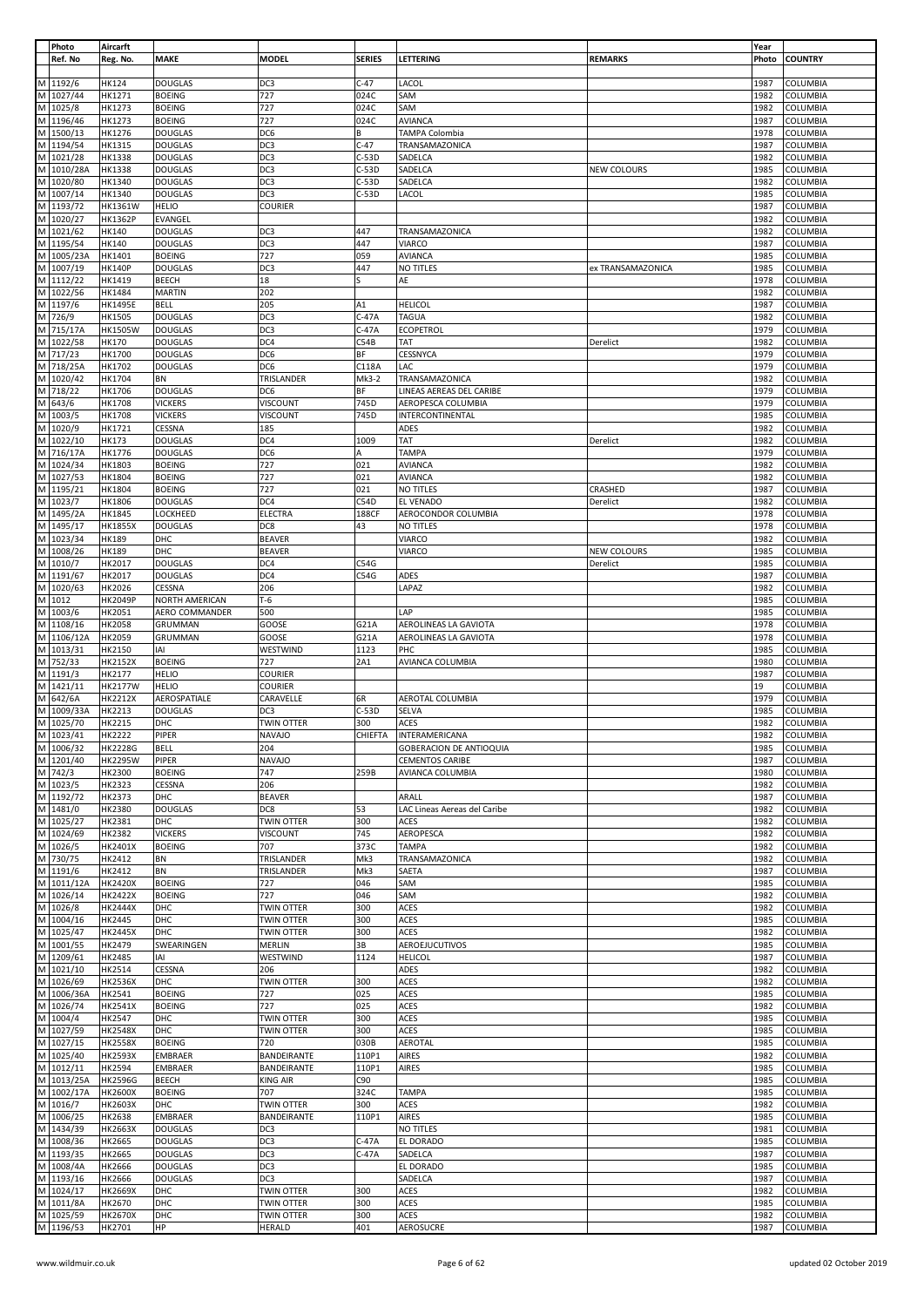| Photo | Aircarft | | | | | | Year | |
|---|---|---|---|---|---|---|---|---|
| Ref. No | Reg. No. | MAKE | MODEL | SERIES | LETTERING | REMARKS | Photo | COUNTRY |
| M 1192/6 | HK124 | DOUGLAS | DC3 | C-47 | LACOL | | 1987 | COLUMBIA |
| M 1027/44 | HK1271 | BOEING | 727 | 024C | SAM | | 1982 | COLUMBIA |
| M 1025/8 | HK1273 | BOEING | 727 | 024C | SAM | | 1982 | COLUMBIA |
| M 1196/46 | HK1273 | BOEING | 727 | 024C | AVIANCA | | 1987 | COLUMBIA |
| M 1500/13 | HK1276 | DOUGLAS | DC6 | B | TAMPA Colombia | | 1978 | COLUMBIA |
| M 1194/54 | HK1315 | DOUGLAS | DC3 | C-47 | TRANSAMAZONICA | | 1987 | COLUMBIA |
| M 1021/28 | HK1338 | DOUGLAS | DC3 | C-53D | SADELCA | | 1982 | COLUMBIA |
| M 1010/28A | HK1338 | DOUGLAS | DC3 | C-53D | SADELCA | NEW COLOURS | 1985 | COLUMBIA |
| M 1020/80 | HK1340 | DOUGLAS | DC3 | C-53D | SADELCA | | 1982 | COLUMBIA |
| M 1007/14 | HK1340 | DOUGLAS | DC3 | C-53D | LACOL | | 1985 | COLUMBIA |
| M 1193/72 | HK1361W | HELIO | COURIER | | | | 1987 | COLUMBIA |
| M 1020/27 | HK1362P | EVANGEL | | | | | 1982 | COLUMBIA |
| M 1021/62 | HK140 | DOUGLAS | DC3 | 447 | TRANSAMAZONICA | | 1982 | COLUMBIA |
| M 1195/54 | HK140 | DOUGLAS | DC3 | 447 | VIARCO | | 1987 | COLUMBIA |
| M 1005/23A | HK1401 | BOEING | 727 | 059 | AVIANCA | | 1985 | COLUMBIA |
| M 1007/19 | HK140P | DOUGLAS | DC3 | 447 | NO TITLES | ex TRANSAMAZONICA | 1985 | COLUMBIA |
| M 1112/22 | HK1419 | BEECH | 18 | S | AE | | 1978 | COLUMBIA |
| M 1022/56 | HK1484 | MARTIN | 202 | | | | 1982 | COLUMBIA |
| M 1197/6 | HK1495E | BELL | 205 | A1 | HELICOL | | 1987 | COLUMBIA |
| M 726/9 | HK1505 | DOUGLAS | DC3 | C-47A | TAGUA | | 1982 | COLUMBIA |
| M 715/17A | HK1505W | DOUGLAS | DC3 | C-47A | ECOPETROL | | 1979 | COLUMBIA |
| M 1022/58 | HK170 | DOUGLAS | DC4 | C54B | TAT | Derelict | 1982 | COLUMBIA |
| M 717/23 | HK1700 | DOUGLAS | DC6 | BF | CESSNYCA | | 1979 | COLUMBIA |
| M 718/25A | HK1702 | DOUGLAS | DC6 | C118A | LAC | | 1979 | COLUMBIA |
| M 1020/42 | HK1704 | BN | TRISLANDER | Mk3-2 | TRANSAMAZONICA | | 1982 | COLUMBIA |
| M 718/22 | HK1706 | DOUGLAS | DC6 | BF | LINEAS AEREAS DEL CARIBE | | 1979 | COLUMBIA |
| M 643/6 | HK1708 | VICKERS | VISCOUNT | 745D | AEROPESCA COLUMBIA | | 1979 | COLUMBIA |
| M 1003/5 | HK1708 | VICKERS | VISCOUNT | 745D | INTERCONTINENTAL | | 1985 | COLUMBIA |
| M 1020/9 | HK1721 | CESSNA | 185 | | ADES | | 1982 | COLUMBIA |
| M 1022/10 | HK173 | DOUGLAS | DC4 | 1009 | TAT | Derelict | 1982 | COLUMBIA |
| M 716/17A | HK1776 | DOUGLAS | DC6 | A | TAMPA | | 1979 | COLUMBIA |
| M 1024/34 | HK1803 | BOEING | 727 | 021 | AVIANCA | | 1982 | COLUMBIA |
| M 1027/53 | HK1804 | BOEING | 727 | 021 | AVIANCA | | 1982 | COLUMBIA |
| M 1195/21 | HK1804 | BOEING | 727 | 021 | NO TITLES | CRASHED | 1987 | COLUMBIA |
| M 1023/7 | HK1806 | DOUGLAS | DC4 | C54D | EL VENADO | Derelict | 1982 | COLUMBIA |
| M 1495/2A | HK1845 | LOCKHEED | ELECTRA | 188CF | AEROCONDOR COLUMBIA | | 1978 | COLUMBIA |
| M 1495/17 | HK1855X | DOUGLAS | DC8 | 43 | NO TITLES | | 1978 | COLUMBIA |
| M 1023/34 | HK189 | DHC | BEAVER | | VIARCO | | 1982 | COLUMBIA |
| M 1008/26 | HK189 | DHC | BEAVER | | VIARCO | NEW COLOURS | 1985 | COLUMBIA |
| M 1010/7 | HK2017 | DOUGLAS | DC4 | C54G | | Derelict | 1985 | COLUMBIA |
| M 1191/67 | HK2017 | DOUGLAS | DC4 | C54G | ADES | | 1987 | COLUMBIA |
| M 1020/63 | HK2026 | CESSNA | 206 | | LAPAZ | | 1982 | COLUMBIA |
| M 1012 | HK2049P | NORTH AMERICAN | T-6 | | | | 1985 | COLUMBIA |
| M 1003/6 | HK2051 | AERO COMMANDER | 500 | | LAP | | 1985 | COLUMBIA |
| M 1108/16 | HK2058 | GRUMMAN | GOOSE | G21A | AEROLINEAS LA GAVIOTA | | 1978 | COLUMBIA |
| M 1106/12A | HK2059 | GRUMMAN | GOOSE | G21A | AEROLINEAS LA GAVIOTA | | 1978 | COLUMBIA |
| M 1013/31 | HK2150 | IAI | WESTWIND | 1123 | PHC | | 1985 | COLUMBIA |
| M 752/33 | HK2152X | BOEING | 727 | 2A1 | AVIANCA COLUMBIA | | 1980 | COLUMBIA |
| M 1191/3 | HK2177 | HELIO | COURIER | | | | 1987 | COLUMBIA |
| M 1421/11 | HK2177W | HELIO | COURIER | | | | 19 | COLUMBIA |
| M 642/6A | HK2212X | AEROSPATIALE | CARAVELLE | 6R | AEROTAL COLUMBIA | | 1979 | COLUMBIA |
| M 1009/33A | HK2213 | DOUGLAS | DC3 | C-53D | SELVA | | 1985 | COLUMBIA |
| M 1025/70 | HK2215 | DHC | TWIN OTTER | 300 | ACES | | 1982 | COLUMBIA |
| M 1023/41 | HK2222 | PIPER | NAVAJO | CHIEFTA | INTERAMERICANA | | 1982 | COLUMBIA |
| M 1006/32 | HK2228G | BELL | 204 | | GOBERACION DE ANTIOQUIA | | 1985 | COLUMBIA |
| M 1201/40 | HK2295W | PIPER | NAVAJO | | CEMENTOS CARIBE | | 1987 | COLUMBIA |
| M 742/3 | HK2300 | BOEING | 747 | 259B | AVIANCA COLUMBIA | | 1980 | COLUMBIA |
| M 1023/5 | HK2323 | CESSNA | 206 | | | | 1982 | COLUMBIA |
| M 1192/72 | HK2373 | DHC | BEAVER | | ARALL | | 1987 | COLUMBIA |
| M 1481/0 | HK2380 | DOUGLAS | DC8 | 53 | LAC Lineas Aereas del Caribe | | 1982 | COLUMBIA |
| M 1025/27 | HK2381 | DHC | TWIN OTTER | 300 | ACES | | 1982 | COLUMBIA |
| M 1024/69 | HK2382 | VICKERS | VISCOUNT | 745 | AEROPESCA | | 1982 | COLUMBIA |
| M 1026/5 | HK2401X | BOEING | 707 | 373C | TAMPA | | 1982 | COLUMBIA |
| M 730/75 | HK2412 | BN | TRISLANDER | Mk3 | TRANSAMAZONICA | | 1982 | COLUMBIA |
| M 1191/6 | HK2412 | BN | TRISLANDER | Mk3 | SAETA | | 1987 | COLUMBIA |
| M 1011/12A | HK2420X | BOEING | 727 | 046 | SAM | | 1985 | COLUMBIA |
| M 1026/14 | HK2422X | BOEING | 727 | 046 | SAM | | 1982 | COLUMBIA |
| M 1026/8 | HK2444X | DHC | TWIN OTTER | 300 | ACES | | 1982 | COLUMBIA |
| M 1004/16 | HK2445 | DHC | TWIN OTTER | 300 | ACES | | 1985 | COLUMBIA |
| M 1025/47 | HK2445X | DHC | TWIN OTTER | 300 | ACES | | 1982 | COLUMBIA |
| M 1001/55 | HK2479 | SWEARINGEN | MERLIN | 3B | AEROEJUCUTIVOS | | 1985 | COLUMBIA |
| M 1209/61 | HK2485 | IAI | WESTWIND | 1124 | HELICOL | | 1987 | COLUMBIA |
| M 1021/10 | HK2514 | CESSNA | 206 | | ADES | | 1982 | COLUMBIA |
| M 1026/69 | HK2536X | DHC | TWIN OTTER | 300 | ACES | | 1982 | COLUMBIA |
| M 1006/36A | HK2541 | BOEING | 727 | 025 | ACES | | 1985 | COLUMBIA |
| M 1026/74 | HK2541X | BOEING | 727 | 025 | ACES | | 1982 | COLUMBIA |
| M 1004/4 | HK2547 | DHC | TWIN OTTER | 300 | ACES | | 1985 | COLUMBIA |
| M 1027/59 | HK2548X | DHC | TWIN OTTER | 300 | ACES | | 1985 | COLUMBIA |
| M 1027/15 | HK2558X | BOEING | 720 | 030B | AEROTAL | | 1985 | COLUMBIA |
| M 1025/40 | HK2593X | EMBRAER | BANDEIRANTE | 110P1 | AIRES | | 1982 | COLUMBIA |
| M 1012/11 | HK2594 | EMBRAER | BANDEIRANTE | 110P1 | AIRES | | 1985 | COLUMBIA |
| M 1013/25A | HK2596G | BEECH | KING AIR | C90 | | | 1985 | COLUMBIA |
| M 1002/17A | HK2600X | BOEING | 707 | 324C | TAMPA | | 1985 | COLUMBIA |
| M 1016/7 | HK2603X | DHC | TWIN OTTER | 300 | ACES | | 1982 | COLUMBIA |
| M 1006/25 | HK2638 | EMBRAER | BANDEIRANTE | 110P1 | AIRES | | 1985 | COLUMBIA |
| M 1434/39 | HK2663X | DOUGLAS | DC3 | | NO TITLES | | 1981 | COLUMBIA |
| M 1008/36 | HK2665 | DOUGLAS | DC3 | C-47A | EL DORADO | | 1985 | COLUMBIA |
| M 1193/35 | HK2665 | DOUGLAS | DC3 | C-47A | SADELCA | | 1987 | COLUMBIA |
| M 1008/4A | HK2666 | DOUGLAS | DC3 | | EL DORADO | | 1985 | COLUMBIA |
| M 1193/16 | HK2666 | DOUGLAS | DC3 | | SADELCA | | 1987 | COLUMBIA |
| M 1024/17 | HK2669X | DHC | TWIN OTTER | 300 | ACES | | 1982 | COLUMBIA |
| M 1011/8A | HK2670 | DHC | TWIN OTTER | 300 | ACES | | 1985 | COLUMBIA |
| M 1025/59 | HK2670X | DHC | TWIN OTTER | 300 | ACES | | 1982 | COLUMBIA |
| M 1196/53 | HK2701 | HP | HERALD | 401 | AEROSUCRE | | 1987 | COLUMBIA |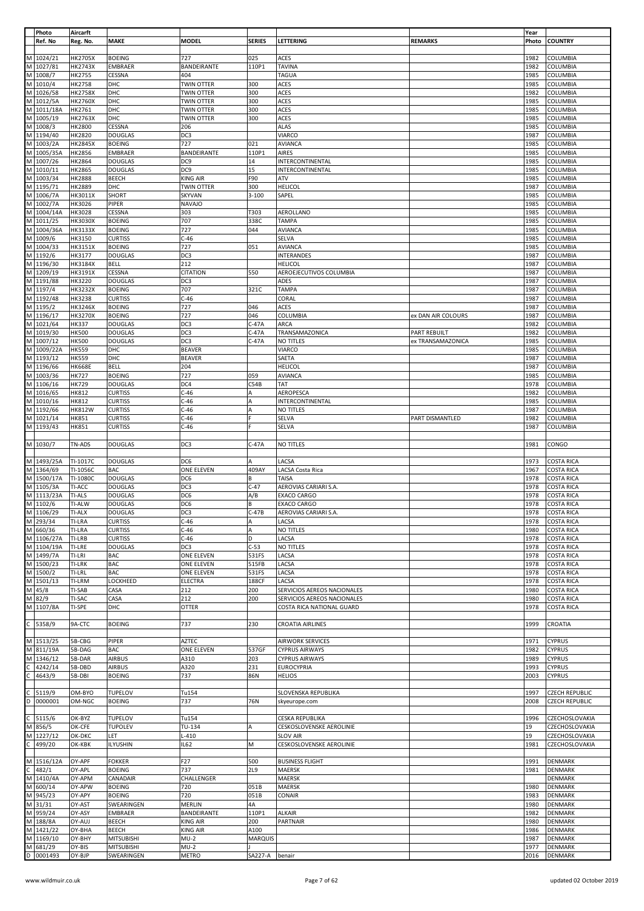| | Photo Ref. No | Aircarft Reg. No. | MAKE | MODEL | SERIES | LETTERING | REMARKS | Year Photo | COUNTRY |
|---|---|---|---|---|---|---|---|---|---|
| M | 1024/21 | HK2705X | BOEING | 727 | 025 | ACES | | 1982 | COLUMBIA |
| M | 1027/81 | HK2743X | EMBRAER | BANDEIRANTE | 110P1 | TAVINA | | 1982 | COLUMBIA |
| M | 1008/7 | HK2755 | CESSNA | 404 | | TAGUA | | 1985 | COLUMBIA |
| M | 1010/4 | HK2758 | DHC | TWIN OTTER | 300 | ACES | | 1985 | COLUMBIA |
| M | 1026/58 | HK2758X | DHC | TWIN OTTER | 300 | ACES | | 1982 | COLUMBIA |
| M | 1012/5A | HK2760X | DHC | TWIN OTTER | 300 | ACES | | 1985 | COLUMBIA |
| M | 1011/18A | HK2761 | DHC | TWIN OTTER | 300 | ACES | | 1985 | COLUMBIA |
| M | 1005/19 | HK2763X | DHC | TWIN OTTER | 300 | ACES | | 1985 | COLUMBIA |
| M | 1008/3 | HK2800 | CESSNA | 206 | | ALAS | | 1985 | COLUMBIA |
| M | 1194/40 | HK2820 | DOUGLAS | DC3 | | VIARCO | | 1987 | COLUMBIA |
| M | 1003/2A | HK2845X | BOEING | 727 | 021 | AVIANCA | | 1985 | COLUMBIA |
| M | 1005/35A | HK2856 | EMBRAER | BANDEIRANTE | 110P1 | AIRES | | 1985 | COLUMBIA |
| M | 1007/26 | HK2864 | DOUGLAS | DC9 | 14 | INTERCONTINENTAL | | 1985 | COLUMBIA |
| M | 1010/11 | HK2865 | DOUGLAS | DC9 | 15 | INTERCONTINENTAL | | 1985 | COLUMBIA |
| M | 1003/34 | HK2888 | BEECH | KING AIR | F90 | ATV | | 1985 | COLUMBIA |
| M | 1195/71 | HK2889 | DHC | TWIN OTTER | 300 | HELICOL | | 1987 | COLUMBIA |
| M | 1006/7A | HK3011X | SHORT | SKYVAN | 3-100 | SAPEL | | 1985 | COLUMBIA |
| M | 1002/7A | HK3026 | PIPER | NAVAJO | | | | 1985 | COLUMBIA |
| M | 1004/14A | HK3028 | CESSNA | 303 | T303 | AEROLLANO | | 1985 | COLUMBIA |
| M | 1011/25 | HK3030X | BOEING | 707 | 338C | TAMPA | | 1985 | COLUMBIA |
| M | 1004/36A | HK3133X | BOEING | 727 | 044 | AVIANCA | | 1985 | COLUMBIA |
| M | 1009/6 | HK3150 | CURTISS | C-46 | | SELVA | | 1985 | COLUMBIA |
| M | 1004/33 | HK3151X | BOEING | 727 | 051 | AVIANCA | | 1985 | COLUMBIA |
| M | 1192/6 | HK3177 | DOUGLAS | DC3 | | INTERANDES | | 1987 | COLUMBIA |
| M | 1196/30 | HK3184X | BELL | 212 | | HELICOL | | 1987 | COLUMBIA |
| M | 1209/19 | HK3191X | CESSNA | CITATION | 550 | AEROEJECUTIVOS COLUMBIA | | 1987 | COLUMBIA |
| M | 1191/88 | HK3220 | DOUGLAS | DC3 | | ADES | | 1987 | COLUMBIA |
| M | 1197/4 | HK3232X | BOEING | 707 | 321C | TAMPA | | 1987 | COLUMBIA |
| M | 1192/48 | HK3238 | CURTISS | C-46 | | CORAL | | 1987 | COLUMBIA |
| M | 1195/2 | HK3246X | BOEING | 727 | 046 | ACES | | 1987 | COLUMBIA |
| M | 1196/17 | HK3270X | BOEING | 727 | 046 | COLUMBIA | ex DAN AIR COLOURS | 1987 | COLUMBIA |
| M | 1021/64 | HK337 | DOUGLAS | DC3 | C-47A | ARCA | | 1982 | COLUMBIA |
| M | 1019/30 | HK500 | DOUGLAS | DC3 | C-47A | TRANSAMAZONICA | PART REBUILT | 1982 | COLUMBIA |
| M | 1007/12 | HK500 | DOUGLAS | DC3 | C-47A | NO TITLES | ex TRANSAMAZONICA | 1985 | COLUMBIA |
| M | 1009/22A | HK559 | DHC | BEAVER | | VIARCO | | 1985 | COLUMBIA |
| M | 1193/12 | HK559 | DHC | BEAVER | | SAETA | | 1987 | COLUMBIA |
| M | 1196/66 | HK668E | BELL | 204 | | HELICOL | | 1987 | COLUMBIA |
| M | 1003/36 | HK727 | BOEING | 727 | 059 | AVIANCA | | 1985 | COLUMBIA |
| M | 1106/16 | HK729 | DOUGLAS | DC4 | C54B | TAT | | 1978 | COLUMBIA |
| M | 1016/65 | HK812 | CURTISS | C-46 | A | AEROPESCA | | 1982 | COLUMBIA |
| M | 1010/16 | HK812 | CURTISS | C-46 | A | INTERCONTINENTAL | | 1985 | COLUMBIA |
| M | 1192/66 | HK812W | CURTISS | C-46 | A | NO TITLES | | 1987 | COLUMBIA |
| M | 1021/14 | HK851 | CURTISS | C-46 | F | SELVA | PART DISMANTLED | 1982 | COLUMBIA |
| M | 1193/43 | HK851 | CURTISS | C-46 | F | SELVA | | 1987 | COLUMBIA |
| | | | | | | | | | |
| M | 1030/7 | TN-ADS | DOUGLAS | DC3 | C-47A | NO TITLES | | 1981 | CONGO |
| | | | | | | | | | |
| M | 1493/25A | TI-1017C | DOUGLAS | DC6 | A | LACSA | | 1973 | COSTA RICA |
| M | 1364/69 | TI-1056C | BAC | ONE ELEVEN | 409AY | LACSA Costa Rica | | 1967 | COSTA RICA |
| M | 1500/17A | TI-1080C | DOUGLAS | DC6 | B | TAISA | | 1978 | COSTA RICA |
| M | 1105/3A | TI-ACC | DOUGLAS | DC3 | C-47 | AEROVIAS CARIARI S.A. | | 1978 | COSTA RICA |
| M | 1113/23A | TI-ALS | DOUGLAS | DC6 | A/B | EXACO CARGO | | 1978 | COSTA RICA |
| M | 1102/6 | TI-ALW | DOUGLAS | DC6 | B | EXACO CARGO | | 1978 | COSTA RICA |
| M | 1106/29 | TI-ALX | DOUGLAS | DC3 | C-47B | AEROVIAS CARIARI S.A. | | 1978 | COSTA RICA |
| M | 293/34 | TI-LRA | CURTISS | C-46 | A | LACSA | | 1978 | COSTA RICA |
| M | 660/36 | TI-LRA | CURTISS | C-46 | A | NO TITLES | | 1980 | COSTA RICA |
| M | 1106/27A | TI-LRB | CURTISS | C-46 | D | LACSA | | 1978 | COSTA RICA |
| M | 1104/19A | TI-LRE | DOUGLAS | DC3 | C-53 | NO TITLES | | 1978 | COSTA RICA |
| M | 1499/7A | TI-LRI | BAC | ONE ELEVEN | 531FS | LACSA | | 1978 | COSTA RICA |
| M | 1500/23 | TI-LRK | BAC | ONE ELEVEN | 515FB | LACSA | | 1978 | COSTA RICA |
| M | 1500/2 | TI-LRL | BAC | ONE ELEVEN | 531FS | LACSA | | 1978 | COSTA RICA |
| M | 1501/13 | TI-LRM | LOCKHEED | ELECTRA | 188CF | LACSA | | 1978 | COSTA RICA |
| M | 45/8 | TI-SAB | CASA | 212 | 200 | SERVICIOS AEREOS NACIONALES | | 1980 | COSTA RICA |
| M | 82/9 | TI-SAC | CASA | 212 | 200 | SERVICIOS AEREOS NACIONALES | | 1980 | COSTA RICA |
| M | 1107/8A | TI-SPE | DHC | OTTER | | COSTA RICA NATIONAL GUARD | | 1978 | COSTA RICA |
| | | | | | | | | | |
| C | 5358/9 | 9A-CTC | BOEING | 737 | 230 | CROATIA AIRLINES | | 1999 | CROATIA |
| | | | | | | | | | |
| M | 1513/25 | 5B-CBG | PIPER | AZTEC | | AIRWORK SERVICES | | 1971 | CYPRUS |
| M | 811/19A | 5B-DAG | BAC | ONE ELEVEN | 537GF | CYPRUS AIRWAYS | | 1982 | CYPRUS |
| M | 1346/12 | 5B-DAR | AIRBUS | A310 | 203 | CYPRUS AIRWAYS | | 1989 | CYPRUS |
| C | 4242/14 | 5B-DBD | AIRBUS | A320 | 231 | EUROCYPRIA | | 1993 | CYPRUS |
| C | 4643/9 | 5B-DBI | BOEING | 737 | 86N | HELIOS | | 2003 | CYPRUS |
| | | | | | | | | | |
| C | 5119/9 | OM-BYO | TUPELOV | Tu154 | | SLOVENSKA REPUBLIKA | | 1997 | CZECH REPUBLIC |
| D | 0000001 | OM-NGC | BOEING | 737 | 76N | skyeurope.com | | 2008 | CZECH REPUBLIC |
| | | | | | | | | | |
| C | 5115/6 | OK-BYZ | TUPELOV | Tu154 | | CESKA REPUBLIKA | | 1996 | CZECHOSLOVAKIA |
| M | 856/5 | OK-CFE | TUPOLEV | TU-134 | A | CESKOSLOVENSKE AEROLINIE | | 19 | CZECHOSLOVAKIA |
| M | 1227/12 | OK-DKC | LET | L-410 | | SLOV AIR | | 19 | CZECHOSLOVAKIA |
| C | 499/20 | OK-KBK | ILYUSHIN | IL62 | M | CESKOSLOVENSKE AEROLINIE | | 1981 | CZECHOSLOVAKIA |
| | | | | | | | | | |
| M | 1516/12A | OY-APF | FOKKER | F27 | 500 | BUSINESS FLIGHT | | 1991 | DENMARK |
| C | 482/1 | OY-APL | BOEING | 737 | 2L9 | MAERSK | | 1981 | DENMARK |
| M | 1410/4A | OY-APM | CANADAIR | CHALLENGER | | MAERSK | | | DENMARK |
| M | 600/14 | OY-APW | BOEING | 720 | 051B | MAERSK | | 1980 | DENMARK |
| M | 945/23 | OY-APY | BOEING | 720 | 051B | CONAIR | | 1983 | DENMARK |
| M | 31/31 | OY-AST | SWEARINGEN | MERLIN | 4A | | | 1980 | DENMARK |
| M | 959/24 | OY-ASY | EMBRAER | BANDEIRANTE | 110P1 | ALKAIR | | 1982 | DENMARK |
| M | 188/8A | OY-AUJ | BEECH | KING AIR | 200 | PARTNAIR | | 1980 | DENMARK |
| M | 1421/22 | OY-BHA | BEECH | KING AIR | A100 | | | 1986 | DENMARK |
| M | 1169/10 | OY-BHY | MITSUBISHI | MU-2 | MARQUIS | | | 1987 | DENMARK |
| M | 681/29 | OY-BIS | MITSUBISHI | MU-2 | J | | | 1977 | DENMARK |
| D | 0001493 | OY-BJP | SWEARINGEN | METRO | SA227-A | benair | | 2016 | DENMARK |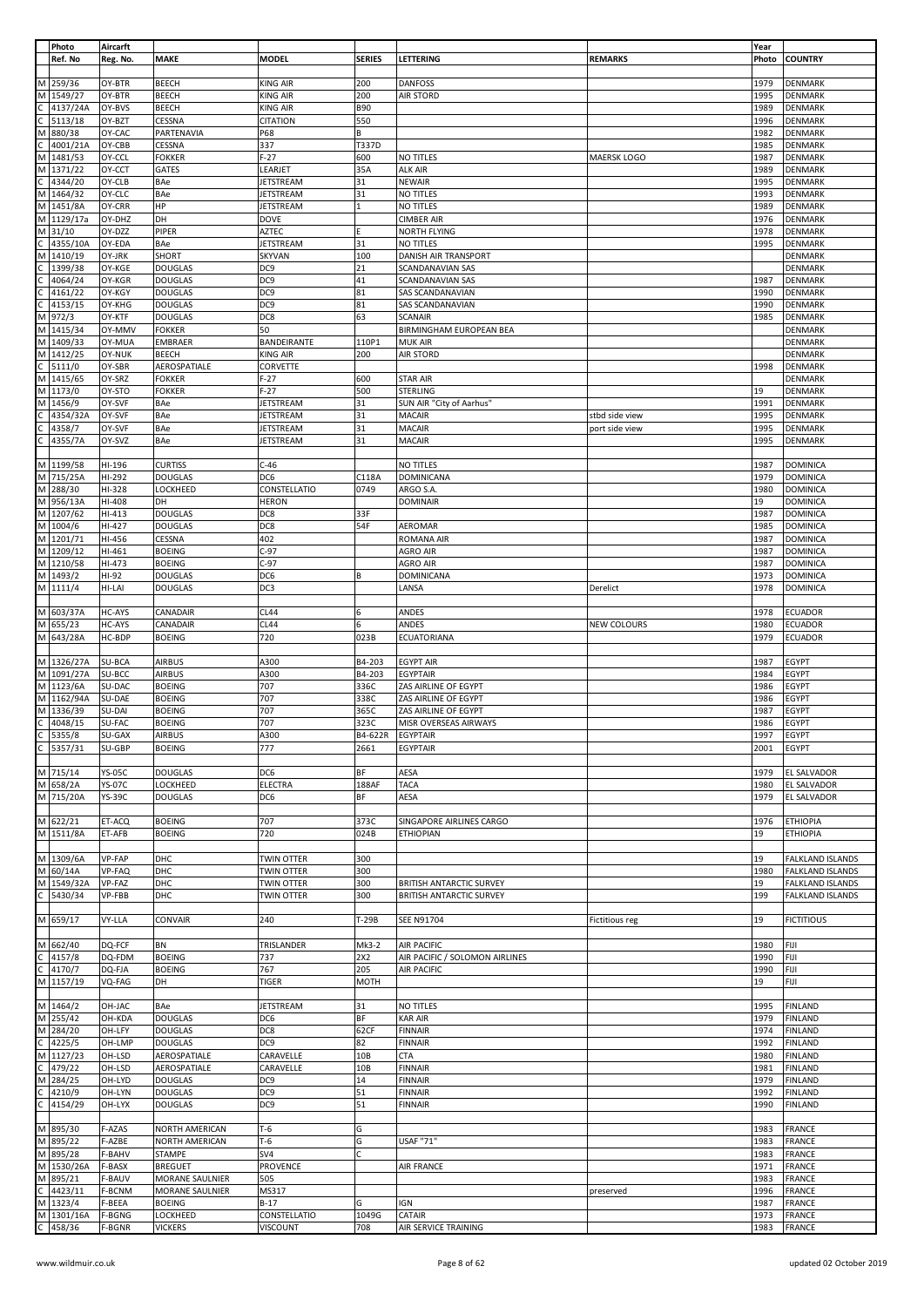| | Photo Ref. No | Aircarft Reg. No. | MAKE | MODEL | SERIES | LETTERING | REMARKS | Year Photo | COUNTRY |
|---|---|---|---|---|---|---|---|---|---|
| M | 259/36 | OY-BTR | BEECH | KING AIR | 200 | DANFOSS | | 1979 | DENMARK |
| M | 1549/27 | OY-BTR | BEECH | KING AIR | 200 | AIR STORD | | 1995 | DENMARK |
| C | 4137/24A | OY-BVS | BEECH | KING AIR | B90 | | | 1989 | DENMARK |
| C | 5113/18 | OY-BZT | CESSNA | CITATION | 550 | | | 1996 | DENMARK |
| M | 880/38 | OY-CAC | PARTENAVIA | P68 | B | | | 1982 | DENMARK |
| C | 4001/21A | OY-CBB | CESSNA | 337 | T337D | | | 1985 | DENMARK |
| M | 1481/53 | OY-CCL | FOKKER | F-27 | 600 | NO TITLES | MAERSK LOGO | 1987 | DENMARK |
| M | 1371/22 | OY-CCT | GATES | LEARJET | 35A | ALK AIR | | 1989 | DENMARK |
| C | 4344/20 | OY-CLB | BAe | JETSTREAM | 31 | NEWAIR | | 1995 | DENMARK |
| M | 1464/32 | OY-CLC | BAe | JETSTREAM | 31 | NO TITLES | | 1993 | DENMARK |
| M | 1451/8A | OY-CRR | HP | JETSTREAM | 1 | NO TITLES | | 1989 | DENMARK |
| M | 1129/17a | OY-DHZ | DH | DOVE | | CIMBER AIR | | 1976 | DENMARK |
| M | 31/10 | OY-DZZ | PIPER | AZTEC | E | NORTH FLYING | | 1978 | DENMARK |
| C | 4355/10A | OY-EDA | BAe | JETSTREAM | 31 | NO TITLES | | 1995 | DENMARK |
| M | 1410/19 | OY-JRK | SHORT | SKYVAN | 100 | DANISH AIR TRANSPORT | | | DENMARK |
| C | 1399/38 | OY-KGE | DOUGLAS | DC9 | 21 | SCANDANAVIAN SAS | | | DENMARK |
| C | 4064/24 | OY-KGR | DOUGLAS | DC9 | 41 | SCANDANAVIAN SAS | | 1987 | DENMARK |
| C | 4161/22 | OY-KGY | DOUGLAS | DC9 | 81 | SAS SCANDANAVIAN | | 1990 | DENMARK |
| C | 4153/15 | OY-KHG | DOUGLAS | DC9 | 81 | SAS SCANDANAVIAN | | 1990 | DENMARK |
| M | 972/3 | OY-KTF | DOUGLAS | DC8 | 63 | SCANAIR | | 1985 | DENMARK |
| M | 1415/34 | OY-MMV | FOKKER | 50 | | BIRMINGHAM EUROPEAN BEA | | | DENMARK |
| M | 1409/33 | OY-MUA | EMBRAER | BANDEIRANTE | 110P1 | MUK AIR | | | DENMARK |
| M | 1412/25 | OY-NUK | BEECH | KING AIR | 200 | AIR STORD | | | DENMARK |
| C | 5111/0 | OY-SBR | AEROSPATIALE | CORVETTE | | | | 1998 | DENMARK |
| M | 1415/65 | OY-SRZ | FOKKER | F-27 | 600 | STAR AIR | | | DENMARK |
| M | 1173/0 | OY-STO | FOKKER | F-27 | 500 | STERLING | | 19 | DENMARK |
| M | 1456/9 | OY-SVF | BAe | JETSTREAM | 31 | SUN AIR "City of Aarhus" | | 1991 | DENMARK |
| C | 4354/32A | OY-SVF | BAe | JETSTREAM | 31 | MACAIR | stbd side view | 1995 | DENMARK |
| C | 4358/7 | OY-SVF | BAe | JETSTREAM | 31 | MACAIR | port side view | 1995 | DENMARK |
| C | 4355/7A | OY-SVZ | BAe | JETSTREAM | 31 | MACAIR | | 1995 | DENMARK |
| | | | | | | | | | |
| M | 1199/58 | HI-196 | CURTISS | C-46 | | NO TITLES | | 1987 | DOMINICA |
| M | 715/25A | HI-292 | DOUGLAS | DC6 | C118A | DOMINICANA | | 1979 | DOMINICA |
| M | 288/30 | HI-328 | LOCKHEED | CONSTELLATIO | 0749 | ARGO S.A. | | 1980 | DOMINICA |
| M | 956/13A | HI-408 | DH | HERON | | DOMINAIR | | 19 | DOMINICA |
| M | 1207/62 | HI-413 | DOUGLAS | DC8 | 33F | | | 1987 | DOMINICA |
| M | 1004/6 | HI-427 | DOUGLAS | DC8 | 54F | AEROMAR | | 1985 | DOMINICA |
| M | 1201/71 | HI-456 | CESSNA | 402 | | ROMANA AIR | | 1987 | DOMINICA |
| M | 1209/12 | HI-461 | BOEING | C-97 | | AGRO AIR | | 1987 | DOMINICA |
| M | 1210/58 | HI-473 | BOEING | C-97 | | AGRO AIR | | 1987 | DOMINICA |
| M | 1493/2 | HI-92 | DOUGLAS | DC6 | B | DOMINICANA | | 1973 | DOMINICA |
| M | 1111/4 | HI-LAI | DOUGLAS | DC3 | | LANSA | Derelict | 1978 | DOMINICA |
| | | | | | | | | | |
| M | 603/37A | HC-AYS | CANADAIR | CL44 | 6 | ANDES | | 1978 | ECUADOR |
| M | 655/23 | HC-AYS | CANADAIR | CL44 | 6 | ANDES | NEW COLOURS | 1980 | ECUADOR |
| M | 643/28A | HC-BDP | BOEING | 720 | 023B | ECUATORIANA | | 1979 | ECUADOR |
| | | | | | | | | | |
| M | 1326/27A | SU-BCA | AIRBUS | A300 | B4-203 | EGYPT AIR | | 1987 | EGYPT |
| M | 1091/27A | SU-BCC | AIRBUS | A300 | B4-203 | EGYPTAIR | | 1984 | EGYPT |
| M | 1123/6A | SU-DAC | BOEING | 707 | 336C | ZAS AIRLINE OF EGYPT | | 1986 | EGYPT |
| M | 1162/94A | SU-DAE | BOEING | 707 | 338C | ZAS AIRLINE OF EGYPT | | 1986 | EGYPT |
| M | 1336/39 | SU-DAI | BOEING | 707 | 365C | ZAS AIRLINE OF EGYPT | | 1987 | EGYPT |
| C | 4048/15 | SU-FAC | BOEING | 707 | 323C | MISR OVERSEAS AIRWAYS | | 1986 | EGYPT |
| C | 5355/8 | SU-GAX | AIRBUS | A300 | B4-622R | EGYPTAIR | | 1997 | EGYPT |
| C | 5357/31 | SU-GBP | BOEING | 777 | 2661 | EGYPTAIR | | 2001 | EGYPT |
| | | | | | | | | | |
| M | 715/14 | YS-05C | DOUGLAS | DC6 | BF | AESA | | 1979 | EL SALVADOR |
| M | 658/2A | YS-07C | LOCKHEED | ELECTRA | 188AF | TACA | | 1980 | EL SALVADOR |
| M | 715/20A | YS-39C | DOUGLAS | DC6 | BF | AESA | | 1979 | EL SALVADOR |
| | | | | | | | | | |
| M | 622/21 | ET-ACQ | BOEING | 707 | 373C | SINGAPORE AIRLINES CARGO | | 1976 | ETHIOPIA |
| M | 1511/8A | ET-AFB | BOEING | 720 | 024B | ETHIOPIAN | | 19 | ETHIOPIA |
| | | | | | | | | | |
| M | 1309/6A | VP-FAP | DHC | TWIN OTTER | 300 | | | 19 | FALKLAND ISLANDS |
| M | 60/14A | VP-FAQ | DHC | TWIN OTTER | 300 | | | 1980 | FALKLAND ISLANDS |
| M | 1549/32A | VP-FAZ | DHC | TWIN OTTER | 300 | BRITISH ANTARCTIC SURVEY | | 19 | FALKLAND ISLANDS |
| C | 5430/34 | VP-FBB | DHC | TWIN OTTER | 300 | BRITISH ANTARCTIC SURVEY | | 199 | FALKLAND ISLANDS |
| | | | | | | | | | |
| M | 659/17 | VY-LLA | CONVAIR | 240 | T-29B | SEE N91704 | Fictitious reg | 19 | FICTITIOUS |
| | | | | | | | | | |
| M | 662/40 | DQ-FCF | BN | TRISLANDER | Mk3-2 | AIR PACIFIC | | 1980 | FIJI |
| C | 4157/8 | DQ-FDM | BOEING | 737 | 2X2 | AIR PACIFIC / SOLOMON AIRLINES | | 1990 | FIJI |
| C | 4170/7 | DQ-FJA | BOEING | 767 | 205 | AIR PACIFIC | | 1990 | FIJI |
| M | 1157/19 | VQ-FAG | DH | TIGER | MOTH | | | 19 | FIJI |
| | | | | | | | | | |
| M | 1464/2 | OH-JAC | BAe | JETSTREAM | 31 | NO TITLES | | 1995 | FINLAND |
| M | 255/42 | OH-KDA | DOUGLAS | DC6 | BF | KAR AIR | | 1979 | FINLAND |
| M | 284/20 | OH-LFY | DOUGLAS | DC8 | 62CF | FINNAIR | | 1974 | FINLAND |
| C | 4225/5 | OH-LMP | DOUGLAS | DC9 | 82 | FINNAIR | | 1992 | FINLAND |
| M | 1127/23 | OH-LSD | AEROSPATIALE | CARAVELLE | 10B | CTA | | 1980 | FINLAND |
| C | 479/22 | OH-LSD | AEROSPATIALE | CARAVELLE | 10B | FINNAIR | | 1981 | FINLAND |
| M | 284/25 | OH-LYD | DOUGLAS | DC9 | 14 | FINNAIR | | 1979 | FINLAND |
| C | 4210/9 | OH-LYN | DOUGLAS | DC9 | 51 | FINNAIR | | 1992 | FINLAND |
| C | 4154/29 | OH-LYX | DOUGLAS | DC9 | 51 | FINNAIR | | 1990 | FINLAND |
| | | | | | | | | | |
| M | 895/30 | F-AZAS | NORTH AMERICAN | T-6 | G | | | 1983 | FRANCE |
| M | 895/22 | F-AZBE | NORTH AMERICAN | T-6 | G | USAF "71" | | 1983 | FRANCE |
| M | 895/28 | F-BAHV | STAMPE | SV4 | C | | | 1983 | FRANCE |
| M | 1530/26A | F-BASX | BREGUET | PROVENCE | | AIR FRANCE | | 1971 | FRANCE |
| M | 895/21 | F-BAUV | MORANE SAULNIER | 505 | | | | 1983 | FRANCE |
| C | 4423/11 | F-BCNM | MORANE SAULNIER | MS317 | | | preserved | 1996 | FRANCE |
| M | 1323/4 | F-BEEA | BOEING | B-17 | G | IGN | | 1987 | FRANCE |
| M | 1301/16A | F-BGNG | LOCKHEED | CONSTELLATIO | 1049G | CATAIR | | 1973 | FRANCE |
| C | 458/36 | F-BGNR | VICKERS | VISCOUNT | 708 | AIR SERVICE TRAINING | | 1983 | FRANCE |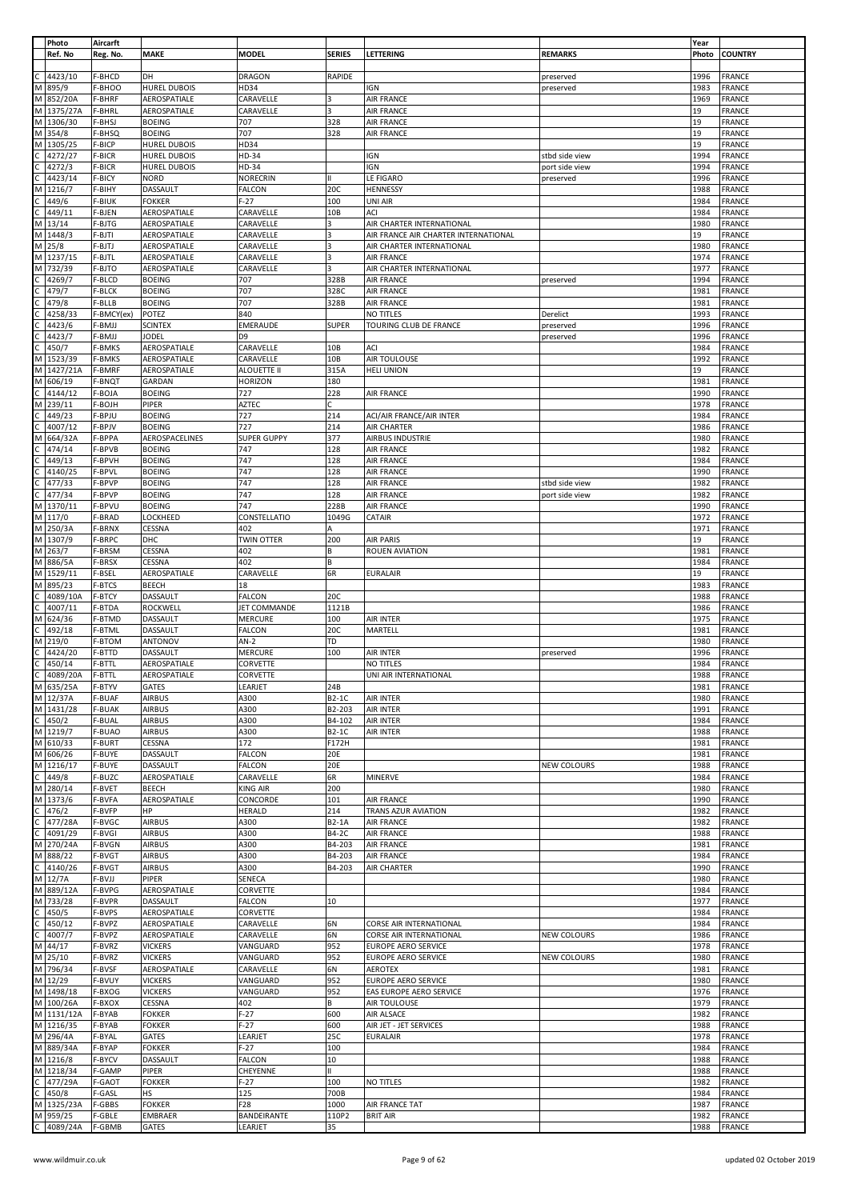| | Photo | Aircarft | | | | | | Year | |
|---|---|---|---|---|---|---|---|---|---|
| | Ref. No | Reg. No. | MAKE | MODEL | SERIES | LETTERING | REMARKS | Photo | COUNTRY |
| C | 4423/10 | F-BHCD | DH | DRAGON | RAPIDE | | preserved | 1996 | FRANCE |
| M | 895/9 | F-BHOO | HUREL DUBOIS | HD34 | | IGN | preserved | 1983 | FRANCE |
| M | 852/20A | F-BHRF | AEROSPATIALE | CARAVELLE | 3 | AIR FRANCE | | 1969 | FRANCE |
| M | 1375/27A | F-BHRL | AEROSPATIALE | CARAVELLE | 3 | AIR FRANCE | | 19 | FRANCE |
| M | 1306/30 | F-BHSJ | BOEING | 707 | 328 | AIR FRANCE | | 19 | FRANCE |
| M | 354/8 | F-BHSQ | BOEING | 707 | 328 | AIR FRANCE | | 19 | FRANCE |
| M | 1305/25 | F-BICP | HUREL DUBOIS | HD34 | | | | 19 | FRANCE |
| C | 4272/27 | F-BICR | HUREL DUBOIS | HD-34 | | IGN | stbd side view | 1994 | FRANCE |
| C | 4272/3 | F-BICR | HUREL DUBOIS | HD-34 | | IGN | port side view | 1994 | FRANCE |
| C | 4423/14 | F-BICY | NORD | NORECRIN | II | LE FIGARO | preserved | 1996 | FRANCE |
| M | 1216/7 | F-BIHY | DASSAULT | FALCON | 20C | HENNESSY | | 1988 | FRANCE |
| C | 449/6 | F-BIUK | FOKKER | F-27 | 100 | UNI AIR | | 1984 | FRANCE |
| C | 449/11 | F-BJEN | AEROSPATIALE | CARAVELLE | 10B | ACI | | 1984 | FRANCE |
| M | 13/14 | F-BJTG | AEROSPATIALE | CARAVELLE | 3 | AIR CHARTER INTERNATIONAL | | 1980 | FRANCE |
| M | 1448/3 | F-BJTI | AEROSPATIALE | CARAVELLE | 3 | AIR FRANCE AIR CHARTER INTERNATIONAL | | 19 | FRANCE |
| M | 25/8 | F-BJTJ | AEROSPATIALE | CARAVELLE | 3 | AIR CHARTER INTERNATIONAL | | 1980 | FRANCE |
| M | 1237/15 | F-BJTL | AEROSPATIALE | CARAVELLE | 3 | AIR FRANCE | | 1974 | FRANCE |
| M | 732/39 | F-BJTO | AEROSPATIALE | CARAVELLE | 3 | AIR CHARTER INTERNATIONAL | | 1977 | FRANCE |
| C | 4269/7 | F-BLCD | BOEING | 707 | 328B | AIR FRANCE | preserved | 1994 | FRANCE |
| C | 479/7 | F-BLCK | BOEING | 707 | 328C | AIR FRANCE | | 1981 | FRANCE |
| C | 479/8 | F-BLLB | BOEING | 707 | 328B | AIR FRANCE | | 1981 | FRANCE |
| C | 4258/33 | F-BMCY(ex) | POTEZ | 840 | | NO TITLES | Derelict | 1993 | FRANCE |
| C | 4423/6 | F-BMJJ | SCINTEX | EMERAUDE | SUPER | TOURING CLUB DE FRANCE | preserved | 1996 | FRANCE |
| C | 4423/7 | F-BMJJ | JODEL | D9 | | | preserved | 1996 | FRANCE |
| C | 450/7 | F-BMKS | AEROSPATIALE | CARAVELLE | 10B | ACI | | 1984 | FRANCE |
| M | 1523/39 | F-BMKS | AEROSPATIALE | CARAVELLE | 10B | AIR TOULOUSE | | 1992 | FRANCE |
| M | 1427/21A | F-BMRF | AEROSPATIALE | ALOUETTE II | 315A | HELI UNION | | 19 | FRANCE |
| M | 606/19 | F-BNQT | GARDAN | HORIZON | 180 | | | 1981 | FRANCE |
| C | 4144/12 | F-BOJA | BOEING | 727 | 228 | AIR FRANCE | | 1990 | FRANCE |
| M | 239/11 | F-BOJH | PIPER | AZTEC | C | | | 1978 | FRANCE |
| C | 449/23 | F-BPJU | BOEING | 727 | 214 | ACI/AIR FRANCE/AIR INTER | | 1984 | FRANCE |
| C | 4007/12 | F-BPJV | BOEING | 727 | 214 | AIR CHARTER | | 1986 | FRANCE |
| M | 664/32A | F-BPPA | AEROSPACELINES | SUPER GUPPY | 377 | AIRBUS INDUSTRIE | | 1980 | FRANCE |
| C | 474/14 | F-BPVB | BOEING | 747 | 128 | AIR FRANCE | | 1982 | FRANCE |
| C | 449/13 | F-BPVH | BOEING | 747 | 128 | AIR FRANCE | | 1984 | FRANCE |
| C | 4140/25 | F-BPVL | BOEING | 747 | 128 | AIR FRANCE | | 1990 | FRANCE |
| C | 477/33 | F-BPVP | BOEING | 747 | 128 | AIR FRANCE | stbd side view | 1982 | FRANCE |
| C | 477/34 | F-BPVP | BOEING | 747 | 128 | AIR FRANCE | port side view | 1982 | FRANCE |
| M | 1370/11 | F-BPVU | BOEING | 747 | 228B | AIR FRANCE | | 1990 | FRANCE |
| M | 117/0 | F-BRAD | LOCKHEED | CONSTELLATIO | 1049G | CATAIR | | 1972 | FRANCE |
| M | 250/3A | F-BRNX | CESSNA | 402 | A | | | 1971 | FRANCE |
| M | 1307/9 | F-BRPC | DHC | TWIN OTTER | 200 | AIR PARIS | | 19 | FRANCE |
| M | 263/7 | F-BRSM | CESSNA | 402 | B | ROUEN AVIATION | | 1981 | FRANCE |
| M | 886/5A | F-BRSX | CESSNA | 402 | B | | | 1984 | FRANCE |
| M | 1529/11 | F-BSEL | AEROSPATIALE | CARAVELLE | 6R | EURALAIR | | 19 | FRANCE |
| M | 895/23 | F-BTCS | BEECH | 18 | | | | 1983 | FRANCE |
| C | 4089/10A | F-BTCY | DASSAULT | FALCON | 20C | | | 1988 | FRANCE |
| C | 4007/11 | F-BTDA | ROCKWELL | JET COMMANDE | 1121B | | | 1986 | FRANCE |
| M | 624/36 | F-BTMD | DASSAULT | MERCURE | 100 | AIR INTER | | 1975 | FRANCE |
| C | 492/18 | F-BTML | DASSAULT | FALCON | 20C | MARTELL | | 1981 | FRANCE |
| M | 219/0 | F-BTOM | ANTONOV | AN-2 | TD | | | 1980 | FRANCE |
| C | 4424/20 | F-BTTD | DASSAULT | MERCURE | 100 | AIR INTER | preserved | 1996 | FRANCE |
| C | 450/14 | F-BTTL | AEROSPATIALE | CORVETTE | | NO TITLES | | 1984 | FRANCE |
| C | 4089/20A | F-BTTL | AEROSPATIALE | CORVETTE | | UNI AIR INTERNATIONAL | | 1988 | FRANCE |
| M | 635/25A | F-BTYV | GATES | LEARJET | 24B | | | 1981 | FRANCE |
| M | 12/37A | F-BUAF | AIRBUS | A300 | B2-1C | AIR INTER | | 1980 | FRANCE |
| M | 1431/28 | F-BUAK | AIRBUS | A300 | B2-203 | AIR INTER | | 1991 | FRANCE |
| C | 450/2 | F-BUAL | AIRBUS | A300 | B4-102 | AIR INTER | | 1984 | FRANCE |
| M | 1219/7 | F-BUAO | AIRBUS | A300 | B2-1C | AIR INTER | | 1988 | FRANCE |
| M | 610/33 | F-BURT | CESSNA | 172 | F172H | | | 1981 | FRANCE |
| M | 606/26 | F-BUYE | DASSAULT | FALCON | 20E | | | 1981 | FRANCE |
| M | 1216/17 | F-BUYE | DASSAULT | FALCON | 20E | | NEW COLOURS | 1988 | FRANCE |
| C | 449/8 | F-BUZC | AEROSPATIALE | CARAVELLE | 6R | MINERVE | | 1984 | FRANCE |
| M | 280/14 | F-BVET | BEECH | KING AIR | 200 | | | 1980 | FRANCE |
| M | 1373/6 | F-BVFA | AEROSPATIALE | CONCORDE | 101 | AIR FRANCE | | 1990 | FRANCE |
| C | 476/2 | F-BVFP | HP | HERALD | 214 | TRANS AZUR AVIATION | | 1982 | FRANCE |
| C | 477/28A | F-BVGC | AIRBUS | A300 | B2-1A | AIR FRANCE | | 1982 | FRANCE |
| C | 4091/29 | F-BVGI | AIRBUS | A300 | B4-2C | AIR FRANCE | | 1988 | FRANCE |
| M | 270/24A | F-BVGN | AIRBUS | A300 | B4-203 | AIR FRANCE | | 1981 | FRANCE |
| M | 888/22 | F-BVGT | AIRBUS | A300 | B4-203 | AIR FRANCE | | 1984 | FRANCE |
| C | 4140/26 | F-BVGT | AIRBUS | A300 | B4-203 | AIR CHARTER | | 1990 | FRANCE |
| M | 12/7A | F-BVJJ | PIPER | SENECA | | | | 1980 | FRANCE |
| M | 889/12A | F-BVPG | AEROSPATIALE | CORVETTE | | | | 1984 | FRANCE |
| M | 733/28 | F-BVPR | DASSAULT | FALCON | 10 | | | 1977 | FRANCE |
| C | 450/5 | F-BVPS | AEROSPATIALE | CORVETTE | | | | 1984 | FRANCE |
| C | 450/12 | F-BVPZ | AEROSPATIALE | CARAVELLE | 6N | CORSE AIR INTERNATIONAL | | 1984 | FRANCE |
| C | 4007/7 | F-BVPZ | AEROSPATIALE | CARAVELLE | 6N | CORSE AIR INTERNATIONAL | NEW COLOURS | 1986 | FRANCE |
| M | 44/17 | F-BVRZ | VICKERS | VANGUARD | 952 | EUROPE AERO SERVICE | | 1978 | FRANCE |
| M | 25/10 | F-BVRZ | VICKERS | VANGUARD | 952 | EUROPE AERO SERVICE | NEW COLOURS | 1980 | FRANCE |
| M | 796/34 | F-BVSF | AEROSPATIALE | CARAVELLE | 6N | AEROTEX | | 1981 | FRANCE |
| M | 12/29 | F-BVUY | VICKERS | VANGUARD | 952 | EUROPE AERO SERVICE | | 1980 | FRANCE |
| M | 1498/18 | F-BXOG | VICKERS | VANGUARD | 952 | EAS EUROPE AERO SERVICE | | 1976 | FRANCE |
| M | 100/26A | F-BXOX | CESSNA | 402 | B | AIR TOULOUSE | | 1979 | FRANCE |
| M | 1131/12A | F-BYAB | FOKKER | F-27 | 600 | AIR ALSACE | | 1982 | FRANCE |
| M | 1216/35 | F-BYAB | FOKKER | F-27 | 600 | AIR JET - JET SERVICES | | 1988 | FRANCE |
| M | 296/4A | F-BYAL | GATES | LEARJET | 25C | EURALAIR | | 1978 | FRANCE |
| M | 889/34A | F-BYAP | FOKKER | F-27 | 100 | | | 1984 | FRANCE |
| M | 1216/8 | F-BYCV | DASSAULT | FALCON | 10 | | | 1988 | FRANCE |
| M | 1218/34 | F-GAMP | PIPER | CHEYENNE | II | | | 1988 | FRANCE |
| C | 477/29A | F-GAOT | FOKKER | F-27 | 100 | NO TITLES | | 1982 | FRANCE |
| C | 450/8 | F-GASL | HS | 125 | 700B | | | 1984 | FRANCE |
| M | 1325/23A | F-GBBS | FOKKER | F28 | 1000 | AIR FRANCE TAT | | 1987 | FRANCE |
| M | 959/25 | F-GBLE | EMBRAER | BANDEIRANTE | 110P2 | BRIT AIR | | 1982 | FRANCE |
| C | 4089/24A | F-GBMB | GATES | LEARJET | 35 | | | 1988 | FRANCE |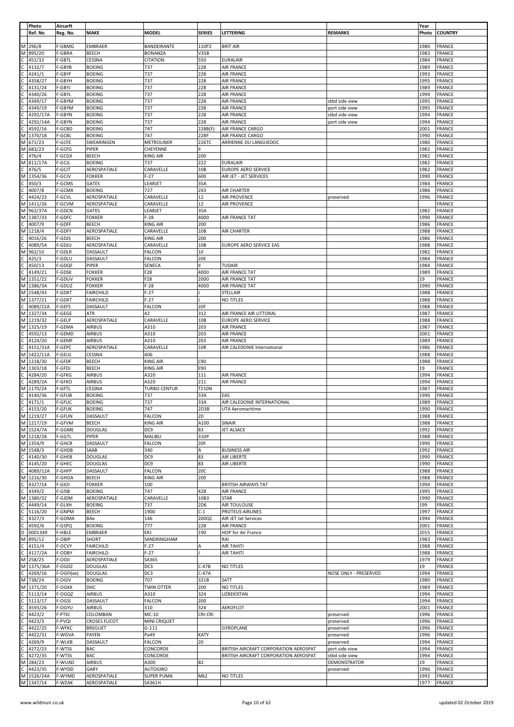| | Photo | Aircarft | | | | | | Year | |
|---|---|---|---|---|---|---|---|---|---|
| | Ref. No | Reg. No. | MAKE | MODEL | SERIES | LETTERING | REMARKS | Photo | COUNTRY |
| M | 296/8 | F-GBMG | EMBRAER | BANDEIRANTE | 110P2 | BRIT AIR | | 1980 | FRANCE |
| M | 895/20 | F-GBRA | BEECH | BONANZA | V35B | | | 1983 | FRANCE |
| C | 451/32 | F-GBTL | CESSNA | CITATION | 550 | EURALAIR | | 1984 | FRANCE |
| C | 4132/7 | F-GBYB | BOEING | 737 | 228 | AIR FRANCE | | 1989 | FRANCE |
| C | 4241/1 | F-GBYF | BOEING | 737 | 228 | AIR FRANCE | | 1993 | FRANCE |
| C | 4358/27 | F-GBYH | BOEING | 737 | 228 | AIR FRANCE | | 1995 | FRANCE |
| C | 4131/24 | F-GBYJ | BOEING | 737 | 228 | AIR FRANCE | | 1989 | FRANCE |
| C | 4340/26 | F-GBYL | BOEING | 737 | 228 | AIR FRANCE | | 1994 | FRANCE |
| C | 4349/17 | F-GBYM | BOEING | 737 | 228 | AIR FRANCE | stbd side view | 1995 | FRANCE |
| C | 4349/19 | F-GBYM | BOEING | 737 | 228 | AIR FRANCE | port side view | 1995 | FRANCE |
| C | 4292/17A | F-GBYN | BOEING | 737 | 228 | AIR FRANCE | stbd side view | 1994 | FRANCE |
| C | 4292/14A | F-GBYN | BOEING | 737 | 228 | AIR FRANCE | port side view | 1994 | FRANCE |
| C | 4592/16 | F-GCBD | BOEING | 747 | 228B(F) | AIR FRANCE CARGO | | 2001 | FRANCE |
| M | 1370/18 | F-GCBL | BOEING | 747 | 228F | AIR FRANCE CARGO | | 1990 | FRANCE |
| M | 671/23 | F-GCFE | SWEARINGEN | METROLINER | 226TC | ARRIENNE DU LANGUEDOC | | 1980 | FRANCE |
| M | 683/23 | F-GCFG | PIPER | CHEYENNE | II | | | 1982 | FRANCE |
| C | 476/4 | F-GCGX | BEECH | KING AIR | 200 | | | 1982 | FRANCE |
| M | 811/17A | F-GCJL | BOEING | 737 | 222 | EURALAIR | | 1982 | FRANCE |
| C | 476/5 | F-GCJT | AEROSPATIALE | CARAVELLE | 10B | EUROPE AERO SERVICE | | 1982 | FRANCE |
| M | 1354/36 | F-GCJV | FOKKER | F-27 | 600 | AIR JET - JET SERVICES | | 1990 | FRANCE |
| C | 450/3 | F-GCMS | GATES | LEARJET | 35A | | | 1984 | FRANCE |
| C | 4007/8 | F-GCMX | BOEING | 727 | 2X3 | AIR CHARTER | | 1986 | FRANCE |
| C | 4424/23 | F-GCVL | AEROSPATIALE | CARAVELLE | 12 | AIR PROVENCE | preserved | 1996 | FRANCE |
| M | 1411/26 | F-GCVM | AEROSPATIALE | CARAVELLE | 12 | AIR PROVENCE | | | FRANCE |
| M | 962/37A | F-GDCN | GATES | LEARJET | 35A | | | 1982 | FRANCE |
| M | 1387/33 | F-GDFC | FOKKER | F-28 | 4000 | AIR FRANCE TAT | | 1990 | FRANCE |
| C | 4007/9 | F-GDFF | BEECH | KING AIR | 200 | | | 1986 | FRANCE |
| M | 1218/4 | F-GDFY | AEROSPATIALE | CARAVELLE | 10B | AIR CHARTER | | 1988 | FRANCE |
| C | 4016/26 | F-GDJS | BEECH | KING AIR | 200 | | | 1986 | FRANCE |
| C | 4089/5A | F-GDJU | AEROSPATIALE | CARAVELLE | 10B | EUROPE AERO SERVICE EAS | | 1988 | FRANCE |
| M | 962/10 | F-GDLR | DASSAULT | FALCON | 10 | | | 1982 | FRANCE |
| C | 425/3 | F-GDLU | DASSAULT | FALCON | 20E | | | 1984 | FRANCE |
| C | 450/13 | F-GDQF | PIPER | SENECA | II | TUDAIR | | 1984 | FRANCE |
| C | 4149/21 | F-GDSK | FOKKER | F28 | 4000 | AIR FRANCE TAT | | 1989 | FRANCE |
| M | 1351/22 | F-GDUV | FOKKER | F28 | 2000 | AIR FRANCE TAT | | 19 | FRANCE |
| M | 1386/3A | F-GDUZ | FOKKER | F-28 | 4000 | AIR FRANCE TAT | | 1990 | FRANCE |
| M | 1548/43 | F-GDXT | FAIRCHILD | F-27 | J | STELLAIR | | 1988 | FRANCE |
| M | 1377/21 | F-GDXT | FAIRCHILD | F-27 | J | NO TITLES | | 1988 | FRANCE |
| C | 4089/22A | F-GEFS | DASSAULT | FALCON | 20F | | | 1988 | FRANCE |
| M | 1327/34 | F-GEGE | ATR | 42 | 312 | AIR FRANCE AIR LITTORAL | | 1987 | FRANCE |
| M | 1219/32 | F-GELP | AEROSPATIALE | CARAVELLE | 10B | EUROPE AERO SERVICE | | 1988 | FRANCE |
| M | 1325/19 | F-GEMA | AIRBUS | A310 | 203 | AIR FRANCE | | 1987 | FRANCE |
| C | 4592/13 | F-GEMD | AIRBUS | A310 | 203 | AIR FRANCE | | 2001 | FRANCE |
| C | 4124/20 | F-GEMF | AIRBUS | A310 | 203 | AIR FRANCE | | 1989 | FRANCE |
| C | 4151/31A | F-GEPC | AEROSPATIALE | CARAVELLE | 10R | AIR CALEDONIE International | | 1986 | FRANCE |
| M | 1422/11A | F-GEUL | CESSNA | 406 | | | | 1988 | FRANCE |
| M | 1218/30 | F-GFDF | BEECH | KING AIR | C90 | | | 1988 | FRANCE |
| M | 1303/18 | F-GFDJ | BEECH | KING AIR | E90 | | | 19 | FRANCE |
| C | 4284/20 | F-GFKG | AIRBUS | A320 | 111 | AIR FRANCE | | 1994 | FRANCE |
| C | 4289/2A | F-GFKO | AIRBUS | A320 | 211 | AIR FRANCE | | 1994 | FRANCE |
| M | 1170/24 | F-GFTL | CESSNA | TURBO CENTUR | T210N | | | 1987 | FRANCE |
| C | 4140/36 | F-GFUB | BOEING | 737 | 33A | EAS | | 1990 | FRANCE |
| C | 4171/1 | F-GFUC | BOEING | 737 | 33A | AIR CALEDONIE INTERNATIONAL | | 1989 | FRANCE |
| C | 4153/20 | F-GFUK | BOEING | 747 | 2D3B | UTA Aeromaritime | | 1990 | FRANCE |
| M | 1219/27 | F-GFUN | DASSAULT | FALCON | 20 | | | 1988 | FRANCE |
| M | 1217/19 | F-GFVM | BEECH | KING AIR | A100 | SINAIR | | 1988 | FRANCE |
| M | 1524/7A | F-GGME | DOUGLAS | DC9 | 83 | JET ALSACE | | 1992 | FRANCE |
| M | 1218/28 | F-GGTL | PIPER | MALIBU | 310P | | | 1988 | FRANCE |
| M | 1354/9 | F-GHCR | DASSAULT | FALCON | 20F | | | 1990 | FRANCE |
| M | 1548/3 | F-GHDB | SAAB | 340 | A | BUSINESS AIR | | 1992 | FRANCE |
| C | 4140/30 | F-GHEB | DOUGLAS | DC9 | 83 | AIR LIBERTE | | 1990 | FRANCE |
| C | 4145/20 | F-GHEC | DOUGLAS | DC9 | 83 | AIR LIBERTE | | 1990 | FRANCE |
| C | 4089/12A | F-GHFP | DASSAULT | FALCON | 20C | | | 1988 | FRANCE |
| M | 1216/30 | F-GHOA | BEECH | KING AIR | 200 | | | 1988 | FRANCE |
| C | 4327/14 | F-GIOI | FOKKER | 100 | | BRITISH AIRWAYS TAT | | 1994 | FRANCE |
| C | 4349/2 | F-GISB | BOEING | 747 | 428 | AIR FRANCE | | 1995 | FRANCE |
| M | 1380/32 | F-GJDM | AEROSPATIALE | CARAVELLE | 10B3 | STAR | | 1990 | FRANCE |
| C | 4449/14 | F-GLXH | BOEING | 737 | 2D6 | AIR TOULOUSE | | 199 | FRANCE |
| C | 5116/20 | F-GNPM | BEECH | 1900 | C-1 | PROTEUS AIRLINES | | 1997 | FRANCE |
| C | 4327/3 | F-GOMA | BAe | 146 | 200QC | AIR JET Jet Services | | 1994 | FRANCE |
| C | 4592/6 | F-GSPQ | BOEING | 777 | 228 | AIR FRANCE | | 2001 | FRANCE |
| D | 0001349 | F-HBLE | EMBRAER | ERJ | 190 | HOP for Air France | | 2015 | FRANCE |
| M | 895/12 | F-OBIP | SHORT | SANDRINGHAM | | RAI | | 1983 | FRANCE |
| C | 4151/4 | F-OCVY | FAIRCHILD | F-27 | A | AIR TAHITI | | 1988 | FRANCE |
| C | 4117/2A | F-ODBY | FAIRCHILD | F-27 | J | AIR TAHITI | | 1988 | FRANCE |
| M | 258/25 | F-ODJI | AEROSPATIALE | SA365 | | | | 1979 | FRANCE |
| M | 1375/36A | F-OGDZ | DOUGLAS | DC3 | C-47B | NO TITLES | | 19 | FRANCE |
| C | 4269/16 | F-OGFI(ex) | DOUGLAS | DC3 | C-47A | | NOSE ONLY - PRESERVED | 1994 | FRANCE |
| M | 738/24 | F-OGIV | BOEING | 707 | 321B | SATT | | 1980 | FRANCE |
| M | 1371/20 | F-OGKK | DHC | TWIN OTTER | 200 | NO TITLES | | 1989 | FRANCE |
| C | 5113/14 | F-OGQZ | AIRBUS | A310 | 324 | UZBEKISTAN | | 1994 | FRANCE |
| C | 5113/17 | F-OGSI | DASSAULT | FALCON | 200 | | | 1994 | FRANCE |
| C | 4593/26 | F-OGYU | AIRBUS | 310 | 324 | AEROFLOT | | 2001 | FRANCE |
| C | 4423/2 | F-PTXJ | COLOMBAN | MC-10 | CRI-CRI | | preserved | 1996 | FRANCE |
| C | 4423/3 | F-PVQI | CROSES FLICOT | MINI CRIQUET | | | preserved | 1996 | FRANCE |
| C | 4422/25 | F-WFKC | BREGUET | G-111 | | GYROPLANE | preserved | 1996 | FRANCE |
| C | 4422/31 | F-WGVA | PAYEN | Pa49 | KATY | | preserved | 1996 | FRANCE |
| C | 4269/9 | F-WLKB | DASSAULT | FALCON | 20 | | preserved | 1994 | FRANCE |
| C | 4272/23 | F-WTSS | BAC | CONCORDE | | BRITISH AIRCRAFT CORPORATION AEROSPAT | port side view | 1994 | FRANCE |
| C | 4272/35 | F-WTSS | BAC | CONCORDE | | BRITISH AIRCRAFT CORPORATION AEROSPAT | stbd side view | 1994 | FRANCE |
| M | 284/23 | F-WUAD | AIRBUS | A300 | B2 | | DEMONSTRATOR | 19 | FRANCE |
| C | 4423/35 | F-WYDD | GARY | AUTOGIRO | | | preserved | 1996 | FRANCE |
| M | 1526/24A | F-WYMD | AEROSPATIALE | SUPER PUMA | Mk2 | NO TITLES | | 1992 | FRANCE |
| M | 1347/14 | F-WZAK | AEROSPATIALE | SA361H | | | | 1977 | FRANCE |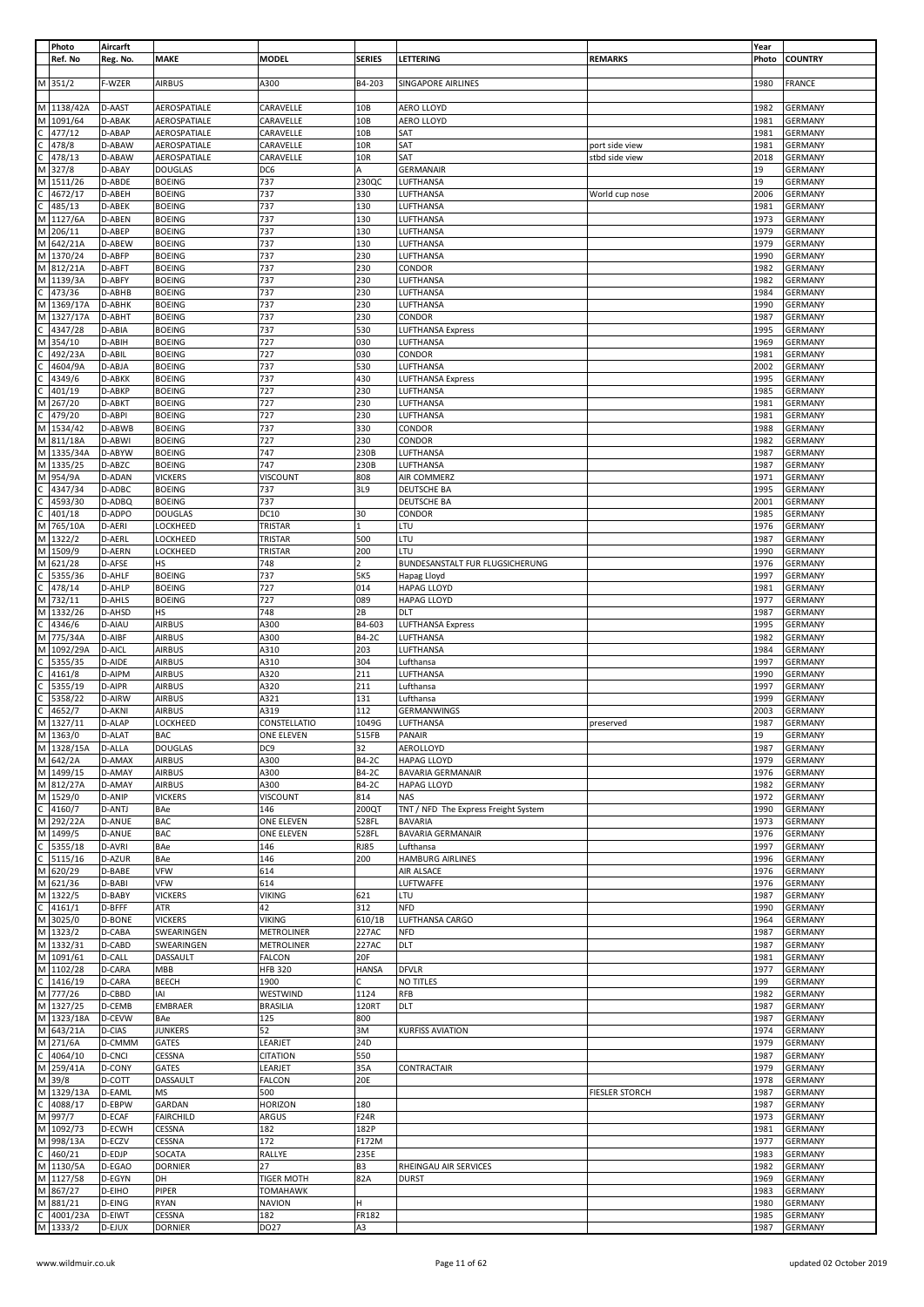| Photo | Aircarft | | | | | | Year | |
|---|---|---|---|---|---|---|---|---|
| Ref. No | Reg. No. | MAKE | MODEL | SERIES | LETTERING | REMARKS | Photo | COUNTRY |
| M 351/2 | F-WZER | AIRBUS | A300 | B4-203 | SINGAPORE AIRLINES | | 1980 | FRANCE |
| M 1138/42A | D-AAST | AEROSPATIALE | CARAVELLE | 10B | AERO LLOYD | | 1982 | GERMANY |
| M 1091/64 | D-ABAK | AEROSPATIALE | CARAVELLE | 10B | AERO LLOYD | | 1981 | GERMANY |
| C 477/12 | D-ABAP | AEROSPATIALE | CARAVELLE | 10B | SAT | | 1981 | GERMANY |
| C 478/8 | D-ABAW | AEROSPATIALE | CARAVELLE | 10R | SAT | port side view | 1981 | GERMANY |
| C 478/13 | D-ABAW | AEROSPATIALE | CARAVELLE | 10R | SAT | stbd side view | 2018 | GERMANY |
| M 327/8 | D-ABAY | DOUGLAS | DC6 | A | GERMANAIR | | 19 | GERMANY |
| M 1511/26 | D-ABDE | BOEING | 737 | 230QC | LUFTHANSA | | 19 | GERMANY |
| C 4672/17 | D-ABEH | BOEING | 737 | 330 | LUFTHANSA | World cup nose | 2006 | GERMANY |
| C 485/13 | D-ABEK | BOEING | 737 | 130 | LUFTHANSA | | 1981 | GERMANY |
| M 1127/6A | D-ABEN | BOEING | 737 | 130 | LUFTHANSA | | 1973 | GERMANY |
| M 206/11 | D-ABEP | BOEING | 737 | 130 | LUFTHANSA | | 1979 | GERMANY |
| M 642/21A | D-ABEW | BOEING | 737 | 130 | LUFTHANSA | | 1979 | GERMANY |
| M 1370/24 | D-ABFP | BOEING | 737 | 230 | LUFTHANSA | | 1990 | GERMANY |
| M 812/21A | D-ABFT | BOEING | 737 | 230 | CONDOR | | 1982 | GERMANY |
| M 1139/3A | D-ABFY | BOEING | 737 | 230 | LUFTHANSA | | 1982 | GERMANY |
| C 473/36 | D-ABHB | BOEING | 737 | 230 | LUFTHANSA | | 1984 | GERMANY |
| M 1369/17A | D-ABHK | BOEING | 737 | 230 | LUFTHANSA | | 1990 | GERMANY |
| M 1327/17A | D-ABHT | BOEING | 737 | 230 | CONDOR | | 1987 | GERMANY |
| C 4347/28 | D-ABIA | BOEING | 737 | 530 | LUFTHANSA Express | | 1995 | GERMANY |
| M 354/10 | D-ABIH | BOEING | 727 | 030 | LUFTHANSA | | 1969 | GERMANY |
| C 492/23A | D-ABIL | BOEING | 727 | 030 | CONDOR | | 1981 | GERMANY |
| C 4604/9A | D-ABJA | BOEING | 737 | 530 | LUFTHANSA | | 2002 | GERMANY |
| C 4349/6 | D-ABKK | BOEING | 737 | 430 | LUFTHANSA Express | | 1995 | GERMANY |
| C 401/19 | D-ABKP | BOEING | 727 | 230 | LUFTHANSA | | 1985 | GERMANY |
| M 267/20 | D-ABKT | BOEING | 727 | 230 | LUFTHANSA | | 1981 | GERMANY |
| C 479/20 | D-ABPI | BOEING | 727 | 230 | LUFTHANSA | | 1981 | GERMANY |
| M 1534/42 | D-ABWB | BOEING | 737 | 330 | CONDOR | | 1988 | GERMANY |
| M 811/18A | D-ABWI | BOEING | 727 | 230 | CONDOR | | 1982 | GERMANY |
| M 1335/34A | D-ABYW | BOEING | 747 | 230B | LUFTHANSA | | 1987 | GERMANY |
| M 1335/25 | D-ABZC | BOEING | 747 | 230B | LUFTHANSA | | 1987 | GERMANY |
| M 954/9A | D-ADAN | VICKERS | VISCOUNT | 808 | AIR COMMERZ | | 1971 | GERMANY |
| C 4347/34 | D-ADBC | BOEING | 737 | 3L9 | DEUTSCHE BA | | 1995 | GERMANY |
| C 4593/30 | D-ADBQ | BOEING | 737 | | DEUTSCHE BA | | 2001 | GERMANY |
| C 401/18 | D-ADPO | DOUGLAS | DC10 | 30 | CONDOR | | 1985 | GERMANY |
| M 765/10A | D-AERI | LOCKHEED | TRISTAR | 1 | LTU | | 1976 | GERMANY |
| M 1322/2 | D-AERL | LOCKHEED | TRISTAR | 500 | LTU | | 1987 | GERMANY |
| M 1509/9 | D-AERN | LOCKHEED | TRISTAR | 200 | LTU | | 1990 | GERMANY |
| M 621/28 | D-AFSE | HS | 748 | 2 | BUNDESANSTALT FUR FLUGSICHERUNG | | 1976 | GERMANY |
| C 5355/36 | D-AHLF | BOEING | 737 | 5K5 | Hapag Lloyd | | 1997 | GERMANY |
| C 478/14 | D-AHLP | BOEING | 727 | 014 | HAPAG LLOYD | | 1981 | GERMANY |
| M 732/11 | D-AHLS | BOEING | 727 | 089 | HAPAG LLOYD | | 1977 | GERMANY |
| M 1332/26 | D-AHSD | HS | 748 | 2B | DLT | | 1987 | GERMANY |
| C 4346/6 | D-AIAU | AIRBUS | A300 | B4-603 | LUFTHANSA Express | | 1995 | GERMANY |
| M 775/34A | D-AIBF | AIRBUS | A300 | B4-2C | LUFTHANSA | | 1982 | GERMANY |
| M 1092/29A | D-AICL | AIRBUS | A310 | 203 | LUFTHANSA | | 1984 | GERMANY |
| C 5355/35 | D-AIDE | AIRBUS | A310 | 304 | Lufthansa | | 1997 | GERMANY |
| C 4161/8 | D-AIPM | AIRBUS | A320 | 211 | LUFTHANSA | | 1990 | GERMANY |
| C 5355/19 | D-AIPR | AIRBUS | A320 | 211 | Lufthansa | | 1997 | GERMANY |
| C 5358/22 | D-AIRW | AIRBUS | A321 | 131 | Lufthansa | | 1999 | GERMANY |
| C 4652/7 | D-AKNI | AIRBUS | A319 | 112 | GERMANWINGS | | 2003 | GERMANY |
| M 1327/11 | D-ALAP | LOCKHEED | CONSTELLATIO | 1049G | LUFTHANSA | preserved | 1987 | GERMANY |
| M 1363/0 | D-ALAT | BAC | ONE ELEVEN | 515FB | PANAIR | | 19 | GERMANY |
| M 1328/15A | D-ALLA | DOUGLAS | DC9 | 32 | AEROLLOYD | | 1987 | GERMANY |
| M 642/2A | D-AMAX | AIRBUS | A300 | B4-2C | HAPAG LLOYD | | 1979 | GERMANY |
| M 1499/15 | D-AMAY | AIRBUS | A300 | B4-2C | BAVARIA GERMANAIR | | 1976 | GERMANY |
| M 812/27A | D-AMAY | AIRBUS | A300 | B4-2C | HAPAG LLOYD | | 1982 | GERMANY |
| M 1529/0 | D-ANIP | VICKERS | VISCOUNT | 814 | NAS | | 1972 | GERMANY |
| C 4160/7 | D-ANTJ | BAe | 146 | 200QT | TNT / NFD The Express Freight System | | 1990 | GERMANY |
| M 292/22A | D-ANUE | BAC | ONE ELEVEN | 528FL | BAVARIA | | 1973 | GERMANY |
| M 1499/5 | D-ANUE | BAC | ONE ELEVEN | 528FL | BAVARIA GERMANAIR | | 1976 | GERMANY |
| C 5355/18 | D-AVRI | BAe | 146 | RJ85 | Lufthansa | | 1997 | GERMANY |
| C 5115/16 | D-AZUR | BAe | 146 | 200 | HAMBURG AIRLINES | | 1996 | GERMANY |
| M 620/29 | D-BABE | VFW | 614 | | AIR ALSACE | | 1976 | GERMANY |
| M 621/36 | D-BABI | VFW | 614 | | LUFTWAFFE | | 1976 | GERMANY |
| M 1322/5 | D-BABY | VICKERS | VIKING | 621 | LTU | | 1987 | GERMANY |
| C 4161/1 | D-BFFF | ATR | 42 | 312 | NFD | | 1990 | GERMANY |
| M 3025/0 | D-BONE | VICKERS | VIKING | 610/1B | LUFTHANSA CARGO | | 1964 | GERMANY |
| M 1323/2 | D-CABA | SWEARINGEN | METROLINER | 227AC | NFD | | 1987 | GERMANY |
| M 1332/31 | D-CABD | SWEARINGEN | METROLINER | 227AC | DLT | | 1987 | GERMANY |
| M 1091/61 | D-CALL | DASSAULT | FALCON | 20F | | | 1981 | GERMANY |
| M 1102/28 | D-CARA | MBB | HFB 320 | HANSA | DFVLR | | 1977 | GERMANY |
| C 1416/19 | D-CARA | BEECH | 1900 | C | NO TITLES | | 199 | GERMANY |
| M 777/26 | D-CBBD | IAI | WESTWIND | 1124 | RFB | | 1982 | GERMANY |
| M 1327/25 | D-CEMB | EMBRAER | BRASILIA | 120RT | DLT | | 1987 | GERMANY |
| M 1323/18A | D-CEVW | BAe | 125 | 800 | | | 1987 | GERMANY |
| M 643/21A | D-CIAS | JUNKERS | 52 | 3M | KURFISS AVIATION | | 1974 | GERMANY |
| M 271/6A | D-CMMM | GATES | LEARJET | 24D | | | 1979 | GERMANY |
| C 4064/10 | D-CNCI | CESSNA | CITATION | 550 | | | 1987 | GERMANY |
| M 259/41A | D-CONY | GATES | LEARJET | 35A | CONTRACTAIR | | 1979 | GERMANY |
| M 39/8 | D-COTT | DASSAULT | FALCON | 20E | | | 1978 | GERMANY |
| M 1329/13A | D-EAML | MS | 500 | | | FIESLER STORCH | 1987 | GERMANY |
| C 4088/17 | D-EBPW | GARDAN | HORIZON | 180 | | | 1987 | GERMANY |
| M 997/7 | D-ECAF | FAIRCHILD | ARGUS | F24R | | | 1973 | GERMANY |
| M 1092/73 | D-ECWH | CESSNA | 182 | 182P | | | 1981 | GERMANY |
| M 998/13A | D-ECZV | CESSNA | 172 | F172M | | | 1977 | GERMANY |
| C 460/21 | D-EDJP | SOCATA | RALLYE | 235E | | | 1983 | GERMANY |
| M 1130/5A | D-EGAO | DORNIER | 27 | B3 | RHEINGAU AIR SERVICES | | 1982 | GERMANY |
| M 1127/58 | D-EGYN | DH | TIGER MOTH | 82A | DURST | | 1969 | GERMANY |
| M 867/27 | D-EIHO | PIPER | TOMAHAWK | | | | 1983 | GERMANY |
| M 881/21 | D-EING | RYAN | NAVION | H | | | 1980 | GERMANY |
| C 4001/23A | D-EIWT | CESSNA | 182 | FR182 | | | 1985 | GERMANY |
| M 1333/2 | D-EJUX | DORNIER | DO27 | A3 | | | 1987 | GERMANY |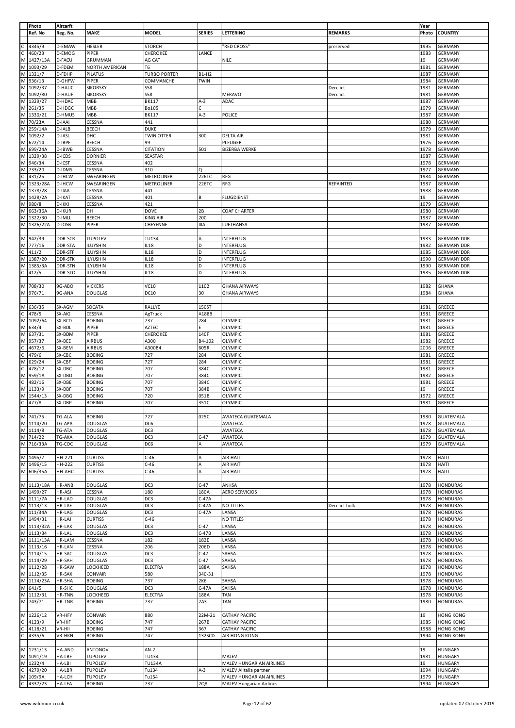| | Photo Ref. No | Aircarft Reg. No. | MAKE | MODEL | SERIES | LETTERING | REMARKS | Year Photo | COUNTRY |
|---|---|---|---|---|---|---|---|---|---|
| C | 4345/9 | D-EMAW | FIESLER | STORCH | | "RED CROSS" | preserved | 1995 | GERMANY |
| C | 460/23 | D-EMOG | PIPER | CHEROKEE | LANCE | | | 1983 | GERMANY |
| M | 1427/13A | D-FACU | GRUMMAN | AG CAT | | NILE | | 19 | GERMANY |
| M | 1093/29 | D-FDEM | NORTH AMERICAN | T6 | | | | 1981 | GERMANY |
| M | 1321/7 | D-FDHP | PILATUS | TURBO PORTER | B1-H2 | | | 1987 | GERMANY |
| M | 936/13 | D-GHFW | PIPER | COMMANCHE | TWIN | | | 1984 | GERMANY |
| M | 1092/37 | D-HAUC | SIKORSKY | S58 | | | Derelict | 1981 | GERMANY |
| M | 1092/80 | D-HAUF | SIKORSKY | S58 | | MERAVO | Derelict | 1981 | GERMANY |
| M | 1329/27 | D-HDAC | MBB | BK117 | A-3 | ADAC | | 1987 | GERMANY |
| M | 261/35 | D-HDGC | MBB | Bo105 | C | | | 1979 | GERMANY |
| M | 1330/21 | D-HMUS | MBB | BK117 | A-3 | POLICE | | 1987 | GERMANY |
| M | 70/23A | D-IAAI | CESSNA | 441 | | | | 1980 | GERMANY |
| M | 259/14A | D-IALB | BEECH | DUKE | | | | 1979 | GERMANY |
| M | 1092/2 | D-IASL | DHC | TWIN OTTER | 300 | DELTA AIR | | 1981 | GERMANY |
| M | 622/14 | D-IBPF | BEECH | 99 | | PLEUGER | | 1976 | GERMANY |
| M | 699/24A | D-IBWB | CESSNA | CITATION | 501 | BIZERBA WERKE | | 1978 | GERMANY |
| M | 1329/38 | D-ICDS | DORNIER | SEASTAR | | | | 1987 | GERMANY |
| M | 946/34 | D-ICST | CESSNA | 402 | | | | 1978 | GERMANY |
| M | 733/20 | D-IDMS | CESSNA | 310 | Q | | | 1977 | GERMANY |
| C | 431/25 | D-IHCW | SWEARINGEN | METROLINER | 226TC | RFG | | 1984 | GERMANY |
| M | 1323/28A | D-IHCW | SWEARINGEN | METROLINER | 226TC | RFG | REPAINTED | 1987 | GERMANY |
| M | 1378/28 | D-IIAA | CESSNA | 441 | | | | 1988 | GERMANY |
| M | 1428/2A | D-IKAT | CESSNA | 401 | B | FLUGDIENST | | 19 | GERMANY |
| M | 980/8 | D-IKKI | CESSNA | 421 | | | | 1979 | GERMANY |
| M | 663/36A | D-IKUR | DH | DOVE | 2B | COAF CHARTER | | 1980 | GERMANY |
| M | 1322/30 | D-IMLL | BEECH | KING AIR | 200 | | | 1987 | GERMANY |
| M | 1326/22A | D-IOSB | PIPER | CHEYENNE | IIIA | LUFTHANSA | | 1987 | GERMANY |
| | | | | | | | | | |
| M | 942/39 | DDR-SCR | TUPOLEV | TU134 | A | INTERFLUG | | 1983 | GERMANY DDR |
| M | 777/16 | DDR-STA | ILUYSHIN | IL18 | D | INTERFLUG | | 1982 | GERMANY DDR |
| C | 411/2 | DDR-STF | ILUYSHIN | IL18 | D | INTERFLUG | | 1985 | GERMANY DDR |
| M | 1387/20 | DDR-STK | ILUYSHIN | IL18 | D | INTERFLUG | | 1990 | GERMANY DDR |
| M | 1385/3A | DDR-STN | ILUYSHIN | IL18 | D | INTERFLUG | | 1990 | GERMANY DDR |
| C | 412/5 | DDR-STO | ILUYSHIN | IL18 | D | INTERFLUG | | 1985 | GERMANY DDR |
| | | | | | | | | | |
| M | 708/30 | 9G-ABO | VICKERS | VC10 | 1102 | GHANA AIRWAYS | | 1982 | GHANA |
| M | 976/71 | 9G-ANA | DOUGLAS | DC10 | 30 | GHANA AIRWAYS | | 1984 | GHANA |
| | | | | | | | | | |
| M | 636/35 | SX-AGM | SOCATA | RALLYE | 150ST | | | 1981 | GREECE |
| C | 478/5 | SX-AIG | CESSNA | AgTruck | A188B | | | 1981 | GREECE |
| M | 1092/64 | SX-BCD | BOEING | 737 | 284 | OLYMPIC | | 1981 | GREECE |
| M | 634/4 | SX-BDL | PIPER | AZTEC | E | OLYMPIC | | 1981 | GREECE |
| M | 637/31 | SX-BDM | PIPER | CHEROKEE | 140F | OLYMPIC | | 1981 | GREECE |
| M | 957/37 | SX-BEE | AIRBUS | A300 | B4-102 | OLYMPIC | | 1982 | GREECE |
| C | 4672/6 | SX-BEM | AIRBUS | A300B4 | 605R | OLYMPIC | | 2006 | GREECE |
| C | 479/6 | SX-CBC | BOEING | 727 | 284 | OLYMPIC | | 1981 | GREECE |
| M | 629/24 | SX-CBF | BOEING | 727 | 284 | OLYMPIC | | 1981 | GREECE |
| C | 478/12 | SX-DBC | BOEING | 707 | 384C | OLYMPIC | | 1981 | GREECE |
| M | 959/1A | SX-DBD | BOEING | 707 | 384C | OLYMPIC | | 1982 | GREECE |
| C | 482/16 | SX-DBE | BOEING | 707 | 384C | OLYMPIC | | 1981 | GREECE |
| M | 1133/9 | SX-DBF | BOEING | 707 | 384B | OLYMPIC | | 19 | GREECE |
| M | 1544/13 | SX-DBG | BOEING | 720 | 051B | OLYMPIC | | 1972 | GREECE |
| C | 477/8 | SX-DBP | BOEING | 707 | 351C | OLYMPIC | | 1981 | GREECE |
| | | | | | | | | | |
| M | 741/75 | TG-ALA | BOEING | 727 | 025C | AVIATECA GUATEMALA | | 1980 | GUATEMALA |
| M | 1114/20 | TG-APA | DOUGLAS | DC6 | | AVIATECA | | 1978 | GUATEMALA |
| M | 1114/8 | TG-ATA | DOUGLAS | DC3 | | AVIATECA | | 1978 | GUATEMALA |
| M | 714/22 | TG-AXA | DOUGLAS | DC3 | C-47 | AVIATECA | | 1979 | GUATEMALA |
| M | 716/33A | TG-COC | DOUGLAS | DC6 | A | AVIATECA | | 1979 | GUATEMALA |
| | | | | | | | | | |
| M | 1495/7 | HH-221 | CURTISS | C-46 | A | AIR HAITI | | 1978 | HAITI |
| M | 1496/15 | HH-222 | CURTISS | C-46 | A | AIR HAITI | | 1978 | HAITI |
| M | 606/35A | HH-AHC | CURTISS | C-46 | A | AIR HAITI | | 1978 | HAITI |
| | | | | | | | | | |
| M | 1113/18A | HR-ANB | DOUGLAS | DC3 | C-47 | ANHSA | | 1978 | HONDURAS |
| M | 1499/27 | HR-ASJ | CESSNA | 180 | 180A | AERO SERVICIOS | | 1978 | HONDURAS |
| M | 1111/7A | HR-LAD | DOUGLAS | DC3 | C-47A | | | 1978 | HONDURAS |
| M | 1113/13 | HR-LAE | DOUGLAS | DC3 | C-47A | NO TITLES | Derelict hulk | 1978 | HONDURAS |
| M | 111/34A | HR-LAG | DOUGLAS | DC3 | C-47A | LANSA | | 1978 | HONDURAS |
| M | 1494/31 | HR-LAJ | CURTISS | C-46 | | NO TITLES | | 1978 | HONDURAS |
| M | 1113/32A | HR-LAK | DOUGLAS | DC3 | C-47 | LANSA | | 1978 | HONDURAS |
| M | 1113/34 | HR-LAL | DOUGLAS | DC3 | C-47B | LANSA | | 1978 | HONDURAS |
| M | 1111/13A | HR-LAM | CESSNA | 182 | 182E | LANSA | | 1978 | HONDURAS |
| M | 1113/16 | HR-LAN | CESSNA | 206 | 206D | LANSA | | 1978 | HONDURAS |
| M | 1114/15 | HR-SAC | DOUGLAS | DC3 | C-47 | SAHSA | | 1978 | HONDURAS |
| M | 1114/29 | HR-SAH | DOUGLAS | DC3 | C-47 | SAHSA | | 1978 | HONDURAS |
| M | 1112/28 | HR-SAW | LOCKHEED | ELECTRA | 188A | SAHSA | | 1978 | HONDURAS |
| M | 1112/35 | HR-SAX | CONVAIR | 580 | 340-31 | | | 1978 | HONDURAS |
| M | 1114/23A | HR-SHA | BOEING | 737 | 2K6 | SAHSA | | 1978 | HONDURAS |
| M | 641/5 | HR-SHC | DOUGLAS | DC3 | C-47A | SAHSA | | 1978 | HONDURAS |
| M | 1112/31 | HR-TNN | LOCKHEED | ELECTRA | 188A | TAN | | 1978 | HONDURAS |
| M | 743/71 | HR-TNR | BOEING | 737 | 2A3 | TAN | | 1980 | HONDURAS |
| | | | | | | | | | |
| M | 1226/12 | VR-HFY | CONVAIR | 880 | 22M-21 | CATHAY PACIFIC | | 19 | HONG KONG |
| C | 4123/9 | VR-HIF | BOEING | 747 | 267B | CATHAY PACIFIC | | 1985 | HONG KONG |
| C | 4118/21 | VR-HII | BOEING | 747 | 367 | CATHAY PACIFIC | | 1988 | HONG KONG |
| C | 4335/6 | VR-HKN | BOEING | 747 | 132SCD | AIR HONG KONG | | 1994 | HONG KONG |
| | | | | | | | | | |
| M | 1231/13 | HA-AND | ANTONOV | AN-2 | | | | 19 | HUNGARY |
| M | 1091/19 | HA-LBF | TUPOLEV | TU134 | | MALEV | | 1981 | HUNGARY |
| M | 1232/4 | HA-LBI | TUPOLEV | TU134A | | MALEV HUNGARIAN AIRLINES | | 19 | HUNGARY |
| C | 4279/20 | HA-LBR | TUPOLEV | Tu134 | A-3 | MALEV Alitalia partner | | 1994 | HUNGARY |
| M | 109/9A | HA-LCH | TUPOLEV | Tu154 | | MALEV HUNGARIAN AIRLINES | | 1979 | HUNGARY |
| C | 4337/23 | HA-LEA | BOEING | 737 | 2Q8 | MALEV Hungarian Airlines | | 1994 | HUNGARY |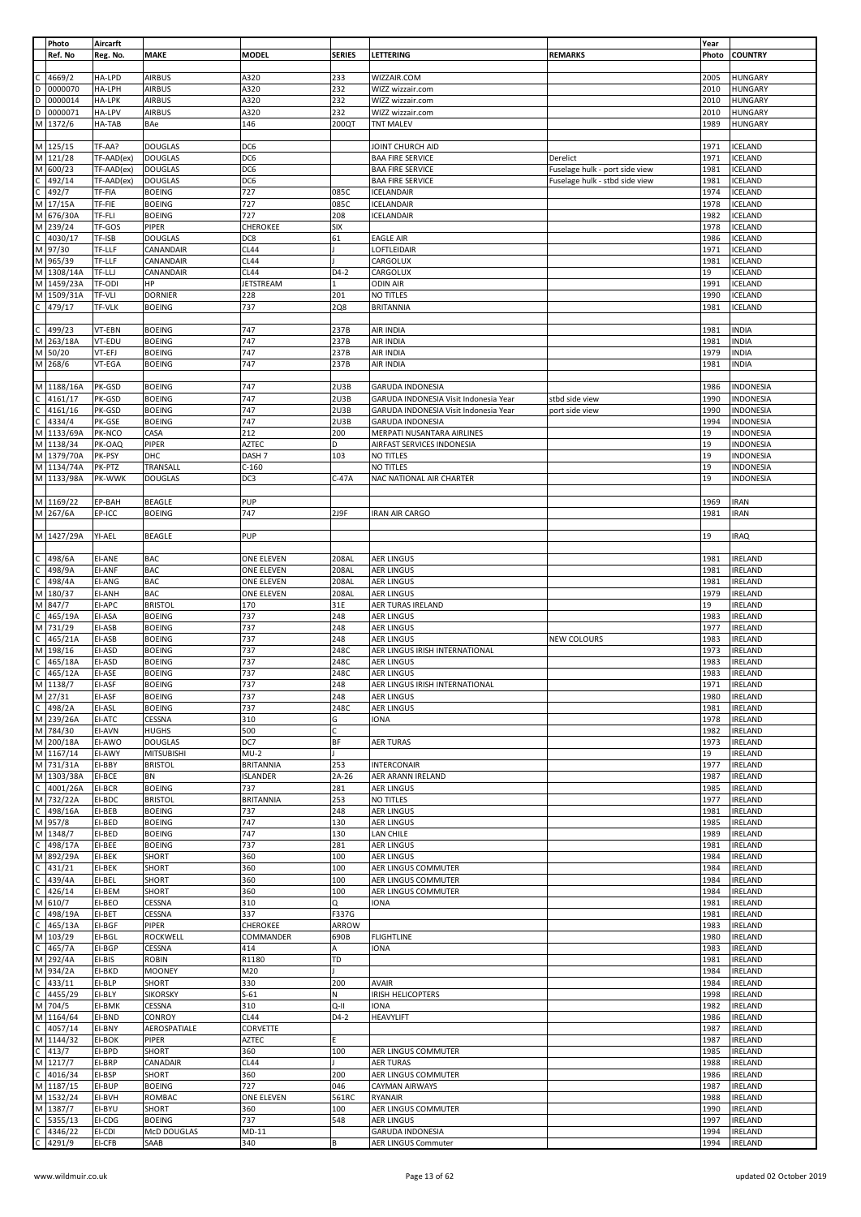| Photo | Aircarft | | | | | | Year | |
|---|---|---|---|---|---|---|---|---|
| Ref. No | Reg. No. | MAKE | MODEL | SERIES | LETTERING | REMARKS | Photo | COUNTRY |
| C 4669/2 | HA-LPD | AIRBUS | A320 | 233 | WIZZAIR.COM | | 2005 | HUNGARY |
| D 0000070 | HA-LPH | AIRBUS | A320 | 232 | WIZZ wizzair.com | | 2010 | HUNGARY |
| D 0000014 | HA-LPK | AIRBUS | A320 | 232 | WIZZ wizzair.com | | 2010 | HUNGARY |
| D 0000071 | HA-LPV | AIRBUS | A320 | 232 | WIZZ wizzair.com | | 2010 | HUNGARY |
| M 1372/6 | HA-TAB | BAe | 146 | 200QT | TNT MALEV | | 1989 | HUNGARY |
| M 125/15 | TF-AA? | DOUGLAS | DC6 | | JOINT CHURCH AID | | 1971 | ICELAND |
| M 121/28 | TF-AAD(ex) | DOUGLAS | DC6 | | BAA FIRE SERVICE | Derelict | 1971 | ICELAND |
| M 600/23 | TF-AAD(ex) | DOUGLAS | DC6 | | BAA FIRE SERVICE | Fuselage hulk - port side view | 1981 | ICELAND |
| C 492/14 | TF-AAD(ex) | DOUGLAS | DC6 | | BAA FIRE SERVICE | Fuselage hulk - stbd side view | 1981 | ICELAND |
| C 492/7 | TF-FIA | BOEING | 727 | 085C | ICELANDAIR | | 1974 | ICELAND |
| M 17/15A | TF-FIE | BOEING | 727 | 085C | ICELANDAIR | | 1978 | ICELAND |
| M 676/30A | TF-FLI | BOEING | 727 | 208 | ICELANDAIR | | 1982 | ICELAND |
| M 239/24 | TF-GOS | PIPER | CHEROKEE | SIX | | | 1978 | ICELAND |
| C 4030/17 | TF-ISB | DOUGLAS | DC8 | 61 | EAGLE AIR | | 1986 | ICELAND |
| M 97/30 | TF-LLF | CANANDAIR | CL44 | J | LOFTLEIDAIR | | 1971 | ICELAND |
| M 965/39 | TF-LLF | CANANDAIR | CL44 | J | CARGOLUX | | 1981 | ICELAND |
| M 1308/14A | TF-LLJ | CANANDAIR | CL44 | D4-2 | CARGOLUX | | 19 | ICELAND |
| M 1459/23A | TF-ODI | HP | JETSTREAM | 1 | ODIN AIR | | 1991 | ICELAND |
| M 1509/31A | TF-VLI | DORNIER | 228 | 201 | NO TITLES | | 1990 | ICELAND |
| C 479/17 | TF-VLK | BOEING | 737 | 2Q8 | BRITANNIA | | 1981 | ICELAND |
| C 499/23 | VT-EBN | BOEING | 747 | 237B | AIR INDIA | | 1981 | INDIA |
| M 263/18A | VT-EDU | BOEING | 747 | 237B | AIR INDIA | | 1981 | INDIA |
| M 50/20 | VT-EFJ | BOEING | 747 | 237B | AIR INDIA | | 1979 | INDIA |
| M 268/6 | VT-EGA | BOEING | 747 | 237B | AIR INDIA | | 1981 | INDIA |
| M 1188/16A | PK-GSD | BOEING | 747 | 2U3B | GARUDA INDONESIA | | 1986 | INDONESIA |
| C 4161/17 | PK-GSD | BOEING | 747 | 2U3B | GARUDA INDONESIA Visit Indonesia Year | stbd side view | 1990 | INDONESIA |
| C 4161/16 | PK-GSD | BOEING | 747 | 2U3B | GARUDA INDONESIA Visit Indonesia Year | port side view | 1990 | INDONESIA |
| C 4334/4 | PK-GSE | BOEING | 747 | 2U3B | GARUDA INDONESIA | | 1994 | INDONESIA |
| M 1133/69A | PK-NCO | CASA | 212 | 200 | MERPATI NUSANTARA AIRLINES | | 19 | INDONESIA |
| M 1138/34 | PK-OAQ | PIPER | AZTEC | D | AIRFAST SERVICES INDONESIA | | 19 | INDONESIA |
| M 1379/70A | PK-PSY | DHC | DASH 7 | 103 | NO TITLES | | 19 | INDONESIA |
| M 1134/74A | PK-PTZ | TRANSALL | C-160 | | NO TITLES | | 19 | INDONESIA |
| M 1133/98A | PK-WWK | DOUGLAS | DC3 | C-47A | NAC NATIONAL AIR CHARTER | | 19 | INDONESIA |
| M 1169/22 | EP-BAH | BEAGLE | PUP | | | | 1969 | IRAN |
| M 267/6A | EP-ICC | BOEING | 747 | 2J9F | IRAN AIR CARGO | | 1981 | IRAN |
| M 1427/29A | YI-AEL | BEAGLE | PUP | | | | 19 | IRAQ |
| C 498/6A | EI-ANE | BAC | ONE ELEVEN | 208AL | AER LINGUS | | 1981 | IRELAND |
| C 498/9A | EI-ANF | BAC | ONE ELEVEN | 208AL | AER LINGUS | | 1981 | IRELAND |
| C 498/4A | EI-ANG | BAC | ONE ELEVEN | 208AL | AER LINGUS | | 1981 | IRELAND |
| M 180/37 | EI-ANH | BAC | ONE ELEVEN | 208AL | AER LINGUS | | 1979 | IRELAND |
| M 847/7 | EI-APC | BRISTOL | 170 | 31E | AER TURAS IRELAND | | 19 | IRELAND |
| C 465/19A | EI-ASA | BOEING | 737 | 248 | AER LINGUS | | 1983 | IRELAND |
| M 731/29 | EI-ASB | BOEING | 737 | 248 | AER LINGUS | | 1977 | IRELAND |
| C 465/21A | EI-ASB | BOEING | 737 | 248 | AER LINGUS | NEW COLOURS | 1983 | IRELAND |
| M 198/16 | EI-ASD | BOEING | 737 | 248C | AER LINGUS IRISH INTERNATIONAL | | 1973 | IRELAND |
| C 465/18A | EI-ASD | BOEING | 737 | 248C | AER LINGUS | | 1983 | IRELAND |
| C 465/12A | EI-ASE | BOEING | 737 | 248C | AER LINGUS | | 1983 | IRELAND |
| M 1138/7 | EI-ASF | BOEING | 737 | 248 | AER LINGUS IRISH INTERNATIONAL | | 1971 | IRELAND |
| M 27/31 | EI-ASF | BOEING | 737 | 248 | AER LINGUS | | 1980 | IRELAND |
| C 498/2A | EI-ASL | BOEING | 737 | 248C | AER LINGUS | | 1981 | IRELAND |
| M 239/26A | EI-ATC | CESSNA | 310 | G | IONA | | 1978 | IRELAND |
| M 784/30 | EI-AVN | HUGHS | 500 | C | | | 1982 | IRELAND |
| M 200/18A | EI-AWO | DOUGLAS | DC7 | BF | AER TURAS | | 1973 | IRELAND |
| M 1167/14 | EI-AWY | MITSUBISHI | MU-2 | J | | | 19 | IRELAND |
| M 731/31A | EI-BBY | BRISTOL | BRITANNIA | 253 | INTERCONAIR | | 1977 | IRELAND |
| M 1303/38A | EI-BCE | BN | ISLANDER | 2A-26 | AER ARANN IRELAND | | 1987 | IRELAND |
| C 4001/26A | EI-BCR | BOEING | 737 | 281 | AER LINGUS | | 1985 | IRELAND |
| M 732/22A | EI-BDC | BRISTOL | BRITANNIA | 253 | NO TITLES | | 1977 | IRELAND |
| C 498/16A | EI-BEB | BOEING | 737 | 248 | AER LINGUS | | 1981 | IRELAND |
| M 957/8 | EI-BED | BOEING | 747 | 130 | AER LINGUS | | 1985 | IRELAND |
| M 1348/7 | EI-BED | BOEING | 747 | 130 | LAN CHILE | | 1989 | IRELAND |
| C 498/17A | EI-BEE | BOEING | 737 | 281 | AER LINGUS | | 1981 | IRELAND |
| M 892/29A | EI-BEK | SHORT | 360 | 100 | AER LINGUS | | 1984 | IRELAND |
| C 431/21 | EI-BEK | SHORT | 360 | 100 | AER LINGUS COMMUTER | | 1984 | IRELAND |
| C 439/4A | EI-BEL | SHORT | 360 | 100 | AER LINGUS COMMUTER | | 1984 | IRELAND |
| C 426/14 | EI-BEM | SHORT | 360 | 100 | AER LINGUS COMMUTER | | 1984 | IRELAND |
| M 610/7 | EI-BEO | CESSNA | 310 | Q | IONA | | 1981 | IRELAND |
| C 498/19A | EI-BET | CESSNA | 337 | F337G | | | 1981 | IRELAND |
| C 465/13A | EI-BGF | PIPER | CHEROKEE | ARROW | | | 1983 | IRELAND |
| M 103/29 | EI-BGL | ROCKWELL | COMMANDER | 690B | FLIGHTLINE | | 1980 | IRELAND |
| C 465/7A | EI-BGP | CESSNA | 414 | A | IONA | | 1983 | IRELAND |
| M 292/4A | EI-BIS | ROBIN | R1180 | TD | | | 1981 | IRELAND |
| M 934/2A | EI-BKD | MOONEY | M20 | J | | | 1984 | IRELAND |
| C 433/11 | EI-BLP | SHORT | 330 | 200 | AVAIR | | 1984 | IRELAND |
| C 4455/29 | EI-BLY | SIKORSKY | S-61 | N | IRISH HELICOPTERS | | 1998 | IRELAND |
| M 704/5 | EI-BMK | CESSNA | 310 | Q-II | IONA | | 1982 | IRELAND |
| M 1164/64 | EI-BND | CONROY | CL44 | D4-2 | HEAVYLIFT | | 1986 | IRELAND |
| C 4057/14 | EI-BNY | AEROSPATIALE | CORVETTE | | | | 1987 | IRELAND |
| M 1144/32 | EI-BOK | PIPER | AZTEC | E | | | 1987 | IRELAND |
| C 413/7 | EI-BPD | SHORT | 360 | 100 | AER LINGUS COMMUTER | | 1985 | IRELAND |
| M 1217/7 | EI-BRP | CANADAIR | CL44 | J | AER TURAS | | 1988 | IRELAND |
| C 4016/34 | EI-BSP | SHORT | 360 | 200 | AER LINGUS COMMUTER | | 1986 | IRELAND |
| M 1187/15 | EI-BUP | BOEING | 727 | 046 | CAYMAN AIRWAYS | | 1987 | IRELAND |
| M 1532/24 | EI-BVH | ROMBAC | ONE ELEVEN | 561RC | RYANAIR | | 1988 | IRELAND |
| M 1387/7 | EI-BYU | SHORT | 360 | 100 | AER LINGUS COMMUTER | | 1990 | IRELAND |
| C 5355/13 | EI-CDG | BOEING | 737 | 548 | AER LINGUS | | 1997 | IRELAND |
| C 4346/22 | EI-CDI | McD DOUGLAS | MD-11 | | GARUDA INDONESIA | | 1994 | IRELAND |
| C 4291/9 | EI-CFB | SAAB | 340 | B | AER LINGUS Commuter | | 1994 | IRELAND |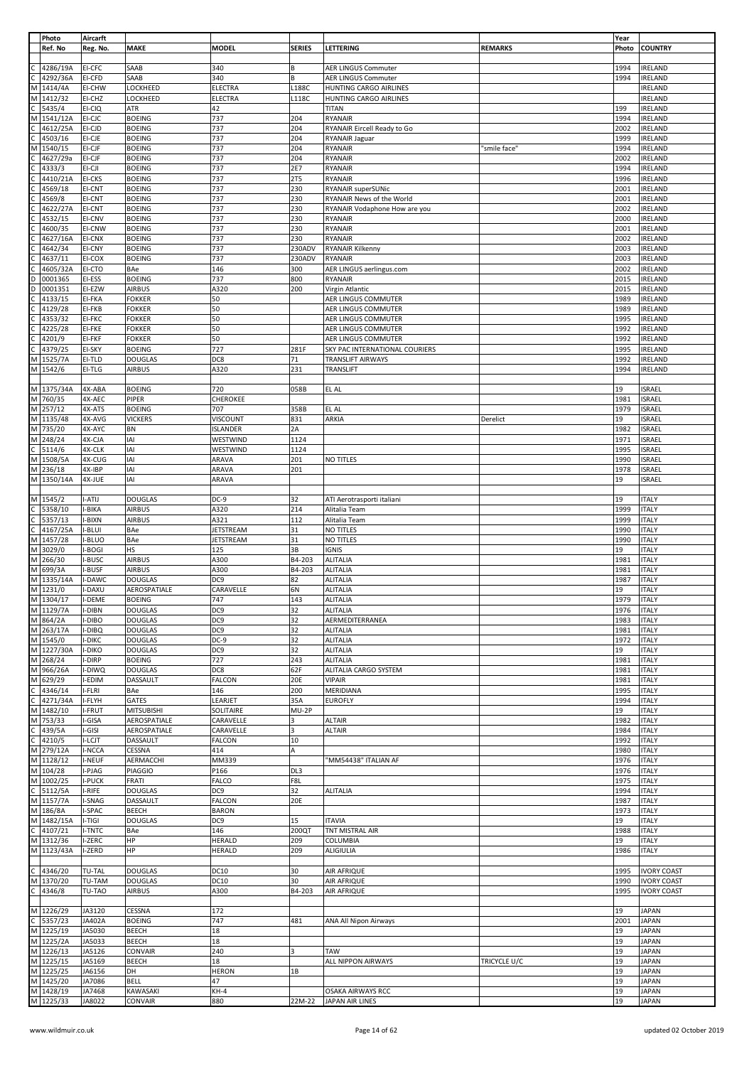| | Photo | Aircarft | | | | | | Year | |
|---|---|---|---|---|---|---|---|---|---|
| | Ref. No | Reg. No. | MAKE | MODEL | SERIES | LETTERING | REMARKS | Photo | COUNTRY |
| C | 4286/19A | EI-CFC | SAAB | 340 | B | AER LINGUS Commuter | | 1994 | IRELAND |
| C | 4292/36A | EI-CFD | SAAB | 340 | B | AER LINGUS Commuter | | 1994 | IRELAND |
| M | 1414/4A | EI-CHW | LOCKHEED | ELECTRA | L188C | HUNTING CARGO AIRLINES | | | IRELAND |
| M | 1412/32 | EI-CHZ | LOCKHEED | ELECTRA | L118C | HUNTING CARGO AIRLINES | | | IRELAND |
| C | 5435/4 | EI-CIQ | ATR | 42 | | TITAN | | 199 | IRELAND |
| M | 1541/12A | EI-CJC | BOEING | 737 | 204 | RYANAIR | | 1994 | IRELAND |
| C | 4612/25A | EI-CJD | BOEING | 737 | 204 | RYANAIR Eircell Ready to Go | | 2002 | IRELAND |
| C | 4503/16 | EI-CJE | BOEING | 737 | 204 | RYANAIR Jaguar | | 1999 | IRELAND |
| M | 1540/15 | EI-CJF | BOEING | 737 | 204 | RYANAIR | "smile face" | 1994 | IRELAND |
| C | 4627/29a | EI-CJF | BOEING | 737 | 204 | RYANAIR | | 2002 | IRELAND |
| C | 4333/3 | EI-CJI | BOEING | 737 | 2E7 | RYANAIR | | 1994 | IRELAND |
| C | 4410/21A | EI-CKS | BOEING | 737 | 2T5 | RYANAIR | | 1996 | IRELAND |
| C | 4569/18 | EI-CNT | BOEING | 737 | 230 | RYANAIR superSUNic | | 2001 | IRELAND |
| C | 4569/8 | EI-CNT | BOEING | 737 | 230 | RYANAIR News of the World | | 2001 | IRELAND |
| C | 4622/27A | EI-CNT | BOEING | 737 | 230 | RYANAIR Vodaphone How are you | | 2002 | IRELAND |
| C | 4532/15 | EI-CNV | BOEING | 737 | 230 | RYANAIR | | 2000 | IRELAND |
| C | 4600/35 | EI-CNW | BOEING | 737 | 230 | RYANAIR | | 2001 | IRELAND |
| C | 4627/16A | EI-CNX | BOEING | 737 | 230 | RYANAIR | | 2002 | IRELAND |
| C | 4642/34 | EI-CNY | BOEING | 737 | 230ADV | RYANAIR Kilkenny | | 2003 | IRELAND |
| C | 4637/11 | EI-COX | BOEING | 737 | 230ADV | RYANAIR | | 2003 | IRELAND |
| C | 4605/32A | EI-CTO | BAe | 146 | 300 | AER LINGUS aerlingus.com | | 2002 | IRELAND |
| D | 0001365 | EI-ESS | BOEING | 737 | 800 | RYANAIR | | 2015 | IRELAND |
| D | 0001351 | EI-EZW | AIRBUS | A320 | 200 | Virgin Atlantic | | 2015 | IRELAND |
| C | 4133/15 | EI-FKA | FOKKER | 50 | | AER LINGUS COMMUTER | | 1989 | IRELAND |
| C | 4129/28 | EI-FKB | FOKKER | 50 | | AER LINGUS COMMUTER | | 1989 | IRELAND |
| C | 4353/32 | EI-FKC | FOKKER | 50 | | AER LINGUS COMMUTER | | 1995 | IRELAND |
| C | 4225/28 | EI-FKE | FOKKER | 50 | | AER LINGUS COMMUTER | | 1992 | IRELAND |
| C | 4201/9 | EI-FKF | FOKKER | 50 | | AER LINGUS COMMUTER | | 1992 | IRELAND |
| C | 4379/25 | EI-SKY | BOEING | 727 | 281F | SKY PAC INTERNATIONAL COURIERS | | 1995 | IRELAND |
| M | 1525/7A | EI-TLD | DOUGLAS | DC8 | 71 | TRANSLIFT AIRWAYS | | 1992 | IRELAND |
| M | 1542/6 | EI-TLG | AIRBUS | A320 | 231 | TRANSLIFT | | 1994 | IRELAND |
| | | | | | | | | | |
| M | 1375/34A | 4X-ABA | BOEING | 720 | 058B | EL AL | | 19 | ISRAEL |
| M | 760/35 | 4X-AEC | PIPER | CHEROKEE | | | | 1981 | ISRAEL |
| M | 257/12 | 4X-ATS | BOEING | 707 | 358B | EL AL | | 1979 | ISRAEL |
| M | 1135/48 | 4X-AVG | VICKERS | VISCOUNT | 831 | ARKIA | Derelict | 19 | ISRAEL |
| M | 735/20 | 4X-AYC | BN | ISLANDER | 2A | | | 1982 | ISRAEL |
| M | 248/24 | 4X-CJA | IAI | WESTWIND | 1124 | | | 1971 | ISRAEL |
| C | 5114/6 | 4X-CLK | IAI | WESTWIND | 1124 | | | 1995 | ISRAEL |
| M | 1508/5A | 4X-CUG | IAI | ARAVA | 201 | NO TITLES | | 1990 | ISRAEL |
| M | 236/18 | 4X-IBP | IAI | ARAVA | 201 | | | 1978 | ISRAEL |
| M | 1350/14A | 4X-JUE | IAI | ARAVA | | | | 19 | ISRAEL |
| | | | | | | | | | |
| M | 1545/2 | I-ATIJ | DOUGLAS | DC-9 | 32 | ATI Aerotrasporti italiani | | 19 | ITALY |
| C | 5358/10 | I-BIKA | AIRBUS | A320 | 214 | Alitalia Team | | 1999 | ITALY |
| C | 5357/13 | I-BIXN | AIRBUS | A321 | 112 | Alitalia Team | | 1999 | ITALY |
| C | 4167/25A | I-BLUI | BAe | JETSTREAM | 31 | NO TITLES | | 1990 | ITALY |
| M | 1457/28 | I-BLUO | BAe | JETSTREAM | 31 | NO TITLES | | 1990 | ITALY |
| M | 3029/0 | I-BOGI | HS | 125 | 3B | IGNIS | | 19 | ITALY |
| M | 266/30 | I-BUSC | AIRBUS | A300 | B4-203 | ALITALIA | | 1981 | ITALY |
| M | 699/3A | I-BUSF | AIRBUS | A300 | B4-203 | ALITALIA | | 1981 | ITALY |
| M | 1335/14A | I-DAWC | DOUGLAS | DC9 | 82 | ALITALIA | | 1987 | ITALY |
| M | 1231/0 | I-DAXU | AEROSPATIALE | CARAVELLE | 6N | ALITALIA | | 19 | ITALY |
| M | 1304/17 | I-DEME | BOEING | 747 | 143 | ALITALIA | | 1979 | ITALY |
| M | 1129/7A | I-DIBN | DOUGLAS | DC9 | 32 | ALITALIA | | 1976 | ITALY |
| M | 864/2A | I-DIBO | DOUGLAS | DC9 | 32 | AERMEDITERRANEA | | 1983 | ITALY |
| M | 263/17A | I-DIBQ | DOUGLAS | DC9 | 32 | ALITALIA | | 1981 | ITALY |
| M | 1545/0 | I-DIKC | DOUGLAS | DC-9 | 32 | ALITALIA | | 1972 | ITALY |
| M | 1227/30A | I-DIKO | DOUGLAS | DC9 | 32 | ALITALIA | | 19 | ITALY |
| M | 268/24 | I-DIRP | BOEING | 727 | 243 | ALITALIA | | 1981 | ITALY |
| M | 966/26A | I-DIWQ | DOUGLAS | DC8 | 62F | ALITALIA CARGO SYSTEM | | 1981 | ITALY |
| M | 629/29 | I-EDIM | DASSAULT | FALCON | 20E | VIPAIR | | 1981 | ITALY |
| C | 4346/14 | I-FLRI | BAe | 146 | 200 | MERIDIANA | | 1995 | ITALY |
| C | 4271/34A | I-FLYH | GATES | LEARJET | 35A | EUROFLY | | 1994 | ITALY |
| M | 1482/10 | I-FRUT | MITSUBISHI | SOLITAIRE | MU-2P | | | 19 | ITALY |
| M | 753/33 | I-GISA | AEROSPATIALE | CARAVELLE | 3 | ALTAIR | | 1982 | ITALY |
| C | 439/5A | I-GISI | AEROSPATIALE | CARAVELLE | 3 | ALTAIR | | 1984 | ITALY |
| C | 4210/5 | I-LCJT | DASSAULT | FALCON | 10 | | | 1992 | ITALY |
| M | 279/12A | I-NCCA | CESSNA | 414 | A | | | 1980 | ITALY |
| M | 1128/12 | I-NEUF | AERMACCHI | MM339 | | "MM54438" ITALIAN AF | | 1976 | ITALY |
| M | 104/28 | I-PJAG | PIAGGIO | P166 | DL3 | | | 1976 | ITALY |
| M | 1002/25 | I-PUCK | FRATI | FALCO | F8L | | | 1975 | ITALY |
| C | 5112/5A | I-RIFE | DOUGLAS | DC9 | 32 | ALITALIA | | 1994 | ITALY |
| M | 1157/7A | I-SNAG | DASSAULT | FALCON | 20E | | | 1987 | ITALY |
| M | 186/8A | I-SPAC | BEECH | BARON | | | | 1973 | ITALY |
| M | 1482/15A | I-TIGI | DOUGLAS | DC9 | 15 | ITAVIA | | 19 | ITALY |
| C | 4107/21 | I-TNTC | BAe | 146 | 200QT | TNT MISTRAL AIR | | 1988 | ITALY |
| M | 1312/36 | I-ZERC | HP | HERALD | 209 | COLUMBIA | | 19 | ITALY |
| M | 1123/43A | I-ZERD | HP | HERALD | 209 | ALIGIULIA | | 1986 | ITALY |
| | | | | | | | | | |
| C | 4346/20 | TU-TAL | DOUGLAS | DC10 | 30 | AIR AFRIQUE | | 1995 | IVORY COAST |
| M | 1370/20 | TU-TAM | DOUGLAS | DC10 | 30 | AIR AFRIQUE | | 1990 | IVORY COAST |
| C | 4346/8 | TU-TAO | AIRBUS | A300 | B4-203 | AIR AFRIQUE | | 1995 | IVORY COAST |
| | | | | | | | | | |
| M | 1226/29 | JA3120 | CESSNA | 172 | | | | 19 | JAPAN |
| C | 5357/23 | JA402A | BOEING | 747 | 481 | ANA All Nipon Airways | | 2001 | JAPAN |
| M | 1225/19 | JA5030 | BEECH | 18 | | | | 19 | JAPAN |
| M | 1225/2A | JA5033 | BEECH | 18 | | | | 19 | JAPAN |
| M | 1226/13 | JA5126 | CONVAIR | 240 | 3 | TAW | | 19 | JAPAN |
| M | 1225/15 | JA5169 | BEECH | 18 | | ALL NIPPON AIRWAYS | TRICYCLE U/C | 19 | JAPAN |
| M | 1225/25 | JA6156 | DH | HERON | 1B | | | 19 | JAPAN |
| M | 1425/20 | JA7086 | BELL | 47 | | | | 19 | JAPAN |
| M | 1428/19 | JA7468 | KAWASAKI | KH-4 | | OSAKA AIRWAYS RCC | | 19 | JAPAN |
| M | 1225/33 | JA8022 | CONVAIR | 880 | 22M-22 | JAPAN AIR LINES | | 19 | JAPAN |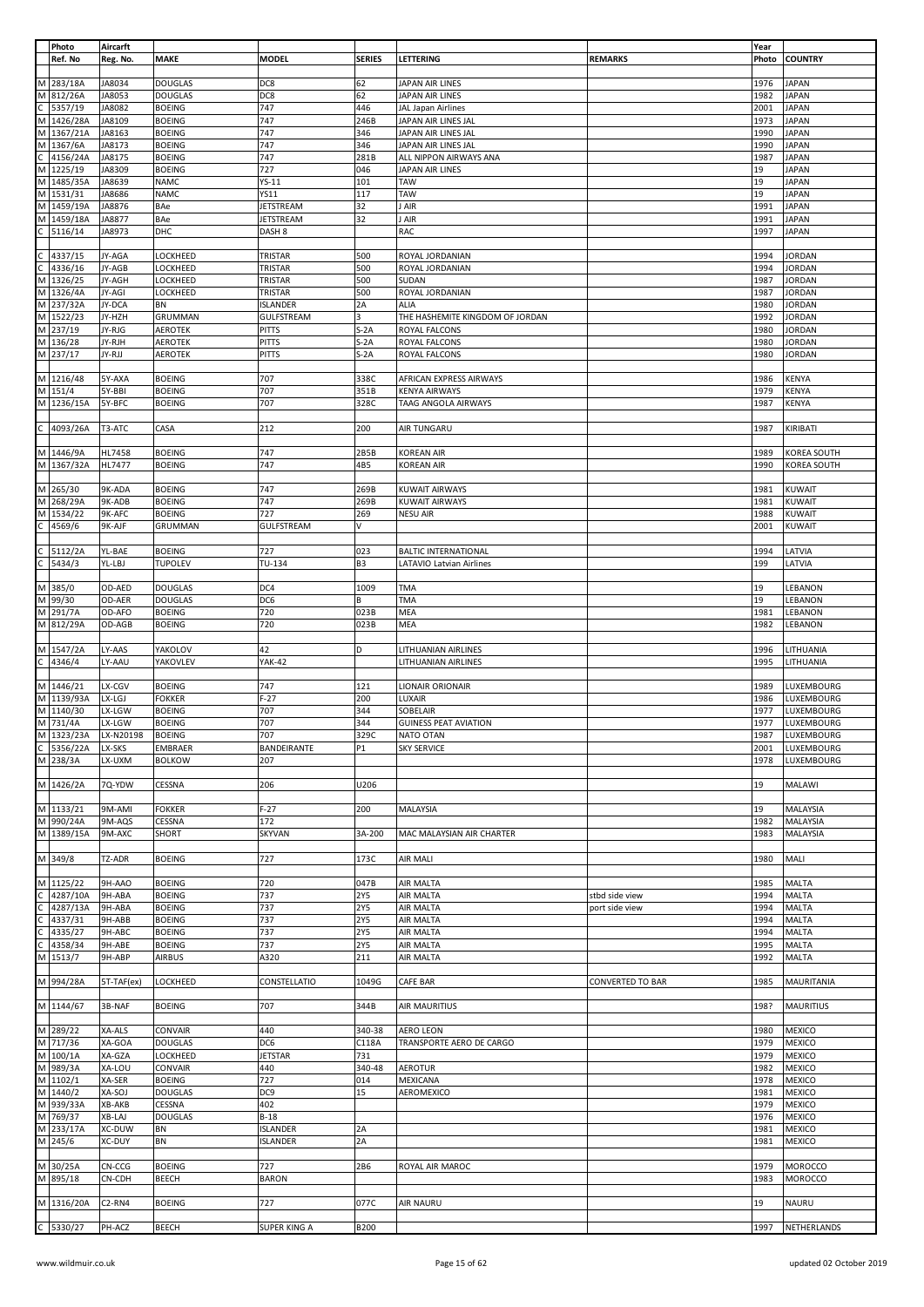| Photo | Aircarft | | | | | | Year | |
|---|---|---|---|---|---|---|---|---|
| Ref. No | Reg. No. | MAKE | MODEL | SERIES | LETTERING | REMARKS | Photo | COUNTRY |
| M 283/18A | JA8034 | DOUGLAS | DC8 | 62 | JAPAN AIR LINES | | 1976 | JAPAN |
| M 812/26A | JA8053 | DOUGLAS | DC8 | 62 | JAPAN AIR LINES | | 1982 | JAPAN |
| C 5357/19 | JA8082 | BOEING | 747 | 446 | JAL Japan Airlines | | 2001 | JAPAN |
| M 1426/28A | JA8109 | BOEING | 747 | 246B | JAPAN AIR LINES JAL | | 1973 | JAPAN |
| M 1367/21A | JA8163 | BOEING | 747 | 346 | JAPAN AIR LINES JAL | | 1990 | JAPAN |
| M 1367/6A | JA8173 | BOEING | 747 | 346 | JAPAN AIR LINES JAL | | 1990 | JAPAN |
| C 4156/24A | JA8175 | BOEING | 747 | 281B | ALL NIPPON AIRWAYS ANA | | 1987 | JAPAN |
| M 1225/19 | JA8309 | BOEING | 727 | 046 | JAPAN AIR LINES | | 19 | JAPAN |
| M 1485/35A | JA8639 | NAMC | YS-11 | 101 | TAW | | 19 | JAPAN |
| M 1531/31 | JA8686 | NAMC | YS11 | 117 | TAW | | 19 | JAPAN |
| M 1459/19A | JA8876 | BAe | JETSTREAM | 32 | J AIR | | 1991 | JAPAN |
| M 1459/18A | JA8877 | BAe | JETSTREAM | 32 | J AIR | | 1991 | JAPAN |
| C 5116/14 | JA8973 | DHC | DASH 8 | | RAC | | 1997 | JAPAN |
| | | | | | | | | |
| C 4337/15 | JY-AGA | LOCKHEED | TRISTAR | 500 | ROYAL JORDANIAN | | 1994 | JORDAN |
| C 4336/16 | JY-AGB | LOCKHEED | TRISTAR | 500 | ROYAL JORDANIAN | | 1994 | JORDAN |
| M 1326/25 | JY-AGH | LOCKHEED | TRISTAR | 500 | SUDAN | | 1987 | JORDAN |
| M 1326/4A | JY-AGI | LOCKHEED | TRISTAR | 500 | ROYAL JORDANIAN | | 1987 | JORDAN |
| M 237/32A | JY-DCA | BN | ISLANDER | 2A | ALIA | | 1980 | JORDAN |
| M 1522/23 | JY-HZH | GRUMMAN | GULFSTREAM | 3 | THE HASHEMITE KINGDOM OF JORDAN | | 1992 | JORDAN |
| M 237/19 | JY-RJG | AEROTEK | PITTS | S-2A | ROYAL FALCONS | | 1980 | JORDAN |
| M 136/28 | JY-RJH | AEROTEK | PITTS | S-2A | ROYAL FALCONS | | 1980 | JORDAN |
| M 237/17 | JY-RJJ | AEROTEK | PITTS | S-2A | ROYAL FALCONS | | 1980 | JORDAN |
| | | | | | | | | |
| M 1216/48 | 5Y-AXA | BOEING | 707 | 338C | AFRICAN EXPRESS AIRWAYS | | 1986 | KENYA |
| M 151/4 | 5Y-BBI | BOEING | 707 | 351B | KENYA AIRWAYS | | 1979 | KENYA |
| M 1236/15A | 5Y-BFC | BOEING | 707 | 328C | TAAG ANGOLA AIRWAYS | | 1987 | KENYA |
| | | | | | | | | |
| C 4093/26A | T3-ATC | CASA | 212 | 200 | AIR TUNGARU | | 1987 | KIRIBATI |
| | | | | | | | | |
| M 1446/9A | HL7458 | BOEING | 747 | 2B5B | KOREAN AIR | | 1989 | KOREA SOUTH |
| M 1367/32A | HL7477 | BOEING | 747 | 4B5 | KOREAN AIR | | 1990 | KOREA SOUTH |
| | | | | | | | | |
| M 265/30 | 9K-ADA | BOEING | 747 | 269B | KUWAIT AIRWAYS | | 1981 | KUWAIT |
| M 268/29A | 9K-ADB | BOEING | 747 | 269B | KUWAIT AIRWAYS | | 1981 | KUWAIT |
| M 1534/22 | 9K-AFC | BOEING | 727 | 269 | NESU AIR | | 1988 | KUWAIT |
| C 4569/6 | 9K-AJF | GRUMMAN | GULFSTREAM | V | | | 2001 | KUWAIT |
| | | | | | | | | |
| C 5112/2A | YL-BAE | BOEING | 727 | 023 | BALTIC INTERNATIONAL | | 1994 | LATVIA |
| C 5434/3 | YL-LBJ | TUPOLEV | TU-134 | B3 | LATAVIO Latvian Airlines | | 199 | LATVIA |
| | | | | | | | | |
| M 385/0 | OD-AED | DOUGLAS | DC4 | 1009 | TMA | | 19 | LEBANON |
| M 99/30 | OD-AER | DOUGLAS | DC6 | B | TMA | | 19 | LEBANON |
| M 291/7A | OD-AFO | BOEING | 720 | 023B | MEA | | 1981 | LEBANON |
| M 812/29A | OD-AGB | BOEING | 720 | 023B | MEA | | 1982 | LEBANON |
| | | | | | | | | |
| M 1547/2A | LY-AAS | YAKOLOV | 42 | D | LITHUANIAN AIRLINES | | 1996 | LITHUANIA |
| C 4346/4 | LY-AAU | YAKOVLEV | YAK-42 | | LITHUANIAN AIRLINES | | 1995 | LITHUANIA |
| | | | | | | | | |
| M 1446/21 | LX-CGV | BOEING | 747 | 121 | LIONAIR ORIONAIR | | 1989 | LUXEMBOURG |
| M 1139/93A | LX-LGJ | FOKKER | F-27 | 200 | LUXAIR | | 1986 | LUXEMBOURG |
| M 1140/30 | LX-LGW | BOEING | 707 | 344 | SOBELAIR | | 1977 | LUXEMBOURG |
| M 731/4A | LX-LGW | BOEING | 707 | 344 | GUINESS PEAT AVIATION | | 1977 | LUXEMBOURG |
| M 1323/23A | LX-N20198 | BOEING | 707 | 329C | NATO OTAN | | 1987 | LUXEMBOURG |
| C 5356/22A | LX-SKS | EMBRAER | BANDEIRANTE | P1 | SKY SERVICE | | 2001 | LUXEMBOURG |
| M 238/3A | LX-UXM | BOLKOW | 207 | | | | 1978 | LUXEMBOURG |
| | | | | | | | | |
| M 1426/2A | 7Q-YDW | CESSNA | 206 | U206 | | | 19 | MALAWI |
| | | | | | | | | |
| M 1133/21 | 9M-AMI | FOKKER | F-27 | 200 | MALAYSIA | | 19 | MALAYSIA |
| M 990/24A | 9M-AQS | CESSNA | 172 | | | | 1982 | MALAYSIA |
| M 1389/15A | 9M-AXC | SHORT | SKYVAN | 3A-200 | MAC MALAYSIAN AIR CHARTER | | 1983 | MALAYSIA |
| | | | | | | | | |
| M 349/8 | TZ-ADR | BOEING | 727 | 173C | AIR MALI | | 1980 | MALI |
| | | | | | | | | |
| M 1125/22 | 9H-AAO | BOEING | 720 | 047B | AIR MALTA | | 1985 | MALTA |
| C 4287/10A | 9H-ABA | BOEING | 737 | 2Y5 | AIR MALTA | stbd side view | 1994 | MALTA |
| C 4287/13A | 9H-ABA | BOEING | 737 | 2Y5 | AIR MALTA | port side view | 1994 | MALTA |
| C 4337/31 | 9H-ABB | BOEING | 737 | 2Y5 | AIR MALTA | | 1994 | MALTA |
| C 4335/27 | 9H-ABC | BOEING | 737 | 2Y5 | AIR MALTA | | 1994 | MALTA |
| C 4358/34 | 9H-ABE | BOEING | 737 | 2Y5 | AIR MALTA | | 1995 | MALTA |
| M 1513/7 | 9H-ABP | AIRBUS | A320 | 211 | AIR MALTA | | 1992 | MALTA |
| | | | | | | | | |
| M 994/28A | 5T-TAF(ex) | LOCKHEED | CONSTELLATIO | 1049G | CAFE BAR | CONVERTED TO BAR | 1985 | MAURITANIA |
| | | | | | | | | |
| M 1144/67 | 3B-NAF | BOEING | 707 | 344B | AIR MAURITIUS | | 198? | MAURITIUS |
| | | | | | | | | |
| M 289/22 | XA-ALS | CONVAIR | 440 | 340-38 | AERO LEON | | 1980 | MEXICO |
| M 717/36 | XA-GOA | DOUGLAS | DC6 | C118A | TRANSPORTE AERO DE CARGO | | 1979 | MEXICO |
| M 100/1A | XA-GZA | LOCKHEED | JETSTAR | 731 | | | 1979 | MEXICO |
| M 989/3A | XA-LOU | CONVAIR | 440 | 340-48 | AEROTUR | | 1982 | MEXICO |
| M 1102/1 | XA-SER | BOEING | 727 | 014 | MEXICANA | | 1978 | MEXICO |
| M 1440/2 | XA-SOJ | DOUGLAS | DC9 | 15 | AEROMEXICO | | 1981 | MEXICO |
| M 939/33A | XB-AKB | CESSNA | 402 | | | | 1979 | MEXICO |
| M 769/37 | XB-LAJ | DOUGLAS | B-18 | | | | 1976 | MEXICO |
| M 233/17A | XC-DUW | BN | ISLANDER | 2A | | | 1981 | MEXICO |
| M 245/6 | XC-DUY | BN | ISLANDER | 2A | | | 1981 | MEXICO |
| | | | | | | | | |
| M 30/25A | CN-CCG | BOEING | 727 | 2B6 | ROYAL AIR MAROC | | 1979 | MOROCCO |
| M 895/18 | CN-CDH | BEECH | BARON | | | | 1983 | MOROCCO |
| | | | | | | | | |
| M 1316/20A | C2-RN4 | BOEING | 727 | 077C | AIR NAURU | | 19 | NAURU |
| | | | | | | | | |
| C 5330/27 | PH-ACZ | BEECH | SUPER KING A | B200 | | | 1997 | NETHERLANDS |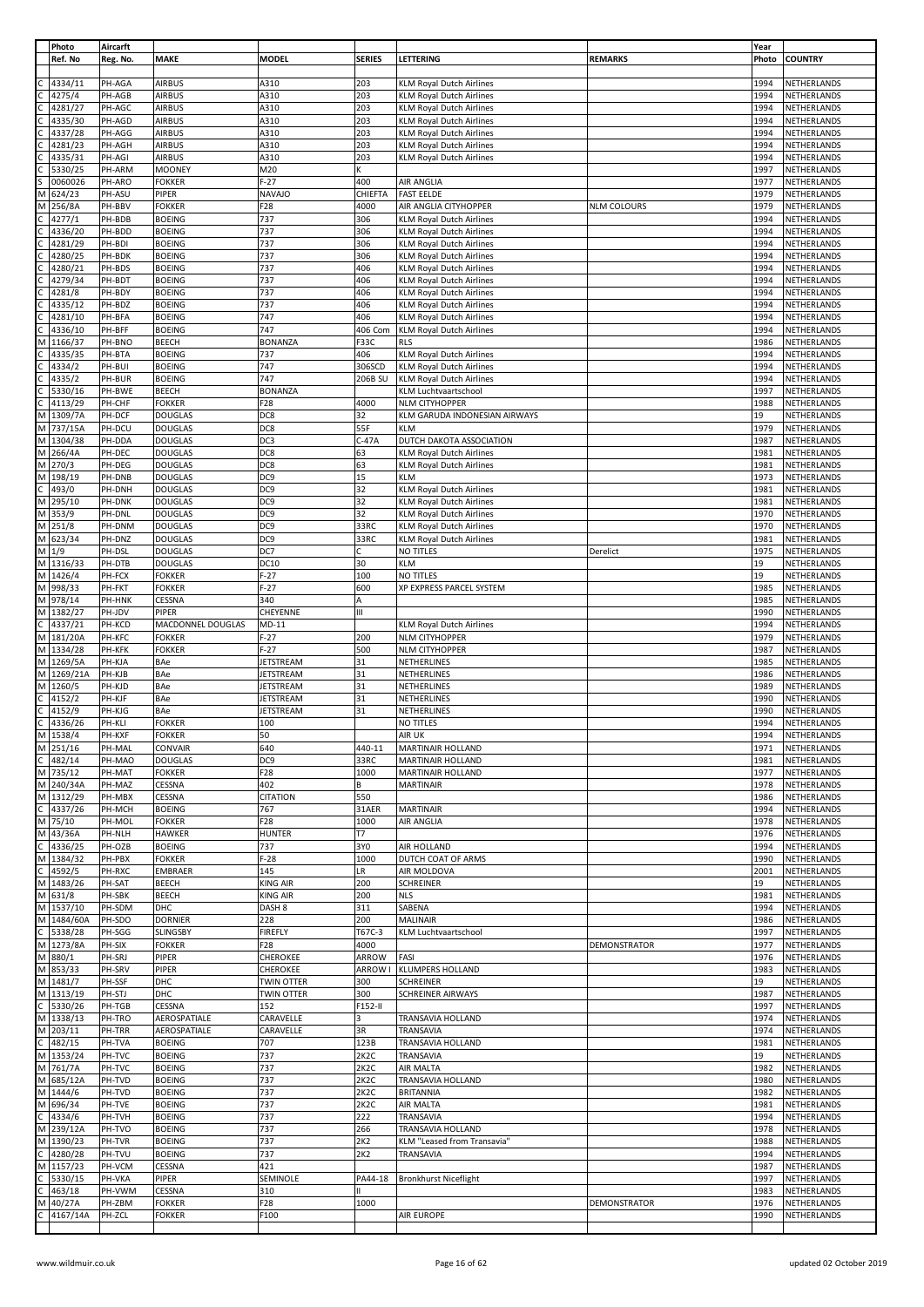| | Photo | Aircarft | | | | | | Year | |
|---|---|---|---|---|---|---|---|---|---|
| | Ref. No | Reg. No. | MAKE | MODEL | SERIES | LETTERING | REMARKS | Photo | COUNTRY |
| C | 4334/11 | PH-AGA | AIRBUS | A310 | 203 | KLM Royal Dutch Airlines | | 1994 | NETHERLANDS |
| C | 4275/4 | PH-AGB | AIRBUS | A310 | 203 | KLM Royal Dutch Airlines | | 1994 | NETHERLANDS |
| C | 4281/27 | PH-AGC | AIRBUS | A310 | 203 | KLM Royal Dutch Airlines | | 1994 | NETHERLANDS |
| C | 4335/30 | PH-AGD | AIRBUS | A310 | 203 | KLM Royal Dutch Airlines | | 1994 | NETHERLANDS |
| C | 4337/28 | PH-AGG | AIRBUS | A310 | 203 | KLM Royal Dutch Airlines | | 1994 | NETHERLANDS |
| C | 4281/23 | PH-AGH | AIRBUS | A310 | 203 | KLM Royal Dutch Airlines | | 1994 | NETHERLANDS |
| C | 4335/31 | PH-AGI | AIRBUS | A310 | 203 | KLM Royal Dutch Airlines | | 1994 | NETHERLANDS |
| C | 5330/25 | PH-ARM | MOONEY | M20 | K | | | 1997 | NETHERLANDS |
| S | 0060026 | PH-ARO | FOKKER | F-27 | 400 | AIR ANGLIA | | 1977 | NETHERLANDS |
| M | 624/23 | PH-ASU | PIPER | NAVAJO | CHIEFTA | FAST EELDE | | 1979 | NETHERLANDS |
| M | 256/8A | PH-BBV | FOKKER | F28 | 4000 | AIR ANGLIA CITYHOPPER | NLM COLOURS | 1979 | NETHERLANDS |
| C | 4277/1 | PH-BDB | BOEING | 737 | 306 | KLM Royal Dutch Airlines | | 1994 | NETHERLANDS |
| C | 4336/20 | PH-BDD | BOEING | 737 | 306 | KLM Royal Dutch Airlines | | 1994 | NETHERLANDS |
| C | 4281/29 | PH-BDI | BOEING | 737 | 306 | KLM Royal Dutch Airlines | | 1994 | NETHERLANDS |
| C | 4280/25 | PH-BDK | BOEING | 737 | 306 | KLM Royal Dutch Airlines | | 1994 | NETHERLANDS |
| C | 4280/21 | PH-BDS | BOEING | 737 | 406 | KLM Royal Dutch Airlines | | 1994 | NETHERLANDS |
| C | 4279/34 | PH-BDT | BOEING | 737 | 406 | KLM Royal Dutch Airlines | | 1994 | NETHERLANDS |
| C | 4281/8 | PH-BDY | BOEING | 737 | 406 | KLM Royal Dutch Airlines | | 1994 | NETHERLANDS |
| C | 4335/12 | PH-BDZ | BOEING | 737 | 406 | KLM Royal Dutch Airlines | | 1994 | NETHERLANDS |
| C | 4281/10 | PH-BFA | BOEING | 747 | 406 | KLM Royal Dutch Airlines | | 1994 | NETHERLANDS |
| C | 4336/10 | PH-BFF | BOEING | 747 | 406 Com | KLM Royal Dutch Airlines | | 1994 | NETHERLANDS |
| M | 1166/37 | PH-BNO | BEECH | BONANZA | F33C | RLS | | 1986 | NETHERLANDS |
| C | 4335/35 | PH-BTA | BOEING | 737 | 406 | KLM Royal Dutch Airlines | | 1994 | NETHERLANDS |
| C | 4334/2 | PH-BUI | BOEING | 747 | 306SCD | KLM Royal Dutch Airlines | | 1994 | NETHERLANDS |
| C | 4335/2 | PH-BUR | BOEING | 747 | 206B SU | KLM Royal Dutch Airlines | | 1994 | NETHERLANDS |
| C | 5330/16 | PH-BWE | BEECH | BONANZA | | KLM Luchtvaartschool | | 1997 | NETHERLANDS |
| C | 4113/29 | PH-CHF | FOKKER | F28 | 4000 | NLM CITYHOPPER | | 1988 | NETHERLANDS |
| M | 1309/7A | PH-DCF | DOUGLAS | DC8 | 32 | KLM GARUDA INDONESIAN AIRWAYS | | 19 | NETHERLANDS |
| M | 737/15A | PH-DCU | DOUGLAS | DC8 | 55F | KLM | | 1979 | NETHERLANDS |
| M | 1304/38 | PH-DDA | DOUGLAS | DC3 | C-47A | DUTCH DAKOTA ASSOCIATION | | 1987 | NETHERLANDS |
| M | 266/4A | PH-DEC | DOUGLAS | DC8 | 63 | KLM Royal Dutch Airlines | | 1981 | NETHERLANDS |
| M | 270/3 | PH-DEG | DOUGLAS | DC8 | 63 | KLM Royal Dutch Airlines | | 1981 | NETHERLANDS |
| M | 198/19 | PH-DNB | DOUGLAS | DC9 | 15 | KLM | | 1973 | NETHERLANDS |
| C | 493/0 | PH-DNH | DOUGLAS | DC9 | 32 | KLM Royal Dutch Airlines | | 1981 | NETHERLANDS |
| M | 295/10 | PH-DNK | DOUGLAS | DC9 | 32 | KLM Royal Dutch Airlines | | 1981 | NETHERLANDS |
| M | 353/9 | PH-DNL | DOUGLAS | DC9 | 32 | KLM Royal Dutch Airlines | | 1970 | NETHERLANDS |
| M | 251/8 | PH-DNM | DOUGLAS | DC9 | 33RC | KLM Royal Dutch Airlines | | 1970 | NETHERLANDS |
| M | 623/34 | PH-DNZ | DOUGLAS | DC9 | 33RC | KLM Royal Dutch Airlines | | 1981 | NETHERLANDS |
| M | 1/9 | PH-DSL | DOUGLAS | DC7 | C | NO TITLES | Derelict | 1975 | NETHERLANDS |
| M | 1316/33 | PH-DTB | DOUGLAS | DC10 | 30 | KLM | | 19 | NETHERLANDS |
| M | 1426/4 | PH-FCX | FOKKER | F-27 | 100 | NO TITLES | | 19 | NETHERLANDS |
| M | 998/33 | PH-FKT | FOKKER | F-27 | 600 | XP EXPRESS PARCEL SYSTEM | | 1985 | NETHERLANDS |
| M | 978/14 | PH-HNK | CESSNA | 340 | A | | | 1985 | NETHERLANDS |
| M | 1382/27 | PH-JDV | PIPER | CHEYENNE | III | | | 1990 | NETHERLANDS |
| C | 4337/21 | PH-KCD | MACDONNEL DOUGLAS | MD-11 | | KLM Royal Dutch Airlines | | 1994 | NETHERLANDS |
| M | 181/20A | PH-KFC | FOKKER | F-27 | 200 | NLM CITYHOPPER | | 1979 | NETHERLANDS |
| M | 1334/28 | PH-KFK | FOKKER | F-27 | 500 | NLM CITYHOPPER | | 1987 | NETHERLANDS |
| M | 1269/5A | PH-KJA | BAe | JETSTREAM | 31 | NETHERLINES | | 1985 | NETHERLANDS |
| M | 1269/21A | PH-KJB | BAe | JETSTREAM | 31 | NETHERLINES | | 1986 | NETHERLANDS |
| M | 1260/5 | PH-KJD | BAe | JETSTREAM | 31 | NETHERLINES | | 1989 | NETHERLANDS |
| C | 4152/2 | PH-KJF | BAe | JETSTREAM | 31 | NETHERLINES | | 1990 | NETHERLANDS |
| C | 4152/9 | PH-KJG | BAe | JETSTREAM | 31 | NETHERLINES | | 1990 | NETHERLANDS |
| C | 4336/26 | PH-KLI | FOKKER | 100 | | NO TITLES | | 1994 | NETHERLANDS |
| M | 1538/4 | PH-KXF | FOKKER | 50 | | AIR UK | | 1994 | NETHERLANDS |
| M | 251/16 | PH-MAL | CONVAIR | 640 | 440-11 | MARTINAIR HOLLAND | | 1971 | NETHERLANDS |
| C | 482/14 | PH-MAO | DOUGLAS | DC9 | 33RC | MARTINAIR HOLLAND | | 1981 | NETHERLANDS |
| M | 735/12 | PH-MAT | FOKKER | F28 | 1000 | MARTINAIR HOLLAND | | 1977 | NETHERLANDS |
| M | 240/34A | PH-MAZ | CESSNA | 402 | B | MARTINAIR | | 1978 | NETHERLANDS |
| M | 1312/29 | PH-MBX | CESSNA | CITATION | 550 | | | 1986 | NETHERLANDS |
| C | 4337/26 | PH-MCH | BOEING | 767 | 31AER | MARTINAIR | | 1994 | NETHERLANDS |
| M | 75/10 | PH-MOL | FOKKER | F28 | 1000 | AIR ANGLIA | | 1978 | NETHERLANDS |
| M | 43/36A | PH-NLH | HAWKER | HUNTER | T7 | | | 1976 | NETHERLANDS |
| C | 4336/25 | PH-OZB | BOEING | 737 | 3Y0 | AIR HOLLAND | | 1994 | NETHERLANDS |
| M | 1384/32 | PH-PBX | FOKKER | F-28 | 1000 | DUTCH COAT OF ARMS | | 1990 | NETHERLANDS |
| C | 4592/5 | PH-RXC | EMBRAER | 145 | LR | AIR MOLDOVA | | 2001 | NETHERLANDS |
| M | 1483/26 | PH-SAT | BEECH | KING AIR | 200 | SCHREINER | | 19 | NETHERLANDS |
| M | 631/8 | PH-SBK | BEECH | KING AIR | 200 | NLS | | 1981 | NETHERLANDS |
| M | 1537/10 | PH-SDM | DHC | DASH 8 | 311 | SABENA | | 1994 | NETHERLANDS |
| M | 1484/60A | PH-SDO | DORNIER | 228 | 200 | MALINAIR | | 1986 | NETHERLANDS |
| C | 5338/28 | PH-SGG | SLINGSBY | FIREFLY | T67C-3 | KLM Luchtvaartschool | | 1997 | NETHERLANDS |
| M | 1273/8A | PH-SIX | FOKKER | F28 | 4000 | | DEMONSTRATOR | 1977 | NETHERLANDS |
| M | 880/1 | PH-SRJ | PIPER | CHEROKEE | ARROW | FASI | | 1976 | NETHERLANDS |
| M | 853/33 | PH-SRV | PIPER | CHEROKEE | ARROW I | KLUMPERS HOLLAND | | 1983 | NETHERLANDS |
| M | 1481/7 | PH-SSF | DHC | TWIN OTTER | 300 | SCHREINER | | 19 | NETHERLANDS |
| M | 1313/19 | PH-STJ | DHC | TWIN OTTER | 300 | SCHREINER AIRWAYS | | 1987 | NETHERLANDS |
| C | 5330/26 | PH-TGB | CESSNA | 152 | F152-II | | | 1997 | NETHERLANDS |
| M | 1338/13 | PH-TRO | AEROSPATIALE | CARAVELLE | 3 | TRANSAVIA HOLLAND | | 1974 | NETHERLANDS |
| M | 203/11 | PH-TRR | AEROSPATIALE | CARAVELLE | 3R | TRANSAVIA | | 1974 | NETHERLANDS |
| C | 482/15 | PH-TVA | BOEING | 707 | 123B | TRANSAVIA HOLLAND | | 1981 | NETHERLANDS |
| M | 1353/24 | PH-TVC | BOEING | 737 | 2K2C | TRANSAVIA | | 19 | NETHERLANDS |
| M | 761/7A | PH-TVC | BOEING | 737 | 2K2C | AIR MALTA | | 1982 | NETHERLANDS |
| M | 685/12A | PH-TVD | BOEING | 737 | 2K2C | TRANSAVIA HOLLAND | | 1980 | NETHERLANDS |
| M | 1444/6 | PH-TVD | BOEING | 737 | 2K2C | BRITANNIA | | 1982 | NETHERLANDS |
| M | 696/34 | PH-TVE | BOEING | 737 | 2K2C | AIR MALTA | | 1981 | NETHERLANDS |
| C | 4334/6 | PH-TVH | BOEING | 737 | 222 | TRANSAVIA | | 1994 | NETHERLANDS |
| M | 239/12A | PH-TVO | BOEING | 737 | 266 | TRANSAVIA HOLLAND | | 1978 | NETHERLANDS |
| M | 1390/23 | PH-TVR | BOEING | 737 | 2K2 | KLM "Leased from Transavia" | | 1988 | NETHERLANDS |
| C | 4280/28 | PH-TVU | BOEING | 737 | 2K2 | TRANSAVIA | | 1994 | NETHERLANDS |
| M | 1157/23 | PH-VCM | CESSNA | 421 | | | | 1987 | NETHERLANDS |
| C | 5330/15 | PH-VKA | PIPER | SEMINOLE | PA44-18 | Bronkhurst Niceflight | | 1997 | NETHERLANDS |
| C | 463/18 | PH-VWM | CESSNA | 310 | II | | | 1983 | NETHERLANDS |
| M | 40/27A | PH-ZBM | FOKKER | F28 | 1000 | | DEMONSTRATOR | 1976 | NETHERLANDS |
| C | 4167/14A | PH-ZCL | FOKKER | F100 | | AIR EUROPE | | 1990 | NETHERLANDS |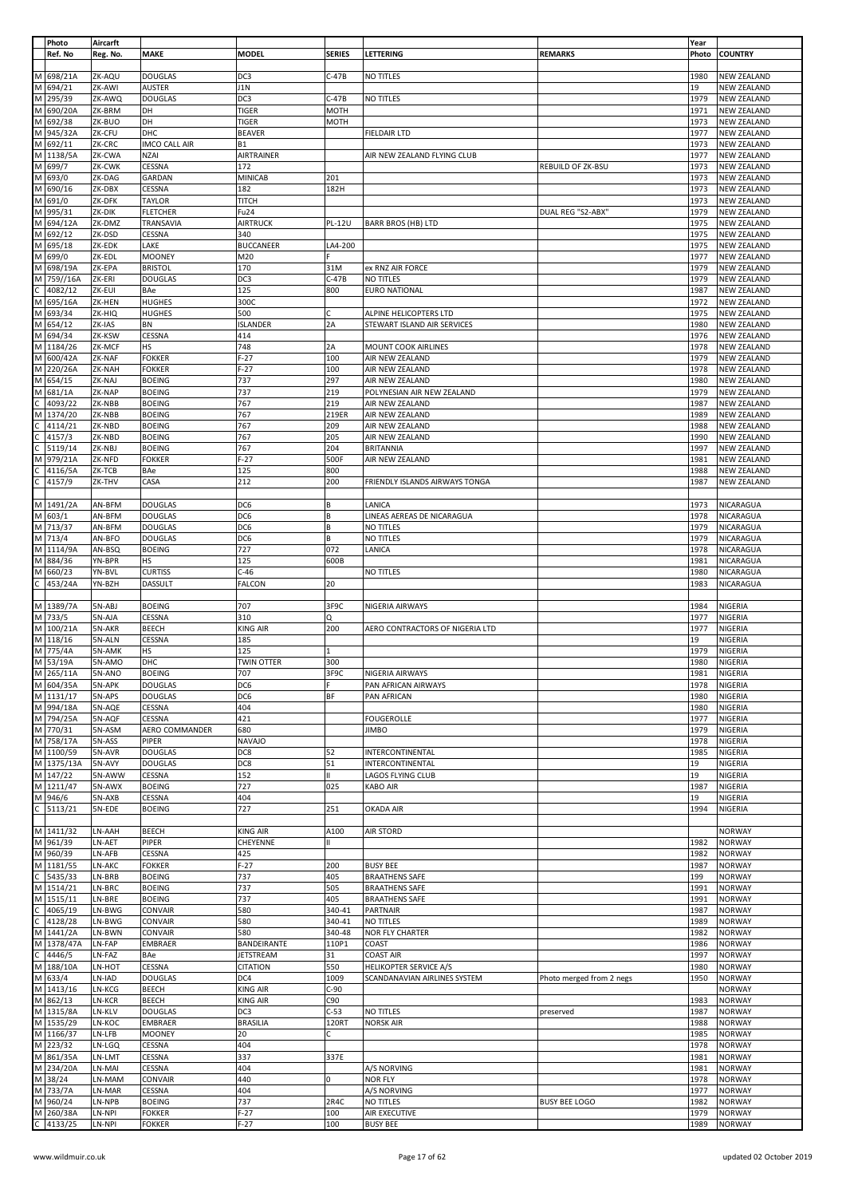| | Photo Ref. No | Aircarft Reg. No. | MAKE | MODEL | SERIES | LETTERING | REMARKS | Year Photo | COUNTRY |
|---|---|---|---|---|---|---|---|---|---|
| M | 698/21A | ZK-AQU | DOUGLAS | DC3 | C-47B | NO TITLES | | 1980 | NEW ZEALAND |
| M | 694/21 | ZK-AWI | AUSTER | J1N | | | | 19 | NEW ZEALAND |
| M | 295/39 | ZK-AWQ | DOUGLAS | DC3 | C-47B | NO TITLES | | 1979 | NEW ZEALAND |
| M | 690/20A | ZK-BRM | DH | TIGER | MOTH | | | 1971 | NEW ZEALAND |
| M | 692/38 | ZK-BUO | DH | TIGER | MOTH | | | 1973 | NEW ZEALAND |
| M | 945/32A | ZK-CFU | DHC | BEAVER | | FIELDAIR LTD | | 1977 | NEW ZEALAND |
| M | 692/11 | ZK-CRC | IMCO CALL AIR | B1 | | | | 1973 | NEW ZEALAND |
| M | 1138/5A | ZK-CWA | NZAI | AIRTRAINER | | AIR NEW ZEALAND FLYING CLUB | | 1977 | NEW ZEALAND |
| M | 699/7 | ZK-CWK | CESSNA | 172 | | | REBUILD OF ZK-BSU | 1973 | NEW ZEALAND |
| M | 693/0 | ZK-DAG | GARDAN | MINICAB | 201 | | | 1973 | NEW ZEALAND |
| M | 690/16 | ZK-DBX | CESSNA | 182 | 182H | | | 1973 | NEW ZEALAND |
| M | 691/0 | ZK-DFK | TAYLOR | TITCH | | | | 1973 | NEW ZEALAND |
| M | 995/31 | ZK-DIK | FLETCHER | Fu24 | | | DUAL REG "S2-ABX" | 1979 | NEW ZEALAND |
| M | 694/12A | ZK-DMZ | TRANSAVIA | AIRTRUCK | PL-12U | BARR BROS (HB) LTD | | 1975 | NEW ZEALAND |
| M | 692/12 | ZK-DSD | CESSNA | 340 | | | | 1975 | NEW ZEALAND |
| M | 695/18 | ZK-EDK | LAKE | BUCCANEER | LA4-200 | | | 1975 | NEW ZEALAND |
| M | 699/0 | ZK-EDL | MOONEY | M20 | F | | | 1977 | NEW ZEALAND |
| M | 698/19A | ZK-EPA | BRISTOL | 170 | 31M | ex RNZ AIR FORCE | | 1979 | NEW ZEALAND |
| M | 759//16A | ZK-ERI | DOUGLAS | DC3 | C-47B | NO TITLES | | 1979 | NEW ZEALAND |
| C | 4082/12 | ZK-EUI | BAe | 125 | 800 | EURO NATIONAL | | 1987 | NEW ZEALAND |
| M | 695/16A | ZK-HEN | HUGHES | 300C | | | | 1972 | NEW ZEALAND |
| M | 693/34 | ZK-HIQ | HUGHES | 500 | C | ALPINE HELICOPTERS LTD | | 1975 | NEW ZEALAND |
| M | 654/12 | ZK-IAS | BN | ISLANDER | 2A | STEWART ISLAND AIR SERVICES | | 1980 | NEW ZEALAND |
| M | 694/34 | ZK-KSW | CESSNA | 414 | | | | 1976 | NEW ZEALAND |
| M | 1184/26 | ZK-MCF | HS | 748 | 2A | MOUNT COOK AIRLINES | | 1978 | NEW ZEALAND |
| M | 600/42A | ZK-NAF | FOKKER | F-27 | 100 | AIR NEW ZEALAND | | 1979 | NEW ZEALAND |
| M | 220/26A | ZK-NAH | FOKKER | F-27 | 100 | AIR NEW ZEALAND | | 1978 | NEW ZEALAND |
| M | 654/15 | ZK-NAJ | BOEING | 737 | 297 | AIR NEW ZEALAND | | 1980 | NEW ZEALAND |
| M | 681/1A | ZK-NAP | BOEING | 737 | 219 | POLYNESIAN AIR NEW ZEALAND | | 1979 | NEW ZEALAND |
| C | 4093/22 | ZK-NBB | BOEING | 767 | 219 | AIR NEW ZEALAND | | 1987 | NEW ZEALAND |
| M | 1374/20 | ZK-NBB | BOEING | 767 | 219ER | AIR NEW ZEALAND | | 1989 | NEW ZEALAND |
| C | 4114/21 | ZK-NBD | BOEING | 767 | 209 | AIR NEW ZEALAND | | 1988 | NEW ZEALAND |
| C | 4157/3 | ZK-NBD | BOEING | 767 | 205 | AIR NEW ZEALAND | | 1990 | NEW ZEALAND |
| C | 5119/14 | ZK-NBJ | BOEING | 767 | 204 | BRITANNIA | | 1997 | NEW ZEALAND |
| M | 979/21A | ZK-NFD | FOKKER | F-27 | 500F | AIR NEW ZEALAND | | 1981 | NEW ZEALAND |
| C | 4116/5A | ZK-TCB | BAe | 125 | 800 | | | 1988 | NEW ZEALAND |
| C | 4157/9 | ZK-THV | CASA | 212 | 200 | FRIENDLY ISLANDS AIRWAYS TONGA | | 1987 | NEW ZEALAND |
| | | | | | | | | | |
| M | 1491/2A | AN-BFM | DOUGLAS | DC6 | B | LANICA | | 1973 | NICARAGUA |
| M | 603/1 | AN-BFM | DOUGLAS | DC6 | B | LINEAS AEREAS DE NICARAGUA | | 1978 | NICARAGUA |
| M | 713/37 | AN-BFM | DOUGLAS | DC6 | B | NO TITLES | | 1979 | NICARAGUA |
| M | 713/4 | AN-BFO | DOUGLAS | DC6 | B | NO TITLES | | 1979 | NICARAGUA |
| M | 1114/9A | AN-BSQ | BOEING | 727 | 072 | LANICA | | 1978 | NICARAGUA |
| M | 884/36 | YN-BPR | HS | 125 | 600B | | | 1981 | NICARAGUA |
| M | 660/23 | YN-BVL | CURTISS | C-46 | | NO TITLES | | 1980 | NICARAGUA |
| C | 453/24A | YN-BZH | DASSULT | FALCON | 20 | | | 1983 | NICARAGUA |
| | | | | | | | | | |
| M | 1389/7A | 5N-ABJ | BOEING | 707 | 3F9C | NIGERIA AIRWAYS | | 1984 | NIGERIA |
| M | 733/5 | 5N-AJA | CESSNA | 310 | Q | | | 1977 | NIGERIA |
| M | 100/21A | 5N-AKR | BEECH | KING AIR | 200 | AERO CONTRACTORS OF NIGERIA LTD | | 1977 | NIGERIA |
| M | 118/16 | 5N-ALN | CESSNA | 185 | | | | 19 | NIGERIA |
| M | 775/4A | 5N-AMK | HS | 125 | 1 | | | 1979 | NIGERIA |
| M | 53/19A | 5N-AMO | DHC | TWIN OTTER | 300 | | | 1980 | NIGERIA |
| M | 265/11A | 5N-ANO | BOEING | 707 | 3F9C | NIGERIA AIRWAYS | | 1981 | NIGERIA |
| M | 604/35A | 5N-APK | DOUGLAS | DC6 | F | PAN AFRICAN AIRWAYS | | 1978 | NIGERIA |
| M | 1131/17 | 5N-APS | DOUGLAS | DC6 | BF | PAN AFRICAN | | 1980 | NIGERIA |
| M | 994/18A | 5N-AQE | CESSNA | 404 | | | | 1980 | NIGERIA |
| M | 794/25A | 5N-AQF | CESSNA | 421 | | FOUGEROLLE | | 1977 | NIGERIA |
| M | 770/31 | 5N-ASM | AERO COMMANDER | 680 | | JIMBO | | 1979 | NIGERIA |
| M | 758/17A | 5N-ASS | PIPER | NAVAJO | | | | 1978 | NIGERIA |
| M | 1100/59 | 5N-AVR | DOUGLAS | DC8 | 52 | INTERCONTINENTAL | | 1985 | NIGERIA |
| M | 1375/13A | 5N-AVY | DOUGLAS | DC8 | 51 | INTERCONTINENTAL | | 19 | NIGERIA |
| M | 147/22 | 5N-AWW | CESSNA | 152 | II | LAGOS FLYING CLUB | | 19 | NIGERIA |
| M | 1211/47 | 5N-AWX | BOEING | 727 | 025 | KABO AIR | | 1987 | NIGERIA |
| M | 946/6 | 5N-AXB | CESSNA | 404 | | | | 19 | NIGERIA |
| C | 5113/21 | 5N-EDE | BOEING | 727 | 251 | OKADA AIR | | 1994 | NIGERIA |
| | | | | | | | | | |
| M | 1411/32 | LN-AAH | BEECH | KING AIR | A100 | AIR STORD | | | NORWAY |
| M | 961/39 | LN-AET | PIPER | CHEYENNE | II | | | 1982 | NORWAY |
| M | 960/39 | LN-AFB | CESSNA | 425 | | | | 1982 | NORWAY |
| M | 1181/55 | LN-AKC | FOKKER | F-27 | 200 | BUSY BEE | | 1987 | NORWAY |
| C | 5435/33 | LN-BRB | BOEING | 737 | 405 | BRAATHENS SAFE | | 199 | NORWAY |
| M | 1514/21 | LN-BRC | BOEING | 737 | 505 | BRAATHENS SAFE | | 1991 | NORWAY |
| M | 1515/11 | LN-BRE | BOEING | 737 | 405 | BRAATHENS SAFE | | 1991 | NORWAY |
| C | 4065/19 | LN-BWG | CONVAIR | 580 | 340-41 | PARTNAIR | | 1987 | NORWAY |
| C | 4128/28 | LN-BWG | CONVAIR | 580 | 340-41 | NO TITLES | | 1989 | NORWAY |
| M | 1441/2A | LN-BWN | CONVAIR | 580 | 340-48 | NOR FLY CHARTER | | 1982 | NORWAY |
| M | 1378/47A | LN-FAP | EMBRAER | BANDEIRANTE | 110P1 | COAST | | 1986 | NORWAY |
| C | 4446/5 | LN-FAZ | BAe | JETSTREAM | 31 | COAST AIR | | 1997 | NORWAY |
| M | 188/10A | LN-HOT | CESSNA | CITATION | 550 | HELIKOPTER SERVICE A/S | | 1980 | NORWAY |
| M | 633/4 | LN-IAD | DOUGLAS | DC4 | 1009 | SCANDANAVIAN AIRLINES SYSTEM | Photo merged from 2 negs | 1950 | NORWAY |
| M | 1413/16 | LN-KCG | BEECH | KING AIR | C-90 | | | | NORWAY |
| M | 862/13 | LN-KCR | BEECH | KING AIR | C90 | | | 1983 | NORWAY |
| M | 1315/8A | LN-KLV | DOUGLAS | DC3 | C-53 | NO TITLES | preserved | 1987 | NORWAY |
| M | 1535/29 | LN-KOC | EMBRAER | BRASILIA | 120RT | NORSK AIR | | 1988 | NORWAY |
| M | 1166/37 | LN-LFB | MOONEY | 20 | C | | | 1985 | NORWAY |
| M | 223/32 | LN-LGQ | CESSNA | 404 | | | | 1978 | NORWAY |
| M | 861/35A | LN-LMT | CESSNA | 337 | 337E | | | 1981 | NORWAY |
| M | 234/20A | LN-MAI | CESSNA | 404 | | A/S NORVING | | 1981 | NORWAY |
| M | 38/24 | LN-MAM | CONVAIR | 440 | 0 | NOR FLY | | 1978 | NORWAY |
| M | 733/7A | LN-MAR | CESSNA | 404 | | A/S NORVING | | 1977 | NORWAY |
| M | 960/24 | LN-NPB | BOEING | 737 | 2R4C | NO TITLES | BUSY BEE LOGO | 1982 | NORWAY |
| M | 260/38A | LN-NPI | FOKKER | F-27 | 100 | AIR EXECUTIVE | | 1979 | NORWAY |
| C | 4133/25 | LN-NPI | FOKKER | F-27 | 100 | BUSY BEE | | 1989 | NORWAY |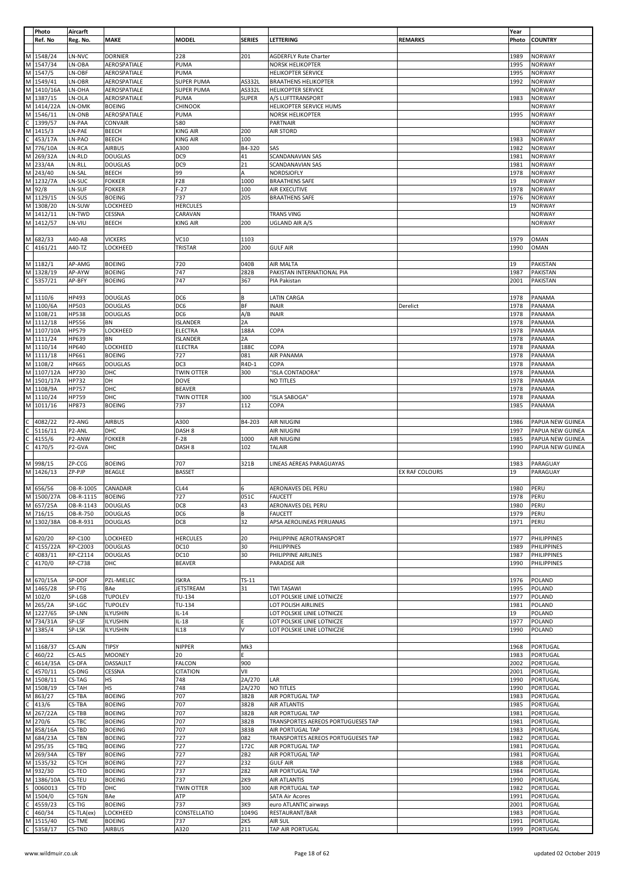| | Photo | Aircarft | | | | | | Year | |
|---|---|---|---|---|---|---|---|---|---|
| | Ref. No | Reg. No. | MAKE | MODEL | SERIES | LETTERING | REMARKS | Photo | COUNTRY |
| | | | | | | | | | |
| M | 1548/24 | LN-NVC | DORNIER | 228 | 201 | AGDERFLY Rute Charter | | 1989 | NORWAY |
| M | 1547/34 | LN-OBA | AEROSPATIALE | PUMA | | NORSK HELIKOPTER | | 1995 | NORWAY |
| M | 1547/5 | LN-OBF | AEROSPATIALE | PUMA | | HELIKOPTER SERVICE | | 1995 | NORWAY |
| M | 1549/41 | LN-OBR | AEROSPATIALE | SUPER PUMA | AS332L | BRAATHENS HELIKOPTER | | 1992 | NORWAY |
| M | 1410/16A | LN-OHA | AEROSPATIALE | SUPER PUMA | AS332L | HELIKOPTER SERVICE | | | NORWAY |
| M | 1387/15 | LN-OLA | AEROSPATIALE | PUMA | SUPER | A/S LUFTTRANSPORT | | 1983 | NORWAY |
| M | 1414/22A | LN-OMK | BOEING | CHINOOK | | HELIKOPTER SERVICE HUMS | | | NORWAY |
| M | 1546/11 | LN-ONB | AEROSPATIALE | PUMA | | NORSK HELIKOPTER | | 1995 | NORWAY |
| C | 1399/57 | LN-PAA | CONVAIR | 580 | | PARTNAIR | | | NORWAY |
| M | 1415/3 | LN-PAE | BEECH | KING AIR | 200 | AIR STORD | | | NORWAY |
| C | 453/17A | LN-PAO | BEECH | KING AIR | 100 | | | 1983 | NORWAY |
| M | 776/10A | LN-RCA | AIRBUS | A300 | B4-320 | SAS | | 1982 | NORWAY |
| M | 269/32A | LN-RLD | DOUGLAS | DC9 | 41 | SCANDANAVIAN SAS | | 1981 | NORWAY |
| M | 233/4A | LN-RLL | DOUGLAS | DC9 | 21 | SCANDANAVIAN SAS | | 1981 | NORWAY |
| M | 243/40 | LN-SAL | BEECH | 99 | A | NORDSJOFLY | | 1978 | NORWAY |
| M | 1232/7A | LN-SUC | FOKKER | F28 | 1000 | BRAATHENS SAFE | | 19 | NORWAY |
| M | 92/8 | LN-SUF | FOKKER | F-27 | 100 | AIR EXECUTIVE | | 1978 | NORWAY |
| M | 1129/15 | LN-SUS | BOEING | 737 | 205 | BRAATHENS SAFE | | 1976 | NORWAY |
| M | 1308/20 | LN-SUW | LOCKHEED | HERCULES | | | | 19 | NORWAY |
| M | 1412/11 | LN-TWD | CESSNA | CARAVAN | | TRANS VING | | | NORWAY |
| M | 1412/57 | LN-VIU | BEECH | KING AIR | 200 | UGLAND AIR A/S | | | NORWAY |
| | | | | | | | | | |
| M | 682/33 | A40-AB | VICKERS | VC10 | 1103 | | | 1979 | OMAN |
| C | 4161/21 | A40-TZ | LOCKHEED | TRISTAR | 200 | GULF AIR | | 1990 | OMAN |
| | | | | | | | | | |
| M | 1182/1 | AP-AMG | BOEING | 720 | 040B | AIR MALTA | | 19 | PAKISTAN |
| M | 1328/19 | AP-AYW | BOEING | 747 | 282B | PAKISTAN INTERNATIONAL PIA | | 1987 | PAKISTAN |
| C | 5357/21 | AP-BFY | BOEING | 747 | 367 | PIA Pakistan | | 2001 | PAKISTAN |
| | | | | | | | | | |
| M | 1110/6 | HP493 | DOUGLAS | DC6 | B | LATIN CARGA | | 1978 | PANAMA |
| M | 1100/6A | HP503 | DOUGLAS | DC6 | BF | INAIR | Derelict | 1978 | PANAMA |
| M | 1108/21 | HP538 | DOUGLAS | DC6 | A/B | INAIR | | 1978 | PANAMA |
| M | 1112/18 | HP556 | BN | ISLANDER | 2A | | | 1978 | PANAMA |
| M | 1107/10A | HP579 | LOCKHEED | ELECTRA | 188A | COPA | | 1978 | PANAMA |
| M | 1111/24 | HP639 | BN | ISLANDER | 2A | | | 1978 | PANAMA |
| M | 1110/14 | HP640 | LOCKHEED | ELECTRA | 188C | COPA | | 1978 | PANAMA |
| M | 1111/18 | HP661 | BOEING | 727 | 081 | AIR PANAMA | | 1978 | PANAMA |
| M | 1108/2 | HP665 | DOUGLAS | DC3 | R4D-1 | COPA | | 1978 | PANAMA |
| M | 1107/12A | HP730 | DHC | TWIN OTTER | 300 | "ISLA CONTADORA" | | 1978 | PANAMA |
| M | 1501/17A | HP732 | DH | DOVE | | NO TITLES | | 1978 | PANAMA |
| M | 1108/9A | HP757 | DHC | BEAVER | | | | 1978 | PANAMA |
| M | 1110/24 | HP759 | DHC | TWIN OTTER | 300 | "ISLA SABOGA" | | 1978 | PANAMA |
| M | 1011/16 | HP873 | BOEING | 737 | 112 | COPA | | 1985 | PANAMA |
| | | | | | | | | | |
| C | 4082/22 | P2-ANG | AIRBUS | A300 | B4-203 | AIR NIUGINI | | 1986 | PAPUA NEW GUINEA |
| C | 5116/11 | P2-ANL | DHC | DASH 8 | | AIR NIUGINI | | 1997 | PAPUA NEW GUINEA |
| C | 4155/6 | P2-ANW | FOKKER | F-28 | 1000 | AIR NIUGINI | | 1985 | PAPUA NEW GUINEA |
| C | 4170/5 | P2-GVA | DHC | DASH 8 | 102 | TALAIR | | 1990 | PAPUA NEW GUINEA |
| | | | | | | | | | |
| M | 998/15 | ZP-CCG | BOEING | 707 | 321B | LINEAS AEREAS PARAGUAYAS | | 1983 | PARAGUAY |
| M | 1426/13 | ZP-PJP | BEAGLE | BASSET | | | EX RAF COLOURS | 19 | PARAGUAY |
| | | | | | | | | | |
| M | 656/56 | OB-R-1005 | CANADAIR | CL44 | 6 | AERONAVES DEL PERU | | 1980 | PERU |
| M | 1500/27A | OB-R-1115 | BOEING | 727 | 051C | FAUCETT | | 1978 | PERU |
| M | 657/25A | OB-R-1143 | DOUGLAS | DC8 | 43 | AERONAVES DEL PERU | | 1980 | PERU |
| M | 716/15 | OB-R-750 | DOUGLAS | DC6 | B | FAUCETT | | 1979 | PERU |
| M | 1302/38A | OB-R-931 | DOUGLAS | DC8 | 32 | APSA AEROLINEAS PERUANAS | | 1971 | PERU |
| | | | | | | | | | |
| M | 620/20 | RP-C100 | LOCKHEED | HERCULES | 20 | PHILIPPINE AEROTRANSPORT | | 1977 | PHILIPPINES |
| C | 4155/22A | RP-C2003 | DOUGLAS | DC10 | 30 | PHILIPPINES | | 1989 | PHILIPPINES |
| C | 4083/11 | RP-C2114 | DOUGLAS | DC10 | 30 | PHILIPPINE AIRLINES | | 1987 | PHILIPPINES |
| C | 4170/0 | RP-C738 | DHC | BEAVER | | PARADISE AIR | | 1990 | PHILIPPINES |
| | | | | | | | | | |
| M | 670/15A | SP-DOF | PZL-MIELEC | ISKRA | TS-11 | | | 1976 | POLAND |
| M | 1465/28 | SP-FTG | BAe | JETSTREAM | 31 | TWI TASAWI | | 1995 | POLAND |
| M | 102/0 | SP-LGB | TUPOLEV | TU-134 | | LOT POLSKIE LINIE LOTNICZE | | 1977 | POLAND |
| M | 265/2A | SP-LGC | TUPOLEV | TU-134 | | LOT POLISH AIRLINES | | 1981 | POLAND |
| M | 1227/65 | SP-LNN | ILYUSHIN | IL-14 | | LOT POLSKIE LINIE LOTNICZE | | 19 | POLAND |
| M | 734/31A | SP-LSF | ILYUSHIN | IL-18 | E | LOT POLSKIE LINIE LOTNICZE | | 1977 | POLAND |
| M | 1385/4 | SP-LSK | ILYUSHIN | IL18 | V | LOT POLSKIE LINIE LOTNICZIE | | 1990 | POLAND |
| | | | | | | | | | |
| M | 1168/37 | CS-AJN | TIPSY | NIPPER | Mk3 | | | 1968 | PORTUGAL |
| C | 460/22 | CS-ALS | MOONEY | 20 | E | | | 1983 | PORTUGAL |
| C | 4614/35A | CS-DFA | DASSAULT | FALCON | 900 | | | 2002 | PORTUGAL |
| C | 4570/11 | CS-DNG | CESSNA | CITATION | VII | | | 2001 | PORTUGAL |
| M | 1508/11 | CS-TAG | HS | 748 | 2A/270 | LAR | | 1990 | PORTUGAL |
| M | 1508/19 | CS-TAH | HS | 748 | 2A/270 | NO TITLES | | 1990 | PORTUGAL |
| M | 863/27 | CS-TBA | BOEING | 707 | 382B | AIR PORTUGAL TAP | | 1983 | PORTUGAL |
| C | 413/6 | CS-TBA | BOEING | 707 | 382B | AIR ATLANTIS | | 1985 | PORTUGAL |
| M | 267/22A | CS-TBB | BOEING | 707 | 382B | AIR PORTUGAL TAP | | 1981 | PORTUGAL |
| M | 270/6 | CS-TBC | BOEING | 707 | 382B | TRANSPORTES AEREOS PORTUGUESES TAP | | 1981 | PORTUGAL |
| M | 858/16A | CS-TBD | BOEING | 707 | 383B | AIR PORTUGAL TAP | | 1983 | PORTUGAL |
| M | 684/23A | CS-TBN | BOEING | 727 | 082 | TRANSPORTES AEREOS PORTUGUESES TAP | | 1982 | PORTUGAL |
| M | 295/35 | CS-TBQ | BOEING | 727 | 172C | AIR PORTUGAL TAP | | 1981 | PORTUGAL |
| M | 269/34A | CS-TBY | BOEING | 727 | 2B2 | AIR PORTUGAL TAP | | 1981 | PORTUGAL |
| M | 1535/32 | CS-TCH | BOEING | 727 | 232 | GULF AIR | | 1988 | PORTUGAL |
| M | 932/30 | CS-TEO | BOEING | 737 | 282 | AIR PORTUGAL TAP | | 1984 | PORTUGAL |
| M | 1386/10A | CS-TEU | BOEING | 737 | 2K9 | AIR ATLANTIS | | 1990 | PORTUGAL |
| S | 0060013 | CS-TFD | DHC | TWIN OTTER | 300 | AIR PORTUGAL TAP | | 1982 | PORTUGAL |
| M | 1504/0 | CS-TGN | BAe | ATP | | SATA Air Acores | | 1991 | PORTUGAL |
| C | 4559/23 | CS-TIG | BOEING | 737 | 3K9 | euro ATLANTIC airways | | 2001 | PORTUGAL |
| C | 460/34 | CS-TLA(ex) | LOCKHEED | CONSTELLATIO | 1049G | RESTAURANT/BAR | | 1983 | PORTUGAL |
| M | 1515/40 | CS-TME | BOEING | 737 | 2K5 | AIR SUL | | 1991 | PORTUGAL |
| C | 5358/17 | CS-TND | AIRBUS | A320 | 211 | TAP AIR PORTUGAL | | 1999 | PORTUGAL |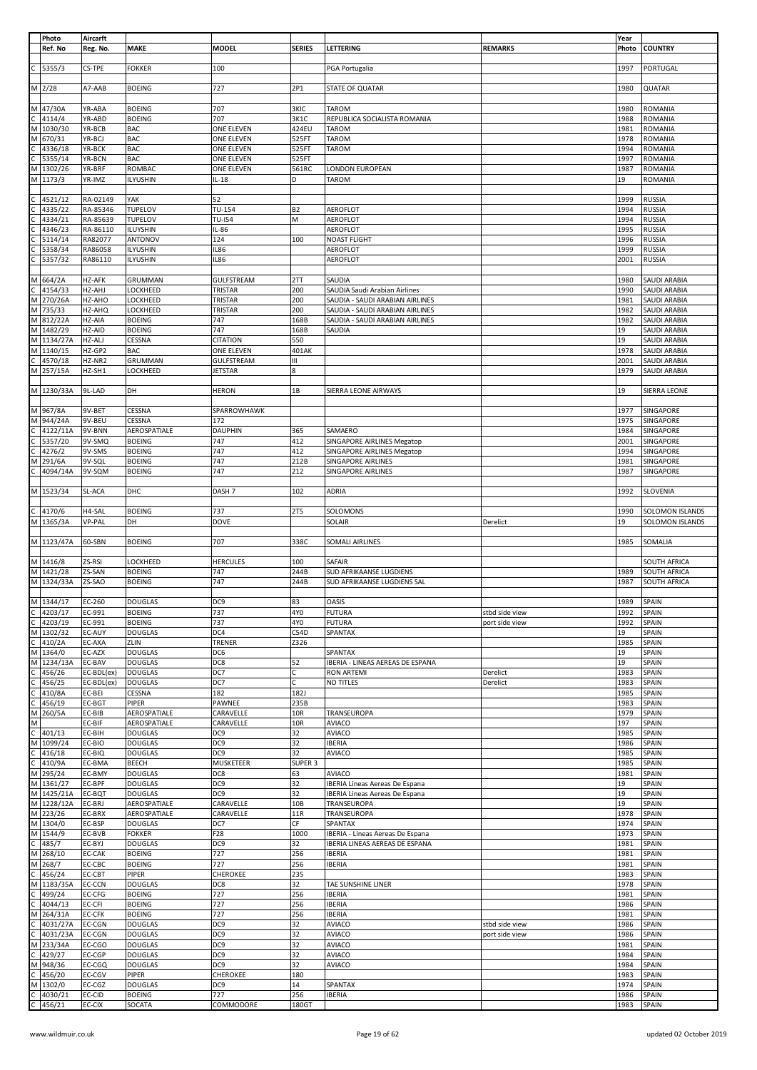| | Photo Ref. No | Aircarft Reg. No. | MAKE | MODEL | SERIES | LETTERING | REMARKS | Year Photo | COUNTRY |
|---|---|---|---|---|---|---|---|---|---|
| C | 5355/3 | CS-TPE | FOKKER | 100 | | PGA Portugalia | | 1997 | PORTUGAL |
| M | 2/28 | A7-AAB | BOEING | 727 | 2P1 | STATE OF QUATAR | | 1980 | QUATAR |
| M | 47/30A | YR-ABA | BOEING | 707 | 3KIC | TAROM | | 1980 | ROMANIA |
| C | 4114/4 | YR-ABD | BOEING | 707 | 3K1C | REPUBLICA SOCIALISTA ROMANIA | | 1988 | ROMANIA |
| M | 1030/30 | YR-BCB | BAC | ONE ELEVEN | 424EU | TAROM | | 1981 | ROMANIA |
| M | 670/31 | YR-BCJ | BAC | ONE ELEVEN | 525FT | TAROM | | 1978 | ROMANIA |
| C | 4336/18 | YR-BCK | BAC | ONE ELEVEN | 525FT | TAROM | | 1994 | ROMANIA |
| C | 5355/14 | YR-BCN | BAC | ONE ELEVEN | 525FT | | | 1997 | ROMANIA |
| M | 1302/26 | YR-BRF | ROMBAC | ONE ELEVEN | 561RC | LONDON EUROPEAN | | 1987 | ROMANIA |
| M | 1173/3 | YR-IMZ | ILYUSHIN | IL-18 | D | TAROM | | 19 | ROMANIA |
| C | 4521/12 | RA-02149 | YAK | 52 | | | | 1999 | RUSSIA |
| C | 4335/22 | RA-85346 | TUPELOV | TU-154 | B2 | AEROFLOT | | 1994 | RUSSIA |
| C | 4334/21 | RA-85639 | TUPELOV | TU-I54 | M | AEROFLOT | | 1994 | RUSSIA |
| C | 4346/23 | RA-86110 | ILUYSHIN | IL-86 | | AEROFLOT | | 1995 | RUSSIA |
| C | 5114/14 | RA82077 | ANTONOV | 124 | 100 | NOAST FLIGHT | | 1996 | RUSSIA |
| C | 5358/34 | RA86058 | ILYUSHIN | IL86 | | AEROFLOT | | 1999 | RUSSIA |
| C | 5357/32 | RA86110 | ILYUSHIN | IL86 | | AEROFLOT | | 2001 | RUSSIA |
| M | 664/2A | HZ-AFK | GRUMMAN | GULFSTREAM | 2TT | SAUDIA | | 1980 | SAUDI ARABIA |
| C | 4154/33 | HZ-AHJ | LOCKHEED | TRISTAR | 200 | SAUDIA Saudi Arabian Airlines | | 1990 | SAUDI ARABIA |
| M | 270/26A | HZ-AHO | LOCKHEED | TRISTAR | 200 | SAUDIA - SAUDI ARABIAN AIRLINES | | 1981 | SAUDI ARABIA |
| M | 735/33 | HZ-AHQ | LOCKHEED | TRISTAR | 200 | SAUDIA - SAUDI ARABIAN AIRLINES | | 1982 | SAUDI ARABIA |
| M | 812/22A | HZ-AIA | BOEING | 747 | 168B | SAUDIA - SAUDI ARABIAN AIRLINES | | 1982 | SAUDI ARABIA |
| M | 1482/29 | HZ-AID | BOEING | 747 | 168B | SAUDIA | | 19 | SAUDI ARABIA |
| M | 1134/27A | HZ-ALJ | CESSNA | CITATION | 550 | | | 19 | SAUDI ARABIA |
| M | 1140/15 | HZ-GP2 | BAC | ONE ELEVEN | 401AK | | | 1978 | SAUDI ARABIA |
| C | 4570/18 | HZ-NR2 | GRUMMAN | GULFSTREAM | III | | | 2001 | SAUDI ARABIA |
| M | 257/15A | HZ-SH1 | LOCKHEED | JETSTAR | 8 | | | 1979 | SAUDI ARABIA |
| M | 1230/33A | 9L-LAD | DH | HERON | 1B | SIERRA LEONE AIRWAYS | | 19 | SIERRA LEONE |
| M | 967/8A | 9V-BET | CESSNA | SPARROWHAWK | | | | 1977 | SINGAPORE |
| M | 944/24A | 9V-BEU | CESSNA | 172 | | | | 1975 | SINGAPORE |
| C | 4122/11A | 9V-BNN | AEROSPATIALE | DAUPHIN | 365 | SAMAERO | | 1984 | SINGAPORE |
| C | 5357/20 | 9V-SMQ | BOEING | 747 | 412 | SINGAPORE AIRLINES Megatop | | 2001 | SINGAPORE |
| C | 4276/2 | 9V-SMS | BOEING | 747 | 412 | SINGAPORE AIRLINES Megatop | | 1994 | SINGAPORE |
| M | 291/6A | 9V-SQL | BOEING | 747 | 212B | SINGAPORE AIRLINES | | 1981 | SINGAPORE |
| C | 4094/14A | 9V-SQM | BOEING | 747 | 212 | SINGAPORE AIRLINES | | 1987 | SINGAPORE |
| M | 1523/34 | SL-ACA | DHC | DASH 7 | 102 | ADRIA | | 1992 | SLOVENIA |
| C | 4170/6 | H4-SAL | BOEING | 737 | 2T5 | SOLOMONS | | 1990 | SOLOMON ISLANDS |
| M | 1365/3A | VP-PAL | DH | DOVE | | SOLAIR | Derelict | 19 | SOLOMON ISLANDS |
| M | 1123/47A | 60-SBN | BOEING | 707 | 338C | SOMALI AIRLINES | | 1985 | SOMALIA |
| M | 1416/8 | ZS-RSI | LOCKHEED | HERCULES | 100 | SAFAIR | | | SOUTH AFRICA |
| M | 1421/28 | ZS-SAN | BOEING | 747 | 244B | SUD AFRIKAANSE LUGDIENS | | 1989 | SOUTH AFRICA |
| M | 1324/33A | ZS-SAO | BOEING | 747 | 244B | SUD AFRIKAANSE LUGDIENS SAL | | 1987 | SOUTH AFRICA |
| M | 1344/17 | EC-260 | DOUGLAS | DC9 | 83 | OASIS | | 1989 | SPAIN |
| C | 4203/17 | EC-991 | BOEING | 737 | 4Y0 | FUTURA | stbd side view | 1992 | SPAIN |
| C | 4203/19 | EC-991 | BOEING | 737 | 4Y0 | FUTURA | port side view | 1992 | SPAIN |
| M | 1302/32 | EC-AUY | DOUGLAS | DC4 | C54D | SPANTAX | | 19 | SPAIN |
| C | 410/2A | EC-AXA | ZLIN | TRENER | Z326 | | | 1985 | SPAIN |
| M | 1364/0 | EC-AZX | DOUGLAS | DC6 | | SPANTAX | | 19 | SPAIN |
| M | 1234/13A | EC-BAV | DOUGLAS | DC8 | 52 | IBERIA - LINEAS AEREAS DE ESPANA | | 19 | SPAIN |
| C | 456/26 | EC-BDL(ex) | DOUGLAS | DC7 | C | RON ARTEMI | Derelict | 1983 | SPAIN |
| C | 456/25 | EC-BDL(ex) | DOUGLAS | DC7 | C | NO TITLES | Derelict | 1983 | SPAIN |
| C | 410/8A | EC-BEI | CESSNA | 182 | 182J | | | 1985 | SPAIN |
| C | 456/19 | EC-BGT | PIPER | PAWNEE | 235B | | | 1983 | SPAIN |
| M | 260/5A | EC-BIB | AEROSPATIALE | CARAVELLE | 10R | TRANSEUROPA | | 1979 | SPAIN |
| M | | EC-BIF | AEROSPATIALE | CARAVELLE | 10R | AVIACO | | 197 | SPAIN |
| C | 401/13 | EC-BIH | DOUGLAS | DC9 | 32 | AVIACO | | 1985 | SPAIN |
| M | 1099/24 | EC-BIO | DOUGLAS | DC9 | 32 | IBERIA | | 1986 | SPAIN |
| C | 416/18 | EC-BIQ | DOUGLAS | DC9 | 32 | AVIACO | | 1985 | SPAIN |
| C | 410/9A | EC-BMA | BEECH | MUSKETEER | SUPER 3 | | | 1985 | SPAIN |
| M | 295/24 | EC-BMY | DOUGLAS | DC8 | 63 | AVIACO | | 1981 | SPAIN |
| M | 1361/27 | EC-BPF | DOUGLAS | DC9 | 32 | IBERIA Lineas Aereas De Espana | | 19 | SPAIN |
| M | 1425/21A | EC-BQT | DOUGLAS | DC9 | 32 | IBERIA Lineas Aereas De Espana | | 19 | SPAIN |
| M | 1228/12A | EC-BRJ | AEROSPATIALE | CARAVELLE | 10B | TRANSEUROPA | | 19 | SPAIN |
| M | 223/26 | EC-BRX | AEROSPATIALE | CARAVELLE | 11R | TRANSEUROPA | | 1978 | SPAIN |
| M | 1304/0 | EC-BSP | DOUGLAS | DC7 | CF | SPANTAX | | 1974 | SPAIN |
| M | 1544/9 | EC-BVB | FOKKER | F28 | 1000 | IBERIA - Lineas Aereas De Espana | | 1973 | SPAIN |
| C | 485/7 | EC-BYJ | DOUGLAS | DC9 | 32 | IBERIA LINEAS AEREAS DE ESPANA | | 1981 | SPAIN |
| M | 268/10 | EC-CAK | BOEING | 727 | 256 | IBERIA | | 1981 | SPAIN |
| M | 268/7 | EC-CBC | BOEING | 727 | 256 | IBERIA | | 1981 | SPAIN |
| C | 456/24 | EC-CBT | PIPER | CHEROKEE | 235 | | | 1983 | SPAIN |
| M | 1183/35A | EC-CCN | DOUGLAS | DC8 | 32 | TAE SUNSHINE LINER | | 1978 | SPAIN |
| C | 499/24 | EC-CFG | BOEING | 727 | 256 | IBERIA | | 1981 | SPAIN |
| C | 4044/13 | EC-CFI | BOEING | 727 | 256 | IBERIA | | 1986 | SPAIN |
| M | 264/31A | EC-CFK | BOEING | 727 | 256 | IBERIA | | 1981 | SPAIN |
| C | 4031/27A | EC-CGN | DOUGLAS | DC9 | 32 | AVIACO | stbd side view | 1986 | SPAIN |
| C | 4031/23A | EC-CGN | DOUGLAS | DC9 | 32 | AVIACO | port side view | 1986 | SPAIN |
| M | 233/34A | EC-CGO | DOUGLAS | DC9 | 32 | AVIACO | | 1981 | SPAIN |
| C | 429/27 | EC-CGP | DOUGLAS | DC9 | 32 | AVIACO | | 1984 | SPAIN |
| M | 948/36 | EC-CGQ | DOUGLAS | DC9 | 32 | AVIACO | | 1984 | SPAIN |
| C | 456/20 | EC-CGV | PIPER | CHEROKEE | 180 | | | 1983 | SPAIN |
| M | 1302/0 | EC-CGZ | DOUGLAS | DC9 | 14 | SPANTAX | | 1974 | SPAIN |
| C | 4030/21 | EC-CID | BOEING | 727 | 256 | IBERIA | | 1986 | SPAIN |
| C | 456/21 | EC-CIX | SOCATA | COMMODORE | 180GT | | | 1983 | SPAIN |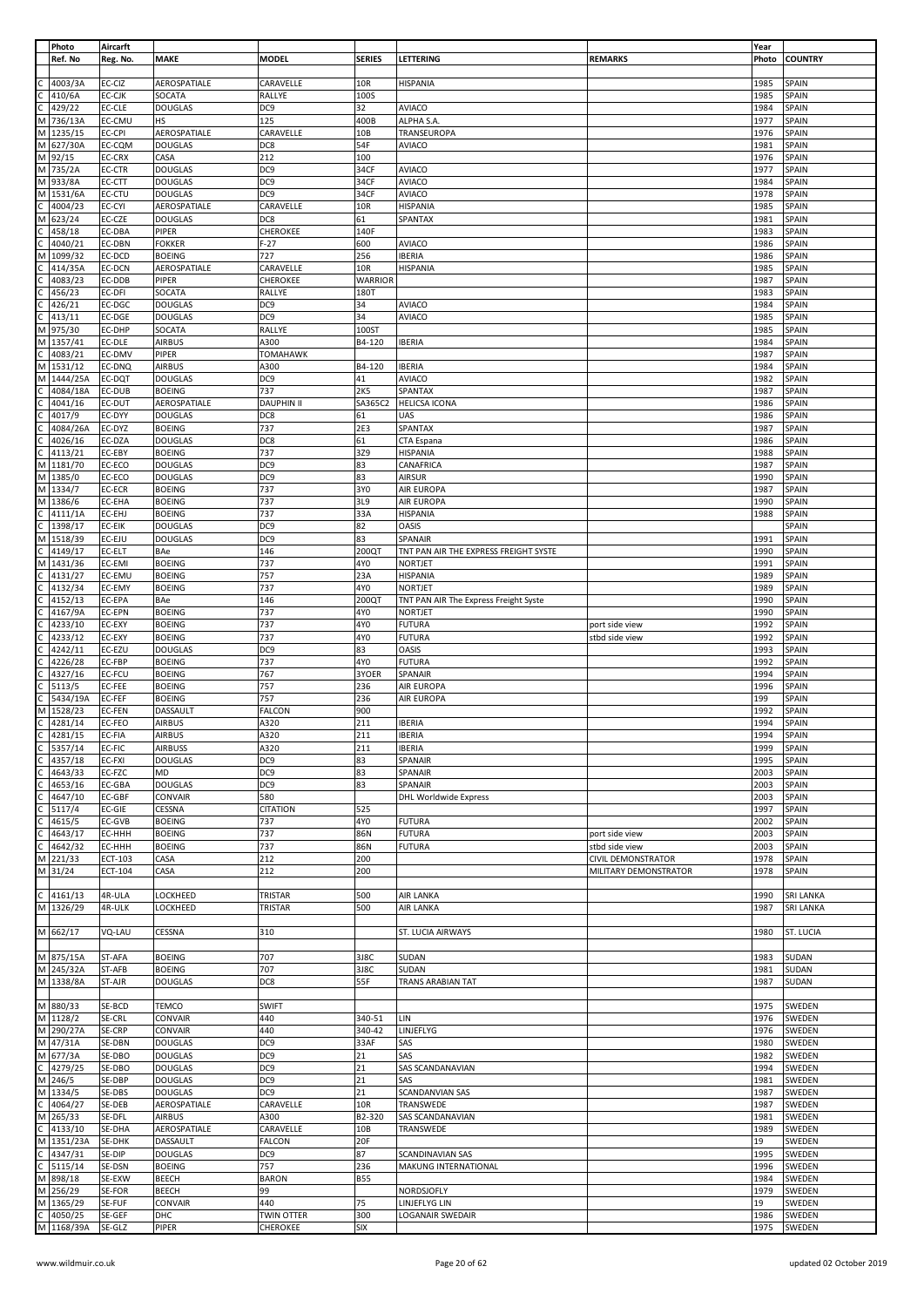| | Photo | Aircraft | | | | | | Year | |
|---|---|---|---|---|---|---|---|---|---|
| | Ref. No | Reg. No. | MAKE | MODEL | SERIES | LETTERING | REMARKS | Photo | COUNTRY |
| | | | | | | | | | |
| C | 4003/3A | EC-CIZ | AEROSPATIALE | CARAVELLE | 10R | HISPANIA | | 1985 | SPAIN |
| C | 410/6A | EC-CJK | SOCATA | RALLYE | 100S | | | 1985 | SPAIN |
| C | 429/22 | EC-CLE | DOUGLAS | DC9 | 32 | AVIACO | | 1984 | SPAIN |
| M | 736/13A | EC-CMU | HS | 125 | 400B | ALPHA S.A. | | 1977 | SPAIN |
| M | 1235/15 | EC-CPI | AEROSPATIALE | CARAVELLE | 10B | TRANSEUROPA | | 1976 | SPAIN |
| M | 627/30A | EC-CQM | DOUGLAS | DC8 | 54F | AVIACO | | 1981 | SPAIN |
| M | 92/15 | EC-CRX | CASA | 212 | 100 | | | 1976 | SPAIN |
| M | 735/2A | EC-CTR | DOUGLAS | DC9 | 34CF | AVIACO | | 1977 | SPAIN |
| M | 933/8A | EC-CTT | DOUGLAS | DC9 | 34CF | AVIACO | | 1984 | SPAIN |
| M | 1531/6A | EC-CTU | DOUGLAS | DC9 | 34CF | AVIACO | | 1978 | SPAIN |
| C | 4004/23 | EC-CYI | AEROSPATIALE | CARAVELLE | 10R | HISPANIA | | 1985 | SPAIN |
| M | 623/24 | EC-CZE | DOUGLAS | DC8 | 61 | SPANTAX | | 1981 | SPAIN |
| C | 458/18 | EC-DBA | PIPER | CHEROKEE | 140F | | | 1983 | SPAIN |
| C | 4040/21 | EC-DBN | FOKKER | F-27 | 600 | AVIACO | | 1986 | SPAIN |
| M | 1099/32 | EC-DCD | BOEING | 727 | 256 | IBERIA | | 1986 | SPAIN |
| C | 414/35A | EC-DCN | AEROSPATIALE | CARAVELLE | 10R | HISPANIA | | 1985 | SPAIN |
| C | 4083/23 | EC-DDB | PIPER | CHEROKEE | WARRIOR | | | 1987 | SPAIN |
| C | 456/23 | EC-DFI | SOCATA | RALLYE | 180T | | | 1983 | SPAIN |
| C | 426/21 | EC-DGC | DOUGLAS | DC9 | 34 | AVIACO | | 1984 | SPAIN |
| C | 413/11 | EC-DGE | DOUGLAS | DC9 | 34 | AVIACO | | 1985 | SPAIN |
| M | 975/30 | EC-DHP | SOCATA | RALLYE | 100ST | | | 1985 | SPAIN |
| M | 1357/41 | EC-DLE | AIRBUS | A300 | B4-120 | IBERIA | | 1984 | SPAIN |
| C | 4083/21 | EC-DMV | PIPER | TOMAHAWK | | | | 1987 | SPAIN |
| M | 1531/12 | EC-DNQ | AIRBUS | A300 | B4-120 | IBERIA | | 1984 | SPAIN |
| M | 1444/25A | EC-DQT | DOUGLAS | DC9 | 41 | AVIACO | | 1982 | SPAIN |
| C | 4084/18A | EC-DUB | BOEING | 737 | 2K5 | SPANTAX | | 1987 | SPAIN |
| C | 4041/16 | EC-DUT | AEROSPATIALE | DAUPHIN II | SA365C2 | HELICSA ICONA | | 1986 | SPAIN |
| C | 4017/9 | EC-DYY | DOUGLAS | DC8 | 61 | UAS | | 1986 | SPAIN |
| C | 4084/26A | EC-DYZ | BOEING | 737 | 2E3 | SPANTAX | | 1987 | SPAIN |
| C | 4026/16 | EC-DZA | DOUGLAS | DC8 | 61 | CTA Espana | | 1986 | SPAIN |
| C | 4113/21 | EC-EBY | BOEING | 737 | 3Z9 | HISPANIA | | 1988 | SPAIN |
| M | 1181/70 | EC-ECO | DOUGLAS | DC9 | 83 | CANAFRICA | | 1987 | SPAIN |
| M | 1385/0 | EC-ECO | DOUGLAS | DC9 | 83 | AIRSUR | | 1990 | SPAIN |
| M | 1334/7 | EC-ECR | BOEING | 737 | 3Y0 | AIR EUROPA | | 1987 | SPAIN |
| M | 1386/6 | EC-EHA | BOEING | 737 | 3L9 | AIR EUROPA | | 1990 | SPAIN |
| C | 4111/1A | EC-EHJ | BOEING | 737 | 33A | HISPANIA | | 1988 | SPAIN |
| C | 1398/17 | EC-EIK | DOUGLAS | DC9 | 82 | OASIS | | | SPAIN |
| M | 1518/39 | EC-EJU | DOUGLAS | DC9 | 83 | SPANAIR | | 1991 | SPAIN |
| C | 4149/17 | EC-ELT | BAe | 146 | 200QT | TNT PAN AIR THE EXPRESS FREIGHT SYSTE | | 1990 | SPAIN |
| M | 1431/36 | EC-EMI | BOEING | 737 | 4Y0 | NORTJET | | 1991 | SPAIN |
| C | 4131/27 | EC-EMU | BOEING | 757 | 23A | HISPANIA | | 1989 | SPAIN |
| C | 4132/34 | EC-EMY | BOEING | 737 | 4Y0 | NORTJET | | 1989 | SPAIN |
| C | 4152/13 | EC-EPA | BAe | 146 | 200QT | TNT PAN AIR The Express Freight Syste | | 1990 | SPAIN |
| C | 4167/9A | EC-EPN | BOEING | 737 | 4Y0 | NORTJET | | 1990 | SPAIN |
| C | 4233/10 | EC-EXY | BOEING | 737 | 4Y0 | FUTURA | port side view | 1992 | SPAIN |
| C | 4233/12 | EC-EXY | BOEING | 737 | 4Y0 | FUTURA | stbd side view | 1992 | SPAIN |
| C | 4242/11 | EC-EZU | DOUGLAS | DC9 | 83 | OASIS | | 1993 | SPAIN |
| C | 4226/28 | EC-FBP | BOEING | 737 | 4Y0 | FUTURA | | 1992 | SPAIN |
| C | 4327/16 | EC-FCU | BOEING | 767 | 3YOER | SPANAIR | | 1994 | SPAIN |
| C | 5113/5 | EC-FEE | BOEING | 757 | 236 | AIR EUROPA | | 1996 | SPAIN |
| C | 5434/19A | EC-FEF | BOEING | 757 | 236 | AIR EUROPA | | 199 | SPAIN |
| M | 1528/23 | EC-FEN | DASSAULT | FALCON | 900 | | | 1992 | SPAIN |
| C | 4281/14 | EC-FEO | AIRBUS | A320 | 211 | IBERIA | | 1994 | SPAIN |
| C | 4281/15 | EC-FIA | AIRBUS | A320 | 211 | IBERIA | | 1994 | SPAIN |
| C | 5357/14 | EC-FIC | AIRBUSS | A320 | 211 | IBERIA | | 1999 | SPAIN |
| C | 4357/18 | EC-FXI | DOUGLAS | DC9 | 83 | SPANAIR | | 1995 | SPAIN |
| C | 4643/33 | EC-FZC | MD | DC9 | 83 | SPANAIR | | 2003 | SPAIN |
| C | 4653/16 | EC-GBA | DOUGLAS | DC9 | 83 | SPANAIR | | 2003 | SPAIN |
| C | 4647/10 | EC-GBF | CONVAIR | 580 | | DHL Worldwide Express | | 2003 | SPAIN |
| C | 5117/4 | EC-GIE | CESSNA | CITATION | 525 | | | 1997 | SPAIN |
| C | 4615/5 | EC-GVB | BOEING | 737 | 4Y0 | FUTURA | | 2002 | SPAIN |
| C | 4643/17 | EC-HHH | BOEING | 737 | 86N | FUTURA | port side view | 2003 | SPAIN |
| C | 4642/32 | EC-HHH | BOEING | 737 | 86N | FUTURA | stbd side view | 2003 | SPAIN |
| M | 221/33 | ECT-103 | CASA | 212 | 200 | | CIVIL DEMONSTRATOR | 1978 | SPAIN |
| M | 31/24 | ECT-104 | CASA | 212 | 200 | | MILITARY DEMONSTRATOR | 1978 | SPAIN |
| | | | | | | | | | |
| C | 4161/13 | 4R-ULA | LOCKHEED | TRISTAR | 500 | AIR LANKA | | 1990 | SRI LANKA |
| M | 1326/29 | 4R-ULK | LOCKHEED | TRISTAR | 500 | AIR LANKA | | 1987 | SRI LANKA |
| | | | | | | | | | |
| M | 662/17 | VQ-LAU | CESSNA | 310 | | ST. LUCIA AIRWAYS | | 1980 | ST. LUCIA |
| | | | | | | | | | |
| M | 875/15A | ST-AFA | BOEING | 707 | 3J8C | SUDAN | | 1983 | SUDAN |
| M | 245/32A | ST-AFB | BOEING | 707 | 3J8C | SUDAN | | 1981 | SUDAN |
| M | 1338/8A | ST-AJR | DOUGLAS | DC8 | 55F | TRANS ARABIAN TAT | | 1987 | SUDAN |
| | | | | | | | | | |
| M | 880/33 | SE-BCD | TEMCO | SWIFT | | | | 1975 | SWEDEN |
| M | 1128/2 | SE-CRL | CONVAIR | 440 | 340-51 | LIN | | 1976 | SWEDEN |
| M | 290/27A | SE-CRP | CONVAIR | 440 | 340-42 | LINJEFLYG | | 1976 | SWEDEN |
| M | 47/31A | SE-DBN | DOUGLAS | DC9 | 33AF | SAS | | 1980 | SWEDEN |
| M | 677/3A | SE-DBO | DOUGLAS | DC9 | 21 | SAS | | 1982 | SWEDEN |
| C | 4279/25 | SE-DBO | DOUGLAS | DC9 | 21 | SAS SCANDANAVIAN | | 1994 | SWEDEN |
| M | 246/5 | SE-DBP | DOUGLAS | DC9 | 21 | SAS | | 1981 | SWEDEN |
| M | 1334/5 | SE-DBS | DOUGLAS | DC9 | 21 | SCANDANVIAN SAS | | 1987 | SWEDEN |
| C | 4064/27 | SE-DEB | AEROSPATIALE | CARAVELLE | 10R | TRANSWEDE | | 1987 | SWEDEN |
| M | 265/33 | SE-DFL | AIRBUS | A300 | B2-320 | SAS SCANDANAVIAN | | 1981 | SWEDEN |
| C | 4133/10 | SE-DHA | AEROSPATIALE | CARAVELLE | 10B | TRANSWEDE | | 1989 | SWEDEN |
| M | 1351/23A | SE-DHK | DASSAULT | FALCON | 20F | | | 19 | SWEDEN |
| C | 4347/31 | SE-DIP | DOUGLAS | DC9 | 87 | SCANDINAVIAN SAS | | 1995 | SWEDEN |
| C | 5115/14 | SE-DSN | BOEING | 757 | 236 | MAKUNG INTERNATIONAL | | 1996 | SWEDEN |
| M | 898/18 | SE-EXW | BEECH | BARON | B55 | | | 1984 | SWEDEN |
| M | 256/29 | SE-FOR | BEECH | 99 | | NORDSJOFLY | | 1979 | SWEDEN |
| M | 1365/29 | SE-FUF | CONVAIR | 440 | 75 | LINJEFLYG LIN | | 19 | SWEDEN |
| C | 4050/25 | SE-GEF | DHC | TWIN OTTER | 300 | LOGANAIR SWEDAIR | | 1986 | SWEDEN |
| M | 1168/39A | SE-GLZ | PIPER | CHEROKEE | SIX | | | 1975 | SWEDEN |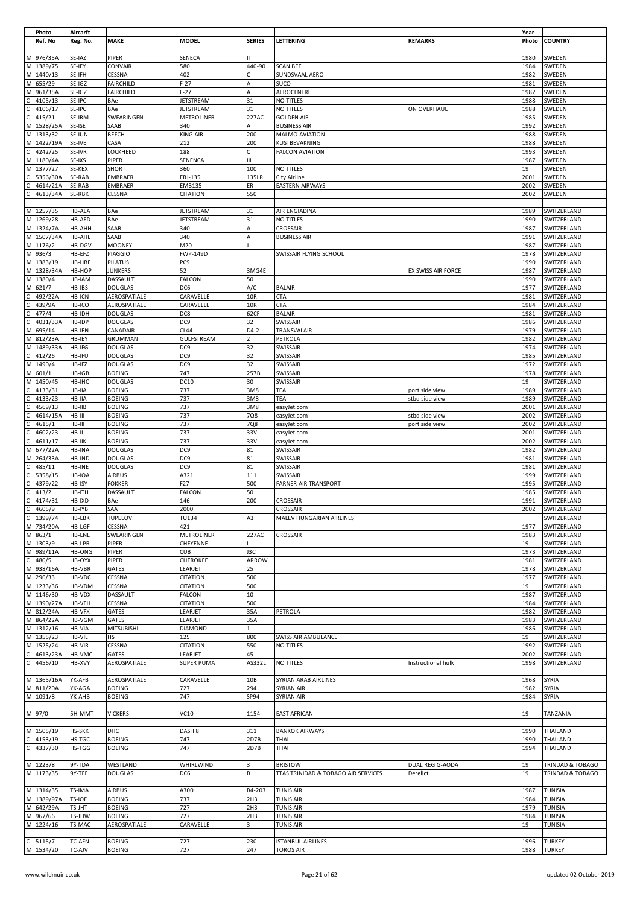| Photo | Aircarft | | | | | | Year | |
|---|---|---|---|---|---|---|---|---|
| Ref. No | Reg. No. | MAKE | MODEL | SERIES | LETTERING | REMARKS | Photo | COUNTRY |
| M 976/35A | SE-IAZ | PIPER | SENECA | II | | | 1980 | SWEDEN |
| M 1389/75 | SE-IEY | CONVAIR | 580 | 440-90 | SCAN BEE | | 1984 | SWEDEN |
| M 1440/13 | SE-IFH | CESSNA | 402 | C | SUNDSVAAL AERO | | 1982 | SWEDEN |
| M 655/29 | SE-IGZ | FAIRCHILD | F-27 | A | SUCO | | 1981 | SWEDEN |
| M 961/35A | SE-IGZ | FAIRCHILD | F-27 | A | AEROCENTRE | | 1982 | SWEDEN |
| C 4105/13 | SE-IPC | BAe | JETSTREAM | 31 | NO TITLES | | 1988 | SWEDEN |
| C 4106/17 | SE-IPC | BAe | JETSTREAM | 31 | NO TITLES | ON OVERHAUL | 1988 | SWEDEN |
| C 415/21 | SE-IRM | SWEARINGEN | METROLINER | 227AC | GOLDEN AIR | | 1985 | SWEDEN |
| M 1528/25A | SE-ISE | SAAB | 340 | A | BUSINESS AIR | | 1992 | SWEDEN |
| M 1313/32 | SE-IUN | BEECH | KING AIR | 200 | MALMO AVIATION | | 1988 | SWEDEN |
| M 1422/19A | SE-IVE | CASA | 212 | 200 | KUSTBEVAKNING | | 1988 | SWEDEN |
| C 4242/25 | SE-IVR | LOCKHEED | 188 | C | FALCON AVIATION | | 1993 | SWEDEN |
| M 1180/4A | SE-IXS | PIPER | SENENCA | III | | | 1987 | SWEDEN |
| M 1377/27 | SE-KEX | SHORT | 360 | 100 | NO TITLES | | 19 | SWEDEN |
| C 5356/30A | SE-RAB | EMBRAER | ERJ-135 | 135LR | City Airline | | 2001 | SWEDEN |
| C 4614/21A | SE-RAB | EMBRAER | EMB135 | ER | EASTERN AIRWAYS | | 2002 | SWEDEN |
| C 4613/34A | SE-RBK | CESSNA | CITATION | 550 | | | 2002 | SWEDEN |
| M 1257/35 | HB-AEA | BAe | JETSTREAM | 31 | AIR ENGIADINA | | 1989 | SWITZERLAND |
| M 1269/28 | HB-AED | BAe | JETSTREAM | 31 | NO TITLES | | 1990 | SWITZERLAND |
| M 1324/7A | HB-AHH | SAAB | 340 | A | CROSSAIR | | 1987 | SWITZERLAND |
| M 1507/34A | HB-AHL | SAAB | 340 | A | BUSINESS AIR | | 1991 | SWITZERLAND |
| M 1176/2 | HB-DGV | MOONEY | M20 | J | | | 1987 | SWITZERLAND |
| M 936/3 | HB-EFZ | PIAGGIO | FWP-149D | | SWISSAIR FLYING SCHOOL | | 1978 | SWITZERLAND |
| M 1383/19 | HB-HBE | PILATUS | PC9 | | | | 1990 | SWITZERLAND |
| M 1328/34A | HB-HOP | JUNKERS | 52 | 3MG4E | | EX SWISS AIR FORCE | 1987 | SWITZERLAND |
| M 1380/4 | HB-IAM | DASSAULT | FALCON | 50 | | | 1990 | SWITZERLAND |
| M 621/7 | HB-IBS | DOUGLAS | DC6 | A/C | BALAIR | | 1977 | SWITZERLAND |
| C 492/22A | HB-ICN | AEROSPATIALE | CARAVELLE | 10R | CTA | | 1981 | SWITZERLAND |
| C 439/9A | HB-ICO | AEROSPATIALE | CARAVELLE | 10R | CTA | | 1984 | SWITZERLAND |
| C 477/4 | HB-IDH | DOUGLAS | DC8 | 62CF | BALAIR | | 1981 | SWITZERLAND |
| C 4031/33A | HB-IDP | DOUGLAS | DC9 | 32 | SWISSAIR | | 1986 | SWITZERLAND |
| M 695/14 | HB-IEN | CANADAIR | CL44 | D4-2 | TRANSVALAIR | | 1979 | SWITZERLAND |
| M 812/23A | HB-IEY | GRUMMAN | GULFSTREAM | 2 | PETROLA | | 1982 | SWITZERLAND |
| M 1489/33A | HB-IFG | DOUGLAS | DC9 | 32 | SWISSAIR | | 1974 | SWITZERLAND |
| C 412/26 | HB-IFU | DOUGLAS | DC9 | 32 | SWISSAIR | | 1985 | SWITZERLAND |
| M 1490/4 | HB-IFZ | DOUGLAS | DC9 | 32 | SWISSAIR | | 1972 | SWITZERLAND |
| M 601/1 | HB-IGB | BOEING | 747 | 257B | SWISSAIR | | 1978 | SWITZERLAND |
| M 1450/45 | HB-IHC | DOUGLAS | DC10 | 30 | SWISSAIR | | 19 | SWITZERLAND |
| C 4133/31 | HB-IIA | BOEING | 737 | 3M8 | TEA | port side view | 1989 | SWITZERLAND |
| C 4133/23 | HB-IIA | BOEING | 737 | 3M8 | TEA | stbd side view | 1989 | SWITZERLAND |
| C 4569/13 | HB-IIB | BOEING | 737 | 3M8 | easyJet.com | | 2001 | SWITZERLAND |
| C 4614/15A | HB-III | BOEING | 737 | 7Q8 | easyJet.com | stbd side view | 2002 | SWITZERLAND |
| C 4615/1 | HB-III | BOEING | 737 | 7Q8 | easyJet.com | port side view | 2002 | SWITZERLAND |
| C 4602/23 | HB-IIJ | BOEING | 737 | 33V | easyJet.com | | 2001 | SWITZERLAND |
| C 4611/17 | HB-IIK | BOEING | 737 | 33V | easyJet.com | | 2002 | SWITZERLAND |
| M 677/22A | HB-INA | DOUGLAS | DC9 | 81 | SWISSAIR | | 1982 | SWITZERLAND |
| M 264/33A | HB-IND | DOUGLAS | DC9 | 81 | SWISSAIR | | 1981 | SWITZERLAND |
| C 485/11 | HB-INE | DOUGLAS | DC9 | 81 | SWISSAIR | | 1981 | SWITZERLAND |
| C 5358/15 | HB-IOA | AIRBUS | A321 | 111 | SWISSAIR | | 1999 | SWITZERLAND |
| C 4379/22 | HB-ISY | FOKKER | F27 | 500 | FARNER AIR TRANSPORT | | 1995 | SWITZERLAND |
| C 413/2 | HB-ITH | DASSAULT | FALCON | 50 | | | 1985 | SWITZERLAND |
| C 4174/31 | HB-IXD | BAe | 146 | 200 | CROSSAIR | | 1991 | SWITZERLAND |
| C 4605/9 | HB-IYB | SAA | 2000 | | CROSSAIR | | 2002 | SWITZERLAND |
| C 1399/74 | HB-LBK | TUPELOV | TU134 | A3 | MALEV HUNGARIAN AIRLINES | | | SWITZERLAND |
| M 734/20A | HB-LGF | CESSNA | 421 | | | | 1977 | SWITZERLAND |
| M 863/1 | HB-LNE | SWEARINGEN | METROLINER | 227AC | CROSSAIR | | 1983 | SWITZERLAND |
| M 1303/9 | HB-LPR | PIPER | CHEYENNE | I | | | 19 | SWITZERLAND |
| M 989/11A | HB-ONG | PIPER | CUB | J3C | | | 1973 | SWITZERLAND |
| C 480/5 | HB-OYX | PIPER | CHEROKEE | ARROW | | | 1981 | SWITZERLAND |
| M 938/16A | HB-VBR | GATES | LEARJET | 25 | | | 1978 | SWITZERLAND |
| M 296/33 | HB-VDC | CESSNA | CITATION | 500 | | | 1977 | SWITZERLAND |
| M 1233/36 | HB-VDM | CESSNA | CITATION | 500 | | | 19 | SWITZERLAND |
| M 1146/30 | HB-VDX | DASSAULT | FALCON | 10 | | | 1987 | SWITZERLAND |
| M 1390/27A | HB-VEH | CESSNA | CITATION | 500 | | | 1984 | SWITZERLAND |
| M 812/24A | HB-VFX | GATES | LEARJET | 35A | PETROLA | | 1982 | SWITZERLAND |
| M 864/22A | HB-VGM | GATES | LEARJET | 35A | | | 1983 | SWITZERLAND |
| M 1312/16 | HB-VIA | MITSUBISHI | DIAMOND | 1 | | | 1986 | SWITZERLAND |
| M 1355/23 | HB-VIL | HS | 125 | 800 | SWISS AIR AMBULANCE | | 19 | SWITZERLAND |
| M 1525/24 | HB-VIR | CESSNA | CITATION | 550 | NO TITLES | | 1992 | SWITZERLAND |
| C 4613/23A | HB-VMC | GATES | LEARJET | 45 | | | 2002 | SWITZERLAND |
| C 4456/10 | HB-XVY | AEROSPATIALE | SUPER PUMA | AS332L | NO TITLES | Instructional hulk | 1998 | SWITZERLAND |
| M 1365/16A | YK-AFB | AEROSPATIALE | CARAVELLE | 10B | SYRIAN ARAB AIRLINES | | 1968 | SYRIA |
| M 811/20A | YK-AGA | BOEING | 727 | 294 | SYRIAN AIR | | 1982 | SYRIA |
| M 1091/8 | YK-AHB | BOEING | 747 | SP94 | SYRIAN AIR | | 1984 | SYRIA |
| M 97/0 | 5H-MMT | VICKERS | VC10 | 1154 | EAST AFRICAN | | 19 | TANZANIA |
| M 1505/19 | HS-SKK | DHC | DASH 8 | 311 | BANKOK AIRWAYS | | 1990 | THAILAND |
| C 4153/19 | HS-TGC | BOEING | 747 | 2D7B | THAI | | 1990 | THAILAND |
| C 4337/30 | HS-TGG | BOEING | 747 | 2D7B | THAI | | 1994 | THAILAND |
| M 1223/8 | 9Y-TDA | WESTLAND | WHIRLWIND | 3 | BRISTOW | DUAL REG G-AODA | 19 | TRINDAD & TOBAGO |
| M 1173/35 | 9Y-TEF | DOUGLAS | DC6 | B | TTAS TRINIDAD & TOBAGO AIR SERVICES | Derelict | 19 | TRINDAD & TOBAGO |
| M 1314/35 | TS-IMA | AIRBUS | A300 | B4-203 | TUNIS AIR | | 1987 | TUNISIA |
| M 1389/97A | TS-IOF | BOEING | 737 | 2H3 | TUNIS AIR | | 1984 | TUNISIA |
| M 642/29A | TS-JHT | BOEING | 727 | 2H3 | TUNIS AIR | | 1979 | TUNISIA |
| M 967/66 | TS-JHW | BOEING | 727 | 2H3 | TUNIS AIR | | 1984 | TUNISIA |
| M 1224/16 | TS-MAC | AEROSPATIALE | CARAVELLE | 3 | TUNIS AIR | | 19 | TUNISIA |
| C 5115/7 | TC-AFN | BOEING | 727 | 230 | ISTANBUL AIRLINES | | 1996 | TURKEY |
| M 1534/20 | TC-AJV | BOEING | 727 | 247 | TOROS AIR | | 1988 | TURKEY |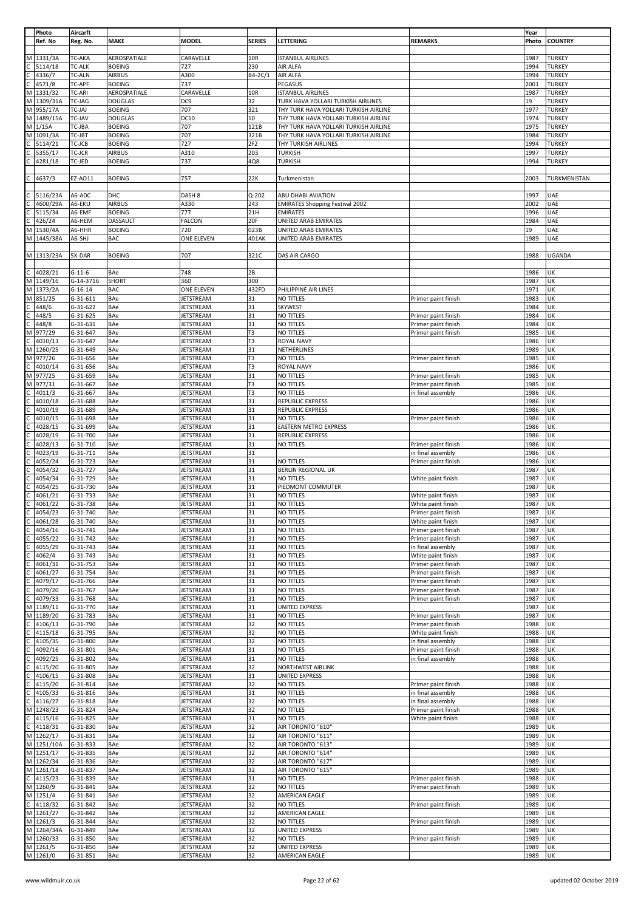| | Photo Ref. No | Aircarft Reg. No. | MAKE | MODEL | SERIES | LETTERING | REMARKS | Year Photo | COUNTRY |
|---|---|---|---|---|---|---|---|---|---|
| M | 1331/3A | TC-AKA | AEROSPATIALE | CARAVELLE | 10R | ISTANBUL AIRLINES | | 1987 | TURKEY |
| C | 5114/18 | TC-ALK | BOEING | 727 | 230 | AIR ALFA | | 1994 | TURKEY |
| C | 4336/7 | TC-ALN | AIRBUS | A300 | B4-2C/1 | AIR ALFA | | 1994 | TURKEY |
| C | 4571/8 | TC-APF | BOEING | 737 | | PEGASUS | | 2001 | TURKEY |
| M | 1331/32 | TC-ARI | AEROSPATIALE | CARAVELLE | 10R | ISTANBUL AIRLINES | | 1987 | TURKEY |
| M | 1309/31A | TC-JAG | DOUGLAS | DC9 | 32 | TURK HAVA YOLLARI TURKISH AIRLINES | | 19 | TURKEY |
| M | 955/17A | TC-JAJ | BOEING | 707 | 321 | THY TURK HAVA YOLLARI TURKISH AIRLINE | | 197? | TURKEY |
| M | 1489/15A | TC-JAV | DOUGLAS | DC10 | 10 | THY TURK HAVA YOLLARI TURKISH AIRLINE | | 1974 | TURKEY |
| M | 1/15A | TC-JBA | BOEING | 707 | 121B | THY TURK HAVA YOLLARI TURKISH AIRLINE | | 1975 | TURKEY |
| M | 1091/3A | TC-JBT | BOEING | 707 | 321B | THY TURK HAVA YOLLARI TURKISH AIRLINE | | 1984 | TURKEY |
| C | 5114/21 | TC-JCB | BOEING | 727 | 2F2 | THY TURKISH AIRLINES | | 1994 | TURKEY |
| C | 5355/17 | TC-JCR | AIRBUS | A310 | 203 | TURKISH | | 1997 | TURKEY |
| C | 4281/18 | TC-JED | BOEING | 737 | 4Q8 | TURKISH | | 1994 | TURKEY |
| | | | | | | | | | |
| C | 4637/3 | EZ-AO11 | BOEING | 757 | 22K | Turkmenistan | | 2003 | TURKMENISTAN |
| | | | | | | | | | |
| C | 5116/23A | A6-ADC | DHC | DASH 8 | Q-202 | ABU DHABI AVIATION | | 1997 | UAE |
| C | 4600/29A | A6-EKU | AIRBUS | A330 | 243 | EMIRATES Shopping Festival 2002 | | 2002 | UAE |
| C | 5115/34 | A6-EMF | BOEING | 777 | 21H | EMIRATES | | 1996 | UAE |
| C | 426/24 | A6-HEM | DASSAULT | FALCON | 20F | UNITED ARAB EMIRATES | | 1984 | UAE |
| M | 1530/4A | A6-HHR | BOEING | 720 | 023B | UNITED ARAB EMIRATES | | 19 | UAE |
| M | 1445/38A | A6-SHJ | BAC | ONE ELEVEN | 401AK | UNITED ARAB EMIRATES | | 1989 | UAE |
| | | | | | | | | | |
| M | 1313/23A | 5X-DAR | BOEING | 707 | 321C | DAS AIR CARGO | | 1988 | UGANDA |
| | | | | | | | | | |
| C | 4028/21 | G-11-6 | BAe | 748 | 2B | | | 1986 | UK |
| M | 1149/16 | G-14-3716 | SHORT | 360 | 300 | | | 1987 | UK |
| M | 1373/2A | G-16-14 | BAC | ONE ELEVEN | 432FD | PHILIPPINE AIR LINES | | 1971 | UK |
| M | 851/25 | G-31-611 | BAe | JETSTREAM | 31 | NO TITLES | Primer paint finish | 1983 | UK |
| C | 448/6 | G-31-622 | BAe | JETSTREAM | 31 | SKYWEST | | 1984 | UK |
| C | 448/5 | G-31-625 | BAe | JETSTREAM | 31 | NO TITLES | Primer paint finish | 1984 | UK |
| C | 448/8 | G-31-631 | BAe | JETSTREAM | 31 | NO TITLES | Primer paint finish | 1984 | UK |
| M | 977/29 | G-31-647 | BAe | JETSTREAM | T3 | NO TITLES | Primer paint finish | 1985 | UK |
| C | 4010/13 | G-31-647 | BAe | JETSTREAM | T3 | ROYAL NAVY | | 1986 | UK |
| M | 1260/25 | G-31-649 | BAe | JETSTREAM | 31 | NETHERLINES | | 1989 | UK |
| M | 977/26 | G-31-656 | BAe | JETSTREAM | T3 | NO TITLES | Primer paint finish | 1985 | UK |
| C | 4010/14 | G-31-656 | BAe | JETSTREAM | T3 | ROYAL NAVY | | 1986 | UK |
| M | 977/25 | G-31-659 | BAe | JETSTREAM | 31 | NO TITLES | Primer paint finish | 1985 | UK |
| M | 977/31 | G-31-667 | BAe | JETSTREAM | T3 | NO TITLES | Primer paint finish | 1985 | UK |
| C | 4011/3 | G-31-667 | BAe | JETSTREAM | T3 | NO TITLES | in final assembly | 1986 | UK |
| C | 4010/18 | G-31-688 | BAe | JETSTREAM | 31 | REPUBLIC EXPRESS | | 1986 | UK |
| C | 4010/19 | G-31-689 | BAe | JETSTREAM | 31 | REPUBLIC EXPRESS | | 1986 | UK |
| C | 4010/15 | G-31-698 | BAe | JETSTREAM | 31 | NO TITLES | Primer paint finish | 1986 | UK |
| C | 4028/15 | G-31-699 | BAe | JETSTREAM | 31 | EASTERN METRO EXPRESS | | 1986 | UK |
| C | 4028/19 | G-31-700 | BAe | JETSTREAM | 31 | REPUBLIC EXPRESS | | 1986 | UK |
| C | 4028/13 | G-31-710 | BAe | JETSTREAM | 31 | NO TITLES | Primer paint finish | 1986 | UK |
| C | 4023/19 | G-31-711 | BAe | JETSTREAM | 31 | | in final assembly | 1986 | UK |
| C | 4052/24 | G-31-723 | BAe | JETSTREAM | 31 | NO TITLES | Primer paint finish | 1986 | UK |
| C | 4054/32 | G-31-727 | BAe | JETSTREAM | 31 | BERLIN REGIONAL UK | | 1987 | UK |
| C | 4054/34 | G-31-729 | BAe | JETSTREAM | 31 | NO TITLES | White paint finish | 1987 | UK |
| C | 4054/25 | G-31-730 | BAe | JETSTREAM | 31 | PIEDMONT COMMUTER | | 1987 | UK |
| C | 4061/21 | G-31-733 | BAe | JETSTREAM | 31 | NO TITLES | White paint finish | 1987 | UK |
| C | 4061/22 | G-31-738 | BAe | JETSTREAM | 31 | NO TITLES | White paint finish | 1987 | UK |
| C | 4054/23 | G-31-740 | BAe | JETSTREAM | 31 | NO TITLES | Primer paint finish | 1987 | UK |
| C | 4061/28 | G-31-740 | BAe | JETSTREAM | 31 | NO TITLES | White paint finish | 1987 | UK |
| C | 4054/16 | G-31-741 | BAe | JETSTREAM | 31 | NO TITLES | Primer paint finish | 1987 | UK |
| C | 4055/22 | G-31-742 | BAe | JETSTREAM | 31 | NO TITLES | Primer paint finish | 1987 | UK |
| C | 4055/29 | G-31-743 | BAe | JETSTREAM | 31 | NO TITLES | in final assembly | 1987 | UK |
| C | 4062/4 | G-31-743 | BAe | JETSTREAM | 31 | NO TITLES | White paint finish | 1987 | UK |
| C | 4061/31 | G-31-753 | BAe | JETSTREAM | 31 | NO TITLES | Primer paint finish | 1987 | UK |
| C | 4061/27 | G-31-754 | BAe | JETSTREAM | 31 | NO TITLES | Primer paint finish | 1987 | UK |
| C | 4079/17 | G-31-766 | BAe | JETSTREAM | 31 | NO TITLES | Primer paint finish | 1987 | UK |
| C | 4079/20 | G-31-767 | BAe | JETSTREAM | 31 | NO TITLES | Primer paint finish | 1987 | UK |
| C | 4079/33 | G-31-768 | BAe | JETSTREAM | 31 | NO TITLES | Primer paint finish | 1987 | UK |
| M | 1189/11 | G-31-770 | BAe | JETSTREAM | 31 | UNITED EXPRESS | | 1987 | UK |
| M | 1189/20 | G-31-783 | BAe | JETSTREAM | 31 | NO TITLES | Primer paint finish | 1987 | UK |
| C | 4106/13 | G-31-790 | BAe | JETSTREAM | 32 | NO TITLES | Primer paint finish | 1988 | UK |
| C | 4115/18 | G-31-795 | BAe | JETSTREAM | 32 | NO TITLES | White paint finish | 1988 | UK |
| C | 4105/35 | G-31-800 | BAe | JETSTREAM | 32 | NO TITLES | in final assembly | 1988 | UK |
| C | 4092/16 | G-31-801 | BAe | JETSTREAM | 31 | NO TITLES | Primer paint finish | 1988 | UK |
| C | 4092/25 | G-31-802 | BAe | JETSTREAM | 31 | NO TITLES | in final assembly | 1988 | UK |
| C | 4115/20 | G-31-805 | BAe | JETSTREAM | 32 | NORTHWEST AIRLINK | | 1988 | UK |
| C | 4106/15 | G-31-808 | BAe | JETSTREAM | 31 | UNITED EXPRESS | | 1988 | UK |
| C | 4115/20 | G-31-814 | BAe | JETSTREAM | 32 | NO TITLES | Primer paint finish | 1988 | UK |
| C | 4105/33 | G-31-816 | BAe | JETSTREAM | 31 | NO TITLES | in final assembly | 1988 | UK |
| C | 4116/27 | G-31-818 | BAe | JETSTREAM | 32 | NO TITLES | in final assembly | 1988 | UK |
| M | 1248/23 | G-31-824 | BAe | JETSTREAM | 32 | NO TITLES | Primer paint finish | 1988 | UK |
| C | 4115/16 | G-31-825 | BAe | JETSTREAM | 31 | NO TITLES | White paint finish | 1988 | UK |
| C | 4118/31 | G-31-830 | BAe | JETSTREAM | 32 | AIR TORONTO "610" | | 1989 | UK |
| M | 1262/17 | G-31-831 | BAe | JETSTREAM | 32 | AIR TORONTO "611" | | 1989 | UK |
| M | 1251/10A | G-31-833 | BAe | JETSTREAM | 32 | AIR TORONTO "613" | | 1989 | UK |
| M | 1251/17 | G-31-835 | BAe | JETSTREAM | 32 | AIR TORONTO "614" | | 1989 | UK |
| M | 1262/34 | G-31-836 | BAe | JETSTREAM | 32 | AIR TORONTO "617" | | 1989 | UK |
| M | 1261/18 | G-31-837 | BAe | JETSTREAM | 32 | AIR TORONTO "615" | | 1989 | UK |
| C | 4115/23 | G-31-839 | BAe | JETSTREAM | 31 | NO TITLES | Primer paint finish | 1988 | UK |
| M | 1260/9 | G-31-841 | BAe | JETSTREAM | 32 | NO TITLES | Primer paint finish | 1989 | UK |
| M | 1251/4 | G-31-841 | BAe | JETSTREAM | 32 | AMERICAN EAGLE | | 1989 | UK |
| C | 4118/32 | G-31-842 | BAe | JETSTREAM | 32 | NO TITLES | Primer paint finish | 1989 | UK |
| M | 1261/27 | G-31-842 | BAe | JETSTREAM | 32 | AMERICAN EAGLE | | 1989 | UK |
| M | 1261/3 | G-31-844 | BAe | JETSTREAM | 32 | NO TITLES | Primer paint finish | 1989 | UK |
| M | 1264/34A | G-31-849 | BAe | JETSTREAM | 32 | UNITED EXPRESS | | 1989 | UK |
| M | 1260/33 | G-31-850 | BAe | JETSTREAM | 32 | NO TITLES | Primer paint finish | 1989 | UK |
| M | 1261/5 | G-31-850 | BAe | JETSTREAM | 32 | UNITED EXPRESS | | 1989 | UK |
| M | 1261/0 | G-31-851 | BAe | JETSTREAM | 32 | AMERICAN EAGLE | | 1989 | UK |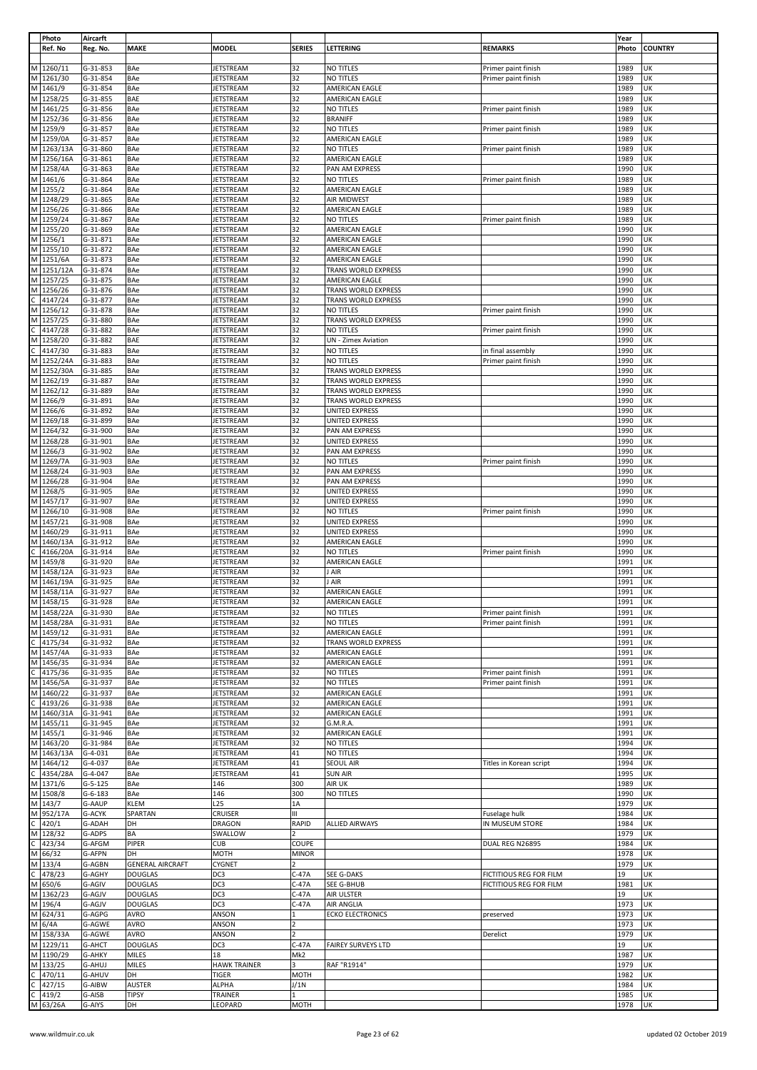| | Photo | Aircarft | | | | | | Year | |
|---|---|---|---|---|---|---|---|---|---|
| | Ref. No | Reg. No. | MAKE | MODEL | SERIES | LETTERING | REMARKS | Photo | COUNTRY |
| M | 1260/11 | G-31-853 | BAe | JETSTREAM | 32 | NO TITLES | Primer paint finish | 1989 | UK |
| M | 1261/30 | G-31-854 | BAe | JETSTREAM | 32 | NO TITLES | Primer paint finish | 1989 | UK |
| M | 1461/9 | G-31-854 | BAe | JETSTREAM | 32 | AMERICAN EAGLE | | 1989 | UK |
| M | 1258/25 | G-31-855 | BAE | JETSTREAM | 32 | AMERICAN EAGLE | | 1989 | UK |
| M | 1461/25 | G-31-856 | BAe | JETSTREAM | 32 | NO TITLES | Primer paint finish | 1989 | UK |
| M | 1252/36 | G-31-856 | BAe | JETSTREAM | 32 | BRANIFF | | 1989 | UK |
| M | 1259/9 | G-31-857 | BAe | JETSTREAM | 32 | NO TITLES | Primer paint finish | 1989 | UK |
| M | 1259/0A | G-31-857 | BAe | JETSTREAM | 32 | AMERICAN EAGLE | | 1989 | UK |
| M | 1263/13A | G-31-860 | BAe | JETSTREAM | 32 | NO TITLES | Primer paint finish | 1989 | UK |
| M | 1256/16A | G-31-861 | BAe | JETSTREAM | 32 | AMERICAN EAGLE | | 1989 | UK |
| M | 1258/4A | G-31-863 | BAe | JETSTREAM | 32 | PAN AM EXPRESS | | 1990 | UK |
| M | 1461/6 | G-31-864 | BAe | JETSTREAM | 32 | NO TITLES | Primer paint finish | 1989 | UK |
| M | 1255/2 | G-31-864 | BAe | JETSTREAM | 32 | AMERICAN EAGLE | | 1989 | UK |
| M | 1248/29 | G-31-865 | BAe | JETSTREAM | 32 | AIR MIDWEST | | 1989 | UK |
| M | 1256/26 | G-31-866 | BAe | JETSTREAM | 32 | AMERICAN EAGLE | | 1989 | UK |
| M | 1259/24 | G-31-867 | BAe | JETSTREAM | 32 | NO TITLES | Primer paint finish | 1989 | UK |
| M | 1255/20 | G-31-869 | BAe | JETSTREAM | 32 | AMERICAN EAGLE | | 1990 | UK |
| M | 1256/1 | G-31-871 | BAe | JETSTREAM | 32 | AMERICAN EAGLE | | 1990 | UK |
| M | 1255/10 | G-31-872 | BAe | JETSTREAM | 32 | AMERICAN EAGLE | | 1990 | UK |
| M | 1251/6A | G-31-873 | BAe | JETSTREAM | 32 | AMERICAN EAGLE | | 1990 | UK |
| M | 1251/12A | G-31-874 | BAe | JETSTREAM | 32 | TRANS WORLD EXPRESS | | 1990 | UK |
| M | 1257/25 | G-31-875 | BAe | JETSTREAM | 32 | AMERICAN EAGLE | | 1990 | UK |
| M | 1256/26 | G-31-876 | BAe | JETSTREAM | 32 | TRANS WORLD EXPRESS | | 1990 | UK |
| C | 4147/24 | G-31-877 | BAe | JETSTREAM | 32 | TRANS WORLD EXPRESS | | 1990 | UK |
| M | 1256/12 | G-31-878 | BAe | JETSTREAM | 32 | NO TITLES | Primer paint finish | 1990 | UK |
| M | 1257/25 | G-31-880 | BAe | JETSTREAM | 32 | TRANS WORLD EXPRESS | | 1990 | UK |
| C | 4147/28 | G-31-882 | BAe | JETSTREAM | 32 | NO TITLES | Primer paint finish | 1990 | UK |
| M | 1258/20 | G-31-882 | BAE | JETSTREAM | 32 | UN - Zimex Aviation | | 1990 | UK |
| C | 4147/30 | G-31-883 | BAe | JETSTREAM | 32 | NO TITLES | in final assembly | 1990 | UK |
| M | 1252/24A | G-31-883 | BAe | JETSTREAM | 32 | NO TITLES | Primer paint finish | 1990 | UK |
| M | 1252/30A | G-31-885 | BAe | JETSTREAM | 32 | TRANS WORLD EXPRESS | | 1990 | UK |
| M | 1262/19 | G-31-887 | BAe | JETSTREAM | 32 | TRANS WORLD EXPRESS | | 1990 | UK |
| M | 1262/12 | G-31-889 | BAe | JETSTREAM | 32 | TRANS WORLD EXPRESS | | 1990 | UK |
| M | 1266/9 | G-31-891 | BAe | JETSTREAM | 32 | TRANS WORLD EXPRESS | | 1990 | UK |
| M | 1266/6 | G-31-892 | BAe | JETSTREAM | 32 | UNITED EXPRESS | | 1990 | UK |
| M | 1269/18 | G-31-899 | BAe | JETSTREAM | 32 | UNITED EXPRESS | | 1990 | UK |
| M | 1264/32 | G-31-900 | BAe | JETSTREAM | 32 | PAN AM EXPRESS | | 1990 | UK |
| M | 1268/28 | G-31-901 | BAe | JETSTREAM | 32 | UNITED EXPRESS | | 1990 | UK |
| M | 1266/3 | G-31-902 | BAe | JETSTREAM | 32 | PAN AM EXPRESS | | 1990 | UK |
| M | 1269/7A | G-31-903 | BAe | JETSTREAM | 32 | NO TITLES | Primer paint finish | 1990 | UK |
| M | 1268/24 | G-31-903 | BAe | JETSTREAM | 32 | PAN AM EXPRESS | | 1990 | UK |
| M | 1266/28 | G-31-904 | BAe | JETSTREAM | 32 | PAN AM EXPRESS | | 1990 | UK |
| M | 1268/5 | G-31-905 | BAe | JETSTREAM | 32 | UNITED EXPRESS | | 1990 | UK |
| M | 1457/17 | G-31-907 | BAe | JETSTREAM | 32 | UNITED EXPRESS | | 1990 | UK |
| M | 1266/10 | G-31-908 | BAe | JETSTREAM | 32 | NO TITLES | Primer paint finish | 1990 | UK |
| M | 1457/21 | G-31-908 | BAe | JETSTREAM | 32 | UNITED EXPRESS | | 1990 | UK |
| M | 1460/29 | G-31-911 | BAe | JETSTREAM | 32 | UNITED EXPRESS | | 1990 | UK |
| M | 1460/13A | G-31-912 | BAe | JETSTREAM | 32 | AMERICAN EAGLE | | 1990 | UK |
| C | 4166/20A | G-31-914 | BAe | JETSTREAM | 32 | NO TITLES | Primer paint finish | 1990 | UK |
| M | 1459/8 | G-31-920 | BAe | JETSTREAM | 32 | AMERICAN EAGLE | | 1991 | UK |
| M | 1458/12A | G-31-923 | BAe | JETSTREAM | 32 | J AIR | | 1991 | UK |
| M | 1461/19A | G-31-925 | BAe | JETSTREAM | 32 | J AIR | | 1991 | UK |
| M | 1458/11A | G-31-927 | BAe | JETSTREAM | 32 | AMERICAN EAGLE | | 1991 | UK |
| M | 1458/15 | G-31-928 | BAe | JETSTREAM | 32 | AMERICAN EAGLE | | 1991 | UK |
| M | 1458/22A | G-31-930 | BAe | JETSTREAM | 32 | NO TITLES | Primer paint finish | 1991 | UK |
| M | 1458/28A | G-31-931 | BAe | JETSTREAM | 32 | NO TITLES | Primer paint finish | 1991 | UK |
| M | 1459/12 | G-31-931 | BAe | JETSTREAM | 32 | AMERICAN EAGLE | | 1991 | UK |
| C | 4175/34 | G-31-932 | BAe | JETSTREAM | 32 | TRANS WORLD EXPRESS | | 1991 | UK |
| M | 1457/4A | G-31-933 | BAe | JETSTREAM | 32 | AMERICAN EAGLE | | 1991 | UK |
| M | 1456/35 | G-31-934 | BAe | JETSTREAM | 32 | AMERICAN EAGLE | | 1991 | UK |
| C | 4175/36 | G-31-935 | BAe | JETSTREAM | 32 | NO TITLES | Primer paint finish | 1991 | UK |
| M | 1456/5A | G-31-937 | BAe | JETSTREAM | 32 | NO TITLES | Primer paint finish | 1991 | UK |
| M | 1460/22 | G-31-937 | BAe | JETSTREAM | 32 | AMERICAN EAGLE | | 1991 | UK |
| C | 4193/26 | G-31-938 | BAe | JETSTREAM | 32 | AMERICAN EAGLE | | 1991 | UK |
| M | 1460/31A | G-31-941 | BAe | JETSTREAM | 32 | AMERICAN EAGLE | | 1991 | UK |
| M | 1455/11 | G-31-945 | BAe | JETSTREAM | 32 | G.M.R.A. | | 1991 | UK |
| M | 1455/1 | G-31-946 | BAe | JETSTREAM | 32 | AMERICAN EAGLE | | 1991 | UK |
| M | 1463/20 | G-31-984 | BAe | JETSTREAM | 32 | NO TITLES | | 1994 | UK |
| M | 1463/13A | G-4-031 | BAe | JETSTREAM | 41 | NO TITLES | | 1994 | UK |
| M | 1464/12 | G-4-037 | BAe | JETSTREAM | 41 | SEOUL AIR | Titles in Korean script | 1994 | UK |
| C | 4354/28A | G-4-047 | BAe | JETSTREAM | 41 | SUN AIR | | 1995 | UK |
| M | 1371/6 | G-5-125 | BAe | 146 | 300 | AIR UK | | 1989 | UK |
| M | 1508/8 | G-6-183 | BAe | 146 | 300 | NO TITLES | | 1990 | UK |
| M | 143/7 | G-AAUP | KLEM | L25 | 1A | | | 1979 | UK |
| M | 952/17A | G-ACYK | SPARTAN | CRUISER | III | | Fuselage hulk | 1984 | UK |
| C | 420/1 | G-ADAH | DH | DRAGON | RAPID | ALLIED AIRWAYS | IN MUSEUM STORE | 1984 | UK |
| M | 128/32 | G-ADPS | BA | SWALLOW | 2 | | | 1979 | UK |
| C | 423/34 | G-AFGM | PIPER | CUB | COUPE | | DUAL REG N26895 | 1984 | UK |
| M | 66/32 | G-AFPN | DH | MOTH | MINOR | | | 1978 | UK |
| M | 133/4 | G-AGBN | GENERAL AIRCRAFT | CYGNET | 2 | | | 1979 | UK |
| C | 478/23 | G-AGHY | DOUGLAS | DC3 | C-47A | SEE G-DAKS | FICTITIOUS REG FOR FILM | 19 | UK |
| M | 650/6 | G-AGIV | DOUGLAS | DC3 | C-47A | SEE G-BHUB | FICTITIOUS REG FOR FILM | 1981 | UK |
| M | 1362/23 | G-AGJV | DOUGLAS | DC3 | C-47A | AIR ULSTER | | 19 | UK |
| M | 196/4 | G-AGJV | DOUGLAS | DC3 | C-47A | AIR ANGLIA | | 1973 | UK |
| M | 624/31 | G-AGPG | AVRO | ANSON | 1 | ECKO ELECTRONICS | preserved | 1973 | UK |
| M | 6/4A | G-AGWE | AVRO | ANSON | 2 | | | 1973 | UK |
| M | 158/33A | G-AGWE | AVRO | ANSON | 2 | | Derelict | 1979 | UK |
| M | 1229/11 | G-AHCT | DOUGLAS | DC3 | C-47A | FAIREY SURVEYS LTD | | 19 | UK |
| M | 1190/29 | G-AHKY | MILES | 18 | Mk2 | | | 1987 | UK |
| M | 133/25 | G-AHUJ | MILES | HAWK TRAINER | 3 | RAF "R1914" | | 1979 | UK |
| C | 470/11 | G-AHUV | DH | TIGER | MOTH | | | 1982 | UK |
| C | 427/15 | G-AIBW | AUSTER | ALPHA | J/1N | | | 1984 | UK |
| C | 419/2 | G-AISB | TIPSY | TRAINER | 1 | | | 1985 | UK |
| M | 63/26A | G-AIYS | DH | LEOPARD | MOTH | | | 1978 | UK |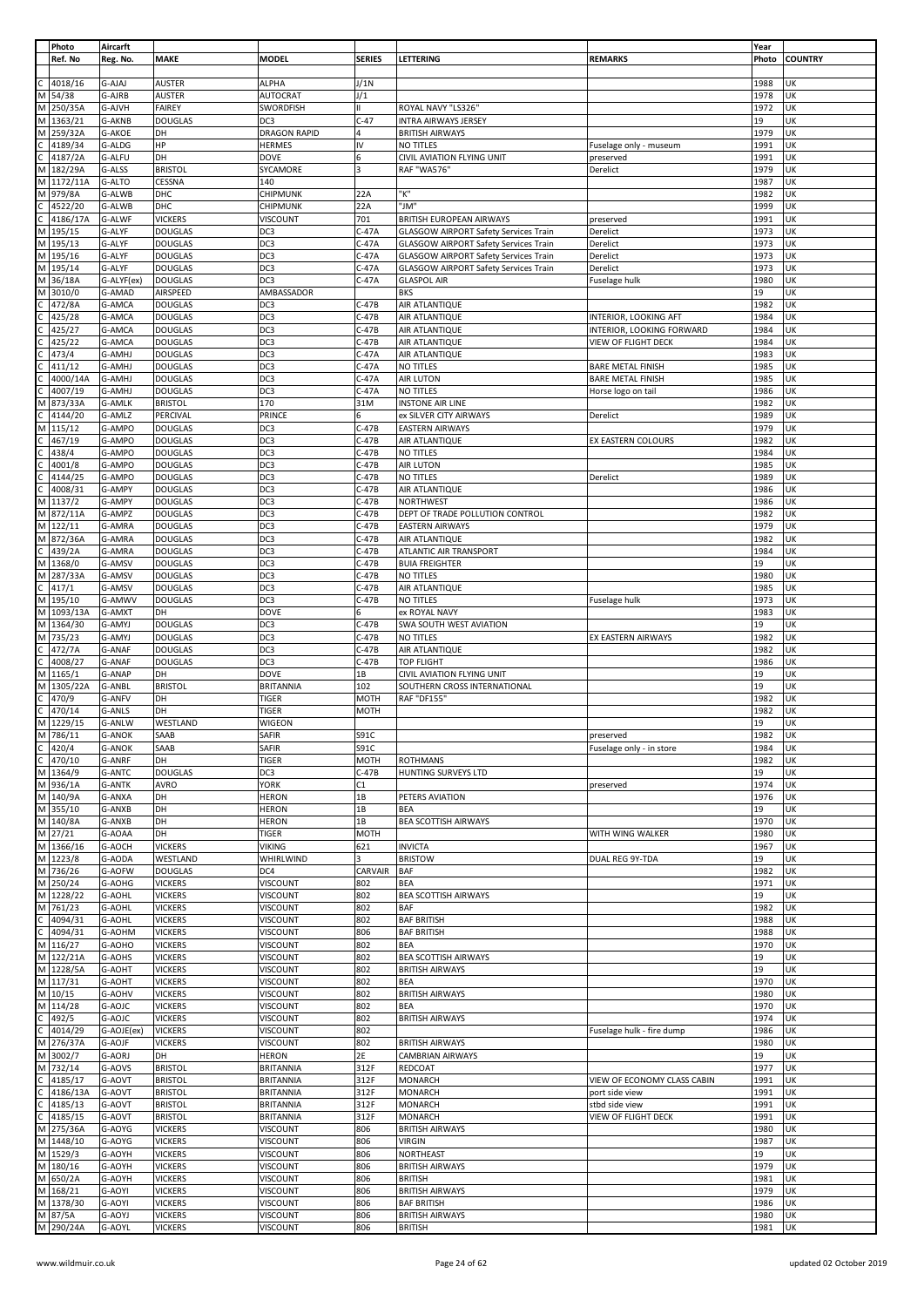| | Photo | Aircarft | | | | | | Year | |
|---|---|---|---|---|---|---|---|---|---|
| | Ref. No | Reg. No. | MAKE | MODEL | SERIES | LETTERING | REMARKS | Photo | COUNTRY |
| C | 4018/16 | G-AJAJ | AUSTER | ALPHA | J/1N | | | 1988 | UK |
| M | 54/38 | G-AJRB | AUSTER | AUTOCRAT | J/1 | | | 1978 | UK |
| M | 250/35A | G-AJVH | FAIREY | SWORDFISH | II | ROYAL NAVY "LS326" | | 1972 | UK |
| M | 1363/21 | G-AKNB | DOUGLAS | DC3 | C-47 | INTRA AIRWAYS JERSEY | | 19 | UK |
| M | 259/32A | G-AKOE | DH | DRAGON RAPID | 4 | BRITISH AIRWAYS | | 1979 | UK |
| C | 4189/34 | G-ALDG | HP | HERMES | IV | NO TITLES | Fuselage only - museum | 1991 | UK |
| C | 4187/2A | G-ALFU | DH | DOVE | 6 | CIVIL AVIATION FLYING UNIT | preserved | 1991 | UK |
| M | 182/29A | G-ALSS | BRISTOL | SYCAMORE | 3 | RAF "WA576" | Derelict | 1979 | UK |
| M | 1172/11A | G-ALTO | CESSNA | 140 | | | | 1987 | UK |
| M | 979/8A | G-ALWB | DHC | CHIPMUNK | 22A | "K" | | 1982 | UK |
| C | 4522/20 | G-ALWB | DHC | CHIPMUNK | 22A | "JM" | | 1999 | UK |
| C | 4186/17A | G-ALWF | VICKERS | VISCOUNT | 701 | BRITISH EUROPEAN AIRWAYS | preserved | 1991 | UK |
| M | 195/15 | G-ALYF | DOUGLAS | DC3 | C-47A | GLASGOW AIRPORT Safety Services Train | Derelict | 1973 | UK |
| M | 195/13 | G-ALYF | DOUGLAS | DC3 | C-47A | GLASGOW AIRPORT Safety Services Train | Derelict | 1973 | UK |
| M | 195/16 | G-ALYF | DOUGLAS | DC3 | C-47A | GLASGOW AIRPORT Safety Services Train | Derelict | 1973 | UK |
| M | 195/14 | G-ALYF | DOUGLAS | DC3 | C-47A | GLASGOW AIRPORT Safety Services Train | Derelict | 1973 | UK |
| M | 36/18A | G-ALYF(ex) | DOUGLAS | DC3 | C-47A | GLASPOL AIR | Fuselage hulk | 1980 | UK |
| M | 3010/0 | G-AMAD | AIRSPEED | AMBASSADOR | | BKS | | 19 | UK |
| C | 472/8A | G-AMCA | DOUGLAS | DC3 | C-47B | AIR ATLANTIQUE | | 1982 | UK |
| C | 425/28 | G-AMCA | DOUGLAS | DC3 | C-47B | AIR ATLANTIQUE | INTERIOR, LOOKING AFT | 1984 | UK |
| C | 425/27 | G-AMCA | DOUGLAS | DC3 | C-47B | AIR ATLANTIQUE | INTERIOR, LOOKING FORWARD | 1984 | UK |
| C | 425/22 | G-AMCA | DOUGLAS | DC3 | C-47B | AIR ATLANTIQUE | VIEW OF FLIGHT DECK | 1984 | UK |
| C | 473/4 | G-AMHJ | DOUGLAS | DC3 | C-47A | AIR ATLANTIQUE | | 1983 | UK |
| C | 411/12 | G-AMHJ | DOUGLAS | DC3 | C-47A | NO TITLES | BARE METAL FINISH | 1985 | UK |
| C | 4000/14A | G-AMHJ | DOUGLAS | DC3 | C-47A | AIR LUTON | BARE METAL FINISH | 1985 | UK |
| C | 4007/19 | G-AMHJ | DOUGLAS | DC3 | C-47A | NO TITLES | Horse logo on tail | 1986 | UK |
| M | 873/33A | G-AMLK | BRISTOL | 170 | 31M | INSTONE AIR LINE | | 1982 | UK |
| C | 4144/20 | G-AMLZ | PERCIVAL | PRINCE | 6 | ex SILVER CITY AIRWAYS | Derelict | 1989 | UK |
| M | 115/12 | G-AMPO | DOUGLAS | DC3 | C-47B | EASTERN AIRWAYS | | 1979 | UK |
| C | 467/19 | G-AMPO | DOUGLAS | DC3 | C-47B | AIR ATLANTIQUE | EX EASTERN COLOURS | 1982 | UK |
| C | 438/4 | G-AMPO | DOUGLAS | DC3 | C-47B | NO TITLES | | 1984 | UK |
| C | 4001/8 | G-AMPO | DOUGLAS | DC3 | C-47B | AIR LUTON | | 1985 | UK |
| C | 4144/25 | G-AMPO | DOUGLAS | DC3 | C-47B | NO TITLES | Derelict | 1989 | UK |
| C | 4008/31 | G-AMPY | DOUGLAS | DC3 | C-47B | AIR ATLANTIQUE | | 1986 | UK |
| M | 1137/2 | G-AMPY | DOUGLAS | DC3 | C-47B | NORTHWEST | | 1986 | UK |
| M | 872/11A | G-AMPZ | DOUGLAS | DC3 | C-47B | DEPT OF TRADE POLLUTION CONTROL | | 1982 | UK |
| M | 122/11 | G-AMRA | DOUGLAS | DC3 | C-47B | EASTERN AIRWAYS | | 1979 | UK |
| M | 872/36A | G-AMRA | DOUGLAS | DC3 | C-47B | AIR ATLANTIQUE | | 1982 | UK |
| C | 439/2A | G-AMRA | DOUGLAS | DC3 | C-47B | ATLANTIC AIR TRANSPORT | | 1984 | UK |
| M | 1368/0 | G-AMSV | DOUGLAS | DC3 | C-47B | BUIA FREIGHTER | | 19 | UK |
| M | 287/33A | G-AMSV | DOUGLAS | DC3 | C-47B | NO TITLES | | 1980 | UK |
| C | 417/1 | G-AMSV | DOUGLAS | DC3 | C-47B | AIR ATLANTIQUE | | 1985 | UK |
| M | 195/10 | G-AMWV | DOUGLAS | DC3 | C-47B | NO TITLES | Fuselage hulk | 1973 | UK |
| M | 1093/13A | G-AMXT | DH | DOVE | 6 | ex ROYAL NAVY | | 1983 | UK |
| M | 1364/30 | G-AMYJ | DOUGLAS | DC3 | C-47B | SWA SOUTH WEST AVIATION | | 19 | UK |
| M | 735/23 | G-AMYJ | DOUGLAS | DC3 | C-47B | NO TITLES | EX EASTERN AIRWAYS | 1982 | UK |
| C | 472/7A | G-ANAF | DOUGLAS | DC3 | C-47B | AIR ATLANTIQUE | | 1982 | UK |
| C | 4008/27 | G-ANAF | DOUGLAS | DC3 | C-47B | TOP FLIGHT | | 1986 | UK |
| M | 1165/1 | G-ANAP | DH | DOVE | 1B | CIVIL AVIATION FLYING UNIT | | 19 | UK |
| M | 1305/22A | G-ANBL | BRISTOL | BRITANNIA | 102 | SOUTHERN CROSS INTERNATIONAL | | 19 | UK |
| C | 470/9 | G-ANFV | DH | TIGER | MOTH | RAF "DF155" | | 1982 | UK |
| C | 470/14 | G-ANLS | DH | TIGER | MOTH | | | 1982 | UK |
| M | 1229/15 | G-ANLW | WESTLAND | WIGEON | | | | 19 | UK |
| M | 786/11 | G-ANOK | SAAB | SAFIR | S91C | | preserved | 1982 | UK |
| C | 420/4 | G-ANOK | SAAB | SAFIR | S91C | | Fuselage only - in store | 1984 | UK |
| C | 470/10 | G-ANRF | DH | TIGER | MOTH | ROTHMANS | | 1982 | UK |
| M | 1364/9 | G-ANTC | DOUGLAS | DC3 | C-47B | HUNTING SURVEYS LTD | | 19 | UK |
| M | 936/1A | G-ANTK | AVRO | YORK | C1 | | preserved | 1974 | UK |
| M | 140/9A | G-ANXA | DH | HERON | 1B | PETERS AVIATION | | 1976 | UK |
| M | 355/10 | G-ANXB | DH | HERON | 1B | BEA | | 19 | UK |
| M | 140/8A | G-ANXB | DH | HERON | 1B | BEA SCOTTISH AIRWAYS | | 1970 | UK |
| M | 27/21 | G-AOAA | DH | TIGER | MOTH | | WITH WING WALKER | 1980 | UK |
| M | 1366/16 | G-AOCH | VICKERS | VIKING | 621 | INVICTA | | 1967 | UK |
| M | 1223/8 | G-AODA | WESTLAND | WHIRLWIND | 3 | BRISTOW | DUAL REG 9Y-TDA | 19 | UK |
| M | 736/26 | G-AOFW | DOUGLAS | DC4 | CARVAIR | BAF | | 1982 | UK |
| M | 250/24 | G-AOHG | VICKERS | VISCOUNT | 802 | BEA | | 1971 | UK |
| M | 1228/22 | G-AOHL | VICKERS | VISCOUNT | 802 | BEA SCOTTISH AIRWAYS | | 19 | UK |
| M | 761/23 | G-AOHL | VICKERS | VISCOUNT | 802 | BAF | | 1982 | UK |
| C | 4094/31 | G-AOHL | VICKERS | VISCOUNT | 802 | BAF BRITISH | | 1988 | UK |
| C | 4094/31 | G-AOHM | VICKERS | VISCOUNT | 806 | BAF BRITISH | | 1988 | UK |
| M | 116/27 | G-AOHO | VICKERS | VISCOUNT | 802 | BEA | | 1970 | UK |
| M | 122/21A | G-AOHS | VICKERS | VISCOUNT | 802 | BEA SCOTTISH AIRWAYS | | 19 | UK |
| M | 1228/5A | G-AOHT | VICKERS | VISCOUNT | 802 | BRITISH AIRWAYS | | 19 | UK |
| M | 117/31 | G-AOHT | VICKERS | VISCOUNT | 802 | BEA | | 1970 | UK |
| M | 10/15 | G-AOHV | VICKERS | VISCOUNT | 802 | BRITISH AIRWAYS | | 1980 | UK |
| M | 114/28 | G-AOJC | VICKERS | VISCOUNT | 802 | BEA | | 1970 | UK |
| C | 492/5 | G-AOJC | VICKERS | VISCOUNT | 802 | BRITISH AIRWAYS | | 1974 | UK |
| C | 4014/29 | G-AOJE(ex) | VICKERS | VISCOUNT | 802 | | Fuselage hulk - fire dump | 1986 | UK |
| M | 276/37A | G-AOJF | VICKERS | VISCOUNT | 802 | BRITISH AIRWAYS | | 1980 | UK |
| M | 3002/7 | G-AORJ | DH | HERON | 2E | CAMBRIAN AIRWAYS | | 19 | UK |
| M | 732/14 | G-AOVS | BRISTOL | BRITANNIA | 312F | REDCOAT | | 1977 | UK |
| C | 4185/17 | G-AOVT | BRISTOL | BRITANNIA | 312F | MONARCH | VIEW OF ECONOMY CLASS CABIN | 1991 | UK |
| C | 4186/13A | G-AOVT | BRISTOL | BRITANNIA | 312F | MONARCH | port side view | 1991 | UK |
| C | 4185/13 | G-AOVT | BRISTOL | BRITANNIA | 312F | MONARCH | stbd side view | 1991 | UK |
| C | 4185/15 | G-AOVT | BRISTOL | BRITANNIA | 312F | MONARCH | VIEW OF FLIGHT DECK | 1991 | UK |
| M | 275/36A | G-AOYG | VICKERS | VISCOUNT | 806 | BRITISH AIRWAYS | | 1980 | UK |
| M | 1448/10 | G-AOYG | VICKERS | VISCOUNT | 806 | VIRGIN | | 1987 | UK |
| M | 1529/3 | G-AOYH | VICKERS | VISCOUNT | 806 | NORTHEAST | | 19 | UK |
| M | 180/16 | G-AOYH | VICKERS | VISCOUNT | 806 | BRITISH AIRWAYS | | 1979 | UK |
| M | 650/2A | G-AOYH | VICKERS | VISCOUNT | 806 | BRITISH | | 1981 | UK |
| M | 168/21 | G-AOYI | VICKERS | VISCOUNT | 806 | BRITISH AIRWAYS | | 1979 | UK |
| M | 1378/30 | G-AOYI | VICKERS | VISCOUNT | 806 | BAF BRITISH | | 1986 | UK |
| M | 87/5A | G-AOYJ | VICKERS | VISCOUNT | 806 | BRITISH AIRWAYS | | 1980 | UK |
| M | 290/24A | G-AOYL | VICKERS | VISCOUNT | 806 | BRITISH | | 1981 | UK |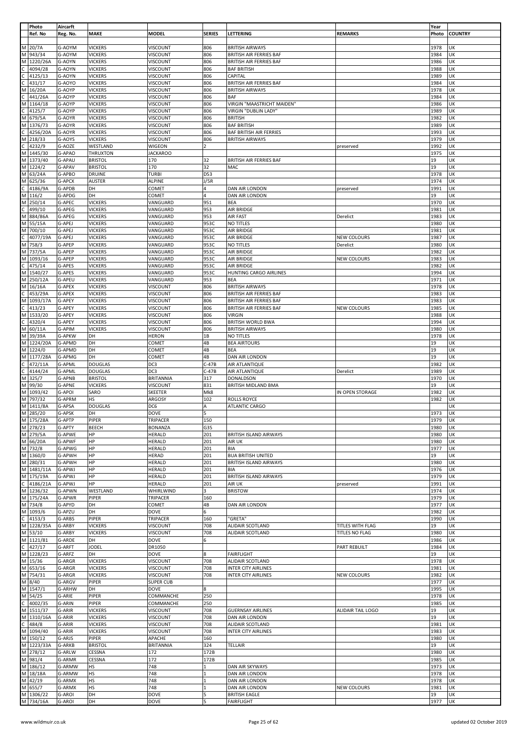| | Photo | Aircarft | | | | | | Year | |
|---|---|---|---|---|---|---|---|---|---|
| | Ref. No | Reg. No. | MAKE | MODEL | SERIES | LETTERING | REMARKS | Photo | COUNTRY |
| M | 20/7A | G-AOYM | VICKERS | VISCOUNT | 806 | BRITISH AIRWAYS | | 1978 | UK |
| M | 943/34 | G-AOYM | VICKERS | VISCOUNT | 806 | BRITISH AIR FERRIES BAF | | 1984 | UK |
| M | 1220/26A | G-AOYN | VICKERS | VISCOUNT | 806 | BRITISH AIR FERRIES BAF | | 1986 | UK |
| C | 4094/28 | G-AOYN | VICKERS | VISCOUNT | 806 | BAF BRITISH | | 1988 | UK |
| C | 4125/13 | G-AOYN | VICKERS | VISCOUNT | 806 | CAPITAL | | 1989 | UK |
| C | 431/17 | G-AOYO | VICKERS | VISCOUNT | 806 | BRITISH AIR FERRIES BAF | | 1984 | UK |
| M | 16/20A | G-AOYP | VICKERS | VISCOUNT | 806 | BRITISH AIRWAYS | | 1978 | UK |
| C | 441/26A | G-AOYP | VICKERS | VISCOUNT | 806 | BAF | | 1984 | UK |
| M | 1164/18 | G-AOYP | VICKERS | VISCOUNT | 806 | VIRGIN "MAASTRICHT MAIDEN" | | 1986 | UK |
| C | 4125/7 | G-AOYP | VICKERS | VISCOUNT | 806 | VIRGIN "DUBLIN LADY" | | 1989 | UK |
| M | 679/5A | G-AOYR | VICKERS | VISCOUNT | 806 | BRITISH | | 1982 | UK |
| M | 1376/73 | G-AOYR | VICKERS | VISCOUNT | 806 | BAF BRITISH | | 1989 | UK |
| C | 4256/20A | G-AOYR | VICKERS | VISCOUNT | 806 | BAF BRITISH AIR FERRIES | | 1993 | UK |
| M | 218/33 | G-AOYS | VICKERS | VISCOUNT | 806 | BRITISH AIRWAYS | | 1979 | UK |
| C | 4232/9 | G-AOZE | WESTLAND | WIGEON | 2 | | preserved | 1992 | UK |
| M | 1445/30 | G-APAO | THRUXTON | JACKAROO | | | | 1975 | UK |
| M | 1373/40 | G-APAU | BRISTOL | 170 | 32 | BRITISH AIR FERRIES BAF | | 19 | UK |
| M | 1224/2 | G-APAV | BRISTOL | 170 | 32 | MAC | | 19 | UK |
| M | 63/24A | G-APBO | DRUINE | TURBI | D53 | | | 1978 | UK |
| M | 625/36 | G-APCX | AUSTER | ALPINE | J/5R | | | 1974 | UK |
| C | 4186/9A | G-APDB | DH | COMET | 4 | DAN AIR LONDON | preserved | 1991 | UK |
| M | 116/2 | G-APDG | DH | COMET | 4 | DAN AIR LONDON | | 19 | UK |
| M | 250/14 | G-APEC | VICKERS | VANGUARD | 951 | BEA | | 1970 | UK |
| C | 499/10 | G-APEG | VICKERS | VANGUARD | 953 | AIR BRIDGE | | 1981 | UK |
| M | 884/86A | G-APEG | VICKERS | VANGUARD | 953 | AIR FAST | Derelict | 1983 | UK |
| M | 55/15A | G-APEJ | VICKERS | VANGUARD | 953C | NO TITLES | | 1980 | UK |
| M | 700/10 | G-APEJ | VICKERS | VANGUARD | 953C | AIR BRIDGE | | 1981 | UK |
| C | 4077/19A | G-APEJ | VICKERS | VANGUARD | 953C | AIR BRIDGE | NEW COLOURS | 1987 | UK |
| M | 758/3 | G-APEP | VICKERS | VANGUARD | 953C | NO TITLES | Derelict | 1980 | UK |
| M | 737/5A | G-APEP | VICKERS | VANGUARD | 953C | AIR BRIDGE | | 1982 | UK |
| M | 1093/16 | G-APEP | VICKERS | VANGUARD | 953C | AIR BRIDGE | NEW COLOURS | 1983 | UK |
| C | 475/14 | G-APES | VICKERS | VANGUARD | 953C | AIR BRIDGE | | 1982 | UK |
| M | 1540/27 | G-APES | VICKERS | VANGUARD | 953C | HUNTING CARGO AIRLINES | | 1994 | UK |
| M | 250/12A | G-APEU | VICKERS | VANGUARD | 953 | BEA | | 1971 | UK |
| M | 16/16A | G-APEX | VICKERS | VISCOUNT | 806 | BRITISH AIRWAYS | | 1978 | UK |
| C | 453/29A | G-APEX | VICKERS | VISCOUNT | 806 | BRITISH AIR FERRIES BAF | | 1983 | UK |
| M | 1093/17A | G-APEY | VICKERS | VISCOUNT | 806 | BRITISH AIR FERRIES BAF | | 1983 | UK |
| C | 413/23 | G-APEY | VICKERS | VISCOUNT | 806 | BRITISH AIR FERRIES BAF | NEW COLOURS | 1985 | UK |
| M | 1533/20 | G-APEY | VICKERS | VISCOUNT | 806 | VIRGIN | | 1988 | UK |
| C | 4320/4 | G-APEY | VICKERS | VISCOUNT | 806 | BRITISH WORLD BWA | | 1994 | UK |
| M | 60/11A | G-APIM | VICKERS | VISCOUNT | 806 | BRITISH AIRWAYS | | 1980 | UK |
| M | 39/39A | G-APKW | DH | HERON | 1B | NO TITLES | | 1978 | UK |
| M | 1224/20A | G-APMD | DH | COMET | 4B | BEA AIRTOURS | | 19 | UK |
| M | 1224/0 | G-APMD | DH | COMET | 4B | BEA | | 19 | UK |
| M | 1177/28A | G-APMG | DH | COMET | 4B | DAN AIR LONDON | | 19 | UK |
| C | 472/11A | G-APML | DOUGLAS | DC3 | C-47B | AIR ATLANTIQUE | | 1982 | UK |
| C | 4144/24 | G-APML | DOUGLAS | DC3 | C-47B | AIR ATLANTIQUE | Derelict | 1989 | UK |
| M | 325/7 | G-APNB | BRISTOL | BRITANNIA | 317 | DONALDSON | | 1970 | UK |
| M | 99/30 | G-APNE | VICKERS | VISCOUNT | 831 | BRITISH MIDLAND BMA | | 19 | UK |
| M | 1093/42 | G-APOI | SARO | SKEETER | Mk8 | | IN OPEN STORAGE | 1982 | UK |
| M | 797/32 | G-APRM | HS | ARGOSY | 102 | ROLLS ROYCE | | 1982 | UK |
| M | 1411/8A | G-APSA | DOUGLAS | DC6 | A | ATLANTIC CARGO | | | UK |
| M | 285/20 | G-APSK | DH | DOVE | 5 | | | 1973 | UK |
| M | 175/28A | G-APTP | PIPER | TRIPACER | 150 | | | 1979 | UK |
| M | 278/23 | G-APTY | BEECH | BONANZA | G35 | | | 1980 | UK |
| M | 279/5A | G-APWE | HP | HERALD | 201 | BRITISH ISLAND AIRWAYS | | 1980 | UK |
| M | 66/20A | G-APWF | HP | HERALD | 201 | AIR UK | | 1980 | UK |
| M | 732/8 | G-APWG | HP | HERALD | 201 | BIA | | 1977 | UK |
| M | 1360/0 | G-APWH | HP | HERAD | 201 | BUA BRITISH UNITED | | 19 | UK |
| M | 280/31 | G-APWH | HP | HERALD | 201 | BRITISH ISLAND AIRWAYS | | 1980 | UK |
| M | 1481/11A | G-APWJ | HP | HERALD | 201 | BIA | | 1976 | UK |
| M | 175/19A | G-APWJ | HP | HERALD | 201 | BRITISH ISLAND AIRWAYS | | 1979 | UK |
| C | 4186/21A | G-APWJ | HP | HERALD | 201 | AIR UK | preserved | 1991 | UK |
| M | 1236/32 | G-APWN | WESTLAND | WHIRLWIND | 3 | BRISTOW | | 1974 | UK |
| M | 175/24A | G-APWR | PIPER | TRIPACER | 160 | | | 1979 | UK |
| M | 734/8 | G-APYD | DH | COMET | 4B | DAN AIR LONDON | | 1977 | UK |
| M | 1093/6 | G-APZU | DH | DOVE | 6 | | | 1982 | UK |
| C | 4153/3 | G-ARBS | PIPER | TRIPACER | 160 | "GRETA" | | 1990 | UK |
| M | 1228/35A | G-ARBY | VICKERS | VISCOUNT | 708 | ALIDAIR SCOTLAND | TITLES WITH FLAG | 19 | UK |
| M | 53/10 | G-ARBY | VICKERS | VISCOUNT | 708 | ALIDAIR SCOTLAND | TITLES NO FLAG | 1980 | UK |
| M | 1121/81 | G-ARDE | DH | DOVE | 6 | | | 1986 | UK |
| C | 427/17 | G-ARFT | JODEL | DR1050 | | | PART REBUILT | 1984 | UK |
| M | 1228/23 | G-ARFZ | DH | DOVE | 8 | FAIRFLIGHT | | 19 | UK |
| M | 15/36 | G-ARGR | VICKERS | VISCOUNT | 708 | ALIDAIR SCOTLAND | | 1978 | UK |
| M | 653/16 | G-ARGR | VICKERS | VISCOUNT | 708 | INTER CITY AIRLINES | | 1981 | UK |
| M | 754/31 | G-ARGR | VICKERS | VISCOUNT | 708 | INTER CITY AIRLINES | NEW COLOURS | 1982 | UK |
| M | 8/40 | G-ARGV | PIPER | SUPER CUB | | | | 1977 | UK |
| M | 1547/1 | G-ARHW | DH | DOVE | 8 | | | 1995 | UK |
| M | 54/25 | G-ARIE | PIPER | COMMANCHE | 250 | | | 1978 | UK |
| C | 4002/35 | G-ARIN | PIPER | COMMANCHE | 250 | | | 1985 | UK |
| M | 1511/37 | G-ARIR | VICKERS | VISCOUNT | 708 | GUERNSAY AIRLINES | ALIDAIR TAIL LOGO | 19 | UK |
| M | 1310/16A | G-ARIR | VICKERS | VISCOUNT | 708 | DAN AIR LONDON | | 19 | UK |
| C | 484/8 | G-ARIR | VICKERS | VISCOUNT | 708 | ALIDAIR SCOTLAND | | 1981 | UK |
| M | 1094/40 | G-ARIR | VICKERS | VISCOUNT | 708 | INTER CITY AIRLINES | | 1983 | UK |
| M | 150/12 | G-ARJS | PIPER | APACHE | 160 | | | 1980 | UK |
| M | 1223/33A | G-ARKB | BRISTOL | BRITANNIA | 324 | TELLAIR | | 19 | UK |
| M | 278/12 | G-ARLW | CESSNA | 172 | 172B | | | 1980 | UK |
| M | 981/4 | G-ARMR | CESSNA | 172 | 172B | | | 1985 | UK |
| M | 186/12 | G-ARMW | HS | 748 | 1 | DAN AIR SKYWAYS | | 1973 | UK |
| M | 18/18A | G-ARMW | HS | 748 | 1 | DAN AIR LONDON | | 1978 | UK |
| M | 42/19 | G-ARMX | HS | 748 | 1 | DAN AIR LONDON | | 1978 | UK |
| M | 655/7 | G-ARMX | HS | 748 | 1 | DAN AIR LONDON | NEW COLOURS | 1981 | UK |
| M | 1306/22 | G-AROI | DH | DOVE | 5 | BRITISH EAGLE | | 19 | UK |
| M | 734/16A | G-AROI | DH | DOVE | 5 | FAIRFLIGHT | | 1977 | UK |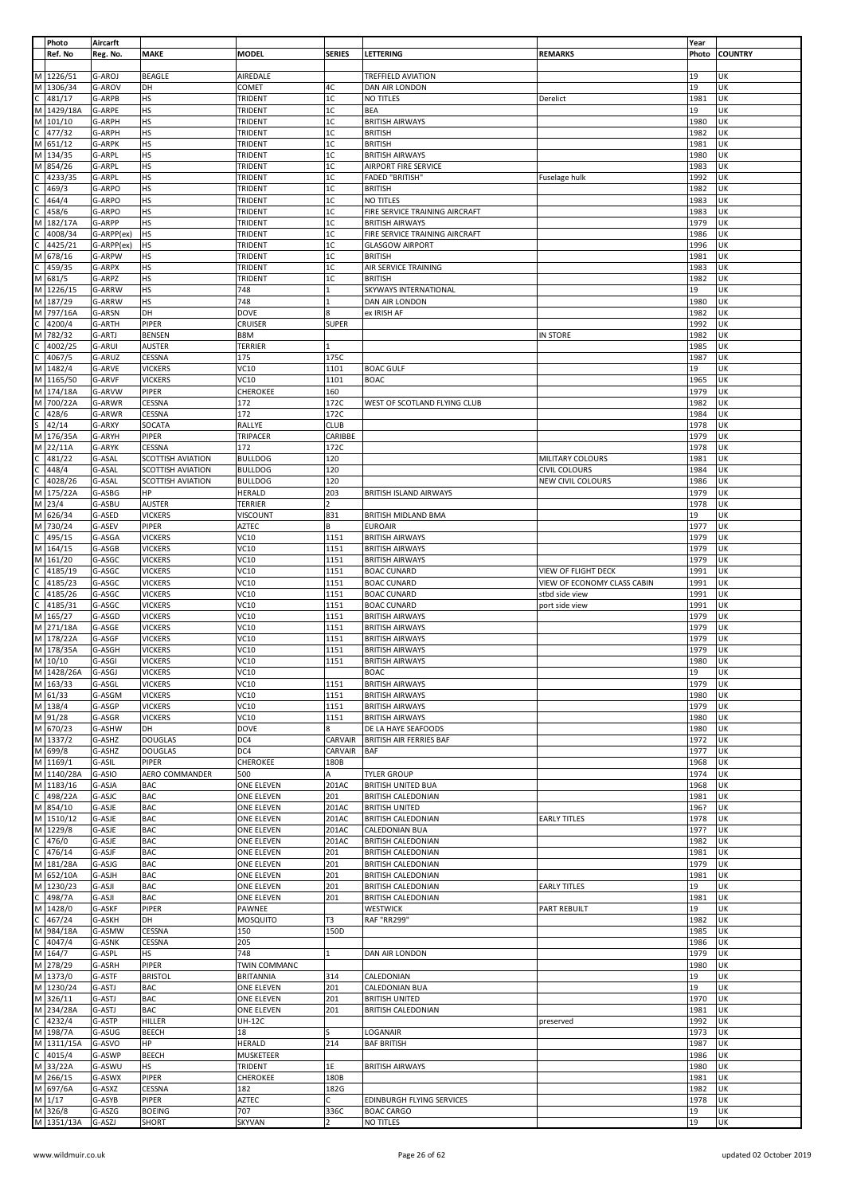| | Photo | Aircarft | | | | | | Year | |
|---|---|---|---|---|---|---|---|---|---|
| | Ref. No | Reg. No. | MAKE | MODEL | SERIES | LETTERING | REMARKS | Photo | COUNTRY |
| M | 1226/51 | G-AROJ | BEAGLE | AIREDALE | | TREFFIELD AVIATION | | 19 | UK |
| M | 1306/34 | G-AROV | DH | COMET | 4C | DAN AIR LONDON | | 19 | UK |
| C | 481/17 | G-ARPB | HS | TRIDENT | 1C | NO TITLES | Derelict | 1981 | UK |
| M | 1429/18A | G-ARPE | HS | TRIDENT | 1C | BEA | | 19 | UK |
| M | 101/10 | G-ARPH | HS | TRIDENT | 1C | BRITISH AIRWAYS | | 1980 | UK |
| C | 477/32 | G-ARPH | HS | TRIDENT | 1C | BRITISH | | 1982 | UK |
| M | 651/12 | G-ARPK | HS | TRIDENT | 1C | BRITISH | | 1981 | UK |
| M | 134/35 | G-ARPL | HS | TRIDENT | 1C | BRITISH AIRWAYS | | 1980 | UK |
| M | 854/26 | G-ARPL | HS | TRIDENT | 1C | AIRPORT FIRE SERVICE | | 1983 | UK |
| C | 4233/35 | G-ARPL | HS | TRIDENT | 1C | FADED "BRITISH" | Fuselage hulk | 1992 | UK |
| C | 469/3 | G-ARPO | HS | TRIDENT | 1C | BRITISH | | 1982 | UK |
| C | 464/4 | G-ARPO | HS | TRIDENT | 1C | NO TITLES | | 1983 | UK |
| C | 458/6 | G-ARPO | HS | TRIDENT | 1C | FIRE SERVICE TRAINING AIRCRAFT | | 1983 | UK |
| M | 182/17A | G-ARPP | HS | TRIDENT | 1C | BRITISH AIRWAYS | | 1979 | UK |
| C | 4008/34 | G-ARPP(ex) | HS | TRIDENT | 1C | FIRE SERVICE TRAINING AIRCRAFT | | 1986 | UK |
| C | 4425/21 | G-ARPP(ex) | HS | TRIDENT | 1C | GLASGOW AIRPORT | | 1996 | UK |
| M | 678/16 | G-ARPW | HS | TRIDENT | 1C | BRITISH | | 1981 | UK |
| C | 459/35 | G-ARPX | HS | TRIDENT | 1C | AIR SERVICE TRAINING | | 1983 | UK |
| M | 681/5 | G-ARPZ | HS | TRIDENT | 1C | BRITISH | | 1982 | UK |
| M | 1226/15 | G-ARRW | HS | 748 | 1 | SKYWAYS INTERNATIONAL | | 19 | UK |
| M | 187/29 | G-ARRW | HS | 748 | 1 | DAN AIR LONDON | | 1980 | UK |
| M | 797/16A | G-ARSN | DH | DOVE | 8 | ex IRISH AF | | 1982 | UK |
| C | 4200/4 | G-ARTH | PIPER | CRUISER | SUPER | | | 1992 | UK |
| M | 782/32 | G-ARTJ | BENSEN | B8M | | | IN STORE | 1982 | UK |
| C | 4002/25 | G-ARUI | AUSTER | TERRIER | 1 | | | 1985 | UK |
| C | 4067/5 | G-ARUZ | CESSNA | 175 | 175C | | | 1987 | UK |
| M | 1482/4 | G-ARVE | VICKERS | VC10 | 1101 | BOAC GULF | | 19 | UK |
| M | 1165/50 | G-ARVF | VICKERS | VC10 | 1101 | BOAC | | 1965 | UK |
| M | 174/18A | G-ARVW | PIPER | CHEROKEE | 160 | | | 1979 | UK |
| M | 700/22A | G-ARWR | CESSNA | 172 | 172C | WEST OF SCOTLAND FLYING CLUB | | 1982 | UK |
| C | 428/6 | G-ARWR | CESSNA | 172 | 172C | | | 1984 | UK |
| S | 42/14 | G-ARXY | SOCATA | RALLYE | CLUB | | | 1978 | UK |
| M | 176/35A | G-ARYH | PIPER | TRIPACER | CARIBBE | | | 1979 | UK |
| M | 22/11A | G-ARYK | CESSNA | 172 | 172C | | | 1978 | UK |
| C | 481/22 | G-ASAL | SCOTTISH AVIATION | BULLDOG | 120 | | MILITARY COLOURS | 1981 | UK |
| C | 448/4 | G-ASAL | SCOTTISH AVIATION | BULLDOG | 120 | | CIVIL COLOURS | 1984 | UK |
| C | 4028/26 | G-ASAL | SCOTTISH AVIATION | BULLDOG | 120 | | NEW CIVIL COLOURS | 1986 | UK |
| M | 175/22A | G-ASBG | HP | HERALD | 203 | BRITISH ISLAND AIRWAYS | | 1979 | UK |
| M | 23/4 | G-ASBU | AUSTER | TERRIER | 2 | | | 1978 | UK |
| M | 626/34 | G-ASED | VICKERS | VISCOUNT | 831 | BRITISH MIDLAND BMA | | 19 | UK |
| M | 730/24 | G-ASEV | PIPER | AZTEC | B | EUROAIR | | 1977 | UK |
| C | 495/15 | G-ASGA | VICKERS | VC10 | 1151 | BRITISH AIRWAYS | | 1979 | UK |
| M | 164/15 | G-ASGB | VICKERS | VC10 | 1151 | BRITISH AIRWAYS | | 1979 | UK |
| M | 161/20 | G-ASGC | VICKERS | VC10 | 1151 | BRITISH AIRWAYS | | 1979 | UK |
| C | 4185/19 | G-ASGC | VICKERS | VC10 | 1151 | BOAC CUNARD | VIEW OF FLIGHT DECK | 1991 | UK |
| C | 4185/23 | G-ASGC | VICKERS | VC10 | 1151 | BOAC CUNARD | VIEW OF ECONOMY CLASS CABIN | 1991 | UK |
| C | 4185/26 | G-ASGC | VICKERS | VC10 | 1151 | BOAC CUNARD | stbd side view | 1991 | UK |
| C | 4185/31 | G-ASGC | VICKERS | VC10 | 1151 | BOAC CUNARD | port side view | 1991 | UK |
| M | 165/27 | G-ASGD | VICKERS | VC10 | 1151 | BRITISH AIRWAYS | | 1979 | UK |
| M | 271/18A | G-ASGE | VICKERS | VC10 | 1151 | BRITISH AIRWAYS | | 1979 | UK |
| M | 178/22A | G-ASGF | VICKERS | VC10 | 1151 | BRITISH AIRWAYS | | 1979 | UK |
| M | 178/35A | G-ASGH | VICKERS | VC10 | 1151 | BRITISH AIRWAYS | | 1979 | UK |
| M | 10/10 | G-ASGI | VICKERS | VC10 | 1151 | BRITISH AIRWAYS | | 1980 | UK |
| M | 1428/26A | G-ASGJ | VICKERS | VC10 | | BOAC | | 19 | UK |
| M | 163/33 | G-ASGL | VICKERS | VC10 | 1151 | BRITISH AIRWAYS | | 1979 | UK |
| M | 61/33 | G-ASGM | VICKERS | VC10 | 1151 | BRITISH AIRWAYS | | 1980 | UK |
| M | 138/4 | G-ASGP | VICKERS | VC10 | 1151 | BRITISH AIRWAYS | | 1979 | UK |
| M | 91/28 | G-ASGR | VICKERS | VC10 | 1151 | BRITISH AIRWAYS | | 1980 | UK |
| M | 670/23 | G-ASHW | DH | DOVE | 8 | DE LA HAYE SEAFOODS | | 1980 | UK |
| M | 1337/2 | G-ASHZ | DOUGLAS | DC4 | CARVAIR | BRITISH AIR FERRIES BAF | | 1972 | UK |
| M | 699/8 | G-ASHZ | DOUGLAS | DC4 | CARVAIR | BAF | | 1977 | UK |
| M | 1169/1 | G-ASIL | PIPER | CHEROKEE | 180B | | | 1968 | UK |
| M | 1140/28A | G-ASIO | AERO COMMANDER | 500 | A | TYLER GROUP | | 1974 | UK |
| M | 1183/16 | G-ASJA | BAC | ONE ELEVEN | 201AC | BRITISH UNITED BUA | | 1968 | UK |
| C | 498/22A | G-ASJC | BAC | ONE ELEVEN | 201 | BRITISH CALEDONIAN | | 1981 | UK |
| M | 854/10 | G-ASJE | BAC | ONE ELEVEN | 201AC | BRITISH UNITED | | 196? | UK |
| M | 1510/12 | G-ASJE | BAC | ONE ELEVEN | 201AC | BRITISH CALEDONIAN | EARLY TITLES | 1978 | UK |
| M | 1229/8 | G-ASJE | BAC | ONE ELEVEN | 201AC | CALEDONIAN BUA | | 197? | UK |
| C | 476/0 | G-ASJE | BAC | ONE ELEVEN | 201AC | BRITISH CALEDONIAN | | 1982 | UK |
| C | 476/14 | G-ASJF | BAC | ONE ELEVEN | 201 | BRITISH CALEDONIAN | | 1981 | UK |
| M | 181/28A | G-ASJG | BAC | ONE ELEVEN | 201 | BRITISH CALEDONIAN | | 1979 | UK |
| M | 652/10A | G-ASJH | BAC | ONE ELEVEN | 201 | BRITISH CALEDONIAN | | 1981 | UK |
| M | 1230/23 | G-ASJI | BAC | ONE ELEVEN | 201 | BRITISH CALEDONIAN | EARLY TITLES | 19 | UK |
| C | 498/7A | G-ASJI | BAC | ONE ELEVEN | 201 | BRITISH CALEDONIAN | | 1981 | UK |
| M | 1428/0 | G-ASKF | PIPER | PAWNEE | | WESTWICK | PART REBUILT | 19 | UK |
| C | 467/24 | G-ASKH | DH | MOSQUITO | T3 | RAF "RR299" | | 1982 | UK |
| M | 984/18A | G-ASMW | CESSNA | 150 | 150D | | | 1985 | UK |
| C | 4047/4 | G-ASNK | CESSNA | 205 | | | | 1986 | UK |
| M | 164/7 | G-ASPL | HS | 748 | 1 | DAN AIR LONDON | | 1979 | UK |
| M | 278/29 | G-ASRH | PIPER | TWIN COMMANC | | | | 1980 | UK |
| M | 1373/0 | G-ASTF | BRISTOL | BRITANNIA | 314 | CALEDONIAN | | 19 | UK |
| M | 1230/24 | G-ASTJ | BAC | ONE ELEVEN | 201 | CALEDONIAN BUA | | 19 | UK |
| M | 326/11 | G-ASTJ | BAC | ONE ELEVEN | 201 | BRITISH UNITED | | 1970 | UK |
| M | 234/28A | G-ASTJ | BAC | ONE ELEVEN | 201 | BRITISH CALEDONIAN | | 1981 | UK |
| C | 4232/4 | G-ASTP | HILLER | UH-12C | | | preserved | 1992 | UK |
| M | 198/7A | G-ASUG | BEECH | 18 | S | LOGANAIR | | 1973 | UK |
| M | 1311/15A | G-ASVO | HP | HERALD | 214 | BAF BRITISH | | 1987 | UK |
| C | 4015/4 | G-ASWP | BEECH | MUSKETEER | | | | 1986 | UK |
| M | 33/22A | G-ASWU | HS | TRIDENT | 1E | BRITISH AIRWAYS | | 1980 | UK |
| M | 266/15 | G-ASWX | PIPER | CHEROKEE | 180B | | | 1981 | UK |
| M | 697/6A | G-ASXZ | CESSNA | 182 | 182G | | | 1982 | UK |
| M | 1/17 | G-ASYB | PIPER | AZTEC | C | EDINBURGH FLYING SERVICES | | 1978 | UK |
| M | 326/8 | G-ASZG | BOEING | 707 | 336C | BOAC CARGO | | 19 | UK |
| M | 1351/13A | G-ASZJ | SHORT | SKYVAN | 2 | NO TITLES | | 19 | UK |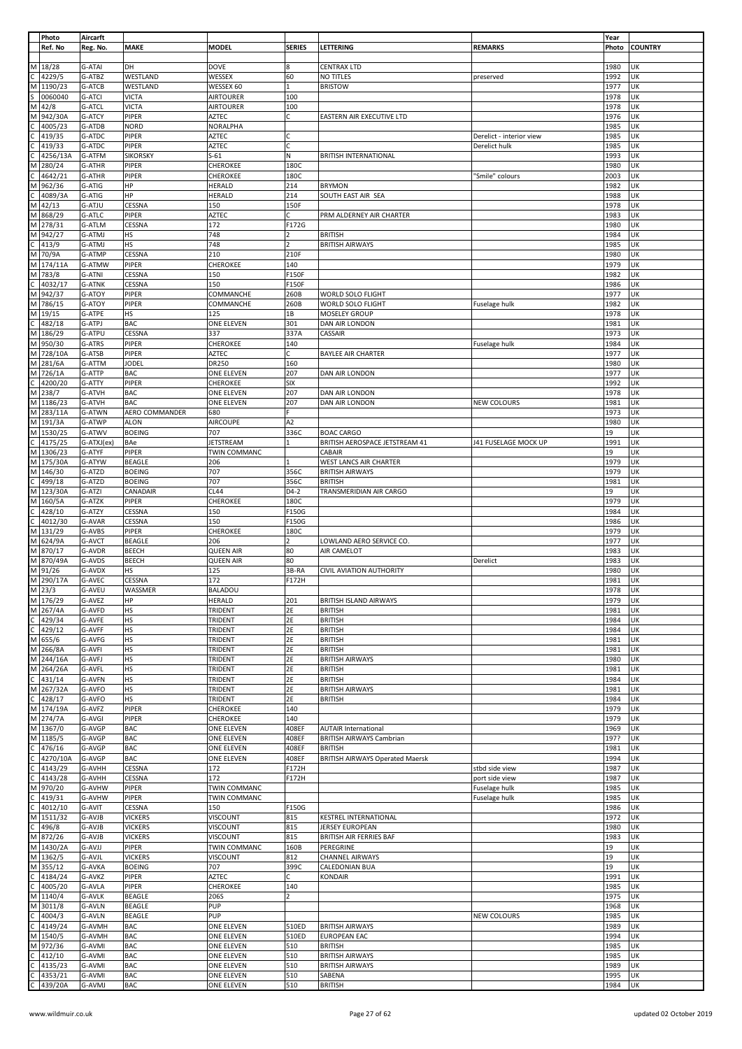| Photo | | Aircraft | | | | | | Year | |
|---|---|---|---|---|---|---|---|---|---|
| | Ref. No | Reg. No. | MAKE | MODEL | SERIES | LETTERING | REMARKS | Photo | COUNTRY |
| M | 18/28 | G-ATAI | DH | DOVE | 8 | CENTRAX LTD | | 1980 | UK |
| C | 4229/5 | G-ATBZ | WESTLAND | WESSEX | 60 | NO TITLES | preserved | 1992 | UK |
| M | 1190/23 | G-ATCB | WESTLAND | WESSEX 60 | 1 | BRISTOW | | 1977 | UK |
| S | 0060040 | G-ATCI | VICTA | AIRTOURER | 100 | | | 1978 | UK |
| M | 42/8 | G-ATCL | VICTA | AIRTOURER | 100 | | | 1978 | UK |
| M | 942/30A | G-ATCY | PIPER | AZTEC | C | EASTERN AIR EXECUTIVE LTD | | 1976 | UK |
| C | 4005/23 | G-ATDB | NORD | NORALPHA | | | | 1985 | UK |
| C | 419/35 | G-ATDC | PIPER | AZTEC | C | | Derelict - interior view | 1985 | UK |
| C | 419/33 | G-ATDC | PIPER | AZTEC | C | | Derelict hulk | 1985 | UK |
| C | 4256/13A | G-ATFM | SIKORSKY | S-61 | N | BRITISH INTERNATIONAL | | 1993 | UK |
| M | 280/24 | G-ATHR | PIPER | CHEROKEE | 180C | | | 1980 | UK |
| C | 4642/21 | G-ATHR | PIPER | CHEROKEE | 180C | | "Smile" colours | 2003 | UK |
| M | 962/36 | G-ATIG | HP | HERALD | 214 | BRYMON | | 1982 | UK |
| C | 4089/3A | G-ATIG | HP | HERALD | 214 | SOUTH EAST AIR SEA | | 1988 | UK |
| M | 42/13 | G-ATJU | CESSNA | 150 | 150F | | | 1978 | UK |
| M | 868/29 | G-ATLC | PIPER | AZTEC | C | PRM ALDERNEY AIR CHARTER | | 1983 | UK |
| M | 278/31 | G-ATLM | CESSNA | 172 | F172G | | | 1980 | UK |
| M | 942/27 | G-ATMJ | HS | 748 | 2 | BRITISH | | 1984 | UK |
| C | 413/9 | G-ATMJ | HS | 748 | 2 | BRITISH AIRWAYS | | 1985 | UK |
| M | 70/9A | G-ATMP | CESSNA | 210 | 210F | | | 1980 | UK |
| M | 174/11A | G-ATMW | PIPER | CHEROKEE | 140 | | | 1979 | UK |
| M | 783/8 | G-ATNI | CESSNA | 150 | F150F | | | 1982 | UK |
| C | 4032/17 | G-ATNK | CESSNA | 150 | F150F | | | 1986 | UK |
| M | 942/37 | G-ATOY | PIPER | COMMANCHE | 260B | WORLD SOLO FLIGHT | | 1977 | UK |
| M | 786/15 | G-ATOY | PIPER | COMMANCHE | 260B | WORLD SOLO FLIGHT | Fuselage hulk | 1982 | UK |
| M | 19/15 | G-ATPE | HS | 125 | 1B | MOSELEY GROUP | | 1978 | UK |
| C | 482/18 | G-ATPJ | BAC | ONE ELEVEN | 301 | DAN AIR LONDON | | 1981 | UK |
| M | 186/29 | G-ATPU | CESSNA | 337 | 337A | CASSAIR | | 1973 | UK |
| M | 950/30 | G-ATRS | PIPER | CHEROKEE | 140 | | Fuselage hulk | 1984 | UK |
| M | 728/10A | G-ATSB | PIPER | AZTEC | C | BAYLEE AIR CHARTER | | 1977 | UK |
| M | 281/6A | G-ATTM | JODEL | DR250 | 160 | | | 1980 | UK |
| M | 726/1A | G-ATTP | BAC | ONE ELEVEN | 207 | DAN AIR LONDON | | 1977 | UK |
| C | 4200/20 | G-ATTY | PIPER | CHEROKEE | SIX | | | 1992 | UK |
| M | 238/7 | G-ATVH | BAC | ONE ELEVEN | 207 | DAN AIR LONDON | | 1978 | UK |
| M | 1186/23 | G-ATVH | BAC | ONE ELEVEN | 207 | DAN AIR LONDON | NEW COLOURS | 1981 | UK |
| M | 283/11A | G-ATWN | AERO COMMANDER | 680 | F | | | 1973 | UK |
| M | 191/3A | G-ATWP | ALON | AIRCOUPE | A2 | | | 1980 | UK |
| M | 1530/25 | G-ATWV | BOEING | 707 | 336C | BOAC CARGO | | 19 | UK |
| C | 4175/25 | G-ATXJ(ex) | BAe | JETSTREAM | 1 | BRITISH AEROSPACE JETSTREAM 41 | J41 FUSELAGE MOCK UP | 1991 | UK |
| M | 1306/23 | G-ATYF | PIPER | TWIN COMMANC | | CABAIR | | 19 | UK |
| M | 175/30A | G-ATYW | BEAGLE | 206 | 1 | WEST LANCS AIR CHARTER | | 1979 | UK |
| M | 146/30 | G-ATZD | BOEING | 707 | 356C | BRITISH AIRWAYS | | 1979 | UK |
| C | 499/18 | G-ATZD | BOEING | 707 | 356C | BRITISH | | 1981 | UK |
| M | 123/30A | G-ATZI | CANADAIR | CL44 | D4-2 | TRANSMERIDIAN AIR CARGO | | 19 | UK |
| M | 160/5A | G-ATZK | PIPER | CHEROKEE | 180C | | | 1979 | UK |
| C | 428/10 | G-ATZY | CESSNA | 150 | F150G | | | 1984 | UK |
| C | 4012/30 | G-AVAR | CESSNA | 150 | F150G | | | 1986 | UK |
| M | 131/29 | G-AVBS | PIPER | CHEROKEE | 180C | | | 1979 | UK |
| M | 624/9A | G-AVCT | BEAGLE | 206 | 2 | LOWLAND AERO SERVICE CO. | | 1977 | UK |
| M | 870/17 | G-AVDR | BEECH | QUEEN AIR | 80 | AIR CAMELOT | | 1983 | UK |
| M | 870/49A | G-AVDS | BEECH | QUEEN AIR | 80 | | Derelict | 1983 | UK |
| M | 91/26 | G-AVDX | HS | 125 | 3B-RA | CIVIL AVIATION AUTHORITY | | 1980 | UK |
| M | 290/17A | G-AVEC | CESSNA | 172 | F172H | | | 1981 | UK |
| M | 23/3 | G-AVEU | WASSMER | BALADOU | | | | 1978 | UK |
| M | 176/29 | G-AVEZ | HP | HERALD | 201 | BRITISH ISLAND AIRWAYS | | 1979 | UK |
| M | 267/4A | G-AVFD | HS | TRIDENT | 2E | BRITISH | | 1981 | UK |
| C | 429/34 | G-AVFE | HS | TRIDENT | 2E | BRITISH | | 1984 | UK |
| C | 429/12 | G-AVFF | HS | TRIDENT | 2E | BRITISH | | 1984 | UK |
| M | 655/6 | G-AVFG | HS | TRIDENT | 2E | BRITISH | | 1981 | UK |
| M | 266/8A | G-AVFI | HS | TRIDENT | 2E | BRITISH | | 1981 | UK |
| M | 244/16A | G-AVFJ | HS | TRIDENT | 2E | BRITISH AIRWAYS | | 1980 | UK |
| M | 264/26A | G-AVFL | HS | TRIDENT | 2E | BRITISH | | 1981 | UK |
| C | 431/14 | G-AVFN | HS | TRIDENT | 2E | BRITISH | | 1984 | UK |
| M | 267/32A | G-AVFO | HS | TRIDENT | 2E | BRITISH AIRWAYS | | 1981 | UK |
| C | 428/17 | G-AVFO | HS | TRIDENT | 2E | BRITISH | | 1984 | UK |
| M | 174/19A | G-AVFZ | PIPER | CHEROKEE | 140 | | | 1979 | UK |
| M | 274/7A | G-AVGI | PIPER | CHEROKEE | 140 | | | 1979 | UK |
| M | 1367/0 | G-AVGP | BAC | ONE ELEVEN | 408EF | AUTAIR International | | 1969 | UK |
| M | 1185/5 | G-AVGP | BAC | ONE ELEVEN | 408EF | BRITISH AIRWAYS Cambrian | | 197? | UK |
| C | 476/16 | G-AVGP | BAC | ONE ELEVEN | 408EF | BRITISH | | 1981 | UK |
| C | 4270/10A | G-AVGP | BAC | ONE ELEVEN | 408EF | BRITISH AIRWAYS Operated Maersk | | 1994 | UK |
| C | 4143/29 | G-AVHH | CESSNA | 172 | F172H | | stbd side view | 1987 | UK |
| C | 4143/28 | G-AVHH | CESSNA | 172 | F172H | | port side view | 1987 | UK |
| M | 970/20 | G-AVHW | PIPER | TWIN COMMANC | | | Fuselage hulk | 1985 | UK |
| C | 419/31 | G-AVHW | PIPER | TWIN COMMANC | | | Fuselage hulk | 1985 | UK |
| C | 4012/10 | G-AVIT | CESSNA | 150 | F150G | | | 1986 | UK |
| M | 1511/32 | G-AVJB | VICKERS | VISCOUNT | 815 | KESTREL INTERNATIONAL | | 1972 | UK |
| C | 496/8 | G-AVJB | VICKERS | VISCOUNT | 815 | JERSEY EUROPEAN | | 1980 | UK |
| M | 872/26 | G-AVJB | VICKERS | VISCOUNT | 815 | BRITISH AIR FERRIES BAF | | 1983 | UK |
| M | 1430/2A | G-AVJJ | PIPER | TWIN COMMANC | 160B | PEREGRINE | | 19 | UK |
| M | 1362/5 | G-AVJL | VICKERS | VISCOUNT | 812 | CHANNEL AIRWAYS | | 19 | UK |
| M | 355/12 | G-AVKA | BOEING | 707 | 399C | CALEDONIAN BUA | | 19 | UK |
| C | 4184/24 | G-AVKZ | PIPER | AZTEC | C | KONDAIR | | 1991 | UK |
| C | 4005/20 | G-AVLA | PIPER | CHEROKEE | 140 | | | 1985 | UK |
| M | 1140/4 | G-AVLK | BEAGLE | 206S | 2 | | | 1975 | UK |
| M | 3011/8 | G-AVLN | BEAGLE | PUP | | | | 1968 | UK |
| C | 4004/3 | G-AVLN | BEAGLE | PUP | | | NEW COLOURS | 1985 | UK |
| C | 4149/24 | G-AVMH | BAC | ONE ELEVEN | 510ED | BRITISH AIRWAYS | | 1989 | UK |
| M | 1540/5 | G-AVMH | BAC | ONE ELEVEN | 510ED | EUROPEAN EAC | | 1994 | UK |
| M | 972/36 | G-AVMI | BAC | ONE ELEVEN | 510 | BRITISH | | 1985 | UK |
| C | 412/10 | G-AVMI | BAC | ONE ELEVEN | 510 | BRITISH AIRWAYS | | 1985 | UK |
| C | 4135/23 | G-AVMI | BAC | ONE ELEVEN | 510 | BRITISH AIRWAYS | | 1989 | UK |
| C | 4353/21 | G-AVMI | BAC | ONE ELEVEN | 510 | SABENA | | 1995 | UK |
| C | 439/20A | G-AVMJ | BAC | ONE ELEVEN | 510 | BRITISH | | 1984 | UK |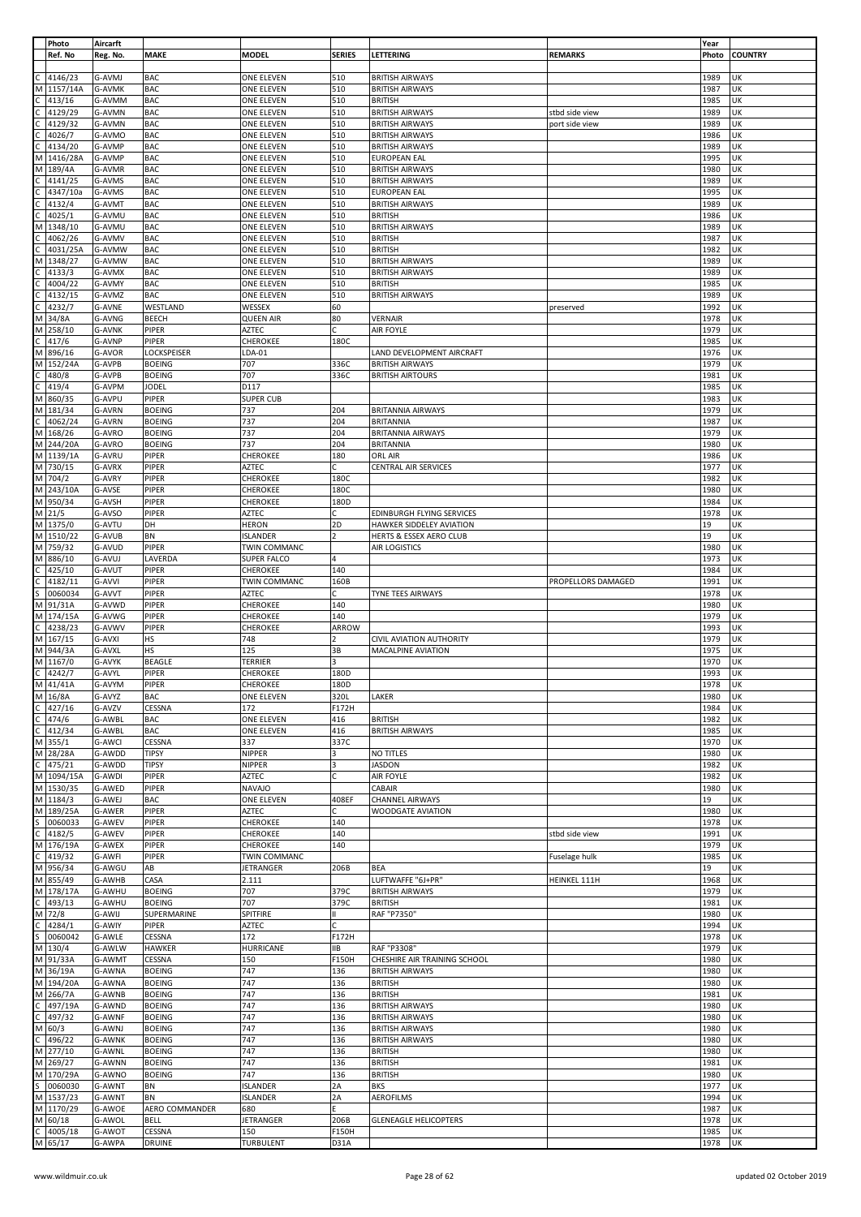| | Photo Ref. No | Aircarft Reg. No. | MAKE | MODEL | SERIES | LETTERING | REMARKS | Year Photo | COUNTRY |
|---|---|---|---|---|---|---|---|---|---|
| C | 4146/23 | G-AVMJ | BAC | ONE ELEVEN | 510 | BRITISH AIRWAYS | | 1989 | UK |
| M | 1157/14A | G-AVMK | BAC | ONE ELEVEN | 510 | BRITISH AIRWAYS | | 1987 | UK |
| C | 413/16 | G-AVMM | BAC | ONE ELEVEN | 510 | BRITISH | | 1985 | UK |
| C | 4129/29 | G-AVMN | BAC | ONE ELEVEN | 510 | BRITISH AIRWAYS | stbd side view | 1989 | UK |
| C | 4129/32 | G-AVMN | BAC | ONE ELEVEN | 510 | BRITISH AIRWAYS | port side view | 1989 | UK |
| C | 4026/7 | G-AVMO | BAC | ONE ELEVEN | 510 | BRITISH AIRWAYS | | 1986 | UK |
| C | 4134/20 | G-AVMP | BAC | ONE ELEVEN | 510 | BRITISH AIRWAYS | | 1989 | UK |
| M | 1416/28A | G-AVMP | BAC | ONE ELEVEN | 510 | EUROPEAN EAL | | 1995 | UK |
| M | 189/4A | G-AVMR | BAC | ONE ELEVEN | 510 | BRITISH AIRWAYS | | 1980 | UK |
| C | 4141/25 | G-AVMS | BAC | ONE ELEVEN | 510 | BRITISH AIRWAYS | | 1989 | UK |
| C | 4347/10a | G-AVMS | BAC | ONE ELEVEN | 510 | EUROPEAN EAL | | 1995 | UK |
| C | 4132/4 | G-AVMT | BAC | ONE ELEVEN | 510 | BRITISH AIRWAYS | | 1989 | UK |
| C | 4025/1 | G-AVMU | BAC | ONE ELEVEN | 510 | BRITISH | | 1986 | UK |
| M | 1348/10 | G-AVMU | BAC | ONE ELEVEN | 510 | BRITISH AIRWAYS | | 1989 | UK |
| C | 4062/26 | G-AVMV | BAC | ONE ELEVEN | 510 | BRITISH | | 1987 | UK |
| C | 4031/25A | G-AVMW | BAC | ONE ELEVEN | 510 | BRITISH | | 1982 | UK |
| M | 1348/27 | G-AVMW | BAC | ONE ELEVEN | 510 | BRITISH AIRWAYS | | 1989 | UK |
| C | 4133/3 | G-AVMX | BAC | ONE ELEVEN | 510 | BRITISH AIRWAYS | | 1989 | UK |
| C | 4004/22 | G-AVMY | BAC | ONE ELEVEN | 510 | BRITISH | | 1985 | UK |
| C | 4132/15 | G-AVMZ | BAC | ONE ELEVEN | 510 | BRITISH AIRWAYS | | 1989 | UK |
| C | 4232/7 | G-AVNE | WESTLAND | WESSEX | 60 | | preserved | 1992 | UK |
| M | 34/8A | G-AVNG | BEECH | QUEEN AIR | 80 | VERNAIR | | 1978 | UK |
| M | 258/10 | G-AVNK | PIPER | AZTEC | C | AIR FOYLE | | 1979 | UK |
| C | 417/6 | G-AVNP | PIPER | CHEROKEE | 180C | | | 1985 | UK |
| M | 896/16 | G-AVOR | LOCKSPEISER | LDA-01 | | LAND DEVELOPMENT AIRCRAFT | | 1976 | UK |
| M | 152/24A | G-AVPB | BOEING | 707 | 336C | BRITISH AIRWAYS | | 1979 | UK |
| C | 480/8 | G-AVPB | BOEING | 707 | 336C | BRITISH AIRTOURS | | 1981 | UK |
| C | 419/4 | G-AVPM | JODEL | D117 | | | | 1985 | UK |
| M | 860/35 | G-AVPU | PIPER | SUPER CUB | | | | 1983 | UK |
| M | 181/34 | G-AVRN | BOEING | 737 | 204 | BRITANNIA AIRWAYS | | 1979 | UK |
| C | 4062/24 | G-AVRN | BOEING | 737 | 204 | BRITANNIA | | 1987 | UK |
| M | 168/26 | G-AVRO | BOEING | 737 | 204 | BRITANNIA AIRWAYS | | 1979 | UK |
| M | 244/20A | G-AVRO | BOEING | 737 | 204 | BRITANNIA | | 1980 | UK |
| M | 1139/1A | G-AVRU | PIPER | CHEROKEE | 180 | ORL AIR | | 1986 | UK |
| M | 730/15 | G-AVRX | PIPER | AZTEC | C | CENTRAL AIR SERVICES | | 1977 | UK |
| M | 704/2 | G-AVRY | PIPER | CHEROKEE | 180C | | | 1982 | UK |
| M | 243/10A | G-AVSE | PIPER | CHEROKEE | 180C | | | 1980 | UK |
| M | 950/34 | G-AVSH | PIPER | CHEROKEE | 180D | | | 1984 | UK |
| M | 21/5 | G-AVSO | PIPER | AZTEC | C | EDINBURGH FLYING SERVICES | | 1978 | UK |
| M | 1375/0 | G-AVTU | DH | HERON | 2D | HAWKER SIDDELEY AVIATION | | 19 | UK |
| M | 1510/22 | G-AVUB | BN | ISLANDER | 2 | HERTS & ESSEX AERO CLUB | | 19 | UK |
| M | 759/32 | G-AVUD | PIPER | TWIN COMMANC | | AIR LOGISTICS | | 1980 | UK |
| M | 886/10 | G-AVUJ | LAVERDA | SUPER FALCO | 4 | | | 1973 | UK |
| C | 425/10 | G-AVUT | PIPER | CHEROKEE | 140 | | | 1984 | UK |
| C | 4182/11 | G-AVVI | PIPER | TWIN COMMANC | 160B | | PROPELLORS DAMAGED | 1991 | UK |
| S | 0060034 | G-AVVT | PIPER | AZTEC | C | TYNE TEES AIRWAYS | | 1978 | UK |
| M | 91/31A | G-AVWD | PIPER | CHEROKEE | 140 | | | 1980 | UK |
| M | 174/15A | G-AVWG | PIPER | CHEROKEE | 140 | | | 1979 | UK |
| C | 4238/23 | G-AVWV | PIPER | CHEROKEE | ARROW | | | 1993 | UK |
| M | 167/15 | G-AVXI | HS | 748 | 2 | CIVIL AVIATION AUTHORITY | | 1979 | UK |
| M | 944/3A | G-AVXL | HS | 125 | 3B | MACALPINE AVIATION | | 1975 | UK |
| M | 1167/0 | G-AVYK | BEAGLE | TERRIER | 3 | | | 1970 | UK |
| C | 4242/7 | G-AVYL | PIPER | CHEROKEE | 180D | | | 1993 | UK |
| M | 41/41A | G-AVYM | PIPER | CHEROKEE | 180D | | | 1978 | UK |
| M | 16/8A | G-AVYZ | BAC | ONE ELEVEN | 320L | LAKER | | 1980 | UK |
| C | 427/16 | G-AVZV | CESSNA | 172 | F172H | | | 1984 | UK |
| C | 474/6 | G-AWBL | BAC | ONE ELEVEN | 416 | BRITISH | | 1982 | UK |
| C | 412/34 | G-AWBL | BAC | ONE ELEVEN | 416 | BRITISH AIRWAYS | | 1985 | UK |
| M | 355/1 | G-AWCI | CESSNA | 337 | 337C | | | 1970 | UK |
| M | 28/28A | G-AWDD | TIPSY | NIPPER | 3 | NO TITLES | | 1980 | UK |
| C | 475/21 | G-AWDD | TIPSY | NIPPER | 3 | JASDON | | 1982 | UK |
| M | 1094/15A | G-AWDI | PIPER | AZTEC | C | AIR FOYLE | | 1982 | UK |
| M | 1530/35 | G-AWED | PIPER | NAVAJO | | CABAIR | | 1980 | UK |
| M | 1184/3 | G-AWEJ | BAC | ONE ELEVEN | 408EF | CHANNEL AIRWAYS | | 19 | UK |
| M | 189/25A | G-AWER | PIPER | AZTEC | C | WOODGATE AVIATION | | 1980 | UK |
| S | 0060033 | G-AWEV | PIPER | CHEROKEE | 140 | | | 1978 | UK |
| C | 4182/5 | G-AWEV | PIPER | CHEROKEE | 140 | | stbd side view | 1991 | UK |
| M | 176/19A | G-AWEX | PIPER | CHEROKEE | 140 | | | 1979 | UK |
| C | 419/32 | G-AWFI | PIPER | TWIN COMMANC | | | Fuselage hulk | 1985 | UK |
| M | 956/34 | G-AWGU | AB | JETRANGER | 206B | BEA | | 19 | UK |
| M | 855/49 | G-AWHB | CASA | 2.111 | | LUFTWAFFE "6J+PR" | HEINKEL 111H | 1968 | UK |
| M | 178/17A | G-AWHU | BOEING | 707 | 379C | BRITISH AIRWAYS | | 1979 | UK |
| C | 493/13 | G-AWHU | BOEING | 707 | 379C | BRITISH | | 1981 | UK |
| M | 72/8 | G-AWIJ | SUPERMARINE | SPITFIRE | II | RAF "P7350" | | 1980 | UK |
| C | 4284/1 | G-AWIY | PIPER | AZTEC | C | | | 1994 | UK |
| S | 0060042 | G-AWLE | CESSNA | 172 | F172H | | | 1978 | UK |
| M | 130/4 | G-AWLW | HAWKER | HURRICANE | IIB | RAF "P3308" | | 1979 | UK |
| M | 91/33A | G-AWMT | CESSNA | 150 | F150H | CHESHIRE AIR TRAINING SCHOOL | | 1980 | UK |
| M | 36/19A | G-AWNA | BOEING | 747 | 136 | BRITISH AIRWAYS | | 1980 | UK |
| M | 194/20A | G-AWNA | BOEING | 747 | 136 | BRITISH | | 1980 | UK |
| M | 266/7A | G-AWNB | BOEING | 747 | 136 | BRITISH | | 1981 | UK |
| C | 497/19A | G-AWND | BOEING | 747 | 136 | BRITISH AIRWAYS | | 1980 | UK |
| C | 497/32 | G-AWNF | BOEING | 747 | 136 | BRITISH AIRWAYS | | 1980 | UK |
| M | 60/3 | G-AWNJ | BOEING | 747 | 136 | BRITISH AIRWAYS | | 1980 | UK |
| C | 496/22 | G-AWNK | BOEING | 747 | 136 | BRITISH AIRWAYS | | 1980 | UK |
| M | 277/10 | G-AWNL | BOEING | 747 | 136 | BRITISH | | 1980 | UK |
| M | 269/27 | G-AWNN | BOEING | 747 | 136 | BRITISH | | 1981 | UK |
| M | 170/29A | G-AWNO | BOEING | 747 | 136 | BRITISH | | 1980 | UK |
| S | 0060030 | G-AWNT | BN | ISLANDER | 2A | BKS | | 1977 | UK |
| M | 1537/23 | G-AWNT | BN | ISLANDER | 2A | AEROFILMS | | 1994 | UK |
| M | 1170/29 | G-AWOE | AERO COMMANDER | 680 | E | | | 1987 | UK |
| M | 60/18 | G-AWOL | BELL | JETRANGER | 206B | GLENEAGLE HELICOPTERS | | 1978 | UK |
| C | 4005/18 | G-AWOT | CESSNA | 150 | F150H | | | 1985 | UK |
| M | 65/17 | G-AWPA | DRUINE | TURBULENT | D31A | | | 1978 | UK |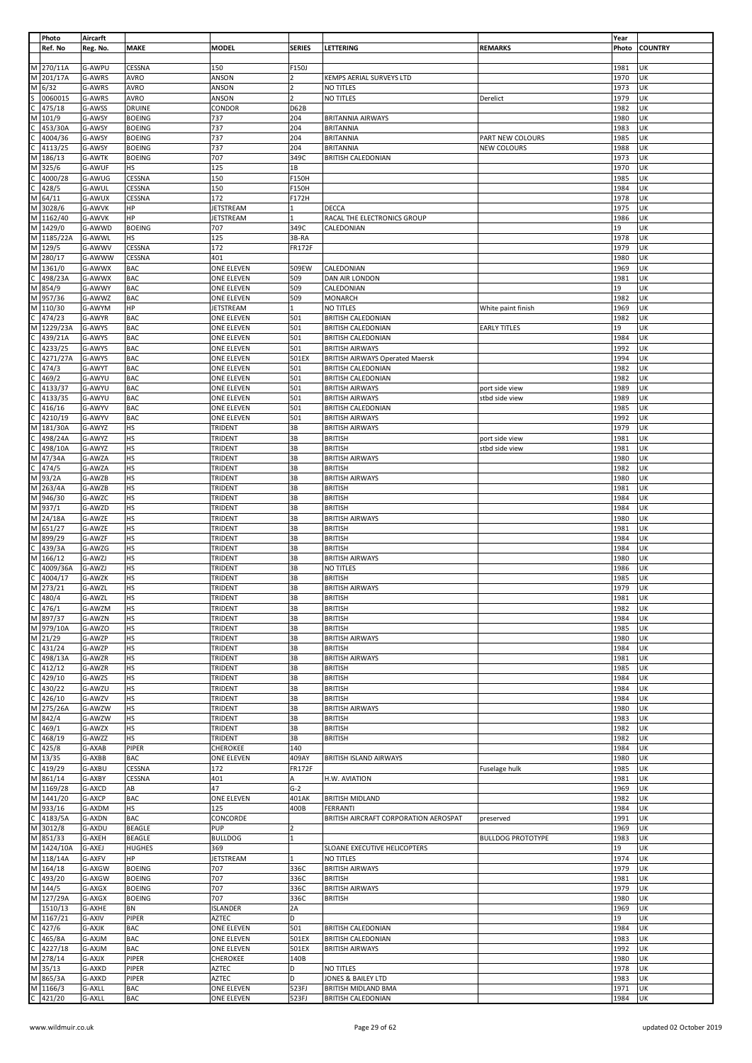| | Photo | Aircarft | | | | | | Year | |
|---|---|---|---|---|---|---|---|---|---|
| | Ref. No | Reg. No. | MAKE | MODEL | SERIES | LETTERING | REMARKS | Photo | COUNTRY |
| M | 270/11A | G-AWPU | CESSNA | 150 | F150J | | | 1981 | UK |
| M | 201/17A | G-AWRS | AVRO | ANSON | 2 | KEMPS AERIAL SURVEYS LTD | | 1970 | UK |
| M | 6/32 | G-AWRS | AVRO | ANSON | 2 | NO TITLES | | 1973 | UK |
| S | 0060015 | G-AWRS | AVRO | ANSON | 2 | NO TITLES | Derelict | 1979 | UK |
| C | 475/18 | G-AWSS | DRUINE | CONDOR | D62B | | | 1982 | UK |
| M | 101/9 | G-AWSY | BOEING | 737 | 204 | BRITANNIA AIRWAYS | | 1980 | UK |
| C | 453/30A | G-AWSY | BOEING | 737 | 204 | BRITANNIA | | 1983 | UK |
| C | 4004/36 | G-AWSY | BOEING | 737 | 204 | BRITANNIA | PART NEW COLOURS | 1985 | UK |
| C | 4113/25 | G-AWSY | BOEING | 737 | 204 | BRITANNIA | NEW COLOURS | 1988 | UK |
| M | 186/13 | G-AWTK | BOEING | 707 | 349C | BRITISH CALEDONIAN | | 1973 | UK |
| M | 325/6 | G-AWUF | HS | 125 | 1B | | | 1970 | UK |
| C | 4000/28 | G-AWUG | CESSNA | 150 | F150H | | | 1985 | UK |
| C | 428/5 | G-AWUL | CESSNA | 150 | F150H | | | 1984 | UK |
| M | 64/11 | G-AWUX | CESSNA | 172 | F172H | | | 1978 | UK |
| M | 3028/6 | G-AWVK | HP | JETSTREAM | 1 | DECCA | | 1975 | UK |
| M | 1162/40 | G-AWVK | HP | JETSTREAM | 1 | RACAL THE ELECTRONICS GROUP | | 1986 | UK |
| M | 1429/0 | G-AWWD | BOEING | 707 | 349C | CALEDONIAN | | 19 | UK |
| M | 1185/22A | G-AWWL | HS | 125 | 3B-RA | | | 1978 | UK |
| M | 129/5 | G-AWWV | CESSNA | 172 | FR172F | | | 1979 | UK |
| M | 280/17 | G-AWWW | CESSNA | 401 | | | | 1980 | UK |
| M | 1361/0 | G-AWWX | BAC | ONE ELEVEN | 509EW | CALEDONIAN | | 1969 | UK |
| C | 498/23A | G-AWWX | BAC | ONE ELEVEN | 509 | DAN AIR LONDON | | 1981 | UK |
| M | 854/9 | G-AWWY | BAC | ONE ELEVEN | 509 | CALEDONIAN | | 19 | UK |
| M | 957/36 | G-AWWZ | BAC | ONE ELEVEN | 509 | MONARCH | | 1982 | UK |
| M | 110/30 | G-AWYM | HP | JETSTREAM | 1 | NO TITLES | White paint finish | 1969 | UK |
| C | 474/23 | G-AWYR | BAC | ONE ELEVEN | 501 | BRITISH CALEDONIAN | | 1982 | UK |
| M | 1229/23A | G-AWYS | BAC | ONE ELEVEN | 501 | BRITISH CALEDONIAN | EARLY TITLES | 19 | UK |
| C | 439/21A | G-AWYS | BAC | ONE ELEVEN | 501 | BRITISH CALEDONIAN | | 1984 | UK |
| C | 4233/25 | G-AWYS | BAC | ONE ELEVEN | 501 | BRITISH AIRWAYS | | 1992 | UK |
| C | 4271/27A | G-AWYS | BAC | ONE ELEVEN | 501EX | BRITISH AIRWAYS Operated Maersk | | 1994 | UK |
| C | 474/3 | G-AWYT | BAC | ONE ELEVEN | 501 | BRITISH CALEDONIAN | | 1982 | UK |
| C | 469/2 | G-AWYU | BAC | ONE ELEVEN | 501 | BRITISH CALEDONIAN | | 1982 | UK |
| C | 4133/37 | G-AWYU | BAC | ONE ELEVEN | 501 | BRITISH AIRWAYS | port side view | 1989 | UK |
| C | 4133/35 | G-AWYU | BAC | ONE ELEVEN | 501 | BRITISH AIRWAYS | stbd side view | 1989 | UK |
| C | 416/16 | G-AWYV | BAC | ONE ELEVEN | 501 | BRITISH CALEDONIAN | | 1985 | UK |
| C | 4210/19 | G-AWYV | BAC | ONE ELEVEN | 501 | BRITISH AIRWAYS | | 1992 | UK |
| M | 181/30A | G-AWYZ | HS | TRIDENT | 3B | BRITISH AIRWAYS | | 1979 | UK |
| C | 498/24A | G-AWYZ | HS | TRIDENT | 3B | BRITISH | port side view | 1981 | UK |
| C | 498/10A | G-AWYZ | HS | TRIDENT | 3B | BRITISH | stbd side view | 1981 | UK |
| M | 47/34A | G-AWZA | HS | TRIDENT | 3B | BRITISH AIRWAYS | | 1980 | UK |
| C | 474/5 | G-AWZA | HS | TRIDENT | 3B | BRITISH | | 1982 | UK |
| M | 93/2A | G-AWZB | HS | TRIDENT | 3B | BRITISH AIRWAYS | | 1980 | UK |
| M | 263/4A | G-AWZB | HS | TRIDENT | 3B | BRITISH | | 1981 | UK |
| M | 946/30 | G-AWZC | HS | TRIDENT | 3B | BRITISH | | 1984 | UK |
| M | 937/1 | G-AWZD | HS | TRIDENT | 3B | BRITISH | | 1984 | UK |
| M | 24/18A | G-AWZE | HS | TRIDENT | 3B | BRITISH AIRWAYS | | 1980 | UK |
| M | 651/27 | G-AWZE | HS | TRIDENT | 3B | BRITISH | | 1981 | UK |
| M | 899/29 | G-AWZF | HS | TRIDENT | 3B | BRITISH | | 1984 | UK |
| C | 439/3A | G-AWZG | HS | TRIDENT | 3B | BRITISH | | 1984 | UK |
| M | 166/12 | G-AWZJ | HS | TRIDENT | 3B | BRITISH AIRWAYS | | 1980 | UK |
| C | 4009/36A | G-AWZJ | HS | TRIDENT | 3B | NO TITLES | | 1986 | UK |
| C | 4004/17 | G-AWZK | HS | TRIDENT | 3B | BRITISH | | 1985 | UK |
| M | 273/21 | G-AWZL | HS | TRIDENT | 3B | BRITISH AIRWAYS | | 1979 | UK |
| C | 480/4 | G-AWZL | HS | TRIDENT | 3B | BRITISH | | 1981 | UK |
| C | 476/1 | G-AWZM | HS | TRIDENT | 3B | BRITISH | | 1982 | UK |
| M | 897/37 | G-AWZN | HS | TRIDENT | 3B | BRITISH | | 1984 | UK |
| M | 979/10A | G-AWZO | HS | TRIDENT | 3B | BRITISH | | 1985 | UK |
| M | 21/29 | G-AWZP | HS | TRIDENT | 3B | BRITISH AIRWAYS | | 1980 | UK |
| C | 431/24 | G-AWZP | HS | TRIDENT | 3B | BRITISH | | 1984 | UK |
| C | 498/13A | G-AWZR | HS | TRIDENT | 3B | BRITISH AIRWAYS | | 1981 | UK |
| C | 412/12 | G-AWZR | HS | TRIDENT | 3B | BRITISH | | 1985 | UK |
| C | 429/10 | G-AWZS | HS | TRIDENT | 3B | BRITISH | | 1984 | UK |
| C | 430/22 | G-AWZU | HS | TRIDENT | 3B | BRITISH | | 1984 | UK |
| C | 426/10 | G-AWZV | HS | TRIDENT | 3B | BRITISH | | 1984 | UK |
| M | 275/26A | G-AWZW | HS | TRIDENT | 3B | BRITISH AIRWAYS | | 1980 | UK |
| M | 842/4 | G-AWZW | HS | TRIDENT | 3B | BRITISH | | 1983 | UK |
| C | 469/1 | G-AWZX | HS | TRIDENT | 3B | BRITISH | | 1982 | UK |
| C | 468/19 | G-AWZZ | HS | TRIDENT | 3B | BRITISH | | 1982 | UK |
| C | 425/8 | G-AXAB | PIPER | CHEROKEE | 140 | | | 1984 | UK |
| M | 13/35 | G-AXBB | BAC | ONE ELEVEN | 409AY | BRITISH ISLAND AIRWAYS | | 1980 | UK |
| C | 419/29 | G-AXBU | CESSNA | 172 | FR172F | | Fuselage hulk | 1985 | UK |
| M | 861/14 | G-AXBY | CESSNA | 401 | A | H.W. AVIATION | | 1981 | UK |
| M | 1169/28 | G-AXCD | AB | 47 | G-2 | | | 1969 | UK |
| M | 1441/20 | G-AXCP | BAC | ONE ELEVEN | 401AK | BRITISH MIDLAND | | 1982 | UK |
| M | 933/16 | G-AXDM | HS | 125 | 400B | FERRANTI | | 1984 | UK |
| C | 4183/5A | G-AXDN | BAC | CONCORDE | | BRITISH AIRCRAFT CORPORATION AEROSPAT | preserved | 1991 | UK |
| M | 3012/8 | G-AXDU | BEAGLE | PUP | 2 | | | 1969 | UK |
| M | 851/33 | G-AXEH | BEAGLE | BULLDOG | 1 | | BULLDOG PROTOTYPE | 1983 | UK |
| M | 1424/10A | G-AXEJ | HUGHES | 369 | | SLOANE EXECUTIVE HELICOPTERS | | 19 | UK |
| M | 118/14A | G-AXFV | HP | JETSTREAM | 1 | NO TITLES | | 1974 | UK |
| M | 164/18 | G-AXGW | BOEING | 707 | 336C | BRITISH AIRWAYS | | 1979 | UK |
| C | 493/20 | G-AXGW | BOEING | 707 | 336C | BRITISH | | 1981 | UK |
| M | 144/5 | G-AXGX | BOEING | 707 | 336C | BRITISH AIRWAYS | | 1979 | UK |
| M | 127/29A | G-AXGX | BOEING | 707 | 336C | BRITISH | | 1980 | UK |
| | 1510/13 | G-AXHE | BN | ISLANDER | 2A | | | 1969 | UK |
| M | 1167/21 | G-AXIV | PIPER | AZTEC | D | | | 19 | UK |
| C | 427/6 | G-AXJK | BAC | ONE ELEVEN | 501 | BRITISH CALEDONIAN | | 1984 | UK |
| C | 465/8A | G-AXJM | BAC | ONE ELEVEN | 501EX | BRITISH CALEDONIAN | | 1983 | UK |
| C | 4227/18 | G-AXJM | BAC | ONE ELEVEN | 501EX | BRITISH AIRWAYS | | 1992 | UK |
| M | 278/14 | G-AXJX | PIPER | CHEROKEE | 140B | | | 1980 | UK |
| M | 35/13 | G-AXKD | PIPER | AZTEC | D | NO TITLES | | 1978 | UK |
| M | 865/3A | G-AXKD | PIPER | AZTEC | D | JONES & BAILEY LTD | | 1983 | UK |
| M | 1166/3 | G-AXLL | BAC | ONE ELEVEN | 523FJ | BRITISH MIDLAND BMA | | 1971 | UK |
| C | 421/20 | G-AXLL | BAC | ONE ELEVEN | 523FJ | BRITISH CALEDONIAN | | 1984 | UK |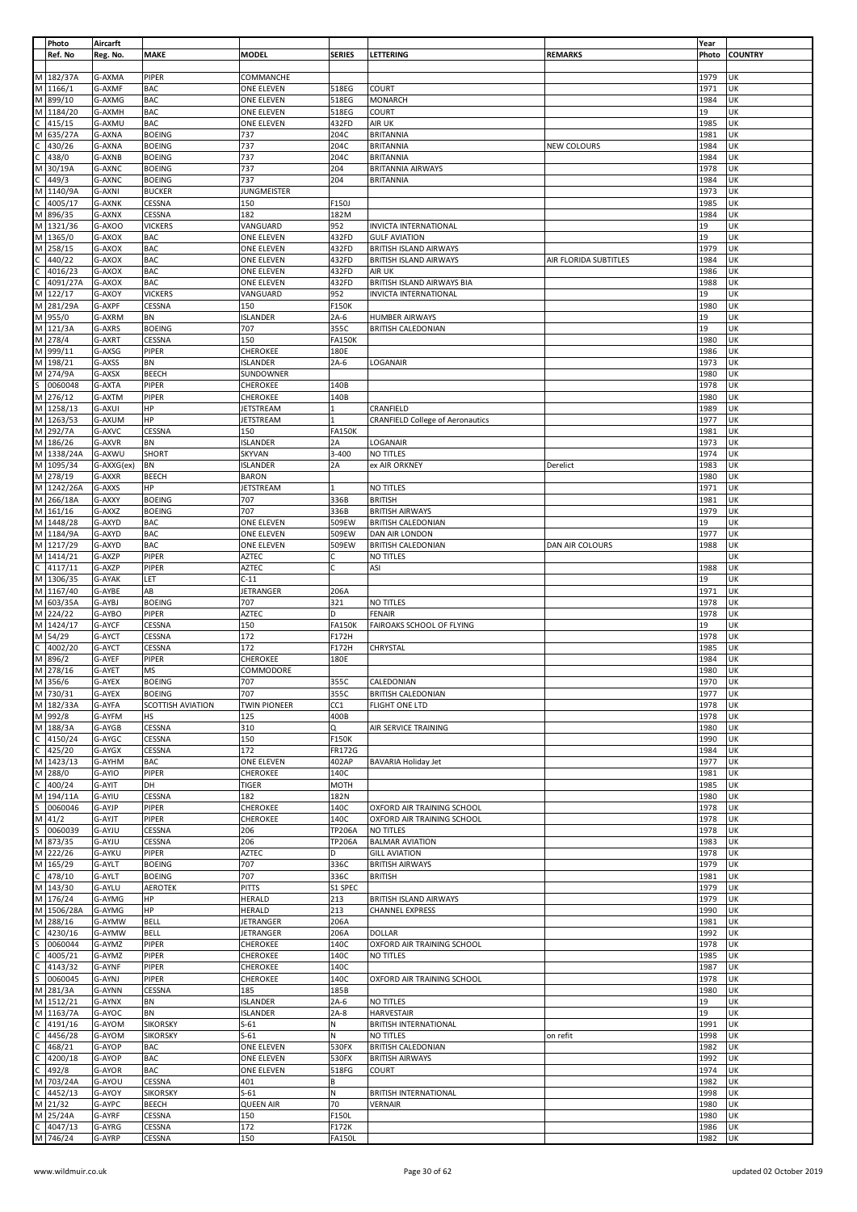| | Photo | Aircarft | | | | | | Year | |
|---|---|---|---|---|---|---|---|---|---|
| | Ref. No | Reg. No. | MAKE | MODEL | SERIES | LETTERING | REMARKS | Photo | COUNTRY |
| M | 182/37A | G-AXMA | PIPER | COMMANCHE | | | | 1979 | UK |
| M | 1166/1 | G-AXMF | BAC | ONE ELEVEN | 518EG | COURT | | 1971 | UK |
| M | 899/10 | G-AXMG | BAC | ONE ELEVEN | 518EG | MONARCH | | 1984 | UK |
| M | 1184/20 | G-AXMH | BAC | ONE ELEVEN | 518EG | COURT | | 19 | UK |
| C | 415/15 | G-AXMU | BAC | ONE ELEVEN | 432FD | AIR UK | | 1985 | UK |
| M | 635/27A | G-AXNA | BOEING | 737 | 204C | BRITANNIA | | 1981 | UK |
| C | 430/26 | G-AXNA | BOEING | 737 | 204C | BRITANNIA | NEW COLOURS | 1984 | UK |
| C | 438/0 | G-AXNB | BOEING | 737 | 204C | BRITANNIA | | 1984 | UK |
| M | 30/19A | G-AXNC | BOEING | 737 | 204 | BRITANNIA AIRWAYS | | 1978 | UK |
| C | 449/3 | G-AXNC | BOEING | 737 | 204 | BRITANNIA | | 1984 | UK |
| M | 1140/9A | G-AXNI | BUCKER | JUNGMEISTER | | | | 1973 | UK |
| C | 4005/17 | G-AXNK | CESSNA | 150 | F150J | | | 1985 | UK |
| M | 896/35 | G-AXNX | CESSNA | 182 | 182M | | | 1984 | UK |
| M | 1321/36 | G-AXOO | VICKERS | VANGUARD | 952 | INVICTA INTERNATIONAL | | 19 | UK |
| M | 1365/0 | G-AXOX | BAC | ONE ELEVEN | 432FD | GULF AVIATION | | 19 | UK |
| M | 258/15 | G-AXOX | BAC | ONE ELEVEN | 432FD | BRITISH ISLAND AIRWAYS | | 1979 | UK |
| C | 440/22 | G-AXOX | BAC | ONE ELEVEN | 432FD | BRITISH ISLAND AIRWAYS | AIR FLORIDA SUBTITLES | 1984 | UK |
| C | 4016/23 | G-AXOX | BAC | ONE ELEVEN | 432FD | AIR UK | | 1986 | UK |
| C | 4091/27A | G-AXOX | BAC | ONE ELEVEN | 432FD | BRITISH ISLAND AIRWAYS BIA | | 1988 | UK |
| M | 122/17 | G-AXOY | VICKERS | VANGUARD | 952 | INVICTA INTERNATIONAL | | 19 | UK |
| M | 281/29A | G-AXPF | CESSNA | 150 | F150K | | | 1980 | UK |
| M | 955/0 | G-AXRM | BN | ISLANDER | 2A-6 | HUMBER AIRWAYS | | 19 | UK |
| M | 121/3A | G-AXRS | BOEING | 707 | 355C | BRITISH CALEDONIAN | | 19 | UK |
| M | 278/4 | G-AXRT | CESSNA | 150 | FA150K | | | 1980 | UK |
| M | 999/11 | G-AXSG | PIPER | CHEROKEE | 180E | | | 1986 | UK |
| M | 198/21 | G-AXSS | BN | ISLANDER | 2A-6 | LOGANAIR | | 1973 | UK |
| M | 274/9A | G-AXSX | BEECH | SUNDOWNER | | | | 1980 | UK |
| S | 0060048 | G-AXTA | PIPER | CHEROKEE | 140B | | | 1978 | UK |
| M | 276/12 | G-AXTM | PIPER | CHEROKEE | 140B | | | 1980 | UK |
| M | 1258/13 | G-AXUI | HP | JETSTREAM | 1 | CRANFIELD | | 1989 | UK |
| M | 1263/53 | G-AXUM | HP | JETSTREAM | 1 | CRANFIELD College of Aeronautics | | 1977 | UK |
| M | 292/7A | G-AXVC | CESSNA | 150 | FA150K | | | 1981 | UK |
| M | 186/26 | G-AXVR | BN | ISLANDER | 2A | LOGANAIR | | 1973 | UK |
| M | 1338/24A | G-AXWU | SHORT | SKYVAN | 3-400 | NO TITLES | | 1974 | UK |
| M | 1095/34 | G-AXXG(ex) | BN | ISLANDER | 2A | ex AIR ORKNEY | Derelict | 1983 | UK |
| M | 278/19 | G-AXXR | BEECH | BARON | | | | 1980 | UK |
| M | 1242/26A | G-AXXS | HP | JETSTREAM | 1 | NO TITLES | | 1971 | UK |
| M | 266/18A | G-AXXY | BOEING | 707 | 336B | BRITISH | | 1981 | UK |
| M | 161/16 | G-AXXZ | BOEING | 707 | 336B | BRITISH AIRWAYS | | 1979 | UK |
| M | 1448/28 | G-AXYD | BAC | ONE ELEVEN | 509EW | BRITISH CALEDONIAN | | 19 | UK |
| M | 1184/9A | G-AXYD | BAC | ONE ELEVEN | 509EW | DAN AIR LONDON | | 1977 | UK |
| M | 1217/29 | G-AXYD | BAC | ONE ELEVEN | 509EW | BRITISH CALEDONIAN | DAN AIR COLOURS | 1988 | UK |
| M | 1414/21 | G-AXZP | PIPER | AZTEC | C | NO TITLES | | | UK |
| C | 4117/11 | G-AXZP | PIPER | AZTEC | C | ASI | | 1988 | UK |
| M | 1306/35 | G-AYAK | LET | C-11 | | | | 19 | UK |
| M | 1167/40 | G-AYBE | AB | JETRANGER | 206A | | | 1971 | UK |
| M | 603/35A | G-AYBJ | BOEING | 707 | 321 | NO TITLES | | 1978 | UK |
| M | 224/22 | G-AYBO | PIPER | AZTEC | D | FENAIR | | 1978 | UK |
| M | 1424/17 | G-AYCF | CESSNA | 150 | FA150K | FAIROAKS SCHOOL OF FLYING | | 19 | UK |
| M | 54/29 | G-AYCT | CESSNA | 172 | F172H | | | 1978 | UK |
| C | 4002/20 | G-AYCT | CESSNA | 172 | F172H | CHRYSTAL | | 1985 | UK |
| M | 896/2 | G-AYEF | PIPER | CHEROKEE | 180E | | | 1984 | UK |
| M | 278/16 | G-AYET | MS | COMMODORE | | | | 1980 | UK |
| M | 356/6 | G-AYEX | BOEING | 707 | 355C | CALEDONIAN | | 1970 | UK |
| M | 730/31 | G-AYEX | BOEING | 707 | 355C | BRITISH CALEDONIAN | | 1977 | UK |
| M | 182/33A | G-AYFA | SCOTTISH AVIATION | TWIN PIONEER | CC1 | FLIGHT ONE LTD | | 1978 | UK |
| M | 992/8 | G-AYFM | HS | 125 | 400B | | | 1978 | UK |
| M | 188/3A | G-AYGB | CESSNA | 310 | Q | AIR SERVICE TRAINING | | 1980 | UK |
| C | 4150/24 | G-AYGC | CESSNA | 150 | F150K | | | 1990 | UK |
| C | 425/20 | G-AYGX | CESSNA | 172 | FR172G | | | 1984 | UK |
| M | 1423/13 | G-AYHM | BAC | ONE ELEVEN | 402AP | BAVARIA Holiday Jet | | 1977 | UK |
| M | 288/0 | G-AYIO | PIPER | CHEROKEE | 140C | | | 1981 | UK |
| C | 400/24 | G-AYIT | DH | TIGER | MOTH | | | 1985 | UK |
| M | 194/11A | G-AYIU | CESSNA | 182 | 182N | | | 1980 | UK |
| S | 0060046 | G-AYJP | PIPER | CHEROKEE | 140C | OXFORD AIR TRAINING SCHOOL | | 1978 | UK |
| M | 41/2 | G-AYJT | PIPER | CHEROKEE | 140C | OXFORD AIR TRAINING SCHOOL | | 1978 | UK |
| S | 0060039 | G-AYJU | CESSNA | 206 | TP206A | NO TITLES | | 1978 | UK |
| M | 873/35 | G-AYJU | CESSNA | 206 | TP206A | BALMAR AVIATION | | 1983 | UK |
| M | 222/26 | G-AYKU | PIPER | AZTEC | D | GILL AVIATION | | 1978 | UK |
| M | 165/29 | G-AYLT | BOEING | 707 | 336C | BRITISH AIRWAYS | | 1979 | UK |
| C | 478/10 | G-AYLT | BOEING | 707 | 336C | BRITISH | | 1981 | UK |
| M | 143/30 | G-AYLU | AEROTEK | PITTS | S1 SPEC | | | 1979 | UK |
| M | 176/24 | G-AYMG | HP | HERALD | 213 | BRITISH ISLAND AIRWAYS | | 1979 | UK |
| M | 1506/28A | G-AYMG | HP | HERALD | 213 | CHANNEL EXPRESS | | 1990 | UK |
| M | 288/16 | G-AYMW | BELL | JETRANGER | 206A | | | 1981 | UK |
| C | 4230/16 | G-AYMW | BELL | JETRANGER | 206A | DOLLAR | | 1992 | UK |
| S | 0060044 | G-AYMZ | PIPER | CHEROKEE | 140C | OXFORD AIR TRAINING SCHOOL | | 1978 | UK |
| C | 4005/21 | G-AYMZ | PIPER | CHEROKEE | 140C | NO TITLES | | 1985 | UK |
| C | 4143/32 | G-AYNF | PIPER | CHEROKEE | 140C | | | 1987 | UK |
| S | 0060045 | G-AYNJ | PIPER | CHEROKEE | 140C | OXFORD AIR TRAINING SCHOOL | | 1978 | UK |
| M | 281/3A | G-AYNN | CESSNA | 185 | 185B | | | 1980 | UK |
| M | 1512/21 | G-AYNX | BN | ISLANDER | 2A-6 | NO TITLES | | 19 | UK |
| M | 1163/7A | G-AYOC | BN | ISLANDER | 2A-8 | HARVESTAIR | | 19 | UK |
| C | 4191/16 | G-AYOM | SIKORSKY | S-61 | N | BRITISH INTERNATIONAL | | 1991 | UK |
| C | 4456/28 | G-AYOM | SIKORSKY | S-61 | N | NO TITLES | on refit | 1998 | UK |
| C | 468/21 | G-AYOP | BAC | ONE ELEVEN | 530FX | BRITISH CALEDONIAN | | 1982 | UK |
| C | 4200/18 | G-AYOP | BAC | ONE ELEVEN | 530FX | BRITISH AIRWAYS | | 1992 | UK |
| C | 492/8 | G-AYOR | BAC | ONE ELEVEN | 518FG | COURT | | 1974 | UK |
| M | 703/24A | G-AYOU | CESSNA | 401 | B | | | 1982 | UK |
| C | 4452/13 | G-AYOY | SIKORSKY | S-61 | N | BRITISH INTERNATIONAL | | 1998 | UK |
| M | 21/32 | G-AYPC | BEECH | QUEEN AIR | 70 | VERNAIR | | 1980 | UK |
| M | 25/24A | G-AYRF | CESSNA | 150 | F150L | | | 1980 | UK |
| C | 4047/13 | G-AYRG | CESSNA | 172 | F172K | | | 1986 | UK |
| M | 746/24 | G-AYRP | CESSNA | 150 | FA150L | | | 1982 | UK |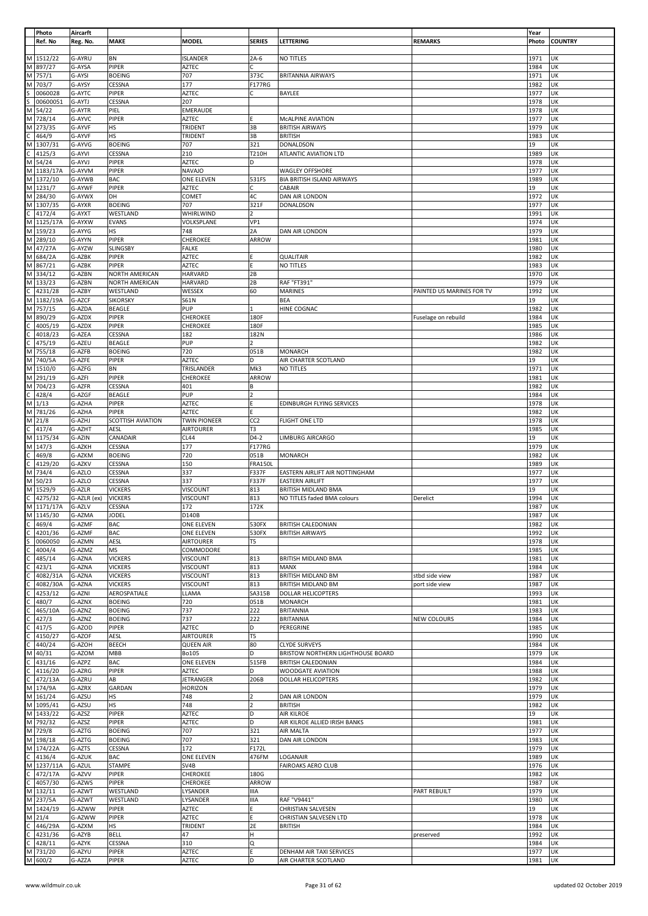| Photo | | Aircarft | | | | | | Year | |
|---|---|---|---|---|---|---|---|---|---|
| | Ref. No | Reg. No. | MAKE | MODEL | SERIES | LETTERING | REMARKS | Photo | COUNTRY |
| M | 1512/22 | G-AYRU | BN | ISLANDER | 2A-6 | NO TITLES | | 1971 | UK |
| M | 897/27 | G-AYSA | PIPER | AZTEC | C | | | 1984 | UK |
| M | 757/1 | G-AYSI | BOEING | 707 | 373C | BRITANNIA AIRWAYS | | 1971 | UK |
| M | 703/7 | G-AYSY | CESSNA | 177 | F177RG | | | 1982 | UK |
| S | 0060028 | G-AYTC | PIPER | AZTEC | C | BAYLEE | | 1977 | UK |
| S | 00600051 | G-AYTJ | CESSNA | 207 | | | | 1978 | UK |
| M | 54/22 | G-AYTR | PIEL | EMERAUDE | | | | 1978 | UK |
| M | 728/14 | G-AYVC | PIPER | AZTEC | E | McALPINE AVIATION | | 1977 | UK |
| M | 273/35 | G-AYVF | HS | TRIDENT | 3B | BRITISH AIRWAYS | | 1979 | UK |
| C | 464/9 | G-AYVF | HS | TRIDENT | 3B | BRITISH | | 1983 | UK |
| M | 1307/31 | G-AYVG | BOEING | 707 | 321 | DONALDSON | | 19 | UK |
| C | 4125/3 | G-AYVI | CESSNA | 210 | T210H | ATLANTIC AVIATION LTD | | 1989 | UK |
| M | 54/24 | G-AYVJ | PIPER | AZTEC | D | | | 1978 | UK |
| M | 1183/17A | G-AYVM | PIPER | NAVAJO | | WAGLEY OFFSHORE | | 1977 | UK |
| M | 1372/10 | G-AYWB | BAC | ONE ELEVEN | 531FS | BIA BRITISH ISLAND AIRWAYS | | 1989 | UK |
| M | 1231/7 | G-AYWF | PIPER | AZTEC | C | CABAIR | | 19 | UK |
| M | 284/30 | G-AYWX | DH | COMET | 4C | DAN AIR LONDON | | 1972 | UK |
| M | 1307/35 | G-AYXR | BOEING | 707 | 321F | DONALDSON | | 197? | UK |
| C | 4172/4 | G-AYXT | WESTLAND | WHIRLWIND | 2 | | | 1991 | UK |
| M | 1125/17A | G-AYXW | EVANS | VOLKSPLANE | VP1 | | | 1974 | UK |
| M | 159/23 | G-AYYG | HS | 748 | 2A | DAN AIR LONDON | | 1979 | UK |
| M | 289/10 | G-AYYN | PIPER | CHEROKEE | ARROW | | | 1981 | UK |
| M | 47/27A | G-AYZW | SLINGSBY | FALKE | | | | 1980 | UK |
| M | 684/2A | G-AZBK | PIPER | AZTEC | E | QUALITAIR | | 1982 | UK |
| M | 867/21 | G-AZBK | PIPER | AZTEC | E | NO TITLES | | 1983 | UK |
| M | 334/12 | G-AZBN | NORTH AMERICAN | HARVARD | 2B | | | 1970 | UK |
| M | 133/23 | G-AZBN | NORTH AMERICAN | HARVARD | 2B | RAF "FT391" | | 1979 | UK |
| C | 4231/28 | G-AZBY | WESTLAND | WESSEX | 60 | MARINES | PAINTED US MARINES FOR TV | 1992 | UK |
| M | 1182/19A | G-AZCF | SIKORSKY | S61N | | BEA | | 19 | UK |
| M | 757/15 | G-AZDA | BEAGLE | PUP | 1 | HINE COGNAC | | 1982 | UK |
| M | 890/29 | G-AZDX | PIPER | CHEROKEE | 180F | | Fuselage on rebuild | 1984 | UK |
| C | 4005/19 | G-AZDX | PIPER | CHEROKEE | 180F | | | 1985 | UK |
| C | 4018/23 | G-AZEA | CESSNA | 182 | 182N | | | 1986 | UK |
| C | 475/19 | G-AZEU | BEAGLE | PUP | 2 | | | 1982 | UK |
| M | 755/18 | G-AZFB | BOEING | 720 | 051B | MONARCH | | 1982 | UK |
| M | 740/5A | G-AZFE | PIPER | AZTEC | D | AIR CHARTER SCOTLAND | | 19 | UK |
| M | 1510/0 | G-AZFG | BN | TRISLANDER | Mk3 | NO TITLES | | 1971 | UK |
| M | 291/19 | G-AZFI | PIPER | CHEROKEE | ARROW | | | 1981 | UK |
| M | 704/23 | G-AZFR | CESSNA | 401 | B | | | 1982 | UK |
| C | 428/4 | G-AZGF | BEAGLE | PUP | 2 | | | 1984 | UK |
| M | 1/13 | G-AZHA | PIPER | AZTEC | E | EDINBURGH FLYING SERVICES | | 1978 | UK |
| M | 781/26 | G-AZHA | PIPER | AZTEC | E | | | 1982 | UK |
| M | 21/8 | G-AZHJ | SCOTTISH AVIATION | TWIN PIONEER | CC2 | FLIGHT ONE LTD | | 1978 | UK |
| C | 417/4 | G-AZHT | AESL | AIRTOURER | T3 | | | 1985 | UK |
| M | 1175/34 | G-AZIN | CANADAIR | CL44 | D4-2 | LIMBURG AIRCARGO | | 19 | UK |
| M | 147/3 | G-AZKH | CESSNA | 177 | F177RG | | | 1979 | UK |
| C | 469/8 | G-AZKM | BOEING | 720 | 051B | MONARCH | | 1982 | UK |
| C | 4129/20 | G-AZKV | CESSNA | 150 | FRA150L | | | 1989 | UK |
| M | 734/4 | G-AZLO | CESSNA | 337 | F337F | EASTERN AIRLIFT AIR NOTTINGHAM | | 1977 | UK |
| M | 50/23 | G-AZLO | CESSNA | 337 | F337F | EASTERN AIRLIFT | | 1977 | UK |
| M | 1529/9 | G-AZLR | VICKERS | VISCOUNT | 813 | BRITISH MIDLAND BMA | | 19 | UK |
| C | 4275/32 | G-AZLR (ex) | VICKERS | VISCOUNT | 813 | NO TITLES faded BMA colours | Derelict | 1994 | UK |
| M | 1171/17A | G-AZLV | CESSNA | 172 | 172K | | | 1987 | UK |
| M | 1145/30 | G-AZMA | JODEL | D140B | | | | 1987 | UK |
| C | 469/4 | G-AZMF | BAC | ONE ELEVEN | 530FX | BRITISH CALEDONIAN | | 1982 | UK |
| C | 4201/36 | G-AZMF | BAC | ONE ELEVEN | 530FX | BRITISH AIRWAYS | | 1992 | UK |
| S | 0060050 | G-AZMN | AESL | AIRTOURER | T5 | | | 1978 | UK |
| C | 4004/4 | G-AZMZ | MS | COMMODORE | | | | 1985 | UK |
| C | 485/14 | G-AZNA | VICKERS | VISCOUNT | 813 | BRITISH MIDLAND BMA | | 1981 | UK |
| C | 423/1 | G-AZNA | VICKERS | VISCOUNT | 813 | MANX | | 1984 | UK |
| C | 4082/31A | G-AZNA | VICKERS | VISCOUNT | 813 | BRITISH MIDLAND BM | stbd side view | 1987 | UK |
| C | 4082/30A | G-AZNA | VICKERS | VISCOUNT | 813 | BRITISH MIDLAND BM | port side view | 1987 | UK |
| C | 4253/12 | G-AZNI | AEROSPATIALE | LLAMA | SA315B | DOLLAR HELICOPTERS | | 1993 | UK |
| C | 480/7 | G-AZNX | BOEING | 720 | 051B | MONARCH | | 1981 | UK |
| C | 465/10A | G-AZNZ | BOEING | 737 | 222 | BRITANNIA | | 1983 | UK |
| C | 427/3 | G-AZNZ | BOEING | 737 | 222 | BRITANNIA | NEW COLOURS | 1984 | UK |
| C | 417/5 | G-AZOD | PIPER | AZTEC | D | PEREGRINE | | 1985 | UK |
| C | 4150/27 | G-AZOF | AESL | AIRTOURER | T5 | | | 1990 | UK |
| C | 440/24 | G-AZOH | BEECH | QUEEN AIR | 80 | CLYDE SURVEYS | | 1984 | UK |
| M | 40/31 | G-AZOM | MBB | Bo105 | D | BRISTOW NORTHERN LIGHTHOUSE BOARD | | 1979 | UK |
| C | 431/16 | G-AZPZ | BAC | ONE ELEVEN | 515FB | BRITISH CALEDONIAN | | 1984 | UK |
| C | 4116/20 | G-AZRG | PIPER | AZTEC | D | WOODGATE AVIATION | | 1988 | UK |
| C | 472/13A | G-AZRU | AB | JETRANGER | 206B | DOLLAR HELICOPTERS | | 1982 | UK |
| M | 174/9A | G-AZRX | GARDAN | HORIZON | | | | 1979 | UK |
| M | 161/24 | G-AZSU | HS | 748 | 2 | DAN AIR LONDON | | 1979 | UK |
| M | 1095/41 | G-AZSU | HS | 748 | 2 | BRITISH | | 1982 | UK |
| M | 1433/22 | G-AZSZ | PIPER | AZTEC | D | AIR KILROE | | 19 | UK |
| M | 792/32 | G-AZSZ | PIPER | AZTEC | D | AIR KILROE ALLIED IRISH BANKS | | 1981 | UK |
| M | 729/8 | G-AZTG | BOEING | 707 | 321 | AIR MALTA | | 1977 | UK |
| M | 198/18 | G-AZTG | BOEING | 707 | 321 | DAN AIR LONDON | | 1983 | UK |
| M | 174/22A | G-AZTS | CESSNA | 172 | F172L | | | 1979 | UK |
| C | 4136/4 | G-AZUK | BAC | ONE ELEVEN | 476FM | LOGANAIR | | 1989 | UK |
| M | 1237/11A | G-AZUL | STAMPE | SV4B | | FAIROAKS AERO CLUB | | 1976 | UK |
| C | 472/17A | G-AZVV | PIPER | CHEROKEE | 180G | | | 1982 | UK |
| C | 4057/30 | G-AZWS | PIPER | CHEROKEE | ARROW | | | 1987 | UK |
| M | 132/11 | G-AZWT | WESTLAND | LYSANDER | IIIA | | PART REBUILT | 1979 | UK |
| M | 237/5A | G-AZWT | WESTLAND | LYSANDER | IIIA | RAF "V9441" | | 1980 | UK |
| M | 1424/19 | G-AZWW | PIPER | AZTEC | E | CHRISTIAN SALVESEN | | 19 | UK |
| M | 21/4 | G-AZWW | PIPER | AZTEC | E | CHRISTIAN SALVESEN LTD | | 1978 | UK |
| C | 446/29A | G-AZXM | HS | TRIDENT | 2E | BRITISH | | 1984 | UK |
| C | 4231/36 | G-AZYB | BELL | 47 | H | | preserved | 1992 | UK |
| C | 428/11 | G-AZYK | CESSNA | 310 | Q | | | 1984 | UK |
| M | 731/20 | G-AZYU | PIPER | AZTEC | E | DENHAM AIR TAXI SERVICES | | 1977 | UK |
| M | 600/2 | G-AZZA | PIPER | AZTEC | D | AIR CHARTER SCOTLAND | | 1981 | UK |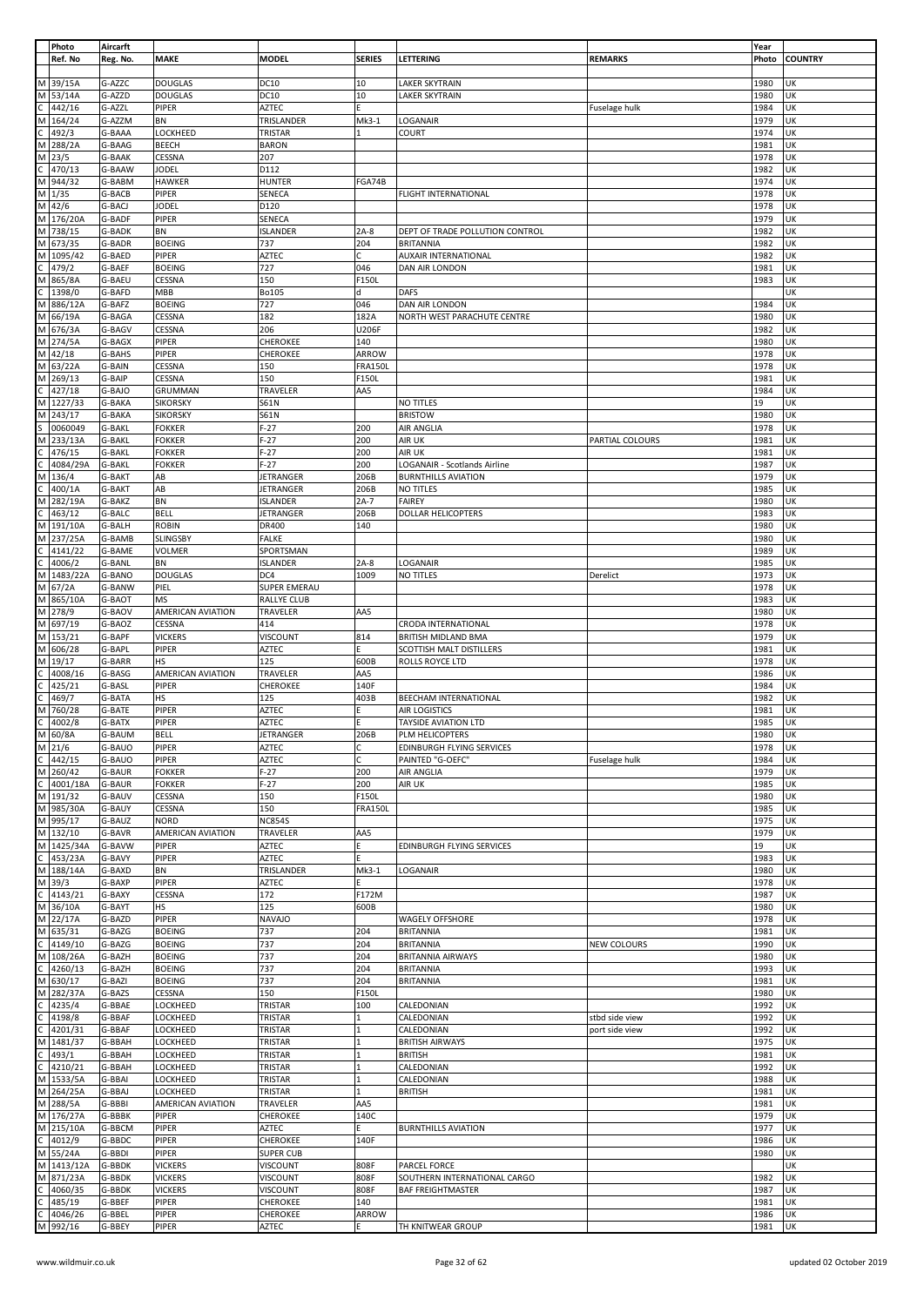| Photo | Aircarft | | | | | | Year | |
|---|---|---|---|---|---|---|---|---|
| Ref. No | Reg. No. | MAKE | MODEL | SERIES | LETTERING | REMARKS | Photo | COUNTRY |
| M 39/15A | G-AZZC | DOUGLAS | DC10 | 10 | LAKER SKYTRAIN | | 1980 | UK |
| M 53/14A | G-AZZD | DOUGLAS | DC10 | 10 | LAKER SKYTRAIN | | 1980 | UK |
| C 442/16 | G-AZZL | PIPER | AZTEC | E | | Fuselage hulk | 1984 | UK |
| M 164/24 | G-AZZM | BN | TRISLANDER | Mk3-1 | LOGANAIR | | 1979 | UK |
| C 492/3 | G-BAAA | LOCKHEED | TRISTAR | 1 | COURT | | 1974 | UK |
| M 288/2A | G-BAAG | BEECH | BARON | | | | 1981 | UK |
| M 23/5 | G-BAAK | CESSNA | 207 | | | | 1978 | UK |
| C 470/13 | G-BAAW | JODEL | D112 | | | | 1982 | UK |
| M 944/32 | G-BABM | HAWKER | HUNTER | FGA74B | | | 1974 | UK |
| M 1/35 | G-BACB | PIPER | SENECA | | FLIGHT INTERNATIONAL | | 1978 | UK |
| M 42/6 | G-BACJ | JODEL | D120 | | | | 1978 | UK |
| M 176/20A | G-BADF | PIPER | SENECA | | | | 1979 | UK |
| M 738/15 | G-BADK | BN | ISLANDER | 2A-8 | DEPT OF TRADE POLLUTION CONTROL | | 1982 | UK |
| M 673/35 | G-BADR | BOEING | 737 | 204 | BRITANNIA | | 1982 | UK |
| M 1095/42 | G-BAED | PIPER | AZTEC | C | AUXAIR INTERNATIONAL | | 1982 | UK |
| C 479/2 | G-BAEF | BOEING | 727 | 046 | DAN AIR LONDON | | 1981 | UK |
| M 865/8A | G-BAEU | CESSNA | 150 | F150L | | | 1983 | UK |
| C 1398/0 | G-BAFD | MBB | Bo105 | d | DAFS | | | UK |
| M 886/12A | G-BAFZ | BOEING | 727 | 046 | DAN AIR LONDON | | 1984 | UK |
| M 66/19A | G-BAGA | CESSNA | 182 | 182A | NORTH WEST PARACHUTE CENTRE | | 1980 | UK |
| M 676/3A | G-BAGV | CESSNA | 206 | U206F | | | 1982 | UK |
| M 274/5A | G-BAGX | PIPER | CHEROKEE | 140 | | | 1980 | UK |
| M 42/18 | G-BAHS | PIPER | CHEROKEE | ARROW | | | 1978 | UK |
| M 63/22A | G-BAIN | CESSNA | 150 | FRA150L | | | 1978 | UK |
| M 269/13 | G-BAIP | CESSNA | 150 | F150L | | | 1981 | UK |
| C 427/18 | G-BAJO | GRUMMAN | TRAVELER | AA5 | | | 1984 | UK |
| M 1227/33 | G-BAKA | SIKORSKY | S61N | | NO TITLES | | 19 | UK |
| M 243/17 | G-BAKA | SIKORSKY | S61N | | BRISTOW | | 1980 | UK |
| S 0060049 | G-BAKL | FOKKER | F-27 | 200 | AIR ANGLIA | | 1978 | UK |
| M 233/13A | G-BAKL | FOKKER | F-27 | 200 | AIR UK | PARTIAL COLOURS | 1981 | UK |
| C 476/15 | G-BAKL | FOKKER | F-27 | 200 | AIR UK | | 1981 | UK |
| C 4084/29A | G-BAKL | FOKKER | F-27 | 200 | LOGANAIR - Scotlands Airline | | 1987 | UK |
| M 136/4 | G-BAKT | AB | JETRANGER | 206B | BURNTHILLS AVIATION | | 1979 | UK |
| C 400/1A | G-BAKT | AB | JETRANGER | 206B | NO TITLES | | 1985 | UK |
| M 282/19A | G-BAKZ | BN | ISLANDER | 2A-7 | FAIREY | | 1980 | UK |
| C 463/12 | G-BALC | BELL | JETRANGER | 206B | DOLLAR HELICOPTERS | | 1983 | UK |
| M 191/10A | G-BALH | ROBIN | DR400 | 140 | | | 1980 | UK |
| M 237/25A | G-BAMB | SLINGSBY | FALKE | | | | 1980 | UK |
| C 4141/22 | G-BAME | VOLMER | SPORTSMAN | | | | 1989 | UK |
| C 4006/2 | G-BANL | BN | ISLANDER | 2A-8 | LOGANAIR | | 1985 | UK |
| M 1483/22A | G-BANO | DOUGLAS | DC4 | 1009 | NO TITLES | Derelict | 1973 | UK |
| M 67/2A | G-BANW | PIEL | SUPER EMERAU | | | | 1978 | UK |
| M 865/10A | G-BAOT | MS | RALLYE CLUB | | | | 1983 | UK |
| M 278/9 | G-BAOV | AMERICAN AVIATION | TRAVELER | AA5 | | | 1980 | UK |
| M 697/19 | G-BAOZ | CESSNA | 414 | | CRODA INTERNATIONAL | | 1978 | UK |
| M 153/21 | G-BAPF | VICKERS | VISCOUNT | 814 | BRITISH MIDLAND BMA | | 1979 | UK |
| M 606/28 | G-BAPL | PIPER | AZTEC | E | SCOTTISH MALT DISTILLERS | | 1981 | UK |
| M 19/17 | G-BARR | HS | 125 | 600B | ROLLS ROYCE LTD | | 1978 | UK |
| C 4008/16 | G-BASG | AMERICAN AVIATION | TRAVELER | AA5 | | | 1986 | UK |
| C 425/21 | G-BASL | PIPER | CHEROKEE | 140F | | | 1984 | UK |
| C 469/7 | G-BATA | HS | 125 | 403B | BEECHAM INTERNATIONAL | | 1982 | UK |
| M 760/28 | G-BATE | PIPER | AZTEC | E | AIR LOGISTICS | | 1981 | UK |
| C 4002/8 | G-BATX | PIPER | AZTEC | E | TAYSIDE AVIATION LTD | | 1985 | UK |
| M 60/8A | G-BAUM | BELL | JETRANGER | 206B | PLM HELICOPTERS | | 1980 | UK |
| M 21/6 | G-BAUO | PIPER | AZTEC | C | EDINBURGH FLYING SERVICES | | 1978 | UK |
| C 442/15 | G-BAUO | PIPER | AZTEC | C | PAINTED "G-OEFC" | Fuselage hulk | 1984 | UK |
| M 260/42 | G-BAUR | FOKKER | F-27 | 200 | AIR ANGLIA | | 1979 | UK |
| C 4001/18A | G-BAUR | FOKKER | F-27 | 200 | AIR UK | | 1985 | UK |
| M 191/32 | G-BAUV | CESSNA | 150 | F150L | | | 1980 | UK |
| M 985/30A | G-BAUY | CESSNA | 150 | FRA150L | | | 1985 | UK |
| M 995/17 | G-BAUZ | NORD | NC854S | | | | 1975 | UK |
| M 132/10 | G-BAVR | AMERICAN AVIATION | TRAVELER | AA5 | | | 1979 | UK |
| M 1425/34A | G-BAVW | PIPER | AZTEC | E | EDINBURGH FLYING SERVICES | | 19 | UK |
| C 453/23A | G-BAVY | PIPER | AZTEC | E | | | 1983 | UK |
| M 188/14A | G-BAXD | BN | TRISLANDER | Mk3-1 | LOGANAIR | | 1980 | UK |
| M 39/3 | G-BAXP | PIPER | AZTEC | E | | | 1978 | UK |
| C 4143/21 | G-BAXY | CESSNA | 172 | F172M | | | 1987 | UK |
| M 36/10A | G-BAYT | HS | 125 | 600B | | | 1980 | UK |
| M 22/17A | G-BAZD | PIPER | NAVAJO | | WAGELY OFFSHORE | | 1978 | UK |
| M 635/31 | G-BAZG | BOEING | 737 | 204 | BRITANNIA | | 1981 | UK |
| C 4149/10 | G-BAZG | BOEING | 737 | 204 | BRITANNIA | NEW COLOURS | 1990 | UK |
| M 108/26A | G-BAZH | BOEING | 737 | 204 | BRITANNIA AIRWAYS | | 1980 | UK |
| C 4260/13 | G-BAZH | BOEING | 737 | 204 | BRITANNIA | | 1993 | UK |
| M 630/17 | G-BAZI | BOEING | 737 | 204 | BRITANNIA | | 1981 | UK |
| M 282/37A | G-BAZS | CESSNA | 150 | F150L | | | 1980 | UK |
| C 4235/4 | G-BBAE | LOCKHEED | TRISTAR | 100 | CALEDONIAN | | 1992 | UK |
| C 4198/8 | G-BBAF | LOCKHEED | TRISTAR | 1 | CALEDONIAN | stbd side view | 1992 | UK |
| C 4201/31 | G-BBAF | LOCKHEED | TRISTAR | 1 | CALEDONIAN | port side view | 1992 | UK |
| M 1481/37 | G-BBAH | LOCKHEED | TRISTAR | 1 | BRITISH AIRWAYS | | 1975 | UK |
| C 493/1 | G-BBAH | LOCKHEED | TRISTAR | 1 | BRITISH | | 1981 | UK |
| C 4210/21 | G-BBAH | LOCKHEED | TRISTAR | 1 | CALEDONIAN | | 1992 | UK |
| M 1533/5A | G-BBAI | LOCKHEED | TRISTAR | 1 | CALEDONIAN | | 1988 | UK |
| M 264/25A | G-BBAJ | LOCKHEED | TRISTAR | 1 | BRITISH | | 1981 | UK |
| M 288/5A | G-BBBI | AMERICAN AVIATION | TRAVELER | AA5 | | | 1981 | UK |
| M 176/27A | G-BBBK | PIPER | CHEROKEE | 140C | | | 1979 | UK |
| M 215/10A | G-BBCM | PIPER | AZTEC | E | BURNTHILLS AVIATION | | 1977 | UK |
| C 4012/9 | G-BBDC | PIPER | CHEROKEE | 140F | | | 1986 | UK |
| M 55/24A | G-BBDI | PIPER | SUPER CUB | | | | 1980 | UK |
| M 1413/12A | G-BBDK | VICKERS | VISCOUNT | 808F | PARCEL FORCE | | | UK |
| M 871/23A | G-BBDK | VICKERS | VISCOUNT | 808F | SOUTHERN INTERNATIONAL CARGO | | 1982 | UK |
| C 4060/35 | G-BBDK | VICKERS | VISCOUNT | 808F | BAF FREIGHTMASTER | | 1987 | UK |
| C 485/19 | G-BBEF | PIPER | CHEROKEE | 140 | | | 1981 | UK |
| C 4046/26 | G-BBEL | PIPER | CHEROKEE | ARROW | | | 1986 | UK |
| M 992/16 | G-BBEY | PIPER | AZTEC | E | TH KNITWEAR GROUP | | 1981 | UK |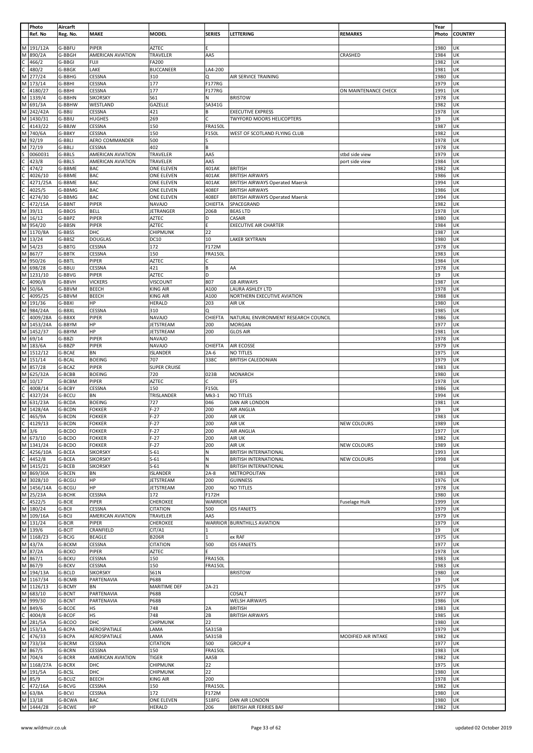| Photo | | Aircarft | | | | | | Year | |
|---|---|---|---|---|---|---|---|---|---|
| | Ref. No | Reg. No. | MAKE | MODEL | SERIES | LETTERING | REMARKS | Photo | COUNTRY |
| M | 191/12A | G-BBFU | PIPER | AZTEC | E | | | 1980 | UK |
| M | 890/2A | G-BBGH | AMERICAN AVIATION | TRAVELER | AA5 | | CRASHED | 1984 | UK |
| C | 466/2 | G-BBGI | FUJI | FA200 | | | | 1982 | UK |
| C | 480/2 | G-BBGK | LAKE | BUCCANEER | LA4-200 | | | 1981 | UK |
| M | 277/24 | G-BBHG | CESSNA | 310 | Q | AIR SERVICE TRAINING | | 1980 | UK |
| M | 173/14 | G-BBHI | CESSNA | 177 | F177RG | | | 1979 | UK |
| C | 4180/27 | G-BBHI | CESSNA | 177 | F177RG | | ON MAINTENANCE CHECK | 1991 | UK |
| M | 1339/4 | G-BBHN | SIKORSKY | S61 | N | BRISTOW | | 1978 | UK |
| M | 691/3A | G-BBHW | WESTLAND | GAZELLE | SA341G | | | 1982 | UK |
| M | 242/42A | G-BBIJ | CESSNA | 421 | B | EXECUTIVE EXPRESS | | 1978 | UK |
| M | 1430/31 | G-BBIU | HUGHES | 269 | C | TWYFORD MOORS HELICOPTERS | | 19 | UK |
| C | 4143/22 | G-BBJW | CESSNA | 150 | FRA150L | | | 1987 | UK |
| M | 740/6A | G-BBKY | CESSNA | 150 | F150L | WEST OF SCOTLAND FLYING CLUB | | 1982 | UK |
| M | 92/19 | G-BBLI | AERO COMMANDER | 500 | S | | | 1978 | UK |
| M | 72/19 | G-BBLJ | CESSNA | 402 | B | | | 1978 | UK |
| S | 0060031 | G-BBLS | AMERICAN AVIATION | TRAVELER | AA5 | | stbd side view | 1979 | UK |
| C | 423/8 | G-BBLS | AMERICAN AVIATION | TRAVELER | AA5 | | port side view | 1984 | UK |
| C | 474/2 | G-BBME | BAC | ONE ELEVEN | 401AK | BRITISH | | 1982 | UK |
| C | 4026/10 | G-BBME | BAC | ONE ELEVEN | 401AK | BRITISH AIRWAYS | | 1986 | UK |
| C | 4271/25A | G-BBME | BAC | ONE ELEVEN | 401AK | BRITISH AIRWAYS Operated Maersk | | 1994 | UK |
| C | 4025/5 | G-BBMG | BAC | ONE ELEVEN | 408EF | BRITISH AIRWAYS | | 1986 | UK |
| C | 4274/30 | G-BBMG | BAC | ONE ELEVEN | 408EF | BRITISH AIRWAYS Operated Maersk | | 1994 | UK |
| C | 472/15A | G-BBNT | PIPER | NAVAJO | CHIEFTA | SPACEGRAND | | 1982 | UK |
| M | 39/11 | G-BBOS | BELL | JETRANGER | 206B | BEAS LTD | | 1978 | UK |
| M | 16/12 | G-BBPZ | PIPER | AZTEC | D | CASAIR | | 1980 | UK |
| M | 954/20 | G-BBSN | PIPER | AZTEC | E | EXECUTIVE AIR CHARTER | | 1984 | UK |
| M | 1170/8A | G-BBSS | DHC | CHIPMUNK | 22 | | | 1987 | UK |
| M | 13/24 | G-BBSZ | DOUGLAS | DC10 | 10 | LAKER SKYTRAIN | | 1980 | UK |
| M | 54/23 | G-BBTG | CESSNA | 172 | F172M | | | 1978 | UK |
| M | 867/7 | G-BBTK | CESSNA | 150 | FRA150L | | | 1983 | UK |
| M | 950/26 | G-BBTL | PIPER | AZTEC | C | | | 1984 | UK |
| M | 698/28 | G-BBUJ | CESSNA | 421 | B | AA | | 1978 | UK |
| M | 1231/10 | G-BBVG | PIPER | AZTEC | D | | | 19 | UK |
| C | 4090/8 | G-BBVH | VICKERS | VISCOUNT | 807 | GB AIRWAYS | | 1987 | UK |
| M | 50/6A | G-BBVM | BEECH | KING AIR | A100 | LAURA ASHLEY LTD | | 1978 | UK |
| C | 4095/25 | G-BBVM | BEECH | KING AIR | A100 | NORTHERN EXECUTIVE AVIATION | | 1988 | UK |
| M | 191/36 | G-BBXI | HP | HERALD | 203 | AIR UK | | 1980 | UK |
| M | 984/24A | G-BBXL | CESSNA | 310 | Q | | | 1985 | UK |
| C | 4009/28A | G-BBXX | PIPER | NAVAJO | CHIEFTA | NATURAL ENVIRONMENT RESEARCH COUNCIL | | 1986 | UK |
| M | 1453/24A | G-BBYM | HP | JETSTREAM | 200 | MORGAN | | 1977 | UK |
| M | 1452/37 | G-BBYM | HP | JETSTREAM | 200 | GLOS AIR | | 1981 | UK |
| M | 69/14 | G-BBZI | PIPER | NAVAJO | | | | 1978 | UK |
| M | 183/6A | G-BBZP | PIPER | NAVAJO | CHIEFTA | AIR ECOSSE | | 1979 | UK |
| M | 1512/12 | G-BCAE | BN | ISLANDER | 2A-6 | NO TITLES | | 1975 | UK |
| M | 151/14 | G-BCAL | BOEING | 707 | 338C | BRITISH CALEDONIAN | | 1979 | UK |
| M | 857/28 | G-BCAZ | PIPER | SUPER CRUISE | | | | 1983 | UK |
| M | 625/32A | G-BCBB | BOEING | 720 | 023B | MONARCH | | 1980 | UK |
| M | 10/17 | G-BCBM | PIPER | AZTEC | C | EFS | | 1978 | UK |
| C | 4008/14 | G-BCBY | CESSNA | 150 | F150L | | | 1986 | UK |
| C | 4327/24 | G-BCCU | BN | TRISLANDER | Mk3-1 | NO TITLES | | 1994 | UK |
| M | 631/23A | G-BCDA | BOEING | 727 | 046 | DAN AIR LONDON | | 1981 | UK |
| M | 1428/4A | G-BCDN | FOKKER | F-27 | 200 | AIR ANGLIA | | 19 | UK |
| C | 465/9A | G-BCDN | FOKKER | F-27 | 200 | AIR UK | | 1983 | UK |
| C | 4129/13 | G-BCDN | FOKKER | F-27 | 200 | AIR UK | NEW COLOURS | 1989 | UK |
| M | 3/6 | G-BCDO | FOKKER | F-27 | 200 | AIR ANGLIA | | 1977 | UK |
| M | 673/10 | G-BCDO | FOKKER | F-27 | 200 | AIR UK | | 1982 | UK |
| M | 1341/24 | G-BCDO | FOKKER | F-27 | 200 | AIR UK | NEW COLOURS | 1989 | UK |
| C | 4256/10A | G-BCEA | SIKORSKY | S-61 | N | BRITISH INTERNATIONAL | | 1993 | UK |
| C | 4452/8 | G-BCEA | SIKORSKY | S-61 | N | BRITISH INTERNATIONAL | NEW COLOURS | 1998 | UK |
| M | 1415/21 | G-BCEB | SIKORSKY | S-61 | N | BRITISH INTERNATIONAL | | | UK |
| M | 869/30A | G-BCEN | BN | ISLANDER | 2A-8 | METROPOLITAN | | 1983 | UK |
| M | 3028/10 | G-BCGU | HP | JETSTREAM | 200 | GUINNESS | | 1976 | UK |
| M | 1456/14A | G-BCGU | HP | JETSTREAM | 200 | NO TITLES | | 1978 | UK |
| M | 25/23A | G-BCHK | CESSNA | 172 | F172H | | | 1980 | UK |
| C | 4522/5 | G-BCIE | PIPER | CHEROKEE | WARRIOR | | Fuselage Hulk | 1999 | UK |
| M | 180/24 | G-BCII | CESSNA | CITATION | 500 | IDS FANJETS | | 1979 | UK |
| M | 109/16A | G-BCIJ | AMERICAN AVIATION | TRAVELER | AA5 | | | 1979 | UK |
| M | 131/24 | G-BCIR | PIPER | CHEROKEE | WARRIOR | BURNTHILLS AVIATION | | 1979 | UK |
| M | 139/6 | G-BCIT | CRANFIELD | CIT/A1 | 1 | | | 19 | UK |
| M | 1168/23 | G-BCJG | BEAGLE | B206R | 1 | ex RAF | | 1975 | UK |
| M | 43/7A | G-BCKM | CESSNA | CITATION | 500 | IDS FANJETS | | 1977 | UK |
| M | 87/2A | G-BCKO | PIPER | AZTEC | E | | | 1978 | UK |
| M | 867/1 | G-BCKU | CESSNA | 150 | FRA150L | | | 1983 | UK |
| M | 867/9 | G-BCKV | CESSNA | 150 | FRA150L | | | 1983 | UK |
| M | 194/13A | G-BCLD | SIKORSKY | S61N | | BRISTOW | | 1980 | UK |
| M | 1167/34 | G-BCMB | PARTENAVIA | P68B | | | | 19 | UK |
| M | 1126/13 | G-BCMY | BN | MARITIME DEF | 2A-21 | | | 1975 | UK |
| M | 683/10 | G-BCNT | PARTENAVIA | P68B | | COSALT | | 1977 | UK |
| M | 999/30 | G-BCNT | PARTENAVIA | P68B | | WELSH AIRWAYS | | 1986 | UK |
| M | 849/6 | G-BCOE | HS | 748 | 2A | BRITISH | | 1983 | UK |
| C | 4004/8 | G-BCOF | HS | 748 | 2B | BRITISH AIRWAYS | | 1985 | UK |
| M | 281/5A | G-BCOO | DHC | CHIPMUNK | 22 | | | 1980 | UK |
| M | 153/1A | G-BCPA | AEROSPATIALE | LAMA | SA315B | | | 1979 | UK |
| C | 476/33 | G-BCPA | AEROSPATIALE | LAMA | SA315B | | MODIFIED AIR INTAKE | 1982 | UK |
| M | 733/34 | G-BCRM | CESSNA | CITATION | 500 | GROUP 4 | | 1977 | UK |
| M | 867/5 | G-BCRN | CESSNA | 150 | FRA150L | | | 1983 | UK |
| M | 704/4 | G-BCRR | AMERICAN AVIATION | TIGER | AA5B | | | 1982 | UK |
| M | 1168/27A | G-BCRX | DHC | CHIPMUNK | 22 | | | 1975 | UK |
| M | 191/5A | G-BCSL | DHC | CHIPMUNK | 22 | | | 1980 | UK |
| M | 85/9 | G-BCUZ | BEECH | KING AIR | 200 | | | 1978 | UK |
| C | 472/16A | G-BCVG | CESSNA | 150 | FRA150L | | | 1982 | UK |
| M | 63/8A | G-BCVJ | CESSNA | 172 | F172M | | | 1980 | UK |
| M | 13/18 | G-BCWA | BAC | ONE ELEVEN | 518FG | DAN AIR LONDON | | 1980 | UK |
| M | 1444/28 | G-BCWE | HP | HERALD | 206 | BRITISH AIR FERRIES BAF | | 1982 | UK |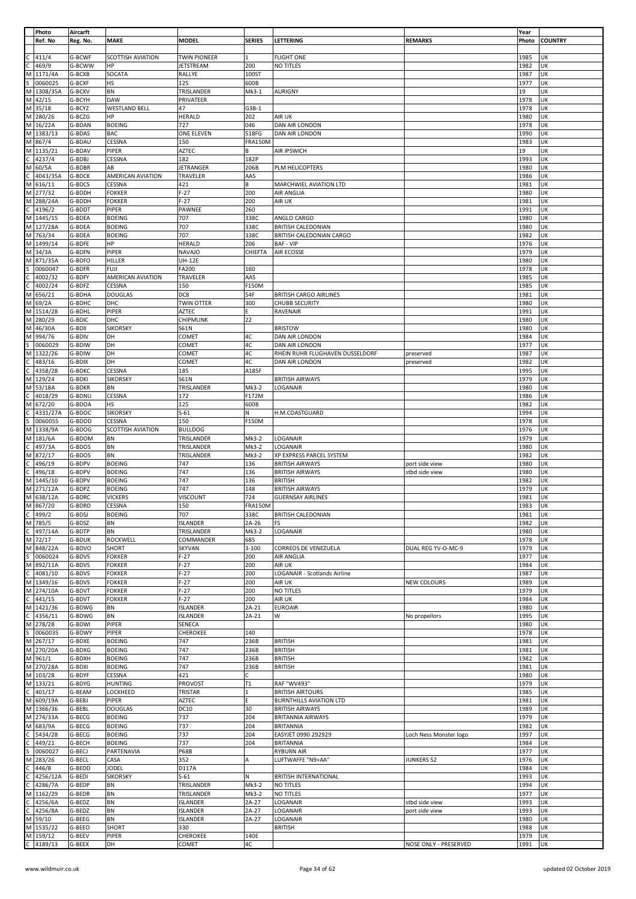| | Photo | Aircarft | | | | | | Year | |
|---|---|---|---|---|---|---|---|---|---|
| | Ref. No | Reg. No. | MAKE | MODEL | SERIES | LETTERING | REMARKS | Photo | COUNTRY |
| C | 411/4 | G-BCWF | SCOTTISH AVIATION | TWIN PIONEER | 1 | FLIGHT ONE | | 1985 | UK |
| C | 469/9 | G-BCWW | HP | JETSTREAM | 200 | NO TITLES | | 1982 | UK |
| M | 1171/4A | G-BCXB | SOCATA | RALLYE | 100ST | | | 1987 | UK |
| S | 0060025 | G-BCXF | HS | 125 | 600B | | | 1977 | UK |
| M | 1308/35A | G-BCXV | BN | TRISLANDER | Mk3-1 | AURIGNY | | 19 | UK |
| M | 42/15 | G-BCYH | DAW | PRIVATEER | | | | 1978 | UK |
| M | 35/18 | G-BCYZ | WESTLAND BELL | 47 | G3B-1 | | | 1978 | UK |
| M | 280/26 | G-BCZG | HP | HERALD | 202 | AIR UK | | 1980 | UK |
| M | 16/22A | G-BDAN | BOEING | 727 | 046 | DAN AIR LONDON | | 1978 | UK |
| M | 1383/13 | G-BDAS | BAC | ONE ELEVEN | 518FG | DAN AIR LONDON | | 1990 | UK |
| M | 867/4 | G-BDAU | CESSNA | 150 | FRA150M | | | 1983 | UK |
| M | 1135/21 | G-BDAV | PIPER | AZTEC | B | AIR IPSWICH | | 19 | UK |
| C | 4237/4 | G-BDBJ | CESSNA | 182 | 182P | | | 1993 | UK |
| M | 60/5A | G-BDBR | AB | JETRANGER | 206B | PLM HELICOPTERS | | 1980 | UK |
| C | 4043/35A | G-BDCK | AMERICAN AVIATION | TRAVELER | AA5 | | | 1986 | UK |
| M | 616/11 | G-BDCS | CESSNA | 421 | B | MARCHWIEL AVIATION LTD | | 1981 | UK |
| M | 277/32 | G-BDDH | FOKKER | F-27 | 200 | AIR ANGLIA | | 1980 | UK |
| M | 288/24A | G-BDDH | FOKKER | F-27 | 200 | AIR UK | | 1981 | UK |
| C | 4196/2 | G-BDDT | PIPER | PAWNEE | 260 | | | 1991 | UK |
| M | 1445/15 | G-BDEA | BOEING | 707 | 338C | ANGLO CARGO | | 1980 | UK |
| M | 127/28A | G-BDEA | BOEING | 707 | 338C | BRITISH CALEDONIAN | | 1980 | UK |
| M | 763/34 | G-BDEA | BOEING | 707 | 338C | BRITISH CALEDONIAN CARGO | | 1982 | UK |
| M | 1499/14 | G-BDFE | HP | HERALD | 206 | BAF - VIP | | 1976 | UK |
| M | 34/3A | G-BDFN | PIPER | NAVAJO | CHIEFTA | AIR ECOSSE | | 1979 | UK |
| M | 871/35A | G-BDFO | HILLER | UH-12E | | | | 1980 | UK |
| S | 0060047 | G-BDFR | FUJI | FA200 | 160 | | | 1978 | UK |
| C | 4002/32 | G-BDFY | AMERICAN AVIATION | TRAVELER | AA5 | | | 1985 | UK |
| C | 4002/24 | G-BDFZ | CESSNA | 150 | F150M | | | 1985 | UK |
| M | 656/21 | G-BDHA | DOUGLAS | DC8 | 54F | BRITISH CARGO AIRLINES | | 1981 | UK |
| M | 69/2A | G-BDHC | DHC | TWIN OTTER | 300 | CHUBB SECURITY | | 1980 | UK |
| M | 1514/28 | G-BDHL | PIPER | AZTEC | E | RAVENAIR | | 1991 | UK |
| M | 280/29 | G-BDIC | DHC | CHIPMUNK | 22 | | | 1980 | UK |
| M | 46/30A | G-BDII | SIKORSKY | S61N | | BRISTOW | | 1980 | UK |
| M | 994/76 | G-BDIV | DH | COMET | 4C | DAN AIR LONDON | | 1984 | UK |
| S | 0060029 | G-BDIW | DH | COMET | 4C | DAN AIR LONDON | | 1977 | UK |
| M | 1322/26 | G-BDIW | DH | COMET | 4C | RHEIN RUHR FLUGHAVEN DUSSELDORF | preserved | 1987 | UK |
| C | 483/16 | G-BDIX | DH | COMET | 4C | DAN AIR LONDON | preserved | 1982 | UK |
| C | 4358/28 | G-BDKC | CESSNA | 185 | A185F | | | 1995 | UK |
| M | 129/24 | G-BDKI | SIKORSKY | S61N | | BRITISH AIRWAYS | | 1979 | UK |
| M | 53/18A | G-BDKR | BN | TRISLANDER | Mk3-2 | LOGANAIR | | 1980 | UK |
| C | 4018/29 | G-BDNU | CESSNA | 172 | F172M | | | 1986 | UK |
| M | 672/20 | G-BDOA | HS | 125 | 600B | | | 1982 | UK |
| C | 4331/27A | G-BDOC | SIKORSKY | S-61 | N | H.M.COASTGUARD | | 1994 | UK |
| S | 0060055 | G-BDOD | CESSNA | 150 | F150M | | | 1978 | UK |
| M | 1338/9A | G-BDOG | SCOTTISH AVIATION | BULLDOG | | | | 1976 | UK |
| M | 181/6A | G-BDOM | BN | TRISLANDER | Mk3-2 | LOGANAIR | | 1979 | UK |
| C | 497/3A | G-BDOS | BN | TRISLANDER | Mk3-2 | LOGANAIR | | 1980 | UK |
| M | 872/17 | G-BDOS | BN | TRISLANDER | Mk3-2 | XP EXPRESS PARCEL SYSTEM | | 1982 | UK |
| C | 496/19 | G-BDPV | BOEING | 747 | 136 | BRITISH AIRWAYS | port side view | 1980 | UK |
| C | 496/18 | G-BDPV | BOEING | 747 | 136 | BRITISH AIRWAYS | stbd side view | 1980 | UK |
| M | 1445/10 | G-BDPV | BOEING | 747 | 136 | BRITISH | | 1982 | UK |
| M | 271/12A | G-BDPZ | BOEING | 747 | 148 | BRITISH AIRWAYS | | 1979 | UK |
| M | 638/12A | G-BDRC | VICKERS | VISCOUNT | 724 | GUERNSAY AIRLINES | | 1981 | UK |
| M | 867/20 | G-BDRD | CESSNA | 150 | FRA150M | | | 1983 | UK |
| C | 499/2 | G-BDSJ | BOEING | 707 | 338C | BRITISH CALEDONIAN | | 1981 | UK |
| M | 785/5 | G-BDSZ | BN | ISLANDER | 2A-26 | FS | | 1982 | UK |
| C | 497/14A | G-BDTP | BN | TRISLANDER | Mk3-2 | LOGANAIR | | 1980 | UK |
| M | 72/17 | G-BDUK | ROCKWELL | COMMANDER | 685 | | | 1978 | UK |
| M | 848/22A | G-BDVO | SHORT | SKYVAN | 3-100 | CORREOS DE VENEZUELA | DUAL REG YV-O-MC-9 | 1979 | UK |
| S | 0060024 | G-BDVS | FOKKER | F-27 | 200 | AIR ANGLIA | | 1977 | UK |
| M | 892/11A | G-BDVS | FOKKER | F-27 | 200 | AIR UK | | 1984 | UK |
| C | 4081/10 | G-BDVS | FOKKER | F-27 | 200 | LOGANAIR - Scotlands Airline | | 1987 | UK |
| M | 1349/16 | G-BDVS | FOKKER | F-27 | 200 | AIR UK | NEW COLOURS | 1989 | UK |
| M | 274/10A | G-BDVT | FOKKER | F-27 | 200 | NO TITLES | | 1979 | UK |
| C | 441/15 | G-BDVT | FOKKER | F-27 | 200 | AIR UK | | 1984 | UK |
| M | 1421/36 | G-BDWG | BN | ISLANDER | 2A-21 | EUROAIR | | 1980 | UK |
| C | 4356/11 | G-BDWG | BN | ISLANDER | 2A-21 | W | No propellors | 1995 | UK |
| M | 278/28 | G-BDWI | PIPER | SENECA | | | | 1980 | UK |
| S | 0060035 | G-BDWY | PIPER | CHEROKEE | 140 | | | 1978 | UK |
| M | 267/17 | G-BDXE | BOEING | 747 | 236B | BRITISH | | 1981 | UK |
| M | 270/20A | G-BDXG | BOEING | 747 | 236B | BRITISH | | 1981 | UK |
| M | 961/1 | G-BDXH | BOEING | 747 | 236B | BRITISH | | 1982 | UK |
| M | 270/28A | G-BDXI | BOEING | 747 | 236B | BRITISH | | 1981 | UK |
| M | 103/28 | G-BDYF | CESSNA | 421 | C | | | 1980 | UK |
| M | 133/21 | G-BDYG | HUNTING | PROVOST | T1 | RAF "WV493" | | 1979 | UK |
| C | 401/17 | G-BEAM | LOCKHEED | TRISTAR | 1 | BRITISH AIRTOURS | | 1985 | UK |
| M | 609/19A | G-BEBJ | PIPER | AZTEC | E | BURNTHILLS AVIATION LTD | | 1981 | UK |
| M | 1366/36 | G-BEBL | DOUGLAS | DC10 | 30 | BRITISH AIRWAYS | | 1989 | UK |
| M | 274/33A | G-BECG | BOEING | 737 | 204 | BRITANNIA AIRWAYS | | 1979 | UK |
| M | 683/9A | G-BECG | BOEING | 737 | 204 | BRITANNIA | | 1982 | UK |
| C | 5434/28 | G-BECG | BOEING | 737 | 204 | EASYJET 0990 292929 | Loch Ness Monster logo | 1997 | UK |
| C | 449/21 | G-BECH | BOEING | 737 | 204 | BRITANNIA | | 1984 | UK |
| S | 0060027 | G-BECJ | PARTENAVIA | P68B | | RYBURN AIR | | 1977 | UK |
| M | 283/26 | G-BECL | CASA | 352 | A | LUFTWAFFE "N9+AA" | JUNKERS 52 | 1976 | UK |
| C | 446/8 | G-BEDD | JODEL | D117A | | | | 1984 | UK |
| C | 4256/12A | G-BEDI | SIKORSKY | S-61 | N | BRITISH INTERNATIONAL | | 1993 | UK |
| C | 4286/7A | G-BEDP | BN | TRISLANDER | Mk3-2 | NO TITLES | | 1994 | UK |
| M | 1162/29 | G-BEDR | BN | TRISLANDER | Mk3-2 | NO TITLES | | 1977 | UK |
| C | 4256/6A | G-BEDZ | BN | ISLANDER | 2A-27 | LOGANAIR | stbd side view | 1993 | UK |
| C | 4256/8A | G-BEDZ | BN | ISLANDER | 2A-27 | LOGANAIR | port side view | 1993 | UK |
| M | 59/10 | G-BEEG | BN | ISLANDER | 2A-27 | LOGANAIR | | 1980 | UK |
| M | 1535/22 | G-BEEO | SHORT | 330 | | BRITISH | | 1988 | UK |
| M | 159/12 | G-BEEV | PIPER | CHEROKEE | 140E | | | 1979 | UK |
| C | 4189/13 | G-BEEX | DH | COMET | 4C | | NOSE ONLY - PRESERVED | 1991 | UK |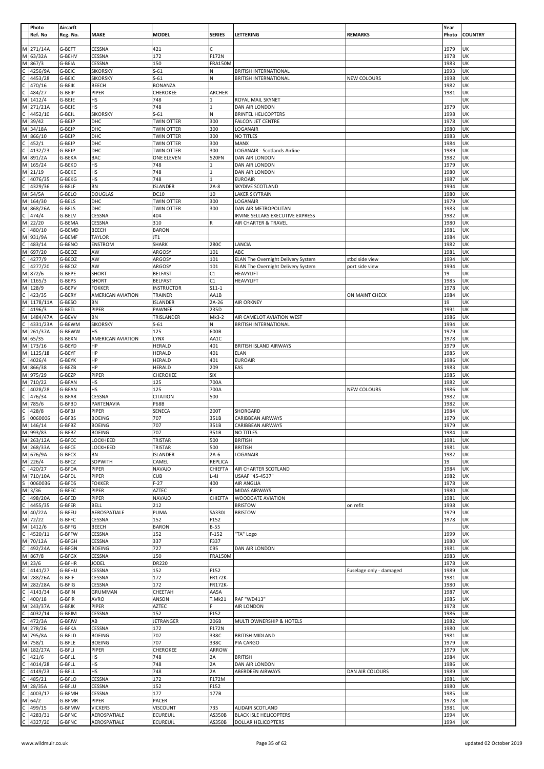| Photo | Aircarft | | | | | | Year | |
|---|---|---|---|---|---|---|---|---|
| Ref. No | Reg. No. | MAKE | MODEL | SERIES | LETTERING | REMARKS | Photo | COUNTRY |
| M 271/14A | G-BEFT | CESSNA | 421 | C | | | 1979 | UK |
| M 63/32A | G-BEHV | CESSNA | 172 | F172N | | | 1978 | UK |
| M 867/3 | G-BEIA | CESSNA | 150 | FRA150M | | | 1983 | UK |
| C 4256/9A | G-BEIC | SIKORSKY | S-61 | N | BRITISH INTERNATIONAL | | 1993 | UK |
| C 4453/28 | G-BEIC | SIKORSKY | S-61 | N | BRITISH INTERNATIONAL | NEW COLOURS | 1998 | UK |
| C 470/16 | G-BEIK | BEECH | BONANZA | | | | 1982 | UK |
| C 484/27 | G-BEIP | PIPER | CHEROKEE | ARCHER | | | 1981 | UK |
| M 1412/4 | G-BEJE | HS | 748 | 1 | ROYAL MAIL SKYNET | | | UK |
| M 271/21A | G-BEJE | HS | 748 | 1 | DAN AIR LONDON | | 1979 | UK |
| C 4452/10 | G-BEJL | SIKORSKY | S-61 | N | BRINTEL HELICOPTERS | | 1998 | UK |
| M 39/42 | G-BEJP | DHC | TWIN OTTER | 300 | FALCON JET CENTRE | | 1978 | UK |
| M 34/18A | G-BEJP | DHC | TWIN OTTER | 300 | LOGANAIR | | 1980 | UK |
| M 866/10 | G-BEJP | DHC | TWIN OTTER | 300 | NO TITLES | | 1983 | UK |
| C 452/1 | G-BEJP | DHC | TWIN OTTER | 300 | MANX | | 1984 | UK |
| C 4132/23 | G-BEJP | DHC | TWIN OTTER | 300 | LOGANAIR - Scotlands Airline | | 1989 | UK |
| M 891/2A | G-BEKA | BAC | ONE ELEVEN | 520FN | DAN AIR LONDON | | 1982 | UK |
| M 165/24 | G-BEKD | HS | 748 | 1 | DAN AIR LONDON | | 1979 | UK |
| M 21/19 | G-BEKE | HS | 748 | 1 | DAN AIR LONDON | | 1980 | UK |
| C 4076/35 | G-BEKG | HS | 748 | 1 | EUROAIR | | 1987 | UK |
| C 4329/36 | G-BELF | BN | ISLANDER | 2A-8 | SKYDIVE SCOTLAND | | 1994 | UK |
| M 54/5A | G-BELO | DOUGLAS | DC10 | 10 | LAKER SKYTRAIN | | 1980 | UK |
| M 164/30 | G-BELS | DHC | TWIN OTTER | 300 | LOGANAIR | | 1979 | UK |
| M 868/26A | G-BELS | DHC | TWIN OTTER | 300 | DAN AIR METROPOLITAN | | 1983 | UK |
| C 474/4 | G-BELV | CESSNA | 404 | | IRVINE SELLARS EXECUTIVE EXPRESS | | 1982 | UK |
| M 22/20 | G-BEMA | CESSNA | 310 | R | AIR CHARTER & TRAVEL | | 1980 | UK |
| C 480/10 | G-BEMD | BEECH | BARON | | | | 1981 | UK |
| M 931/9A | G-BEMF | TAYLOR | JT1 | | | | 1984 | UK |
| C 483/14 | G-BENO | ENSTROM | SHARK | 280C | LANCIA | | 1982 | UK |
| M 697/20 | G-BEOZ | AW | ARGOSY | 101 | ABC | | 1981 | UK |
| C 4277/9 | G-BEOZ | AW | ARGOSY | 101 | ELAN The Overnight Delivery System | stbd side view | 1994 | UK |
| C 4277/20 | G-BEOZ | AW | ARGOSY | 101 | ELAN The Overnight Delivery System | port side view | 1994 | UK |
| M 872/6 | G-BEPE | SHORT | BELFAST | C1 | HEAVYLIFT | | 19 | UK |
| M 1165/3 | G-BEPS | SHORT | BELFAST | C1 | HEAVYLIFT | | 1985 | UK |
| M 128/9 | G-BEPV | FOKKER | INSTRUCTOR | S11-1 | | | 1978 | UK |
| C 423/35 | G-BERY | AMERICAN AVIATION | TRAINER | AA1B | | ON MAINT CHECK | 1984 | UK |
| M 1178/11A | G-BESO | BN | ISLANDER | 2A-26 | AIR ORKNEY | | 19 | UK |
| C 4196/3 | G-BETL | PIPER | PAWNEE | 235D | | | 1991 | UK |
| M 1484/47A | G-BEVV | BN | TRISLANDER | Mk3-2 | AIR CAMELOT AVIATION WEST | | 1986 | UK |
| C 4331/23A | G-BEWM | SIKORSKY | S-61 | N | BRITISH INTERNATIONAL | | 1994 | UK |
| M 261/37A | G-BEWW | HS | 125 | 600B | | | 1979 | UK |
| M 65/35 | G-BEXN | AMERICAN AVIATION | LYNX | AA1C | | | 1978 | UK |
| M 173/16 | G-BEYD | HP | HERALD | 401 | BRITISH ISLAND AIRWAYS | | 1979 | UK |
| M 1125/18 | G-BEYF | HP | HERALD | 401 | ELAN | | 1985 | UK |
| C 4026/4 | G-BEYK | HP | HERALD | 401 | EUROAIR | | 1986 | UK |
| M 866/38 | G-BEZB | HP | HERALD | 209 | EAS | | 1983 | UK |
| M 975/29 | G-BEZP | PIPER | CHEROKEE | SIX | | | 1985 | UK |
| M 710/22 | G-BFAN | HS | 125 | 700A | | | 1982 | UK |
| C 4028/28 | G-BFAN | HS | 125 | 700A | | NEW COLOURS | 1986 | UK |
| C 476/34 | G-BFAR | CESSNA | CITATION | 500 | | | 1982 | UK |
| M 785/6 | G-BFBD | PARTENAVIA | P68B | | | | 1982 | UK |
| C 428/8 | G-BFBJ | PIPER | SENECA | 200T | SHORGARD | | 1984 | UK |
| S 0060006 | G-BFBS | BOEING | 707 | 351B | CARIBBEAN AIRWAYS | | 1979 | UK |
| M 146/14 | G-BFBZ | BOEING | 707 | 351B | CARIBBEAN AIRWAYS | | 1979 | UK |
| M 993/83 | G-BFBZ | BOEING | 707 | 351B | NO TITLES | | 1984 | UK |
| M 263/12A | G-BFCC | LOCKHEED | TRISTAR | 500 | BRITISH | | 1981 | UK |
| M 268/33A | G-BFCE | LOCKHEED | TRISTAR | 500 | BRITISH | | 1981 | UK |
| M 676/9A | G-BFCX | BN | ISLANDER | 2A-6 | LOGANAIR | | 1982 | UK |
| M 226/4 | G-BFCZ | SOPWITH | CAMEL | REPLICA | | | 19 | UK |
| C 420/27 | G-BFDA | PIPER | NAVAJO | CHIEFTA | AIR CHARTER SCOTLAND | | 1984 | UK |
| M 710/10A | G-BFDL | PIPER | CUB | L-4J | USAAF "45-4537" | | 1982 | UK |
| S 0060036 | G-BFDS | FOKKER | F-27 | 400 | AIR ANGLIA | | 1978 | UK |
| M 3/36 | G-BFEC | PIPER | AZTEC | F | MIDAS AIRWAYS | | 1980 | UK |
| C 498/20A | G-BFED | PIPER | NAVAJO | CHIEFTA | WOODGATE AVIATION | | 1981 | UK |
| C 4455/35 | G-BFER | BELL | 212 | | BRISTOW | on refit | 1998 | UK |
| M 40/22A | G-BFEU | AEROSPATIALE | PUMA | SA330J | BRISTOW | | 1979 | UK |
| M 72/22 | G-BFFC | CESSNA | 152 | F152 | | | 1978 | UK |
| M 1412/6 | G-BFFG | BEECH | BARON | B-55 | | | | UK |
| C 4520/11 | G-BFFW | CESSNA | 152 | F-152 | "TA" Logo | | 1999 | UK |
| M 70/12A | G-BFGH | CESSNA | 337 | F337 | | | 1980 | UK |
| C 492/24A | G-BFGN | BOEING | 727 | 095 | DAN AIR LONDON | | 1981 | UK |
| M 867/8 | G-BFGX | CESSNA | 150 | FRA150M | | | 1983 | UK |
| M 23/6 | G-BFHR | JODEL | DR220 | | | | 1978 | UK |
| C 4141/27 | G-BFHU | CESSNA | 152 | F152 | | Fuselage only - damaged | 1989 | UK |
| M 288/26A | G-BFIF | CESSNA | 172 | FR172K- | | | 1981 | UK |
| M 282/28A | G-BFIG | CESSNA | 172 | FR172K- | | | 1980 | UK |
| C 4143/34 | G-BFIN | GRUMMAN | CHEETAH | AA5A | | | 1987 | UK |
| C 400/18 | G-BFIR | AVRO | ANSON | T.Mk21 | RAF "WD413" | | 1985 | UK |
| M 243/37A | G-BFJK | PIPER | AZTEC | F | AIR LONDON | | 1978 | UK |
| C 4032/14 | G-BFJM | CESSNA | 152 | F152 | | | 1986 | UK |
| C 472/3A | G-BFJW | AB | JETRANGER | 206B | MULTI OWNERSHIP & HOTELS | | 1982 | UK |
| M 278/26 | G-BFKA | CESSNA | 172 | F172N | | | 1980 | UK |
| M 795/8A | G-BFLD | BOEING | 707 | 338C | BRITISH MIDLAND | | 1981 | UK |
| M 758/1 | G-BFLE | BOEING | 707 | 338C | PIA CARGO | | 1979 | UK |
| M 182/27A | G-BFLI | PIPER | CHEROKEE | ARROW | | | 1979 | UK |
| C 421/6 | G-BFLL | HS | 748 | 2A | BRITISH | | 1984 | UK |
| C 4014/28 | G-BFLL | HS | 748 | 2A | DAN AIR LONDON | | 1986 | UK |
| C 4149/23 | G-BFLL | HS | 748 | 2A | ABERDEEN AIRWAYS | DAN AIR COLOURS | 1989 | UK |
| C 485/21 | G-BFLO | CESSNA | 172 | F172M | | | 1981 | UK |
| M 28/35A | G-BFLU | CESSNA | 152 | F152 | | | 1980 | UK |
| C 4003/17 | G-BFMH | CESSNA | 177 | 177B | | | 1985 | UK |
| M 64/2 | G-BFMR | PIPER | PACER | | | | 1978 | UK |
| C 499/15 | G-BFMW | VICKERS | VISCOUNT | 735 | ALIDAIR SCOTLAND | | 1981 | UK |
| C 4283/31 | G-BFNC | AEROSPATIALE | ECUREUIL | AS350B | BLACK ISLE HELICOPTERS | | 1994 | UK |
| C 4327/20 | G-BFNC | AEROSPATIALE | ECUREUIL | AS350B | DOLLAR HELICOPTERS | | 1994 | UK |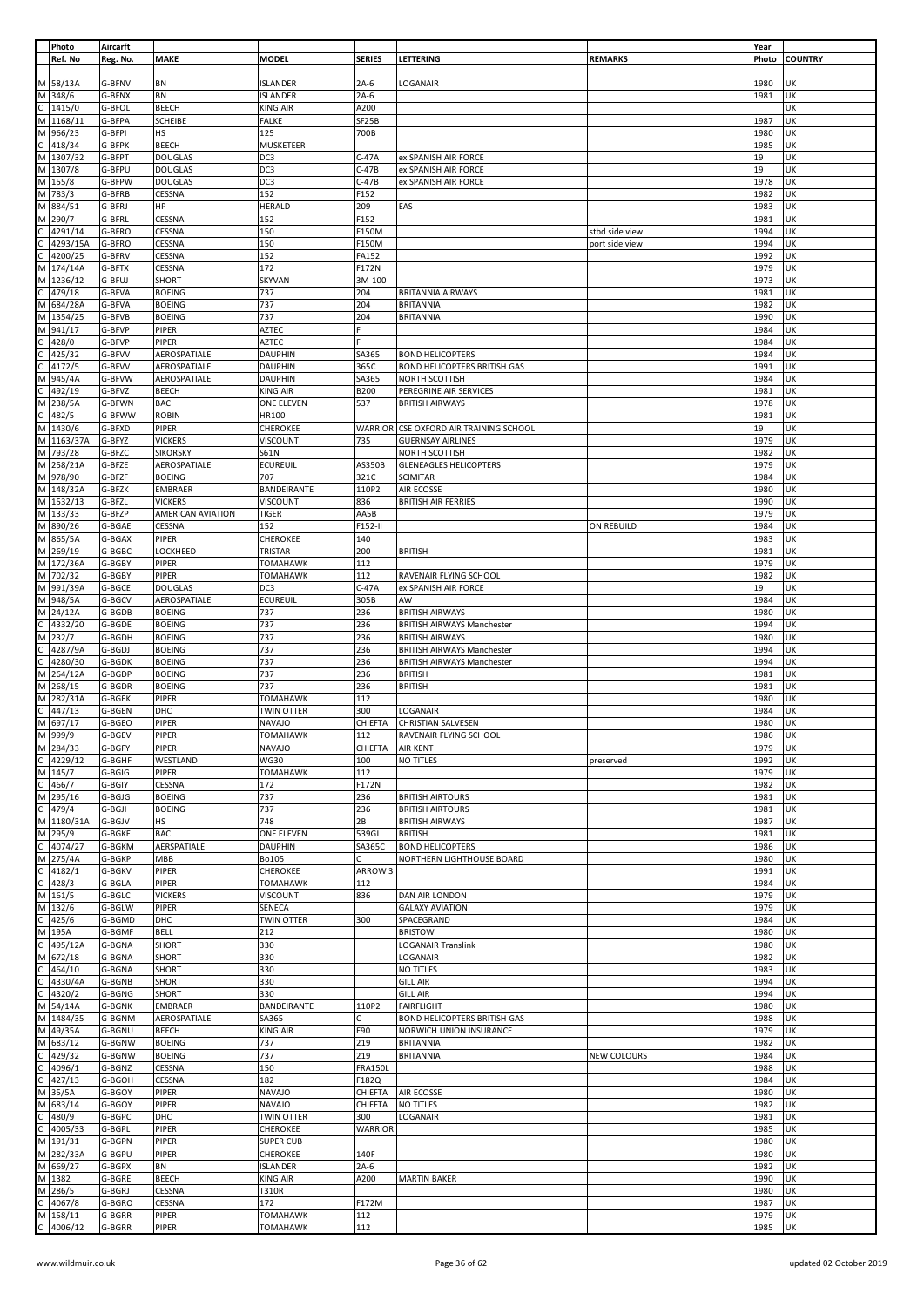| Photo | Aircarft | | | | | | Year | |
|---|---|---|---|---|---|---|---|---|
| Ref. No | Reg. No. | MAKE | MODEL | SERIES | LETTERING | REMARKS | Photo | COUNTRY |
| M 58/13A | G-BFNV | BN | ISLANDER | 2A-6 | LOGANAIR | | 1980 | UK |
| M 348/6 | G-BFNX | BN | ISLANDER | 2A-6 | | | 1981 | UK |
| C 1415/0 | G-BFOL | BEECH | KING AIR | A200 | | | | UK |
| M 1168/11 | G-BFPA | SCHEIBE | FALKE | SF25B | | | 1987 | UK |
| M 966/23 | G-BFPI | HS | 125 | 700B | | | 1980 | UK |
| C 418/34 | G-BFPK | BEECH | MUSKETEER | | | | 1985 | UK |
| M 1307/32 | G-BFPT | DOUGLAS | DC3 | C-47A | ex SPANISH AIR FORCE | | 19 | UK |
| M 1307/8 | G-BFPU | DOUGLAS | DC3 | C-47B | ex SPANISH AIR FORCE | | 19 | UK |
| M 155/8 | G-BFPW | DOUGLAS | DC3 | C-47B | ex SPANISH AIR FORCE | | 1978 | UK |
| M 783/3 | G-BFRB | CESSNA | 152 | F152 | | | 1982 | UK |
| M 884/51 | G-BFRJ | HP | HERALD | 209 | EAS | | 1983 | UK |
| M 290/7 | G-BFRL | CESSNA | 152 | F152 | | | 1981 | UK |
| C 4291/14 | G-BFRO | CESSNA | 150 | F150M | | stbd side view | 1994 | UK |
| C 4293/15A | G-BFRO | CESSNA | 150 | F150M | | port side view | 1994 | UK |
| C 4200/25 | G-BFRV | CESSNA | 152 | FA152 | | | 1992 | UK |
| M 174/14A | G-BFTX | CESSNA | 172 | F172N | | | 1979 | UK |
| M 1236/12 | G-BFUJ | SHORT | SKYVAN | 3M-100 | | | 1973 | UK |
| C 479/18 | G-BFVA | BOEING | 737 | 204 | BRITANNIA AIRWAYS | | 1981 | UK |
| M 684/28A | G-BFVA | BOEING | 737 | 204 | BRITANNIA | | 1982 | UK |
| M 1354/25 | G-BFVB | BOEING | 737 | 204 | BRITANNIA | | 1990 | UK |
| M 941/17 | G-BFVP | PIPER | AZTEC | F | | | 1984 | UK |
| C 428/0 | G-BFVP | PIPER | AZTEC | F | | | 1984 | UK |
| C 425/32 | G-BFVV | AEROSPATIALE | DAUPHIN | SA365 | BOND HELICOPTERS | | 1984 | UK |
| C 4172/5 | G-BFVV | AEROSPATIALE | DAUPHIN | 365C | BOND HELICOPTERS BRITISH GAS | | 1991 | UK |
| M 945/4A | G-BFVW | AEROSPATIALE | DAUPHIN | SA365 | NORTH SCOTTISH | | 1984 | UK |
| C 492/19 | G-BFVZ | BEECH | KING AIR | B200 | PEREGRINE AIR SERVICES | | 1981 | UK |
| M 238/5A | G-BFWN | BAC | ONE ELEVEN | 537 | BRITISH AIRWAYS | | 1978 | UK |
| C 482/5 | G-BFWW | ROBIN | HR100 | | | | 1981 | UK |
| M 1430/6 | G-BFXD | PIPER | CHEROKEE | WARRIOR | CSE OXFORD AIR TRAINING SCHOOL | | 19 | UK |
| M 1163/37A | G-BFYZ | VICKERS | VISCOUNT | 735 | GUERNSAY AIRLINES | | 1979 | UK |
| M 793/28 | G-BFZC | SIKORSKY | S61N | | NORTH SCOTTISH | | 1982 | UK |
| M 258/21A | G-BFZE | AEROSPATIALE | ECUREUIL | AS350B | GLENEAGLES HELICOPTERS | | 1979 | UK |
| M 978/90 | G-BFZF | BOEING | 707 | 321C | SCIMITAR | | 1984 | UK |
| M 148/32A | G-BFZK | EMBRAER | BANDEIRANTE | 110P2 | AIR ECOSSE | | 1980 | UK |
| M 1532/13 | G-BFZL | VICKERS | VISCOUNT | 836 | BRITISH AIR FERRIES | | 1990 | UK |
| M 133/33 | G-BFZP | AMERICAN AVIATION | TIGER | AA5B | | | 1979 | UK |
| M 890/26 | G-BGAE | CESSNA | 152 | F152-II | | ON REBUILD | 1984 | UK |
| M 865/5A | G-BGAX | PIPER | CHEROKEE | 140 | | | 1983 | UK |
| M 269/19 | G-BGBC | LOCKHEED | TRISTAR | 200 | BRITISH | | 1981 | UK |
| M 172/36A | G-BGBY | PIPER | TOMAHAWK | 112 | | | 1979 | UK |
| M 702/32 | G-BGBY | PIPER | TOMAHAWK | 112 | RAVENAIR FLYING SCHOOL | | 1982 | UK |
| M 991/39A | G-BGCE | DOUGLAS | DC3 | C-47A | ex SPANISH AIR FORCE | | 19 | UK |
| M 948/5A | G-BGCV | AEROSPATIALE | ECUREUIL | 305B | AW | | 1984 | UK |
| M 24/12A | G-BGDB | BOEING | 737 | 236 | BRITISH AIRWAYS | | 1980 | UK |
| C 4332/20 | G-BGDE | BOEING | 737 | 236 | BRITISH AIRWAYS Manchester | | 1994 | UK |
| M 232/7 | G-BGDH | BOEING | 737 | 236 | BRITISH AIRWAYS | | 1980 | UK |
| C 4287/9A | G-BGDJ | BOEING | 737 | 236 | BRITISH AIRWAYS Manchester | | 1994 | UK |
| C 4280/30 | G-BGDK | BOEING | 737 | 236 | BRITISH AIRWAYS Manchester | | 1994 | UK |
| M 264/12A | G-BGDP | BOEING | 737 | 236 | BRITISH | | 1981 | UK |
| M 268/15 | G-BGDR | BOEING | 737 | 236 | BRITISH | | 1981 | UK |
| M 282/31A | G-BGEK | PIPER | TOMAHAWK | 112 | | | 1980 | UK |
| C 447/13 | G-BGEN | DHC | TWIN OTTER | 300 | LOGANAIR | | 1984 | UK |
| M 697/17 | G-BGEO | PIPER | NAVAJO | CHIEFTA | CHRISTIAN SALVESEN | | 1980 | UK |
| M 999/9 | G-BGEV | PIPER | TOMAHAWK | 112 | RAVENAIR FLYING SCHOOL | | 1986 | UK |
| M 284/33 | G-BGFY | PIPER | NAVAJO | CHIEFTA | AIR KENT | | 1979 | UK |
| C 4229/12 | G-BGHF | WESTLAND | WG30 | 100 | NO TITLES | preserved | 1992 | UK |
| M 145/7 | G-BGIG | PIPER | TOMAHAWK | 112 | | | 1979 | UK |
| C 466/7 | G-BGIY | CESSNA | 172 | F172N | | | 1982 | UK |
| M 295/16 | G-BGJG | BOEING | 737 | 236 | BRITISH AIRTOURS | | 1981 | UK |
| C 479/4 | G-BGJI | BOEING | 737 | 236 | BRITISH AIRTOURS | | 1981 | UK |
| M 1180/31A | G-BGJV | HS | 748 | 2B | BRITISH AIRWAYS | | 1987 | UK |
| M 295/9 | G-BGKE | BAC | ONE ELEVEN | 539GL | BRITISH | | 1981 | UK |
| C 4074/27 | G-BGKM | AERSPATIALE | DAUPHIN | SA365C | BOND HELICOPTERS | | 1986 | UK |
| M 275/4A | G-BGKP | MBB | Bo105 | C | NORTHERN LIGHTHOUSE BOARD | | 1980 | UK |
| C 4182/1 | G-BGKV | PIPER | CHEROKEE | ARROW 3 | | | 1991 | UK |
| C 428/3 | G-BGLA | PIPER | TOMAHAWK | 112 | | | 1984 | UK |
| M 161/5 | G-BGLC | VICKERS | VISCOUNT | 836 | DAN AIR LONDON | | 1979 | UK |
| M 132/6 | G-BGLW | PIPER | SENECA | | GALAXY AVIATION | | 1979 | UK |
| C 425/6 | G-BGMD | DHC | TWIN OTTER | 300 | SPACEGRAND | | 1984 | UK |
| M 195A | G-BGMF | BELL | 212 | | BRISTOW | | 1980 | UK |
| C 495/12A | G-BGNA | SHORT | 330 | | LOGANAIR Translink | | 1980 | UK |
| M 672/18 | G-BGNA | SHORT | 330 | | LOGANAIR | | 1982 | UK |
| C 464/10 | G-BGNA | SHORT | 330 | | NO TITLES | | 1983 | UK |
| C 4330/4A | G-BGNB | SHORT | 330 | | GILL AIR | | 1994 | UK |
| C 4320/2 | G-BGNG | SHORT | 330 | | GILL AIR | | 1994 | UK |
| M 54/14A | G-BGNK | EMBRAER | BANDEIRANTE | 110P2 | FAIRFLIGHT | | 1980 | UK |
| M 1484/35 | G-BGNM | AEROSPATIALE | SA365 | C | BOND HELICOPTERS BRITISH GAS | | 1988 | UK |
| M 49/35A | G-BGNU | BEECH | KING AIR | E90 | NORWICH UNION INSURANCE | | 1979 | UK |
| M 683/12 | G-BGNW | BOEING | 737 | 219 | BRITANNIA | | 1982 | UK |
| C 429/32 | G-BGNW | BOEING | 737 | 219 | BRITANNIA | NEW COLOURS | 1984 | UK |
| C 4096/1 | G-BGNZ | CESSNA | 150 | FRA150L | | | 1988 | UK |
| C 427/13 | G-BGOH | CESSNA | 182 | F182Q | | | 1984 | UK |
| M 35/5A | G-BGOY | PIPER | NAVAJO | CHIEFTA | AIR ECOSSE | | 1980 | UK |
| M 683/14 | G-BGOY | PIPER | NAVAJO | CHIEFTA | NO TITLES | | 1982 | UK |
| C 480/9 | G-BGPC | DHC | TWIN OTTER | 300 | LOGANAIR | | 1981 | UK |
| C 4005/33 | G-BGPL | PIPER | CHEROKEE | WARRIOR | | | 1985 | UK |
| M 191/31 | G-BGPN | PIPER | SUPER CUB | | | | 1980 | UK |
| M 282/33A | G-BGPU | PIPER | CHEROKEE | 140F | | | 1980 | UK |
| M 669/27 | G-BGPX | BN | ISLANDER | 2A-6 | | | 1982 | UK |
| M 1382 | G-BGRE | BEECH | KING AIR | A200 | MARTIN BAKER | | 1990 | UK |
| M 286/5 | G-BGRJ | CESSNA | T310R | | | | 1980 | UK |
| C 4067/8 | G-BGRO | CESSNA | 172 | F172M | | | 1987 | UK |
| M 158/11 | G-BGRR | PIPER | TOMAHAWK | 112 | | | 1979 | UK |
| C 4006/12 | G-BGRR | PIPER | TOMAHAWK | 112 | | | 1985 | UK |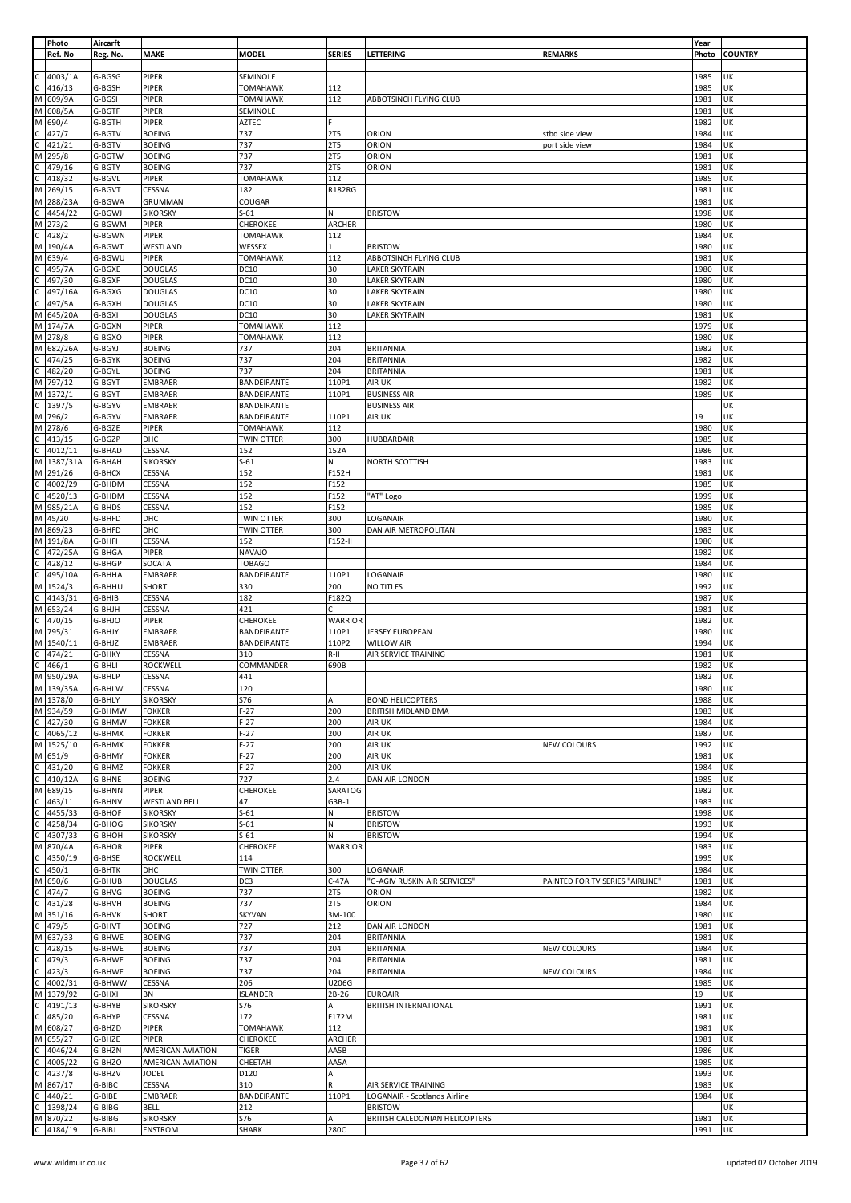| | Photo | Aircarft | | | | | | Year | |
|---|---|---|---|---|---|---|---|---|---|
| | Ref. No | Reg. No. | MAKE | MODEL | SERIES | LETTERING | REMARKS | Photo | COUNTRY |
| C | 4003/1A | G-BGSG | PIPER | SEMINOLE | | | | 1985 | UK |
| C | 416/13 | G-BGSH | PIPER | TOMAHAWK | 112 | | | 1985 | UK |
| M | 609/9A | G-BGSI | PIPER | TOMAHAWK | 112 | ABBOTSINCH FLYING CLUB | | 1981 | UK |
| M | 608/5A | G-BGTF | PIPER | SEMINOLE | | | | 1981 | UK |
| M | 690/4 | G-BGTH | PIPER | AZTEC | F | | | 1982 | UK |
| C | 427/7 | G-BGTV | BOEING | 737 | 2T5 | ORION | stbd side view | 1984 | UK |
| C | 421/21 | G-BGTV | BOEING | 737 | 2T5 | ORION | port side view | 1984 | UK |
| M | 295/8 | G-BGTW | BOEING | 737 | 2T5 | ORION | | 1981 | UK |
| C | 479/16 | G-BGTY | BOEING | 737 | 2T5 | ORION | | 1981 | UK |
| C | 418/32 | G-BGVL | PIPER | TOMAHAWK | 112 | | | 1985 | UK |
| M | 269/15 | G-BGVT | CESSNA | 182 | R182RG | | | 1981 | UK |
| M | 288/23A | G-BGWA | GRUMMAN | COUGAR | | | | 1981 | UK |
| C | 4454/22 | G-BGWJ | SIKORSKY | S-61 | N | BRISTOW | | 1998 | UK |
| M | 273/2 | G-BGWM | PIPER | CHEROKEE | ARCHER | | | 1980 | UK |
| C | 428/2 | G-BGWN | PIPER | TOMAHAWK | 112 | | | 1984 | UK |
| M | 190/4A | G-BGWT | WESTLAND | WESSEX | 1 | BRISTOW | | 1980 | UK |
| M | 639/4 | G-BGWU | PIPER | TOMAHAWK | 112 | ABBOTSINCH FLYING CLUB | | 1981 | UK |
| C | 495/7A | G-BGXE | DOUGLAS | DC10 | 30 | LAKER SKYTRAIN | | 1980 | UK |
| C | 497/30 | G-BGXF | DOUGLAS | DC10 | 30 | LAKER SKYTRAIN | | 1980 | UK |
| C | 497/16A | G-BGXG | DOUGLAS | DC10 | 30 | LAKER SKYTRAIN | | 1980 | UK |
| C | 497/5A | G-BGXH | DOUGLAS | DC10 | 30 | LAKER SKYTRAIN | | 1980 | UK |
| M | 645/20A | G-BGXI | DOUGLAS | DC10 | 30 | LAKER SKYTRAIN | | 1981 | UK |
| M | 174/7A | G-BGXN | PIPER | TOMAHAWK | 112 | | | 1979 | UK |
| M | 278/8 | G-BGXO | PIPER | TOMAHAWK | 112 | | | 1980 | UK |
| M | 682/26A | G-BGYJ | BOEING | 737 | 204 | BRITANNIA | | 1982 | UK |
| C | 474/25 | G-BGYK | BOEING | 737 | 204 | BRITANNIA | | 1982 | UK |
| C | 482/20 | G-BGYL | BOEING | 737 | 204 | BRITANNIA | | 1981 | UK |
| M | 797/12 | G-BGYT | EMBRAER | BANDEIRANTE | 110P1 | AIR UK | | 1982 | UK |
| M | 1372/1 | G-BGYT | EMBRAER | BANDEIRANTE | 110P1 | BUSINESS AIR | | 1989 | UK |
| C | 1397/5 | G-BGYV | EMBRAER | BANDEIRANTE | | BUSINESS AIR | | | UK |
| M | 796/2 | G-BGYV | EMBRAER | BANDEIRANTE | 110P1 | AIR UK | | 19 | UK |
| M | 278/6 | G-BGZE | PIPER | TOMAHAWK | 112 | | | 1980 | UK |
| C | 413/15 | G-BGZP | DHC | TWIN OTTER | 300 | HUBBARDAIR | | 1985 | UK |
| C | 4012/11 | G-BHAD | CESSNA | 152 | 152A | | | 1986 | UK |
| M | 1387/31A | G-BHAH | SIKORSKY | S-61 | N | NORTH SCOTTISH | | 1983 | UK |
| M | 291/26 | G-BHCX | CESSNA | 152 | F152H | | | 1981 | UK |
| C | 4002/29 | G-BHDM | CESSNA | 152 | F152 | | | 1985 | UK |
| C | 4520/13 | G-BHDM | CESSNA | 152 | F152 | "AT" Logo | | 1999 | UK |
| M | 985/21A | G-BHDS | CESSNA | 152 | F152 | | | 1985 | UK |
| M | 45/20 | G-BHFD | DHC | TWIN OTTER | 300 | LOGANAIR | | 1980 | UK |
| M | 869/23 | G-BHFD | DHC | TWIN OTTER | 300 | DAN AIR METROPOLITAN | | 1983 | UK |
| M | 191/8A | G-BHFI | CESSNA | 152 | F152-II | | | 1980 | UK |
| C | 472/25A | G-BHGA | PIPER | NAVAJO | | | | 1982 | UK |
| C | 428/12 | G-BHGP | SOCATA | TOBAGO | | | | 1984 | UK |
| C | 495/10A | G-BHHA | EMBRAER | BANDEIRANTE | 110P1 | LOGANAIR | | 1980 | UK |
| M | 1524/3 | G-BHHU | SHORT | 330 | 200 | NO TITLES | | 1992 | UK |
| C | 4143/31 | G-BHIB | CESSNA | 182 | F182Q | | | 1987 | UK |
| M | 653/24 | G-BHJH | CESSNA | 421 | C | | | 1981 | UK |
| C | 470/15 | G-BHJO | PIPER | CHEROKEE | WARRIOR | | | 1982 | UK |
| M | 795/31 | G-BHJY | EMBRAER | BANDEIRANTE | 110P1 | JERSEY EUROPEAN | | 1980 | UK |
| M | 1540/11 | G-BHJZ | EMBRAER | BANDEIRANTE | 110P2 | WILLOW AIR | | 1994 | UK |
| C | 474/21 | G-BHKY | CESSNA | 310 | R-II | AIR SERVICE TRAINING | | 1981 | UK |
| C | 466/1 | G-BHLI | ROCKWELL | COMMANDER | 690B | | | 1982 | UK |
| M | 950/29A | G-BHLP | CESSNA | 441 | | | | 1982 | UK |
| M | 139/35A | G-BHLW | CESSNA | 120 | | | | 1980 | UK |
| M | 1378/0 | G-BHLY | SIKORSKY | S76 | A | BOND HELICOPTERS | | 1988 | UK |
| M | 934/59 | G-BHMW | FOKKER | F-27 | 200 | BRITISH MIDLAND BMA | | 1983 | UK |
| C | 427/30 | G-BHMW | FOKKER | F-27 | 200 | AIR UK | | 1984 | UK |
| C | 4065/12 | G-BHMX | FOKKER | F-27 | 200 | AIR UK | | 1987 | UK |
| M | 1525/10 | G-BHMX | FOKKER | F-27 | 200 | AIR UK | NEW COLOURS | 1992 | UK |
| M | 651/9 | G-BHMY | FOKKER | F-27 | 200 | AIR UK | | 1981 | UK |
| C | 431/20 | G-BHMZ | FOKKER | F-27 | 200 | AIR UK | | 1984 | UK |
| C | 410/12A | G-BHNE | BOEING | 727 | 2J4 | DAN AIR LONDON | | 1985 | UK |
| M | 689/15 | G-BHNN | PIPER | CHEROKEE | SARATOG | | | 1982 | UK |
| C | 463/11 | G-BHNV | WESTLAND BELL | 47 | G3B-1 | | | 1983 | UK |
| C | 4455/33 | G-BHOF | SIKORSKY | S-61 | N | BRISTOW | | 1998 | UK |
| C | 4258/34 | G-BHOG | SIKORSKY | S-61 | N | BRISTOW | | 1993 | UK |
| C | 4307/33 | G-BHOH | SIKORSKY | S-61 | N | BRISTOW | | 1994 | UK |
| M | 870/4A | G-BHOR | PIPER | CHEROKEE | WARRIOR | | | 1983 | UK |
| C | 4350/19 | G-BHSE | ROCKWELL | 114 | | | | 1995 | UK |
| C | 450/1 | G-BHTK | DHC | TWIN OTTER | 300 | LOGANAIR | | 1984 | UK |
| M | 650/6 | G-BHUB | DOUGLAS | DC3 | C-47A | "G-AGIV RUSKIN AIR SERVICES" | PAINTED FOR TV SERIES "AIRLINE" | 1981 | UK |
| C | 474/7 | G-BHVG | BOEING | 737 | 2T5 | ORION | | 1982 | UK |
| C | 431/28 | G-BHVH | BOEING | 737 | 2T5 | ORION | | 1984 | UK |
| M | 351/16 | G-BHVK | SHORT | SKYVAN | 3M-100 | | | 1980 | UK |
| C | 479/5 | G-BHVT | BOEING | 727 | 212 | DAN AIR LONDON | | 1981 | UK |
| M | 637/33 | G-BHWE | BOEING | 737 | 204 | BRITANNIA | | 1981 | UK |
| C | 428/15 | G-BHWE | BOEING | 737 | 204 | BRITANNIA | NEW COLOURS | 1984 | UK |
| C | 479/3 | G-BHWF | BOEING | 737 | 204 | BRITANNIA | | 1981 | UK |
| C | 423/3 | G-BHWF | BOEING | 737 | 204 | BRITANNIA | NEW COLOURS | 1984 | UK |
| C | 4002/31 | G-BHWW | CESSNA | 206 | U206G | | | 1985 | UK |
| M | 1379/92 | G-BHXI | BN | ISLANDER | 2B-26 | EUROAIR | | 19 | UK |
| C | 4191/13 | G-BHYB | SIKORSKY | S76 | A | BRITISH INTERNATIONAL | | 1991 | UK |
| C | 485/20 | G-BHYP | CESSNA | 172 | F172M | | | 1981 | UK |
| M | 608/27 | G-BHZD | PIPER | TOMAHAWK | 112 | | | 1981 | UK |
| M | 655/27 | G-BHZE | PIPER | CHEROKEE | ARCHER | | | 1981 | UK |
| C | 4046/24 | G-BHZN | AMERICAN AVIATION | TIGER | AA5B | | | 1986 | UK |
| C | 4005/22 | G-BHZO | AMERICAN AVIATION | CHEETAH | AA5A | | | 1985 | UK |
| C | 4237/8 | G-BHZV | JODEL | D120 | A | | | 1993 | UK |
| M | 867/17 | G-BIBC | CESSNA | 310 | R | AIR SERVICE TRAINING | | 1983 | UK |
| C | 440/21 | G-BIBE | EMBRAER | BANDEIRANTE | 110P1 | LOGANAIR - Scotlands Airline | | 1984 | UK |
| C | 1398/24 | G-BIBG | BELL | 212 | | BRISTOW | | | UK |
| M | 870/22 | G-BIBG | SIKORSKY | S76 | A | BRITISH CALEDONIAN HELICOPTERS | | 1981 | UK |
| C | 4184/19 | G-BIBJ | ENSTROM | SHARK | 280C | | | 1991 | UK |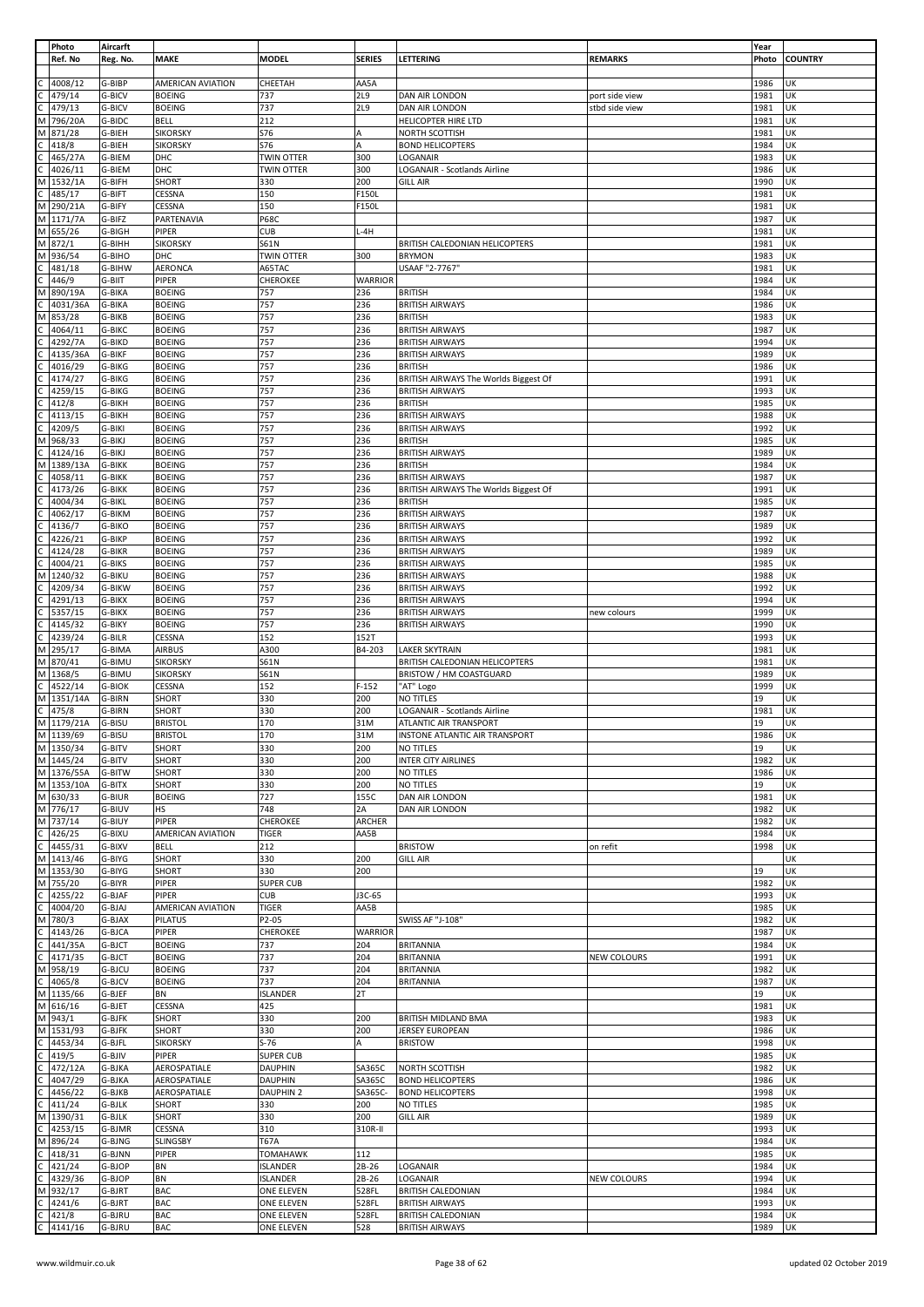| | Photo Ref. No | Aircarft Reg. No. | MAKE | MODEL | SERIES | LETTERING | REMARKS | Year Photo | COUNTRY |
|---|---|---|---|---|---|---|---|---|---|
| C | 4008/12 | G-BIBP | AMERICAN AVIATION | CHEETAH | AA5A | | | 1986 | UK |
| C | 479/14 | G-BICV | BOEING | 737 | 2L9 | DAN AIR LONDON | port side view | 1981 | UK |
| C | 479/13 | G-BICV | BOEING | 737 | 2L9 | DAN AIR LONDON | stbd side view | 1981 | UK |
| M | 796/20A | G-BIDC | BELL | 212 | | HELICOPTER HIRE LTD | | 1981 | UK |
| M | 871/28 | G-BIEH | SIKORSKY | S76 | A | NORTH SCOTTISH | | 1981 | UK |
| C | 418/8 | G-BIEH | SIKORSKY | S76 | A | BOND HELICOPTERS | | 1984 | UK |
| C | 465/27A | G-BIEM | DHC | TWIN OTTER | 300 | LOGANAIR | | 1983 | UK |
| C | 4026/11 | G-BIEM | DHC | TWIN OTTER | 300 | LOGANAIR - Scotlands Airline | | 1986 | UK |
| M | 1532/1A | G-BIFH | SHORT | 330 | 200 | GILL AIR | | 1990 | UK |
| C | 485/17 | G-BIFT | CESSNA | 150 | F150L | | | 1981 | UK |
| M | 290/21A | G-BIFY | CESSNA | 150 | F150L | | | 1981 | UK |
| M | 1171/7A | G-BIFZ | PARTENAVIA | P68C | | | | 1987 | UK |
| M | 655/26 | G-BIGH | PIPER | CUB | L-4H | | | 1981 | UK |
| M | 872/1 | G-BIHH | SIKORSKY | S61N | | BRITISH CALEDONIAN HELICOPTERS | | 1981 | UK |
| M | 936/54 | G-BIHO | DHC | TWIN OTTER | 300 | BRYMON | | 1983 | UK |
| C | 481/18 | G-BIHW | AERONCA | A65TAC | | USAAF "2-7767" | | 1981 | UK |
| C | 446/9 | G-BIIT | PIPER | CHEROKEE | WARRIOR | | | 1984 | UK |
| M | 890/19A | G-BIKA | BOEING | 757 | 236 | BRITISH | | 1984 | UK |
| C | 4031/36A | G-BIKA | BOEING | 757 | 236 | BRITISH AIRWAYS | | 1986 | UK |
| M | 853/28 | G-BIKB | BOEING | 757 | 236 | BRITISH | | 1983 | UK |
| C | 4064/11 | G-BIKC | BOEING | 757 | 236 | BRITISH AIRWAYS | | 1987 | UK |
| C | 4292/7A | G-BIKD | BOEING | 757 | 236 | BRITISH AIRWAYS | | 1994 | UK |
| C | 4135/36A | G-BIKF | BOEING | 757 | 236 | BRITISH AIRWAYS | | 1989 | UK |
| C | 4016/29 | G-BIKG | BOEING | 757 | 236 | BRITISH | | 1986 | UK |
| C | 4174/27 | G-BIKG | BOEING | 757 | 236 | BRITISH AIRWAYS The Worlds Biggest Of | | 1991 | UK |
| C | 4259/15 | G-BIKG | BOEING | 757 | 236 | BRITISH AIRWAYS | | 1993 | UK |
| C | 412/8 | G-BIKH | BOEING | 757 | 236 | BRITISH | | 1985 | UK |
| C | 4113/15 | G-BIKH | BOEING | 757 | 236 | BRITISH AIRWAYS | | 1988 | UK |
| C | 4209/5 | G-BIKI | BOEING | 757 | 236 | BRITISH AIRWAYS | | 1992 | UK |
| M | 968/33 | G-BIKJ | BOEING | 757 | 236 | BRITISH | | 1985 | UK |
| C | 4124/16 | G-BIKJ | BOEING | 757 | 236 | BRITISH AIRWAYS | | 1989 | UK |
| M | 1389/13A | G-BIKK | BOEING | 757 | 236 | BRITISH | | 1984 | UK |
| C | 4058/11 | G-BIKK | BOEING | 757 | 236 | BRITISH AIRWAYS | | 1987 | UK |
| C | 4173/26 | G-BIKK | BOEING | 757 | 236 | BRITISH AIRWAYS The Worlds Biggest Of | | 1991 | UK |
| C | 4004/34 | G-BIKL | BOEING | 757 | 236 | BRITISH | | 1985 | UK |
| C | 4062/17 | G-BIKM | BOEING | 757 | 236 | BRITISH AIRWAYS | | 1987 | UK |
| C | 4136/7 | G-BIKO | BOEING | 757 | 236 | BRITISH AIRWAYS | | 1989 | UK |
| C | 4226/21 | G-BIKP | BOEING | 757 | 236 | BRITISH AIRWAYS | | 1992 | UK |
| C | 4124/28 | G-BIKR | BOEING | 757 | 236 | BRITISH AIRWAYS | | 1989 | UK |
| C | 4004/21 | G-BIKS | BOEING | 757 | 236 | BRITISH AIRWAYS | | 1985 | UK |
| M | 1240/32 | G-BIKU | BOEING | 757 | 236 | BRITISH AIRWAYS | | 1988 | UK |
| C | 4209/34 | G-BIKW | BOEING | 757 | 236 | BRITISH AIRWAYS | | 1992 | UK |
| C | 4291/13 | G-BIKX | BOEING | 757 | 236 | BRITISH AIRWAYS | | 1994 | UK |
| C | 5357/15 | G-BIKX | BOEING | 757 | 236 | BRITISH AIRWAYS | new colours | 1999 | UK |
| C | 4145/32 | G-BIKY | BOEING | 757 | 236 | BRITISH AIRWAYS | | 1990 | UK |
| C | 4239/24 | G-BILR | CESSNA | 152 | 152T | | | 1993 | UK |
| M | 295/17 | G-BIMA | AIRBUS | A300 | B4-203 | LAKER SKYTRAIN | | 1981 | UK |
| M | 870/41 | G-BIMU | SIKORSKY | S61N | | BRITISH CALEDONIAN HELICOPTERS | | 1981 | UK |
| M | 1368/5 | G-BIMU | SIKORSKY | S61N | | BRISTOW / HM COASTGUARD | | 1989 | UK |
| C | 4522/14 | G-BIOK | CESSNA | 152 | F-152 | "AT" Logo | | 1999 | UK |
| M | 1351/14A | G-BIRN | SHORT | 330 | 200 | NO TITLES | | 19 | UK |
| C | 475/8 | G-BIRN | SHORT | 330 | 200 | LOGANAIR - Scotlands Airline | | 1981 | UK |
| M | 1179/21A | G-BISU | BRISTOL | 170 | 31M | ATLANTIC AIR TRANSPORT | | 19 | UK |
| M | 1139/69 | G-BISU | BRISTOL | 170 | 31M | INSTONE ATLANTIC AIR TRANSPORT | | 1986 | UK |
| M | 1350/34 | G-BITV | SHORT | 330 | 200 | NO TITLES | | 19 | UK |
| M | 1445/24 | G-BITV | SHORT | 330 | 200 | INTER CITY AIRLINES | | 1982 | UK |
| M | 1376/55A | G-BITW | SHORT | 330 | 200 | NO TITLES | | 1986 | UK |
| M | 1353/10A | G-BITX | SHORT | 330 | 200 | NO TITLES | | 19 | UK |
| M | 630/33 | G-BIUR | BOEING | 727 | 155C | DAN AIR LONDON | | 1981 | UK |
| M | 776/17 | G-BIUV | HS | 748 | 2A | DAN AIR LONDON | | 1982 | UK |
| M | 737/14 | G-BIUY | PIPER | CHEROKEE | ARCHER | | | 1982 | UK |
| C | 426/25 | G-BIXU | AMERICAN AVIATION | TIGER | AA5B | | | 1984 | UK |
| C | 4455/31 | G-BIXV | BELL | 212 | | BRISTOW | on refit | 1998 | UK |
| M | 1413/46 | G-BIYG | SHORT | 330 | 200 | GILL AIR | | | UK |
| M | 1353/30 | G-BIYG | SHORT | 330 | 200 | | | 19 | UK |
| M | 755/20 | G-BIYR | PIPER | SUPER CUB | | | | 1982 | UK |
| C | 4255/22 | G-BJAF | PIPER | CUB | J3C-65 | | | 1993 | UK |
| C | 4004/20 | G-BJAJ | AMERICAN AVIATION | TIGER | AA5B | | | 1985 | UK |
| M | 780/3 | G-BJAX | PILATUS | P2-05 | | SWISS AF "J-108" | | 1982 | UK |
| C | 4143/26 | G-BJCA | PIPER | CHEROKEE | WARRIOR | | | 1987 | UK |
| C | 441/35A | G-BJCT | BOEING | 737 | 204 | BRITANNIA | | 1984 | UK |
| C | 4171/35 | G-BJCT | BOEING | 737 | 204 | BRITANNIA | NEW COLOURS | 1991 | UK |
| M | 958/19 | G-BJCU | BOEING | 737 | 204 | BRITANNIA | | 1982 | UK |
| C | 4065/8 | G-BJCV | BOEING | 737 | 204 | BRITANNIA | | 1987 | UK |
| M | 1135/66 | G-BJEF | BN | ISLANDER | 2T | | | 19 | UK |
| M | 616/16 | G-BJET | CESSNA | 425 | | | | 1981 | UK |
| M | 943/1 | G-BJFK | SHORT | 330 | 200 | BRITISH MIDLAND BMA | | 1983 | UK |
| M | 1531/93 | G-BJFK | SHORT | 330 | 200 | JERSEY EUROPEAN | | 1986 | UK |
| C | 4453/34 | G-BJFL | SIKORSKY | S-76 | A | BRISTOW | | 1998 | UK |
| C | 419/5 | G-BJIV | PIPER | SUPER CUB | | | | 1985 | UK |
| C | 472/12A | G-BJKA | AEROSPATIALE | DAUPHIN | SA365C | NORTH SCOTTISH | | 1982 | UK |
| C | 4047/29 | G-BJKA | AEROSPATIALE | DAUPHIN | SA365C | BOND HELICOPTERS | | 1986 | UK |
| C | 4456/22 | G-BJKB | AEROSPATIALE | DAUPHIN 2 | SA365C- | BOND HELICOPTERS | | 1998 | UK |
| C | 411/24 | G-BJLK | SHORT | 330 | 200 | NO TITLES | | 1985 | UK |
| M | 1390/31 | G-BJLK | SHORT | 330 | 200 | GILL AIR | | 1989 | UK |
| C | 4253/15 | G-BJMR | CESSNA | 310 | 310R-II | | | 1993 | UK |
| M | 896/24 | G-BJNG | SLINGSBY | T67A | | | | 1984 | UK |
| C | 418/31 | G-BJNN | PIPER | TOMAHAWK | 112 | | | 1985 | UK |
| C | 421/24 | G-BJOP | BN | ISLANDER | 2B-26 | LOGANAIR | | 1984 | UK |
| C | 4329/36 | G-BJOP | BN | ISLANDER | 2B-26 | LOGANAIR | NEW COLOURS | 1994 | UK |
| M | 932/17 | G-BJRT | BAC | ONE ELEVEN | 528FL | BRITISH CALEDONIAN | | 1984 | UK |
| C | 4241/6 | G-BJRT | BAC | ONE ELEVEN | 528FL | BRITISH AIRWAYS | | 1993 | UK |
| C | 421/8 | G-BJRU | BAC | ONE ELEVEN | 528FL | BRITISH CALEDONIAN | | 1984 | UK |
| C | 4141/16 | G-BJRU | BAC | ONE ELEVEN | 528 | BRITISH AIRWAYS | | 1989 | UK |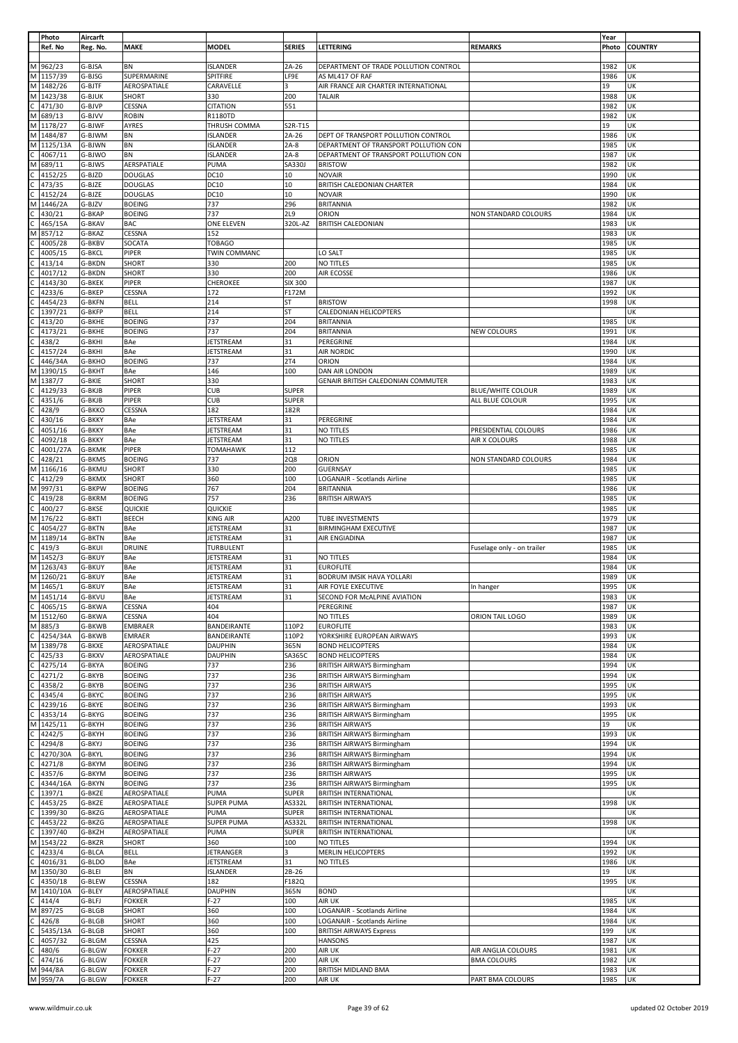| | Photo | Aircarft | | | | | | Year | |
|---|---|---|---|---|---|---|---|---|---|
| | Ref. No | Reg. No. | MAKE | MODEL | SERIES | LETTERING | REMARKS | Photo | COUNTRY |
| M | 962/23 | G-BJSA | BN | ISLANDER | 2A-26 | DEPARTMENT OF TRADE POLLUTION CONTROL | | 1982 | UK |
| M | 1157/39 | G-BJSG | SUPERMARINE | SPITFIRE | LF9E | AS ML417 OF RAF | | 1986 | UK |
| M | 1482/26 | G-BJTF | AEROSPATIALE | CARAVELLE | 3 | AIR FRANCE AIR CHARTER INTERNATIONAL | | 19 | UK |
| M | 1423/38 | G-BJUK | SHORT | 330 | 200 | TALAIR | | 1988 | UK |
| C | 471/30 | G-BJVP | CESSNA | CITATION | 551 | | | 1982 | UK |
| M | 689/13 | G-BJVV | ROBIN | R1180TD | | | | 1982 | UK |
| M | 1178/27 | G-BJWF | AYRES | THRUSH COMMA | S2R-T15 | | | 19 | UK |
| M | 1484/87 | G-BJWM | BN | ISLANDER | 2A-26 | DEPT OF TRANSPORT POLLUTION CONTROL | | 1986 | UK |
| M | 1125/13A | G-BJWN | BN | ISLANDER | 2A-8 | DEPARTMENT OF TRANSPORT POLLUTION CON | | 1985 | UK |
| C | 4067/11 | G-BJWO | BN | ISLANDER | 2A-8 | DEPARTMENT OF TRANSPORT POLLUTION CON | | 1987 | UK |
| M | 689/11 | G-BJWS | AERSPATIALE | PUMA | SA330J | BRISTOW | | 1982 | UK |
| C | 4152/25 | G-BJZD | DOUGLAS | DC10 | 10 | NOVAIR | | 1990 | UK |
| C | 473/35 | G-BJZE | DOUGLAS | DC10 | 10 | BRITISH CALEDONIAN CHARTER | | 1984 | UK |
| C | 4152/24 | G-BJZE | DOUGLAS | DC10 | 10 | NOVAIR | | 1990 | UK |
| M | 1446/2A | G-BJZV | BOEING | 737 | 296 | BRITANNIA | | 1982 | UK |
| C | 430/21 | G-BKAP | BOEING | 737 | 2L9 | ORION | NON STANDARD COLOURS | 1984 | UK |
| C | 465/15A | G-BKAV | BAC | ONE ELEVEN | 320L-AZ | BRITISH CALEDONIAN | | 1983 | UK |
| M | 857/12 | G-BKAZ | CESSNA | 152 | | | | 1983 | UK |
| C | 4005/28 | G-BKBV | SOCATA | TOBAGO | | | | 1985 | UK |
| C | 4005/15 | G-BKCL | PIPER | TWIN COMMANC | | LO SALT | | 1985 | UK |
| C | 413/14 | G-BKDN | SHORT | 330 | 200 | NO TITLES | | 1985 | UK |
| C | 4017/12 | G-BKDN | SHORT | 330 | 200 | AIR ECOSSE | | 1986 | UK |
| C | 4143/30 | G-BKEK | PIPER | CHEROKEE | SIX 300 | | | 1987 | UK |
| C | 4233/6 | G-BKEP | CESSNA | 172 | F172M | | | 1992 | UK |
| C | 4454/23 | G-BKFN | BELL | 214 | ST | BRISTOW | | 1998 | UK |
| C | 1397/21 | G-BKFP | BELL | 214 | ST | CALEDONIAN HELICOPTERS | | | UK |
| C | 413/20 | G-BKHE | BOEING | 737 | 204 | BRITANNIA | | 1985 | UK |
| C | 4173/21 | G-BKHE | BOEING | 737 | 204 | BRITANNIA | NEW COLOURS | 1991 | UK |
| C | 438/2 | G-BKHI | BAe | JETSTREAM | 31 | PEREGRINE | | 1984 | UK |
| C | 4157/24 | G-BKHI | BAe | JETSTREAM | 31 | AIR NORDIC | | 1990 | UK |
| C | 446/34A | G-BKHO | BOEING | 737 | 2T4 | ORION | | 1984 | UK |
| M | 1390/15 | G-BKHT | BAe | 146 | 100 | DAN AIR LONDON | | 1989 | UK |
| M | 1387/7 | G-BKIE | SHORT | 330 | | GENAIR BRITISH CALEDONIAN COMMUTER | | 1983 | UK |
| C | 4129/33 | G-BKJB | PIPER | CUB | SUPER | | BLUE/WHITE COLOUR | 1989 | UK |
| C | 4351/6 | G-BKJB | PIPER | CUB | SUPER | | ALL BLUE COLOUR | 1995 | UK |
| C | 428/9 | G-BKKO | CESSNA | 182 | 182R | | | 1984 | UK |
| C | 430/16 | G-BKKY | BAe | JETSTREAM | 31 | PEREGRINE | | 1984 | UK |
| C | 4051/16 | G-BKKY | BAe | JETSTREAM | 31 | NO TITLES | PRESIDENTIAL COLOURS | 1986 | UK |
| C | 4092/18 | G-BKKY | BAe | JETSTREAM | 31 | NO TITLES | AIR X COLOURS | 1988 | UK |
| C | 4001/27A | G-BKMK | PIPER | TOMAHAWK | 112 | | | 1985 | UK |
| C | 428/21 | G-BKMS | BOEING | 737 | 2Q8 | ORION | NON STANDARD COLOURS | 1984 | UK |
| M | 1166/16 | G-BKMU | SHORT | 330 | 200 | GUERNSAY | | 1985 | UK |
| C | 412/29 | G-BKMX | SHORT | 360 | 100 | LOGANAIR - Scotlands Airline | | 1985 | UK |
| M | 997/31 | G-BKPW | BOEING | 767 | 204 | BRITANNIA | | 1986 | UK |
| C | 419/28 | G-BKRM | BOEING | 757 | 236 | BRITISH AIRWAYS | | 1985 | UK |
| C | 400/27 | G-BKSE | QUICKIE | QUICKIE | | | | 1985 | UK |
| M | 176/22 | G-BKTI | BEECH | KING AIR | A200 | TUBE INVESTMENTS | | 1979 | UK |
| C | 4054/27 | G-BKTN | BAe | JETSTREAM | 31 | BIRMINGHAM EXECUTIVE | | 1987 | UK |
| M | 1189/14 | G-BKTN | BAe | JETSTREAM | 31 | AIR ENGIADINA | | 1987 | UK |
| C | 419/3 | G-BKUI | DRUINE | TURBULENT | | | Fuselage only - on trailer | 1985 | UK |
| M | 1452/3 | G-BKUY | BAe | JETSTREAM | 31 | NO TITLES | | 1984 | UK |
| M | 1263/43 | G-BKUY | BAe | JETSTREAM | 31 | EUROFLITE | | 1984 | UK |
| M | 1260/21 | G-BKUY | BAe | JETSTREAM | 31 | BODRUM IMSIK HAVA YOLLARI | | 1989 | UK |
| M | 1465/1 | G-BKUY | BAe | JETSTREAM | 31 | AIR FOYLE EXECUTIVE | In hanger | 1995 | UK |
| M | 1451/14 | G-BKVU | BAe | JETSTREAM | 31 | SECOND FOR McALPINE AVIATION | | 1983 | UK |
| C | 4065/15 | G-BKWA | CESSNA | 404 | | PEREGRINE | | 1987 | UK |
| M | 1512/60 | G-BKWA | CESSNA | 404 | | NO TITLES | ORION TAIL LOGO | 1989 | UK |
| M | 885/3 | G-BKWB | EMBRAER | BANDEIRANTE | 110P2 | EUROFLITE | | 1983 | UK |
| C | 4254/34A | G-BKWB | EMRAER | BANDEIRANTE | 110P2 | YORKSHIRE EUROPEAN AIRWAYS | | 1993 | UK |
| M | 1389/78 | G-BKXE | AEROSPATIALE | DAUPHIN | 365N | BOND HELICOPTERS | | 1984 | UK |
| C | 425/33 | G-BKXV | AEROSPATIALE | DAUPHIN | SA365C | BOND HELICOPTERS | | 1984 | UK |
| C | 4275/14 | G-BKYA | BOEING | 737 | 236 | BRITISH AIRWAYS Birmingham | | 1994 | UK |
| C | 4271/2 | G-BKYB | BOEING | 737 | 236 | BRITISH AIRWAYS Birmingham | | 1994 | UK |
| C | 4358/2 | G-BKYB | BOEING | 737 | 236 | BRITISH AIRWAYS | | 1995 | UK |
| C | 4345/4 | G-BKYC | BOEING | 737 | 236 | BRITISH AIRWAYS | | 1995 | UK |
| C | 4239/16 | G-BKYE | BOEING | 737 | 236 | BRITISH AIRWAYS Birmingham | | 1993 | UK |
| C | 4353/14 | G-BKYG | BOEING | 737 | 236 | BRITISH AIRWAYS Birmingham | | 1995 | UK |
| M | 1425/11 | G-BKYH | BOEING | 737 | 236 | BRITISH AIRWAYS | | 19 | UK |
| C | 4242/5 | G-BKYH | BOEING | 737 | 236 | BRITISH AIRWAYS Birmingham | | 1993 | UK |
| C | 4294/8 | G-BKYJ | BOEING | 737 | 236 | BRITISH AIRWAYS Birmingham | | 1994 | UK |
| C | 4270/30A | G-BKYL | BOEING | 737 | 236 | BRITISH AIRWAYS Birmingham | | 1994 | UK |
| C | 4271/8 | G-BKYM | BOEING | 737 | 236 | BRITISH AIRWAYS Birmingham | | 1994 | UK |
| C | 4357/6 | G-BKYM | BOEING | 737 | 236 | BRITISH AIRWAYS | | 1995 | UK |
| C | 4344/16A | G-BKYN | BOEING | 737 | 236 | BRITISH AIRWAYS Birmingham | | 1995 | UK |
| C | 1397/1 | G-BKZE | AEROSPATIALE | PUMA | SUPER | BRITISH INTERNATIONAL | | | UK |
| C | 4453/25 | G-BKZE | AEROSPATIALE | SUPER PUMA | AS332L | BRITISH INTERNATIONAL | | 1998 | UK |
| C | 1399/30 | G-BKZG | AEROSPATIALE | PUMA | SUPER | BRITISH INTERNATIONAL | | | UK |
| C | 4453/22 | G-BKZG | AEROSPATIALE | SUPER PUMA | AS332L | BRITISH INTERNATIONAL | | 1998 | UK |
| C | 1397/40 | G-BKZH | AEROSPATIALE | PUMA | SUPER | BRITISH INTERNATIONAL | | | UK |
| M | 1543/22 | G-BKZR | SHORT | 360 | 100 | NO TITLES | | 1994 | UK |
| C | 4233/4 | G-BLCA | BELL | JETRANGER | 3 | MERLIN HELICOPTERS | | 1992 | UK |
| C | 4016/31 | G-BLDO | BAe | JETSTREAM | 31 | NO TITLES | | 1986 | UK |
| M | 1350/30 | G-BLEI | BN | ISLANDER | 2B-26 | | | 19 | UK |
| C | 4350/18 | G-BLEW | CESSNA | 182 | F182Q | | | 1995 | UK |
| M | 1410/10A | G-BLEY | AEROSPATIALE | DAUPHIN | 365N | BOND | | | UK |
| C | 414/4 | G-BLFJ | FOKKER | F-27 | 100 | AIR UK | | 1985 | UK |
| M | 897/25 | G-BLGB | SHORT | 360 | 100 | LOGANAIR - Scotlands Airline | | 1984 | UK |
| C | 426/8 | G-BLGB | SHORT | 360 | 100 | LOGANAIR - Scotlands Airline | | 1984 | UK |
| C | 5435/13A | G-BLGB | SHORT | 360 | 100 | BRITISH AIRWAYS Express | | 199 | UK |
| C | 4057/32 | G-BLGM | CESSNA | 425 | | HANSONS | | 1987 | UK |
| C | 480/6 | G-BLGW | FOKKER | F-27 | 200 | AIR UK | AIR ANGLIA COLOURS | 1981 | UK |
| C | 474/16 | G-BLGW | FOKKER | F-27 | 200 | AIR UK | BMA COLOURS | 1982 | UK |
| M | 944/8A | G-BLGW | FOKKER | F-27 | 200 | BRITISH MIDLAND BMA | | 1983 | UK |
| M | 959/7A | G-BLGW | FOKKER | F-27 | 200 | AIR UK | PART BMA COLOURS | 1985 | UK |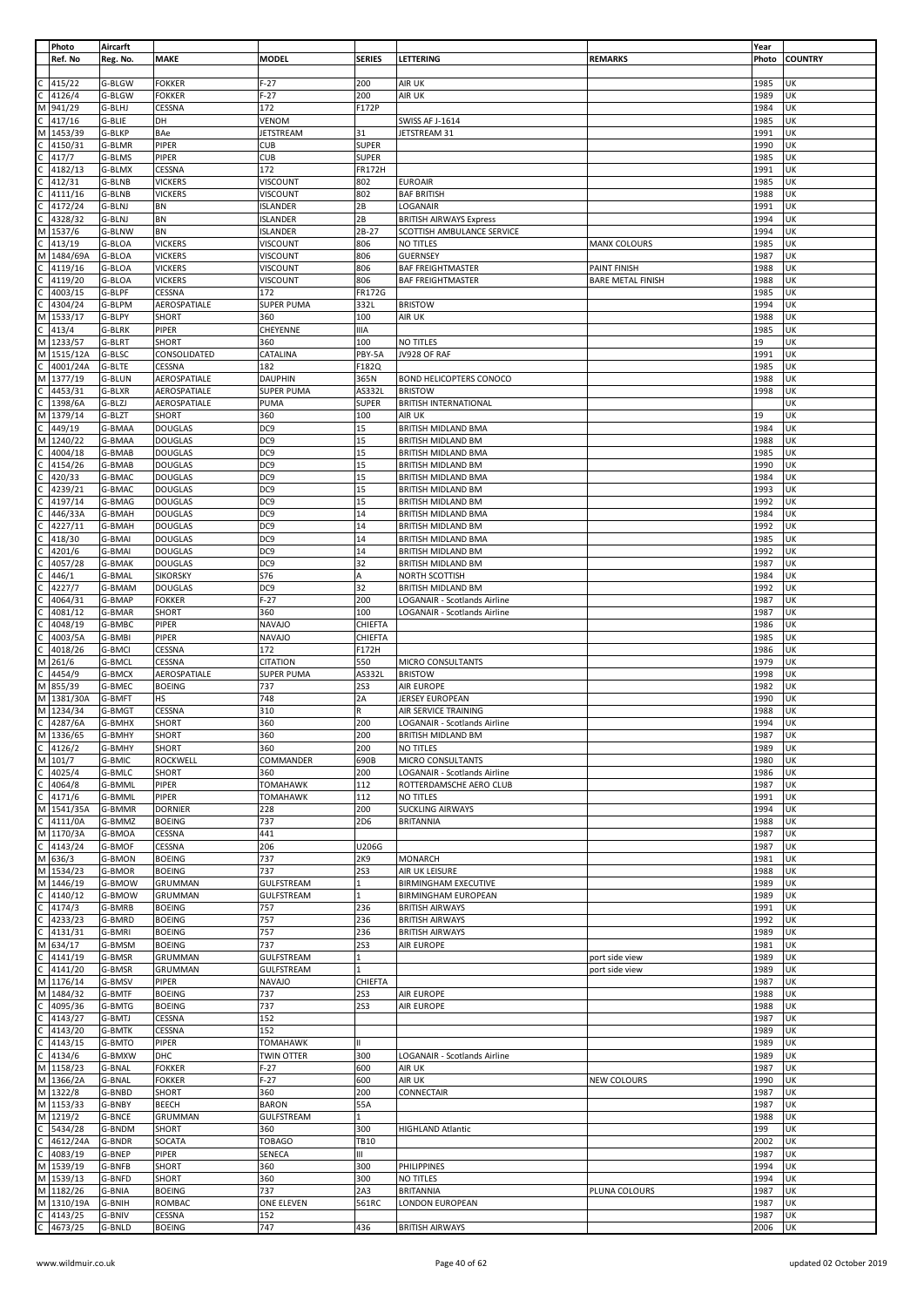| | Photo | Aircarft | | | | | | Year | |
|---|---|---|---|---|---|---|---|---|---|
| | Ref. No | Reg. No. | MAKE | MODEL | SERIES | LETTERING | REMARKS | Photo | COUNTRY |
| C | 415/22 | G-BLGW | FOKKER | F-27 | 200 | AIR UK | | 1985 | UK |
| C | 4126/4 | G-BLGW | FOKKER | F-27 | 200 | AIR UK | | 1989 | UK |
| M | 941/29 | G-BLHJ | CESSNA | 172 | F172P | | | 1984 | UK |
| C | 417/16 | G-BLIE | DH | VENOM | | SWISS AF J-1614 | | 1985 | UK |
| M | 1453/39 | G-BLKP | BAe | JETSTREAM | 31 | JETSTREAM 31 | | 1991 | UK |
| C | 4150/31 | G-BLMR | PIPER | CUB | SUPER | | | 1990 | UK |
| C | 417/7 | G-BLMS | PIPER | CUB | SUPER | | | 1985 | UK |
| C | 4182/13 | G-BLMX | CESSNA | 172 | FR172H | | | 1991 | UK |
| C | 412/31 | G-BLNB | VICKERS | VISCOUNT | 802 | EUROAIR | | 1985 | UK |
| C | 4111/16 | G-BLNB | VICKERS | VISCOUNT | 802 | BAF BRITISH | | 1988 | UK |
| C | 4172/24 | G-BLNJ | BN | ISLANDER | 2B | LOGANAIR | | 1991 | UK |
| C | 4328/32 | G-BLNJ | BN | ISLANDER | 2B | BRITISH AIRWAYS Express | | 1994 | UK |
| M | 1537/6 | G-BLNW | BN | ISLANDER | 2B-27 | SCOTTISH AMBULANCE SERVICE | | 1994 | UK |
| C | 413/19 | G-BLOA | VICKERS | VISCOUNT | 806 | NO TITLES | MANX COLOURS | 1985 | UK |
| M | 1484/69A | G-BLOA | VICKERS | VISCOUNT | 806 | GUERNSEY | | 1987 | UK |
| C | 4119/16 | G-BLOA | VICKERS | VISCOUNT | 806 | BAF FREIGHTMASTER | PAINT FINISH | 1988 | UK |
| C | 4119/20 | G-BLOA | VICKERS | VISCOUNT | 806 | BAF FREIGHTMASTER | BARE METAL FINISH | 1988 | UK |
| C | 4003/15 | G-BLPF | CESSNA | 172 | FR172G | | | 1985 | UK |
| C | 4304/24 | G-BLPM | AEROSPATIALE | SUPER PUMA | 332L | BRISTOW | | 1994 | UK |
| M | 1533/17 | G-BLPY | SHORT | 360 | 100 | AIR UK | | 1988 | UK |
| C | 413/4 | G-BLRK | PIPER | CHEYENNE | IIIA | | | 1985 | UK |
| M | 1233/57 | G-BLRT | SHORT | 360 | 100 | NO TITLES | | 19 | UK |
| M | 1515/12A | G-BLSC | CONSOLIDATED | CATALINA | PBY-5A | JV928 OF RAF | | 1991 | UK |
| C | 4001/24A | G-BLTE | CESSNA | 182 | F182Q | | | 1985 | UK |
| M | 1377/19 | G-BLUN | AEROSPATIALE | DAUPHIN | 365N | BOND HELICOPTERS CONOCO | | 1988 | UK |
| C | 4453/31 | G-BLXR | AEROSPATIALE | SUPER PUMA | AS332L | BRISTOW | | 1998 | UK |
| C | 1398/6A | G-BLZJ | AEROSPATIALE | PUMA | SUPER | BRITISH INTERNATIONAL | | | UK |
| M | 1379/14 | G-BLZT | SHORT | 360 | 100 | AIR UK | | 19 | UK |
| C | 449/19 | G-BMAA | DOUGLAS | DC9 | 15 | BRITISH MIDLAND BMA | | 1984 | UK |
| M | 1240/22 | G-BMAA | DOUGLAS | DC9 | 15 | BRITISH MIDLAND BM | | 1988 | UK |
| C | 4004/18 | G-BMAB | DOUGLAS | DC9 | 15 | BRITISH MIDLAND BMA | | 1985 | UK |
| C | 4154/26 | G-BMAB | DOUGLAS | DC9 | 15 | BRITISH MIDLAND BM | | 1990 | UK |
| C | 420/33 | G-BMAC | DOUGLAS | DC9 | 15 | BRITISH MIDLAND BMA | | 1984 | UK |
| C | 4239/21 | G-BMAC | DOUGLAS | DC9 | 15 | BRITISH MIDLAND BM | | 1993 | UK |
| C | 4197/14 | G-BMAG | DOUGLAS | DC9 | 15 | BRITISH MIDLAND BM | | 1992 | UK |
| C | 446/33A | G-BMAH | DOUGLAS | DC9 | 14 | BRITISH MIDLAND BMA | | 1984 | UK |
| C | 4227/11 | G-BMAH | DOUGLAS | DC9 | 14 | BRITISH MIDLAND BM | | 1992 | UK |
| C | 418/30 | G-BMAI | DOUGLAS | DC9 | 14 | BRITISH MIDLAND BMA | | 1985 | UK |
| C | 4201/6 | G-BMAI | DOUGLAS | DC9 | 14 | BRITISH MIDLAND BM | | 1992 | UK |
| C | 4057/28 | G-BMAK | DOUGLAS | DC9 | 32 | BRITISH MIDLAND BM | | 1987 | UK |
| C | 446/1 | G-BMAL | SIKORSKY | S76 | A | NORTH SCOTTISH | | 1984 | UK |
| C | 4227/7 | G-BMAM | DOUGLAS | DC9 | 32 | BRITISH MIDLAND BM | | 1992 | UK |
| C | 4064/31 | G-BMAP | FOKKER | F-27 | 200 | LOGANAIR - Scotlands Airline | | 1987 | UK |
| C | 4081/12 | G-BMAR | SHORT | 360 | 100 | LOGANAIR - Scotlands Airline | | 1987 | UK |
| C | 4048/19 | G-BMBC | PIPER | NAVAJO | CHIEFTA | | | 1986 | UK |
| C | 4003/5A | G-BMBI | PIPER | NAVAJO | CHIEFTA | | | 1985 | UK |
| C | 4018/26 | G-BMCI | CESSNA | 172 | F172H | | | 1986 | UK |
| M | 261/6 | G-BMCL | CESSNA | CITATION | 550 | MICRO CONSULTANTS | | 1979 | UK |
| C | 4454/9 | G-BMCX | AEROSPATIALE | SUPER PUMA | AS332L | BRISTOW | | 1998 | UK |
| M | 855/39 | G-BMEC | BOEING | 737 | 2S3 | AIR EUROPE | | 1982 | UK |
| M | 1381/30A | G-BMFT | HS | 748 | 2A | JERSEY EUROPEAN | | 1990 | UK |
| M | 1234/34 | G-BMGT | CESSNA | 310 | R | AIR SERVICE TRAINING | | 1988 | UK |
| C | 4287/6A | G-BMHX | SHORT | 360 | 200 | LOGANAIR - Scotlands Airline | | 1994 | UK |
| M | 1336/65 | G-BMHY | SHORT | 360 | 200 | BRITISH MIDLAND BM | | 1987 | UK |
| C | 4126/2 | G-BMHY | SHORT | 360 | 200 | NO TITLES | | 1989 | UK |
| M | 101/7 | G-BMIC | ROCKWELL | COMMANDER | 690B | MICRO CONSULTANTS | | 1980 | UK |
| C | 4025/4 | G-BMLC | SHORT | 360 | 200 | LOGANAIR - Scotlands Airline | | 1986 | UK |
| C | 4064/8 | G-BMML | PIPER | TOMAHAWK | 112 | ROTTERDAMSCHE AERO CLUB | | 1987 | UK |
| C | 4171/6 | G-BMML | PIPER | TOMAHAWK | 112 | NO TITLES | | 1991 | UK |
| M | 1541/35A | G-BMMR | DORNIER | 228 | 200 | SUCKLING AIRWAYS | | 1994 | UK |
| C | 4111/0A | G-BMMZ | BOEING | 737 | 2D6 | BRITANNIA | | 1988 | UK |
| M | 1170/3A | G-BMOA | CESSNA | 441 | | | | 1987 | UK |
| C | 4143/24 | G-BMOF | CESSNA | 206 | U206G | | | 1987 | UK |
| M | 636/3 | G-BMON | BOEING | 737 | 2K9 | MONARCH | | 1981 | UK |
| M | 1534/23 | G-BMOR | BOEING | 737 | 2S3 | AIR UK LEISURE | | 1988 | UK |
| M | 1446/19 | G-BMOW | GRUMMAN | GULFSTREAM | 1 | BIRMINGHAM EXECUTIVE | | 1989 | UK |
| C | 4140/12 | G-BMOW | GRUMMAN | GULFSTREAM | 1 | BIRMINGHAM EUROPEAN | | 1989 | UK |
| C | 4174/3 | G-BMRB | BOEING | 757 | 236 | BRITISH AIRWAYS | | 1991 | UK |
| C | 4233/23 | G-BMRD | BOEING | 757 | 236 | BRITISH AIRWAYS | | 1992 | UK |
| C | 4131/31 | G-BMRI | BOEING | 757 | 236 | BRITISH AIRWAYS | | 1989 | UK |
| M | 634/17 | G-BMSM | BOEING | 737 | 2S3 | AIR EUROPE | | 1981 | UK |
| C | 4141/19 | G-BMSR | GRUMMAN | GULFSTREAM | 1 | | port side view | 1989 | UK |
| C | 4141/20 | G-BMSR | GRUMMAN | GULFSTREAM | 1 | | port side view | 1989 | UK |
| M | 1176/14 | G-BMSV | PIPER | NAVAJO | CHIEFTA | | | 1987 | UK |
| M | 1484/32 | G-BMTF | BOEING | 737 | 2S3 | AIR EUROPE | | 1988 | UK |
| C | 4095/36 | G-BMTG | BOEING | 737 | 2S3 | AIR EUROPE | | 1988 | UK |
| C | 4143/27 | G-BMTJ | CESSNA | 152 | | | | 1987 | UK |
| C | 4143/20 | G-BMTK | CESSNA | 152 | | | | 1989 | UK |
| C | 4143/15 | G-BMTO | PIPER | TOMAHAWK | II | | | 1989 | UK |
| C | 4134/6 | G-BMXW | DHC | TWIN OTTER | 300 | LOGANAIR - Scotlands Airline | | 1989 | UK |
| M | 1158/23 | G-BNAL | FOKKER | F-27 | 600 | AIR UK | | 1987 | UK |
| M | 1366/2A | G-BNAL | FOKKER | F-27 | 600 | AIR UK | NEW COLOURS | 1990 | UK |
| M | 1322/8 | G-BNBD | SHORT | 360 | 200 | CONNECTAIR | | 1987 | UK |
| M | 1153/33 | G-BNBY | BEECH | BARON | 55A | | | 1987 | UK |
| M | 1219/2 | G-BNCE | GRUMMAN | GULFSTREAM | 1 | | | 1988 | UK |
| C | 5434/28 | G-BNDM | SHORT | 360 | 300 | HIGHLAND Atlantic | | 199 | UK |
| C | 4612/24A | G-BNDR | SOCATA | TOBAGO | TB10 | | | 2002 | UK |
| C | 4083/19 | G-BNEP | PIPER | SENECA | III | | | 1987 | UK |
| M | 1539/19 | G-BNFB | SHORT | 360 | 300 | PHILIPPINES | | 1994 | UK |
| M | 1539/13 | G-BNFD | SHORT | 360 | 300 | NO TITLES | | 1994 | UK |
| M | 1182/26 | G-BNIA | BOEING | 737 | 2A3 | BRITANNIA | PLUNA COLOURS | 1987 | UK |
| M | 1310/19A | G-BNIH | ROMBAC | ONE ELEVEN | 561RC | LONDON EUROPEAN | | 1987 | UK |
| C | 4143/25 | G-BNIV | CESSNA | 152 | | | | 1987 | UK |
| C | 4673/25 | G-BNLD | BOEING | 747 | 436 | BRITISH AIRWAYS | | 2006 | UK |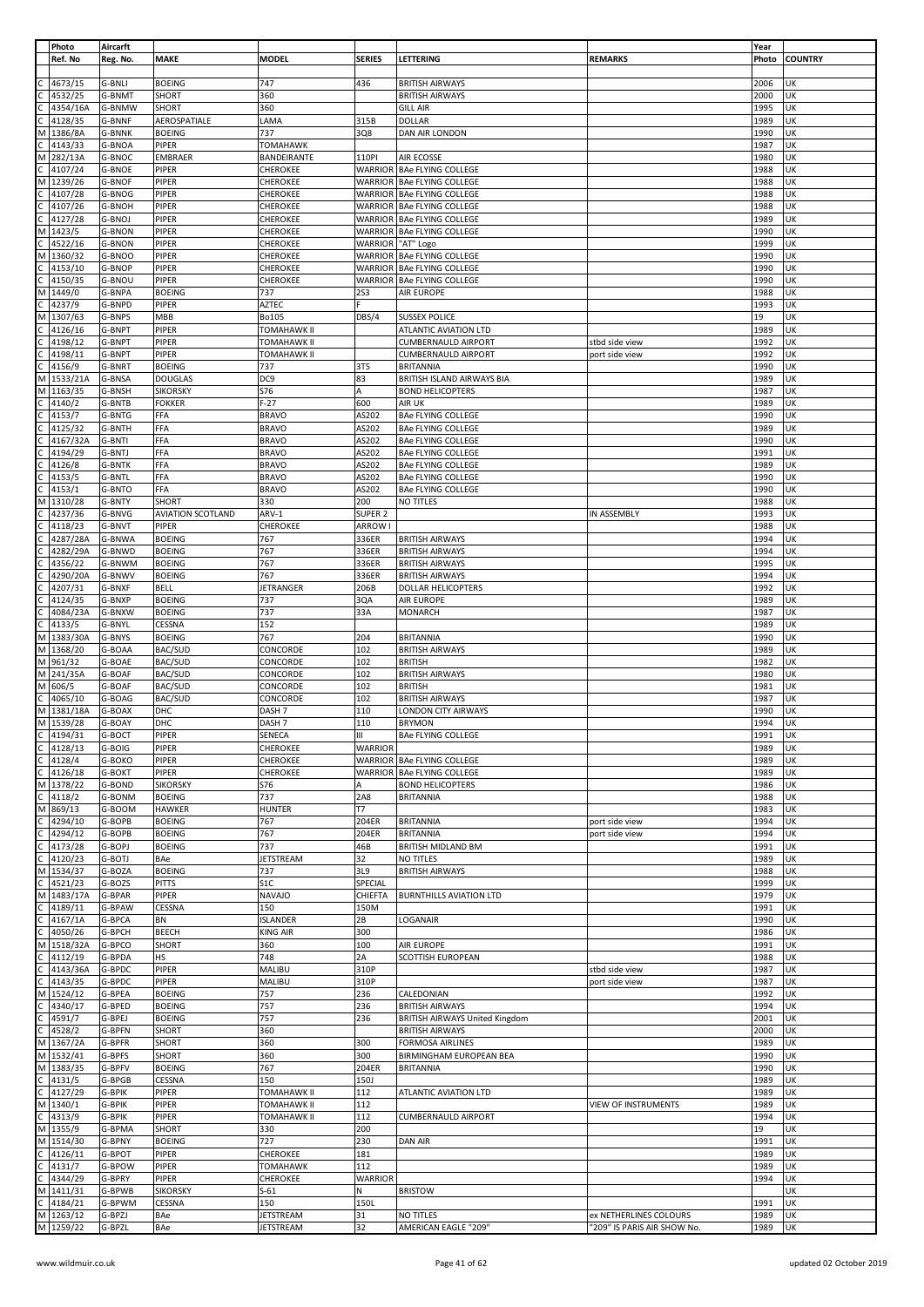| Photo | Aircarft | | | | | | Year | |
|---|---|---|---|---|---|---|---|---|
| Ref. No | Reg. No. | MAKE | MODEL | SERIES | LETTERING | REMARKS | Photo | COUNTRY |
| C 4673/15 | G-BNLI | BOEING | 747 | 436 | BRITISH AIRWAYS | | 2006 | UK |
| C 4532/25 | G-BNMT | SHORT | 360 | | BRITISH AIRWAYS | | 2000 | UK |
| C 4354/16A | G-BNMW | SHORT | 360 | | GILL AIR | | 1995 | UK |
| C 4128/35 | G-BNNF | AEROSPATIALE | LAMA | 315B | DOLLAR | | 1989 | UK |
| M 1386/8A | G-BNNK | BOEING | 737 | 3Q8 | DAN AIR LONDON | | 1990 | UK |
| C 4143/33 | G-BNOA | PIPER | TOMAHAWK | | | | 1987 | UK |
| M 282/13A | G-BNOC | EMBRAER | BANDEIRANTE | 110PI | AIR ECOSSE | | 1980 | UK |
| C 4107/24 | G-BNOE | PIPER | CHEROKEE | WARRIOR | BAe FLYING COLLEGE | | 1988 | UK |
| M 1239/26 | G-BNOF | PIPER | CHEROKEE | WARRIOR | BAe FLYING COLLEGE | | 1988 | UK |
| C 4107/28 | G-BNOG | PIPER | CHEROKEE | WARRIOR | BAe FLYING COLLEGE | | 1988 | UK |
| C 4107/26 | G-BNOH | PIPER | CHEROKEE | WARRIOR | BAe FLYING COLLEGE | | 1988 | UK |
| C 4127/28 | G-BNOJ | PIPER | CHEROKEE | WARRIOR | BAe FLYING COLLEGE | | 1989 | UK |
| M 1423/5 | G-BNON | PIPER | CHEROKEE | WARRIOR | BAe FLYING COLLEGE | | 1990 | UK |
| C 4522/16 | G-BNON | PIPER | CHEROKEE | WARRIOR | "AT" Logo | | 1999 | UK |
| M 1360/32 | G-BNOO | PIPER | CHEROKEE | WARRIOR | BAe FLYING COLLEGE | | 1990 | UK |
| C 4153/10 | G-BNOP | PIPER | CHEROKEE | WARRIOR | BAe FLYING COLLEGE | | 1990 | UK |
| C 4150/35 | G-BNOU | PIPER | CHEROKEE | WARRIOR | BAe FLYING COLLEGE | | 1990 | UK |
| M 1449/0 | G-BNPA | BOEING | 737 | 2S3 | AIR EUROPE | | 1988 | UK |
| C 4237/9 | G-BNPD | PIPER | AZTEC | F | | | 1993 | UK |
| M 1307/63 | G-BNPS | MBB | Bo105 | DBS/4 | SUSSEX POLICE | | 19 | UK |
| C 4126/16 | G-BNPT | PIPER | TOMAHAWK II | | ATLANTIC AVIATION LTD | | 1989 | UK |
| C 4198/12 | G-BNPT | PIPER | TOMAHAWK II | | CUMBERNAULD AIRPORT | stbd side view | 1992 | UK |
| C 4198/11 | G-BNPT | PIPER | TOMAHAWK II | | CUMBERNAULD AIRPORT | port side view | 1992 | UK |
| C 4156/9 | G-BNRT | BOEING | 737 | 3T5 | BRITANNIA | | 1990 | UK |
| M 1533/21A | G-BNSA | DOUGLAS | DC9 | 83 | BRITISH ISLAND AIRWAYS BIA | | 1989 | UK |
| M 1163/35 | G-BNSH | SIKORSKY | S76 | A | BOND HELICOPTERS | | 1987 | UK |
| C 4140/2 | G-BNTB | FOKKER | F-27 | 600 | AIR UK | | 1989 | UK |
| C 4153/7 | G-BNTG | FFA | BRAVO | AS202 | BAe FLYING COLLEGE | | 1990 | UK |
| C 4125/32 | G-BNTH | FFA | BRAVO | AS202 | BAe FLYING COLLEGE | | 1989 | UK |
| C 4167/32A | G-BNTI | FFA | BRAVO | AS202 | BAe FLYING COLLEGE | | 1990 | UK |
| C 4194/29 | G-BNTJ | FFA | BRAVO | AS202 | BAe FLYING COLLEGE | | 1991 | UK |
| C 4126/8 | G-BNTK | FFA | BRAVO | AS202 | BAe FLYING COLLEGE | | 1989 | UK |
| C 4153/5 | G-BNTL | FFA | BRAVO | AS202 | BAe FLYING COLLEGE | | 1990 | UK |
| C 4153/1 | G-BNTO | FFA | BRAVO | AS202 | BAe FLYING COLLEGE | | 1990 | UK |
| M 1310/28 | G-BNTY | SHORT | 330 | 200 | NO TITLES | | 1988 | UK |
| C 4237/36 | G-BNVG | AVIATION SCOTLAND | ARV-1 | SUPER 2 | | IN ASSEMBLY | 1993 | UK |
| C 4118/23 | G-BNVT | PIPER | CHEROKEE | ARROW I | | | 1988 | UK |
| C 4287/28A | G-BNWA | BOEING | 767 | 336ER | BRITISH AIRWAYS | | 1994 | UK |
| C 4282/29A | G-BNWD | BOEING | 767 | 336ER | BRITISH AIRWAYS | | 1994 | UK |
| C 4356/22 | G-BNWM | BOEING | 767 | 336ER | BRITISH AIRWAYS | | 1995 | UK |
| C 4290/20A | G-BNWV | BOEING | 767 | 336ER | BRITISH AIRWAYS | | 1994 | UK |
| C 4207/31 | G-BNXF | BELL | JETRANGER | 206B | DOLLAR HELICOPTERS | | 1992 | UK |
| C 4124/35 | G-BNXP | BOEING | 737 | 3QA | AIR EUROPE | | 1989 | UK |
| C 4084/23A | G-BNXW | BOEING | 737 | 33A | MONARCH | | 1987 | UK |
| C 4133/5 | G-BNYL | CESSNA | 152 | | | | 1989 | UK |
| M 1383/30A | G-BNYS | BOEING | 767 | 204 | BRITANNIA | | 1990 | UK |
| M 1368/20 | G-BOAA | BAC/SUD | CONCORDE | 102 | BRITISH AIRWAYS | | 1989 | UK |
| M 961/32 | G-BOAE | BAC/SUD | CONCORDE | 102 | BRITISH | | 1982 | UK |
| M 241/35A | G-BOAF | BAC/SUD | CONCORDE | 102 | BRITISH AIRWAYS | | 1980 | UK |
| M 606/5 | G-BOAF | BAC/SUD | CONCORDE | 102 | BRITISH | | 1981 | UK |
| C 4065/10 | G-BOAG | BAC/SUD | CONCORDE | 102 | BRITISH AIRWAYS | | 1987 | UK |
| M 1381/18A | G-BOAX | DHC | DASH 7 | 110 | LONDON CITY AIRWAYS | | 1990 | UK |
| M 1539/28 | G-BOAY | DHC | DASH 7 | 110 | BRYMON | | 1994 | UK |
| C 4194/31 | G-BOCT | PIPER | SENECA | III | BAe FLYING COLLEGE | | 1991 | UK |
| C 4128/13 | G-BOIG | PIPER | CHEROKEE | WARRIOR | | | 1989 | UK |
| C 4128/4 | G-BOKO | PIPER | CHEROKEE | WARRIOR | BAe FLYING COLLEGE | | 1989 | UK |
| C 4126/18 | G-BOKT | PIPER | CHEROKEE | WARRIOR | BAe FLYING COLLEGE | | 1989 | UK |
| M 1378/22 | G-BOND | SIKORSKY | S76 | A | BOND HELICOPTERS | | 1986 | UK |
| C 4118/2 | G-BONM | BOEING | 737 | 2A8 | BRITANNIA | | 1988 | UK |
| M 869/13 | G-BOOM | HAWKER | HUNTER | T7 | | | 1983 | UK |
| C 4294/10 | G-BOPB | BOEING | 767 | 204ER | BRITANNIA | port side view | 1994 | UK |
| C 4294/12 | G-BOPB | BOEING | 767 | 204ER | BRITANNIA | port side view | 1994 | UK |
| C 4173/28 | G-BOPJ | BOEING | 737 | 46B | BRITISH MIDLAND BM | | 1991 | UK |
| C 4120/23 | G-BOTJ | BAe | JETSTREAM | 32 | NO TITLES | | 1989 | UK |
| M 1534/37 | G-BOZA | BOEING | 737 | 3L9 | BRITISH AIRWAYS | | 1988 | UK |
| C 4521/23 | G-BOZS | PITTS | S1C | SPECIAL | | | 1999 | UK |
| M 1483/17A | G-BPAR | PIPER | NAVAJO | CHIEFTA | BURNTHILLS AVIATION LTD | | 1979 | UK |
| C 4189/11 | G-BPAW | CESSNA | 150 | 150M | | | 1991 | UK |
| C 4167/1A | G-BPCA | BN | ISLANDER | 2B | LOGANAIR | | 1990 | UK |
| C 4050/26 | G-BPCH | BEECH | KING AIR | 300 | | | 1986 | UK |
| M 1518/32A | G-BPCO | SHORT | 360 | 100 | AIR EUROPE | | 1991 | UK |
| C 4112/19 | G-BPDA | HS | 748 | 2A | SCOTTISH EUROPEAN | | 1988 | UK |
| C 4143/36A | G-BPDC | PIPER | MALIBU | 310P | | stbd side view | 1987 | UK |
| C 4143/35 | G-BPDC | PIPER | MALIBU | 310P | | port side view | 1987 | UK |
| M 1524/12 | G-BPEA | BOEING | 757 | 236 | CALEDONIAN | | 1992 | UK |
| C 4340/17 | G-BPED | BOEING | 757 | 236 | BRITISH AIRWAYS | | 1994 | UK |
| C 4591/7 | G-BPEJ | BOEING | 757 | 236 | BRITISH AIRWAYS United Kingdom | | 2001 | UK |
| C 4528/2 | G-BPFN | SHORT | 360 | | BRITISH AIRWAYS | | 2000 | UK |
| M 1367/2A | G-BPFR | SHORT | 360 | 300 | FORMOSA AIRLINES | | 1989 | UK |
| M 1532/41 | G-BPFS | SHORT | 360 | 300 | BIRMINGHAM EUROPEAN BEA | | 1990 | UK |
| M 1383/35 | G-BPFV | BOEING | 767 | 204ER | BRITANNIA | | 1990 | UK |
| C 4131/5 | G-BPGB | CESSNA | 150 | 150J | | | 1989 | UK |
| C 4127/29 | G-BPIK | PIPER | TOMAHAWK II | 112 | ATLANTIC AVIATION LTD | | 1989 | UK |
| M 1340/1 | G-BPIK | PIPER | TOMAHAWK II | 112 | | VIEW OF INSTRUMENTS | 1989 | UK |
| C 4313/9 | G-BPIK | PIPER | TOMAHAWK II | 112 | CUMBERNAULD AIRPORT | | 1994 | UK |
| M 1355/9 | G-BPMA | SHORT | 330 | 200 | | | 19 | UK |
| M 1514/30 | G-BPNY | BOEING | 727 | 230 | DAN AIR | | 1991 | UK |
| C 4126/11 | G-BPOT | PIPER | CHEROKEE | 181 | | | 1989 | UK |
| C 4131/7 | G-BPOW | PIPER | TOMAHAWK | 112 | | | 1989 | UK |
| C 4344/29 | G-BPRY | PIPER | CHEROKEE | WARRIOR | | | 1994 | UK |
| M 1411/31 | G-BPWB | SIKORSKY | S-61 | N | BRISTOW | | | UK |
| C 4184/21 | G-BPWM | CESSNA | 150 | 150L | | | 1991 | UK |
| M 1263/12 | G-BPZJ | BAe | JETSTREAM | 31 | NO TITLES | ex NETHERLINES COLOURS | 1989 | UK |
| M 1259/22 | G-BPZL | BAe | JETSTREAM | 32 | AMERICAN EAGLE "209" | "209" IS PARIS AIR SHOW No. | 1989 | UK |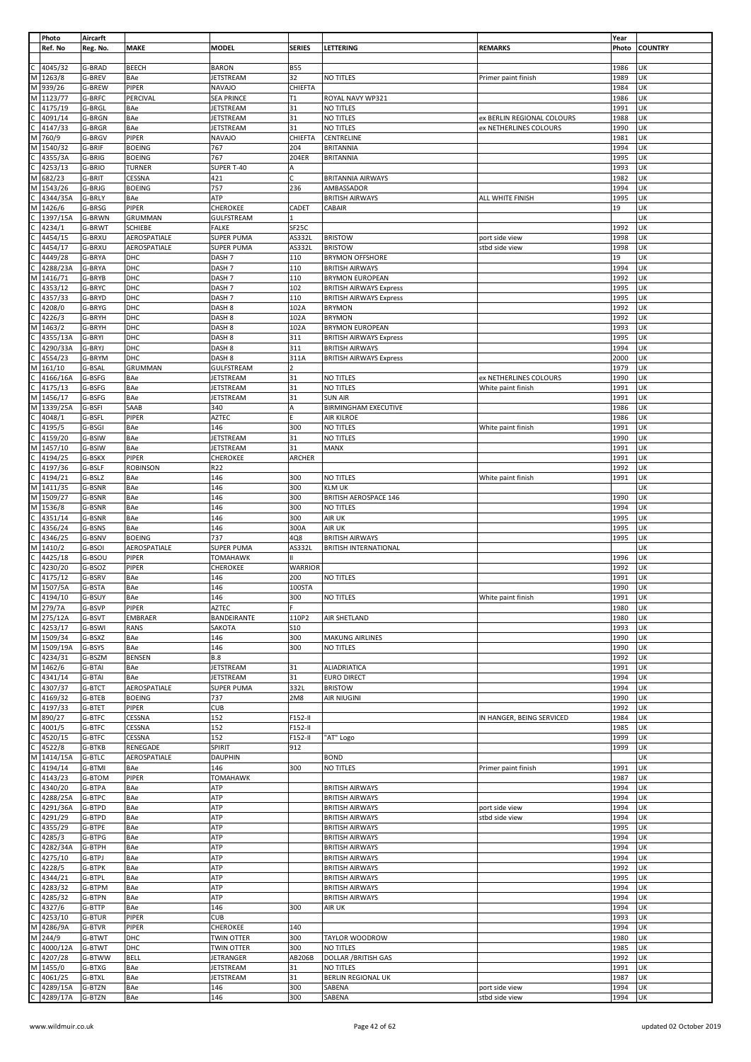| Photo | Aircarft | | | | | | Year | |
|---|---|---|---|---|---|---|---|---|
| Ref. No | Reg. No. | MAKE | MODEL | SERIES | LETTERING | REMARKS | Photo | COUNTRY |
| C 4045/32 | G-BRAD | BEECH | BARON | B55 | | | 1986 | UK |
| M 1263/8 | G-BREV | BAe | JETSTREAM | 32 | NO TITLES | Primer paint finish | 1989 | UK |
| M 939/26 | G-BREW | PIPER | NAVAJO | CHIEFTA | | | 1984 | UK |
| M 1123/77 | G-BRFC | PERCIVAL | SEA PRINCE | T1 | ROYAL NAVY WP321 | | 1986 | UK |
| C 4175/19 | G-BRGL | BAe | JETSTREAM | 31 | NO TITLES | | 1991 | UK |
| C 4091/14 | G-BRGN | BAe | JETSTREAM | 31 | NO TITLES | ex BERLIN REGIONAL COLOURS | 1988 | UK |
| C 4147/33 | G-BRGR | BAe | JETSTREAM | 31 | NO TITLES | ex NETHERLINES COLOURS | 1990 | UK |
| M 760/9 | G-BRGV | PIPER | NAVAJO | CHIEFTA | CENTRELINE | | 1981 | UK |
| M 1540/32 | G-BRIF | BOEING | 767 | 204 | BRITANNIA | | 1994 | UK |
| C 4355/3A | G-BRIG | BOEING | 767 | 204ER | BRITANNIA | | 1995 | UK |
| C 4253/13 | G-BRIO | TURNER | SUPER T-40 | A | | | 1993 | UK |
| M 682/23 | G-BRIT | CESSNA | 421 | C | BRITANNIA AIRWAYS | | 1982 | UK |
| M 1543/26 | G-BRJG | BOEING | 757 | 236 | AMBASSADOR | | 1994 | UK |
| C 4344/35A | G-BRLY | BAe | ATP | | BRITISH AIRWAYS | ALL WHITE FINISH | 1995 | UK |
| M 1426/6 | G-BRSG | PIPER | CHEROKEE | CADET | CABAIR | | 19 | UK |
| C 1397/15A | G-BRWN | GRUMMAN | GULFSTREAM | 1 | | | | UK |
| C 4234/1 | G-BRWT | SCHIEBE | FALKE | SF25C | | | 1992 | UK |
| C 4454/15 | G-BRXU | AEROSPATIALE | SUPER PUMA | AS332L | BRISTOW | port side view | 1998 | UK |
| C 4454/17 | G-BRXU | AEROSPATIALE | SUPER PUMA | AS332L | BRISTOW | stbd side view | 1998 | UK |
| C 4449/28 | G-BRYA | DHC | DASH 7 | 110 | BRYMON OFFSHORE | | 19 | UK |
| C 4288/23A | G-BRYA | DHC | DASH 7 | 110 | BRITISH AIRWAYS | | 1994 | UK |
| M 1416/71 | G-BRYB | DHC | DASH 7 | 110 | BRYMON EUROPEAN | | 1992 | UK |
| C 4353/12 | G-BRYC | DHC | DASH 7 | 102 | BRITISH AIRWAYS Express | | 1995 | UK |
| C 4357/33 | G-BRYD | DHC | DASH 7 | 110 | BRITISH AIRWAYS Express | | 1995 | UK |
| C 4208/0 | G-BRYG | DHC | DASH 8 | 102A | BRYMON | | 1992 | UK |
| C 4226/3 | G-BRYH | DHC | DASH 8 | 102A | BRYMON | | 1992 | UK |
| M 1463/2 | G-BRYH | DHC | DASH 8 | 102A | BRYMON EUROPEAN | | 1993 | UK |
| C 4355/13A | G-BRYI | DHC | DASH 8 | 311 | BRITISH AIRWAYS Express | | 1995 | UK |
| C 4290/33A | G-BRYJ | DHC | DASH 8 | 311 | BRITISH AIRWAYS | | 1994 | UK |
| C 4554/23 | G-BRYM | DHC | DASH 8 | 311A | BRITISH AIRWAYS Express | | 2000 | UK |
| M 161/10 | G-BSAL | GRUMMAN | GULFSTREAM | 2 | | | 1979 | UK |
| C 4166/16A | G-BSFG | BAe | JETSTREAM | 31 | NO TITLES | ex NETHERLINES COLOURS | 1990 | UK |
| C 4175/13 | G-BSFG | BAe | JETSTREAM | 31 | NO TITLES | White paint finish | 1991 | UK |
| M 1456/17 | G-BSFG | BAe | JETSTREAM | 31 | SUN AIR | | 1991 | UK |
| M 1339/25A | G-BSFI | SAAB | 340 | A | BIRMINGHAM EXECUTIVE | | 1986 | UK |
| C 4048/1 | G-BSFL | PIPER | AZTEC | E | AIR KILROE | | 1986 | UK |
| C 4195/5 | G-BSGI | BAe | 146 | 300 | NO TITLES | White paint finish | 1991 | UK |
| C 4159/20 | G-BSIW | BAe | JETSTREAM | 31 | NO TITLES | | 1990 | UK |
| M 1457/10 | G-BSIW | BAe | JETSTREAM | 31 | MANX | | 1991 | UK |
| C 4194/25 | G-BSKX | PIPER | CHEROKEE | ARCHER | | | 1991 | UK |
| C 4197/36 | G-BSLF | ROBINSON | R22 | | | | 1992 | UK |
| C 4194/21 | G-BSLZ | BAe | 146 | 300 | NO TITLES | White paint finish | 1991 | UK |
| M 1411/35 | G-BSNR | BAe | 146 | 300 | KLM UK | | | UK |
| M 1509/27 | G-BSNR | BAe | 146 | 300 | BRITISH AEROSPACE 146 | | 1990 | UK |
| M 1536/8 | G-BSNR | BAe | 146 | 300 | NO TITLES | | 1994 | UK |
| C 4351/14 | G-BSNR | BAe | 146 | 300 | AIR UK | | 1995 | UK |
| C 4356/24 | G-BSNS | BAe | 146 | 300A | AIR UK | | 1995 | UK |
| C 4346/25 | G-BSNV | BOEING | 737 | 4Q8 | BRITISH AIRWAYS | | 1995 | UK |
| M 1410/2 | G-BSOI | AEROSPATIALE | SUPER PUMA | AS332L | BRITISH INTERNATIONAL | | | UK |
| C 4425/18 | G-BSOU | PIPER | TOMAHAWK | II | | | 1996 | UK |
| C 4230/20 | G-BSOZ | PIPER | CHEROKEE | WARRIOR | | | 1992 | UK |
| C 4175/12 | G-BSRV | BAe | 146 | 200 | NO TITLES | | 1991 | UK |
| M 1507/5A | G-BSTA | BAe | 146 | 100STA | | | 1990 | UK |
| C 4194/10 | G-BSUY | BAe | 146 | 300 | NO TITLES | White paint finish | 1991 | UK |
| M 279/7A | G-BSVP | PIPER | AZTEC | F | | | 1980 | UK |
| M 275/12A | G-BSVT | EMBRAER | BANDEIRANTE | 110P2 | AIR SHETLAND | | 1980 | UK |
| C 4253/17 | G-BSWI | RANS | SAKOTA | S10 | | | 1993 | UK |
| M 1509/34 | G-BSXZ | BAe | 146 | 300 | MAKUNG AIRLINES | | 1990 | UK |
| M 1509/19A | G-BSYS | BAe | 146 | 300 | NO TITLES | | 1990 | UK |
| C 4234/31 | G-BSZM | BENSEN | B.8 | | | | 1992 | UK |
| M 1462/6 | G-BTAI | BAe | JETSTREAM | 31 | ALIADRIATICA | | 1991 | UK |
| C 4341/14 | G-BTAI | BAe | JETSTREAM | 31 | EURO DIRECT | | 1994 | UK |
| C 4307/37 | G-BTCT | AEROSPATIALE | SUPER PUMA | 332L | BRISTOW | | 1994 | UK |
| C 4169/32 | G-BTEB | BOEING | 737 | 2M8 | AIR NIUGINI | | 1990 | UK |
| C 4197/33 | G-BTET | PIPER | CUB | | | | 1992 | UK |
| M 890/27 | G-BTFC | CESSNA | 152 | F152-II | | IN HANGER, BEING SERVICED | 1984 | UK |
| C 4001/5 | G-BTFC | CESSNA | 152 | F152-II | | | 1985 | UK |
| C 4520/15 | G-BTFC | CESSNA | 152 | F152-II | "AT" Logo | | 1999 | UK |
| C 4522/8 | G-BTKB | RENEGADE | SPIRIT | 912 | | | 1999 | UK |
| M 1414/15A | G-BTLC | AEROSPATIALE | DAUPHIN | | BOND | | | UK |
| C 4194/14 | G-BTMI | BAe | 146 | 300 | NO TITLES | Primer paint finish | 1991 | UK |
| C 4143/23 | G-BTOM | PIPER | TOMAHAWK | | | | 1987 | UK |
| C 4340/20 | G-BTPA | BAe | ATP | | BRITISH AIRWAYS | | 1994 | UK |
| C 4288/25A | G-BTPC | BAe | ATP | | BRITISH AIRWAYS | | 1994 | UK |
| C 4291/36A | G-BTPD | BAe | ATP | | BRITISH AIRWAYS | port side view | 1994 | UK |
| C 4291/29 | G-BTPD | BAe | ATP | | BRITISH AIRWAYS | stbd side view | 1994 | UK |
| C 4355/29 | G-BTPE | BAe | ATP | | BRITISH AIRWAYS | | 1995 | UK |
| C 4285/3 | G-BTPG | BAe | ATP | | BRITISH AIRWAYS | | 1994 | UK |
| C 4282/34A | G-BTPH | BAe | ATP | | BRITISH AIRWAYS | | 1994 | UK |
| C 4275/10 | G-BTPJ | BAe | ATP | | BRITISH AIRWAYS | | 1994 | UK |
| C 4228/5 | G-BTPK | BAe | ATP | | BRITISH AIRWAYS | | 1992 | UK |
| C 4344/21 | G-BTPL | BAe | ATP | | BRITISH AIRWAYS | | 1995 | UK |
| C 4283/32 | G-BTPM | BAe | ATP | | BRITISH AIRWAYS | | 1994 | UK |
| C 4285/32 | G-BTPN | BAe | ATP | | BRITISH AIRWAYS | | 1994 | UK |
| C 4327/6 | G-BTTP | BAe | 146 | 300 | AIR UK | | 1994 | UK |
| C 4253/10 | G-BTUR | PIPER | CUB | | | | 1993 | UK |
| M 4286/9A | G-BTVR | PIPER | CHEROKEE | 140 | | | 1994 | UK |
| M 244/9 | G-BTWT | DHC | TWIN OTTER | 300 | TAYLOR WOODROW | | 1980 | UK |
| C 4000/12A | G-BTWT | DHC | TWIN OTTER | 300 | NO TITLES | | 1985 | UK |
| C 4207/28 | G-BTWW | BELL | JETRANGER | AB206B | DOLLAR /BRITISH GAS | | 1992 | UK |
| M 1455/0 | G-BTXG | BAe | JETSTREAM | 31 | NO TITLES | | 1991 | UK |
| C 4061/25 | G-BTXL | BAe | JETSTREAM | 31 | BERLIN REGIONAL UK | | 1987 | UK |
| C 4289/15A | G-BTZN | BAe | 146 | 300 | SABENA | port side view | 1994 | UK |
| C 4289/17A | G-BTZN | BAe | 146 | 300 | SABENA | stbd side view | 1994 | UK |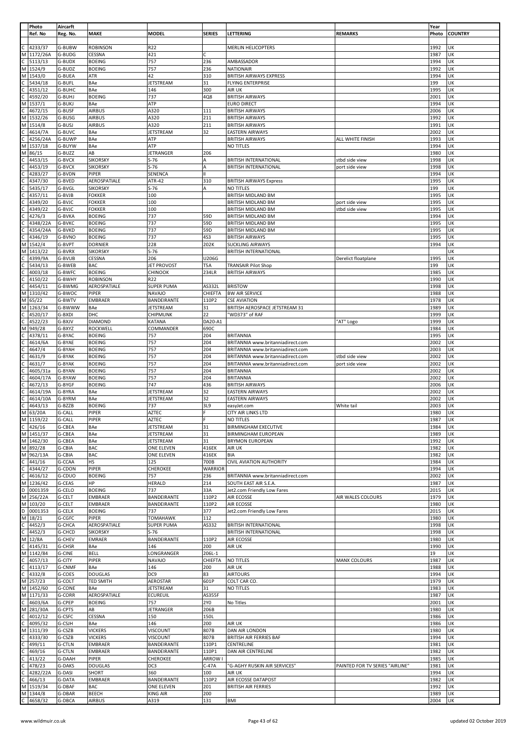| | Photo | Aircarft | | | | | | Year | |
|---|---|---|---|---|---|---|---|---|---|
| | Ref. No | Reg. No. | MAKE | MODEL | SERIES | LETTERING | REMARKS | Photo | COUNTRY |
| C | 4233/37 | G-BUBW | ROBINSON | R22 | | MERLIN HELICOPTERS | | 1992 | UK |
| M | 1172/26A | G-BUDG | CESSNA | 421 | C | | | 1987 | UK |
| C | 5113/13 | G-BUDX | BOEING | 757 | 236 | AMBASSADOR | | 1994 | UK |
| M | 1524/9 | G-BUDZ | BOEING | 757 | 236 | NATIONAIR | | 1992 | UK |
| M | 1543/0 | G-BUEA | ATR | 42 | 310 | BRITISH AIRWAYS EXPRESS | | 1994 | UK |
| C | 5434/18 | G-BUFL | BAe | JETSTREAM | 31 | FLYING ENTERPRISE | | 199 | UK |
| C | 4351/12 | G-BUHC | BAe | 146 | 300 | AIR UK | | 1995 | UK |
| C | 4592/20 | G-BUHJ | BOEING | 737 | 4Q8 | BRITISH AIRWAYS | | 2001 | UK |
| M | 1537/1 | G-BUKJ | BAe | ATP | | EURO DIRECT | | 1994 | UK |
| C | 4672/15 | G-BUSF | AIRBUS | A320 | 111 | BRITISH AIRWAYS | | 2006 | UK |
| M | 1532/26 | G-BUSG | AIRBUS | A320 | 211 | BRITISH AIRWAYS | | 1992 | UK |
| M | 1514/8 | G-BUSJ | AIRBUS | A320 | 211 | BRITISH AIRWAYS | | 1991 | UK |
| C | 4614/7A | G-BUVC | BAe | JETSTREAM | 32 | EASTERN AIRWAYS | | 2002 | UK |
| C | 4256/24A | G-BUWP | BAe | ATP | | BRITISH AIRWAYS | ALL WHITE FINISH | 1993 | UK |
| M | 1537/18 | G-BUYW | BAe | ATP | | NO TITLES | | 1994 | UK |
| M | 86/15 | G-BUZZ | AB | JETRANGER | 206 | | | 1980 | UK |
| C | 4453/15 | G-BVCX | SIKORSKY | S-76 | A | BRITISH INTERNATIONAL | stbd side view | 1998 | UK |
| C | 4453/19 | G-BVCX | SIKORSKY | S-76 | A | BRITISH INTERNATIONAL | port side view | 1998 | UK |
| C | 4283/27 | G-BVDN | PIPER | SENENCA | II | | | 1994 | UK |
| C | 4347/30 | G-BVED | AEROSPATIALE | ATR-42 | 310 | BRITISH AIRWAYS Express | | 1995 | UK |
| C | 5435/17 | G-BVGL | SIKORSKY | S-76 | A | NO TITLES | | 199 | UK |
| C | 4357/11 | G-BVJB | FOKKER | 100 | | BRITISH MIDLAND BM | | 1995 | UK |
| C | 4349/20 | G-BVJC | FOKKER | 100 | | BRITISH MIDLAND BM | port side view | 1995 | UK |
| C | 4349/22 | G-BVJC | FOKKER | 100 | | BRITISH MIDLAND BM | stbd side view | 1995 | UK |
| C | 4276/3 | G-BVKA | BOEING | 737 | 59D | BRITISH MIDLAND BM | | 1994 | UK |
| C | 4348/22A | G-BVKC | BOEING | 737 | 59D | BRITISH MIDLAND BM | | 1995 | UK |
| C | 4354/24A | G-BVKD | BOEING | 737 | 59D | BRITISH MIDLAND BM | | 1995 | UK |
| C | 4346/19 | G-BVNO | BOEING | 737 | 4S3 | BRITISH AIRWAYS | | 1995 | UK |
| M | 1542/4 | G-BVPT | DORNIER | 228 | 202K | SUCKLING AIRWAYS | | 1994 | UK |
| M | 1413/22 | G-BVRX | SIKORSKY | S-76 | | BRITISH INTERNATIONAL | | | UK |
| C | 4399/9A | G-BVUB | CESSNA | 206 | U206G | | Derelict floatplane | 1995 | UK |
| C | 5434/13 | G-BWEB | BAC | JET PROVOST | T5A | TRANSAIR Pilot Shop | | 199 | UK |
| C | 4003/18 | G-BWFC | BOEING | CHINOOK | 234LR | BRITISH AIRWAYS | | 1985 | UK |
| C | 4150/22 | G-BWHY | ROBINSON | R22 | | | | 1990 | UK |
| C | 4454/11 | G-BWMG | AEROSPATIALE | SUPER PUMA | AS332L | BRISTOW | | 1998 | UK |
| M | 1310/42 | G-BWOC | PIPER | NAVAJO | CHIEFTA | BW AIR SERVICE | | 1988 | UK |
| M | 65/22 | G-BWTV | EMBRAER | BANDEIRANTE | 110P2 | CSE AVIATION | | 1978 | UK |
| M | 1263/34 | G-BWWW | BAe | JETSTREAM | 31 | BRITISH AEROSPACE JETSTREAM 31 | | 1989 | UK |
| C | 4520/17 | G-BXDI | DHC | CHIPMUNK | 22 | "WD373" of RAF | | 1999 | UK |
| C | 4522/23 | G-BXJV | DIAMOND | KATANA | DA20-A1 | | "AT" Logo | 1999 | UK |
| M | 949/28 | G-BXYZ | ROCKWELL | COMMANDER | 690C | | | 1984 | UK |
| C | 4378/11 | G-BYAC | BOEING | 757 | 204 | BRITANNIA | | 1995 | UK |
| C | 4614/6A | G-BYAE | BOEING | 757 | 204 | BRITANNIA www.britanniadirect.com | | 2002 | UK |
| C | 4647/4 | G-BYAH | BOEING | 757 | 204 | BRITANNIA www.britanniadirect.com | | 2003 | UK |
| C | 4631/9 | G-BYAK | BOEING | 757 | 204 | BRITANNIA www.britanniadirect.com | stbd side view | 2002 | UK |
| C | 4631/7 | G-BYAK | BOEING | 757 | 204 | BRITANNIA www.britanniadirect.com | port side view | 2002 | UK |
| C | 4605/31a | G-BYAN | BOEING | 757 | 204 | BRITANNIA | | 2002 | UK |
| C | 4604/17A | G-BYAW | BOEING | 757 | 204 | BRITANNIA | | 2002 | UK |
| C | 4672/13 | G-BYGF | BOEING | 747 | 436 | BRITISH AIRWAYS | | 2006 | UK |
| C | 4614/19A | G-BYRA | BAe | JETSTREAM | 32 | EASTERN AIRWAYS | | 2002 | UK |
| C | 4614/10A | G-BYRM | BAe | JETSTREAM | 32 | EASTERN AIRWAYS | | 2002 | UK |
| C | 4643/13 | G-BZZB | BOEING | 737 | 3L9 | easyJet.com | White tail | 2003 | UK |
| M | 63/20A | G-CALL | PIPER | AZTEC | F | CITY AIR LINKS LTD | | 1980 | UK |
| M | 1159/22 | G-CALL | PIPER | AZTEC | F | NO TITLES | | 1987 | UK |
| C | 426/16 | G-CBEA | BAe | JETSTREAM | 31 | BIRMINGHAM EXECUTIVE | | 1984 | UK |
| M | 1451/37 | G-CBEA | BAe | JETSTREAM | 31 | BIRMINGHAM EUROPEAN | | 1989 | UK |
| M | 1462/30 | G-CBEA | BAe | JETSTREAM | 31 | BRYMON EUROPEAN | | 1992 | UK |
| M | 892/28 | G-CBIA | BAC | ONE ELEVEN | 416EK | AIR UK | | 1982 | UK |
| M | 962/13A | G-CBIA | BAC | ONE ELEVEN | 416EK | BIA | | 1982 | UK |
| C | 441/16 | G-CCAA | HS | 125 | 700B | CIVIL AVIATION AUTHORITY | | 1984 | UK |
| C | 4344/27 | G-CDON | PIPER | CHEROKEE | WARRIOR | | | 1994 | UK |
| C | 4616/12 | G-CDUO | BOEING | 757 | 236 | BRITANNIA www.britanniadirect.com | | 2002 | UK |
| M | 1236/42 | G-CEAS | HP | HERALD | 214 | SOUTH EAST AIR S.E.A. | | 1987 | UK |
| D | 0001359 | G-CELO | BOEING | 737 | 33A | Jet2.com Friendly Low Fares | | 2015 | UK |
| M | 256/22A | G-CELT | EMBRAER | BANDEIRANTE | 110P2 | AIR ECOSSE | AIR WALES COLOURS | 1979 | UK |
| M | 103/20 | G-CELT | EMBRAER | BANDEIRANTE | 110P2 | AIR ECOSSE | | 1980 | UK |
| D | 0001353 | G-CELX | BOEING | 737 | 377 | Jet2.com Friendly Low Fares | | 2015 | UK |
| M | 18/21 | G-CGFC | PIPER | TOMAHAWK | 112 | | | 1980 | UK |
| C | 4452/3 | G-CHCA | AEROSPATIALE | SUPER PUMA | AS332 | BRITISH INTERNATIONAL | | 1998 | UK |
| C | 4452/3 | G-CHCD | SIKORSKY | S-76 | | BRITISH INTERNATIONAL | | 1998 | UK |
| M | 12/8A | G-CHEV | EMRAER | BANDEIRANTE | 110P2 | AIR ECOSSE | | 1980 | UK |
| C | 4145/31 | G-CHSR | BAe | 146 | 200 | AIR UK | | 1990 | UK |
| M | 1142/84 | G-CINE | BELL | LONGRANGER | 206L-1 | | | 19 | UK |
| C | 4057/13 | G-CITY | PIPER | NAVAJO | CHIEFTA | NO TITLES | MANX COLOURS | 1987 | UK |
| C | 4113/17 | G-CNMF | BAe | 146 | 200 | AIR UK | | 1988 | UK |
| C | 4332/8 | G-COES | DOUGLAS | DC9 | 83 | AIRTOURS | | 1994 | UK |
| M | 257/23 | G-COLT | TED SMITH | AEROSTAR | 601P | COLT CAR CO. | | 1979 | UK |
| M | 1452/60 | G-CONE | BAe | JETSTREAM | 31 | NO TITLES | | 1983 | UK |
| M | 1171/33 | G-CORR | AEROSPATIALE | ECUREUIL | AS355F | | | 1987 | UK |
| C | 4603/6A | G-CPEP | BOEING | 757 | 2Y0 | No Titles | | 2001 | UK |
| M | 281/30A | G-CPTS | AB | JETRANGER | 206B | | | 1980 | UK |
| C | 4012/12 | G-CSFC | CESSNA | 150 | 150L | | | 1986 | UK |
| C | 4095/32 | G-CSJH | BAe | 146 | 200 | AIR UK | | 1986 | UK |
| M | 1311/39 | G-CSZB | VICKERS | VISCOUNT | 807B | DAN AIR LONDON | | 1980 | UK |
| C | 4333/30 | G-CSZB | VICKERS | VISCOUNT | 807B | BRITISH AIR FERRIES BAF | | 1994 | UK |
| C | 499/11 | G-CTLN | EMBRAER | BANDEIRANTE | 110P1 | CENTRELINE | | 1981 | UK |
| C | 469/16 | G-CTLN | EMBRAER | BANDEIRANTE | 110P1 | DAN AIR CENTRELINE | | 1982 | UK |
| C | 413/22 | G-DAAH | PIPER | CHEROKEE | ARROW I | | | 1985 | UK |
| C | 478/23 | G-DAKS | DOUGLAS | DC3 | C-47A | "G-AGHY RUSKIN AIR SERVICES" | PAINTED FOR TV SERIES "AIRLINE" | 1981 | UK |
| C | 4282/22A | G-DASI | SHORT | 360 | 100 | AIR UK | | 1994 | UK |
| C | 466/13 | G-DATA | EMBRAER | BANDEIRANTE | 110P2 | AIR ECOSSE DATAPOST | | 1982 | UK |
| M | 1519/34 | G-DBAF | BAC | ONE ELEVEN | 201 | BRITISH AIR FERRIES | | 1992 | UK |
| M | 1344/8 | G-DBAR | BEECH | KING AIR | 200 | | | 1989 | UK |
| C | 4658/32 | G-DBCA | AIRBUS | A319 | 131 | BMI | | 2004 | UK |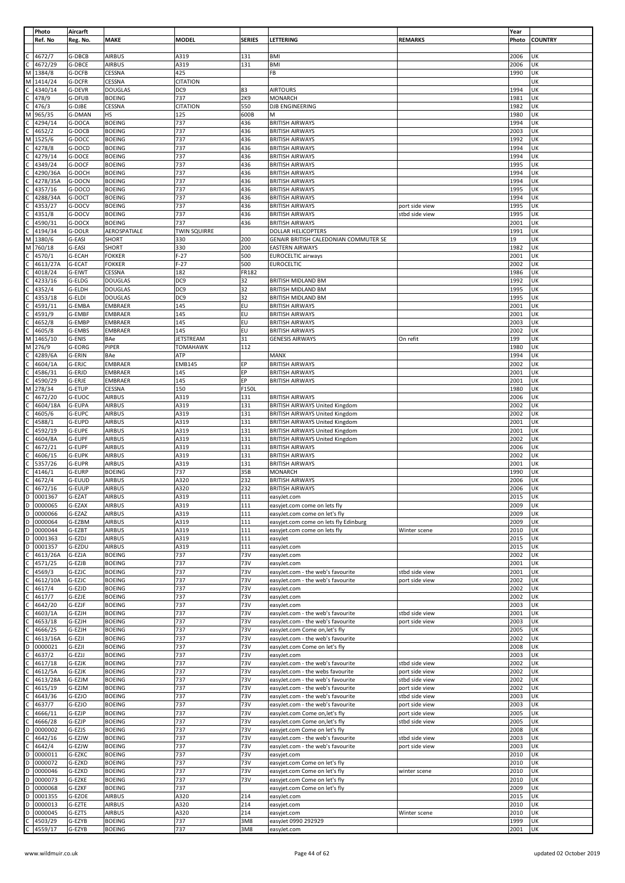| | Photo | Aircarft | | | | | | Year | |
|---|---|---|---|---|---|---|---|---|---|
| | Ref. No | Reg. No. | MAKE | MODEL | SERIES | LETTERING | REMARKS | Photo | COUNTRY |
| C | 4672/7 | G-DBCB | AIRBUS | A319 | 131 | BMI | | 2006 | UK |
| C | 4672/29 | G-DBCE | AIRBUS | A319 | 131 | BMI | | 2006 | UK |
| M | 1384/8 | G-DCFB | CESSNA | 425 | | FB | | 1990 | UK |
| M | 1414/24 | G-DCFR | CESSNA | CITATION | | | | | UK |
| C | 4340/14 | G-DEVR | DOUGLAS | DC9 | 83 | AIRTOURS | | 1994 | UK |
| C | 478/9 | G-DFUB | BOEING | 737 | 2K9 | MONARCH | | 1981 | UK |
| C | 476/3 | G-DJBE | CESSNA | CITATION | 550 | DJB ENGINEERING | | 1982 | UK |
| M | 965/35 | G-DMAN | HS | 125 | 600B | M | | 1980 | UK |
| C | 4294/14 | G-DOCA | BOEING | 737 | 436 | BRITISH AIRWAYS | | 1994 | UK |
| C | 4652/2 | G-DOCB | BOEING | 737 | 436 | BRITISH AIRWAYS | | 2003 | UK |
| M | 1525/6 | G-DOCC | BOEING | 737 | 436 | BRITISH AIRWAYS | | 1992 | UK |
| C | 4278/8 | G-DOCD | BOEING | 737 | 436 | BRITISH AIRWAYS | | 1994 | UK |
| C | 4279/14 | G-DOCE | BOEING | 737 | 436 | BRITISH AIRWAYS | | 1994 | UK |
| C | 4349/24 | G-DOCF | BOEING | 737 | 436 | BRITISH AIRWAYS | | 1995 | UK |
| C | 4290/36A | G-DOCH | BOEING | 737 | 436 | BRITISH AIRWAYS | | 1994 | UK |
| C | 4278/35A | G-DOCN | BOEING | 737 | 436 | BRITISH AIRWAYS | | 1994 | UK |
| C | 4357/16 | G-DOCO | BOEING | 737 | 436 | BRITISH AIRWAYS | | 1995 | UK |
| C | 4288/34A | G-DOCT | BOEING | 737 | 436 | BRITISH AIRWAYS | | 1994 | UK |
| C | 4353/27 | G-DOCV | BOEING | 737 | 436 | BRITISH AIRWAYS | port side view | 1995 | UK |
| C | 4351/8 | G-DOCV | BOEING | 737 | 436 | BRITISH AIRWAYS | stbd side view | 1995 | UK |
| C | 4590/31 | G-DOCX | BOEING | 737 | 436 | BRITISH AIRWAYS | | 2001 | UK |
| C | 4194/34 | G-DOLR | AEROSPATIALE | TWIN SQUIRRE | | DOLLAR HELICOPTERS | | 1991 | UK |
| M | 1380/6 | G-EASI | SHORT | 330 | 200 | GENAIR BRITISH CALEDONIAN COMMUTER SE | | 19 | UK |
| M | 760/18 | G-EASI | SHORT | 330 | 200 | EASTERN AIRWAYS | | 1982 | UK |
| C | 4570/1 | G-ECAH | FOKKER | F-27 | 500 | EUROCELTIC airways | | 2001 | UK |
| C | 4613/27A | G-ECAT | FOKKER | F-27 | 500 | EUROCELTIC | | 2002 | UK |
| C | 4018/24 | G-EIWT | CESSNA | 182 | FR182 | | | 1986 | UK |
| C | 4233/16 | G-ELDG | DOUGLAS | DC9 | 32 | BRITISH MIDLAND BM | | 1992 | UK |
| C | 4352/4 | G-ELDH | DOUGLAS | DC9 | 32 | BRITISH MIDLAND BM | | 1995 | UK |
| C | 4353/18 | G-ELDI | DOUGLAS | DC9 | 32 | BRITISH MIDLAND BM | | 1995 | UK |
| C | 4591/11 | G-EMBA | EMBRAER | 145 | EU | BRITISH AIRWAYS | | 2001 | UK |
| C | 4591/9 | G-EMBF | EMBRAER | 145 | EU | BRITISH AIRWAYS | | 2001 | UK |
| C | 4652/8 | G-EMBP | EMBRAER | 145 | EU | BRITISH AIRWAYS | | 2003 | UK |
| C | 4605/8 | G-EMBS | EMBRAER | 145 | EU | BRITISH AIRWAYS | | 2002 | UK |
| M | 1465/10 | G-ENIS | BAe | JETSTREAM | 31 | GENESIS AIRWAYS | On refit | 199 | UK |
| M | 276/9 | G-EORG | PIPER | TOMAHAWK | 112 | | | 1980 | UK |
| C | 4289/6A | G-ERIN | BAe | ATP | | MANX | | 1994 | UK |
| C | 4604/1A | G-ERJC | EMBRAER | EMB145 | EP | BRITISH AIRWAYS | | 2002 | UK |
| C | 4586/31 | G-ERJD | EMBRAER | 145 | EP | BRITISH AIRWAYS | | 2001 | UK |
| C | 4590/29 | G-ERJE | EMBRAER | 145 | EP | BRITISH AIRWAYS | | 2001 | UK |
| M | 278/34 | G-ETUP | CESSNA | 150 | F150L | | | 1980 | UK |
| C | 4672/20 | G-EUOC | AIRBUS | A319 | 131 | BRITISH AIRWAYS | | 2006 | UK |
| C | 4604/18A | G-EUPA | AIRBUS | A319 | 131 | BRITISH AIRWAYS United Kingdom | | 2002 | UK |
| C | 4605/6 | G-EUPC | AIRBUS | A319 | 131 | BRITISH AIRWAYS United Kingdom | | 2002 | UK |
| C | 4588/1 | G-EUPD | AIRBUS | A319 | 131 | BRITISH AIRWAYS United Kingdom | | 2001 | UK |
| C | 4592/19 | G-EUPE | AIRBUS | A319 | 131 | BRITISH AIRWAYS United Kingdom | | 2001 | UK |
| C | 4604/8A | G-EUPF | AIRBUS | A319 | 131 | BRITISH AIRWAYS United Kingdom | | 2002 | UK |
| C | 4672/21 | G-EUPF | AIRBUS | A319 | 131 | BRITISH AIRWAYS | | 2006 | UK |
| C | 4606/15 | G-EUPK | AIRBUS | A319 | 131 | BRITISH AIRWAYS | | 2002 | UK |
| C | 5357/26 | G-EUPR | AIRBUS | A319 | 131 | BRITISH AIRWAYS | | 2001 | UK |
| C | 4146/1 | G-EURP | BOEING | 737 | 35B | MONARCH | | 1990 | UK |
| C | 4672/4 | G-EUUD | AIRBUS | A320 | 232 | BRITISH AIRWAYS | | 2006 | UK |
| C | 4672/16 | G-EUUP | AIRBUS | A320 | 232 | BRITISH AIRWAYS | | 2006 | UK |
| D | 0001367 | G-EZAT | AIRBUS | A319 | 111 | easyJet.com | | 2015 | UK |
| D | 0000065 | G-EZAX | AIRBUS | A319 | 111 | easyjet.com come on lets fly | | 2009 | UK |
| D | 0000066 | G-EZAZ | AIRBUS | A319 | 111 | easyJet.com come on let's fly | | 2009 | UK |
| D | 0000064 | G-EZBM | AIRBUS | A319 | 111 | easyjet.com come on lets fly Edinburg | | 2009 | UK |
| D | 0000044 | G-EZBT | AIRBUS | A319 | 111 | easyjet.com come on lets fly | Winter scene | 2010 | UK |
| D | 0001363 | G-EZDJ | AIRBUS | A319 | 111 | easyJet | | 2015 | UK |
| D | 0001357 | G-EZDU | AIRBUS | A319 | 111 | easyJet.com | | 2015 | UK |
| C | 4613/26A | G-EZJA | BOEING | 737 | 73V | easyJet.com | | 2002 | UK |
| C | 4571/25 | G-EZJB | BOEING | 737 | 73V | easyJet.com | | 2001 | UK |
| C | 4569/3 | G-EZJC | BOEING | 737 | 73V | easyJet.com - the web's favourite | stbd side view | 2001 | UK |
| C | 4612/10A | G-EZJC | BOEING | 737 | 73V | easyJet.com - the web's favourite | port side view | 2002 | UK |
| C | 4617/4 | G-EZJD | BOEING | 737 | 73V | easyJet.com | | 2002 | UK |
| C | 4617/7 | G-EZJE | BOEING | 737 | 73V | easyJet.com | | 2002 | UK |
| C | 4642/20 | G-EZJF | BOEING | 737 | 73V | easyJet.com | | 2003 | UK |
| C | 4603/1A | G-EZJH | BOEING | 737 | 73V | easyJet.com - the web's favourite | stbd side view | 2001 | UK |
| C | 4653/18 | G-EZJH | BOEING | 737 | 73V | easyJet.com - the web's favourite | port side view | 2003 | UK |
| C | 4666/25 | G-EZJH | BOEING | 737 | 73V | easyJet.com Come on,let's fly | | 2005 | UK |
| C | 4613/16A | G-EZJI | BOEING | 737 | 73V | easyJet.com - the web's favourite | | 2002 | UK |
| D | 0000021 | G-EZJI | BOEING | 737 | 73V | easyJet.com Come on let's fly | | 2008 | UK |
| C | 4637/2 | G-EZJJ | BOEING | 737 | 73V | easyJet.com | | 2003 | UK |
| C | 4617/18 | G-EZJK | BOEING | 737 | 73V | easyJet.com - the web's favourite | stbd side view | 2002 | UK |
| C | 4612/5A | G-EZJK | BOEING | 737 | 73V | easyJet.com - the webs favourite | port side view | 2002 | UK |
| C | 4613/28A | G-EZJM | BOEING | 737 | 73V | easyJet.com - the web's favourite | stbd side view | 2002 | UK |
| C | 4615/19 | G-EZJM | BOEING | 737 | 73V | easyJet.com - the web's favourite | port side view | 2002 | UK |
| C | 4643/36 | G-EZJO | BOEING | 737 | 73V | easyJet.com - the web's favourite | stbd side view | 2003 | UK |
| C | 4637/7 | G-EZJO | BOEING | 737 | 73V | easyJet.com - the web's favourite | port side view | 2003 | UK |
| C | 4666/11 | G-EZJP | BOEING | 737 | 73V | easyJet.com Come on,let's fly | port side view | 2005 | UK |
| C | 4666/28 | G-EZJP | BOEING | 737 | 73V | easyJet.com Come on,let's fly | stbd side view | 2005 | UK |
| D | 0000002 | G-EZJS | BOEING | 737 | 73V | easyjet.com Come on let's fly | | 2008 | UK |
| C | 4642/16 | G-EZJW | BOEING | 737 | 73V | easyJet.com - the web's favourite | stbd side view | 2003 | UK |
| C | 4642/4 | G-EZJW | BOEING | 737 | 73V | easyJet.com - the web's favourite | port side view | 2003 | UK |
| D | 0000011 | G-EZKC | BOEING | 737 | 73V | easyjet.com | | 2010 | UK |
| D | 0000072 | G-EZKD | BOEING | 737 | 73V | easyjet.com Come on let's fly | | 2010 | UK |
| D | 0000046 | G-EZKD | BOEING | 737 | 73V | easyjet.com Come on let's fly | winter scene | 2010 | UK |
| D | 0000073 | G-EZKE | BOEING | 737 | 73V | easyjet.com Come on let's fly | | 2010 | UK |
| D | 0000068 | G-EZKF | BOEING | 737 | | easyjet.com Come on let's fly | | 2009 | UK |
| D | 0001355 | G-EZOE | AIRBUS | A320 | 214 | easyJet.com | | 2015 | UK |
| D | 0000013 | G-EZTE | AIRBUS | A320 | 214 | easyjet.com | | 2010 | UK |
| D | 0000045 | G-EZTS | AIRBUS | A320 | 214 | easyjet.com | Winter scene | 2010 | UK |
| C | 4503/29 | G-EZYB | BOEING | 737 | 3M8 | easyJet 0990 292929 | | 1999 | UK |
| C | 4559/17 | G-EZYB | BOEING | 737 | 3M8 | easyJet.com | | 2001 | UK |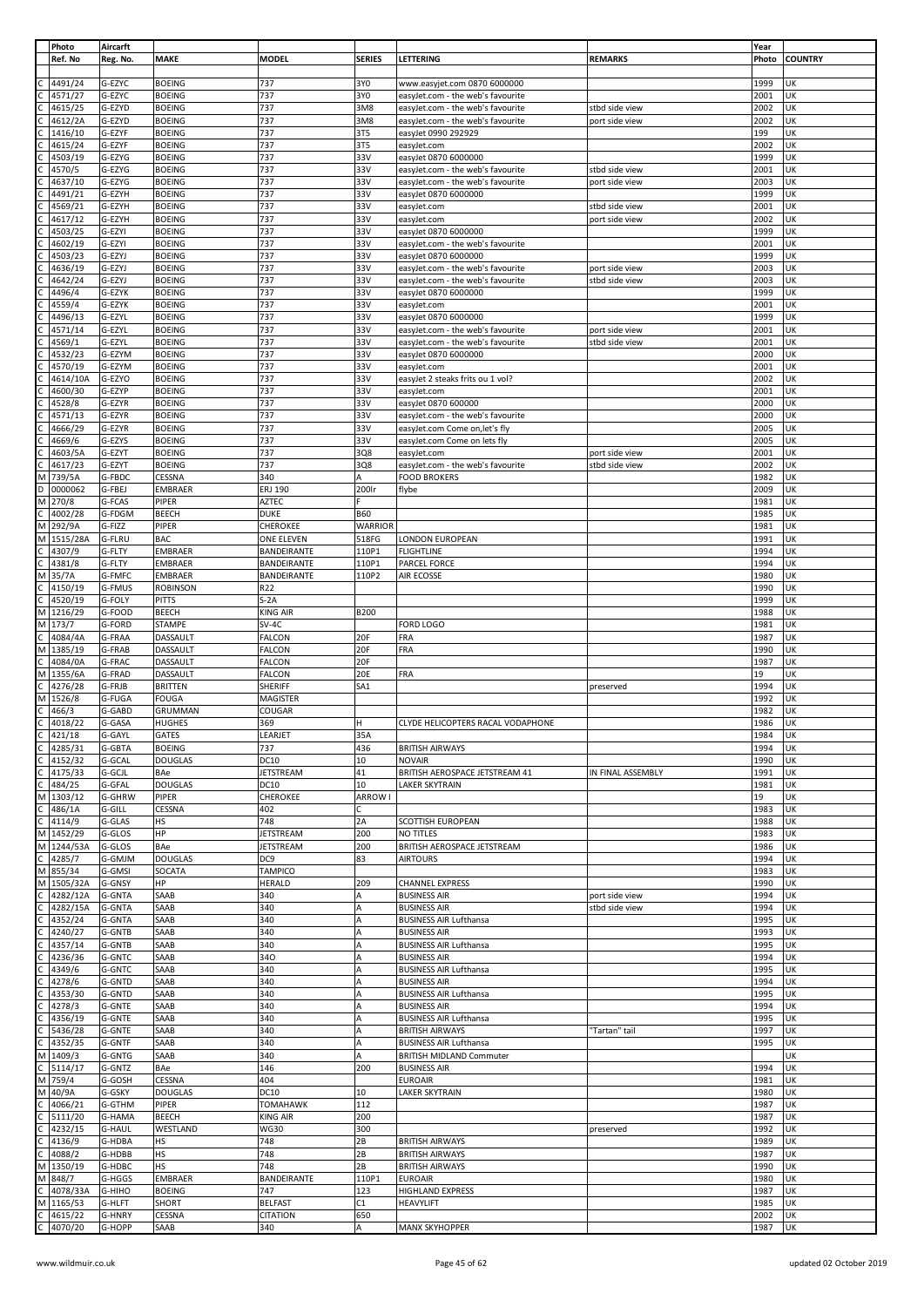| | Photo Ref. No | Aircarft Reg. No. | MAKE | MODEL | SERIES | LETTERING | REMARKS | Year Photo | COUNTRY |
|---|---|---|---|---|---|---|---|---|---|
| C | 4491/24 | G-EZYC | BOEING | 737 | 3Y0 | www.easyjet.com 0870 6000000 | | 1999 | UK |
| C | 4571/27 | G-EZYC | BOEING | 737 | 3Y0 | easyJet.com - the web's favourite | | 2001 | UK |
| C | 4615/25 | G-EZYD | BOEING | 737 | 3M8 | easyJet.com - the web's favourite | stbd side view | 2002 | UK |
| C | 4612/2A | G-EZYD | BOEING | 737 | 3M8 | easyJet.com - the web's favourite | port side view | 2002 | UK |
| C | 1416/10 | G-EZYF | BOEING | 737 | 3T5 | easyJet 0990 292929 | | 199 | UK |
| C | 4615/24 | G-EZYF | BOEING | 737 | 3T5 | easyJet.com | | 2002 | UK |
| C | 4503/19 | G-EZYG | BOEING | 737 | 33V | easyJet 0870 6000000 | | 1999 | UK |
| C | 4570/5 | G-EZYG | BOEING | 737 | 33V | easyJet.com - the web's favourite | stbd side view | 2001 | UK |
| C | 4637/10 | G-EZYG | BOEING | 737 | 33V | easyJet.com - the web's favourite | port side view | 2003 | UK |
| C | 4491/21 | G-EZYH | BOEING | 737 | 33V | easyJet 0870 6000000 | | 1999 | UK |
| C | 4569/21 | G-EZYH | BOEING | 737 | 33V | easyJet.com | stbd side view | 2001 | UK |
| C | 4617/12 | G-EZYH | BOEING | 737 | 33V | easyJet.com | port side view | 2002 | UK |
| C | 4503/25 | G-EZYI | BOEING | 737 | 33V | easyJet 0870 6000000 | | 1999 | UK |
| C | 4602/19 | G-EZYI | BOEING | 737 | 33V | easyJet.com - the web's favourite | | 2001 | UK |
| C | 4503/23 | G-EZYJ | BOEING | 737 | 33V | easyJet 0870 6000000 | | 1999 | UK |
| C | 4636/19 | G-EZYJ | BOEING | 737 | 33V | easyJet.com - the web's favourite | port side view | 2003 | UK |
| C | 4642/24 | G-EZYJ | BOEING | 737 | 33V | easyJet.com - the web's favourite | stbd side view | 2003 | UK |
| C | 4496/4 | G-EZYK | BOEING | 737 | 33V | easyJet 0870 6000000 | | 1999 | UK |
| C | 4559/4 | G-EZYK | BOEING | 737 | 33V | easyJet.com | | 2001 | UK |
| C | 4496/13 | G-EZYL | BOEING | 737 | 33V | easyJet 0870 6000000 | | 1999 | UK |
| C | 4571/14 | G-EZYL | BOEING | 737 | 33V | easyJet.com - the web's favourite | port side view | 2001 | UK |
| C | 4569/1 | G-EZYL | BOEING | 737 | 33V | easyJet.com - the web's favourite | stbd side view | 2001 | UK |
| C | 4532/23 | G-EZYM | BOEING | 737 | 33V | easyJet 0870 6000000 | | 2000 | UK |
| C | 4570/19 | G-EZYM | BOEING | 737 | 33V | easyJet.com | | 2001 | UK |
| C | 4614/10A | G-EZYO | BOEING | 737 | 33V | easyJet 2 steaks frits ou 1 vol? | | 2002 | UK |
| C | 4600/30 | G-EZYP | BOEING | 737 | 33V | easyJet.com | | 2001 | UK |
| C | 4528/8 | G-EZYR | BOEING | 737 | 33V | easyJet 0870 600000 | | 2000 | UK |
| C | 4571/13 | G-EZYR | BOEING | 737 | 33V | easyJet.com - the web's favourite | | 2000 | UK |
| C | 4666/29 | G-EZYR | BOEING | 737 | 33V | easyJet.com Come on,let's fly | | 2005 | UK |
| C | 4669/6 | G-EZYS | BOEING | 737 | 33V | easyJet.com Come on lets fly | | 2005 | UK |
| C | 4603/5A | G-EZYT | BOEING | 737 | 3Q8 | easyJet.com | port side view | 2001 | UK |
| C | 4617/23 | G-EZYT | BOEING | 737 | 3Q8 | easyJet.com - the web's favourite | stbd side view | 2002 | UK |
| M | 739/5A | G-FBDC | CESSNA | 340 | A | FOOD BROKERS | | 1982 | UK |
| D | 0000062 | G-FBEJ | EMBRAER | ERJ 190 | 200lr | flybe | | 2009 | UK |
| M | 270/8 | G-FCAS | PIPER | AZTEC | F | | | 1981 | UK |
| C | 4002/28 | G-FDGM | BEECH | DUKE | B60 | | | 1985 | UK |
| M | 292/9A | G-FIZZ | PIPER | CHEROKEE | WARRIOR | | | 1981 | UK |
| M | 1515/28A | G-FLRU | BAC | ONE ELEVEN | 518FG | LONDON EUROPEAN | | 1991 | UK |
| C | 4307/9 | G-FLTY | EMBRAER | BANDEIRANTE | 110P1 | FLIGHTLINE | | 1994 | UK |
| C | 4381/8 | G-FLTY | EMBRAER | BANDEIRANTE | 110P1 | PARCEL FORCE | | 1994 | UK |
| M | 35/7A | G-FMFC | EMBRAER | BANDEIRANTE | 110P2 | AIR ECOSSE | | 1980 | UK |
| C | 4150/19 | G-FMUS | ROBINSON | R22 | | | | 1990 | UK |
| C | 4520/19 | G-FOLY | PITTS | S-2A | | | | 1999 | UK |
| M | 1216/29 | G-FOOD | BEECH | KING AIR | B200 | | | 1988 | UK |
| M | 173/7 | G-FORD | STAMPE | SV-4C | | FORD LOGO | | 1981 | UK |
| C | 4084/4A | G-FRAA | DASSAULT | FALCON | 20F | FRA | | 1987 | UK |
| M | 1385/19 | G-FRAB | DASSAULT | FALCON | 20F | FRA | | 1990 | UK |
| C | 4084/0A | G-FRAC | DASSAULT | FALCON | 20F | | | 1987 | UK |
| M | 1355/6A | G-FRAD | DASSAULT | FALCON | 20E | FRA | | 19 | UK |
| C | 4276/28 | G-FRJB | BRITTEN | SHERIFF | SA1 | | preserved | 1994 | UK |
| M | 1526/8 | G-FUGA | FOUGA | MAGISTER | | | | 1992 | UK |
| C | 466/3 | G-GABD | GRUMMAN | COUGAR | | | | 1982 | UK |
| C | 4018/22 | G-GASA | HUGHES | 369 | H | CLYDE HELICOPTERS RACAL VODAPHONE | | 1986 | UK |
| C | 421/18 | G-GAYL | GATES | LEARJET | 35A | | | 1984 | UK |
| C | 4285/31 | G-GBTA | BOEING | 737 | 436 | BRITISH AIRWAYS | | 1994 | UK |
| C | 4152/32 | G-GCAL | DOUGLAS | DC10 | 10 | NOVAIR | | 1990 | UK |
| C | 4175/33 | G-GCJL | BAe | JETSTREAM | 41 | BRITISH AEROSPACE JETSTREAM 41 | IN FINAL ASSEMBLY | 1991 | UK |
| C | 484/25 | G-GFAL | DOUGLAS | DC10 | 10 | LAKER SKYTRAIN | | 1981 | UK |
| M | 1303/12 | G-GHRW | PIPER | CHEROKEE | ARROW I | | | 19 | UK |
| C | 486/1A | G-GILL | CESSNA | 402 | C | | | 1983 | UK |
| C | 4114/9 | G-GLAS | HS | 748 | 2A | SCOTTISH EUROPEAN | | 1988 | UK |
| M | 1452/29 | G-GLOS | HP | JETSTREAM | 200 | NO TITLES | | 1983 | UK |
| M | 1244/53A | G-GLOS | BAe | JETSTREAM | 200 | BRITISH AEROSPACE JETSTREAM | | 1986 | UK |
| C | 4285/7 | G-GMJM | DOUGLAS | DC9 | 83 | AIRTOURS | | 1994 | UK |
| M | 855/34 | G-GMSI | SOCATA | TAMPICO | | | | 1983 | UK |
| M | 1505/32A | G-GNSY | HP | HERALD | 209 | CHANNEL EXPRESS | | 1990 | UK |
| C | 4282/12A | G-GNTA | SAAB | 340 | A | BUSINESS AIR | port side view | 1994 | UK |
| C | 4282/15A | G-GNTA | SAAB | 340 | A | BUSINESS AIR | stbd side view | 1994 | UK |
| C | 4352/24 | G-GNTA | SAAB | 340 | A | BUSINESS AIR Lufthansa | | 1995 | UK |
| C | 4240/27 | G-GNTB | SAAB | 340 | A | BUSINESS AIR | | 1993 | UK |
| C | 4357/14 | G-GNTB | SAAB | 340 | A | BUSINESS AIR Lufthansa | | 1995 | UK |
| C | 4236/36 | G-GNTC | SAAB | 34O | A | BUSINESS AIR | | 1994 | UK |
| C | 4349/6 | G-GNTC | SAAB | 340 | A | BUSINESS AIR Lufthansa | | 1995 | UK |
| C | 4278/6 | G-GNTD | SAAB | 340 | A | BUSINESS AIR | | 1994 | UK |
| C | 4353/30 | G-GNTD | SAAB | 340 | A | BUSINESS AIR Lufthansa | | 1995 | UK |
| C | 4278/3 | G-GNTE | SAAB | 340 | A | BUSINESS AIR | | 1994 | UK |
| C | 4356/19 | G-GNTE | SAAB | 340 | A | BUSINESS AIR Lufthansa | | 1995 | UK |
| C | 5436/28 | G-GNTE | SAAB | 340 | A | BRITISH AIRWAYS | "Tartan" tail | 1997 | UK |
| C | 4352/35 | G-GNTF | SAAB | 340 | A | BUSINESS AIR Lufthansa | | 1995 | UK |
| M | 1409/3 | G-GNTG | SAAB | 340 | A | BRITISH MIDLAND Commuter | | | UK |
| C | 5114/17 | G-GNTZ | BAe | 146 | 200 | BUSINESS AIR | | 1994 | UK |
| M | 759/4 | G-GOSH | CESSNA | 404 | | EUROAIR | | 1981 | UK |
| M | 40/9A | G-GSKY | DOUGLAS | DC10 | 10 | LAKER SKYTRAIN | | 1980 | UK |
| C | 4066/21 | G-GTHM | PIPER | TOMAHAWK | 112 | | | 1987 | UK |
| C | 5111/20 | G-HAMA | BEECH | KING AIR | 200 | | | 1987 | UK |
| C | 4232/15 | G-HAUL | WESTLAND | WG30 | 300 | | preserved | 1992 | UK |
| C | 4136/9 | G-HDBA | HS | 748 | 2B | BRITISH AIRWAYS | | 1989 | UK |
| C | 4088/2 | G-HDBB | HS | 748 | 2B | BRITISH AIRWAYS | | 1987 | UK |
| M | 1350/19 | G-HDBC | HS | 748 | 2B | BRITISH AIRWAYS | | 1990 | UK |
| M | 848/7 | G-HGGS | EMBRAER | BANDEIRANTE | 110P1 | EUROAIR | | 1980 | UK |
| C | 4078/33A | G-HIHO | BOEING | 747 | 123 | HIGHLAND EXPRESS | | 1987 | UK |
| M | 1165/53 | G-HLFT | SHORT | BELFAST | C1 | HEAVYLIFT | | 1985 | UK |
| C | 4615/22 | G-HNRY | CESSNA | CITATION | 650 | | | 2002 | UK |
| C | 4070/20 | G-HOPP | SAAB | 340 | A | MANX SKYHOPPER | | 1987 | UK |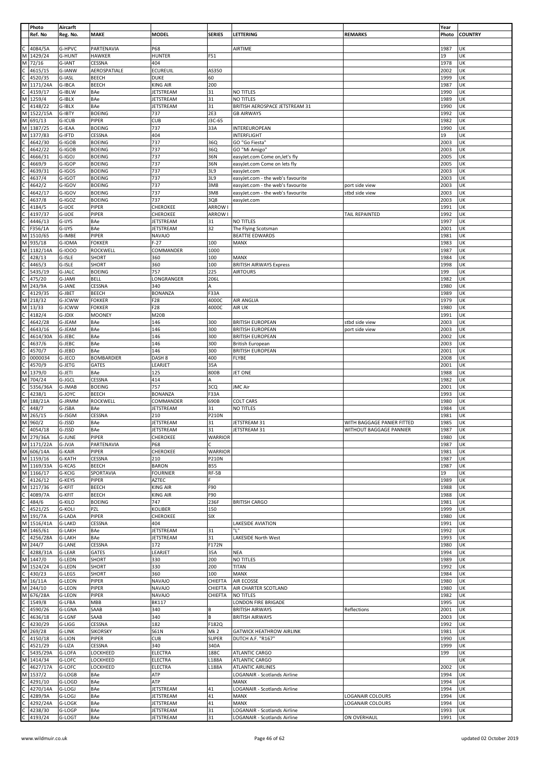| Photo | Aircarft | | | | | | Year | |
|---|---|---|---|---|---|---|---|---|
| Ref. No | Reg. No. | MAKE | MODEL | SERIES | LETTERING | REMARKS | Photo | COUNTRY |
| C 4084/5A | G-HPVC | PARTENAVIA | P68 | | AIRTIME | | 1987 | UK |
| M 1429/24 | G-HUNT | HAWKER | HUNTER | F51 | | | 19 | UK |
| M 72/16 | G-IANT | CESSNA | 404 | | | | 1978 | UK |
| C 4615/15 | G-IANW | AEROSPATIALE | ECUREUIL | AS350 | | | 2002 | UK |
| C 4520/35 | G-IASL | BEECH | DUKE | 60 | | | 1999 | UK |
| M 1171/24A | G-IBCA | BEECH | KING AIR | 200 | | | 1987 | UK |
| C 4159/17 | G-IBLW | BAe | JETSTREAM | 31 | NO TITLES | | 1990 | UK |
| M 1259/4 | G-IBLX | BAe | JETSTREAM | 31 | NO TITLES | | 1989 | UK |
| C 4148/22 | G-IBLX | BAe | JETSTREAM | 31 | BRITISH AEROSPACE JETSTREAM 31 | | 1990 | UK |
| M 1522/15A | G-IBTY | BOEING | 737 | 2E3 | GB AIRWAYS | | 1992 | UK |
| M 691/13 | G-ICUB | PIPER | CUB | J3C-65 | | | 1982 | UK |
| M 1387/25 | G-IEAA | BOEING | 737 | 33A | INTEREUROPEAN | | 1990 | UK |
| M 1377/83 | G-IFTD | CESSNA | 404 | | INTERFLIGHT | | 19 | UK |
| C 4642/30 | G-IGOB | BOEING | 737 | 36Q | GO "Go Fiesta" | | 2003 | UK |
| C 4642/22 | G-IGOB | BOEING | 737 | 36Q | GO "Mi Amigo" | | 2003 | UK |
| C 4666/31 | G-IGOJ | BOEING | 737 | 36N | easyJet.com Come on,let's fly | | 2005 | UK |
| C 4669/9 | G-IGOP | BOEING | 737 | 36N | easyJet.com Come on lets fly | | 2005 | UK |
| C 4639/31 | G-IGOS | BOEING | 737 | 3L9 | easyJet.com | | 2003 | UK |
| C 4637/4 | G-IGOT | BOEING | 737 | 3L9 | easyJet.com - the web's favourite | | 2003 | UK |
| C 4642/2 | G-IGOV | BOEING | 737 | 3M8 | easyJet.com - the web's favourite | port side view | 2003 | UK |
| C 4642/17 | G-IGOV | BOEING | 737 | 3M8 | easyJet.com - the web's favourite | stbd side view | 2003 | UK |
| C 4637/8 | G-IGOZ | BOEING | 737 | 3Q8 | easyJet.com | | 2003 | UK |
| C 4184/5 | G-IJOE | PIPER | CHEROKEE | ARROW I | | | 1991 | UK |
| C 4197/37 | G-IJOE | PIPER | CHEROKEE | ARROW I | | TAIL REPAINTED | 1992 | UK |
| C 4446/13 | G-IJYS | BAe | JETSTREAM | 31 | NO TITLES | | 1997 | UK |
| C F356/1A | G-IJYS | BAe | JETSTREAM | 32 | The Flying Scotsman | | 2001 | UK |
| M 1510/65 | G-IMBE | PIPER | NAVAJO | | BEATTIE EDWARDS | | 1981 | UK |
| M 935/18 | G-IOMA | FOKKER | F-27 | 100 | MANX | | 1983 | UK |
| M 1182/14A | G-IOOO | ROCKWELL | COMMANDER | 1000 | | | 1987 | UK |
| C 428/13 | G-ISLE | SHORT | 360 | 100 | MANX | | 1984 | UK |
| C 4465/3 | G-ISLE | SHORT | 360 | 100 | BRITISH AIRWAYS Express | | 1998 | UK |
| C 5435/19 | G-JALC | BOEING | 757 | 225 | AIRTOURS | | 199 | UK |
| C 475/20 | G-JAMI | BELL | LONGRANGER | 206L | | | 1982 | UK |
| M 243/9A | G-JANE | CESSNA | 340 | A | | | 1980 | UK |
| C 4129/35 | G-JBET | BEECH | BONANZA | F33A | | | 1989 | UK |
| M 218/32 | G-JCWW | FOKKER | F28 | 4000C | AIR ANGLIA | | 1979 | UK |
| M 13/33 | G-JCWW | FOKKER | F28 | 4000C | AIR UK | | 1980 | UK |
| C 4182/4 | G-JDIX | MOONEY | M20B | | | | 1991 | UK |
| C 4642/28 | G-JEAM | BAe | 146 | 300 | BRITISH EUROPEAN | stbd side view | 2003 | UK |
| C 4643/16 | G-JEAM | BAe | 146 | 300 | BRITISH EUROPEAN | port side view | 2003 | UK |
| C 4614/30A | G-JEBC | BAe | 146 | 300 | BRITISH EUROPEAN | | 2002 | UK |
| C 4637/6 | G-JEBC | BAe | 146 | 300 | British European | | 2003 | UK |
| C 4570/7 | G-JEBD | BAe | 146 | 300 | BRITISH EUROPEAN | | 2001 | UK |
| D 0000034 | G-JECO | BOMBARDIER | DASH 8 | 400 | FLYBE | | 2008 | UK |
| C 4570/9 | G-JETG | GATES | LEARJET | 35A | | | 2001 | UK |
| M 1379/0 | G-JETI | BAe | 125 | 800B | JET ONE | | 1988 | UK |
| M 704/24 | G-JGCL | CESSNA | 414 | A | | | 1982 | UK |
| C 5356/36A | G-JMAB | BOEING | 757 | 3CQ | JMC Air | | 2001 | UK |
| C 4238/1 | G-JOYC | BEECH | BONANZA | F33A | | | 1993 | UK |
| M 188/21A | G-JRMM | ROCKWELL | COMMANDER | 690B | COLT CARS | | 1980 | UK |
| C 448/7 | G-JSBA | BAe | JETSTREAM | 31 | NO TITLES | | 1984 | UK |
| M 265/15 | G-JSGM | CESSNA | 210 | P210N | | | 1981 | UK |
| M 960/2 | G-JSSD | BAe | JETSTREAM | 31 | JETSTREAM 31 | WITH BAGGAGE PANIER FITTED | 1985 | UK |
| C 4054/18 | G-JSSD | BAe | JETSTREAM | 31 | JETSTREAM 31 | WITHOUT BAGGAGE PANNIER | 1987 | UK |
| M 279/36A | G-JUNE | PIPER | CHEROKEE | WARRIOR | | | 1980 | UK |
| M 1171/22A | G-JVJA | PARTENAVIA | P68 | C | | | 1987 | UK |
| M 606/14A | G-KAIR | PIPER | CHEROKEE | WARRIOR | | | 1981 | UK |
| M 1159/16 | G-KATH | CESSNA | 210 | P210N | | | 1987 | UK |
| M 1169/33A | G-KCAS | BEECH | BARON | B55 | | | 1987 | UK |
| M 1166/17 | G-KCIG | SPORTAVIA | FOURNIER | RF-5B | | | 19 | UK |
| C 4126/12 | G-KEYS | PIPER | AZTEC | F | | | 1989 | UK |
| M 1217/36 | G-KFIT | BEECH | KING AIR | F90 | | | 1988 | UK |
| C 4089/7A | G-KFIT | BEECH | KING AIR | F90 | | | 1988 | UK |
| C 484/6 | G-KILO | BOEING | 747 | 236F | BRITISH CARGO | | 1981 | UK |
| C 4521/25 | G-KOLI | PZL | KOLIBER | 150 | | | 1999 | UK |
| M 191/7A | G-LADA | PIPER | CHEROKEE | SIX | | | 1980 | UK |
| M 1516/41A | G-LAKD | CESSNA | 404 | | LAKESIDE AVIATION | | 1991 | UK |
| M 1465/61 | G-LAKH | BAe | JETSTREAM | 31 | "L" | | 1992 | UK |
| C 4256/28A | G-LAKH | BAe | JETSTREAM | 31 | LAKESIDE North West | | 1993 | UK |
| M 244/7 | G-LANE | CESSNA | 172 | F172N | | | 1980 | UK |
| C 4288/31A | G-LEAR | GATES | LEARJET | 35A | NEA | | 1994 | UK |
| M 1447/0 | G-LEDN | SHORT | 330 | 200 | NO TITLES | | 1989 | UK |
| M 1524/24 | G-LEDN | SHORT | 330 | 200 | TITAN | | 1992 | UK |
| C 430/23 | G-LEGS | SHORT | 360 | 100 | MANX | | 1984 | UK |
| M 16/11A | G-LEON | PIPER | NAVAJO | CHIEFTA | AIR ECOSSE | | 1980 | UK |
| M 244/10 | G-LEON | PIPER | NAVAJO | CHIEFTA | AIR CHARTER SCOTLAND | | 1980 | UK |
| M 676/28A | G-LEON | PIPER | NAVAJO | CHIEFTA | NO TITLES | | 1982 | UK |
| C 1549/8 | G-LFBA | MBB | BK117 | | LONDON FIRE BRIGADE | | 1995 | UK |
| C 4590/26 | G-LGNA | SAAB | 340 | B | BRITISH AIRWAYS | Reflections | 2001 | UK |
| C 4636/18 | G-LGNF | SAAB | 340 | B | BRITISH AIRWAYS | | 2003 | UK |
| C 4230/29 | G-LIGG | CESSNA | 182 | F182Q | | | 1992 | UK |
| M 269/28 | G-LINK | SIKORSKY | S61N | Mk 2 | GATWICK HEATHROW AIRLINK | | 1981 | UK |
| C 4150/18 | G-LION | PIPER | CUB | SUPER | DUTCH A.F. "R167" | | 1990 | UK |
| C 4521/29 | G-LIZA | CESSNA | 340 | 340A | | | 1999 | UK |
| C 5435/29A | G-LOFA | LOCKHEED | ELECTRA | 188C | ATLANTIC CARGO | | 199 | UK |
| M 1414/34 | G-LOFC | LOCKHEED | ELECTRA | L188A | ATLANTIC CARGO | | | UK |
| C 4627/17A | G-LOFC | LOCKHEED | ELECTRA | L188A | ATLANTIC AIRLINES | | 2002 | UK |
| M 1537/2 | G-LOGB | BAe | ATP | | LOGANAIR - Scotlands Airline | | 1994 | UK |
| C 4291/10 | G-LOGD | BAe | ATP | | MANX | | 1994 | UK |
| C 4270/14A | G-LOGJ | BAe | JETSTREAM | 41 | LOGANAIR - Scotlands Airline | | 1994 | UK |
| C 4289/9A | G-LOGJ | BAe | JETSTREAM | 41 | MANX | LOGANAIR COLOURS | 1994 | UK |
| C 4292/24A | G-LOGK | BAe | JETSTREAM | 41 | MANX | LOGANAIR COLOURS | 1994 | UK |
| C 4238/30 | G-LOGP | BAe | JETSTREAM | 31 | LOGANAIR - Scotlands Airline | | 1993 | UK |
| C 4193/24 | G-LOGT | BAe | JETSTREAM | 31 | LOGANAIR - Scotlands Airline | ON OVERHAUL | 1991 | UK |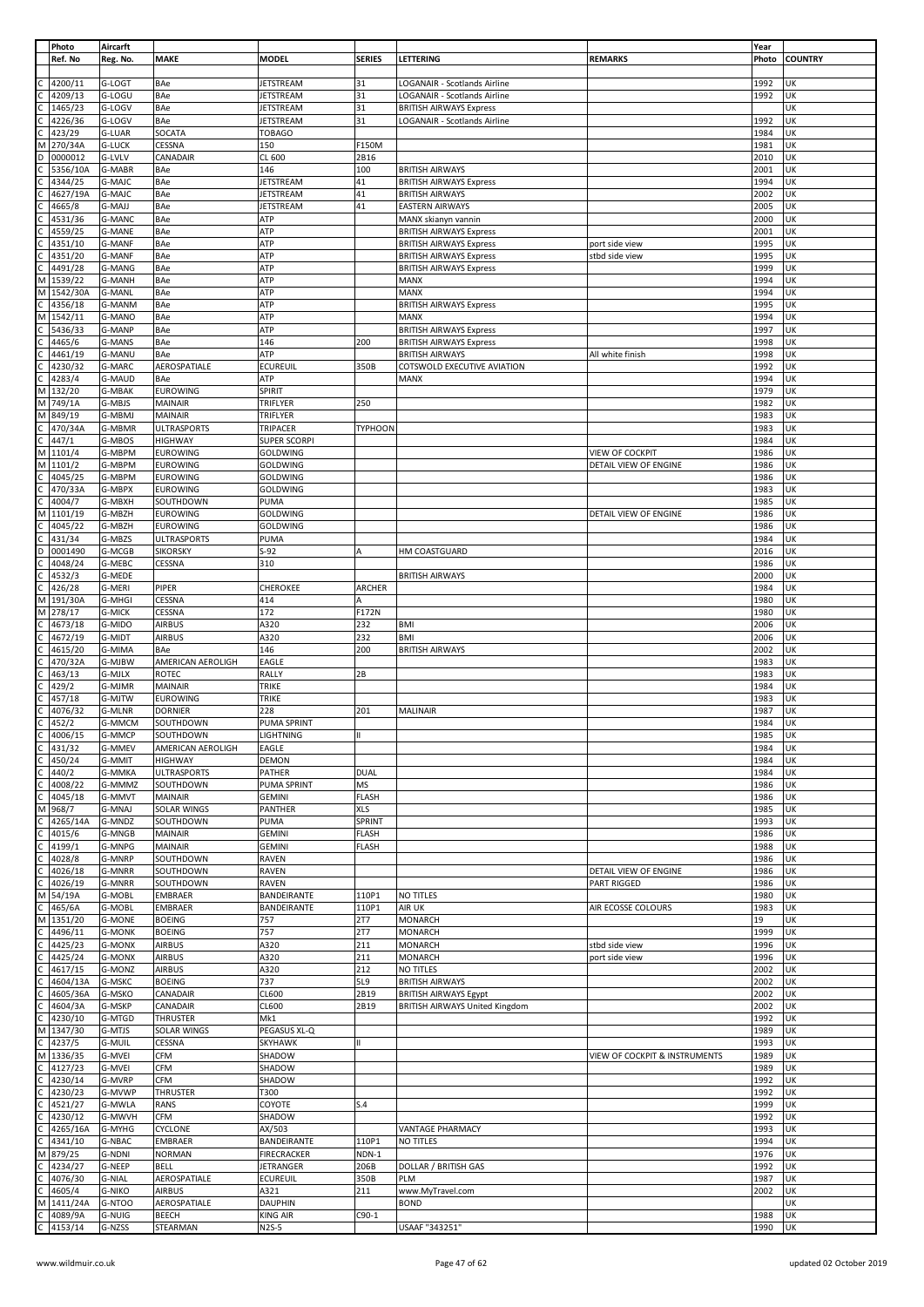| | Photo | Aircarft | | | | | | Year | |
|---|---|---|---|---|---|---|---|---|---|
| | Ref. No | Reg. No. | MAKE | MODEL | SERIES | LETTERING | REMARKS | Photo | COUNTRY |
| C | 4200/11 | G-LOGT | BAe | JETSTREAM | 31 | LOGANAIR - Scotlands Airline | | 1992 | UK |
| C | 4209/13 | G-LOGU | BAe | JETSTREAM | 31 | LOGANAIR - Scotlands Airline | | 1992 | UK |
| C | 1465/23 | G-LOGV | BAe | JETSTREAM | 31 | BRITISH AIRWAYS Express | | | UK |
| C | 4226/36 | G-LOGV | BAe | JETSTREAM | 31 | LOGANAIR - Scotlands Airline | | 1992 | UK |
| C | 423/29 | G-LUAR | SOCATA | TOBAGO | | | | 1984 | UK |
| M | 270/34A | G-LUCK | CESSNA | 150 | F150M | | | 1981 | UK |
| D | 0000012 | G-LVLV | CANADAIR | CL 600 | 2B16 | | | 2010 | UK |
| C | 5356/10A | G-MABR | BAe | 146 | 100 | BRITISH AIRWAYS | | 2001 | UK |
| C | 4344/25 | G-MAJC | BAe | JETSTREAM | 41 | BRITISH AIRWAYS Express | | 1994 | UK |
| C | 4627/19A | G-MAJC | BAe | JETSTREAM | 41 | BRITISH AIRWAYS | | 2002 | UK |
| C | 4665/8 | G-MAJJ | BAe | JETSTREAM | 41 | EASTERN AIRWAYS | | 2005 | UK |
| C | 4531/36 | G-MANC | BAe | ATP | | MANX skianyn vannin | | 2000 | UK |
| C | 4559/25 | G-MANE | BAe | ATP | | BRITISH AIRWAYS Express | | 2001 | UK |
| C | 4351/10 | G-MANF | BAe | ATP | | BRITISH AIRWAYS Express | port side view | 1995 | UK |
| C | 4351/20 | G-MANF | BAe | ATP | | BRITISH AIRWAYS Express | stbd side view | 1995 | UK |
| C | 4491/28 | G-MANG | BAe | ATP | | BRITISH AIRWAYS Express | | 1999 | UK |
| M | 1539/22 | G-MANH | BAe | ATP | | MANX | | 1994 | UK |
| M | 1542/30A | G-MANL | BAe | ATP | | MANX | | 1994 | UK |
| C | 4356/18 | G-MANM | BAe | ATP | | BRITISH AIRWAYS Express | | 1995 | UK |
| M | 1542/11 | G-MANO | BAe | ATP | | MANX | | 1994 | UK |
| C | 5436/33 | G-MANP | BAe | ATP | | BRITISH AIRWAYS Express | | 1997 | UK |
| C | 4465/6 | G-MANS | BAe | 146 | 200 | BRITISH AIRWAYS Express | | 1998 | UK |
| C | 4461/19 | G-MANU | BAe | ATP | | BRITISH AIRWAYS | All white finish | 1998 | UK |
| C | 4230/32 | G-MARC | AEROSPATIALE | ECUREUIL | 350B | COTSWOLD EXECUTIVE AVIATION | | 1992 | UK |
| C | 4283/4 | G-MAUD | BAe | ATP | | MANX | | 1994 | UK |
| M | 132/20 | G-MBAK | EUROWING | SPIRIT | | | | 1979 | UK |
| M | 749/1A | G-MBJS | MAINAIR | TRIFLYER | 250 | | | 1982 | UK |
| M | 849/19 | G-MBMJ | MAINAIR | TRIFLYER | | | | 1983 | UK |
| C | 470/34A | G-MBMR | ULTRASPORTS | TRIPACER | TYPHOON | | | 1983 | UK |
| C | 447/1 | G-MBOS | HIGHWAY | SUPER SCORPI | | | | 1984 | UK |
| M | 1101/4 | G-MBPM | EUROWING | GOLDWING | | | VIEW OF COCKPIT | 1986 | UK |
| M | 1101/2 | G-MBPM | EUROWING | GOLDWING | | | DETAIL VIEW OF ENGINE | 1986 | UK |
| C | 4045/25 | G-MBPM | EUROWING | GOLDWING | | | | 1986 | UK |
| C | 470/33A | G-MBPX | EUROWING | GOLDWING | | | | 1983 | UK |
| C | 4004/7 | G-MBXH | SOUTHDOWN | PUMA | | | | 1985 | UK |
| M | 1101/19 | G-MBZH | EUROWING | GOLDWING | | | DETAIL VIEW OF ENGINE | 1986 | UK |
| C | 4045/22 | G-MBZH | EUROWING | GOLDWING | | | | 1986 | UK |
| C | 431/34 | G-MBZS | ULTRASPORTS | PUMA | | | | 1984 | UK |
| D | 0001490 | G-MCGB | SIKORSKY | S-92 | A | HM COASTGUARD | | 2016 | UK |
| C | 4048/24 | G-MEBC | CESSNA | 310 | | | | 1986 | UK |
| C | 4532/3 | G-MEDE | | | | BRITISH AIRWAYS | | 2000 | UK |
| C | 426/28 | G-MERI | PIPER | CHEROKEE | ARCHER | | | 1984 | UK |
| M | 191/30A | G-MHGI | CESSNA | 414 | A | | | 1980 | UK |
| M | 278/17 | G-MICK | CESSNA | 172 | F172N | | | 1980 | UK |
| C | 4673/18 | G-MIDO | AIRBUS | A320 | 232 | BMI | | 2006 | UK |
| C | 4672/19 | G-MIDT | AIRBUS | A320 | 232 | BMI | | 2006 | UK |
| C | 4615/20 | G-MIMA | BAe | 146 | 200 | BRITISH AIRWAYS | | 2002 | UK |
| C | 470/32A | G-MJBW | AMERICAN AEROLIGH | EAGLE | | | | 1983 | UK |
| C | 463/13 | G-MJLX | ROTEC | RALLY | 2B | | | 1983 | UK |
| C | 429/2 | G-MJMR | MAINAIR | TRIKE | | | | 1984 | UK |
| C | 457/18 | G-MJTW | EUROWING | TRIKE | | | | 1983 | UK |
| C | 4076/32 | G-MLNR | DORNIER | 228 | 201 | MALINAIR | | 1987 | UK |
| C | 452/2 | G-MMCM | SOUTHDOWN | PUMA SPRINT | | | | 1984 | UK |
| C | 4006/15 | G-MMCP | SOUTHDOWN | LIGHTNING | II | | | 1985 | UK |
| C | 431/32 | G-MMEV | AMERICAN AEROLIGH | EAGLE | | | | 1984 | UK |
| C | 450/24 | G-MMIT | HIGHWAY | DEMON | | | | 1984 | UK |
| C | 440/2 | G-MMKA | ULTRASPORTS | PATHER | DUAL | | | 1984 | UK |
| C | 4008/22 | G-MMMZ | SOUTHDOWN | PUMA SPRINT | MS | | | 1986 | UK |
| C | 4045/18 | G-MMVT | MAINAIR | GEMINI | FLASH | | | 1986 | UK |
| M | 968/7 | G-MNAJ | SOLAR WINGS | PANTHER | XLS | | | 1985 | UK |
| C | 4265/14A | G-MNDZ | SOUTHDOWN | PUMA | SPRINT | | | 1993 | UK |
| C | 4015/6 | G-MNGB | MAINAIR | GEMINI | FLASH | | | 1986 | UK |
| C | 4199/1 | G-MNPG | MAINAIR | GEMINI | FLASH | | | 1988 | UK |
| C | 4028/8 | G-MNRP | SOUTHDOWN | RAVEN | | | | 1986 | UK |
| C | 4026/18 | G-MNRR | SOUTHDOWN | RAVEN | | | DETAIL VIEW OF ENGINE | 1986 | UK |
| C | 4026/19 | G-MNRR | SOUTHDOWN | RAVEN | | | PART RIGGED | 1986 | UK |
| M | 54/19A | G-MOBL | EMBRAER | BANDEIRANTE | 110P1 | NO TITLES | | 1980 | UK |
| C | 465/6A | G-MOBL | EMBRAER | BANDEIRANTE | 110P1 | AIR UK | AIR ECOSSE COLOURS | 1983 | UK |
| M | 1351/20 | G-MONE | BOEING | 757 | 2T7 | MONARCH | | 19 | UK |
| C | 4496/11 | G-MONK | BOEING | 757 | 2T7 | MONARCH | | 1999 | UK |
| C | 4425/23 | G-MONX | AIRBUS | A320 | 211 | MONARCH | stbd side view | 1996 | UK |
| C | 4425/24 | G-MONX | AIRBUS | A320 | 211 | MONARCH | port side view | 1996 | UK |
| C | 4617/15 | G-MONZ | AIRBUS | A320 | 212 | NO TITLES | | 2002 | UK |
| C | 4604/13A | G-MSKC | BOEING | 737 | 5L9 | BRITISH AIRWAYS | | 2002 | UK |
| C | 4605/36A | G-MSKO | CANADAIR | CL600 | 2B19 | BRITISH AIRWAYS Egypt | | 2002 | UK |
| C | 4604/3A | G-MSKP | CANADAIR | CL600 | 2B19 | BRITISH AIRWAYS United Kingdom | | 2002 | UK |
| C | 4230/10 | G-MTGD | THRUSTER | Mk1 | | | | 1992 | UK |
| M | 1347/30 | G-MTJS | SOLAR WINGS | PEGASUS XL-Q | | | | 1989 | UK |
| C | 4237/5 | G-MUIL | CESSNA | SKYHAWK | II | | | 1993 | UK |
| M | 1336/35 | G-MVEI | CFM | SHADOW | | | VIEW OF COCKPIT & INSTRUMENTS | 1989 | UK |
| C | 4127/23 | G-MVEI | CFM | SHADOW | | | | 1989 | UK |
| C | 4230/14 | G-MVRP | CFM | SHADOW | | | | 1992 | UK |
| C | 4230/23 | G-MVWP | THRUSTER | T300 | | | | 1992 | UK |
| C | 4521/27 | G-MWLA | RANS | COYOTE | S.4 | | | 1999 | UK |
| C | 4230/12 | G-MWVH | CFM | SHADOW | | | | 1992 | UK |
| C | 4265/16A | G-MYHG | CYCLONE | AX/503 | | VANTAGE PHARMACY | | 1993 | UK |
| C | 4341/10 | G-NBAC | EMBRAER | BANDEIRANTE | 110P1 | NO TITLES | | 1994 | UK |
| M | 879/25 | G-NDNI | NORMAN | FIRECRACKER | NDN-1 | | | 1976 | UK |
| C | 4234/27 | G-NEEP | BELL | JETRANGER | 206B | DOLLAR / BRITISH GAS | | 1992 | UK |
| C | 4076/30 | G-NIAL | AEROSPATIALE | ECUREUIL | 350B | PLM | | 1987 | UK |
| C | 4605/4 | G-NIKO | AIRBUS | A321 | 211 | www.MyTravel.com | | 2002 | UK |
| M | 1411/24A | G-NTOO | AEROSPATIALE | DAUPHIN | | BOND | | | UK |
| C | 4089/9A | G-NUIG | BEECH | KING AIR | C90-1 | | | 1988 | UK |
| C | 4153/14 | G-NZSS | STEARMAN | N2S-5 | | USAAF "343251" | | 1990 | UK |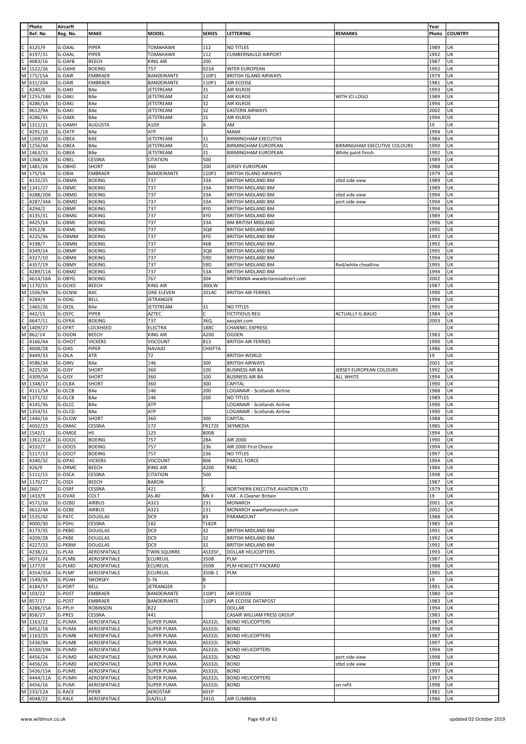| | Photo | Aircarft | | | | | | Year | |
|---|---|---|---|---|---|---|---|---|---|
| | Ref. No | Reg. No. | MAKE | MODEL | SERIES | LETTERING | REMARKS | Photo | COUNTRY |
| C | 4125/9 | G-OAAL | PIPER | TOMAHAWK | 112 | NO TITLES | | 1989 | UK |
| C | 4197/31 | G-OAAL | PIPER | TOMAHAWK | 112 | CUMBERNAULD AIRPORT | | 1992 | UK |
| C | 4083/16 | G-OAFB | BEECH | KING AIR | 200 | | | 1987 | UK |
| M | 1522/26 | G-OAHK | BOEING | 757 | 023A | INTER EUROPEAN | | 1992 | UK |
| M | 175/15A | G-OAIR | EMBRAER | BANDEIRANTE | 110P1 | BRITISH ISLAND AIRWAYS | | 1979 | UK |
| M | 631/20A | G-OAIR | EMBRAER | BANDEIRANTE | 110P1 | AIR ECOSSE | | 1981 | UK |
| C | 4240/8 | G-OAKI | BAe | JETSTREAM | 31 | AIR KILROE | | 1993 | UK |
| M | 1255/18A | G-OAKJ | BAe | JETSTREAM | 32 | AIR KILROE | WITH ICI LOGO | 1989 | UK |
| C | 4286/1A | G-OAKJ | BAe | JETSTREAM | 32 | AIR KILROE | | 1994 | UK |
| C | 4612/9A | G-OAKJ | BAe | JETSTREAM | 32 | EASTERN AIRWAYS | | 2002 | UK |
| C | 4286/35 | G-OAKK | BAe | JETSTREAM | 31 | AIR KILROE | | 1994 | UK |
| M | 1311/21 | G-OAMH | AUGUSTA | A109 | A | AM | | 19 | UK |
| C | 4291/18 | G-OATP | BAe | ATP | | MANX | | 1994 | UK |
| M | 1269/20 | G-OBEA | BAE | JETSTREAM | 31 | BIRMINGHAM EXECUTIVE | | 1984 | UK |
| M | 1256/4A | G-OBEA | BAe | JETSTREAM | 31 | BIRMINGHAM EUROPEAN | BIRMINGHAM EXECUTIVE COLOURS | 1990 | UK |
| M | 1463/15 | G-OBEA | BAe | JETSTREAM | 31 | BIRMINGHAM EUROPEAN | White paint finish | 1992 | UK |
| M | 1368/28 | G-OBEL | CESSNA | CITATION | 500 | | | 1989 | UK |
| M | 1481/26 | G-OBHD | SHORT | 360 | 200 | JERSEY EUROPEAN | | 1988 | UK |
| M | 175/5A | G-OBIA | EMBRAER | BANDEIRANTE | 110P1 | BRITISH ISLAND AIRWAYS | | 1979 | UK |
| C | 4132/25 | G-OBMA | BOEING | 737 | 33A | BRITISH MIDLAND BM | stbd side view | 1989 | UK |
| M | 1341/27 | G-OBMC | BOEING | 737 | 33A | BRITISH MIDLAND BM | | 1989 | UK |
| C | 4288/20A | G-OBMD | BOEING | 737 | 33A | BRITISH MIDLAND BM | stbd side view | 1994 | UK |
| C | 4287/34A | G-OBMD | BOEING | 737 | 33A | BRITISH MIDLAND BM | port side view | 1994 | UK |
| C | 4294/2 | G-OBMF | BOEING | 737 | 4Y0 | BRITISH MIDLAND BM | | 1994 | UK |
| C | 4135/31 | G-OBMG | BOEING | 737 | 4Y0 | BRITISH MIDLAND BM | | 1989 | UK |
| C | 4425/14 | G-OBMJ | BOEING | 737 | 33A | BM BRITISH MIDLAND | | 1996 | UK |
| C | 4352/8 | G-OBML | BOEING | 737 | 3Q8 | BRITISH MIDLAND BM | | 1995 | UK |
| C | 4225/36 | G-OBMM | BOEING | 737 | 4Y0 | BRITISH MIDLAND BM | | 1992 | UK |
| C | 4198/7 | G-OBMN | BOEING | 737 | 46B | BRITISH MIDLAND BM | | 1992 | UK |
| C | 4349/14 | G-OBMP | BOEING | 737 | 3Q8 | BRITISH MIDLAND BM | | 1995 | UK |
| C | 4327/10 | G-OBMX | BOEING | 737 | 59D | BRITISH MIDLAND BM | | 1994 | UK |
| C | 4357/19 | G-OBMY | BOEING | 737 | 59D | BRITISH MIDLAND BM | Red/white cheatline | 1995 | UK |
| C | 4289/11A | G-OBMZ | BOEING | 737 | 53A | BRITISH MIDLAND BM | | 1994 | UK |
| C | 4614/16A | G-OBYG | BOEING | 767 | 304 | BRITANNIA wwwbritanniadirect.com | | 2002 | UK |
| M | 1170/15 | G-OCHD | BEECH | KING AIR | 300LW | | | 1987 | UK |
| M | 1506/9A | G-OCNW | BAC | ONE ELEVEN | 201AC | BRITISH AIR FERRIES | | 1990 | UK |
| C | 4284/4 | G-ODIG | BELL | JETRANGER | | | | 1994 | UK |
| C | 1465/26 | G-OEDL | BAe | JETSTREAM | 31 | NO TITLES | | 1995 | UK |
| C | 442/15 | G-OEFC | PIPER | AZTEC | C | FICTITIOUS REG | ACTUALLY G-BAUO | 1984 | UK |
| C | 4647/11 | G-OFRA | BOEING | 737 | 36Q | easyJet.com | | 2003 | UK |
| M | 1409/27 | G-OFRT | LOCKHEED | ELECTRA | 188C | CHANNEL EXPRESS | | | UK |
| M | 862/14 | G-OGDN | BEECH | KING AIR | A200 | OGDEN | | 1983 | UK |
| C | 4166/4A | G-OHOT | VICKERS | VISCOUNT | 813 | BRITISH AIR FERRIES | | 1990 | UK |
| C | 4008/28 | G-OIAS | PIPER | NAVAJO | CHIEFTA | | | 1986 | UK |
| C | 4449/33 | G-OILA | ATR | 72 | | BRITISH WORLD | | 19 | UK |
| C | 4586/34 | G-OINV | BAe | 146 | 300 | BRITISH AIRWAYS | | 2001 | UK |
| C | 4225/30 | G-OJSY | SHORT | 360 | 100 | BUSINESS AIR BA | JERSEY EUROPEAN COLOURS | 1992 | UK |
| C | 4309/5A | G-OJSY | SHORT | 360 | 100 | BUSINESS AIR BA | ALL WHITE | 1994 | UK |
| M | 1348/17 | G-OLBA | SHORT | 360 | 300 | CAPITAL | | 1990 | UK |
| C | 4111/5A | G-OLCB | BAe | 146 | 200 | LOGANAIR - Scotlands Airline | | 1988 | UK |
| M | 1371/32 | G-OLCB | BAe | 146 | 200 | NO TITLES | | 1989 | UK |
| C | 4145/36 | G-OLCC | BAe | ATP | | LOGANAIR - Scotlands Airline | | 1990 | UK |
| M | 1354/31 | G-OLCD | BAe | ATP | | LOGANAIR - Scotlands Airline | | 1990 | UK |
| M | 1446/16 | G-OLGW | SHORT | 360 | 300 | CAPITAL | | 1988 | UK |
| C | 4002/23 | G-OMAC | CESSNA | 172 | FR172E | SKYMEDIA | | 1985 | UK |
| M | 1542/1 | G-OMGE | HS | 125 | 800B | | | 1994 | UK |
| M | 1361/21A | G-OOOC | BOEING | 757 | 28A | AIR 2000 | | 1990 | UK |
| C | 4332/7 | G-OOOS | BOEING | 757 | 236 | AIR 2000 First Choice | | 1994 | UK |
| C | 5117/13 | G-OOOT | BOEING | 757 | 236 | NO TITLES | | 1997 | UK |
| C | 4340/32 | G-OPAS | VICKERS | VISCOUNT | 806 | PARCEL FORCE | | 1994 | UK |
| C | 426/9 | G-ORMC | BEECH | KING AIR | A200 | RMC | | 1984 | UK |
| C | 5111/15 | G-OSCA | CESSNA | CITATION | 500 | | | 1998 | UK |
| M | 1170/27 | G-OSDI | BEECH | BARON | | | | 1987 | UK |
| M | 260/7 | G-OSRF | CESSNA | 421 | C | NORTHERN EXECUTIVE AVIATION LTD | | 1979 | UK |
| M | 1433/9 | G-OVAX | COLT | AS-80 | Mk II | VAX - A Cleaner Britain | | 19 | UK |
| C | 4571/16 | G-OZBD | AIRBUS | A321 | 231 | MONARCH | | 2001 | UK |
| C | 4612/4A | G-OZBE | AIRBUS | A321 | 231 | MONARCH wwwflymonarch.com | | 2002 | UK |
| M | 1535/42 | G-PATC | DOUGLAS | DC9 | 83 | PARAMOUNT | | 1988 | UK |
| C | 4000/30 | G-PDHJ | CESSNA | 182 | T182R | | | 1985 | UK |
| C | 4173/35 | G-PKBD | DOUGLAS | DC9 | 32 | BRITISH MIDLAND BM | | 1991 | UK |
| C | 4209/28 | G-PKBE | DOUGLAS | DC9 | 32 | BRITISH MIDLAND BM | | 1992 | UK |
| C | 4227/23 | G-PKBM | DOUGLAS | DC9 | 32 | BRITISH MIDLAND BM | | 1992 | UK |
| C | 4238/21 | G-PLAX | AEROSPATIALE | TWIN SQUIRRE | AS335F_ | DOLLAR HELICOPTERS | | 1993 | UK |
| C | 4071/24 | G-PLMB | AEROSPATIALE | ECUREUIL | 350B | PLM | | 1987 | UK |
| M | 1377/0 | G-PLMD | AEROSPATIALE | ECUREUIL | 350B | PLM HEWLETT PACKARD | | 1988 | UK |
| C | 4354/35A | G-PLMF | AEROSPATIALE | ECUREUIL | 350B-1 | PLM | | 1995 | UK |
| M | 1549/36 | G-POAH | SIKORSKY | S-76 | B | | | 19 | UK |
| C | 4184/17 | G-PORT | BELL | JETRANGER | 3 | | | 1991 | UK |
| M | 103/22 | G-POST | EMBRAER | BANDEIRANTE | 110P1 | AIR ECOSSE | | 1980 | UK |
| M | 857/17 | G-POST | EMBRAER | BANDEIRANTE | 110P1 | AIR ECOSSE DATAPOST | | 1983 | UK |
| C | 4286/15A | G-PPLH | ROBINSON | R22 | | DOLLAR | | 1994 | UK |
| M | 858/27 | G-PRES | CESSNA | 441 | | CASAIR WILLIAM PRESS GROUP | | 1983 | UK |
| M | 1163/22 | G-PUMA | AEROSPATIALE | SUPER PUMA | AS332L | BOND HELICOPTERS | | 1987 | UK |
| C | 4452/18 | G-PUMA | AEROSPATIALE | SUPER PUMA | AS332L | BOND | | 1998 | UK |
| M | 1163/25 | G-PUMB | AEROSPATIALE | SUPER PUMA | AS332L | BOND HELICOPTERS | | 1987 | UK |
| C | 5436/9A | G-PUMB | AEROSPATIALE | SUPER PUMA | AS332L | BOND | | 1997 | UK |
| C | 4330/19A | G-PUMD | AEROSPATIALE | SUPER PUMA | AS332L | BOND HELICOPTERS | | 1994 | UK |
| C | 4456/24 | G-PUMD | AEROSPATIALE | SUPER PUMA | AS332L | BOND | port side view | 1998 | UK |
| C | 4456/26 | G-PUMD | AEROSPATIALE | SUPER PUMA | AS332L | BOND | stbd side view | 1998 | UK |
| C | 5436/15A | G-PUME | AEROSPATIALE | SUPER PUMA | AS332L | BOND | | 1997 | UK |
| C | 4444/11A | G-PUMH | AEROSPATIALE | SUPER PUMA | AS332L | BOND HELICOPTERS | | 1997 | UK |
| C | 4456/16 | G-PUMI | AEROSPATIALE | SUPER PUMA | AS332L | BOND | on refit | 1998 | UK |
| M | 233/12A | G-RACE | PIPER | AEROSTAR | 601P | | | 1981 | UK |
| C | 4048/22 | G-RALE | AEROSPATIALE | GAZELLE | 341G | AIR CUMBRIA | | 1986 | UK |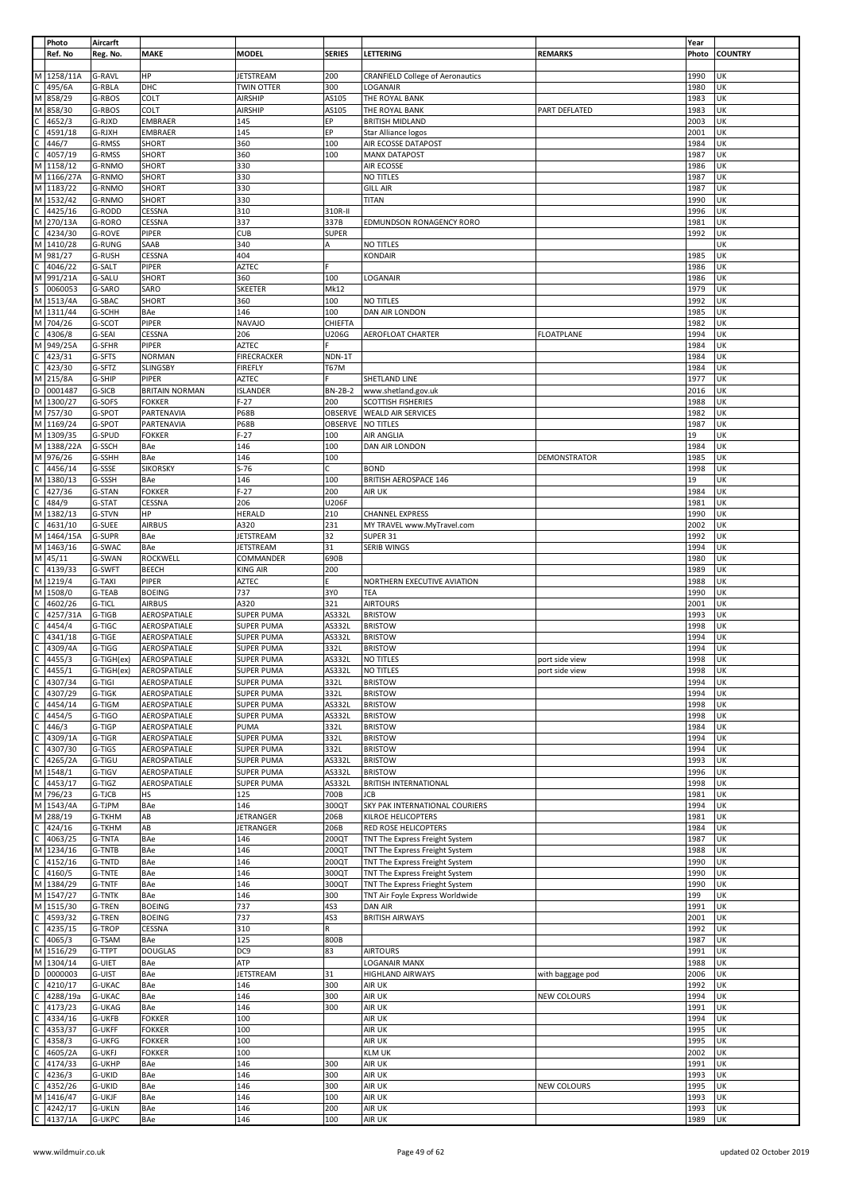| | Photo | Aircarft | | | | | | Year | |
|---|---|---|---|---|---|---|---|---|---|
| | Ref. No | Reg. No. | MAKE | MODEL | SERIES | LETTERING | REMARKS | Photo | COUNTRY |
| M | 1258/11A | G-RAVL | HP | JETSTREAM | 200 | CRANFIELD College of Aeronautics | | 1990 | UK |
| C | 495/6A | G-RBLA | DHC | TWIN OTTER | 300 | LOGANAIR | | 1980 | UK |
| M | 858/29 | G-RBOS | COLT | AIRSHIP | AS105 | THE ROYAL BANK | | 1983 | UK |
| M | 858/30 | G-RBOS | COLT | AIRSHIP | AS105 | THE ROYAL BANK | PART DEFLATED | 1983 | UK |
| C | 4652/3 | G-RJXD | EMBRAER | 145 | EP | BRITISH MIDLAND | | 2003 | UK |
| C | 4591/18 | G-RJXH | EMBRAER | 145 | EP | Star Alliance logos | | 2001 | UK |
| C | 446/7 | G-RMSS | SHORT | 360 | 100 | AIR ECOSSE DATAPOST | | 1984 | UK |
| C | 4057/19 | G-RMSS | SHORT | 360 | 100 | MANX DATAPOST | | 1987 | UK |
| M | 1158/12 | G-RNMO | SHORT | 330 | | AIR ECOSSE | | 1986 | UK |
| M | 1166/27A | G-RNMO | SHORT | 330 | | NO TITLES | | 1987 | UK |
| M | 1183/22 | G-RNMO | SHORT | 330 | | GILL AIR | | 1987 | UK |
| M | 1532/42 | G-RNMO | SHORT | 330 | | TITAN | | 1990 | UK |
| C | 4425/16 | G-RODD | CESSNA | 310 | 310R-II | | | 1996 | UK |
| M | 270/13A | G-RORO | CESSNA | 337 | 337B | EDMUNDSON RONAGENCY RORO | | 1981 | UK |
| C | 4234/30 | G-ROVE | PIPER | CUB | SUPER | | | 1992 | UK |
| M | 1410/28 | G-RUNG | SAAB | 340 | A | NO TITLES | | | UK |
| M | 981/27 | G-RUSH | CESSNA | 404 | | KONDAIR | | 1985 | UK |
| C | 4046/22 | G-SALT | PIPER | AZTEC | F | | | 1986 | UK |
| M | 991/21A | G-SALU | SHORT | 360 | 100 | LOGANAIR | | 1986 | UK |
| S | 0060053 | G-SARO | SARO | SKEETER | Mk12 | | | 1979 | UK |
| M | 1513/4A | G-SBAC | SHORT | 360 | 100 | NO TITLES | | 1992 | UK |
| M | 1311/44 | G-SCHH | BAe | 146 | 100 | DAN AIR LONDON | | 1985 | UK |
| M | 704/26 | G-SCOT | PIPER | NAVAJO | CHIEFTA | | | 1982 | UK |
| C | 4306/8 | G-SEAI | CESSNA | 206 | U206G | AEROFLOAT CHARTER | FLOATPLANE | 1994 | UK |
| M | 949/25A | G-SFHR | PIPER | AZTEC | F | | | 1984 | UK |
| C | 423/31 | G-SFTS | NORMAN | FIRECRACKER | NDN-1T | | | 1984 | UK |
| C | 423/30 | G-SFTZ | SLINGSBY | FIREFLY | T67M | | | 1984 | UK |
| M | 215/8A | G-SHIP | PIPER | AZTEC | F | SHETLAND LINE | | 1977 | UK |
| D | 0001487 | G-SICB | BRITAIN NORMAN | ISLANDER | BN-2B-2 | www.shetland.gov.uk | | 2016 | UK |
| M | 1300/27 | G-SOFS | FOKKER | F-27 | 200 | SCOTTISH FISHERIES | | 1988 | UK |
| M | 757/30 | G-SPOT | PARTENAVIA | P68B | OBSERVE | WEALD AIR SERVICES | | 1982 | UK |
| M | 1169/24 | G-SPOT | PARTENAVIA | P68B | OBSERVE | NO TITLES | | 1987 | UK |
| M | 1309/35 | G-SPUD | FOKKER | F-27 | 100 | AIR ANGLIA | | 19 | UK |
| M | 1388/22A | G-SSCH | BAe | 146 | 100 | DAN AIR LONDON | | 1984 | UK |
| M | 976/26 | G-SSHH | BAe | 146 | 100 | | DEMONSTRATOR | 1985 | UK |
| C | 4456/14 | G-SSSE | SIKORSKY | S-76 | C | BOND | | 1998 | UK |
| M | 1380/13 | G-SSSH | BAe | 146 | 100 | BRITISH AEROSPACE 146 | | 19 | UK |
| C | 427/36 | G-STAN | FOKKER | F-27 | 200 | AIR UK | | 1984 | UK |
| C | 484/9 | G-STAT | CESSNA | 206 | U206F | | | 1981 | UK |
| M | 1382/13 | G-STVN | HP | HERALD | 210 | CHANNEL EXPRESS | | 1990 | UK |
| C | 4631/10 | G-SUEE | AIRBUS | A320 | 231 | MY TRAVEL www.MyTravel.com | | 2002 | UK |
| M | 1464/15A | G-SUPR | BAe | JETSTREAM | 32 | SUPER 31 | | 1992 | UK |
| M | 1463/16 | G-SWAC | BAe | JETSTREAM | 31 | SERIB WINGS | | 1994 | UK |
| M | 45/11 | G-SWAN | ROCKWELL | COMMANDER | 690B | | | 1980 | UK |
| C | 4139/33 | G-SWFT | BEECH | KING AIR | 200 | | | 1989 | UK |
| M | 1219/4 | G-TAXI | PIPER | AZTEC | E | NORTHERN EXECUTIVE AVIATION | | 1988 | UK |
| M | 1508/0 | G-TEAB | BOEING | 737 | 3Y0 | TEA | | 1990 | UK |
| C | 4602/26 | G-TICL | AIRBUS | A320 | 321 | AIRTOURS | | 2001 | UK |
| C | 4257/31A | G-TIGB | AEROSPATIALE | SUPER PUMA | AS332L | BRISTOW | | 1993 | UK |
| C | 4454/4 | G-TIGC | AEROSPATIALE | SUPER PUMA | AS332L | BRISTOW | | 1998 | UK |
| C | 4341/18 | G-TIGE | AEROSPATIALE | SUPER PUMA | AS332L | BRISTOW | | 1994 | UK |
| C | 4309/4A | G-TIGG | AEROSPATIALE | SUPER PUMA | 332L | BRISTOW | | 1994 | UK |
| C | 4455/3 | G-TIGH(ex) | AEROSPATIALE | SUPER PUMA | AS332L | NO TITLES | port side view | 1998 | UK |
| C | 4455/1 | G-TIGH(ex) | AEROSPATIALE | SUPER PUMA | AS332L | NO TITLES | port side view | 1998 | UK |
| C | 4307/34 | G-TIGI | AEROSPATIALE | SUPER PUMA | 332L | BRISTOW | | 1994 | UK |
| C | 4307/29 | G-TIGK | AEROSPATIALE | SUPER PUMA | 332L | BRISTOW | | 1994 | UK |
| C | 4454/14 | G-TIGM | AEROSPATIALE | SUPER PUMA | AS332L | BRISTOW | | 1998 | UK |
| C | 4454/5 | G-TIGO | AEROSPATIALE | SUPER PUMA | AS332L | BRISTOW | | 1998 | UK |
| C | 446/3 | G-TIGP | AEROSPATIALE | PUMA | 332L | BRISTOW | | 1984 | UK |
| C | 4309/1A | G-TIGR | AEROSPATIALE | SUPER PUMA | 332L | BRISTOW | | 1994 | UK |
| C | 4307/30 | G-TIGS | AEROSPATIALE | SUPER PUMA | 332L | BRISTOW | | 1994 | UK |
| C | 4265/2A | G-TIGU | AEROSPATIALE | SUPER PUMA | AS332L | BRISTOW | | 1993 | UK |
| M | 1548/1 | G-TIGV | AEROSPATIALE | SUPER PUMA | AS332L | BRISTOW | | 1996 | UK |
| C | 4453/17 | G-TIGZ | AEROSPATIALE | SUPER PUMA | AS332L | BRITISH INTERNATIONAL | | 1998 | UK |
| M | 796/23 | G-TJCB | HS | 125 | 700B | JCB | | 1981 | UK |
| M | 1543/4A | G-TJPM | BAe | 146 | 300QT | SKY PAK INTERNATIONAL COURIERS | | 1994 | UK |
| M | 288/19 | G-TKHM | AB | JETRANGER | 206B | KILROE HELICOPTERS | | 1981 | UK |
| C | 424/16 | G-TKHM | AB | JETRANGER | 206B | RED ROSE HELICOPTERS | | 1984 | UK |
| C | 4063/25 | G-TNTA | BAe | 146 | 200QT | TNT The Express Freight System | | 1987 | UK |
| M | 1234/16 | G-TNTB | BAe | 146 | 200QT | TNT The Express Freight System | | 1988 | UK |
| C | 4152/16 | G-TNTD | BAe | 146 | 200QT | TNT The Express Freight System | | 1990 | UK |
| C | 4160/5 | G-TNTE | BAe | 146 | 300QT | TNT The Express Freight System | | 1990 | UK |
| M | 1384/29 | G-TNTF | BAe | 146 | 300QT | TNT The Express Frieght System | | 1990 | UK |
| M | 1547/27 | G-TNTK | BAe | 146 | 300 | TNT Air Foyle Express Worldwide | | 199 | UK |
| M | 1515/30 | G-TREN | BOEING | 737 | 4S3 | DAN AIR | | 1991 | UK |
| C | 4593/32 | G-TREN | BOEING | 737 | 4S3 | BRITISH AIRWAYS | | 2001 | UK |
| C | 4235/15 | G-TROP | CESSNA | 310 | R | | | 1992 | UK |
| C | 4065/3 | G-TSAM | BAe | 125 | 800B | | | 1987 | UK |
| M | 1516/29 | G-TTPT | DOUGLAS | DC9 | 83 | AIRTOURS | | 1991 | UK |
| M | 1304/14 | G-UIET | BAe | ATP | | LOGANAIR MANX | | 1988 | UK |
| D | 0000003 | G-UIST | BAe | JETSTREAM | 31 | HIGHLAND AIRWAYS | with baggage pod | 2006 | UK |
| C | 4210/17 | G-UKAC | BAe | 146 | 300 | AIR UK | | 1992 | UK |
| C | 4288/19a | G-UKAC | BAe | 146 | 300 | AIR UK | NEW COLOURS | 1994 | UK |
| C | 4173/23 | G-UKAG | BAe | 146 | 300 | AIR UK | | 1991 | UK |
| C | 4334/16 | G-UKFB | FOKKER | 100 | | AIR UK | | 1994 | UK |
| C | 4353/37 | G-UKFF | FOKKER | 100 | | AIR UK | | 1995 | UK |
| C | 4358/3 | G-UKFG | FOKKER | 100 | | AIR UK | | 1995 | UK |
| C | 4605/2A | G-UKFJ | FOKKER | 100 | | KLM UK | | 2002 | UK |
| C | 4174/33 | G-UKHP | BAe | 146 | 300 | AIR UK | | 1991 | UK |
| C | 4236/3 | G-UKID | BAe | 146 | 300 | AIR UK | | 1993 | UK |
| C | 4352/26 | G-UKID | BAe | 146 | 300 | AIR UK | NEW COLOURS | 1995 | UK |
| M | 1416/47 | G-UKJF | BAe | 146 | 100 | AIR UK | | 1993 | UK |
| C | 4242/17 | G-UKLN | BAe | 146 | 200 | AIR UK | | 1993 | UK |
| C | 4137/1A | G-UKPC | BAe | 146 | 100 | AIR UK | | 1989 | UK |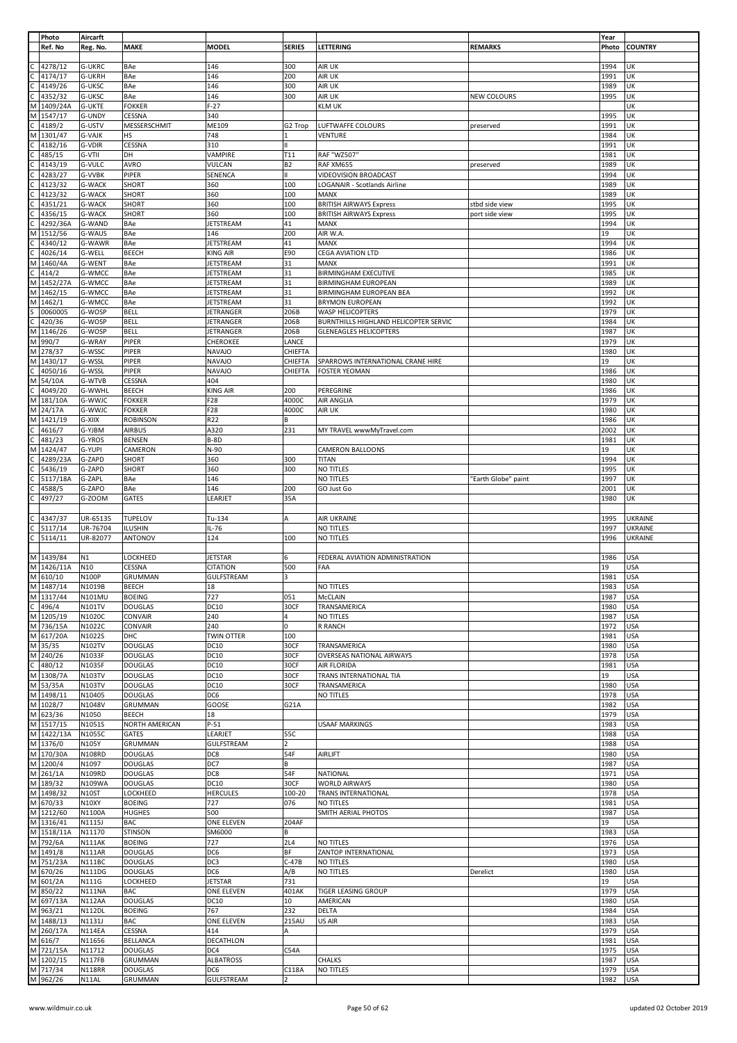| | Photo Ref. No | Aircarft Reg. No. | MAKE | MODEL | SERIES | LETTERING | REMARKS | Year Photo | COUNTRY |
|---|---|---|---|---|---|---|---|---|---|
| C | 4278/12 | G-UKRC | BAe | 146 | 300 | AIR UK | | 1994 | UK |
| C | 4174/17 | G-UKRH | BAe | 146 | 200 | AIR UK | | 1991 | UK |
| C | 4149/26 | G-UKSC | BAe | 146 | 300 | AIR UK | | 1989 | UK |
| C | 4352/32 | G-UKSC | BAe | 146 | 300 | AIR UK | NEW COLOURS | 1995 | UK |
| M | 1409/24A | G-UKTE | FOKKER | F-27 | | KLM UK | | | UK |
| M | 1547/17 | G-UNDY | CESSNA | 340 | | | | 1995 | UK |
| C | 4189/2 | G-USTV | MESSERSCHMIT | ME109 | G2 Trop | LUFTWAFFE COLOURS | preserved | 1991 | UK |
| M | 1301/47 | G-VAJK | HS | 748 | 1 | VENTURE | | 1984 | UK |
| C | 4182/16 | G-VDIR | CESSNA | 310 | II | | | 1991 | UK |
| C | 485/15 | G-VTII | DH | VAMPIRE | T11 | RAF "WZ507" | | 1981 | UK |
| C | 4143/19 | G-VULC | AVRO | VULCAN | B2 | RAF XM655 | preserved | 1989 | UK |
| C | 4283/27 | G-VVBK | PIPER | SENENCA | II | VIDEOVISION BROADCAST | | 1994 | UK |
| C | 4123/32 | G-WACK | SHORT | 360 | 100 | LOGANAIR - Scotlands Airline | | 1989 | UK |
| C | 4123/32 | G-WACK | SHORT | 360 | 100 | MANX | | 1989 | UK |
| C | 4351/21 | G-WACK | SHORT | 360 | 100 | BRITISH AIRWAYS Express | stbd side view | 1995 | UK |
| C | 4356/15 | G-WACK | SHORT | 360 | 100 | BRITISH AIRWAYS Express | port side view | 1995 | UK |
| C | 4292/36A | G-WAND | BAe | JETSTREAM | 41 | MANX | | 1994 | UK |
| M | 1512/56 | G-WAUS | BAe | 146 | 200 | AIR W.A. | | 19 | UK |
| C | 4340/12 | G-WAWR | BAe | JETSTREAM | 41 | MANX | | 1994 | UK |
| C | 4026/14 | G-WELL | BEECH | KING AIR | E90 | CEGA AVIATION LTD | | 1986 | UK |
| M | 1460/4A | G-WENT | BAe | JETSTREAM | 31 | MANX | | 1991 | UK |
| C | 414/2 | G-WMCC | BAe | JETSTREAM | 31 | BIRMINGHAM EXECUTIVE | | 1985 | UK |
| M | 1452/27A | G-WMCC | BAe | JETSTREAM | 31 | BIRMINGHAM EUROPEAN | | 1989 | UK |
| M | 1462/15 | G-WMCC | BAe | JETSTREAM | 31 | BIRMINGHAM EUROPEAN BEA | | 1992 | UK |
| M | 1462/1 | G-WMCC | BAe | JETSTREAM | 31 | BRYMON EUROPEAN | | 1992 | UK |
| S | 0060005 | G-WOSP | BELL | JETRANGER | 206B | WASP HELICOPTERS | | 1979 | UK |
| C | 420/36 | G-WOSP | BELL | JETRANGER | 206B | BURNTHILLS HIGHLAND HELICOPTER SERVIC | | 1984 | UK |
| M | 1146/26 | G-WOSP | BELL | JETRANGER | 206B | GLENEAGLES HELICOPTERS | | 1987 | UK |
| M | 990/7 | G-WRAY | PIPER | CHEROKEE | LANCE | | | 1979 | UK |
| M | 278/37 | G-WSSC | PIPER | NAVAJO | CHIEFTA | | | 1980 | UK |
| M | 1430/17 | G-WSSL | PIPER | NAVAJO | CHIEFTA | SPARROWS INTERNATIONAL CRANE HIRE | | 19 | UK |
| C | 4050/16 | G-WSSL | PIPER | NAVAJO | CHIEFTA | FOSTER YEOMAN | | 1986 | UK |
| M | 54/10A | G-WTVB | CESSNA | 404 | | | | 1980 | UK |
| C | 4049/20 | G-WWHL | BEECH | KING AIR | 200 | PEREGRINE | | 1986 | UK |
| M | 181/10A | G-WWJC | FOKKER | F28 | 4000C | AIR ANGLIA | | 1979 | UK |
| M | 24/17A | G-WWJC | FOKKER | F28 | 4000C | AIR UK | | 1980 | UK |
| M | 1421/19 | G-XIIX | ROBINSON | R22 | B | | | 1986 | UK |
| C | 4616/7 | G-YJBM | AIRBUS | A320 | 231 | MY TRAVEL wwwMyTravel.com | | 2002 | UK |
| C | 481/23 | G-YROS | BENSEN | B-8D | | | | 1981 | UK |
| M | 1424/47 | G-YUPI | CAMERON | N-90 | | CAMERON BALLOONS | | 19 | UK |
| C | 4289/23A | G-ZAPD | SHORT | 360 | 300 | TITAN | | 1994 | UK |
| C | 5436/19 | G-ZAPD | SHORT | 360 | 300 | NO TITLES | | 1995 | UK |
| C | 5117/18A | G-ZAPL | BAe | 146 | | NO TITLES | "Earth Globe" paint | 1997 | UK |
| C | 4588/5 | G-ZAPO | BAe | 146 | 200 | GO Just Go | | 2001 | UK |
| C | 497/27 | G-ZOOM | GATES | LEARJET | 35A | | | 1980 | UK |
| | | | | | | | | | |
| C | 4347/37 | UR-65135 | TUPELOV | Tu-134 | A | AIR UKRAINE | | 1995 | UKRAINE |
| C | 5117/14 | UR-76704 | ILUSHIN | IL-76 | | NO TITLES | | 1997 | UKRAINE |
| C | 5114/11 | UR-82077 | ANTONOV | 124 | 100 | NO TITLES | | 1996 | UKRAINE |
| | | | | | | | | | |
| M | 1439/84 | N1 | LOCKHEED | JETSTAR | 6 | FEDERAL AVIATION ADMINISTRATION | | 1986 | USA |
| M | 1426/11A | N10 | CESSNA | CITATION | 500 | FAA | | 19 | USA |
| M | 610/10 | N100P | GRUMMAN | GULFSTREAM | 3 | | | 1981 | USA |
| M | 1487/14 | N1019B | BEECH | 18 | | NO TITLES | | 1983 | USA |
| M | 1317/44 | N101MU | BOEING | 727 | 051 | McCLAIN | | 1987 | USA |
| C | 496/4 | N101TV | DOUGLAS | DC10 | 30CF | TRANSAMERICA | | 1980 | USA |
| M | 1205/19 | N1020C | CONVAIR | 240 | 4 | NO TITLES | | 1987 | USA |
| M | 736/15A | N1022C | CONVAIR | 240 | 0 | R RANCH | | 1972 | USA |
| M | 617/20A | N1022S | DHC | TWIN OTTER | 100 | | | 1981 | USA |
| M | 35/35 | N102TV | DOUGLAS | DC10 | 30CF | TRANSAMERICA | | 1980 | USA |
| M | 240/26 | N1033F | DOUGLAS | DC10 | 30CF | OVERSEAS NATIONAL AIRWAYS | | 1978 | USA |
| C | 480/12 | N1035F | DOUGLAS | DC10 | 30CF | AIR FLORIDA | | 1981 | USA |
| M | 1308/7A | N103TV | DOUGLAS | DC10 | 30CF | TRANS INTERNATIONAL TIA | | 19 | USA |
| M | 53/35A | N103TV | DOUGLAS | DC10 | 30CF | TRANSAMERICA | | 1980 | USA |
| M | 1498/11 | N10405 | DOUGLAS | DC6 | | NO TITLES | | 1978 | USA |
| M | 1028/7 | N1048V | GRUMMAN | GOOSE | G21A | | | 1982 | USA |
| M | 623/36 | N1050 | BEECH | 18 | | | | 1979 | USA |
| M | 1517/15 | N1051S | NORTH AMERICAN | P-51 | | USAAF MARKINGS | | 1983 | USA |
| M | 1422/13A | N1055C | GATES | LEARJET | 55C | | | 1988 | USA |
| M | 1376/0 | N105Y | GRUMMAN | GULFSTREAM | 2 | | | 1988 | USA |
| M | 170/30A | N108RD | DOUGLAS | DC8 | 54F | AIRLIFT | | 1980 | USA |
| M | 1200/4 | N1097 | DOUGLAS | DC7 | B | | | 1987 | USA |
| M | 261/1A | N109RD | DOUGLAS | DC8 | 54F | NATIONAL | | 1971 | USA |
| M | 189/32 | N109WA | DOUGLAS | DC10 | 30CF | WORLD AIRWAYS | | 1980 | USA |
| M | 1498/32 | N10ST | LOCKHEED | HERCULES | 100-20 | TRANS INTERNATIONAL | | 1978 | USA |
| M | 670/33 | N10XY | BOEING | 727 | 076 | NO TITLES | | 1981 | USA |
| M | 1212/60 | N1100A | HUGHES | 500 | | SMITH AERIAL PHOTOS | | 1987 | USA |
| M | 1316/41 | N1115J | BAC | ONE ELEVEN | 204AF | | | 19 | USA |
| M | 1518/11A | N11170 | STINSON | SM6000 | B | | | 1983 | USA |
| M | 792/6A | N111AK | BOEING | 727 | 2L4 | NO TITLES | | 1976 | USA |
| M | 1491/8 | N111AR | DOUGLAS | DC6 | BF | ZANTOP INTERNATIONAL | | 1973 | USA |
| M | 751/23A | N111BC | DOUGLAS | DC3 | C-47B | NO TITLES | | 1980 | USA |
| M | 670/26 | N111DG | DOUGLAS | DC6 | A/B | NO TITLES | Derelict | 1980 | USA |
| M | 601/2A | N111G | LOCKHEED | JETSTAR | 731 | | | 19 | USA |
| M | 850/22 | N111NA | BAC | ONE ELEVEN | 401AK | TIGER LEASING GROUP | | 1979 | USA |
| M | 697/13A | N112AA | DOUGLAS | DC10 | 10 | AMERICAN | | 1980 | USA |
| M | 963/21 | N112DL | BOEING | 767 | 232 | DELTA | | 1984 | USA |
| M | 1488/13 | N1131J | BAC | ONE ELEVEN | 215AU | US AIR | | 1983 | USA |
| M | 260/17A | N114EA | CESSNA | 414 | A | | | 1979 | USA |
| M | 616/7 | N11656 | BELLANCA | DECATHLON | | | | 1981 | USA |
| M | 721/15A | N11712 | DOUGLAS | DC4 | C54A | | | 1975 | USA |
| M | 1202/15 | N117FB | GRUMMAN | ALBATROSS | | CHALKS | | 1987 | USA |
| M | 717/34 | N118RR | DOUGLAS | DC6 | C118A | NO TITLES | | 1979 | USA |
| M | 962/26 | N11AL | GRUMMAN | GULFSTREAM | 2 | | | 1982 | USA |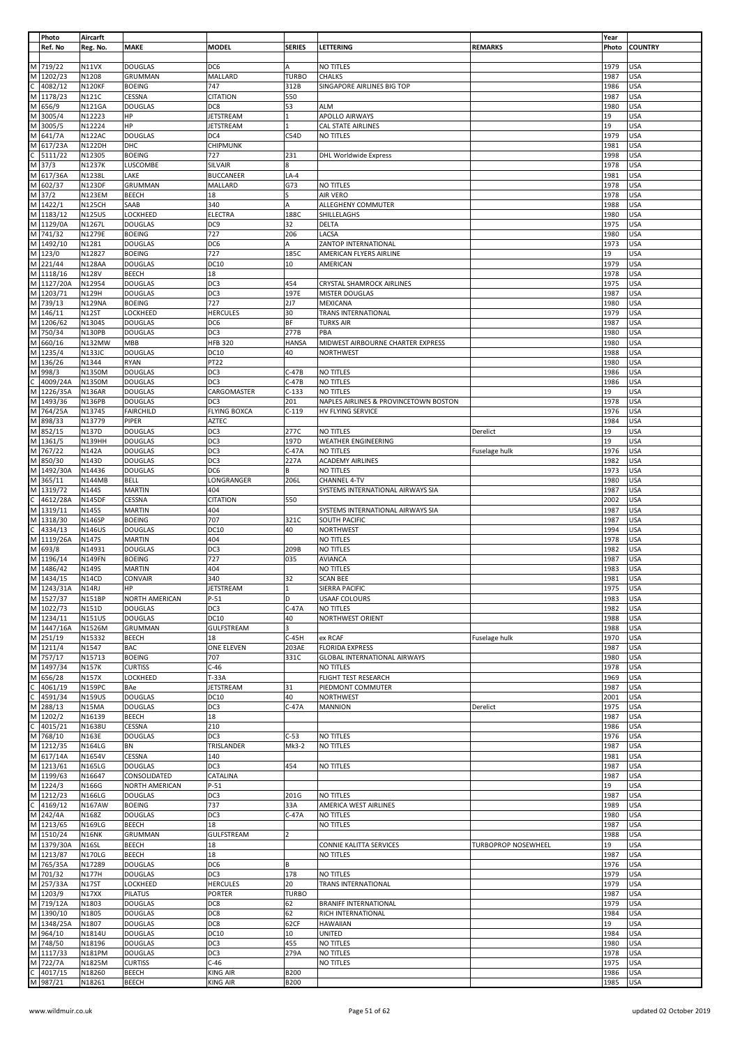| Photo | Aircarft | | | | | | | Year | |
|---|---|---|---|---|---|---|---|---|---|
| Ref. No | Reg. No. | MAKE | MODEL | SERIES | LETTERING | REMARKS | Photo | COUNTRY |
| M 719/22 | N11VX | DOUGLAS | DC6 | A | NO TITLES | | 1979 | USA |
| M 1202/23 | N1208 | GRUMMAN | MALLARD | TURBO | CHALKS | | 1987 | USA |
| C 4082/12 | N120KF | BOEING | 747 | 312B | SINGAPORE AIRLINES BIG TOP | | 1986 | USA |
| M 1178/23 | N121C | CESSNA | CITATION | 550 | | | 1987 | USA |
| M 656/9 | N121GA | DOUGLAS | DC8 | 53 | ALM | | 1980 | USA |
| M 3005/4 | N12223 | HP | JETSTREAM | 1 | APOLLO AIRWAYS | | 19 | USA |
| M 3005/5 | N12224 | HP | JETSTREAM | 1 | CAL STATE AIRLINES | | 19 | USA |
| M 641/7A | N122AC | DOUGLAS | DC4 | C54D | NO TITLES | | 1979 | USA |
| M 617/23A | N122DH | DHC | CHIPMUNK | | | | 1981 | USA |
| C 5111/22 | N12305 | BOEING | 727 | 231 | DHL Worldwide Express | | 1998 | USA |
| M 37/3 | N1237K | LUSCOMBE | SILVAIR | 8 | | | 1978 | USA |
| M 617/36A | N1238L | LAKE | BUCCANEER | LA-4 | | | 1981 | USA |
| M 602/37 | N123DF | GRUMMAN | MALLARD | G73 | NO TITLES | | 1978 | USA |
| M 37/2 | N123EM | BEECH | 18 | S | AIR VERO | | 1978 | USA |
| M 1422/1 | N125CH | SAAB | 340 | A | ALLEGHENY COMMUTER | | 1988 | USA |
| M 1183/12 | N125US | LOCKHEED | ELECTRA | 188C | SHILLELAGHS | | 1980 | USA |
| M 1129/0A | N1267L | DOUGLAS | DC9 | 32 | DELTA | | 1975 | USA |
| M 741/32 | N1279E | BOEING | 727 | 206 | LACSA | | 1980 | USA |
| M 1492/10 | N1281 | DOUGLAS | DC6 | A | ZANTOP INTERNATIONAL | | 1973 | USA |
| M 123/0 | N12827 | BOEING | 727 | 185C | AMERICAN FLYERS AIRLINE | | 19 | USA |
| M 221/44 | N128AA | DOUGLAS | DC10 | 10 | AMERICAN | | 1979 | USA |
| M 1118/16 | N128V | BEECH | 18 | | | | 1978 | USA |
| M 1127/20A | N12954 | DOUGLAS | DC3 | 454 | CRYSTAL SHAMROCK AIRLINES | | 1975 | USA |
| M 1203/71 | N129H | DOUGLAS | DC3 | 197E | MISTER DOUGLAS | | 1987 | USA |
| M 739/13 | N129NA | BOEING | 727 | 2J7 | MEXICANA | | 1980 | USA |
| M 146/11 | N12ST | LOCKHEED | HERCULES | 30 | TRANS INTERNATIONAL | | 1979 | USA |
| M 1206/62 | N1304S | DOUGLAS | DC6 | BF | TURKS AIR | | 1987 | USA |
| M 750/34 | N130PB | DOUGLAS | DC3 | 277B | PBA | | 1980 | USA |
| M 660/16 | N132MW | MBB | HFB 320 | HANSA | MIDWEST AIRBOURNE CHARTER EXPRESS | | 1980 | USA |
| M 1235/4 | N133JC | DOUGLAS | DC10 | 40 | NORTHWEST | | 1988 | USA |
| M 136/26 | N1344 | RYAN | PT22 | | | | 1980 | USA |
| M 998/3 | N1350M | DOUGLAS | DC3 | C-47B | NO TITLES | | 1986 | USA |
| C 4009/24A | N1350M | DOUGLAS | DC3 | C-47B | NO TITLES | | 1986 | USA |
| M 1226/35A | N136AR | DOUGLAS | CARGOMASTER | C-133 | NO TITLES | | 19 | USA |
| M 1493/36 | N136PB | DOUGLAS | DC3 | 201 | NAPLES AIRLINES & PROVINCETOWN BOSTON | | 1978 | USA |
| M 764/25A | N13745 | FAIRCHILD | FLYING BOXCA | C-119 | HV FLYING SERVICE | | 1976 | USA |
| M 898/33 | N13779 | PIPER | AZTEC | | | | 1984 | USA |
| M 852/15 | N137D | DOUGLAS | DC3 | 277C | NO TITLES | Derelict | 19 | USA |
| M 1361/5 | N139HH | DOUGLAS | DC3 | 197D | WEATHER ENGINEERING | | 19 | USA |
| M 767/22 | N142A | DOUGLAS | DC3 | C-47A | NO TITLES | Fuselage hulk | 1976 | USA |
| M 850/30 | N143D | DOUGLAS | DC3 | 227A | ACADEMY AIRLINES | | 1982 | USA |
| M 1492/30A | N14436 | DOUGLAS | DC6 | B | NO TITLES | | 1973 | USA |
| M 365/11 | N144MB | BELL | LONGRANGER | 206L | CHANNEL 4-TV | | 1980 | USA |
| M 1319/72 | N144S | MARTIN | 404 | | SYSTEMS INTERNATIONAL AIRWAYS SIA | | 1987 | USA |
| C 4612/28A | N145DF | CESSNA | CITATION | 550 | | | 2002 | USA |
| M 1319/11 | N145S | MARTIN | 404 | | SYSTEMS INTERNATIONAL AIRWAYS SIA | | 1987 | USA |
| M 1318/30 | N146SP | BOEING | 707 | 321C | SOUTH PACIFIC | | 1987 | USA |
| C 4334/13 | N146US | DOUGLAS | DC10 | 40 | NORTHWEST | | 1994 | USA |
| M 1119/26A | N147S | MARTIN | 404 | | NO TITLES | | 1978 | USA |
| M 693/8 | N14931 | DOUGLAS | DC3 | 209B | NO TITLES | | 1982 | USA |
| M 1196/14 | N149FN | BOEING | 727 | 035 | AVIANCA | | 1987 | USA |
| M 1486/42 | N149S | MARTIN | 404 | | NO TITLES | | 1983 | USA |
| M 1434/15 | N14CD | CONVAIR | 340 | 32 | SCAN BEE | | 1981 | USA |
| M 1243/31A | N14RJ | HP | JETSTREAM | 1 | SIERRA PACIFIC | | 1975 | USA |
| M 1527/37 | N151BP | NORTH AMERICAN | P-51 | D | USAAF COLOURS | | 1983 | USA |
| M 1022/73 | N151D | DOUGLAS | DC3 | C-47A | NO TITLES | | 1982 | USA |
| M 1234/11 | N151US | DOUGLAS | DC10 | 40 | NORTHWEST ORIENT | | 1988 | USA |
| M 1447/16A | N1526M | GRUMMAN | GULFSTREAM | 3 | | | 1988 | USA |
| M 251/19 | N15332 | BEECH | 18 | C-45H | ex RCAF | Fuselage hulk | 1970 | USA |
| M 1211/4 | N1547 | BAC | ONE ELEVEN | 203AE | FLORIDA EXPRESS | | 1987 | USA |
| M 757/17 | N15713 | BOEING | 707 | 331C | GLOBAL INTERNATIONAL AIRWAYS | | 1980 | USA |
| M 1497/34 | N157K | CURTISS | C-46 | | NO TITLES | | 1978 | USA |
| M 656/28 | N157X | LOCKHEED | T-33A | | FLIGHT TEST RESEARCH | | 1969 | USA |
| C 4061/19 | N159PC | BAe | JETSTREAM | 31 | PIEDMONT COMMUTER | | 1987 | USA |
| C 4591/34 | N159US | DOUGLAS | DC10 | 40 | NORTHWEST | | 2001 | USA |
| M 288/13 | N15MA | DOUGLAS | DC3 | C-47A | MANNION | Derelict | 1975 | USA |
| M 1202/2 | N16139 | BEECH | 18 | | | | 1987 | USA |
| C 4015/21 | N1638U | CESSNA | 210 | | | | 1986 | USA |
| M 768/10 | N163E | DOUGLAS | DC3 | C-53 | NO TITLES | | 1976 | USA |
| M 1212/35 | N164LG | BN | TRISLANDER | Mk3-2 | NO TITLES | | 1987 | USA |
| M 617/14A | N1654V | CESSNA | 140 | | | | 1981 | USA |
| M 1213/61 | N165LG | DOUGLAS | DC3 | 454 | NO TITLES | | 1987 | USA |
| M 1199/63 | N16647 | CONSOLIDATED | CATALINA | | | | 1987 | USA |
| M 1224/3 | N166G | NORTH AMERICAN | P-51 | | | | 19 | USA |
| M 1212/23 | N166LG | DOUGLAS | DC3 | 201G | NO TITLES | | 1987 | USA |
| C 4169/12 | N167AW | BOEING | 737 | 33A | AMERICA WEST AIRLINES | | 1989 | USA |
| M 242/4A | N168Z | DOUGLAS | DC3 | C-47A | NO TITLES | | 1980 | USA |
| M 1213/65 | N169LG | BEECH | 18 | | NO TITLES | | 1987 | USA |
| M 1510/24 | N16NK | GRUMMAN | GULFSTREAM | 2 | | | 1988 | USA |
| M 1379/30A | N16SL | BEECH | 18 | | CONNIE KALITTA SERVICES | TURBOPROP NOSEWHEEL | 19 | USA |
| M 1213/87 | N170LG | BEECH | 18 | | NO TITLES | | 1987 | USA |
| M 765/35A | N17289 | DOUGLAS | DC6 | B | | | 1976 | USA |
| M 701/32 | N177H | DOUGLAS | DC3 | 178 | NO TITLES | | 1979 | USA |
| M 257/33A | N17ST | LOCKHEED | HERCULES | 20 | TRANS INTERNATIONAL | | 1979 | USA |
| M 1203/9 | N17XX | PILATUS | PORTER | TURBO | | | 1987 | USA |
| M 719/12A | N1803 | DOUGLAS | DC8 | 62 | BRANIFF INTERNATIONAL | | 1979 | USA |
| M 1390/10 | N1805 | DOUGLAS | DC8 | 62 | RICH INTERNATIONAL | | 1984 | USA |
| M 1348/25A | N1807 | DOUGLAS | DC8 | 62CF | HAWAIIAN | | 19 | USA |
| M 964/10 | N1814U | DOUGLAS | DC10 | 10 | UNITED | | 1984 | USA |
| M 748/50 | N18196 | DOUGLAS | DC3 | 455 | NO TITLES | | 1980 | USA |
| M 1117/33 | N181PM | DOUGLAS | DC3 | 279A | NO TITLES | | 1978 | USA |
| M 722/7A | N1825M | CURTISS | C-46 | | NO TITLES | | 1975 | USA |
| C 4017/15 | N18260 | BEECH | KING AIR | B200 | | | 1986 | USA |
| M 987/21 | N18261 | BEECH | KING AIR | B200 | | | 1985 | USA |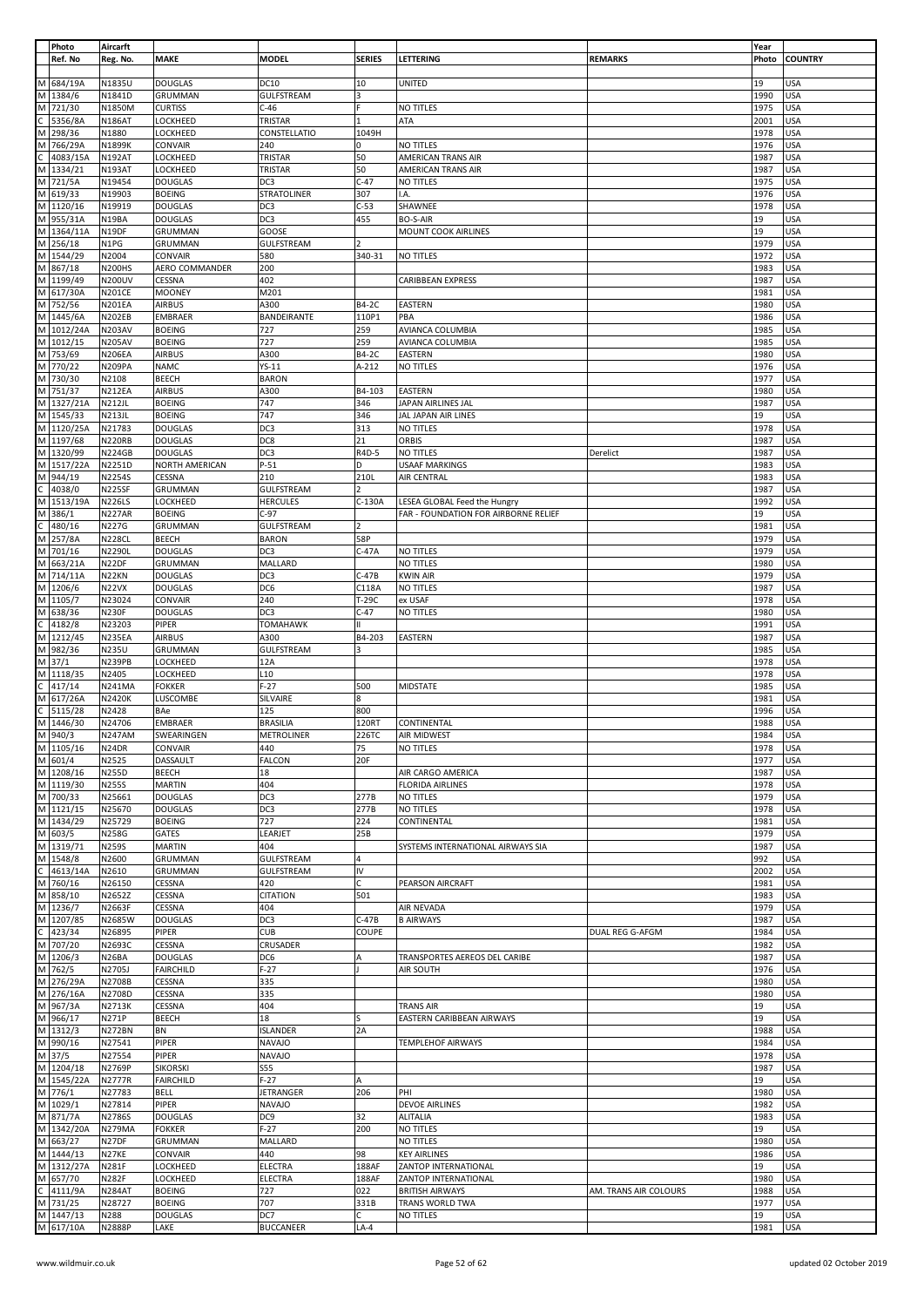| Photo | Aircarft | | | | | | Year | |
|---|---|---|---|---|---|---|---|---|
| Ref. No | Reg. No. | MAKE | MODEL | SERIES | LETTERING | REMARKS | Photo | COUNTRY |
| M 684/19A | N1835U | DOUGLAS | DC10 | 10 | UNITED | | 19 | USA |
| M 1384/6 | N1841D | GRUMMAN | GULFSTREAM | 3 | | | 1990 | USA |
| M 721/30 | N1850M | CURTISS | C-46 | F | NO TITLES | | 1975 | USA |
| C 5356/8A | N186AT | LOCKHEED | TRISTAR | 1 | ATA | | 2001 | USA |
| M 298/36 | N1880 | LOCKHEED | CONSTELLATIO | 1049H | | | 1978 | USA |
| M 766/29A | N1899K | CONVAIR | 240 | 0 | NO TITLES | | 1976 | USA |
| C 4083/15A | N192AT | LOCKHEED | TRISTAR | 50 | AMERICAN TRANS AIR | | 1987 | USA |
| M 1334/21 | N193AT | LOCKHEED | TRISTAR | 50 | AMERICAN TRANS AIR | | 1987 | USA |
| M 721/5A | N19454 | DOUGLAS | DC3 | C-47 | NO TITLES | | 1975 | USA |
| M 619/33 | N19903 | BOEING | STRATOLINER | 307 | I.A. | | 1976 | USA |
| M 1120/16 | N19919 | DOUGLAS | DC3 | C-53 | SHAWNEE | | 1978 | USA |
| M 955/31A | N19BA | DOUGLAS | DC3 | 455 | BO-S-AIR | | 19 | USA |
| M 1364/11A | N19DF | GRUMMAN | GOOSE | | MOUNT COOK AIRLINES | | 19 | USA |
| M 256/18 | N1PG | GRUMMAN | GULFSTREAM | 2 | | | 1979 | USA |
| M 1544/29 | N2004 | CONVAIR | 580 | 340-31 | NO TITLES | | 1972 | USA |
| M 867/18 | N200HS | AERO COMMANDER | 200 | | | | 1983 | USA |
| M 1199/49 | N200UV | CESSNA | 402 | | CARIBBEAN EXPRESS | | 1987 | USA |
| M 617/30A | N201CE | MOONEY | M201 | | | | 1981 | USA |
| M 752/56 | N201EA | AIRBUS | A300 | B4-2C | EASTERN | | 1980 | USA |
| M 1445/6A | N202EB | EMBRAER | BANDEIRANTE | 110P1 | PBA | | 1986 | USA |
| M 1012/24A | N203AV | BOEING | 727 | 259 | AVIANCA COLUMBIA | | 1985 | USA |
| M 1012/15 | N205AV | BOEING | 727 | 259 | AVIANCA COLUMBIA | | 1985 | USA |
| M 753/69 | N206EA | AIRBUS | A300 | B4-2C | EASTERN | | 1980 | USA |
| M 770/22 | N209PA | NAMC | YS-11 | A-212 | NO TITLES | | 1976 | USA |
| M 730/30 | N2108 | BEECH | BARON | | | | 1977 | USA |
| M 751/37 | N212EA | AIRBUS | A300 | B4-103 | EASTERN | | 1980 | USA |
| M 1327/21A | N212JL | BOEING | 747 | 346 | JAPAN AIRLINES JAL | | 1987 | USA |
| M 1545/33 | N213JL | BOEING | 747 | 346 | JAL JAPAN AIR LINES | | 19 | USA |
| M 1120/25A | N21783 | DOUGLAS | DC3 | 313 | NO TITLES | | 1978 | USA |
| M 1197/68 | N220RB | DOUGLAS | DC8 | 21 | ORBIS | | 1987 | USA |
| M 1320/99 | N224GB | DOUGLAS | DC3 | R4D-5 | NO TITLES | Derelict | 1987 | USA |
| M 1517/22A | N2251D | NORTH AMERICAN | P-51 | D | USAAF MARKINGS | | 1983 | USA |
| M 944/19 | N2254S | CESSNA | 210 | 210L | AIR CENTRAL | | 1983 | USA |
| C 4038/0 | N225SF | GRUMMAN | GULFSTREAM | 2 | | | 1987 | USA |
| M 1513/19A | N226LS | LOCKHEED | HERCULES | C-130A | LESEA GLOBAL Feed the Hungry | | 1992 | USA |
| M 386/1 | N227AR | BOEING | C-97 | | FAR - FOUNDATION FOR AIRBORNE RELIEF | | 19 | USA |
| C 480/16 | N227G | GRUMMAN | GULFSTREAM | 2 | | | 1981 | USA |
| M 257/8A | N228CL | BEECH | BARON | 58P | | | 1979 | USA |
| M 701/16 | N2290L | DOUGLAS | DC3 | C-47A | NO TITLES | | 1979 | USA |
| M 663/21A | N22DF | GRUMMAN | MALLARD | | NO TITLES | | 1980 | USA |
| M 714/11A | N22KN | DOUGLAS | DC3 | C-47B | KWIN AIR | | 1979 | USA |
| M 1206/6 | N22VX | DOUGLAS | DC6 | C118A | NO TITLES | | 1987 | USA |
| M 1105/7 | N23024 | CONVAIR | 240 | T-29C | ex USAF | | 1978 | USA |
| M 638/36 | N230F | DOUGLAS | DC3 | C-47 | NO TITLES | | 1980 | USA |
| C 4182/8 | N23203 | PIPER | TOMAHAWK | II | | | 1991 | USA |
| M 1212/45 | N235EA | AIRBUS | A300 | B4-203 | EASTERN | | 1987 | USA |
| M 982/36 | N235U | GRUMMAN | GULFSTREAM | 3 | | | 1985 | USA |
| M 37/1 | N239PB | LOCKHEED | 12A | | | | 1978 | USA |
| M 1118/35 | N2405 | LOCKHEED | L10 | | | | 1978 | USA |
| C 417/14 | N241MA | FOKKER | F-27 | 500 | MIDSTATE | | 1985 | USA |
| M 617/26A | N2420K | LUSCOMBE | SILVAIRE | 8 | | | 1981 | USA |
| C 5115/28 | N2428 | BAe | 125 | 800 | | | 1996 | USA |
| M 1446/30 | N24706 | EMBRAER | BRASILIA | 120RT | CONTINENTAL | | 1988 | USA |
| M 940/3 | N247AM | SWEARINGEN | METROLINER | 226TC | AIR MIDWEST | | 1984 | USA |
| M 1105/16 | N24DR | CONVAIR | 440 | 75 | NO TITLES | | 1978 | USA |
| M 601/4 | N2525 | DASSAULT | FALCON | 20F | | | 1977 | USA |
| M 1208/16 | N255D | BEECH | 18 | | AIR CARGO AMERICA | | 1987 | USA |
| M 1119/30 | N255S | MARTIN | 404 | | FLORIDA AIRLINES | | 1978 | USA |
| M 700/33 | N25661 | DOUGLAS | DC3 | 277B | NO TITLES | | 1979 | USA |
| M 1121/15 | N25670 | DOUGLAS | DC3 | 277B | NO TITLES | | 1978 | USA |
| M 1434/29 | N25729 | BOEING | 727 | 224 | CONTINENTAL | | 1981 | USA |
| M 603/5 | N258G | GATES | LEARJET | 25B | | | 1979 | USA |
| M 1319/71 | N259S | MARTIN | 404 | | SYSTEMS INTERNATIONAL AIRWAYS SIA | | 1987 | USA |
| M 1548/8 | N2600 | GRUMMAN | GULFSTREAM | 4 | | | 992 | USA |
| C 4613/14A | N2610 | GRUMMAN | GULFSTREAM | IV | | | 2002 | USA |
| M 760/16 | N26150 | CESSNA | 420 | C | PEARSON AIRCRAFT | | 1981 | USA |
| M 858/10 | N2652Z | CESSNA | CITATION | 501 | | | 1983 | USA |
| M 1236/7 | N2663F | CESSNA | 404 | | AIR NEVADA | | 1979 | USA |
| M 1207/85 | N2685W | DOUGLAS | DC3 | C-47B | B AIRWAYS | | 1987 | USA |
| C 423/34 | N26895 | PIPER | CUB | COUPE | | DUAL REG G-AFGM | 1984 | USA |
| M 707/20 | N2693C | CESSNA | CRUSADER | | | | 1982 | USA |
| M 1206/3 | N26BA | DOUGLAS | DC6 | A | TRANSPORTES AEREOS DEL CARIBE | | 1987 | USA |
| M 762/5 | N2705J | FAIRCHILD | F-27 | J | AIR SOUTH | | 1976 | USA |
| M 276/29A | N2708B | CESSNA | 335 | | | | 1980 | USA |
| M 276/16A | N2708D | CESSNA | 335 | | | | 1980 | USA |
| M 967/3A | N2713K | CESSNA | 404 | | TRANS AIR | | 19 | USA |
| M 966/17 | N271P | BEECH | 18 | S | EASTERN CARIBBEAN AIRWAYS | | 19 | USA |
| M 1312/3 | N272BN | BN | ISLANDER | 2A | | | 1988 | USA |
| M 990/16 | N27541 | PIPER | NAVAJO | | TEMPLEHOF AIRWAYS | | 1984 | USA |
| M 37/5 | N27554 | PIPER | NAVAJO | | | | 1978 | USA |
| M 1204/18 | N2769P | SIKORSKI | S55 | | | | 1987 | USA |
| M 1545/22A | N2777R | FAIRCHILD | F-27 | A | | | 19 | USA |
| M 776/1 | N27783 | BELL | JETRANGER | 206 | PHI | | 1980 | USA |
| M 1029/1 | N27814 | PIPER | NAVAJO | | DEVOE AIRLINES | | 1982 | USA |
| M 871/7A | N2786S | DOUGLAS | DC9 | 32 | ALITALIA | | 1983 | USA |
| M 1342/20A | N279MA | FOKKER | F-27 | 200 | NO TITLES | | 19 | USA |
| M 663/27 | N27DF | GRUMMAN | MALLARD | | NO TITLES | | 1980 | USA |
| M 1444/13 | N27KE | CONVAIR | 440 | 98 | KEY AIRLINES | | 1986 | USA |
| M 1312/27A | N281F | LOCKHEED | ELECTRA | 188AF | ZANTOP INTERNATIONAL | | 19 | USA |
| M 657/70 | N282F | LOCKHEED | ELECTRA | 188AF | ZANTOP INTERNATIONAL | | 1980 | USA |
| C 4111/9A | N284AT | BOEING | 727 | 022 | BRITISH AIRWAYS | AM. TRANS AIR COLOURS | 1988 | USA |
| M 731/25 | N28727 | BOEING | 707 | 331B | TRANS WORLD TWA | | 1977 | USA |
| M 1447/13 | N288 | DOUGLAS | DC7 | C | NO TITLES | | 19 | USA |
| M 617/10A | N2888P | LAKE | BUCCANEER | LA-4 | | | 1981 | USA |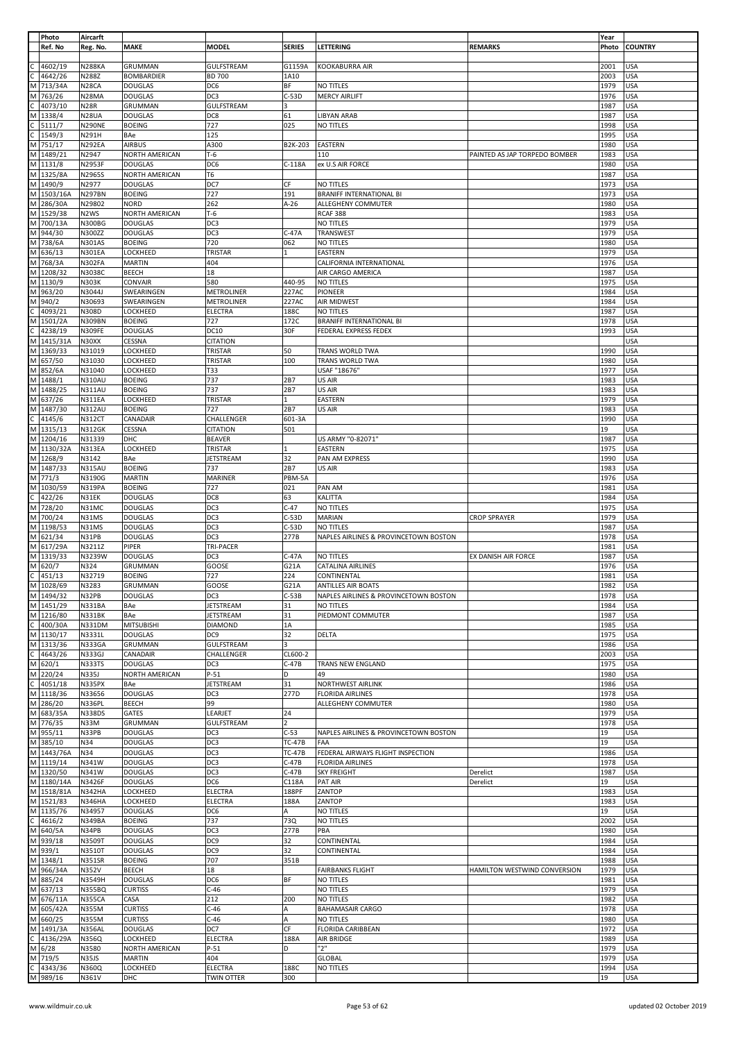| Photo | Aircarft | | | | | | Year | |
|---|---|---|---|---|---|---|---|---|
| Ref. No | Reg. No. | MAKE | MODEL | SERIES | LETTERING | REMARKS | Photo | COUNTRY |
| | | | | | | | | |
| C 4602/19 | N288KA | GRUMMAN | GULFSTREAM | G1159A | KOOKABURRA AIR | | 2001 | USA |
| C 4642/26 | N288Z | BOMBARDIER | BD 700 | 1A10 | | | 2003 | USA |
| M 713/34A | N28CA | DOUGLAS | DC6 | BF | NO TITLES | | 1979 | USA |
| M 763/26 | N28MA | DOUGLAS | DC3 | C-53D | MERCY AIRLIFT | | 1976 | USA |
| C 4073/10 | N28R | GRUMMAN | GULFSTREAM | 3 | | | 1987 | USA |
| M 1338/4 | N28UA | DOUGLAS | DC8 | 61 | LIBYAN ARAB | | 1987 | USA |
| C 5111/7 | N290NE | BOEING | 727 | 025 | NO TITLES | | 1998 | USA |
| C 1549/3 | N291H | BAe | 125 | | | | 1995 | USA |
| M 751/17 | N292EA | AIRBUS | A300 | B2K-203 | EASTERN | | 1980 | USA |
| M 1489/21 | N2947 | NORTH AMERICAN | T-6 | | 110 | PAINTED AS JAP TORPEDO BOMBER | 1983 | USA |
| M 1131/8 | N2953F | DOUGLAS | DC6 | C-118A | ex U.S AIR FORCE | | 1980 | USA |
| M 1325/8A | N2965S | NORTH AMERICAN | T6 | | | | 1987 | USA |
| M 1490/9 | N2977 | DOUGLAS | DC7 | CF | NO TITLES | | 1973 | USA |
| M 1503/16A | N297BN | BOEING | 727 | 191 | BRANIFF INTERNATIONAL BI | | 1973 | USA |
| M 286/30A | N29802 | NORD | 262 | A-26 | ALLEGHENY COMMUTER | | 1980 | USA |
| M 1529/38 | N2WS | NORTH AMERICAN | T-6 | | RCAF 388 | | 1983 | USA |
| M 700/13A | N300BG | DOUGLAS | DC3 | | NO TITLES | | 1979 | USA |
| M 944/30 | N300ZZ | DOUGLAS | DC3 | C-47A | TRANSWEST | | 1979 | USA |
| M 738/6A | N301AS | BOEING | 720 | 062 | NO TITLES | | 1980 | USA |
| M 636/13 | N301EA | LOCKHEED | TRISTAR | 1 | EASTERN | | 1979 | USA |
| M 768/3A | N302FA | MARTIN | 404 | | CALIFORNIA INTERNATIONAL | | 1976 | USA |
| M 1208/32 | N3038C | BEECH | 18 | | AIR CARGO AMERICA | | 1987 | USA |
| M 1130/9 | N303K | CONVAIR | 580 | 440-95 | NO TITLES | | 1975 | USA |
| M 963/20 | N3044J | SWEARINGEN | METROLINER | 227AC | PIONEER | | 1984 | USA |
| M 940/2 | N30693 | SWEARINGEN | METROLINER | 227AC | AIR MIDWEST | | 1984 | USA |
| C 4093/21 | N308D | LOCKHEED | ELECTRA | 188C | NO TITLES | | 1987 | USA |
| M 1501/2A | N309BN | BOEING | 727 | 172C | BRANIFF INTERNATIONAL BI | | 1978 | USA |
| C 4238/19 | N309FE | DOUGLAS | DC10 | 30F | FEDERAL EXPRESS FEDEX | | 1993 | USA |
| M 1415/31A | N30XX | CESSNA | CITATION | | | | | USA |
| M 1369/33 | N31019 | LOCKHEED | TRISTAR | 50 | TRANS WORLD TWA | | 1990 | USA |
| M 657/50 | N31030 | LOCKHEED | TRISTAR | 100 | TRANS WORLD TWA | | 1980 | USA |
| M 852/6A | N31040 | LOCKHEED | T33 | | USAF "18676" | | 1977 | USA |
| M 1488/1 | N310AU | BOEING | 737 | 2B7 | US AIR | | 1983 | USA |
| M 1488/25 | N311AU | BOEING | 737 | 2B7 | US AIR | | 1983 | USA |
| M 637/26 | N311EA | LOCKHEED | TRISTAR | 1 | EASTERN | | 1979 | USA |
| M 1487/30 | N312AU | BOEING | 727 | 2B7 | US AIR | | 1983 | USA |
| C 4145/6 | N312CT | CANADAIR | CHALLENGER | 601-3A | | | 1990 | USA |
| M 1315/13 | N312GK | CESSNA | CITATION | 501 | | | 19 | USA |
| M 1204/16 | N31339 | DHC | BEAVER | | US ARMY "0-82071" | | 1987 | USA |
| M 1130/32A | N313EA | LOCKHEED | TRISTAR | 1 | EASTERN | | 1975 | USA |
| M 1268/9 | N3142 | BAe | JETSTREAM | 32 | PAN AM EXPRESS | | 1990 | USA |
| M 1487/33 | N315AU | BOEING | 737 | 2B7 | US AIR | | 1983 | USA |
| M 771/3 | N3190G | MARTIN | MARINER | PBM-5A | | | 1976 | USA |
| M 1030/59 | N319PA | BOEING | 727 | 021 | PAN AM | | 1981 | USA |
| C 422/26 | N31EK | DOUGLAS | DC8 | 63 | KALITTA | | 1984 | USA |
| M 728/20 | N31MC | DOUGLAS | DC3 | C-47 | NO TITLES | | 1975 | USA |
| M 700/24 | N31MS | DOUGLAS | DC3 | C-53D | MARIAN | CROP SPRAYER | 1979 | USA |
| M 1198/53 | N31MS | DOUGLAS | DC3 | C-53D | NO TITLES | | 1987 | USA |
| M 621/34 | N31PB | DOUGLAS | DC3 | 277B | NAPLES AIRLINES & PROVINCETOWN BOSTON | | 1978 | USA |
| M 617/29A | N3211Z | PIPER | TRI-PACER | | | | 1981 | USA |
| M 1319/33 | N3239W | DOUGLAS | DC3 | C-47A | NO TITLES | EX DANISH AIR FORCE | 1987 | USA |
| M 620/7 | N324 | GRUMMAN | GOOSE | G21A | CATALINA AIRLINES | | 1976 | USA |
| C 451/13 | N32719 | BOEING | 727 | 224 | CONTINENTAL | | 1981 | USA |
| M 1028/69 | N3283 | GRUMMAN | GOOSE | G21A | ANTILLES AIR BOATS | | 1982 | USA |
| M 1494/32 | N32PB | DOUGLAS | DC3 | C-53B | NAPLES AIRLINES & PROVINCETOWN BOSTON | | 1978 | USA |
| M 1451/29 | N331BA | BAe | JETSTREAM | 31 | NO TITLES | | 1984 | USA |
| M 1216/80 | N331BK | BAe | JETSTREAM | 31 | PIEDMONT COMMUTER | | 1987 | USA |
| C 400/30A | N331DM | MITSUBISHI | DIAMOND | 1A | | | 1985 | USA |
| M 1130/17 | N3331L | DOUGLAS | DC9 | 32 | DELTA | | 1975 | USA |
| M 1313/36 | N333GA | GRUMMAN | GULFSTREAM | 3 | | | 1986 | USA |
| C 4643/26 | N333GJ | CANADAIR | CHALLENGER | CL600-2 | | | 2003 | USA |
| M 620/1 | N333TS | DOUGLAS | DC3 | C-47B | TRANS NEW ENGLAND | | 1975 | USA |
| M 220/24 | N335J | NORTH AMERICAN | P-51 | D | 49 | | 1980 | USA |
| C 4051/18 | N335PX | BAe | JETSTREAM | 31 | NORTHWEST AIRLINK | | 1986 | USA |
| M 1118/36 | N33656 | DOUGLAS | DC3 | 277D | FLORIDA AIRLINES | | 1978 | USA |
| M 286/20 | N336PL | BEECH | 99 | | ALLEGHENY COMMUTER | | 1980 | USA |
| M 683/35A | N338DS | GATES | LEARJET | 24 | | | 1979 | USA |
| M 776/35 | N33M | GRUMMAN | GULFSTREAM | 2 | | | 1978 | USA |
| M 955/11 | N33PB | DOUGLAS | DC3 | C-53 | NAPLES AIRLINES & PROVINCETOWN BOSTON | | 19 | USA |
| M 385/10 | N34 | DOUGLAS | DC3 | TC-47B | FAA | | 19 | USA |
| M 1443/76A | N34 | DOUGLAS | DC3 | TC-47B | FEDERAL AIRWAYS FLIGHT INSPECTION | | 1986 | USA |
| M 1119/14 | N341W | DOUGLAS | DC3 | C-47B | FLORIDA AIRLINES | | 1978 | USA |
| M 1320/50 | N341W | DOUGLAS | DC3 | C-47B | SKY FREIGHT | Derelict | 1987 | USA |
| M 1180/14A | N3426F | DOUGLAS | DC6 | C118A | PAT AIR | Derelict | 19 | USA |
| M 1518/81A | N342HA | LOCKHEED | ELECTRA | 188PF | ZANTOP | | 1983 | USA |
| M 1521/83 | N346HA | LOCKHEED | ELECTRA | 188A | ZANTOP | | 1983 | USA |
| M 1135/76 | N34957 | DOUGLAS | DC6 | A | NO TITLES | | 19 | USA |
| C 4616/2 | N349BA | BOEING | 737 | 73Q | NO TITLES | | 2002 | USA |
| M 640/5A | N34PB | DOUGLAS | DC3 | 277B | PBA | | 1980 | USA |
| M 939/18 | N3509T | DOUGLAS | DC9 | 32 | CONTINENTAL | | 1984 | USA |
| M 939/1 | N3510T | DOUGLAS | DC9 | 32 | CONTINENTAL | | 1984 | USA |
| M 1348/1 | N351SR | BOEING | 707 | 351B | | | 1988 | USA |
| M 966/34A | N352V | BEECH | 18 | | FAIRBANKS FLIGHT | HAMILTON WESTWIND CONVERSION | 1979 | USA |
| M 885/24 | N3549H | DOUGLAS | DC6 | BF | NO TITLES | | 1981 | USA |
| M 637/13 | N355BQ | CURTISS | C-46 | | NO TITLES | | 1979 | USA |
| M 676/11A | N355CA | CASA | 212 | 200 | NO TITLES | | 1982 | USA |
| M 605/42A | N355M | CURTISS | C-46 | A | BAHAMASAIR CARGO | | 1978 | USA |
| M 660/25 | N355M | CURTISS | C-46 | A | NO TITLES | | 1980 | USA |
| M 1491/3A | N356AL | DOUGLAS | DC7 | CF | FLORIDA CARIBBEAN | | 1972 | USA |
| C 4136/29A | N356Q | LOCKHEED | ELECTRA | 188A | AIR BRIDGE | | 1989 | USA |
| M 6/28 | N3580 | NORTH AMERICAN | P-51 | D | "2" | | 1979 | USA |
| M 719/5 | N35JS | MARTIN | 404 | | GLOBAL | | 1979 | USA |
| C 4343/36 | N360Q | LOCKHEED | ELECTRA | 188C | NO TITLES | | 1994 | USA |
| M 989/16 | N361V | DHC | TWIN OTTER | 300 | | | 19 | USA |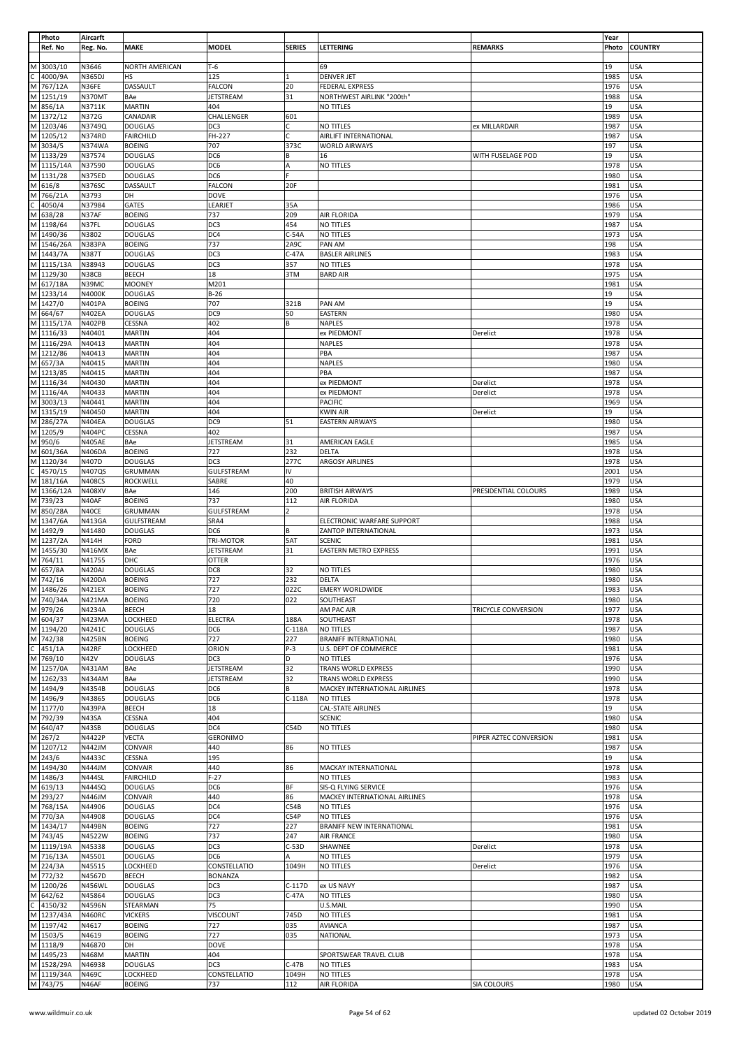| Photo | | Aircarft | | | | | | Year | |
|---|---|---|---|---|---|---|---|---|---|
| | Ref. No | Reg. No. | MAKE | MODEL | SERIES | LETTERING | REMARKS | Photo | COUNTRY |
| M | 3003/10 | N3646 | NORTH AMERICAN | T-6 | | 69 | | 19 | USA |
| C | 4000/9A | N365DJ | HS | 125 | 1 | DENVER JET | | 1985 | USA |
| M | 767/12A | N36FE | DASSAULT | FALCON | 20 | FEDERAL EXPRESS | | 1976 | USA |
| M | 1251/19 | N370MT | BAe | JETSTREAM | 31 | NORTHWEST AIRLINK "200th" | | 1988 | USA |
| M | 856/1A | N3711K | MARTIN | 404 | | NO TITLES | | 19 | USA |
| M | 1372/12 | N372G | CANADAIR | CHALLENGER | 601 | | | 1989 | USA |
| M | 1203/46 | N3749Q | DOUGLAS | DC3 | C | NO TITLES | ex MILLARDAIR | 1987 | USA |
| M | 1205/12 | N374RD | FAIRCHILD | FH-227 | C | AIRLIFT INTERNATIONAL | | 1987 | USA |
| M | 3034/5 | N374WA | BOEING | 707 | 373C | WORLD AIRWAYS | | 197 | USA |
| M | 1133/29 | N37574 | DOUGLAS | DC6 | B | 16 | WITH FUSELAGE POD | 19 | USA |
| M | 1115/14A | N37590 | DOUGLAS | DC6 | A | NO TITLES | | 1978 | USA |
| M | 1131/28 | N375ED | DOUGLAS | DC6 | F | | | 1980 | USA |
| M | 616/8 | N376SC | DASSAULT | FALCON | 20F | | | 1981 | USA |
| M | 766/21A | N3793 | DH | DOVE | | | | 1976 | USA |
| C | 4050/4 | N37984 | GATES | LEARJET | 35A | | | 1986 | USA |
| M | 638/28 | N37AF | BOEING | 737 | 209 | AIR FLORIDA | | 1979 | USA |
| M | 1198/64 | N37FL | DOUGLAS | DC3 | 454 | NO TITLES | | 1987 | USA |
| M | 1490/36 | N3802 | DOUGLAS | DC4 | C-54A | NO TITLES | | 1973 | USA |
| M | 1546/26A | N383PA | BOEING | 737 | 2A9C | PAN AM | | 198 | USA |
| M | 1443/7A | N387T | DOUGLAS | DC3 | C-47A | BASLER AIRLINES | | 1983 | USA |
| M | 1115/13A | N38943 | DOUGLAS | DC3 | 357 | NO TITLES | | 1978 | USA |
| M | 1129/30 | N38CB | BEECH | 18 | 3TM | BARD AIR | | 1975 | USA |
| M | 617/18A | N39MC | MOONEY | M201 | | | | 1981 | USA |
| M | 1233/14 | N4000K | DOUGLAS | B-26 | | | | 19 | USA |
| M | 1427/0 | N401PA | BOEING | 707 | 321B | PAN AM | | 19 | USA |
| M | 664/67 | N402EA | DOUGLAS | DC9 | 50 | EASTERN | | 1980 | USA |
| M | 1115/17A | N402PB | CESSNA | 402 | B | NAPLES | | 1978 | USA |
| M | 1116/33 | N40401 | MARTIN | 404 | | ex PIEDMONT | Derelict | 1978 | USA |
| M | 1116/29A | N40413 | MARTIN | 404 | | NAPLES | | 1978 | USA |
| M | 1212/86 | N40413 | MARTIN | 404 | | PBA | | 1987 | USA |
| M | 657/3A | N40415 | MARTIN | 404 | | NAPLES | | 1980 | USA |
| M | 1213/85 | N40415 | MARTIN | 404 | | PBA | | 1987 | USA |
| M | 1116/34 | N40430 | MARTIN | 404 | | ex PIEDMONT | Derelict | 1978 | USA |
| M | 1116/4A | N40433 | MARTIN | 404 | | ex PIEDMONT | Derelict | 1978 | USA |
| M | 3003/13 | N40441 | MARTIN | 404 | | PACIFIC | | 1969 | USA |
| M | 1315/19 | N40450 | MARTIN | 404 | | KWIN AIR | Derelict | 19 | USA |
| M | 286/27A | N404EA | DOUGLAS | DC9 | 51 | EASTERN AIRWAYS | | 1980 | USA |
| M | 1205/9 | N404PC | CESSNA | 402 | | | | 1987 | USA |
| M | 950/6 | N405AE | BAe | JETSTREAM | 31 | AMERICAN EAGLE | | 1985 | USA |
| M | 601/36A | N406DA | BOEING | 727 | 232 | DELTA | | 1978 | USA |
| M | 1120/34 | N407D | DOUGLAS | DC3 | 277C | ARGOSY AIRLINES | | 1978 | USA |
| C | 4570/15 | N407QS | GRUMMAN | GULFSTREAM | IV | | | 2001 | USA |
| M | 181/16A | N408CS | ROCKWELL | SABRE | 40 | | | 1979 | USA |
| M | 1366/12A | N408XV | BAe | 146 | 200 | BRITISH AIRWAYS | PRESIDENTIAL COLOURS | 1989 | USA |
| M | 739/23 | N40AF | BOEING | 737 | 112 | AIR FLORIDA | | 1980 | USA |
| M | 850/28A | N40CE | GRUMMAN | GULFSTREAM | 2 | | | 1978 | USA |
| M | 1347/6A | N413GA | GULFSTREAM | SRA4 | | ELECTRONIC WARFARE SUPPORT | | 1988 | USA |
| M | 1492/9 | N41480 | DOUGLAS | DC6 | B | ZANTOP INTERNATIONAL | | 1973 | USA |
| M | 1237/2A | N414H | FORD | TRI-MOTOR | 5AT | SCENIC | | 1981 | USA |
| M | 1455/30 | N416MX | BAe | JETSTREAM | 31 | EASTERN METRO EXPRESS | | 1991 | USA |
| M | 764/11 | N41755 | DHC | OTTER | | | | 1976 | USA |
| M | 657/8A | N420AJ | DOUGLAS | DC8 | 32 | NO TITLES | | 1980 | USA |
| M | 742/16 | N420DA | BOEING | 727 | 232 | DELTA | | 1980 | USA |
| M | 1486/26 | N421EX | BOEING | 727 | 022C | EMERY WORLDWIDE | | 1983 | USA |
| M | 740/34A | N421MA | BOEING | 720 | 022 | SOUTHEAST | | 1980 | USA |
| M | 979/26 | N4234A | BEECH | 18 | | AM PAC AIR | TRICYCLE CONVERSION | 1977 | USA |
| M | 604/37 | N423MA | LOCKHEED | ELECTRA | 188A | SOUTHEAST | | 1978 | USA |
| M | 1194/20 | N4241C | DOUGLAS | DC6 | C-118A | NO TITLES | | 1987 | USA |
| M | 742/38 | N425BN | BOEING | 727 | 227 | BRANIFF INTERNATIONAL | | 1980 | USA |
| C | 451/1A | N42RF | LOCKHEED | ORION | P-3 | U.S. DEPT OF COMMERCE | | 1981 | USA |
| M | 769/10 | N42V | DOUGLAS | DC3 | D | NO TITLES | | 1976 | USA |
| M | 1257/0A | N431AM | BAe | JETSTREAM | 32 | TRANS WORLD EXPRESS | | 1990 | USA |
| M | 1262/33 | N434AM | BAe | JETSTREAM | 32 | TRANS WORLD EXPRESS | | 1990 | USA |
| M | 1494/9 | N4354B | DOUGLAS | DC6 | B | MACKEY INTERNATIONAL AIRLINES | | 1978 | USA |
| M | 1496/9 | N43865 | DOUGLAS | DC6 | C-118A | NO TITLES | | 1978 | USA |
| M | 1177/0 | N439PA | BEECH | 18 | | CAL-STATE AIRLINES | | 19 | USA |
| M | 792/39 | N43SA | CESSNA | 404 | | SCENIC | | 1980 | USA |
| M | 640/47 | N43SB | DOUGLAS | DC4 | C54D | NO TITLES | | 1980 | USA |
| M | 267/2 | N4422P | VECTA | GERONIMO | | | PIPER AZTEC CONVERSION | 1981 | USA |
| M | 1207/12 | N442JM | CONVAIR | 440 | 86 | NO TITLES | | 1987 | USA |
| M | 243/6 | N4433C | CESSNA | 195 | | | | 19 | USA |
| M | 1494/30 | N444JM | CONVAIR | 440 | 86 | MACKAY INTERNATIONAL | | 1978 | USA |
| M | 1486/3 | N444SL | FAIRCHILD | F-27 | | NO TITLES | | 1983 | USA |
| M | 619/13 | N444SQ | DOUGLAS | DC6 | BF | SIS-Q FLYING SERVICE | | 1976 | USA |
| M | 293/27 | N446JM | CONVAIR | 440 | 86 | MACKEY INTERNATIONAL AIRLINES | | 1978 | USA |
| M | 768/15A | N44906 | DOUGLAS | DC4 | C54B | NO TITLES | | 1976 | USA |
| M | 770/3A | N44908 | DOUGLAS | DC4 | C54P | NO TITLES | | 1976 | USA |
| M | 1434/17 | N449BN | BOEING | 727 | 227 | BRANIFF INTERNATIONAL | | 1981 | USA |
| M | 743/45 | N4522W | BOEING | 737 | 247 | AIR FRANCE | | 1980 | USA |
| M | 1119/19A | N45338 | DOUGLAS | DC3 | C-53D | SHAWNEE | Derelict | 1978 | USA |
| M | 716/13A | N45501 | DOUGLAS | DC6 | A | NO TITLES | | 1979 | USA |
| M | 224/3A | N45515 | LOCKHEED | CONSTELLATIO | 1049H | NO TITLES | Derelict | 1976 | USA |
| M | 772/32 | N4567D | BEECH | BONANZA | | | | 1982 | USA |
| M | 1200/26 | N456WL | DOUGLAS | DC3 | C-117D | ex US NAVY | | 1987 | USA |
| M | 642/62 | N45864 | DOUGLAS | DC3 | C-47A | NO TITLES | | 1980 | USA |
| C | 4150/32 | N4596N | STEARMAN | 75 | | U.S.MAIL | | 1990 | USA |
| M | 1237/43A | N460RC | VICKERS | VISCOUNT | 745D | NO TITLES | | 1981 | USA |
| M | 1197/42 | N4617 | BOEING | 727 | 035 | AVIANCA | | 1987 | USA |
| M | 1503/5 | N4619 | BOEING | 727 | 035 | NATIONAL | | 1973 | USA |
| M | 1118/9 | N46870 | DH | DOVE | | | | 1978 | USA |
| M | 1495/23 | N468M | MARTIN | 404 | | SPORTSWEAR TRAVEL CLUB | | 1978 | USA |
| M | 1528/29A | N46938 | DOUGLAS | DC3 | C-47B | NO TITLES | | 1983 | USA |
| M | 1119/34A | N469C | LOCKHEED | CONSTELLATIO | 1049H | NO TITLES | | 1978 | USA |
| M | 743/75 | N46AF | BOEING | 737 | 112 | AIR FLORIDA | SIA COLOURS | 1980 | USA |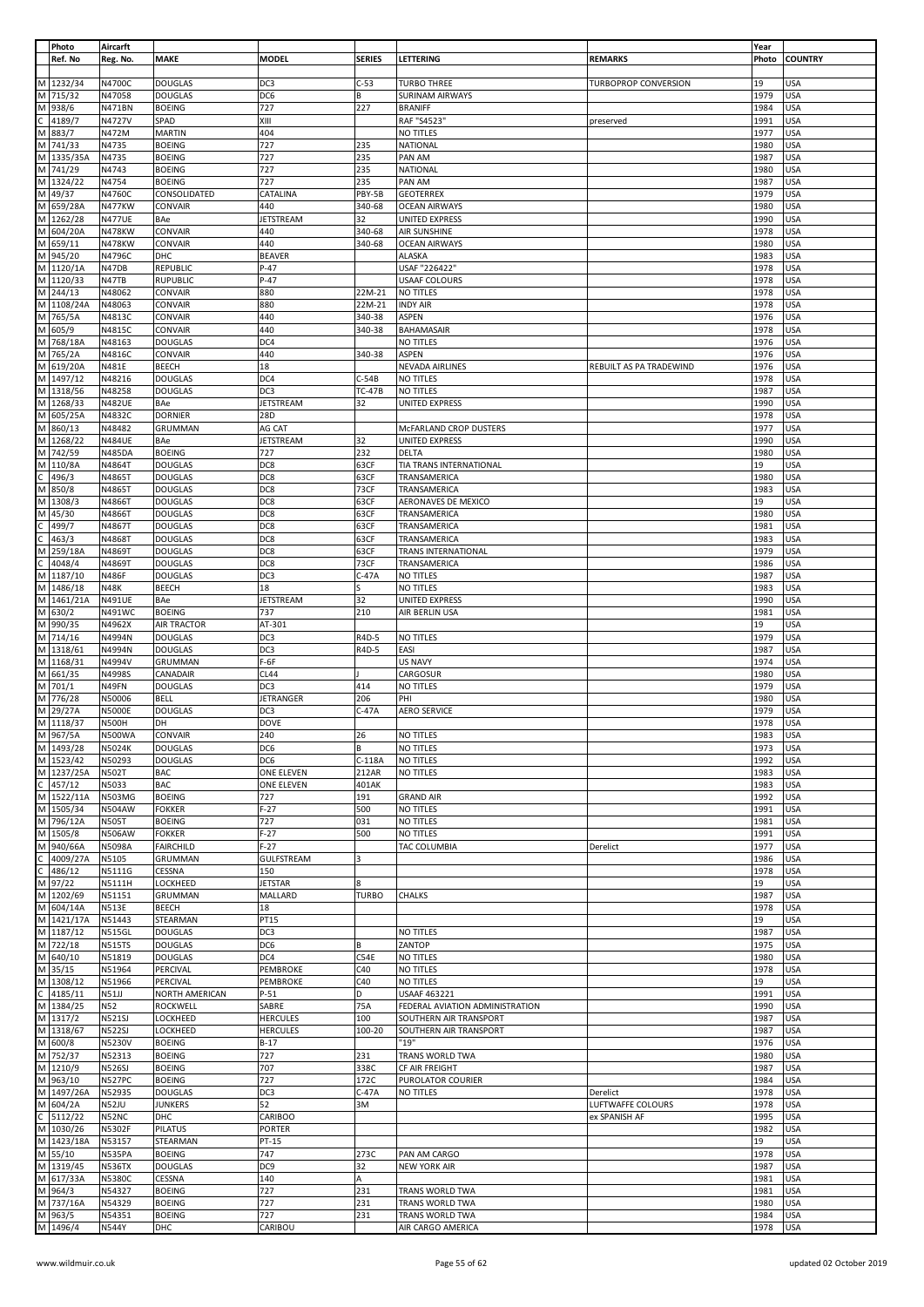| Photo | Aircarft | | | | | | Year | |
|---|---|---|---|---|---|---|---|---|
| Ref. No | Reg. No. | MAKE | MODEL | SERIES | LETTERING | REMARKS | Photo | COUNTRY |
| M 1232/34 | N4700C | DOUGLAS | DC3 | C-53 | TURBO THREE | TURBOPROP CONVERSION | 19 | USA |
| M 715/32 | N47058 | DOUGLAS | DC6 | B | SURINAM AIRWAYS | | 1979 | USA |
| M 938/6 | N471BN | BOEING | 727 | 227 | BRANIFF | | 1984 | USA |
| C 4189/7 | N4727V | SPAD | XIII | | RAF "S4523" | preserved | 1991 | USA |
| M 883/7 | N472M | MARTIN | 404 | | NO TITLES | | 1977 | USA |
| M 741/33 | N4735 | BOEING | 727 | 235 | NATIONAL | | 1980 | USA |
| M 1335/35A | N4735 | BOEING | 727 | 235 | PAN AM | | 1987 | USA |
| M 741/29 | N4743 | BOEING | 727 | 235 | NATIONAL | | 1980 | USA |
| M 1324/22 | N4754 | BOEING | 727 | 235 | PAN AM | | 1987 | USA |
| M 49/37 | N4760C | CONSOLIDATED | CATALINA | PBY-5B | GEOTERREX | | 1979 | USA |
| M 659/28A | N477KW | CONVAIR | 440 | 340-68 | OCEAN AIRWAYS | | 1980 | USA |
| M 1262/28 | N477UE | BAe | JETSTREAM | 32 | UNITED EXPRESS | | 1990 | USA |
| M 604/20A | N478KW | CONVAIR | 440 | 340-68 | AIR SUNSHINE | | 1978 | USA |
| M 659/11 | N478KW | CONVAIR | 440 | 340-68 | OCEAN AIRWAYS | | 1980 | USA |
| M 945/20 | N4796C | DHC | BEAVER | | ALASKA | | 1983 | USA |
| M 1120/1A | N47DB | REPUBLIC | P-47 | | USAF "226422" | | 1978 | USA |
| M 1120/33 | N47TB | RUPUBLIC | P-47 | | USAAF COLOURS | | 1978 | USA |
| M 244/13 | N48062 | CONVAIR | 880 | 22M-21 | NO TITLES | | 1978 | USA |
| M 1108/24A | N48063 | CONVAIR | 880 | 22M-21 | INDY AIR | | 1978 | USA |
| M 765/5A | N4813C | CONVAIR | 440 | 340-38 | ASPEN | | 1976 | USA |
| M 605/9 | N4815C | CONVAIR | 440 | 340-38 | BAHAMASAIR | | 1978 | USA |
| M 768/18A | N48163 | DOUGLAS | DC4 | | NO TITLES | | 1976 | USA |
| M 765/2A | N4816C | CONVAIR | 440 | 340-38 | ASPEN | | 1976 | USA |
| M 619/20A | N481E | BEECH | 18 | | NEVADA AIRLINES | REBUILT AS PA TRADEWIND | 1976 | USA |
| M 1497/12 | N48216 | DOUGLAS | DC4 | C-54B | NO TITLES | | 1978 | USA |
| M 1318/56 | N48258 | DOUGLAS | DC3 | TC-47B | NO TITLES | | 1987 | USA |
| M 1268/33 | N482UE | BAe | JETSTREAM | 32 | UNITED EXPRESS | | 1990 | USA |
| M 605/25A | N4832C | DORNIER | 28D | | | | 1978 | USA |
| M 860/13 | N48482 | GRUMMAN | AG CAT | | McFARLAND CROP DUSTERS | | 1977 | USA |
| M 1268/22 | N484UE | BAe | JETSTREAM | 32 | UNITED EXPRESS | | 1990 | USA |
| M 742/59 | N485DA | BOEING | 727 | 232 | DELTA | | 1980 | USA |
| M 110/8A | N4864T | DOUGLAS | DC8 | 63CF | TIA TRANS INTERNATIONAL | | 19 | USA |
| C 496/3 | N4865T | DOUGLAS | DC8 | 63CF | TRANSAMERICA | | 1980 | USA |
| M 850/8 | N4865T | DOUGLAS | DC8 | 73CF | TRANSAMERICA | | 1983 | USA |
| M 1308/3 | N4866T | DOUGLAS | DC8 | 63CF | AERONAVES DE MEXICO | | 19 | USA |
| M 45/30 | N4866T | DOUGLAS | DC8 | 63CF | TRANSAMERICA | | 1980 | USA |
| C 499/7 | N4867T | DOUGLAS | DC8 | 63CF | TRANSAMERICA | | 1981 | USA |
| C 463/3 | N4868T | DOUGLAS | DC8 | 63CF | TRANSAMERICA | | 1983 | USA |
| M 259/18A | N4869T | DOUGLAS | DC8 | 63CF | TRANS INTERNATIONAL | | 1979 | USA |
| C 4048/4 | N4869T | DOUGLAS | DC8 | 73CF | TRANSAMERICA | | 1986 | USA |
| M 1187/10 | N486F | DOUGLAS | DC3 | C-47A | NO TITLES | | 1987 | USA |
| M 1486/18 | N48K | BEECH | 18 | S | NO TITLES | | 1983 | USA |
| M 1461/21A | N491UE | BAe | JETSTREAM | 32 | UNITED EXPRESS | | 1990 | USA |
| M 630/2 | N491WC | BOEING | 737 | 210 | AIR BERLIN USA | | 1981 | USA |
| M 990/35 | N4962X | AIR TRACTOR | AT-301 | | | | 19 | USA |
| M 714/16 | N4994N | DOUGLAS | DC3 | R4D-5 | NO TITLES | | 1979 | USA |
| M 1318/61 | N4994N | DOUGLAS | DC3 | R4D-5 | EASI | | 1987 | USA |
| M 1168/31 | N4994V | GRUMMAN | F-6F | | US NAVY | | 1974 | USA |
| M 661/35 | N4998S | CANADAIR | CL44 | J | CARGOSUR | | 1980 | USA |
| M 701/1 | N49FN | DOUGLAS | DC3 | 414 | NO TITLES | | 1979 | USA |
| M 776/28 | N50006 | BELL | JETRANGER | 206 | PHI | | 1980 | USA |
| M 29/27A | N5000E | DOUGLAS | DC3 | C-47A | AERO SERVICE | | 1979 | USA |
| M 1118/37 | N500H | DH | DOVE | | | | 1978 | USA |
| M 967/5A | N500WA | CONVAIR | 240 | 26 | NO TITLES | | 1983 | USA |
| M 1493/28 | N5024K | DOUGLAS | DC6 | B | NO TITLES | | 1973 | USA |
| M 1523/42 | N50293 | DOUGLAS | DC6 | C-118A | NO TITLES | | 1992 | USA |
| M 1237/25A | N502T | BAC | ONE ELEVEN | 212AR | NO TITLES | | 1983 | USA |
| C 457/12 | N5033 | BAC | ONE ELEVEN | 401AK | | | 1983 | USA |
| M 1522/11A | N503MG | BOEING | 727 | 191 | GRAND AIR | | 1992 | USA |
| M 1505/34 | N504AW | FOKKER | F-27 | 500 | NO TITLES | | 1991 | USA |
| M 796/12A | N505T | BOEING | 727 | 031 | NO TITLES | | 1981 | USA |
| M 1505/8 | N506AW | FOKKER | F-27 | 500 | NO TITLES | | 1991 | USA |
| M 940/66A | N5098A | FAIRCHILD | F-27 | | TAC COLUMBIA | Derelict | 1977 | USA |
| C 4009/27A | N5105 | GRUMMAN | GULFSTREAM | 3 | | | 1986 | USA |
| C 486/12 | N5111G | CESSNA | 150 | | | | 1978 | USA |
| M 97/22 | N5111H | LOCKHEED | JETSTAR | 8 | | | 19 | USA |
| M 1202/69 | N51151 | GRUMMAN | MALLARD | TURBO | CHALKS | | 1987 | USA |
| M 604/14A | N513E | BEECH | 18 | | | | 1978 | USA |
| M 1421/17A | N51443 | STEARMAN | PT15 | | | | 19 | USA |
| M 1187/12 | N515GL | DOUGLAS | DC3 | | NO TITLES | | 1987 | USA |
| M 722/18 | N515TS | DOUGLAS | DC6 | B | ZANTOP | | 1975 | USA |
| M 640/10 | N51819 | DOUGLAS | DC4 | C54E | NO TITLES | | 1980 | USA |
| M 35/15 | N51964 | PERCIVAL | PEMBROKE | C40 | NO TITLES | | 1978 | USA |
| M 1308/12 | N51966 | PERCIVAL | PEMBROKE | C40 | NO TITLES | | 19 | USA |
| C 4185/11 | N51JJ | NORTH AMERICAN | P-51 | D | USAAF 463221 | | 1991 | USA |
| M 1384/25 | N52 | ROCKWELL | SABRE | 75A | FEDERAL AVIATION ADMINISTRATION | | 1990 | USA |
| M 1317/2 | N521SJ | LOCKHEED | HERCULES | 100 | SOUTHERN AIR TRANSPORT | | 1987 | USA |
| M 1318/67 | N522SJ | LOCKHEED | HERCULES | 100-20 | SOUTHERN AIR TRANSPORT | | 1987 | USA |
| M 600/8 | N5230V | BOEING | B-17 | | "19" | | 1976 | USA |
| M 752/37 | N52313 | BOEING | 727 | 231 | TRANS WORLD TWA | | 1980 | USA |
| M 1210/9 | N526SJ | BOEING | 707 | 338C | CF AIR FREIGHT | | 1987 | USA |
| M 963/10 | N527PC | BOEING | 727 | 172C | PUROLATOR COURIER | | 1984 | USA |
| M 1497/26A | N52935 | DOUGLAS | DC3 | C-47A | NO TITLES | Derelict | 1978 | USA |
| M 604/2A | N52JU | JUNKERS | 52 | 3M | | LUFTWAFFE COLOURS | 1978 | USA |
| C 5112/22 | N52NC | DHC | CARIBOO | | | ex SPANISH AF | 1995 | USA |
| M 1030/26 | N5302F | PILATUS | PORTER | | | | 1982 | USA |
| M 1423/18A | N53157 | STEARMAN | PT-15 | | | | 19 | USA |
| M 55/10 | N535PA | BOEING | 747 | 273C | PAN AM CARGO | | 1978 | USA |
| M 1319/45 | N536TX | DOUGLAS | DC9 | 32 | NEW YORK AIR | | 1987 | USA |
| M 617/33A | N5380C | CESSNA | 140 | A | | | 1981 | USA |
| M 964/3 | N54327 | BOEING | 727 | 231 | TRANS WORLD TWA | | 1981 | USA |
| M 737/16A | N54329 | BOEING | 727 | 231 | TRANS WORLD TWA | | 1980 | USA |
| M 963/5 | N54351 | BOEING | 727 | 231 | TRANS WORLD TWA | | 1984 | USA |
| M 1496/4 | N544Y | DHC | CARIBOU | | AIR CARGO AMERICA | | 1978 | USA |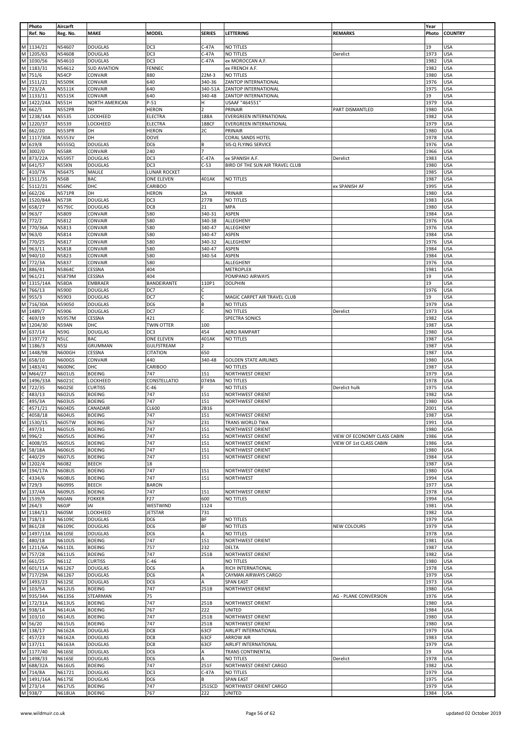| | Photo Ref. No | Aircarft Reg. No. | MAKE | MODEL | SERIES | LETTERING | REMARKS | Year Photo | COUNTRY |
|---|---|---|---|---|---|---|---|---|---|
| M | 1134/21 | N54607 | DOUGLAS | DC3 | C-47A | NO TITLES | | 19 | USA |
| M | 1205/63 | N54608 | DOUGLAS | DC3 | C-47A | NO TITLES | Derelict | 1973 | USA |
| M | 1030/56 | N54610 | DOUGLAS | DC3 | C-47A | ex MOROCCAN A.F. | | 1982 | USA |
| M | 1183/31 | N54612 | SUD AVIATION | FENNEC | | ex FRENCH A.F. | | 1982 | USA |
| M | 751/6 | N54CP | CONVAIR | 880 | 22M-3 | NO TITLES | | 1980 | USA |
| M | 1511/21 | N5509K | CONVAIR | 640 | 340-36 | ZANTOP INTERNATIONAL | | 1976 | USA |
| M | 723/2A | N5511K | CONVAIR | 640 | 340-51A | ZANTOP INTERNATIONAL | | 1975 | USA |
| M | 1133/11 | N5515K | CONVAIR | 640 | 340-48 | ZANTOP INTERNATIONAL | | 19 | USA |
| M | 1422/24A | N551H | NORTH AMERICAN | P-51 | H | USAAF "464551" | | 1979 | USA |
| M | 662/5 | N552PR | DH | HERON | 2 | PRINAIR | PART DISMANTLED | 1980 | USA |
| M | 1238/14A | N5535 | LOCKHEED | ELECTRA | 188A | EVERGREEN INTERNATIONAL | | 1982 | USA |
| M | 1220/37 | N5539 | LOCKHEED | ELECTRA | 188CF | EVERGREEN INTERNATIONAL | | 1979 | USA |
| M | 662/20 | N553PR | DH | HERON | 2C | PRINAIR | | 1980 | USA |
| M | 1117/30A | N5553V | DH | DOVE | | CORAL SANDS HOTEL | | 1978 | USA |
| M | 619/8 | N555SQ | DOUGLAS | DC6 | B | SIS-Q FLYING SERVICE | | 1976 | USA |
| M | 3002/0 | N558R | CONVAIR | 240 | ? | | | 1966 | USA |
| M | 873/22A | N5595T | DOUGLAS | DC3 | C-47A | ex SPANISH A.F. | Derelict | 1983 | USA |
| M | 641/57 | N55KN | DOUGLAS | DC3 | C-53 | BIRD OF THE SUN AIR TRAVEL CLUB | | 1980 | USA |
| C | 410/7A | N5647S | MAULE | LUNAR ROCKET | | | | 1985 | USA |
| M | 1511/35 | N56B | BAC | ONE ELEVEN | 401AK | NO TITLES | | 1987 | USA |
| C | 5112/21 | N56NC | DHC | CARIBOO | | | ex SPANISH AF | 1995 | USA |
| M | 662/26 | N571PR | DH | HERON | 2A | PRINAIR | | 1980 | USA |
| M | 1520/84A | N573R | DOUGLAS | DC3 | 277B | NO TITLES | | 1983 | USA |
| M | 658/27 | N579JC | DOUGLAS | DC8 | 21 | MPA | | 1980 | USA |
| M | 963/7 | N5809 | CONVAIR | 580 | 340-31 | ASPEN | | 1984 | USA |
| M | 772/2 | N5812 | CONVAIR | 580 | 340-38 | ALLEGHENY | | 1976 | USA |
| M | 770/36A | N5813 | CONVAIR | 580 | 340-47 | ALLEGHENY | | 1976 | USA |
| M | 963/0 | N5814 | CONVAIR | 580 | 340-47 | ASPEN | | 1984 | USA |
| M | 770/25 | N5817 | CONVAIR | 580 | 340-32 | ALLEGHENY | | 1976 | USA |
| M | 963/11 | N5818 | CONVAIR | 580 | 340-47 | ASPEN | | 1984 | USA |
| M | 940/10 | N5823 | CONVAIR | 580 | 340-54 | ASPEN | | 1984 | USA |
| M | 772/3A | N5837 | CONVAIR | 580 | | ALLEGHENY | | 1976 | USA |
| M | 886/41 | N5864C | CESSNA | 404 | | METROPLEX | | 1981 | USA |
| M | 961/21 | N5879M | CESSNA | 404 | | POMPANO AIRWAYS | | 19 | USA |
| M | 1315/14A | N58DA | EMBRAER | BANDEIRANTE | 110P1 | DOLPHIN | | 19 | USA |
| M | 766/13 | N5900 | DOUGLAS | DC7 | C | | | 1976 | USA |
| M | 955/3 | N5903 | DOUGLAS | DC7 | C | MAGIC CARPET AIR TRAVEL CLUB | | 19 | USA |
| M | 716/30A | N59050 | DOUGLAS | DC6 | B | NO TITLES | | 1979 | USA |
| M | 1489/7 | N5906 | DOUGLAS | DC7 | C | NO TITLES | Derelict | 1973 | USA |
| C | 469/19 | N5957M | CESSNA | 421 | | SPECTRA SONICS | | 1982 | USA |
| M | 1204/30 | N59AN | DHC | TWIN OTTER | 100 | | | 1987 | USA |
| M | 637/14 | N59G | DOUGLAS | DC3 | 454 | AERO RAMPART | | 1980 | USA |
| M | 1197/72 | N5LC | BAC | ONE ELEVEN | 401AK | NO TITLES | | 1987 | USA |
| M | 1186/3 | N5SJ | GRUMMAN | GULFSTREAM | 2 | | | 1987 | USA |
| M | 1448/98 | N600GH | CESSNA | CITATION | 650 | | | 1987 | USA |
| M | 658/10 | N600GS | CONVAIR | 440 | 340-48 | GOLDEN STATE AIRLINES | | 1980 | USA |
| M | 1483/41 | N600NC | DHC | CARIBOO | | NO TITLES | | 1987 | USA |
| M | M64/27 | N601US | BOEING | 747 | 151 | NORTHWEST ORIENT | | 1979 | USA |
| M | 1496/33A | N6021C | LOCKHEED | CONSTELLATIO | 0749A | NO TITLES | | 1978 | USA |
| M | 722/35 | N602SE | CURTISS | C-46 | F | NO TITLES | Derelict hulk | 1975 | USA |
| C | 483/13 | N602US | BOEING | 747 | 151 | NORTHWEST ORIENT | | 1982 | USA |
| C | 495/3A | N603US | BOEING | 747 | 151 | NORTHWEST ORIENT | | 1980 | USA |
| C | 4571/21 | N604DS | CANADAIR | CL600 | 2B16 | | | 2001 | USA |
| C | 4058/18 | N604US | BOEING | 747 | 151 | NORTHWEST ORIENT | | 1987 | USA |
| M | 1530/15 | N605TW | BOEING | 767 | 231 | TRANS WORLD TWA | | 1991 | USA |
| C | 497/31 | N605US | BOEING | 747 | 151 | NORTHWEST ORIENT | | 1980 | USA |
| M | 996/2 | N605US | BOEING | 747 | 151 | NORTHWEST ORIENT | VIEW OF ECONOMY CLASS CABIN | 1986 | USA |
| C | 4008/35 | N605US | BOEING | 747 | 151 | NORTHWEST ORIENT | VIEW OF 1st CLASS CABIN | 1986 | USA |
| M | 58/18A | N606US | BOEING | 747 | 151 | NORTHWEST ORIENT | | 1980 | USA |
| C | 440/29 | N607US | BOEING | 747 | 151 | NORTHWEST ORIENT | | 1984 | USA |
| M | 1202/4 | N6082 | BEECH | 18 | | | | 1987 | USA |
| M | 194/17A | N608US | BOEING | 747 | 151 | NORTHWEST ORIENT | | 1980 | USA |
| C | 4334/6 | N608US | BOEING | 747 | 151 | NORTHWEST | | 1994 | USA |
| M | 729/3 | N6099S | BEECH | BARON | | | | 1977 | USA |
| M | 137/4A | N609US | BOEING | 747 | 151 | NORTHWEST ORIENT | | 1978 | USA |
| M | 1539/9 | N60AN | FOKKER | F27 | 600 | NO TITLES | | 1994 | USA |
| M | 264/3 | N60JP | IAI | WESTWIND | 1124 | | | 1981 | USA |
| M | 1184/13 | N60SM | LOCKHEED | JETSTAR | 731 | | | 1982 | USA |
| M | 718/13 | N6109C | DOUGLAS | DC6 | BF | NO TITLES | | 1979 | USA |
| M | 861/28 | N6109C | DOUGLAS | DC6 | BF | NO TITLES | NEW COLOURS | 1979 | USA |
| M | 1497/13A | N610SE | DOUGLAS | DC6 | A | NO TITLES | | 1978 | USA |
| C | 480/18 | N610US | BOEING | 747 | 151 | NORTHWEST ORIENT | | 1981 | USA |
| M | 1211/6A | N611DL | BOEING | 757 | 232 | DELTA | | 1987 | USA |
| M | 757/28 | N611US | BOEING | 747 | 251B | NORTHWEST ORIENT | | 1982 | USA |
| M | 661/25 | N611Z | CURTISS | C-46 | | NO TITLES | | 1980 | USA |
| M | 601/11A | N61267 | DOUGLAS | DC6 | A | RICH INTERNATIONAL | | 1978 | USA |
| M | 717/29A | N61267 | DOUGLAS | DC6 | A | CAYMAN AIRWAYS CARGO | | 1979 | USA |
| M | 1493/23 | N612SE | DOUGLAS | DC6 | A | SPAN EAST | | 1973 | USA |
| M | 103/5A | N612US | BOEING | 747 | 251B | NORTHWEST ORIENT | | 1980 | USA |
| M | 935/34A | N61356 | STEARMAN | 75 | | | AG - PLANE CONVERSION | 1976 | USA |
| M | 172/31A | N613US | BOEING | 747 | 251B | NORTHWEST ORIENT | | 1980 | USA |
| M | 938/14 | N614UA | BOEING | 767 | 222 | UNITED | | 1984 | USA |
| M | 103/10 | N614US | BOEING | 747 | 251B | NORTHWEST ORIENT | | 1980 | USA |
| M | 56/20 | N615US | BOEING | 747 | 251B | NORTHWEST ORIENT | | 1980 | USA |
| M | 138/17 | N6162A | DOUGLAS | DC8 | 63CF | AIRLIFT INTERNATIONAL | | 1979 | USA |
| C | 457/23 | N6162A | DOUGLAS | DC8 | 63CF | ARROW AIR | | 1983 | USA |
| M | 137/11 | N6163A | DOUGLAS | DC8 | 63CF | AIRLIFT INTERNATIONAL | | 1979 | USA |
| M | 1177/40 | N616SE | DOUGLAS | DC6 | A | TRANS CONTINENTAL | | 19 | USA |
| M | 1498/33 | N616SE | DOUGLAS | DC6 | A | NO TITLES | Derelict | 1978 | USA |
| M | 688/32A | N616US | BOEING | 747 | 251F | NORTHWEST ORIENT CARGO | | 1982 | USA |
| M | 714/8A | N61721 | DOUGLAS | DC3 | C-47A | NO TITLES | | 1979 | USA |
| M | 1491/16A | N617SE | DOUGLAS | DC6 | B | SPAN EAST | | 1975 | USA |
| M | 273/14 | N617US | BOEING | 747 | 251SCD | NORTHWEST ORIENT CARGO | | 1979 | USA |
| M | 938/7 | N618UA | BOEING | 767 | 222 | UNITED | | 1984 | USA |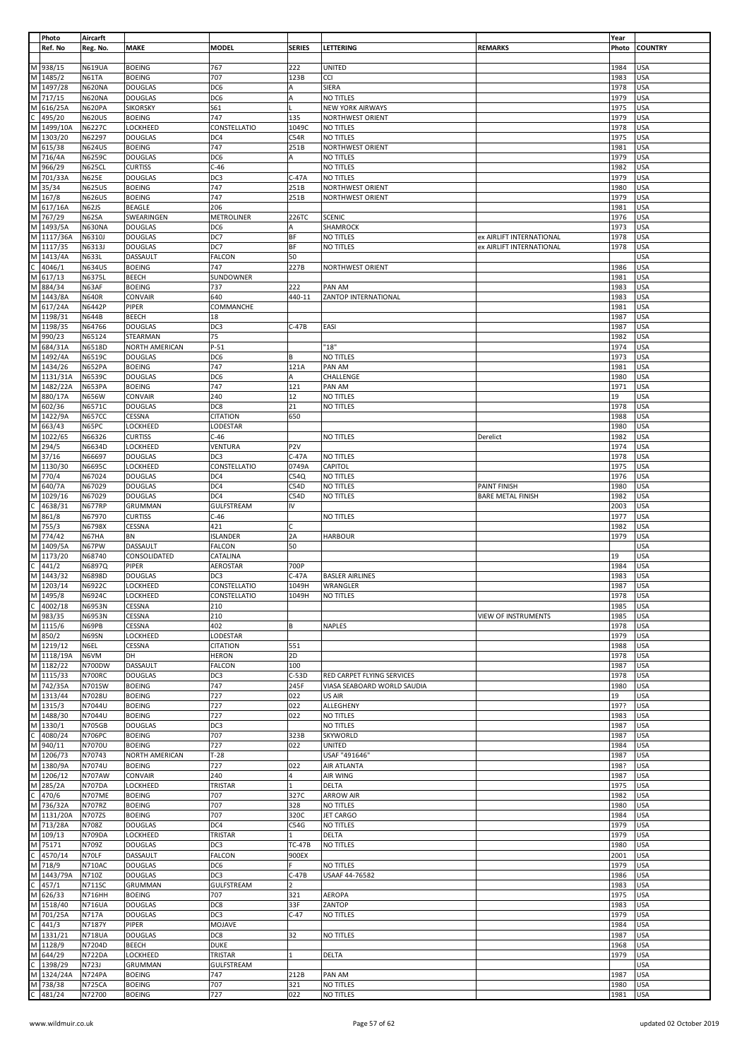| | Photo Ref. No | Aircarft Reg. No. | MAKE | MODEL | SERIES | LETTERING | REMARKS | Year Photo | COUNTRY |
|---|---|---|---|---|---|---|---|---|---|
| M | 938/15 | N619UA | BOEING | 767 | 222 | UNITED | | 1984 | USA |
| M | 1485/2 | N61TA | BOEING | 707 | 123B | CCI | | 1983 | USA |
| M | 1497/28 | N620NA | DOUGLAS | DC6 | A | SIERA | | 1978 | USA |
| M | 717/15 | N620NA | DOUGLAS | DC6 | A | NO TITLES | | 1979 | USA |
| M | 616/25A | N620PA | SIKORSKY | S61 | L | NEW YORK AIRWAYS | | 1975 | USA |
| C | 495/20 | N620US | BOEING | 747 | 135 | NORTHWEST ORIENT | | 1979 | USA |
| M | 1499/10A | N6227C | LOCKHEED | CONSTELLATIO | 1049C | NO TITLES | | 1978 | USA |
| M | 1303/20 | N62297 | DOUGLAS | DC4 | C54R | NO TITLES | | 1975 | USA |
| M | 615/38 | N624US | BOEING | 747 | 251B | NORTHWEST ORIENT | | 1981 | USA |
| M | 716/4A | N6259C | DOUGLAS | DC6 | A | NO TITLES | | 1979 | USA |
| M | 966/29 | N625CL | CURTISS | C-46 | | NO TITLES | | 1982 | USA |
| M | 701/33A | N625E | DOUGLAS | DC3 | C-47A | NO TITLES | | 1979 | USA |
| M | 35/34 | N625US | BOEING | 747 | 251B | NORTHWEST ORIENT | | 1980 | USA |
| M | 167/8 | N626US | BOEING | 747 | 251B | NORTHWEST ORIENT | | 1979 | USA |
| M | 617/16A | N62JS | BEAGLE | 206 | | | | 1981 | USA |
| M | 767/29 | N62SA | SWEARINGEN | METROLINER | 226TC | SCENIC | | 1976 | USA |
| M | 1493/5A | N630NA | DOUGLAS | DC6 | A | SHAMROCK | | 1973 | USA |
| M | 1117/36A | N6310J | DOUGLAS | DC7 | BF | NO TITLES | ex AIRLIFT INTERNATIONAL | 1978 | USA |
| M | 1117/35 | N6313J | DOUGLAS | DC7 | BF | NO TITLES | ex AIRLIFT INTERNATIONAL | 1978 | USA |
| M | 1413/4A | N633L | DASSAULT | FALCON | 50 | | | | USA |
| C | 4046/1 | N634US | BOEING | 747 | 227B | NORTHWEST ORIENT | | 1986 | USA |
| M | 617/13 | N6375L | BEECH | SUNDOWNER | | | | 1981 | USA |
| M | 884/34 | N63AF | BOEING | 737 | 222 | PAN AM | | 1983 | USA |
| M | 1443/8A | N640R | CONVAIR | 640 | 440-11 | ZANTOP INTERNATIONAL | | 1983 | USA |
| M | 617/24A | N6442P | PIPER | COMMANCHE | | | | 1981 | USA |
| M | 1198/31 | N644B | BEECH | 18 | | | | 1987 | USA |
| M | 1198/35 | N64766 | DOUGLAS | DC3 | C-47B | EASI | | 1987 | USA |
| M | 990/23 | N65124 | STEARMAN | 75 | | | | 1982 | USA |
| M | 684/31A | N6518D | NORTH AMERICAN | P-51 | | "18" | | 1974 | USA |
| M | 1492/4A | N6519C | DOUGLAS | DC6 | B | NO TITLES | | 1973 | USA |
| M | 1434/26 | N652PA | BOEING | 747 | 121A | PAN AM | | 1981 | USA |
| M | 1131/31A | N6539C | DOUGLAS | DC6 | A | CHALLENGE | | 1980 | USA |
| M | 1482/22A | N653PA | BOEING | 747 | 121 | PAN AM | | 1971 | USA |
| M | 880/17A | N656W | CONVAIR | 240 | 12 | NO TITLES | | 19 | USA |
| M | 602/36 | N6571C | DOUGLAS | DC8 | 21 | NO TITLES | | 1978 | USA |
| M | 1422/9A | N657CC | CESSNA | CITATION | 650 | | | 1988 | USA |
| M | 663/43 | N65PC | LOCKHEED | LODESTAR | | | | 1980 | USA |
| M | 1022/65 | N66326 | CURTISS | C-46 | | NO TITLES | Derelict | 1982 | USA |
| M | 294/5 | N6634D | LOCKHEED | VENTURA | P2V | | | 1974 | USA |
| M | 37/16 | N66697 | DOUGLAS | DC3 | C-47A | NO TITLES | | 1978 | USA |
| M | 1130/30 | N6695C | LOCKHEED | CONSTELLATIO | 0749A | CAPITOL | | 1975 | USA |
| M | 770/4 | N67024 | DOUGLAS | DC4 | C54Q | NO TITLES | | 1976 | USA |
| M | 640/7A | N67029 | DOUGLAS | DC4 | C54D | NO TITLES | PAINT FINISH | 1980 | USA |
| M | 1029/16 | N67029 | DOUGLAS | DC4 | C54D | NO TITLES | BARE METAL FINISH | 1982 | USA |
| C | 4638/31 | N677RP | GRUMMAN | GULFSTREAM | IV | | | 2003 | USA |
| M | 861/8 | N67970 | CURTISS | C-46 | | NO TITLES | | 1977 | USA |
| M | 755/3 | N6798X | CESSNA | 421 | C | | | 1982 | USA |
| M | 774/42 | N67HA | BN | ISLANDER | 2A | HARBOUR | | 1979 | USA |
| M | 1409/5A | N67PW | DASSAULT | FALCON | 50 | | | | USA |
| M | 1173/20 | N68740 | CONSOLIDATED | CATALINA | | | | 19 | USA |
| C | 441/2 | N6897Q | PIPER | AEROSTAR | 700P | | | 1984 | USA |
| M | 1443/32 | N6898D | DOUGLAS | DC3 | C-47A | BASLER AIRLINES | | 1983 | USA |
| M | 1203/14 | N6922C | LOCKHEED | CONSTELLATIO | 1049H | WRANGLER | | 1987 | USA |
| M | 1495/8 | N6924C | LOCKHEED | CONSTELLATIO | 1049H | NO TITLES | | 1978 | USA |
| C | 4002/18 | N6953N | CESSNA | 210 | | | | 1985 | USA |
| M | 983/35 | N6953N | CESSNA | 210 | | | VIEW OF INSTRUMENTS | 1985 | USA |
| M | 1115/6 | N69PB | CESSNA | 402 | B | NAPLES | | 1978 | USA |
| M | 850/2 | N69SN | LOCKHEED | LODESTAR | | | | 1979 | USA |
| M | 1219/12 | N6EL | CESSNA | CITATION | 551 | | | 1988 | USA |
| M | 1118/19A | N6VM | DH | HERON | 2D | | | 1978 | USA |
| M | 1182/22 | N700DW | DASSAULT | FALCON | 100 | | | 1987 | USA |
| M | 1115/33 | N700RC | DOUGLAS | DC3 | C-53D | RED CARPET FLYING SERVICES | | 1978 | USA |
| M | 742/35A | N701SW | BOEING | 747 | 245F | VIASA SEABOARD WORLD SAUDIA | | 1980 | USA |
| M | 1313/44 | N7028U | BOEING | 727 | 022 | US AIR | | 19 | USA |
| M | 1315/3 | N7044U | BOEING | 727 | 022 | ALLEGHENY | | 197? | USA |
| M | 1488/30 | N7044U | BOEING | 727 | 022 | NO TITLES | | 1983 | USA |
| M | 1330/1 | N705GB | DOUGLAS | DC3 | | NO TITLES | | 1987 | USA |
| C | 4080/24 | N706PC | BOEING | 707 | 323B | SKYWORLD | | 1987 | USA |
| M | 940/11 | N7070U | BOEING | 727 | 022 | UNITED | | 1984 | USA |
| M | 1206/73 | N70743 | NORTH AMERICAN | T-28 | | USAF "491646" | | 1987 | USA |
| M | 1380/9A | N7074U | BOEING | 727 | 022 | AIR ATLANTA | | 198? | USA |
| M | 1206/12 | N707AW | CONVAIR | 240 | 4 | AIR WING | | 1987 | USA |
| M | 285/2A | N707DA | LOCKHEED | TRISTAR | 1 | DELTA | | 1975 | USA |
| C | 470/6 | N707ME | BOEING | 707 | 327C | ARROW AIR | | 1982 | USA |
| M | 736/32A | N707RZ | BOEING | 707 | 328 | NO TITLES | | 1980 | USA |
| M | 1131/20A | N707ZS | BOEING | 707 | 320C | JET CARGO | | 1984 | USA |
| M | 713/28A | N708Z | DOUGLAS | DC4 | C54G | NO TITLES | | 1979 | USA |
| M | 109/13 | N709DA | LOCKHEED | TRISTAR | 1 | DELTA | | 1979 | USA |
| M | 75171 | N709Z | DOUGLAS | DC3 | TC-47B | NO TITLES | | 1980 | USA |
| C | 4570/14 | N70LF | DASSAULT | FALCON | 900EX | | | 2001 | USA |
| M | 718/9 | N710AC | DOUGLAS | DC6 | F | NO TITLES | | 1979 | USA |
| M | 1443/79A | N710Z | DOUGLAS | DC3 | C-47B | USAAF 44-76582 | | 1986 | USA |
| C | 457/1 | N711SC | GRUMMAN | GULFSTREAM | 2 | | | 1983 | USA |
| M | 626/33 | N716HH | BOEING | 707 | 321 | AEROPA | | 1975 | USA |
| M | 1518/40 | N716UA | DOUGLAS | DC8 | 33F | ZANTOP | | 1983 | USA |
| M | 701/25A | N717A | DOUGLAS | DC3 | C-47 | NO TITLES | | 1979 | USA |
| C | 441/3 | N7187Y | PIPER | MOJAVE | | | | 1984 | USA |
| M | 1331/21 | N718UA | DOUGLAS | DC8 | 32 | NO TITLES | | 1987 | USA |
| M | 1128/9 | N7204D | BEECH | DUKE | | | | 1968 | USA |
| M | 644/29 | N722DA | LOCKHEED | TRISTAR | 1 | DELTA | | 1979 | USA |
| C | 1398/29 | N723J | GRUMMAN | GULFSTREAM | | | | | USA |
| M | 1324/24A | N724PA | BOEING | 747 | 212B | PAN AM | | 1987 | USA |
| M | 738/38 | N725CA | BOEING | 707 | 321 | NO TITLES | | 1980 | USA |
| C | 481/24 | N72700 | BOEING | 727 | 022 | NO TITLES | | 1981 | USA |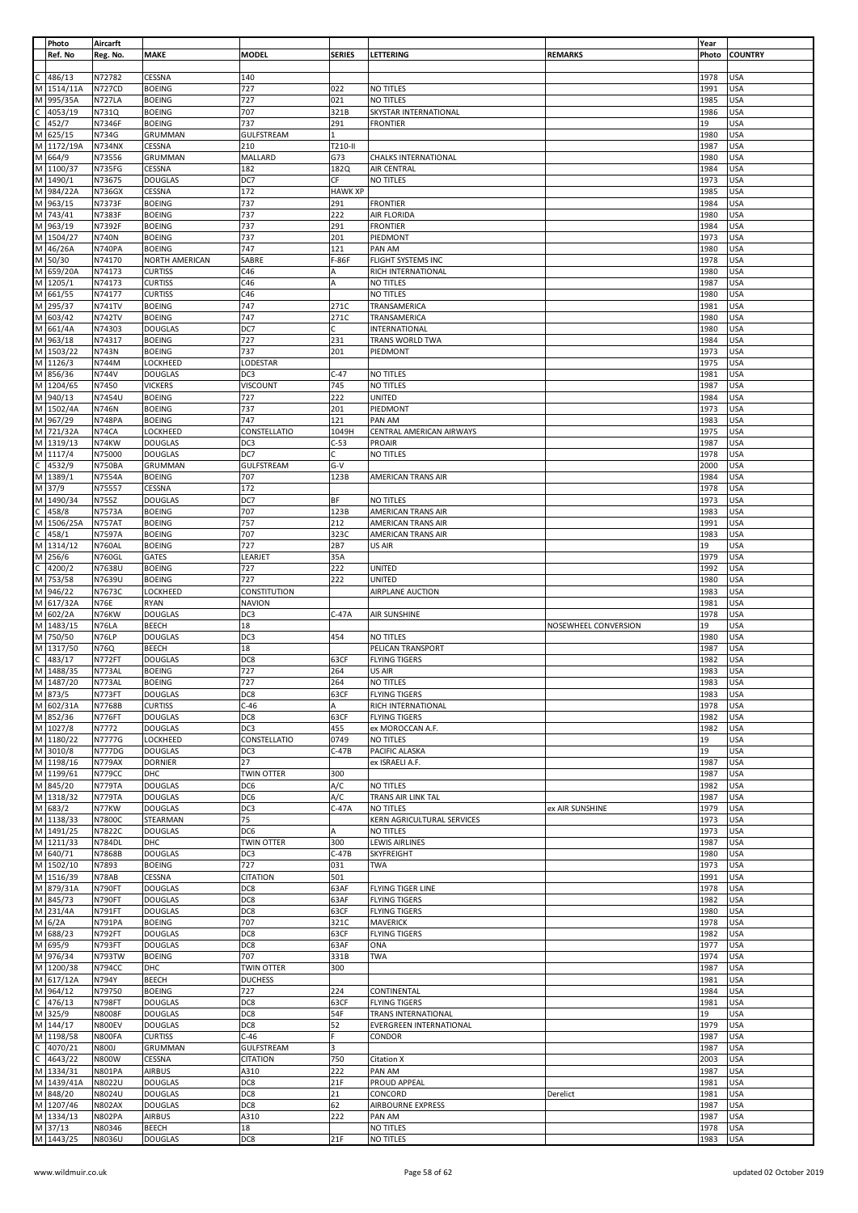| Photo | Aircarft | | | | | | Year | |
|---|---|---|---|---|---|---|---|---|
| Ref. No | Reg. No. | MAKE | MODEL | SERIES | LETTERING | REMARKS | Photo | COUNTRY |
| C 486/13 | N72782 | CESSNA | 140 | | | | 1978 | USA |
| M 1514/11A | N727CD | BOEING | 727 | 022 | NO TITLES | | 1991 | USA |
| M 995/35A | N727LA | BOEING | 727 | 021 | NO TITLES | | 1985 | USA |
| C 4053/19 | N731Q | BOEING | 707 | 321B | SKYSTAR INTERNATIONAL | | 1986 | USA |
| C 452/7 | N7346F | BOEING | 737 | 291 | FRONTIER | | 19 | USA |
| M 625/15 | N734G | GRUMMAN | GULFSTREAM | 1 | | | 1980 | USA |
| M 1172/19A | N734NX | CESSNA | 210 | T210-II | | | 1987 | USA |
| M 664/9 | N73556 | GRUMMAN | MALLARD | G73 | CHALKS INTERNATIONAL | | 1980 | USA |
| M 1100/37 | N735FG | CESSNA | 182 | 182Q | AIR CENTRAL | | 1984 | USA |
| M 1490/1 | N73675 | DOUGLAS | DC7 | CF | NO TITLES | | 1973 | USA |
| M 984/22A | N736GX | CESSNA | 172 | HAWK XP | | | 1985 | USA |
| M 963/15 | N7373F | BOEING | 737 | 291 | FRONTIER | | 1984 | USA |
| M 743/41 | N7383F | BOEING | 737 | 222 | AIR FLORIDA | | 1980 | USA |
| M 963/19 | N7392F | BOEING | 737 | 291 | FRONTIER | | 1984 | USA |
| M 1504/27 | N740N | BOEING | 737 | 201 | PIEDMONT | | 1973 | USA |
| M 46/26A | N740PA | BOEING | 747 | 121 | PAN AM | | 1980 | USA |
| M 50/30 | N74170 | NORTH AMERICAN | SABRE | F-86F | FLIGHT SYSTEMS INC | | 1978 | USA |
| M 659/20A | N74173 | CURTISS | C46 | A | RICH INTERNATIONAL | | 1980 | USA |
| M 1205/1 | N74173 | CURTISS | C46 | A | NO TITLES | | 1987 | USA |
| M 661/55 | N74177 | CURTISS | C46 | | NO TITLES | | 1980 | USA |
| M 295/37 | N741TV | BOEING | 747 | 271C | TRANSAMERICA | | 1981 | USA |
| M 603/42 | N742TV | BOEING | 747 | 271C | TRANSAMERICA | | 1980 | USA |
| M 661/4A | N74303 | DOUGLAS | DC7 | C | INTERNATIONAL | | 1980 | USA |
| M 963/18 | N74317 | BOEING | 727 | 231 | TRANS WORLD TWA | | 1984 | USA |
| M 1503/22 | N743N | BOEING | 737 | 201 | PIEDMONT | | 1973 | USA |
| M 1126/3 | N744M | LOCKHEED | LODESTAR | | | | 1975 | USA |
| M 856/36 | N744V | DOUGLAS | DC3 | C-47 | NO TITLES | | 1981 | USA |
| M 1204/65 | N7450 | VICKERS | VISCOUNT | 745 | NO TITLES | | 1987 | USA |
| M 940/13 | N7454U | BOEING | 727 | 222 | UNITED | | 1984 | USA |
| M 1502/4A | N746N | BOEING | 737 | 201 | PIEDMONT | | 1973 | USA |
| M 967/29 | N748PA | BOEING | 747 | 121 | PAN AM | | 1983 | USA |
| M 721/32A | N74CA | LOCKHEED | CONSTELLATIO | 1049H | CENTRAL AMERICAN AIRWAYS | | 1975 | USA |
| M 1319/13 | N74KW | DOUGLAS | DC3 | C-53 | PROAIR | | 1987 | USA |
| M 1117/4 | N75000 | DOUGLAS | DC7 | C | NO TITLES | | 1978 | USA |
| C 4532/9 | N750BA | GRUMMAN | GULFSTREAM | G-V | | | 2000 | USA |
| M 1389/1 | N7554A | BOEING | 707 | 123B | AMERICAN TRANS AIR | | 1984 | USA |
| M 37/9 | N75557 | CESSNA | 172 | | | | 1978 | USA |
| M 1490/34 | N755Z | DOUGLAS | DC7 | BF | NO TITLES | | 1973 | USA |
| C 458/8 | N7573A | BOEING | 707 | 123B | AMERICAN TRANS AIR | | 1983 | USA |
| M 1506/25A | N757AT | BOEING | 757 | 212 | AMERICAN TRANS AIR | | 1991 | USA |
| C 458/1 | N7597A | BOEING | 707 | 323C | AMERICAN TRANS AIR | | 1983 | USA |
| M 1314/12 | N760AL | BOEING | 727 | 2B7 | US AIR | | 19 | USA |
| M 256/6 | N760GL | GATES | LEARJET | 35A | | | 1979 | USA |
| C 4200/2 | N7638U | BOEING | 727 | 222 | UNITED | | 1992 | USA |
| M 753/58 | N7639U | BOEING | 727 | 222 | UNITED | | 1980 | USA |
| M 946/22 | N7673C | LOCKHEED | CONSTITUTION | | AIRPLANE AUCTION | | 1983 | USA |
| M 617/32A | N76E | RYAN | NAVION | | | | 1981 | USA |
| M 602/2A | N76KW | DOUGLAS | DC3 | C-47A | AIR SUNSHINE | | 1978 | USA |
| M 1483/15 | N76LA | BEECH | 18 | | | NOSEWHEEL CONVERSION | 19 | USA |
| M 750/50 | N76LP | DOUGLAS | DC3 | 454 | NO TITLES | | 1980 | USA |
| M 1317/50 | N76Q | BEECH | 18 | | PELICAN TRANSPORT | | 1987 | USA |
| C 483/17 | N772FT | DOUGLAS | DC8 | 63CF | FLYING TIGERS | | 1982 | USA |
| M 1488/35 | N773AL | BOEING | 727 | 264 | US AIR | | 1983 | USA |
| M 1487/20 | N773AL | BOEING | 727 | 264 | NO TITLES | | 1983 | USA |
| M 873/5 | N773FT | DOUGLAS | DC8 | 63CF | FLYING TIGERS | | 1983 | USA |
| M 602/31A | N7768B | CURTISS | C-46 | A | RICH INTERNATIONAL | | 1978 | USA |
| M 852/36 | N776FT | DOUGLAS | DC8 | 63CF | FLYING TIGERS | | 1982 | USA |
| M 1027/8 | N7772 | DOUGLAS | DC3 | 455 | ex MOROCCAN A.F. | | 1982 | USA |
| M 1180/22 | N7777G | LOCKHEED | CONSTELLATIO | 0749 | NO TITLES | | 19 | USA |
| M 3010/8 | N777DG | DOUGLAS | DC3 | C-47B | PACIFIC ALASKA | | 19 | USA |
| M 1198/16 | N779AX | DORNIER | 27 | | ex ISRAELI A.F. | | 1987 | USA |
| M 1199/61 | N779CC | DHC | TWIN OTTER | 300 | | | 1987 | USA |
| M 845/20 | N779TA | DOUGLAS | DC6 | A/C | NO TITLES | | 1982 | USA |
| M 1318/32 | N779TA | DOUGLAS | DC6 | A/C | TRANS AIR LINK TAL | | 1987 | USA |
| M 683/2 | N77KW | DOUGLAS | DC3 | C-47A | NO TITLES | ex AIR SUNSHINE | 1979 | USA |
| M 1138/33 | N7800C | STEARMAN | 75 | | KERN AGRICULTURAL SERVICES | | 1973 | USA |
| M 1491/25 | N7822C | DOUGLAS | DC6 | A | NO TITLES | | 1973 | USA |
| M 1211/33 | N784DL | DHC | TWIN OTTER | 300 | LEWIS AIRLINES | | 1987 | USA |
| M 640/71 | N7868B | DOUGLAS | DC3 | C-47B | SKYFREIGHT | | 1980 | USA |
| M 1502/10 | N7893 | BOEING | 727 | 031 | TWA | | 1973 | USA |
| M 1516/39 | N78AB | CESSNA | CITATION | 501 | | | 1991 | USA |
| M 879/31A | N790FT | DOUGLAS | DC8 | 63AF | FLYING TIGER LINE | | 1978 | USA |
| M 845/73 | N790FT | DOUGLAS | DC8 | 63AF | FLYING TIGERS | | 1982 | USA |
| M 231/4A | N791FT | DOUGLAS | DC8 | 63CF | FLYING TIGERS | | 1980 | USA |
| M 6/2A | N791PA | BOEING | 707 | 321C | MAVERICK | | 1978 | USA |
| M 688/23 | N792FT | DOUGLAS | DC8 | 63CF | FLYING TIGERS | | 1982 | USA |
| M 695/9 | N793FT | DOUGLAS | DC8 | 63AF | ONA | | 1977 | USA |
| M 976/34 | N793TW | BOEING | 707 | 331B | TWA | | 1974 | USA |
| M 1200/38 | N794CC | DHC | TWIN OTTER | 300 | | | 1987 | USA |
| M 617/12A | N794Y | BEECH | DUCHESS | | | | 1981 | USA |
| M 964/12 | N79750 | BOEING | 727 | 224 | CONTINENTAL | | 1984 | USA |
| C 476/13 | N798FT | DOUGLAS | DC8 | 63CF | FLYING TIGERS | | 1981 | USA |
| M 325/9 | N8008F | DOUGLAS | DC8 | 54F | TRANS INTERNATIONAL | | 19 | USA |
| M 144/17 | N800EV | DOUGLAS | DC8 | 52 | EVERGREEN INTERNATIONAL | | 1979 | USA |
| M 1198/58 | N800FA | CURTISS | C-46 | F | CONDOR | | 1987 | USA |
| C 4070/21 | N800J | GRUMMAN | GULFSTREAM | 3 | | | 1987 | USA |
| C 4643/22 | N800W | CESSNA | CITATION | 750 | Citation X | | 2003 | USA |
| M 1334/31 | N801PA | AIRBUS | A310 | 222 | PAN AM | | 1987 | USA |
| M 1439/41A | N8022U | DOUGLAS | DC8 | 21F | PROUD APPEAL | | 1981 | USA |
| M 848/20 | N8024U | DOUGLAS | DC8 | 21 | CONCORD | Derelict | 1981 | USA |
| M 1207/46 | N802AX | DOUGLAS | DC8 | 62 | AIRBOURNE EXPRESS | | 1987 | USA |
| M 1334/13 | N802PA | AIRBUS | A310 | 222 | PAN AM | | 1987 | USA |
| M 37/13 | N80346 | BEECH | 18 | | NO TITLES | | 1978 | USA |
| M 1443/25 | N8036U | DOUGLAS | DC8 | 21F | NO TITLES | | 1983 | USA |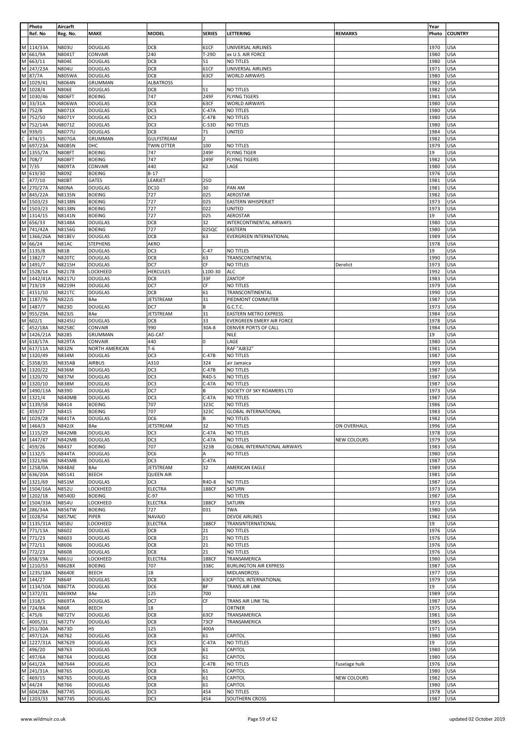| | Photo Ref. No | Aircarft Reg. No. | MAKE | MODEL | SERIES | LETTERING | REMARKS | Year Photo | COUNTRY |
|---|---|---|---|---|---|---|---|---|---|
| M | 114/33A | N803U | DOUGLAS | DC8 | 61CF | UNIVERSAL AIRLINES | | 1970 | USA |
| M | 661/9A | N8041T | CONVAIR | 240 | T-29D | ex U.S. AIR FORCE | | 1980 | USA |
| M | 663/11 | N804E | DOUGLAS | DC8 | 51 | NO TITLES | | 1980 | USA |
| M | 247/23A | N804U | DOUGLAS | DC8 | 61CF | UNIVERSAL AIRLINES | | 1971 | USA |
| M | 87/7A | N805WA | DOUGLAS | DC8 | 63CF | WORLD AIRWAYS | | 1980 | USA |
| M | 1029/41 | N8064N | GRUMMAN | ALBATROSS | | | | 1982 | USA |
| M | 1028/4 | N806E | DOUGLAS | DC8 | 51 | NO TITLES | | 1982 | USA |
| M | 1030/46 | N806FT | BOEING | 747 | 249F | FLYING TIGERS | | 1981 | USA |
| M | 33/31A | N806WA | DOUGLAS | DC8 | 63CF | WORLD AIRWAYS | | 1980 | USA |
| M | 752/8 | N8071X | DOUGLAS | DC3 | C-47A | NO TITLES | | 1980 | USA |
| M | 752/50 | N8071Y | DOUGLAS | DC3 | C-47B | NO TITLES | | 1980 | USA |
| M | 752/14A | N8071Z | DOUGLAS | DC3 | C-53D | NO TITLES | | 1980 | USA |
| M | 939/0 | N8077U | DOUGLAS | DC8 | 71 | UNITED | | 1984 | USA |
| C | 474/15 | N807GA | GRUMMAN | GULFSTREAM | 2 | | | 1982 | USA |
| M | 697/23A | N8085N | DHC | TWIN OTTER | 100 | NO TITLES | | 1979 | USA |
| M | 1355/7A | N808FT | BOEING | 747 | 249F | FLYING TIGER | | 19 | USA |
| M | 708/7 | N808FT | BOEING | 747 | 249F | FLYING TIGERS | | 1982 | USA |
| M | 7/35 | N809TA | CONVAIR | 440 | 62 | LAGE | | 1980 | USA |
| M | 619/30 | N809Z | BOEING | B-17 | | | | 1976 | USA |
| C | 477/10 | N80BT | GATES | LEARJET | 25D | | | 1981 | USA |
| M | 270/27A | N80NA | DOUGLAS | DC10 | 30 | PAN AM | | 1981 | USA |
| M | 845/22A | N8135N | BOEING | 727 | 025 | AEROSTAR | | 1982 | USA |
| M | 1503/23 | N8138N | BOEING | 727 | 025 | EASTERN WHISPERJET | | 1973 | USA |
| M | 1503/23 | N8138N | BOEING | 727 | 022 | UNITED | | 1973 | USA |
| M | 1314/15 | N8141N | BOEING | 727 | 025 | AEROSTAR | | 19 | USA |
| M | 656/33 | N8148A | DOUGLAS | DC8 | 32 | INTERCONTINENTAL AIRWAYS | | 1980 | USA |
| M | 741/42A | N8156G | BOEING | 727 | 025QC | EASTERN | | 1980 | USA |
| M | 1366/26A | N818EV | DOUGLAS | DC8 | 63 | EVERGREEN INTERNATIONAL | | 1989 | USA |
| M | 66/24 | N81AC | STEPHENS | AKRO | | | | 1978 | USA |
| M | 1135/8 | N81B | DOUGLAS | DC3 | C-47 | NO TITLES | | 19 | USA |
| M | 1382/7 | N820TC | DOUGLAS | DC8 | 63 | TRANSCONTINENTAL | | 1990 | USA |
| M | 1491/7 | N8215H | DOUGLAS | DC7 | CF | NO TITLES | Derelict | 1973 | USA |
| M | 1528/14 | N82178 | LOCKHEED | HERCULES | L100-30 | ALC | | 1992 | USA |
| M | 1442/41A | N8217U | DOUGLAS | DC8 | 33F | ZANTOP | | 1983 | USA |
| M | 719/19 | N8219H | DOUGLAS | DC7 | CF | NO TITLES | | 1979 | USA |
| C | 4151/10 | N821TC | DOUGLAS | DC8 | 61 | TRANSCONTINENTAL | | 1990 | USA |
| M | 1187/76 | N822JS | BAe | JETSTREAM | 31 | PIEDMONT COMMUTER | | 1987 | USA |
| M | 1487/7 | N823D | DOUGLAS | DC7 | B | G.C.T.C. | | 1973 | USA |
| M | 955/29A | N823JS | BAe | JETSTREAM | 31 | EASTERN METRO EXPRESS | | 1984 | USA |
| M | 602/1 | N8245U | DOUGLAS | DC8 | 33 | EVERGREEN EMERY AIR FORCE | | 1978 | USA |
| C | 452/18A | N8258C | CONVAIR | 990 | 30A-8 | DENVER PORTS OF CALL | | 1984 | USA |
| M | 1426/21A | N8285 | GRUMMAN | AG-CAT | | NILE | | 19 | USA |
| M | 618/17A | N829TA | CONVAIR | 440 | 0 | LAGE | | 1980 | USA |
| M | 617/11A | N832N | NORTH AMERICAN | T-6 | | RAF "AJ832" | | 1981 | USA |
| M | 1320/49 | N834M | DOUGLAS | DC3 | C-47B | NO TITLES | | 1987 | USA |
| C | 5358/35 | N835AB | AIRBUS | A310 | 324 | air Jamaica | | 1999 | USA |
| M | 1320/22 | N836M | DOUGLAS | DC3 | C-47B | NO TITLES | | 1987 | USA |
| M | 1320/70 | N837M | DOUGLAS | DC3 | R4D-5 | NO TITLES | | 1987 | USA |
| M | 1320/10 | N838M | DOUGLAS | DC3 | C-47A | NO TITLES | | 1987 | USA |
| M | 1490/13A | N839D | DOUGLAS | DC7 | B | SOCIETY OF SKY ROAMERS LTD | | 1973 | USA |
| M | 1321/4 | N840MB | DOUGLAS | DC3 | C-47A | NO TITLES | | 1987 | USA |
| M | 1139/58 | N8414 | BOEING | 707 | 323C | NO TITLES | | 1986 | USA |
| C | 459/27 | N8415 | BOEING | 707 | 323C | GLOBAL INTERNATIONAL | | 1983 | USA |
| M | 1029/28 | N841TA | DOUGLAS | DC6 | B | NO TITLES | | 1982 | USA |
| M | 1464/3 | N842JX | BAe | JETSTREAM | 32 | NO TITLES | ON OVERHAUL | 1996 | USA |
| M | 1115/29 | N842MB | DOUGLAS | DC3 | C-47A | NO TITLES | | 1978 | USA |
| M | 1447/47 | N842MB | DOUGLAS | DC3 | C-47A | NO TITLES | NEW COLOURS | 1979 | USA |
| C | 459/26 | N8437 | BOEING | 707 | 323B | GLOBAL INTERNATIONAL AIRWAYS | | 1983 | USA |
| M | 1132/5 | N844TA | DOUGLAS | DC6 | A | NO TITLES | | 1980 | USA |
| M | 1321/66 | N845MB | DOUGLAS | DC3 | C-47A | | | 1987 | USA |
| M | 1258/0A | N848AE | BAe | JETSTREAM | 32 | AMERICAN EAGLE | | 1989 | USA |
| M | 636/20A | N85141 | BEECH | QUEEN AIR | | | | 1981 | USA |
| M | 1321/69 | N851M | DOUGLAS | DC3 | R4D-8 | NO TITLES | | 1987 | USA |
| M | 1504/16A | N852U | LOCKHEED | ELECTRA | 188CF | SATURN | | 1973 | USA |
| M | 1202/18 | N8540D | BOEING | C-97 | | NO TITLES | | 1987 | USA |
| M | 1504/33A | N854U | LOCKHEED | ELECTRA | 188CF | SATURN | | 1973 | USA |
| M | 286/34A | N856TW | BOEING | 727 | 031 | TWA | | 1980 | USA |
| M | 1028/54 | N857MC | PIPER | NAVAJO | | DEVOE AIRLINES | | 1982 | USA |
| M | 1135/31A | N858U | LOCKHEED | ELECTRA | 188CF | TRANSINTERNATIONAL | | 19 | USA |
| M | 771/13A | N8602 | DOUGLAS | DC8 | 21 | NO TITLES | | 1976 | USA |
| M | 771/23 | N8603 | DOUGLAS | DC8 | 21 | NO TITLES | | 1976 | USA |
| M | 772/11 | N8606 | DOUGLAS | DC8 | 21 | NO TITLES | | 1976 | USA |
| M | 772/23 | N8608 | DOUGLAS | DC8 | 21 | NO TITLES | | 1976 | USA |
| M | 658/19A | N861U | LOCKHEED | ELECTRA | 188CF | TRANSAMERICA | | 1980 | USA |
| M | 1210/53 | N862BX | BOEING | 707 | 338C | BURLINGTON AIR EXPRESS | | 1987 | USA |
| M | 1235/18A | N8640E | BEECH | 18 | | MIDLANDROSS | | 1977 | USA |
| M | 144/27 | N864F | DOUGLAS | DC8 | 63CF | CAPITOL INTERNATIONAL | | 1979 | USA |
| M | 1134/10A | N867TA | DOUGLAS | DC6 | BF | TRANS AIR LINK | | 19 | USA |
| M | 1372/31 | N869KM | BAe | 125 | 700 | | | 1989 | USA |
| M | 1318/5 | N869TA | DOUGLAS | DC7 | CF | TRANS AIR LINK TAL | | 1987 | USA |
| M | 724/8A | N86R | BEECH | 18 | | ORTNER | | 1975 | USA |
| C | 475/6 | N872TV | DOUGLAS | DC8 | 63CF | TRANSAMERICA | | 1981 | USA |
| C | 4005/31 | N872TV | DOUGLAS | DC8 | 73CF | TRANSAMERICA | | 1985 | USA |
| M | 251/30A | N873D | HS | 125 | 400A | | | 1971 | USA |
| C | 497/12A | N8762 | DOUGLAS | DC8 | 61 | CAPITOL | | 1980 | USA |
| M | 1227/31A | N87629 | DOUGLAS | DC3 | C-47A | NO TITLES | | 19 | USA |
| C | 496/20 | N8763 | DOUGLAS | DC8 | 61 | CAPITOL | | 1980 | USA |
| C | 497/6A | N8764 | DOUGLAS | DC8 | 61 | CAPITOL | | 1980 | USA |
| M | 641/2A | N87644 | DOUGLAS | DC3 | C-47B | NO TITLES | Fuselage hulk | 1976 | USA |
| M | 241/31A | N8765 | DOUGLAS | DC8 | 61 | CAPITOL | | 1980 | USA |
| C | 469/15 | N8765 | DOUGLAS | DC8 | 61 | CAPITOL | NEW COLOURS | 1982 | USA |
| M | 44/24 | N8766 | DOUGLAS | DC8 | 61 | CAPITOL | | 1980 | USA |
| M | 604/28A | N87745 | DOUGLAS | DC3 | 454 | NO TITLES | | 1978 | USA |
| M | 1203/33 | N87745 | DOUGLAS | DC3 | 454 | SOUTHERN CROSS | | 1987 | USA |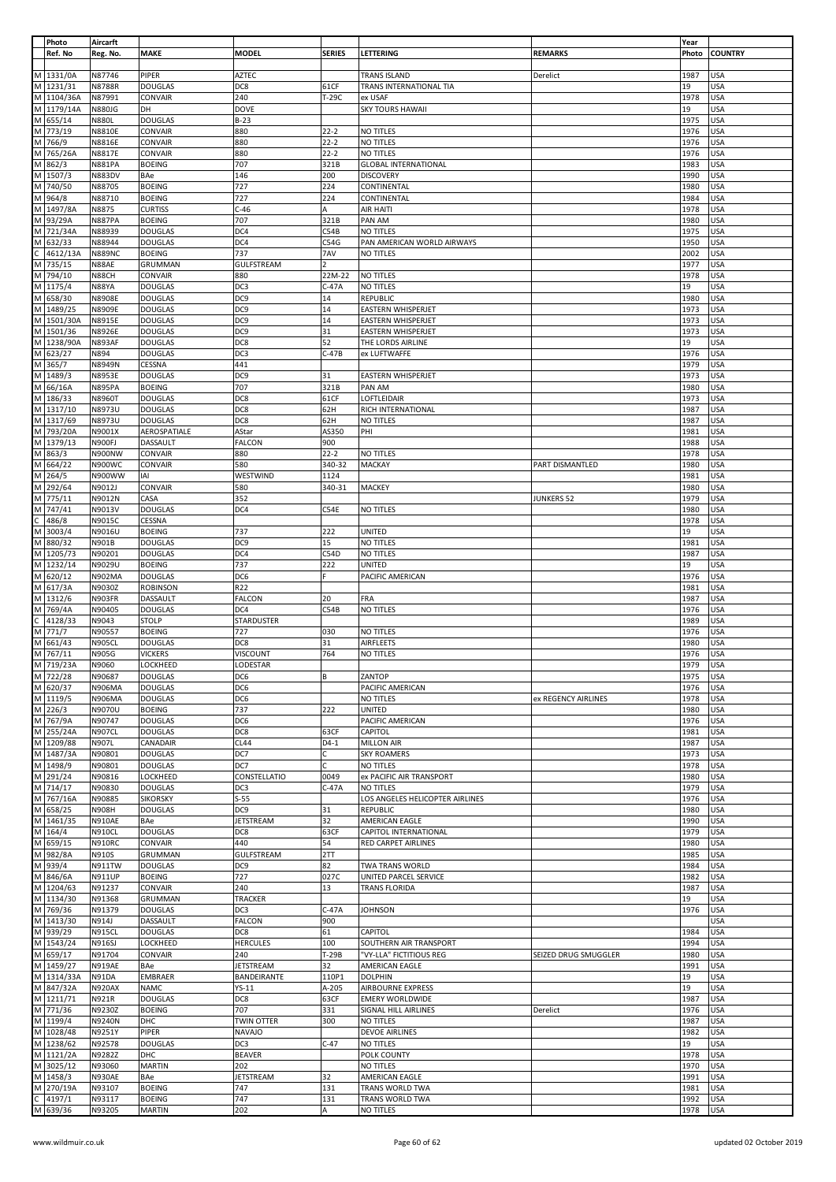| Photo | Aircarft | | | | | | | Year | |
|---|---|---|---|---|---|---|---|---|---|
| Ref. No | Reg. No. | MAKE | MODEL | SERIES | LETTERING | REMARKS | | Photo | COUNTRY |
| M 1331/0A | N87746 | PIPER | AZTEC | | TRANS ISLAND | Derelict | | 1987 | USA |
| M 1231/31 | N8788R | DOUGLAS | DC8 | 61CF | TRANS INTERNATIONAL TIA | | | 19 | USA |
| M 1104/36A | N87991 | CONVAIR | 240 | T-29C | ex USAF | | | 1978 | USA |
| M 1179/14A | N880JG | DH | DOVE | | SKY TOURS HAWAII | | | 19 | USA |
| M 655/14 | N880L | DOUGLAS | B-23 | | | | | 1975 | USA |
| M 773/19 | N8810E | CONVAIR | 880 | 22-2 | NO TITLES | | | 1976 | USA |
| M 766/9 | N8816E | CONVAIR | 880 | 22-2 | NO TITLES | | | 1976 | USA |
| M 765/26A | N8817E | CONVAIR | 880 | 22-2 | NO TITLES | | | 1976 | USA |
| M 862/3 | N881PA | BOEING | 707 | 321B | GLOBAL INTERNATIONAL | | | 1983 | USA |
| M 1507/3 | N883DV | BAe | 146 | 200 | DISCOVERY | | | 1990 | USA |
| M 740/50 | N88705 | BOEING | 727 | 224 | CONTINENTAL | | | 1980 | USA |
| M 964/8 | N88710 | BOEING | 727 | 224 | CONTINENTAL | | | 1984 | USA |
| M 1497/8A | N8875 | CURTISS | C-46 | A | AIR HAITI | | | 1978 | USA |
| M 93/29A | N887PA | BOEING | 707 | 321B | PAN AM | | | 1980 | USA |
| M 721/34A | N88939 | DOUGLAS | DC4 | C54B | NO TITLES | | | 1975 | USA |
| M 632/33 | N88944 | DOUGLAS | DC4 | C54G | PAN AMERICAN WORLD AIRWAYS | | | 1950 | USA |
| C 4612/13A | N889NC | BOEING | 737 | 7AV | NO TITLES | | | 2002 | USA |
| M 735/15 | N88AE | GRUMMAN | GULFSTREAM | 2 | | | | 1977 | USA |
| M 794/10 | N88CH | CONVAIR | 880 | 22M-22 | NO TITLES | | | 1978 | USA |
| M 1175/4 | N88YA | DOUGLAS | DC3 | C-47A | NO TITLES | | | 19 | USA |
| M 658/30 | N8908E | DOUGLAS | DC9 | 14 | REPUBLIC | | | 1980 | USA |
| M 1489/25 | N8909E | DOUGLAS | DC9 | 14 | EASTERN WHISPERJET | | | 1973 | USA |
| M 1501/30A | N8915E | DOUGLAS | DC9 | 14 | EASTERN WHISPERJET | | | 1973 | USA |
| M 1501/36 | N8926E | DOUGLAS | DC9 | 31 | EASTERN WHISPERJET | | | 1973 | USA |
| M 1238/90A | N893AF | DOUGLAS | DC8 | 52 | THE LORDS AIRLINE | | | 19 | USA |
| M 623/27 | N894 | DOUGLAS | DC3 | C-47B | ex LUFTWAFFE | | | 1976 | USA |
| M 365/7 | N8949N | CESSNA | 441 | | | | | 1979 | USA |
| M 1489/3 | N8953E | DOUGLAS | DC9 | 31 | EASTERN WHISPERJET | | | 1973 | USA |
| M 66/16A | N895PA | BOEING | 707 | 321B | PAN AM | | | 1980 | USA |
| M 186/33 | N8960T | DOUGLAS | DC8 | 61CF | LOFTLEIDAIR | | | 1973 | USA |
| M 1317/10 | N8973U | DOUGLAS | DC8 | 62H | RICH INTERNATIONAL | | | 1987 | USA |
| M 1317/69 | N8973U | DOUGLAS | DC8 | 62H | NO TITLES | | | 1987 | USA |
| M 793/20A | N9001X | AEROSPATIALE | AStar | AS350 | PHI | | | 1981 | USA |
| M 1379/13 | N900FJ | DASSAULT | FALCON | 900 | | | | 1988 | USA |
| M 863/3 | N900NW | CONVAIR | 880 | 22-2 | NO TITLES | | | 1978 | USA |
| M 664/22 | N900WC | CONVAIR | 580 | 340-32 | MACKAY | PART DISMANTLED | | 1980 | USA |
| M 264/5 | N900WW | IAI | WESTWIND | 1124 | | | | 1981 | USA |
| M 292/64 | N9012J | CONVAIR | 580 | 340-31 | MACKEY | | | 1980 | USA |
| M 775/11 | N9012N | CASA | 352 | | | JUNKERS 52 | | 1979 | USA |
| M 747/41 | N9013V | DOUGLAS | DC4 | C54E | NO TITLES | | | 1980 | USA |
| C 486/8 | N9015C | CESSNA | | | | | | 1978 | USA |
| M 3003/4 | N9016U | BOEING | 737 | 222 | UNITED | | | 19 | USA |
| M 880/32 | N901B | DOUGLAS | DC9 | 15 | NO TITLES | | | 1981 | USA |
| M 1205/73 | N90201 | DOUGLAS | DC4 | C54D | NO TITLES | | | 1987 | USA |
| M 1232/14 | N9029U | BOEING | 737 | 222 | UNITED | | | 19 | USA |
| M 620/12 | N902MA | DOUGLAS | DC6 | F | PACIFIC AMERICAN | | | 1976 | USA |
| M 617/3A | N9030Z | ROBINSON | R22 | | | | | 1981 | USA |
| M 1312/6 | N903FR | DASSAULT | FALCON | 20 | FRA | | | 1987 | USA |
| M 769/4A | N90405 | DOUGLAS | DC4 | C54B | NO TITLES | | | 1976 | USA |
| C 4128/33 | N9043 | STOLP | STARDUSTER | | | | | 1989 | USA |
| M 771/7 | N90557 | BOEING | 727 | 030 | NO TITLES | | | 1976 | USA |
| M 661/43 | N905CL | DOUGLAS | DC8 | 31 | AIRFLEETS | | | 1980 | USA |
| M 767/11 | N905G | VICKERS | VISCOUNT | 764 | NO TITLES | | | 1976 | USA |
| M 719/23A | N9060 | LOCKHEED | LODESTAR | | | | | 1979 | USA |
| M 722/28 | N90687 | DOUGLAS | DC6 | B | ZANTOP | | | 1975 | USA |
| M 620/37 | N906MA | DOUGLAS | DC6 | | PACIFIC AMERICAN | | | 1976 | USA |
| M 1119/5 | N906MA | DOUGLAS | DC6 | | NO TITLES | ex REGENCY AIRLINES | | 1978 | USA |
| M 226/3 | N9070U | BOEING | 737 | 222 | UNITED | | | 1980 | USA |
| M 767/9A | N90747 | DOUGLAS | DC6 | | PACIFIC AMERICAN | | | 1976 | USA |
| M 255/24A | N907CL | DOUGLAS | DC8 | 63CF | CAPITOL | | | 1981 | USA |
| M 1209/88 | N907L | CANADAIR | CL44 | D4-1 | MILLON AIR | | | 1987 | USA |
| M 1487/3A | N90801 | DOUGLAS | DC7 | C | SKY ROAMERS | | | 1973 | USA |
| M 1498/9 | N90801 | DOUGLAS | DC7 | C | NO TITLES | | | 1978 | USA |
| M 291/24 | N90816 | LOCKHEED | CONSTELLATIO | 0049 | ex PACIFIC AIR TRANSPORT | | | 1980 | USA |
| M 714/17 | N90830 | DOUGLAS | DC3 | C-47A | NO TITLES | | | 1979 | USA |
| M 767/16A | N90885 | SIKORSKY | S-55 | | LOS ANGELES HELICOPTER AIRLINES | | | 1976 | USA |
| M 658/25 | N908H | DOUGLAS | DC9 | 31 | REPUBLIC | | | 1980 | USA |
| M 1461/35 | N910AE | BAe | JETSTREAM | 32 | AMERICAN EAGLE | | | 1990 | USA |
| M 164/4 | N910CL | DOUGLAS | DC8 | 63CF | CAPITOL INTERNATIONAL | | | 1979 | USA |
| M 659/15 | N910RC | CONVAIR | 440 | 54 | RED CARPET AIRLINES | | | 1980 | USA |
| M 982/8A | N910S | GRUMMAN | GULFSTREAM | 2TT | | | | 1985 | USA |
| M 939/4 | N911TW | DOUGLAS | DC9 | 82 | TWA TRANS WORLD | | | 1984 | USA |
| M 846/6A | N911UP | BOEING | 727 | 027C | UNITED PARCEL SERVICE | | | 1982 | USA |
| M 1204/63 | N91237 | CONVAIR | 240 | 13 | TRANS FLORIDA | | | 1987 | USA |
| M 1134/30 | N91368 | GRUMMAN | TRACKER | | | | | 19 | USA |
| M 769/36 | N91379 | DOUGLAS | DC3 | C-47A | JOHNSON | | | 1976 | USA |
| M 1413/30 | N914J | DASSAULT | FALCON | 900 | | | | | USA |
| M 939/29 | N915CL | DOUGLAS | DC8 | 61 | CAPITOL | | | 1984 | USA |
| M 1543/24 | N916SJ | LOCKHEED | HERCULES | 100 | SOUTHERN AIR TRANSPORT | | | 1994 | USA |
| M 659/17 | N91704 | CONVAIR | 240 | T-29B | "VY-LLA" FICTITIOUS REG | SEIZED DRUG SMUGGLER | | 1980 | USA |
| M 1459/27 | N919AE | BAe | JETSTREAM | 32 | AMERICAN EAGLE | | | 1991 | USA |
| M 1314/33A | N91DA | EMBRAER | BANDEIRANTE | 110P1 | DOLPHIN | | | 19 | USA |
| M 847/32A | N920AX | NAMC | YS-11 | A-205 | AIRBOURNE EXPRESS | | | 19 | USA |
| M 1211/71 | N921R | DOUGLAS | DC8 | 63CF | EMERY WORLDWIDE | | | 1987 | USA |
| M 771/36 | N9230Z | BOEING | 707 | 331 | SIGNAL HILL AIRLINES | Derelict | | 1976 | USA |
| M 1199/4 | N9240N | DHC | TWIN OTTER | 300 | NO TITLES | | | 1987 | USA |
| M 1028/48 | N9251Y | PIPER | NAVAJO | | DEVOE AIRLINES | | | 1982 | USA |
| M 1238/62 | N92578 | DOUGLAS | DC3 | C-47 | NO TITLES | | | 19 | USA |
| M 1121/2A | N9282Z | DHC | BEAVER | | POLK COUNTY | | | 1978 | USA |
| M 3025/12 | N93060 | MARTIN | 202 | | NO TITLES | | | 1970 | USA |
| M 1458/3 | N930AE | BAe | JETSTREAM | 32 | AMERICAN EAGLE | | | 1991 | USA |
| M 270/19A | N93107 | BOEING | 747 | 131 | TRANS WORLD TWA | | | 1981 | USA |
| C 4197/1 | N93117 | BOEING | 747 | 131 | TRANS WORLD TWA | | | 1992 | USA |
| M 639/36 | N93205 | MARTIN | 202 | A | NO TITLES | | | 1978 | USA |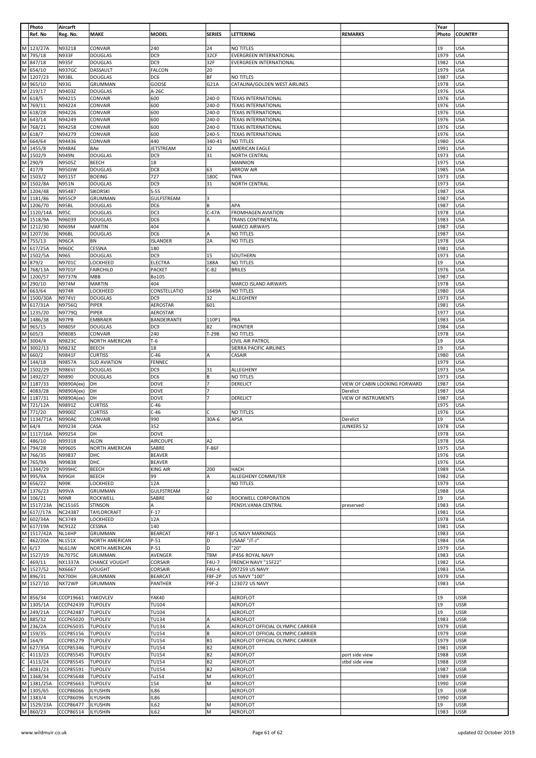| | Photo | Aircarft | | | | | | Year | |
|---|---|---|---|---|---|---|---|---|---|
| | Ref. No | Reg. No. | MAKE | MODEL | SERIES | LETTERING | REMARKS | Photo | COUNTRY |
| M | 123/27A | N93218 | CONVAIR | 240 | 24 | NO TITLES | | 19 | USA |
| M | 795/18 | N933F | DOUGLAS | DC9 | 32CF | EVERGREEN INTERNATIONAL | | 1979 | USA |
| M | 847/18 | N935F | DOUGLAS | DC9 | 32F | EVERGREEN INTERNATIONAL | | 1982 | USA |
| M | 654/10 | N937GC | DASSAULT | FALCON | 20 | | | 1979 | USA |
| M | 1207/23 | N93BL | DOUGLAS | DC6 | BF | NO TITLES | | 1987 | USA |
| M | 965/10 | N93G | GRUMMAN | GOOSE | G21A | CATALINA/GOLDEN WEST AIRLINES | | 1978 | USA |
| M | 219/17 | N9403Z | DOUGLAS | A-26C | | | | 1976 | USA |
| M | 618/5 | N94215 | CONVAIR | 600 | 240-0 | TEXAS INTERNATIONAL | | 1976 | USA |
| M | 769/11 | N94224 | CONVAIR | 600 | 240-0 | TEXAS INTERNATIONAL | | 1976 | USA |
| M | 618/28 | N94226 | CONVAIR | 600 | 240-0 | TEXAS INTERNATIONAL | | 1976 | USA |
| M | 643/14 | N94249 | CONVAIR | 600 | 240-0 | TEXAS INTERNATIONAL | | 1976 | USA |
| M | 768/21 | N94258 | CONVAIR | 600 | 240-0 | TEXAS INTERNATIONAL | | 1976 | USA |
| M | 618/7 | N94279 | CONVAIR | 600 | 240-5 | TEXAS INTERNATIONAL | | 1976 | USA |
| M | 664/64 | N94436 | CONVAIR | 440 | 340-41 | NO TITLES | | 1980 | USA |
| M | 1455/8 | N948AE | BAe | JETSTREAM | 32 | AMERICAN EAGLE | | 1991 | USA |
| M | 1502/9 | N949N | DOUGLAS | DC9 | 31 | NORTH CENTRAL | | 1973 | USA |
| M | 290/9 | N9505Z | BEECH | 18 | | MANNION | | 1975 | USA |
| C | 417/9 | N950JW | DOUGLAS | DC8 | 63 | ARROW AIR | | 1985 | USA |
| M | 1503/2 | N9515T | BOEING | 727 | 180C | TWA | | 1973 | USA |
| M | 1502/8A | N951N | DOUGLAS | DC9 | 31 | NORTH CENTRAL | | 1973 | USA |
| M | 1204/48 | N95487 | SIKORSKI | S-55 | | | | 1987 | USA |
| M | 1181/86 | N955CP | GRUMMAN | GULFSTREAM | 3 | | | 1987 | USA |
| M | 1206/70 | N95BL | DOUGLAS | DC6 | B | APA | | 1987 | USA |
| M | 1120/14A | N95C | DOUGLAS | DC3 | C-47A | FROMHAGEN AVIATION | | 1978 | USA |
| M | 1518/9A | N96039 | DOUGLAS | DC6 | A | TRANS CONTINENTAL | | 1983 | USA |
| M | 1212/30 | N969M | MARTIN | 404 | | MARCO AIRWAYS | | 1987 | USA |
| M | 1207/36 | N96BL | DOUGLAS | DC6 | A | NO TITLES | | 1987 | USA |
| M | 755/13 | N96CA | BN | ISLANDER | 2A | NO TITLES | | 1978 | USA |
| M | 617/25A | N96DC | CESSNA | 180 | | | | 1981 | USA |
| M | 1502/5A | N96S | DOUGLAS | DC9 | 15 | SOUTHERN | | 1973 | USA |
| M | 879/2 | N9701C | LOCKHEED | ELECTRA | 188A | NO TITLES | | 19 | USA |
| M | 768/13A | N9701F | FAIRCHILD | PACKET | C-82 | BRILES | | 1976 | USA |
| M | 1200/57 | N9737N | MBB | Bo105 | | | | 1987 | USA |
| M | 290/10 | N974M | MARTIN | 404 | | MARCO ISLAND AIRWAYS | | 1978 | USA |
| M | 663/64 | N974R | LOCKHEED | CONSTELLATIO | 1649A | NO TITLES | | 1980 | USA |
| M | 1500/30A | N974VJ | DOUGLAS | DC9 | 32 | ALLEGHENY | | 1973 | USA |
| M | 617/31A | N9756Q | PIPER | AEROSTAR | 601 | | | 1981 | USA |
| M | 1235/20 | N9779Q | PIPER | AEROSTAR | | | | 1977 | USA |
| M | 1486/38 | N97PB | EMBRAER | BANDEIRANTE | 110P1 | PBA | | 1983 | USA |
| M | 965/15 | N9805F | DOUGLAS | DC9 | 82 | FRONTIER | | 1984 | USA |
| M | 605/3 | N98085 | CONVAIR | 240 | T-29B | NO TITLES | | 1978 | USA |
| M | 3004/4 | N9823C | NORTH AMERICAN | T-6 | | CIVIL AIR PATROL | | 19 | USA |
| M | 3002/13 | N9823Z | BEECH | 18 | | SIERRA PACIFIC AIRLINES | | 19 | USA |
| M | 660/2 | N9841F | CURTISS | C-46 | A | CASAIR | | 1980 | USA |
| M | 144/18 | N9857A | SUD AVIATION | FENNEC | | | | 1979 | USA |
| M | 1502/29 | N986VJ | DOUGLAS | DC9 | 31 | ALLEGHENY | | 1973 | USA |
| M | 1492/27 | N9890 | DOUGLAS | DC6 | B | NO TITLES | | 1973 | USA |
| M | 1187/33 | N9890A(ex) | DH | DOVE | 7 | DERELICT | VIEW OF CABIN LOOKING FORWARD | 1987 | USA |
| C | 4083/28 | N9890A(ex) | DH | DOVE | 7 | | Derelict | 1987 | USA |
| M | 1187/31 | N9890A(ex) | DH | DOVE | 7 | DERELICT | VIEW OF INSTRUMENTS | 1987 | USA |
| M | 721/12A | N9891Z | CURTISS | C-46 | | | | 1975 | USA |
| M | 771/20 | N9900Z | CURTISS | C-46 | C | NO TITLES | | 1976 | USA |
| M | 1134/71A | N990AC | CONVAIR | 990 | 30A-6 | APSA | Derelict | 19 | USA |
| M | 64/4 | N99234 | CASA | 352 | | | JUNKERS 52 | 1978 | USA |
| M | 1117/16A | N99254 | DH | DOVE | | | | 1978 | USA |
| C | 486/10 | N99318 | ALON | AIRCOUPE | A2 | | | 1978 | USA |
| M | 794/28 | N99605 | NORTH AMERICAN | SABRE | F-86F | | | 1975 | USA |
| M | 766/35 | N99837 | DHC | BEAVER | | | | 1976 | USA |
| M | 765/9A | N99838 | DHC | BEAVER | | | | 1976 | USA |
| M | 1344/29 | N999HC | BEECH | KING AIR | 200 | HACH | | 1989 | USA |
| M | 995/9A | N99GH | BEECH | 99 | A | ALLEGHENY COMMUTER | | 1982 | USA |
| M | 656/22 | N99K | LOCKHEED | 12A | | NO TITLES | | 1979 | USA |
| M | 1376/23 | N99VA | GRUMMAN | GULFSTREAM | 2 | | | 1988 | USA |
| M | 106/21 | N9NR | ROCKWELL | SABRE | 60 | ROCKWELL CORPORATION | | 19 | USA |
| M | 1517/23A | NC15165 | STINSON | A | | PENSYLVANIA CENTRAL | preserved | 1983 | USA |
| M | 617//17A | NC24387 | TAYLORCRAFT | F-17 | | | | 1981 | USA |
| M | 602/34A | NC3749 | LOCKHEED | 12A | | | | 1978 | USA |
| M | 617/19A | NC912Z | CESSNA | 140 | | | | 1981 | USA |
| M | 1517/42A | NL14HP | GRUMMAN | BEARCAT | F8F-1 | US NAVY MARKINGS | | 1983 | USA |
| C | 462/20A | NL151X | NORTH AMERICAN | P-51 | D | USAAF "JT-J" | | 1984 | USA |
| M | 6/17 | NL61JW | NORTH AMERICAN | P-51 | D | "20" | | 1979 | USA |
| M | 1527/19 | NL7075C | GRUMMAN | AVENGER | TBM | JP456 ROYAL NAVY | | 1983 | USA |
| C | 469/11 | NX1337A | CHANCE VOUGHT | CORSAIR | F4U-7 | FRENCH NAVY "15F22" | | 1982 | USA |
| M | 1527/52 | NX6667 | VOUGHT | CORSAIR | F4U-4 | 097259 US NAVY | | 1983 | USA |
| M | 896/31 | NX700H | GRUMMAN | BEARCAT | F8F-2P | US NAVY "100" | | 1979 | USA |
| M | 1527/10 | NX72WP | GRUMMAN | PANTHER | F9F-2 | 123072 US NAVY | | 1983 | USA |
| M | 856/34 | CCCP19661 | YAKOVLEV | YAK40 | | AEROFLOT | | 19 | USSR |
| M | 1305/1A | CCCP42439 | TUPOLEV | TU104 | | AEROFLOT | | 19 | USSR |
| M | 249/21A | CCCP42487 | TUPOLEV | TU104 | | AEROFLOT | | 19 | USSR |
| M | 885/32 | CCCP65020 | TUPOLEV | TU134 | A | AEROFLOT | | 1983 | USSR |
| M | 236/2A | CCCP65035 | TUPOLEV | TU134 | A | AEROFLOT OFFICIAL OLYMPIC CARRIER | | 1979 | USSR |
| M | 159/35 | CCCP85156 | TUPOLEV | TU154 | B | AEROFLOT OFFICIAL OLYMPIC CARRIER | | 1979 | USSR |
| M | 164/9 | CCCP85279 | TUPOLEV | TU154 | B1 | AEROFLOT OFFICIAL OLYMPIC CARRIER | | 1979 | USSR |
| M | 627/35A | CCCP85346 | TUPOLEV | TU154 | B2 | AEROFLOT | | 1981 | USSR |
| C | 4113/23 | CCCP85545 | TUPOLEV | TU154 | B2 | AEROFLOT | port side view | 1988 | USSR |
| C | 4113/24 | CCCP85545 | TUPOLEV | TU154 | B2 | AEROFLOT | stbd side view | 1988 | USSR |
| C | 4081/23 | CCCP85591 | TUPOLEV | TU154 | B2 | AEROFLOT | | 1987 | USSR |
| M | 1368/34 | CCCP85648 | TUPOLEV | Tu154 | M | AEROFLOT | | 1989 | USSR |
| M | 1381/25A | CCCP85663 | TUPOLEV | 154 | M | AEROFLOT | | 1990 | USSR |
| M | 1305/65 | CCCP86066 | ILYUSHIN | IL86 | | AEROFLOT | | 19 | USSR |
| M | 1383/4 | CCCP86096 | ILYUSHIN | IL86 | | AEROFLOT | | 1990 | USSR |
| M | 1529/23A | CCCP86477 | ILYUSHIN | IL62 | M | AEROFLOT | | 19 | USSR |
| M | 860/23 | CCCP86514 | ILYUSHIN | IL62 | M | AEROFLOT | | 1983 | USSR |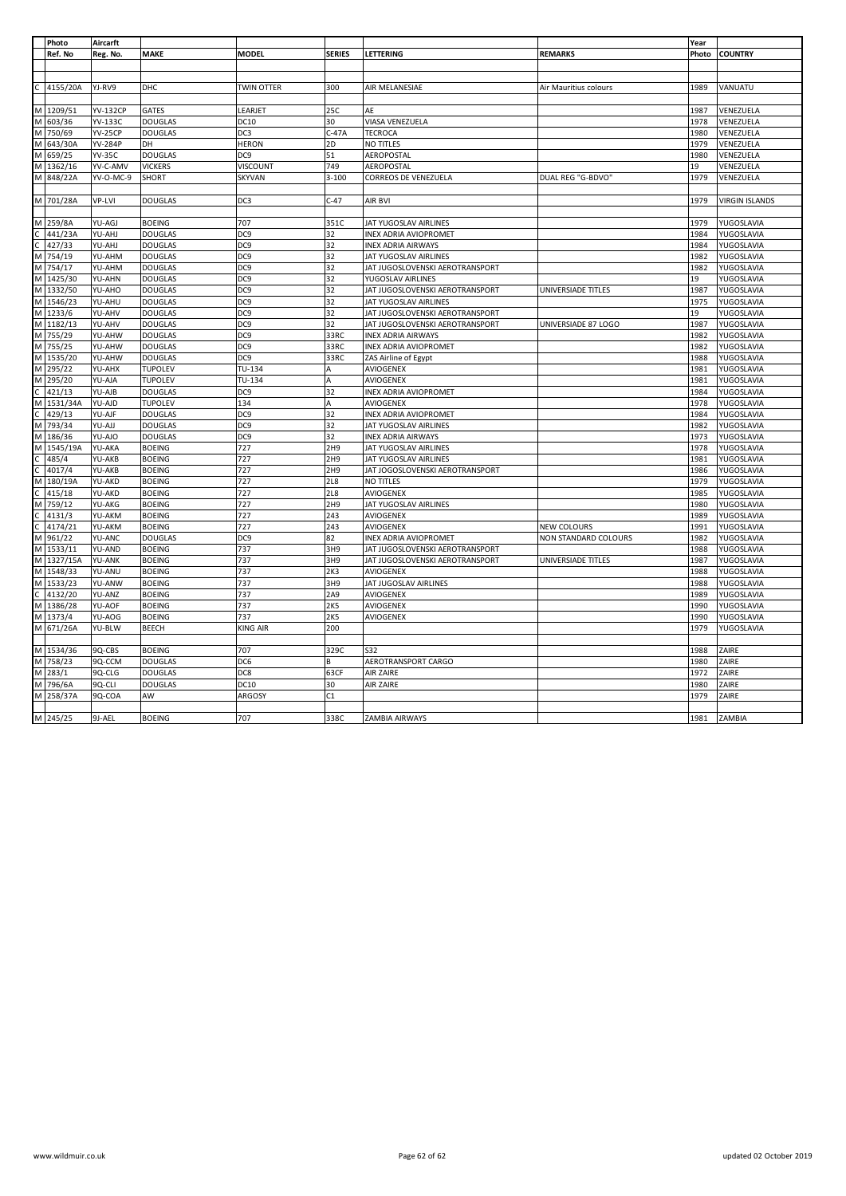| | Photo Ref. No | Aircarft Reg. No. | MAKE | MODEL | SERIES | LETTERING | REMARKS | Year Photo | COUNTRY |
|---|---|---|---|---|---|---|---|---|---|
| | | | | | | | | | |
| C | 4155/20A | YJ-RV9 | DHC | TWIN OTTER | 300 | AIR MELANESIAE | Air Mauritius colours | 1989 | VANUATU |
| | | | | | | | | | |
| M | 1209/51 | YV-132CP | GATES | LEARJET | 25C | AE | | 1987 | VENEZUELA |
| M | 603/36 | YV-133C | DOUGLAS | DC10 | 30 | VIASA VENEZUELA | | 1978 | VENEZUELA |
| M | 750/69 | YV-25CP | DOUGLAS | DC3 | C-47A | TECROCA | | 1980 | VENEZUELA |
| M | 643/30A | YV-284P | DH | HERON | 2D | NO TITLES | | 1979 | VENEZUELA |
| M | 659/25 | YV-35C | DOUGLAS | DC9 | 51 | AEROPOSTAL | | 1980 | VENEZUELA |
| M | 1362/16 | YV-C-AMV | VICKERS | VISCOUNT | 749 | AEROPOSTAL | | 19 | VENEZUELA |
| M | 848/22A | YV-O-MC-9 | SHORT | SKYVAN | 3-100 | CORREOS DE VENEZUELA | DUAL REG "G-BDVO" | 1979 | VENEZUELA |
| | | | | | | | | | |
| M | 701/28A | VP-LVI | DOUGLAS | DC3 | C-47 | AIR BVI | | 1979 | VIRGIN ISLANDS |
| | | | | | | | | | |
| M | 259/8A | YU-AGJ | BOEING | 707 | 351C | JAT YUGOSLAV AIRLINES | | 1979 | YUGOSLAVIA |
| C | 441/23A | YU-AHJ | DOUGLAS | DC9 | 32 | INEX ADRIA AVIOPROMET | | 1984 | YUGOSLAVIA |
| C | 427/33 | YU-AHJ | DOUGLAS | DC9 | 32 | INEX ADRIA AIRWAYS | | 1984 | YUGOSLAVIA |
| M | 754/19 | YU-AHM | DOUGLAS | DC9 | 32 | JAT YUGOSLAV AIRLINES | | 1982 | YUGOSLAVIA |
| M | 754/17 | YU-AHM | DOUGLAS | DC9 | 32 | JAT JUGOSLOVENSKI AEROTRANSPORT | | 1982 | YUGOSLAVIA |
| M | 1425/30 | YU-AHN | DOUGLAS | DC9 | 32 | YUGOSLAV AIRLINES | | 19 | YUGOSLAVIA |
| M | 1332/50 | YU-AHO | DOUGLAS | DC9 | 32 | JAT JUGOSLOVENSKI AEROTRANSPORT | UNIVERSIADE TITLES | 1987 | YUGOSLAVIA |
| M | 1546/23 | YU-AHU | DOUGLAS | DC9 | 32 | JAT YUGOSLAV AIRLINES | | 1975 | YUGOSLAVIA |
| M | 1233/6 | YU-AHV | DOUGLAS | DC9 | 32 | JAT JUGOSLOVENSKI AEROTRANSPORT | | 19 | YUGOSLAVIA |
| M | 1182/13 | YU-AHV | DOUGLAS | DC9 | 32 | JAT JUGOSLOVENSKI AEROTRANSPORT | UNIVERSIADE 87 LOGO | 1987 | YUGOSLAVIA |
| M | 755/29 | YU-AHW | DOUGLAS | DC9 | 33RC | INEX ADRIA AIRWAYS | | 1982 | YUGOSLAVIA |
| M | 755/25 | YU-AHW | DOUGLAS | DC9 | 33RC | INEX ADRIA AVIOPROMET | | 1982 | YUGOSLAVIA |
| M | 1535/20 | YU-AHW | DOUGLAS | DC9 | 33RC | ZAS Airline of Egypt | | 1988 | YUGOSLAVIA |
| M | 295/22 | YU-AHX | TUPOLEV | TU-134 | A | AVIOGENEX | | 1981 | YUGOSLAVIA |
| M | 295/20 | YU-AJA | TUPOLEV | TU-134 | A | AVIOGENEX | | 1981 | YUGOSLAVIA |
| C | 421/13 | YU-AJB | DOUGLAS | DC9 | 32 | INEX ADRIA AVIOPROMET | | 1984 | YUGOSLAVIA |
| M | 1531/34A | YU-AJD | TUPOLEV | 134 | A | AVIOGENEX | | 1978 | YUGOSLAVIA |
| C | 429/13 | YU-AJF | DOUGLAS | DC9 | 32 | INEX ADRIA AVIOPROMET | | 1984 | YUGOSLAVIA |
| M | 793/34 | YU-AJJ | DOUGLAS | DC9 | 32 | JAT YUGOSLAV AIRLINES | | 1982 | YUGOSLAVIA |
| M | 186/36 | YU-AJO | DOUGLAS | DC9 | 32 | INEX ADRIA AIRWAYS | | 1973 | YUGOSLAVIA |
| M | 1545/19A | YU-AKA | BOEING | 727 | 2H9 | JAT YUGOSLAV AIRLINES | | 1978 | YUGOSLAVIA |
| C | 485/4 | YU-AKB | BOEING | 727 | 2H9 | JAT YUGOSLAV AIRLINES | | 1981 | YUGOSLAVIA |
| C | 4017/4 | YU-AKB | BOEING | 727 | 2H9 | JAT JOGOSLOVENSKI AEROTRANSPORT | | 1986 | YUGOSLAVIA |
| M | 180/19A | YU-AKD | BOEING | 727 | 2L8 | NO TITLES | | 1979 | YUGOSLAVIA |
| C | 415/18 | YU-AKD | BOEING | 727 | 2L8 | AVIOGENEX | | 1985 | YUGOSLAVIA |
| M | 759/12 | YU-AKG | BOEING | 727 | 2H9 | JAT YUGOSLAV AIRLINES | | 1980 | YUGOSLAVIA |
| C | 4131/3 | YU-AKM | BOEING | 727 | 243 | AVIOGENEX | | 1989 | YUGOSLAVIA |
| C | 4174/21 | YU-AKM | BOEING | 727 | 243 | AVIOGENEX | NEW COLOURS | 1991 | YUGOSLAVIA |
| M | 961/22 | YU-ANC | DOUGLAS | DC9 | 82 | INEX ADRIA AVIOPROMET | NON STANDARD COLOURS | 1982 | YUGOSLAVIA |
| M | 1533/11 | YU-AND | BOEING | 737 | 3H9 | JAT JUGOSLOVENSKI AEROTRANSPORT | | 1988 | YUGOSLAVIA |
| M | 1327/15A | YU-ANK | BOEING | 737 | 3H9 | JAT JUGOSLOVENSKI AEROTRANSPORT | UNIVERSIADE TITLES | 1987 | YUGOSLAVIA |
| M | 1548/33 | YU-ANU | BOEING | 737 | 2K3 | AVIOGENEX | | 1988 | YUGOSLAVIA |
| M | 1533/23 | YU-ANW | BOEING | 737 | 3H9 | JAT JUGOSLAV AIRLINES | | 1988 | YUGOSLAVIA |
| C | 4132/20 | YU-ANZ | BOEING | 737 | 2A9 | AVIOGENEX | | 1989 | YUGOSLAVIA |
| M | 1386/28 | YU-AOF | BOEING | 737 | 2K5 | AVIOGENEX | | 1990 | YUGOSLAVIA |
| M | 1373/4 | YU-AOG | BOEING | 737 | 2K5 | AVIOGENEX | | 1990 | YUGOSLAVIA |
| M | 671/26A | YU-BLW | BEECH | KING AIR | 200 | | | 1979 | YUGOSLAVIA |
| | | | | | | | | | |
| M | 1534/36 | 9Q-CBS | BOEING | 707 | 329C | S32 | | 1988 | ZAIRE |
| M | 758/23 | 9Q-CCM | DOUGLAS | DC6 | B | AEROTRANSPORT CARGO | | 1980 | ZAIRE |
| M | 283/1 | 9Q-CLG | DOUGLAS | DC8 | 63CF | AIR ZAIRE | | 1972 | ZAIRE |
| M | 796/6A | 9Q-CLI | DOUGLAS | DC10 | 30 | AIR ZAIRE | | 1980 | ZAIRE |
| M | 258/37A | 9Q-COA | AW | ARGOSY | C1 | | | 1979 | ZAIRE |
| | | | | | | | | | |
| M | 245/25 | 9J-AEL | BOEING | 707 | 338C | ZAMBIA AIRWAYS | | 1981 | ZAMBIA |